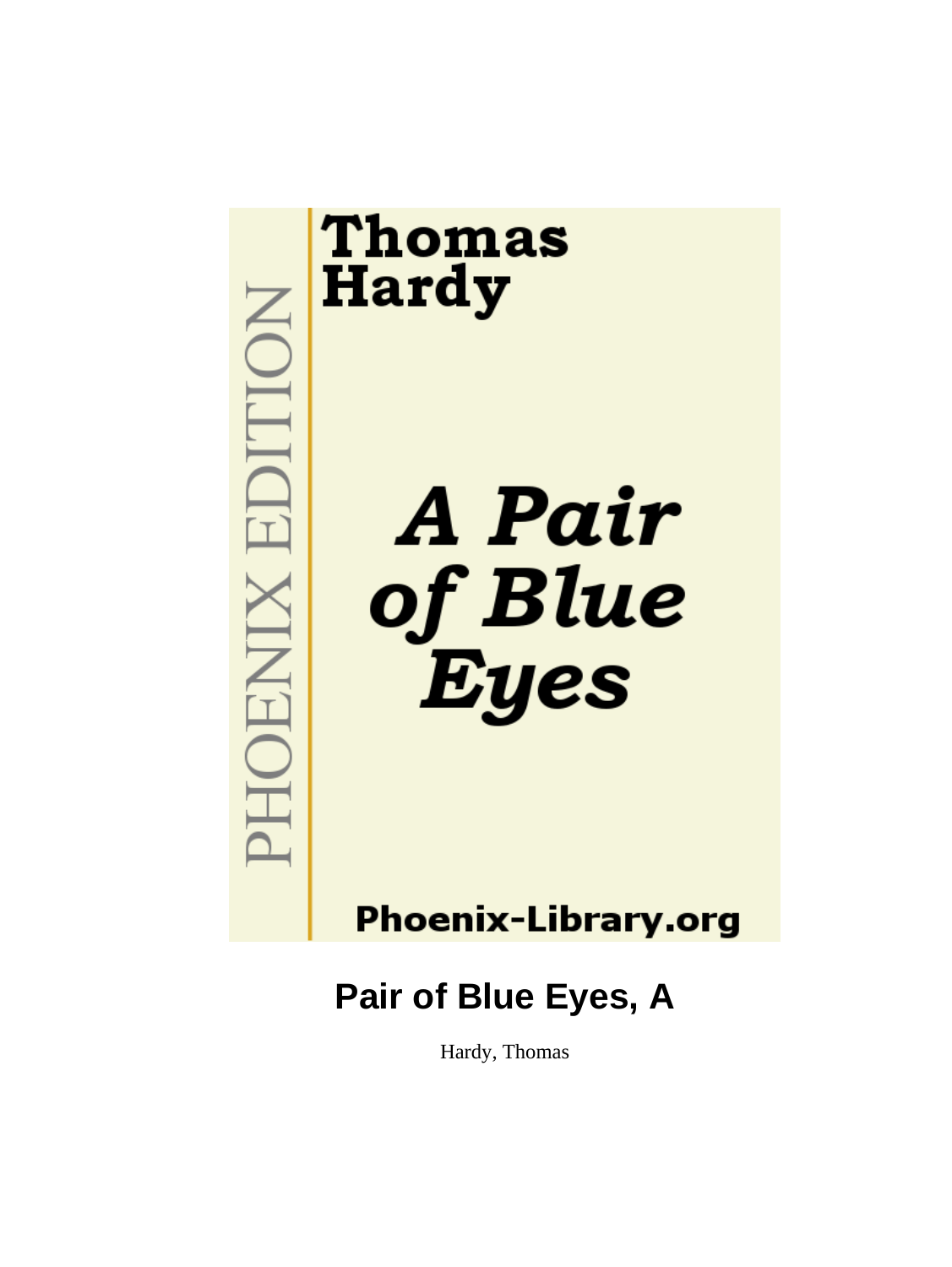PHOENIX EDITION

# Thomas Hardy

# *A Pair of Blue Eyes*

Phoenix-Library.org

## Pair of Blue Eyes, A

Hardy, Thomas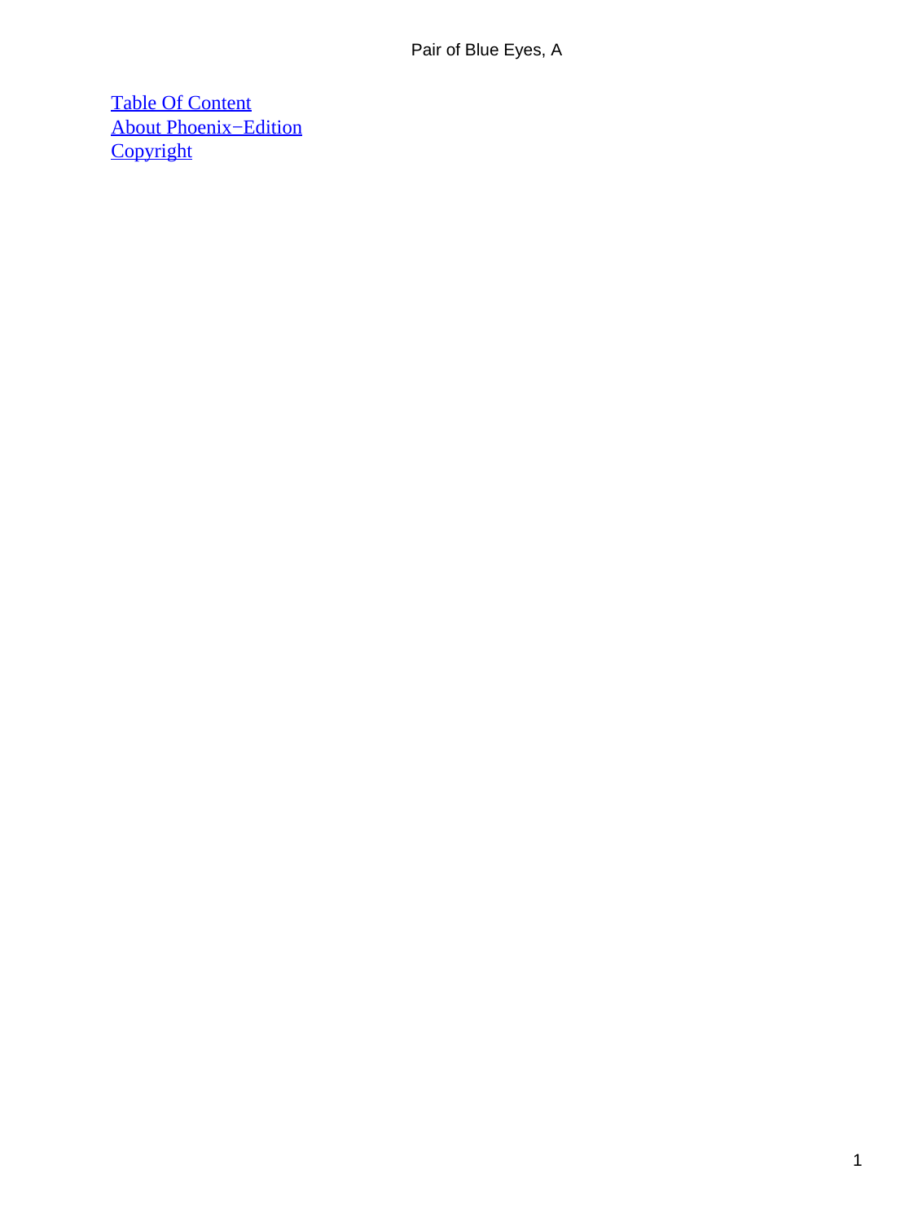[Table Of Content](#)
[About Phoenix−Edition](#)
[Copyright](#)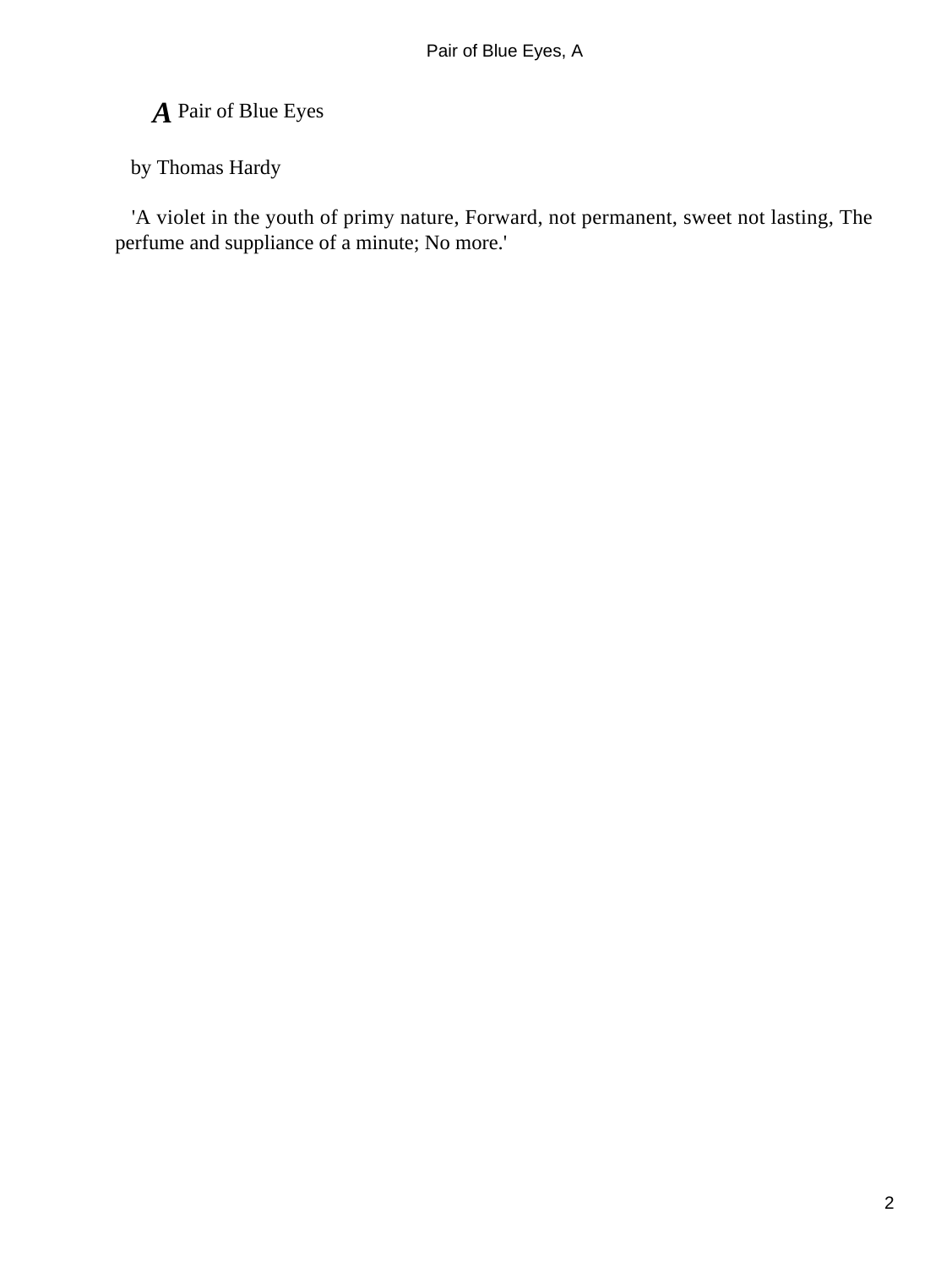# A Pair of Blue Eyes

by Thomas Hardy

'A violet in the youth of primy nature, Forward, not permanent, sweet not lasting, The perfume and suppliance of a minute; No more.'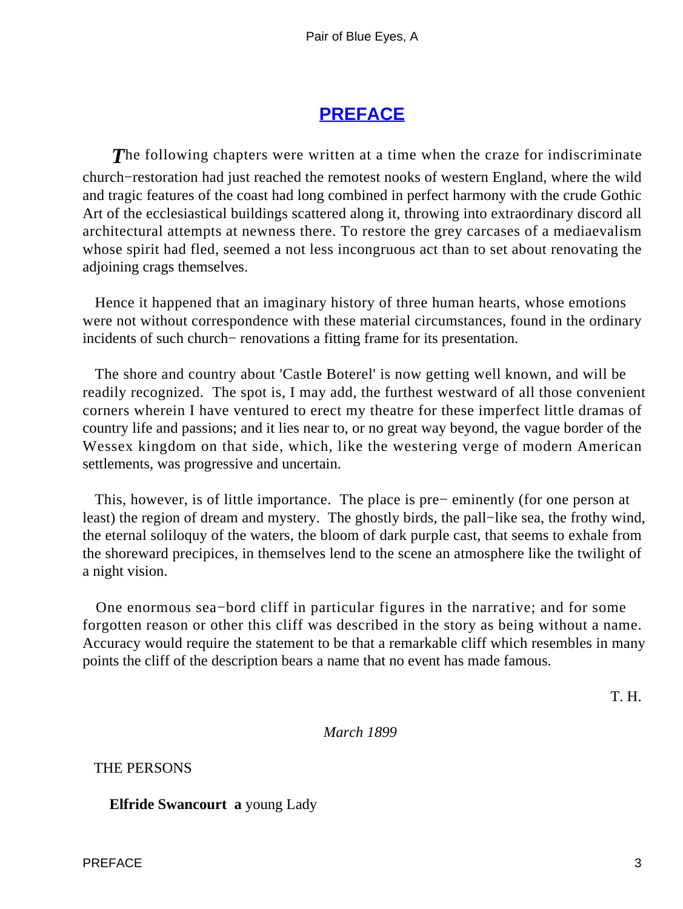## PREFACE

*T*he following chapters were written at a time when the craze for indiscriminate church−restoration had just reached the remotest nooks of western England, where the wild and tragic features of the coast had long combined in perfect harmony with the crude Gothic Art of the ecclesiastical buildings scattered along it, throwing into extraordinary discord all architectural attempts at newness there. To restore the grey carcases of a mediaevalism whose spirit had fled, seemed a not less incongruous act than to set about renovating the adjoining crags themselves.

Hence it happened that an imaginary history of three human hearts, whose emotions were not without correspondence with these material circumstances, found in the ordinary incidents of such church− renovations a fitting frame for its presentation.

The shore and country about 'Castle Boterel' is now getting well known, and will be readily recognized. The spot is, I may add, the furthest westward of all those convenient corners wherein I have ventured to erect my theatre for these imperfect little dramas of country life and passions; and it lies near to, or no great way beyond, the vague border of the Wessex kingdom on that side, which, like the westering verge of modern American settlements, was progressive and uncertain.

This, however, is of little importance. The place is pre− eminently (for one person at least) the region of dream and mystery. The ghostly birds, the pall−like sea, the frothy wind, the eternal soliloquy of the waters, the bloom of dark purple cast, that seems to exhale from the shoreward precipices, in themselves lend to the scene an atmosphere like the twilight of a night vision.

One enormous sea−bord cliff in particular figures in the narrative; and for some forgotten reason or other this cliff was described in the story as being without a name. Accuracy would require the statement to be that a remarkable cliff which resembles in many points the cliff of the description bears a name that no event has made famous.

T. H.

*March 1899*

THE PERSONS

**Elfride Swancourt a** young Lady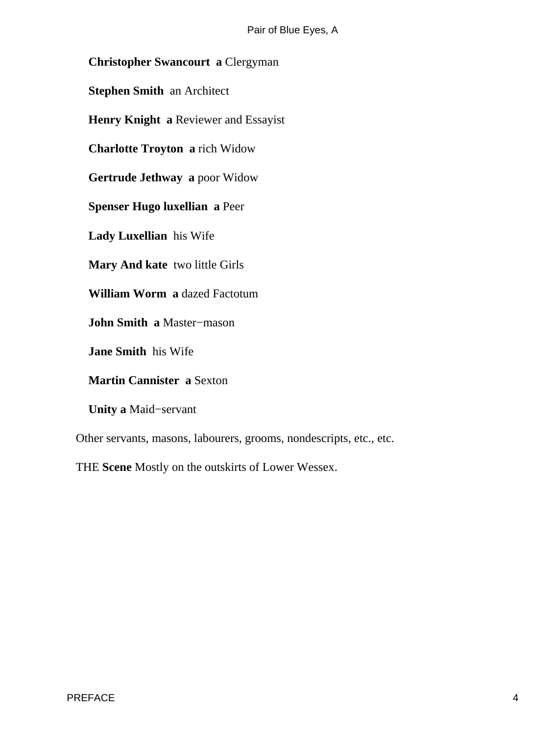**Christopher Swancourt a** Clergyman

**Stephen Smith** an Architect

**Henry Knight a** Reviewer and Essayist

**Charlotte Troyton a** rich Widow

**Gertrude Jethway a** poor Widow

**Spenser Hugo luxellian a** Peer

**Lady Luxellian** his Wife

**Mary And kate** two little Girls

**William Worm a** dazed Factotum

**John Smith a** Master−mason

**Jane Smith** his Wife

**Martin Cannister a** Sexton

**Unity a** Maid−servant

Other servants, masons, labourers, grooms, nondescripts, etc., etc.

THE **Scene** Mostly on the outskirts of Lower Wessex.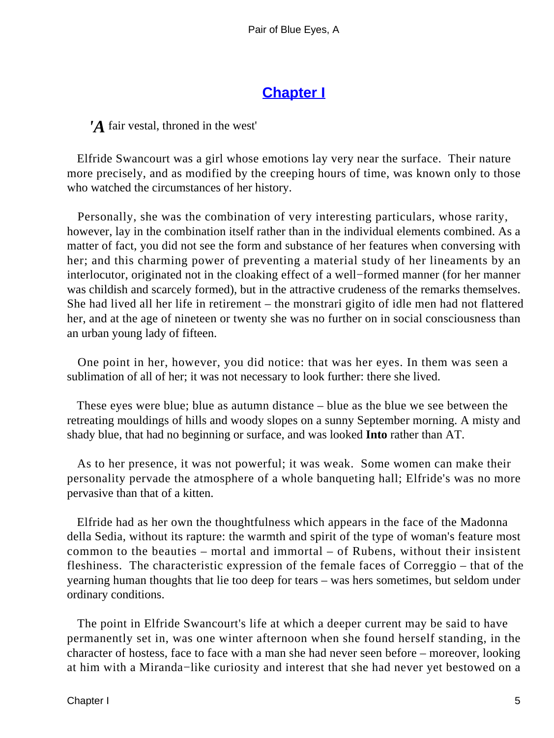## Chapter I

*'A fair vestal, throned in the west'*

Elfride Swancourt was a girl whose emotions lay very near the surface. Their nature more precisely, and as modified by the creeping hours of time, was known only to those who watched the circumstances of her history.

Personally, she was the combination of very interesting particulars, whose rarity, however, lay in the combination itself rather than in the individual elements combined. As a matter of fact, you did not see the form and substance of her features when conversing with her; and this charming power of preventing a material study of her lineaments by an interlocutor, originated not in the cloaking effect of a well−formed manner (for her manner was childish and scarcely formed), but in the attractive crudeness of the remarks themselves. She had lived all her life in retirement – the monstrari gigito of idle men had not flattered her, and at the age of nineteen or twenty she was no further on in social consciousness than an urban young lady of fifteen.

One point in her, however, you did notice: that was her eyes. In them was seen a sublimation of all of her; it was not necessary to look further: there she lived.

These eyes were blue; blue as autumn distance – blue as the blue we see between the retreating mouldings of hills and woody slopes on a sunny September morning. A misty and shady blue, that had no beginning or surface, and was looked **Into** rather than AT.

As to her presence, it was not powerful; it was weak. Some women can make their personality pervade the atmosphere of a whole banqueting hall; Elfride's was no more pervasive than that of a kitten.

Elfride had as her own the thoughtfulness which appears in the face of the Madonna della Sedia, without its rapture: the warmth and spirit of the type of woman's feature most common to the beauties – mortal and immortal – of Rubens, without their insistent fleshiness. The characteristic expression of the female faces of Correggio – that of the yearning human thoughts that lie too deep for tears – was hers sometimes, but seldom under ordinary conditions.

The point in Elfride Swancourt's life at which a deeper current may be said to have permanently set in, was one winter afternoon when she found herself standing, in the character of hostess, face to face with a man she had never seen before – moreover, looking at him with a Miranda−like curiosity and interest that she had never yet bestowed on a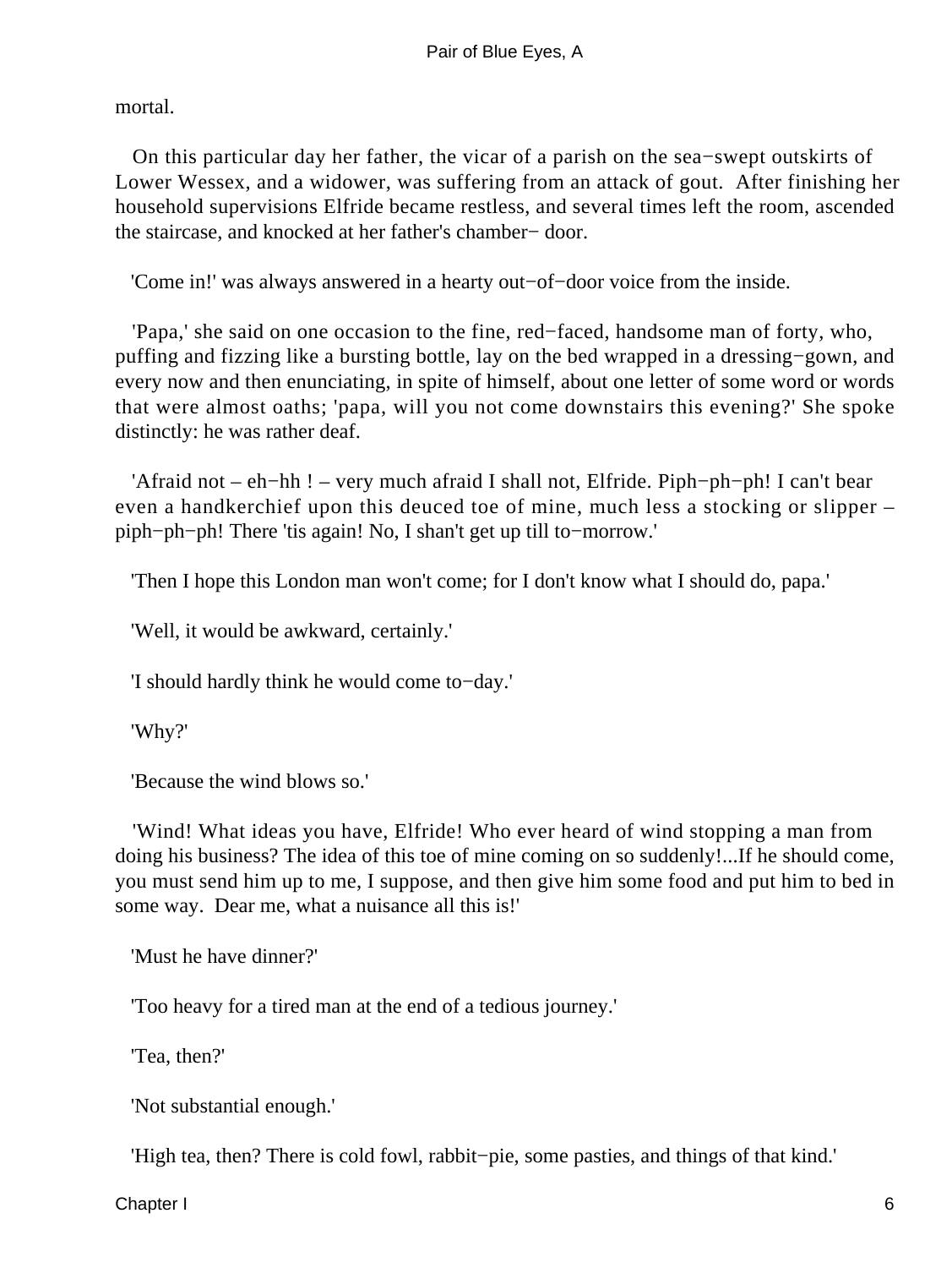mortal.

On this particular day her father, the vicar of a parish on the sea−swept outskirts of Lower Wessex, and a widower, was suffering from an attack of gout. After finishing her household supervisions Elfride became restless, and several times left the room, ascended the staircase, and knocked at her father's chamber− door.

'Come in!' was always answered in a hearty out−of−door voice from the inside.

'Papa,' she said on one occasion to the fine, red−faced, handsome man of forty, who, puffing and fizzing like a bursting bottle, lay on the bed wrapped in a dressing−gown, and every now and then enunciating, in spite of himself, about one letter of some word or words that were almost oaths; 'papa, will you not come downstairs this evening?' She spoke distinctly: he was rather deaf.

'Afraid not – eh−hh ! – very much afraid I shall not, Elfride. Piph−ph−ph! I can't bear even a handkerchief upon this deuced toe of mine, much less a stocking or slipper – piph−ph−ph! There 'tis again! No, I shan't get up till to−morrow.'

'Then I hope this London man won't come; for I don't know what I should do, papa.'

'Well, it would be awkward, certainly.'

'I should hardly think he would come to−day.'

'Why?'

'Because the wind blows so.'

'Wind! What ideas you have, Elfride! Who ever heard of wind stopping a man from doing his business? The idea of this toe of mine coming on so suddenly!...If he should come, you must send him up to me, I suppose, and then give him some food and put him to bed in some way. Dear me, what a nuisance all this is!'

'Must he have dinner?'

'Too heavy for a tired man at the end of a tedious journey.'

'Tea, then?'

'Not substantial enough.'

'High tea, then? There is cold fowl, rabbit−pie, some pasties, and things of that kind.'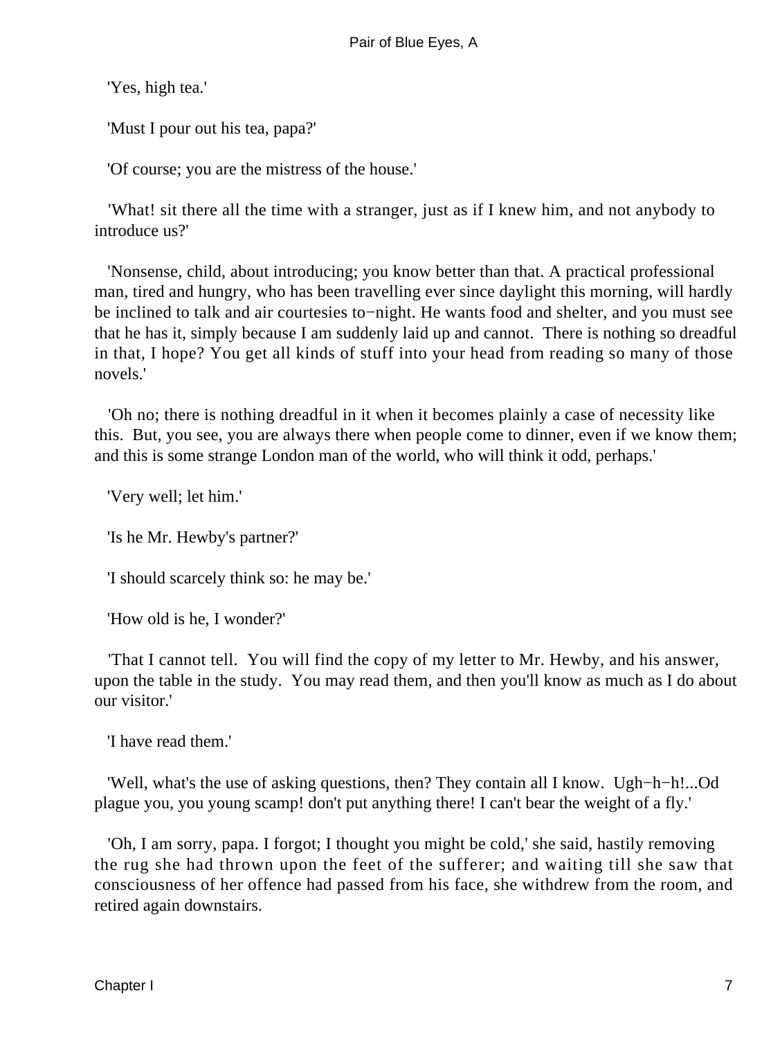'Yes, high tea.'

'Must I pour out his tea, papa?'

'Of course; you are the mistress of the house.'

'What! sit there all the time with a stranger, just as if I knew him, and not anybody to introduce us?'

'Nonsense, child, about introducing; you know better than that. A practical professional man, tired and hungry, who has been travelling ever since daylight this morning, will hardly be inclined to talk and air courtesies to−night. He wants food and shelter, and you must see that he has it, simply because I am suddenly laid up and cannot. There is nothing so dreadful in that, I hope? You get all kinds of stuff into your head from reading so many of those novels.'

'Oh no; there is nothing dreadful in it when it becomes plainly a case of necessity like this. But, you see, you are always there when people come to dinner, even if we know them; and this is some strange London man of the world, who will think it odd, perhaps.'

'Very well; let him.'

'Is he Mr. Hewby's partner?'

'I should scarcely think so: he may be.'

'How old is he, I wonder?'

'That I cannot tell. You will find the copy of my letter to Mr. Hewby, and his answer, upon the table in the study. You may read them, and then you'll know as much as I do about our visitor.'

'I have read them.'

'Well, what's the use of asking questions, then? They contain all I know. Ugh−h−h!...Od plague you, you young scamp! don't put anything there! I can't bear the weight of a fly.'

'Oh, I am sorry, papa. I forgot; I thought you might be cold,' she said, hastily removing the rug she had thrown upon the feet of the sufferer; and waiting till she saw that consciousness of her offence had passed from his face, she withdrew from the room, and retired again downstairs.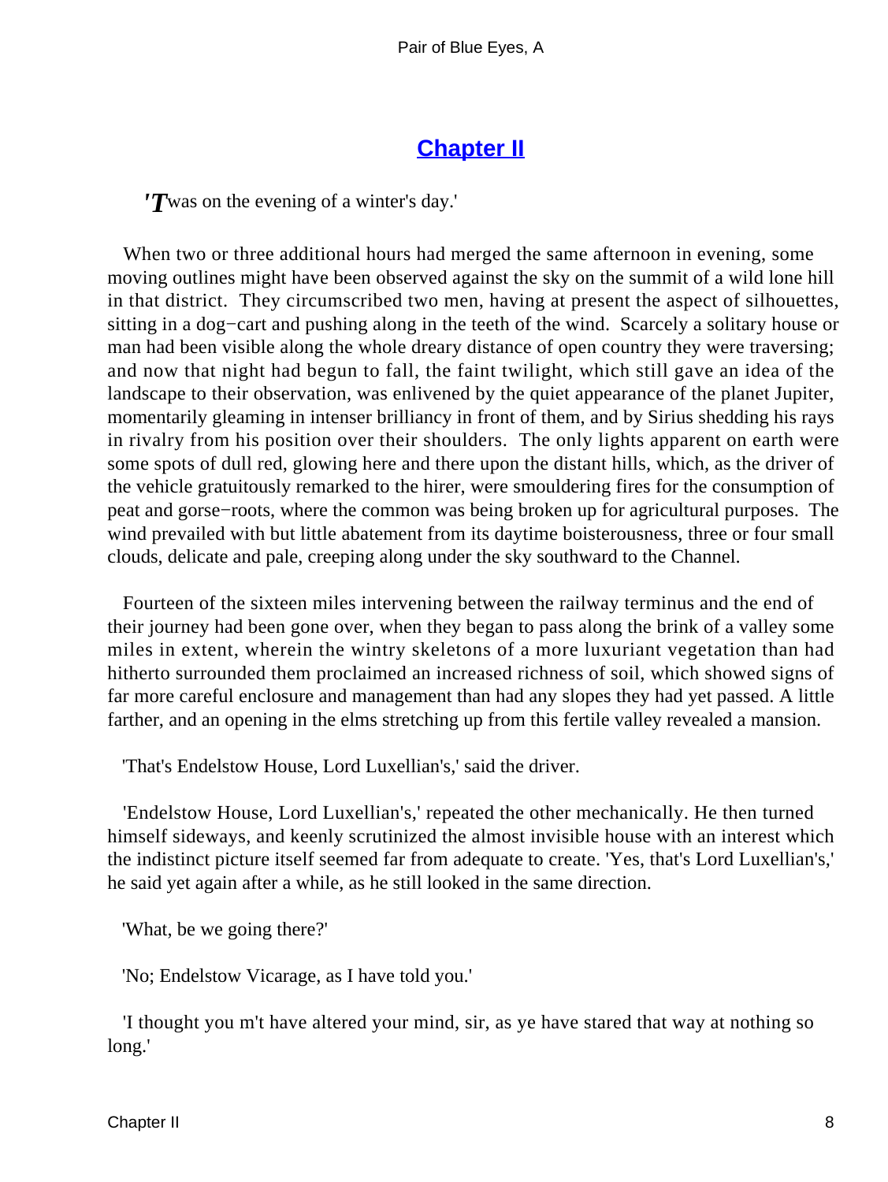## Chapter II

*'T*was on the evening of a winter's day.'

When two or three additional hours had merged the same afternoon in evening, some moving outlines might have been observed against the sky on the summit of a wild lone hill in that district. They circumscribed two men, having at present the aspect of silhouettes, sitting in a dog−cart and pushing along in the teeth of the wind. Scarcely a solitary house or man had been visible along the whole dreary distance of open country they were traversing; and now that night had begun to fall, the faint twilight, which still gave an idea of the landscape to their observation, was enlivened by the quiet appearance of the planet Jupiter, momentarily gleaming in intenser brilliancy in front of them, and by Sirius shedding his rays in rivalry from his position over their shoulders. The only lights apparent on earth were some spots of dull red, glowing here and there upon the distant hills, which, as the driver of the vehicle gratuitously remarked to the hirer, were smouldering fires for the consumption of peat and gorse−roots, where the common was being broken up for agricultural purposes. The wind prevailed with but little abatement from its daytime boisterousness, three or four small clouds, delicate and pale, creeping along under the sky southward to the Channel.

Fourteen of the sixteen miles intervening between the railway terminus and the end of their journey had been gone over, when they began to pass along the brink of a valley some miles in extent, wherein the wintry skeletons of a more luxuriant vegetation than had hitherto surrounded them proclaimed an increased richness of soil, which showed signs of far more careful enclosure and management than had any slopes they had yet passed. A little farther, and an opening in the elms stretching up from this fertile valley revealed a mansion.

'That's Endelstow House, Lord Luxellian's,' said the driver.

'Endelstow House, Lord Luxellian's,' repeated the other mechanically. He then turned himself sideways, and keenly scrutinized the almost invisible house with an interest which the indistinct picture itself seemed far from adequate to create. 'Yes, that's Lord Luxellian's,' he said yet again after a while, as he still looked in the same direction.

'What, be we going there?'

'No; Endelstow Vicarage, as I have told you.'

'I thought you m't have altered your mind, sir, as ye have stared that way at nothing so long.'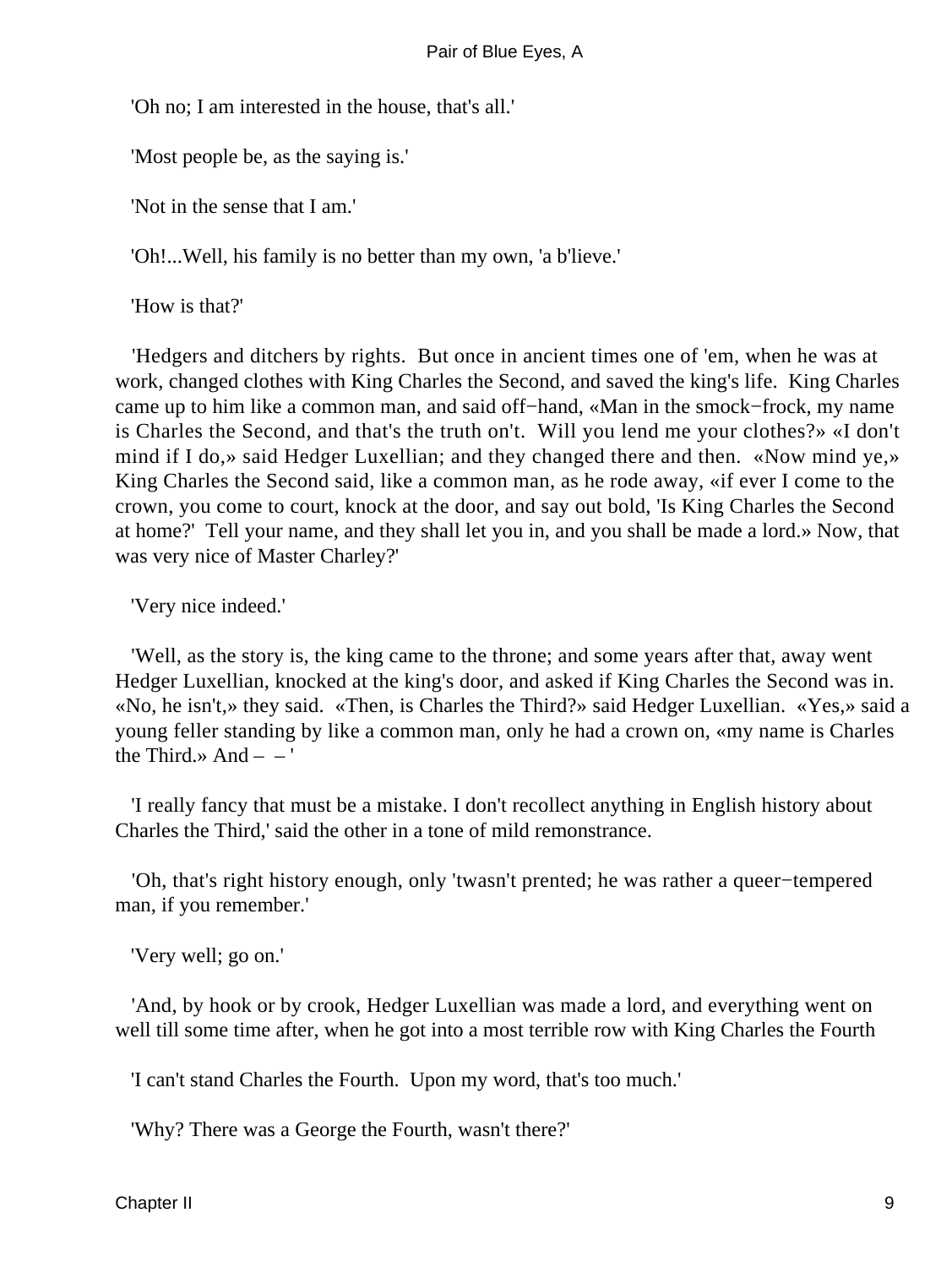'Oh no; I am interested in the house, that's all.'

'Most people be, as the saying is.'

'Not in the sense that I am.'

'Oh!...Well, his family is no better than my own, 'a b'lieve.'

'How is that?'

'Hedgers and ditchers by rights. But once in ancient times one of 'em, when he was at work, changed clothes with King Charles the Second, and saved the king's life. King Charles came up to him like a common man, and said off−hand, «Man in the smock−frock, my name is Charles the Second, and that's the truth on't. Will you lend me your clothes?» «I don't mind if I do,» said Hedger Luxellian; and they changed there and then. «Now mind ye,» King Charles the Second said, like a common man, as he rode away, «if ever I come to the crown, you come to court, knock at the door, and say out bold, 'Is King Charles the Second at home?' Tell your name, and they shall let you in, and you shall be made a lord.» Now, that was very nice of Master Charley?'

'Very nice indeed.'

'Well, as the story is, the king came to the throne; and some years after that, away went Hedger Luxellian, knocked at the king's door, and asked if King Charles the Second was in. «No, he isn't,» they said. «Then, is Charles the Third?» said Hedger Luxellian. «Yes,» said a young feller standing by like a common man, only he had a crown on, «my name is Charles the Third.» And – – '

'I really fancy that must be a mistake. I don't recollect anything in English history about Charles the Third,' said the other in a tone of mild remonstrance.

'Oh, that's right history enough, only 'twasn't prented; he was rather a queer−tempered man, if you remember.'

'Very well; go on.'

'And, by hook or by crook, Hedger Luxellian was made a lord, and everything went on well till some time after, when he got into a most terrible row with King Charles the Fourth

'I can't stand Charles the Fourth. Upon my word, that's too much.'

'Why? There was a George the Fourth, wasn't there?'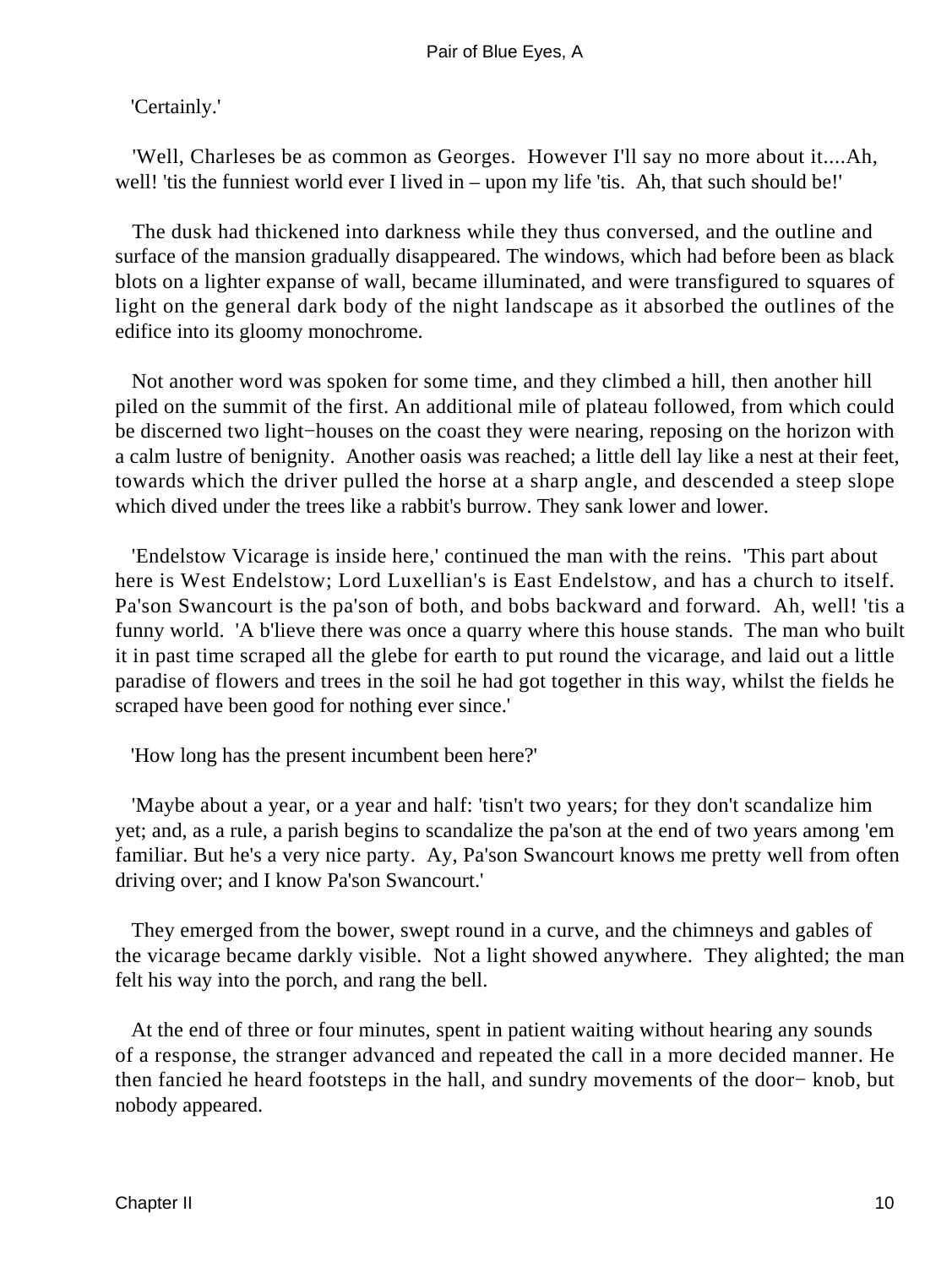'Certainly.'

'Well, Charleses be as common as Georges. However I'll say no more about it....Ah, well! 'tis the funniest world ever I lived in – upon my life 'tis. Ah, that such should be!'

The dusk had thickened into darkness while they thus conversed, and the outline and surface of the mansion gradually disappeared. The windows, which had before been as black blots on a lighter expanse of wall, became illuminated, and were transfigured to squares of light on the general dark body of the night landscape as it absorbed the outlines of the edifice into its gloomy monochrome.

Not another word was spoken for some time, and they climbed a hill, then another hill piled on the summit of the first. An additional mile of plateau followed, from which could be discerned two light−houses on the coast they were nearing, reposing on the horizon with a calm lustre of benignity. Another oasis was reached; a little dell lay like a nest at their feet, towards which the driver pulled the horse at a sharp angle, and descended a steep slope which dived under the trees like a rabbit's burrow. They sank lower and lower.

'Endelstow Vicarage is inside here,' continued the man with the reins. 'This part about here is West Endelstow; Lord Luxellian's is East Endelstow, and has a church to itself. Pa'son Swancourt is the pa'son of both, and bobs backward and forward. Ah, well! 'tis a funny world. 'A b'lieve there was once a quarry where this house stands. The man who built it in past time scraped all the glebe for earth to put round the vicarage, and laid out a little paradise of flowers and trees in the soil he had got together in this way, whilst the fields he scraped have been good for nothing ever since.'

'How long has the present incumbent been here?'

'Maybe about a year, or a year and half: 'tisn't two years; for they don't scandalize him yet; and, as a rule, a parish begins to scandalize the pa'son at the end of two years among 'em familiar. But he's a very nice party. Ay, Pa'son Swancourt knows me pretty well from often driving over; and I know Pa'son Swancourt.'

They emerged from the bower, swept round in a curve, and the chimneys and gables of the vicarage became darkly visible. Not a light showed anywhere. They alighted; the man felt his way into the porch, and rang the bell.

At the end of three or four minutes, spent in patient waiting without hearing any sounds of a response, the stranger advanced and repeated the call in a more decided manner. He then fancied he heard footsteps in the hall, and sundry movements of the door− knob, but nobody appeared.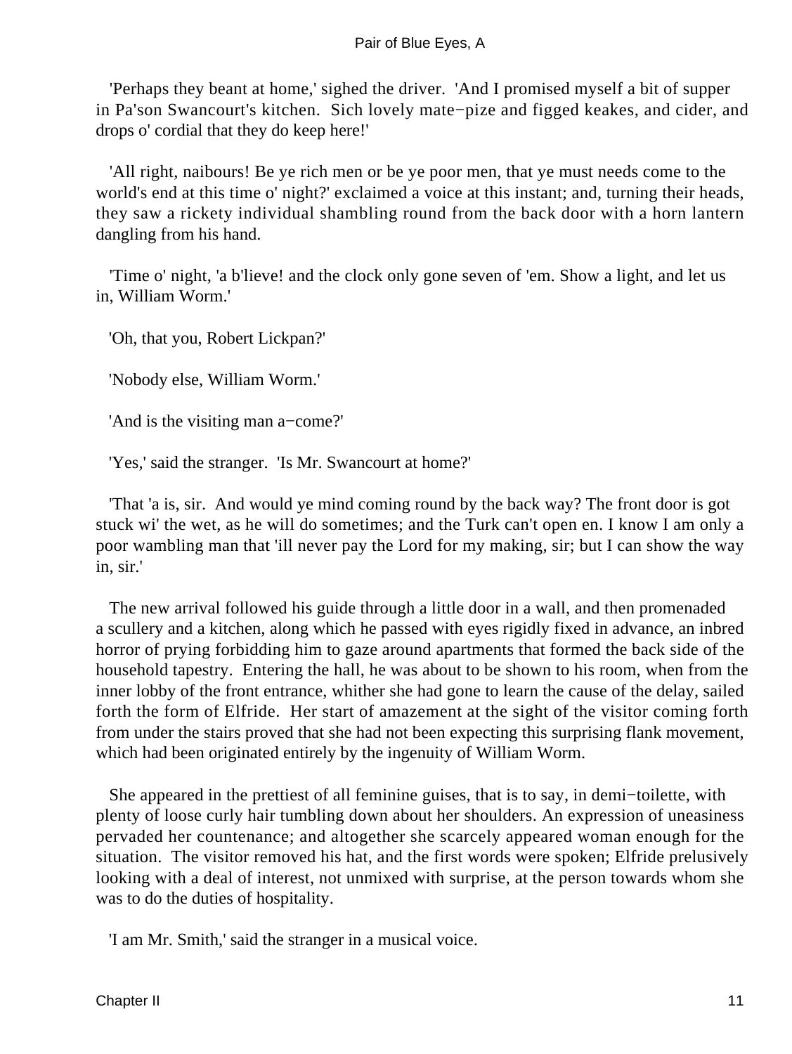'Perhaps they beant at home,' sighed the driver. 'And I promised myself a bit of supper in Pa'son Swancourt's kitchen. Sich lovely mate−pize and figged keakes, and cider, and drops o' cordial that they do keep here!'

'All right, naibours! Be ye rich men or be ye poor men, that ye must needs come to the world's end at this time o' night?' exclaimed a voice at this instant; and, turning their heads, they saw a rickety individual shambling round from the back door with a horn lantern dangling from his hand.

'Time o' night, 'a b'lieve! and the clock only gone seven of 'em. Show a light, and let us in, William Worm.'

'Oh, that you, Robert Lickpan?'

'Nobody else, William Worm.'

'And is the visiting man a−come?'

'Yes,' said the stranger. 'Is Mr. Swancourt at home?'

'That 'a is, sir. And would ye mind coming round by the back way? The front door is got stuck wi' the wet, as he will do sometimes; and the Turk can't open en. I know I am only a poor wambling man that 'ill never pay the Lord for my making, sir; but I can show the way in, sir.'

The new arrival followed his guide through a little door in a wall, and then promenaded a scullery and a kitchen, along which he passed with eyes rigidly fixed in advance, an inbred horror of prying forbidding him to gaze around apartments that formed the back side of the household tapestry. Entering the hall, he was about to be shown to his room, when from the inner lobby of the front entrance, whither she had gone to learn the cause of the delay, sailed forth the form of Elfride. Her start of amazement at the sight of the visitor coming forth from under the stairs proved that she had not been expecting this surprising flank movement, which had been originated entirely by the ingenuity of William Worm.

She appeared in the prettiest of all feminine guises, that is to say, in demi−toilette, with plenty of loose curly hair tumbling down about her shoulders. An expression of uneasiness pervaded her countenance; and altogether she scarcely appeared woman enough for the situation. The visitor removed his hat, and the first words were spoken; Elfride prelusively looking with a deal of interest, not unmixed with surprise, at the person towards whom she was to do the duties of hospitality.

'I am Mr. Smith,' said the stranger in a musical voice.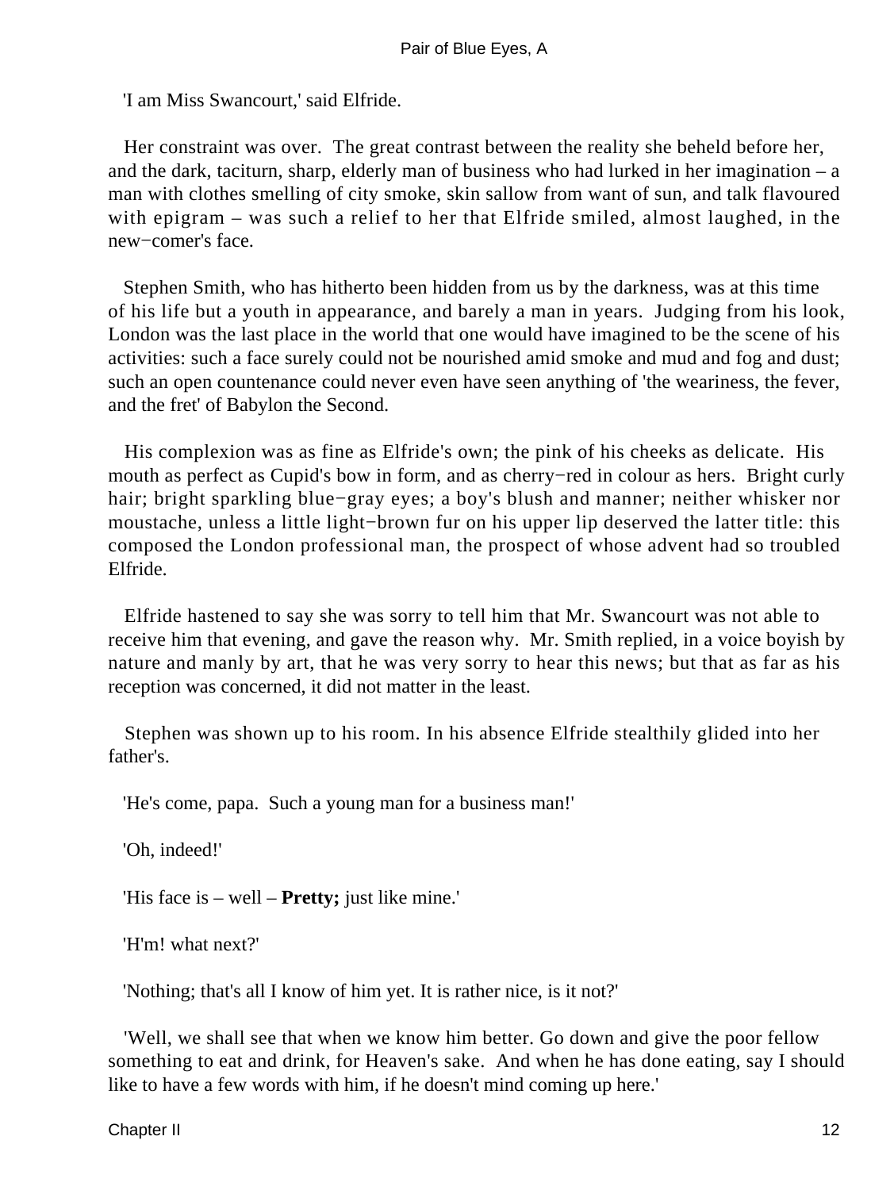'I am Miss Swancourt,' said Elfride.

Her constraint was over. The great contrast between the reality she beheld before her, and the dark, taciturn, sharp, elderly man of business who had lurked in her imagination – a man with clothes smelling of city smoke, skin sallow from want of sun, and talk flavoured with epigram – was such a relief to her that Elfride smiled, almost laughed, in the new−comer's face.

Stephen Smith, who has hitherto been hidden from us by the darkness, was at this time of his life but a youth in appearance, and barely a man in years. Judging from his look, London was the last place in the world that one would have imagined to be the scene of his activities: such a face surely could not be nourished amid smoke and mud and fog and dust; such an open countenance could never even have seen anything of 'the weariness, the fever, and the fret' of Babylon the Second.

His complexion was as fine as Elfride's own; the pink of his cheeks as delicate. His mouth as perfect as Cupid's bow in form, and as cherry−red in colour as hers. Bright curly hair; bright sparkling blue−gray eyes; a boy's blush and manner; neither whisker nor moustache, unless a little light−brown fur on his upper lip deserved the latter title: this composed the London professional man, the prospect of whose advent had so troubled Elfride.

Elfride hastened to say she was sorry to tell him that Mr. Swancourt was not able to receive him that evening, and gave the reason why. Mr. Smith replied, in a voice boyish by nature and manly by art, that he was very sorry to hear this news; but that as far as his reception was concerned, it did not matter in the least.

Stephen was shown up to his room. In his absence Elfride stealthily glided into her father's.

'He's come, papa. Such a young man for a business man!'

'Oh, indeed!'

'His face is – well – **Pretty;** just like mine.'

'H'm! what next?'

'Nothing; that's all I know of him yet. It is rather nice, is it not?'

'Well, we shall see that when we know him better. Go down and give the poor fellow something to eat and drink, for Heaven's sake. And when he has done eating, say I should like to have a few words with him, if he doesn't mind coming up here.'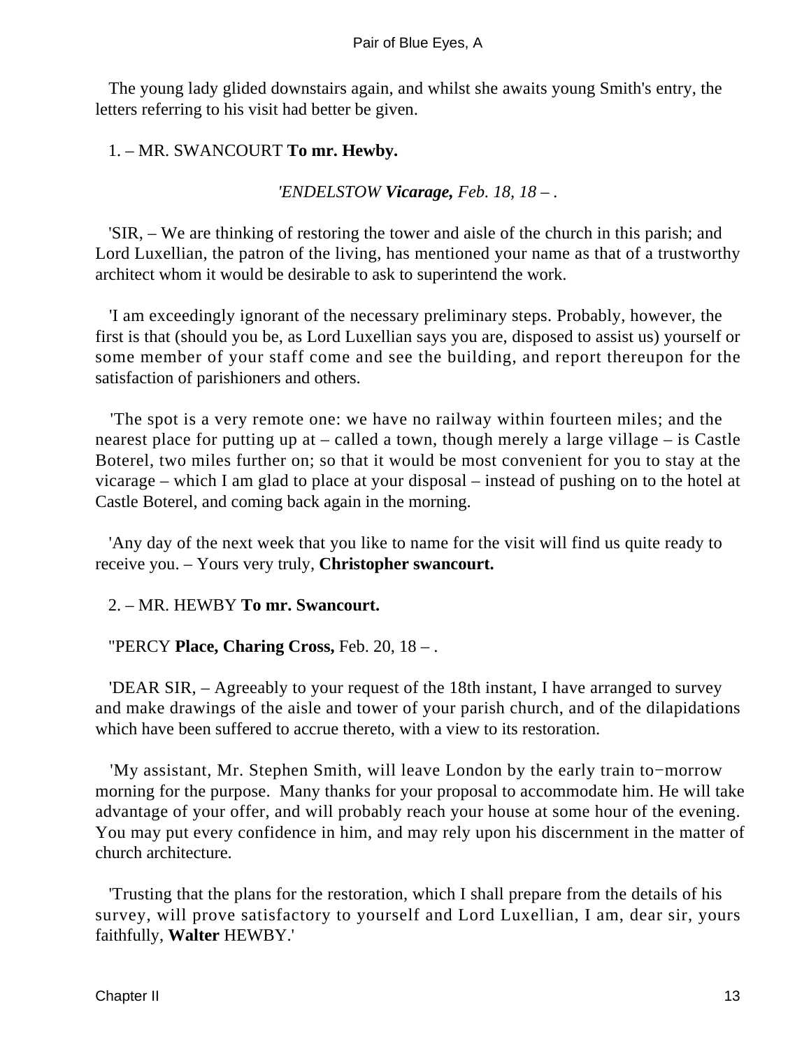The young lady glided downstairs again, and whilst she awaits young Smith's entry, the letters referring to his visit had better be given.

1. – MR. SWANCOURT **To mr. Hewby.**

*'ENDELSTOW* ***Vicarage,*** *Feb. 18, 18 – .*

'SIR, – We are thinking of restoring the tower and aisle of the church in this parish; and Lord Luxellian, the patron of the living, has mentioned your name as that of a trustworthy architect whom it would be desirable to ask to superintend the work.

'I am exceedingly ignorant of the necessary preliminary steps. Probably, however, the first is that (should you be, as Lord Luxellian says you are, disposed to assist us) yourself or some member of your staff come and see the building, and report thereupon for the satisfaction of parishioners and others.

'The spot is a very remote one: we have no railway within fourteen miles; and the nearest place for putting up at – called a town, though merely a large village – is Castle Boterel, two miles further on; so that it would be most convenient for you to stay at the vicarage – which I am glad to place at your disposal – instead of pushing on to the hotel at Castle Boterel, and coming back again in the morning.

'Any day of the next week that you like to name for the visit will find us quite ready to receive you. – Yours very truly, **Christopher swancourt.**

2. – MR. HEWBY **To mr. Swancourt.**

''PERCY **Place, Charing Cross,** Feb. 20, 18 – .

'DEAR SIR, – Agreeably to your request of the 18th instant, I have arranged to survey and make drawings of the aisle and tower of your parish church, and of the dilapidations which have been suffered to accrue thereto, with a view to its restoration.

'My assistant, Mr. Stephen Smith, will leave London by the early train to−morrow morning for the purpose. Many thanks for your proposal to accommodate him. He will take advantage of your offer, and will probably reach your house at some hour of the evening. You may put every confidence in him, and may rely upon his discernment in the matter of church architecture.

'Trusting that the plans for the restoration, which I shall prepare from the details of his survey, will prove satisfactory to yourself and Lord Luxellian, I am, dear sir, yours faithfully, **Walter** HEWBY.'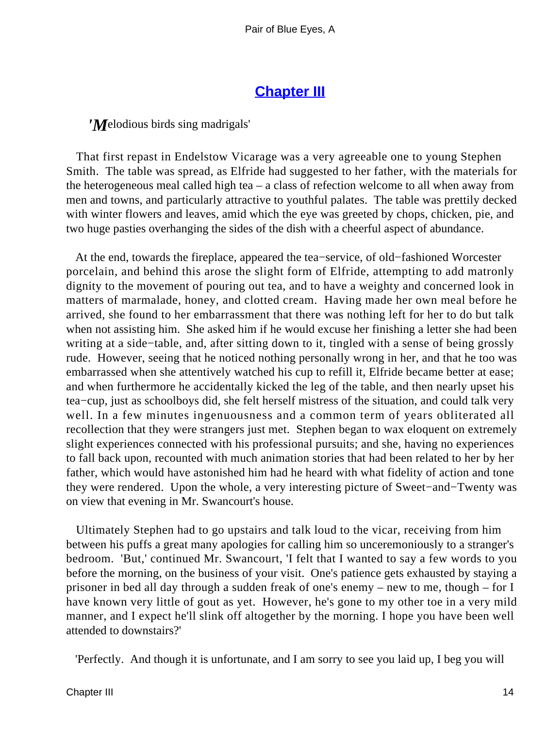## Chapter III

*'Melodious birds sing madrigals'*

That first repast in Endelstow Vicarage was a very agreeable one to young Stephen Smith. The table was spread, as Elfride had suggested to her father, with the materials for the heterogeneous meal called high tea – a class of refection welcome to all when away from men and towns, and particularly attractive to youthful palates. The table was prettily decked with winter flowers and leaves, amid which the eye was greeted by chops, chicken, pie, and two huge pasties overhanging the sides of the dish with a cheerful aspect of abundance.

At the end, towards the fireplace, appeared the tea−service, of old−fashioned Worcester porcelain, and behind this arose the slight form of Elfride, attempting to add matronly dignity to the movement of pouring out tea, and to have a weighty and concerned look in matters of marmalade, honey, and clotted cream. Having made her own meal before he arrived, she found to her embarrassment that there was nothing left for her to do but talk when not assisting him. She asked him if he would excuse her finishing a letter she had been writing at a side−table, and, after sitting down to it, tingled with a sense of being grossly rude. However, seeing that he noticed nothing personally wrong in her, and that he too was embarrassed when she attentively watched his cup to refill it, Elfride became better at ease; and when furthermore he accidentally kicked the leg of the table, and then nearly upset his tea−cup, just as schoolboys did, she felt herself mistress of the situation, and could talk very well. In a few minutes ingenuousness and a common term of years obliterated all recollection that they were strangers just met. Stephen began to wax eloquent on extremely slight experiences connected with his professional pursuits; and she, having no experiences to fall back upon, recounted with much animation stories that had been related to her by her father, which would have astonished him had he heard with what fidelity of action and tone they were rendered. Upon the whole, a very interesting picture of Sweet−and−Twenty was on view that evening in Mr. Swancourt's house.

Ultimately Stephen had to go upstairs and talk loud to the vicar, receiving from him between his puffs a great many apologies for calling him so unceremoniously to a stranger's bedroom. 'But,' continued Mr. Swancourt, 'I felt that I wanted to say a few words to you before the morning, on the business of your visit. One's patience gets exhausted by staying a prisoner in bed all day through a sudden freak of one's enemy – new to me, though – for I have known very little of gout as yet. However, he's gone to my other toe in a very mild manner, and I expect he'll slink off altogether by the morning. I hope you have been well attended to downstairs?'

'Perfectly. And though it is unfortunate, and I am sorry to see you laid up, I beg you will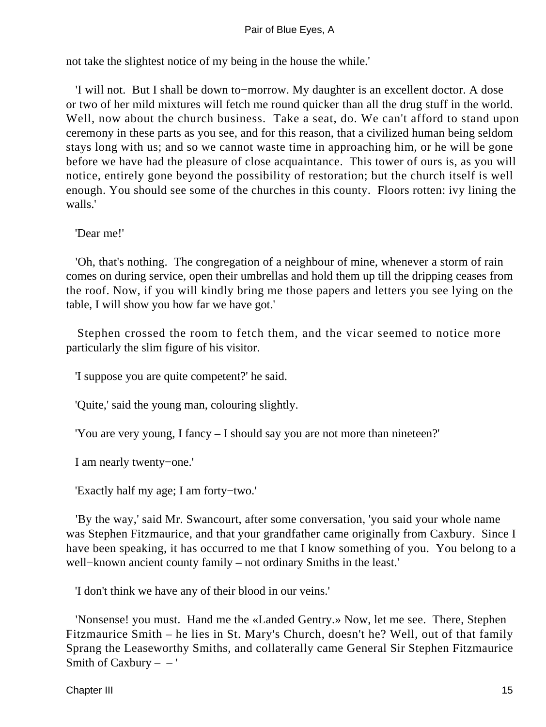not take the slightest notice of my being in the house the while.'

'I will not. But I shall be down to−morrow. My daughter is an excellent doctor. A dose or two of her mild mixtures will fetch me round quicker than all the drug stuff in the world. Well, now about the church business. Take a seat, do. We can't afford to stand upon ceremony in these parts as you see, and for this reason, that a civilized human being seldom stays long with us; and so we cannot waste time in approaching him, or he will be gone before we have had the pleasure of close acquaintance. This tower of ours is, as you will notice, entirely gone beyond the possibility of restoration; but the church itself is well enough. You should see some of the churches in this county. Floors rotten: ivy lining the walls.'

'Dear me!'

'Oh, that's nothing. The congregation of a neighbour of mine, whenever a storm of rain comes on during service, open their umbrellas and hold them up till the dripping ceases from the roof. Now, if you will kindly bring me those papers and letters you see lying on the table, I will show you how far we have got.'

Stephen crossed the room to fetch them, and the vicar seemed to notice more particularly the slim figure of his visitor.

'I suppose you are quite competent?' he said.

'Quite,' said the young man, colouring slightly.

'You are very young, I fancy – I should say you are not more than nineteen?'

I am nearly twenty−one.'

'Exactly half my age; I am forty−two.'

'By the way,' said Mr. Swancourt, after some conversation, 'you said your whole name was Stephen Fitzmaurice, and that your grandfather came originally from Caxbury. Since I have been speaking, it has occurred to me that I know something of you. You belong to a well−known ancient county family – not ordinary Smiths in the least.'

'I don't think we have any of their blood in our veins.'

'Nonsense! you must. Hand me the «Landed Gentry.» Now, let me see. There, Stephen Fitzmaurice Smith – he lies in St. Mary's Church, doesn't he? Well, out of that family Sprang the Leaseworthy Smiths, and collaterally came General Sir Stephen Fitzmaurice Smith of Caxbury – – '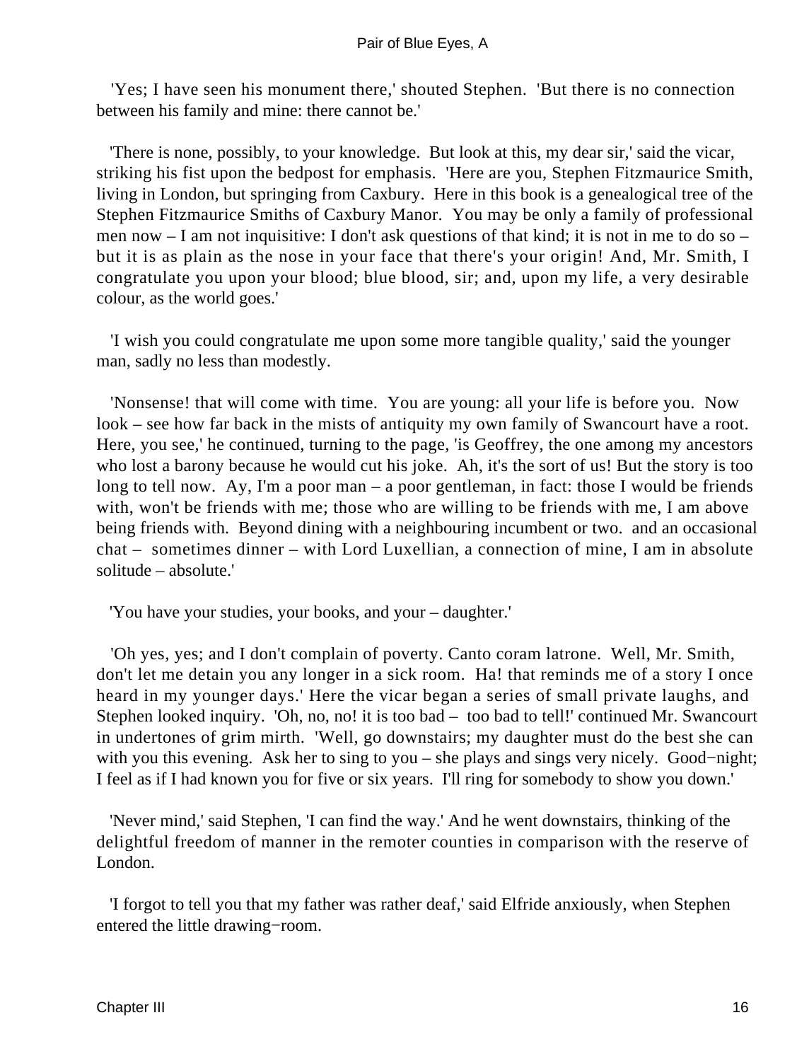'Yes; I have seen his monument there,' shouted Stephen. 'But there is no connection between his family and mine: there cannot be.'

'There is none, possibly, to your knowledge. But look at this, my dear sir,' said the vicar, striking his fist upon the bedpost for emphasis. 'Here are you, Stephen Fitzmaurice Smith, living in London, but springing from Caxbury. Here in this book is a genealogical tree of the Stephen Fitzmaurice Smiths of Caxbury Manor. You may be only a family of professional men now – I am not inquisitive: I don't ask questions of that kind; it is not in me to do so – but it is as plain as the nose in your face that there's your origin! And, Mr. Smith, I congratulate you upon your blood; blue blood, sir; and, upon my life, a very desirable colour, as the world goes.'

'I wish you could congratulate me upon some more tangible quality,' said the younger man, sadly no less than modestly.

'Nonsense! that will come with time. You are young: all your life is before you. Now look – see how far back in the mists of antiquity my own family of Swancourt have a root. Here, you see,' he continued, turning to the page, 'is Geoffrey, the one among my ancestors who lost a barony because he would cut his joke. Ah, it's the sort of us! But the story is too long to tell now. Ay, I'm a poor man – a poor gentleman, in fact: those I would be friends with, won't be friends with me; those who are willing to be friends with me, I am above being friends with. Beyond dining with a neighbouring incumbent or two. and an occasional chat – sometimes dinner – with Lord Luxellian, a connection of mine, I am in absolute solitude – absolute.'

'You have your studies, your books, and your – daughter.'

'Oh yes, yes; and I don't complain of poverty. Canto coram latrone. Well, Mr. Smith, don't let me detain you any longer in a sick room. Ha! that reminds me of a story I once heard in my younger days.' Here the vicar began a series of small private laughs, and Stephen looked inquiry. 'Oh, no, no! it is too bad – too bad to tell!' continued Mr. Swancourt in undertones of grim mirth. 'Well, go downstairs; my daughter must do the best she can with you this evening. Ask her to sing to you – she plays and sings very nicely. Good-night; I feel as if I had known you for five or six years. I'll ring for somebody to show you down.'

'Never mind,' said Stephen, 'I can find the way.' And he went downstairs, thinking of the delightful freedom of manner in the remoter counties in comparison with the reserve of London.

'I forgot to tell you that my father was rather deaf,' said Elfride anxiously, when Stephen entered the little drawing-room.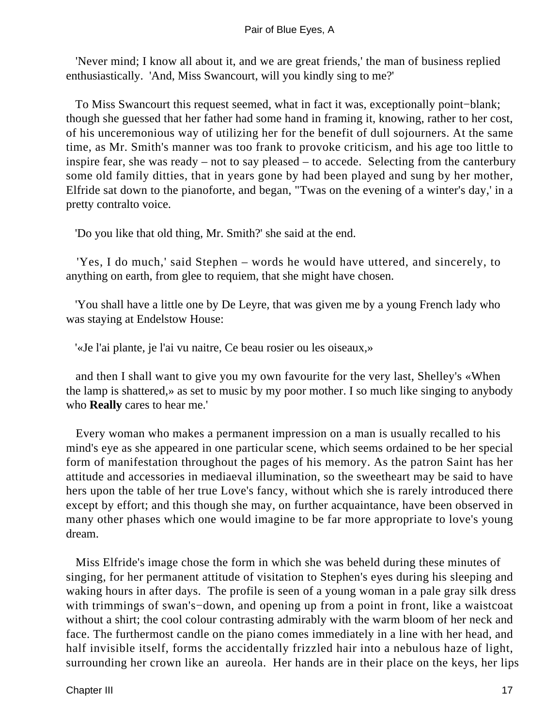'Never mind; I know all about it, and we are great friends,' the man of business replied enthusiastically. 'And, Miss Swancourt, will you kindly sing to me?'

To Miss Swancourt this request seemed, what in fact it was, exceptionally point−blank; though she guessed that her father had some hand in framing it, knowing, rather to her cost, of his unceremonious way of utilizing her for the benefit of dull sojourners. At the same time, as Mr. Smith's manner was too frank to provoke criticism, and his age too little to inspire fear, she was ready – not to say pleased – to accede. Selecting from the canterbury some old family ditties, that in years gone by had been played and sung by her mother, Elfride sat down to the pianoforte, and began, ''Twas on the evening of a winter's day,' in a pretty contralto voice.

'Do you like that old thing, Mr. Smith?' she said at the end.

'Yes, I do much,' said Stephen – words he would have uttered, and sincerely, to anything on earth, from glee to requiem, that she might have chosen.

'You shall have a little one by De Leyre, that was given me by a young French lady who was staying at Endelstow House:

'«Je l'ai plante, je l'ai vu naitre, Ce beau rosier ou les oiseaux,»

and then I shall want to give you my own favourite for the very last, Shelley's «When the lamp is shattered,» as set to music by my poor mother. I so much like singing to anybody who **Really** cares to hear me.'

Every woman who makes a permanent impression on a man is usually recalled to his mind's eye as she appeared in one particular scene, which seems ordained to be her special form of manifestation throughout the pages of his memory. As the patron Saint has her attitude and accessories in mediaeval illumination, so the sweetheart may be said to have hers upon the table of her true Love's fancy, without which she is rarely introduced there except by effort; and this though she may, on further acquaintance, have been observed in many other phases which one would imagine to be far more appropriate to love's young dream.

Miss Elfride's image chose the form in which she was beheld during these minutes of singing, for her permanent attitude of visitation to Stephen's eyes during his sleeping and waking hours in after days. The profile is seen of a young woman in a pale gray silk dress with trimmings of swan's−down, and opening up from a point in front, like a waistcoat without a shirt; the cool colour contrasting admirably with the warm bloom of her neck and face. The furthermost candle on the piano comes immediately in a line with her head, and half invisible itself, forms the accidentally frizzled hair into a nebulous haze of light, surrounding her crown like an aureola. Her hands are in their place on the keys, her lips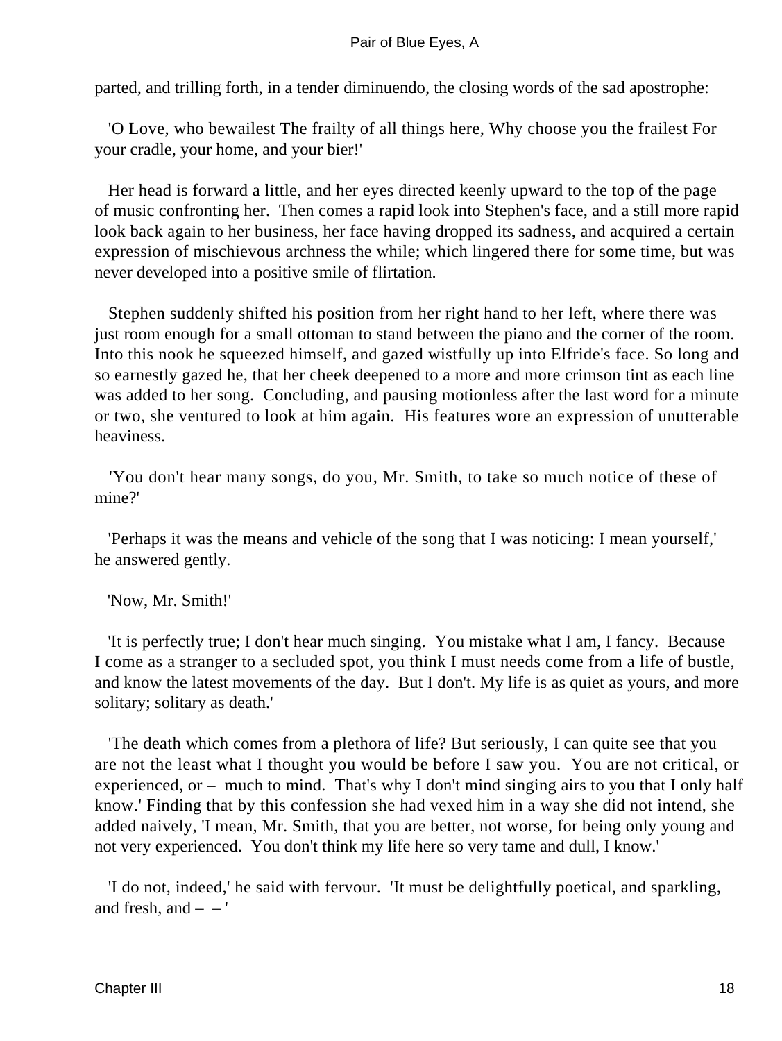parted, and trilling forth, in a tender diminuendo, the closing words of the sad apostrophe:

'O Love, who bewailest The frailty of all things here, Why choose you the frailest For your cradle, your home, and your bier!'

Her head is forward a little, and her eyes directed keenly upward to the top of the page of music confronting her. Then comes a rapid look into Stephen's face, and a still more rapid look back again to her business, her face having dropped its sadness, and acquired a certain expression of mischievous archness the while; which lingered there for some time, but was never developed into a positive smile of flirtation.

Stephen suddenly shifted his position from her right hand to her left, where there was just room enough for a small ottoman to stand between the piano and the corner of the room. Into this nook he squeezed himself, and gazed wistfully up into Elfride's face. So long and so earnestly gazed he, that her cheek deepened to a more and more crimson tint as each line was added to her song. Concluding, and pausing motionless after the last word for a minute or two, she ventured to look at him again. His features wore an expression of unutterable heaviness.

'You don't hear many songs, do you, Mr. Smith, to take so much notice of these of mine?'

'Perhaps it was the means and vehicle of the song that I was noticing: I mean yourself,' he answered gently.

'Now, Mr. Smith!'

'It is perfectly true; I don't hear much singing. You mistake what I am, I fancy. Because I come as a stranger to a secluded spot, you think I must needs come from a life of bustle, and know the latest movements of the day. But I don't. My life is as quiet as yours, and more solitary; solitary as death.'

'The death which comes from a plethora of life? But seriously, I can quite see that you are not the least what I thought you would be before I saw you. You are not critical, or experienced, or – much to mind. That's why I don't mind singing airs to you that I only half know.' Finding that by this confession she had vexed him in a way she did not intend, she added naively, 'I mean, Mr. Smith, that you are better, not worse, for being only young and not very experienced. You don't think my life here so very tame and dull, I know.'

'I do not, indeed,' he said with fervour. 'It must be delightfully poetical, and sparkling, and fresh, and – – '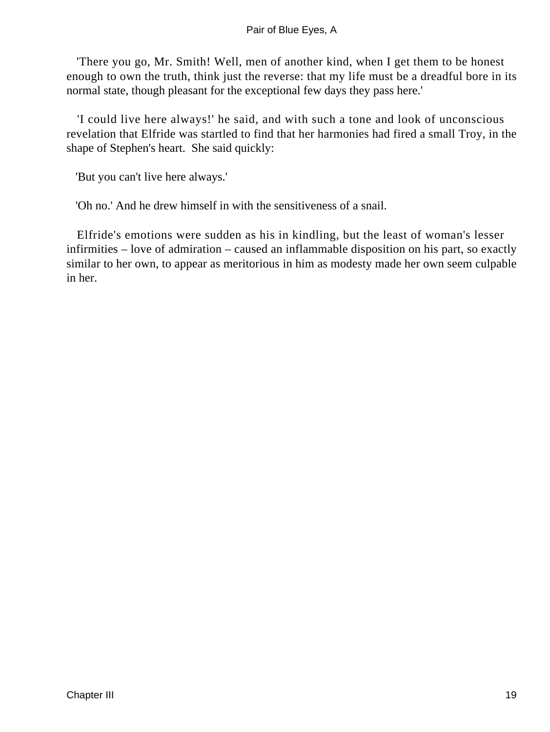'There you go, Mr. Smith! Well, men of another kind, when I get them to be honest enough to own the truth, think just the reverse: that my life must be a dreadful bore in its normal state, though pleasant for the exceptional few days they pass here.'

'I could live here always!' he said, and with such a tone and look of unconscious revelation that Elfride was startled to find that her harmonies had fired a small Troy, in the shape of Stephen's heart. She said quickly:

'But you can't live here always.'

'Oh no.' And he drew himself in with the sensitiveness of a snail.

Elfride's emotions were sudden as his in kindling, but the least of woman's lesser infirmities – love of admiration – caused an inflammable disposition on his part, so exactly similar to her own, to appear as meritorious in him as modesty made her own seem culpable in her.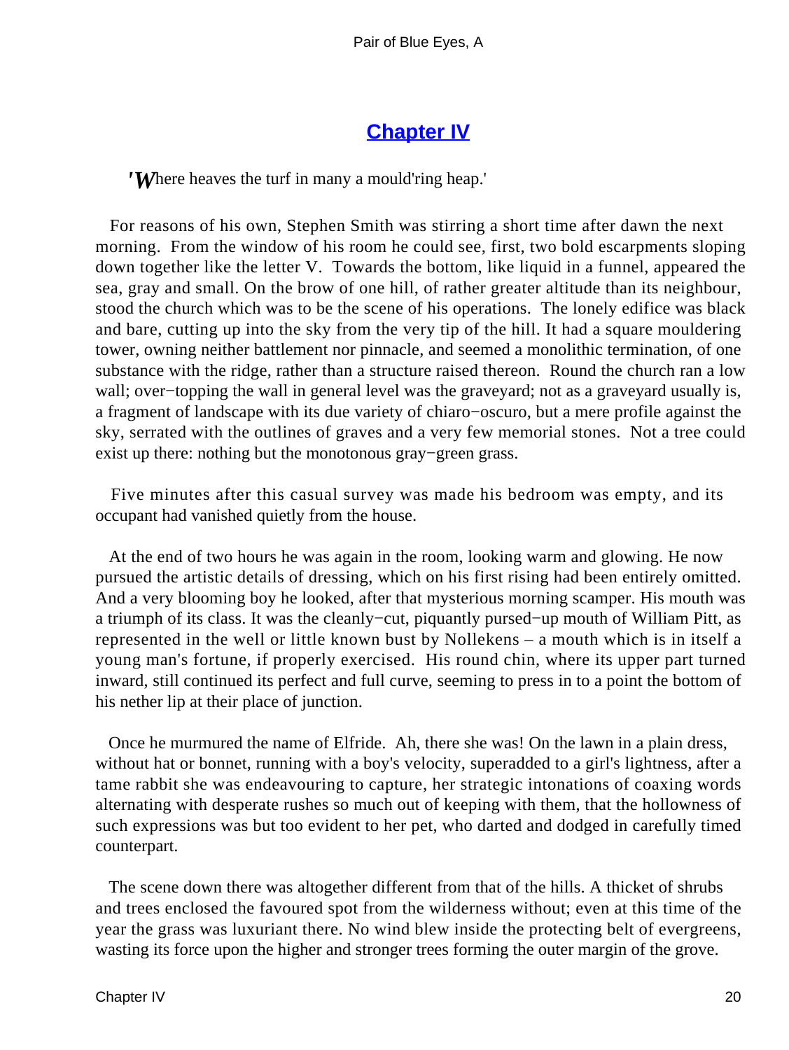## Chapter IV

'*W*here heaves the turf in many a mould'ring heap.'

For reasons of his own, Stephen Smith was stirring a short time after dawn the next morning. From the window of his room he could see, first, two bold escarpments sloping down together like the letter V. Towards the bottom, like liquid in a funnel, appeared the sea, gray and small. On the brow of one hill, of rather greater altitude than its neighbour, stood the church which was to be the scene of his operations. The lonely edifice was black and bare, cutting up into the sky from the very tip of the hill. It had a square mouldering tower, owning neither battlement nor pinnacle, and seemed a monolithic termination, of one substance with the ridge, rather than a structure raised thereon. Round the church ran a low wall; over−topping the wall in general level was the graveyard; not as a graveyard usually is, a fragment of landscape with its due variety of chiaro−oscuro, but a mere profile against the sky, serrated with the outlines of graves and a very few memorial stones. Not a tree could exist up there: nothing but the monotonous gray−green grass.

Five minutes after this casual survey was made his bedroom was empty, and its occupant had vanished quietly from the house.

At the end of two hours he was again in the room, looking warm and glowing. He now pursued the artistic details of dressing, which on his first rising had been entirely omitted. And a very blooming boy he looked, after that mysterious morning scamper. His mouth was a triumph of its class. It was the cleanly−cut, piquantly pursed−up mouth of William Pitt, as represented in the well or little known bust by Nollekens – a mouth which is in itself a young man's fortune, if properly exercised. His round chin, where its upper part turned inward, still continued its perfect and full curve, seeming to press in to a point the bottom of his nether lip at their place of junction.

Once he murmured the name of Elfride. Ah, there she was! On the lawn in a plain dress, without hat or bonnet, running with a boy's velocity, superadded to a girl's lightness, after a tame rabbit she was endeavouring to capture, her strategic intonations of coaxing words alternating with desperate rushes so much out of keeping with them, that the hollowness of such expressions was but too evident to her pet, who darted and dodged in carefully timed counterpart.

The scene down there was altogether different from that of the hills. A thicket of shrubs and trees enclosed the favoured spot from the wilderness without; even at this time of the year the grass was luxuriant there. No wind blew inside the protecting belt of evergreens, wasting its force upon the higher and stronger trees forming the outer margin of the grove.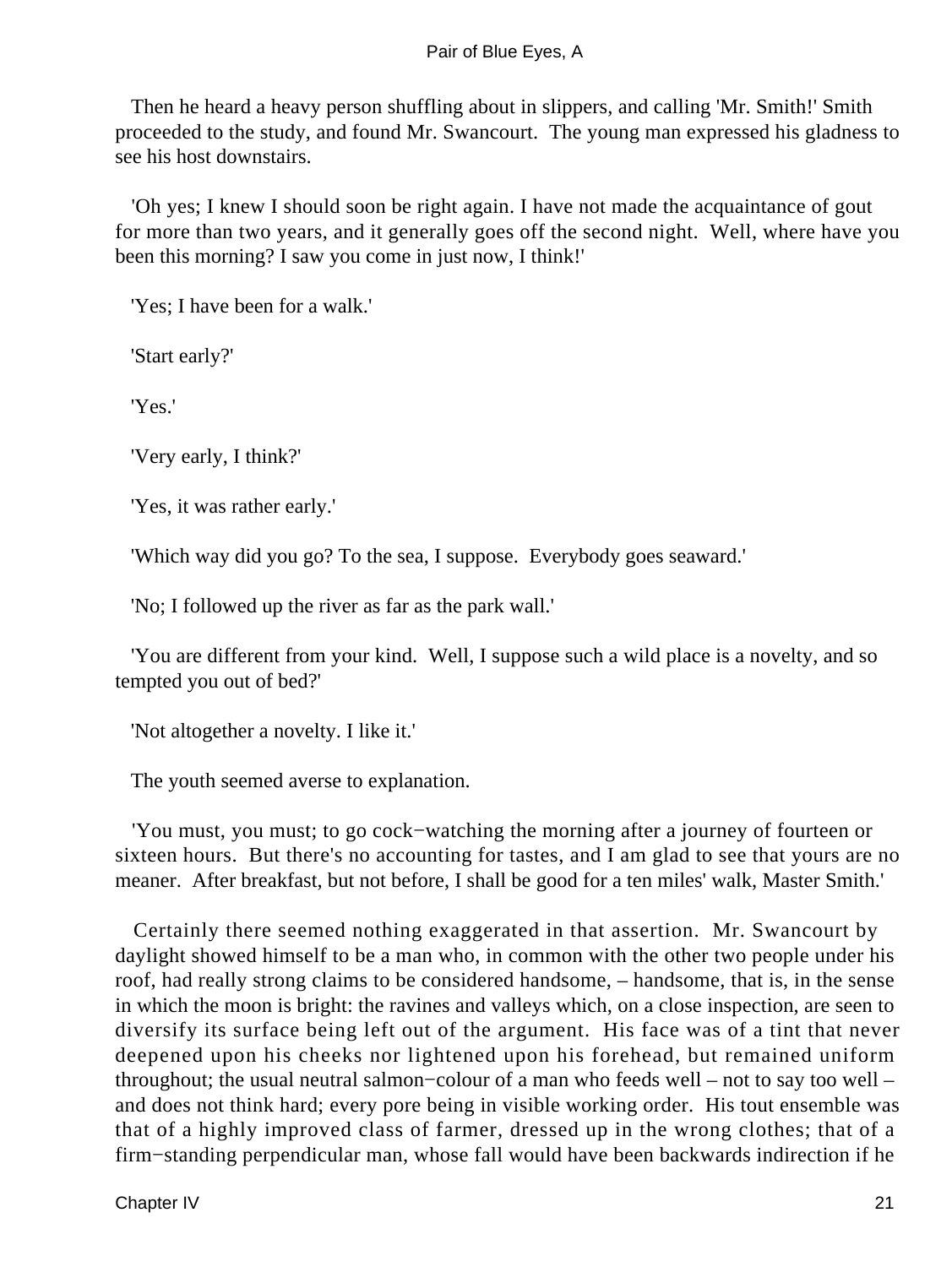Then he heard a heavy person shuffling about in slippers, and calling 'Mr. Smith!' Smith proceeded to the study, and found Mr. Swancourt. The young man expressed his gladness to see his host downstairs.

'Oh yes; I knew I should soon be right again. I have not made the acquaintance of gout for more than two years, and it generally goes off the second night. Well, where have you been this morning? I saw you come in just now, I think!'

'Yes; I have been for a walk.'

'Start early?'

'Yes.'

'Very early, I think?'

'Yes, it was rather early.'

'Which way did you go? To the sea, I suppose. Everybody goes seaward.'

'No; I followed up the river as far as the park wall.'

'You are different from your kind. Well, I suppose such a wild place is a novelty, and so tempted you out of bed?'

'Not altogether a novelty. I like it.'

The youth seemed averse to explanation.

'You must, you must; to go cock−watching the morning after a journey of fourteen or sixteen hours. But there's no accounting for tastes, and I am glad to see that yours are no meaner. After breakfast, but not before, I shall be good for a ten miles' walk, Master Smith.'

Certainly there seemed nothing exaggerated in that assertion. Mr. Swancourt by daylight showed himself to be a man who, in common with the other two people under his roof, had really strong claims to be considered handsome, – handsome, that is, in the sense in which the moon is bright: the ravines and valleys which, on a close inspection, are seen to diversify its surface being left out of the argument. His face was of a tint that never deepened upon his cheeks nor lightened upon his forehead, but remained uniform throughout; the usual neutral salmon−colour of a man who feeds well – not to say too well – and does not think hard; every pore being in visible working order. His tout ensemble was that of a highly improved class of farmer, dressed up in the wrong clothes; that of a firm−standing perpendicular man, whose fall would have been backwards indirection if he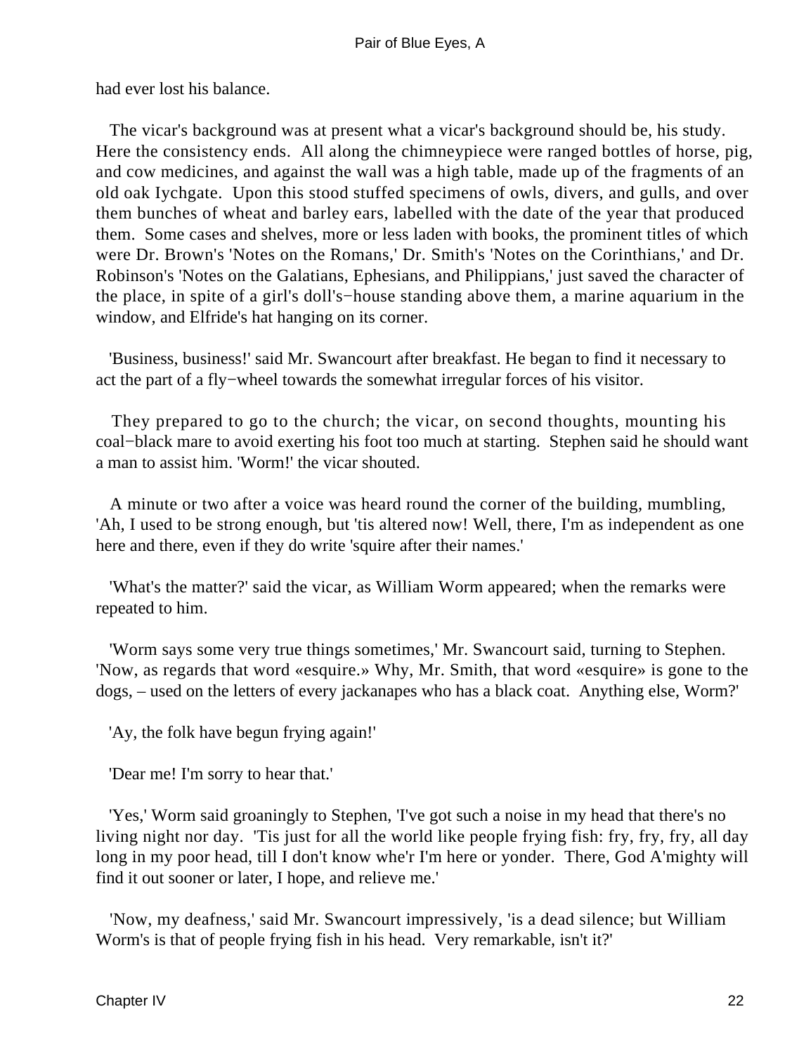had ever lost his balance.

The vicar's background was at present what a vicar's background should be, his study. Here the consistency ends. All along the chimneypiece were ranged bottles of horse, pig, and cow medicines, and against the wall was a high table, made up of the fragments of an old oak lychgate. Upon this stood stuffed specimens of owls, divers, and gulls, and over them bunches of wheat and barley ears, labelled with the date of the year that produced them. Some cases and shelves, more or less laden with books, the prominent titles of which were Dr. Brown's 'Notes on the Romans,' Dr. Smith's 'Notes on the Corinthians,' and Dr. Robinson's 'Notes on the Galatians, Ephesians, and Philippians,' just saved the character of the place, in spite of a girl's doll's−house standing above them, a marine aquarium in the window, and Elfride's hat hanging on its corner.

'Business, business!' said Mr. Swancourt after breakfast. He began to find it necessary to act the part of a fly−wheel towards the somewhat irregular forces of his visitor.

They prepared to go to the church; the vicar, on second thoughts, mounting his coal−black mare to avoid exerting his foot too much at starting. Stephen said he should want a man to assist him. 'Worm!' the vicar shouted.

A minute or two after a voice was heard round the corner of the building, mumbling, 'Ah, I used to be strong enough, but 'tis altered now! Well, there, I'm as independent as one here and there, even if they do write 'squire after their names.'

'What's the matter?' said the vicar, as William Worm appeared; when the remarks were repeated to him.

'Worm says some very true things sometimes,' Mr. Swancourt said, turning to Stephen. 'Now, as regards that word «esquire.» Why, Mr. Smith, that word «esquire» is gone to the dogs, – used on the letters of every jackanapes who has a black coat. Anything else, Worm?'

'Ay, the folk have begun frying again!'

'Dear me! I'm sorry to hear that.'

'Yes,' Worm said groaningly to Stephen, 'I've got such a noise in my head that there's no living night nor day. 'Tis just for all the world like people frying fish: fry, fry, fry, all day long in my poor head, till I don't know whe'r I'm here or yonder. There, God A'mighty will find it out sooner or later, I hope, and relieve me.'

'Now, my deafness,' said Mr. Swancourt impressively, 'is a dead silence; but William Worm's is that of people frying fish in his head. Very remarkable, isn't it?'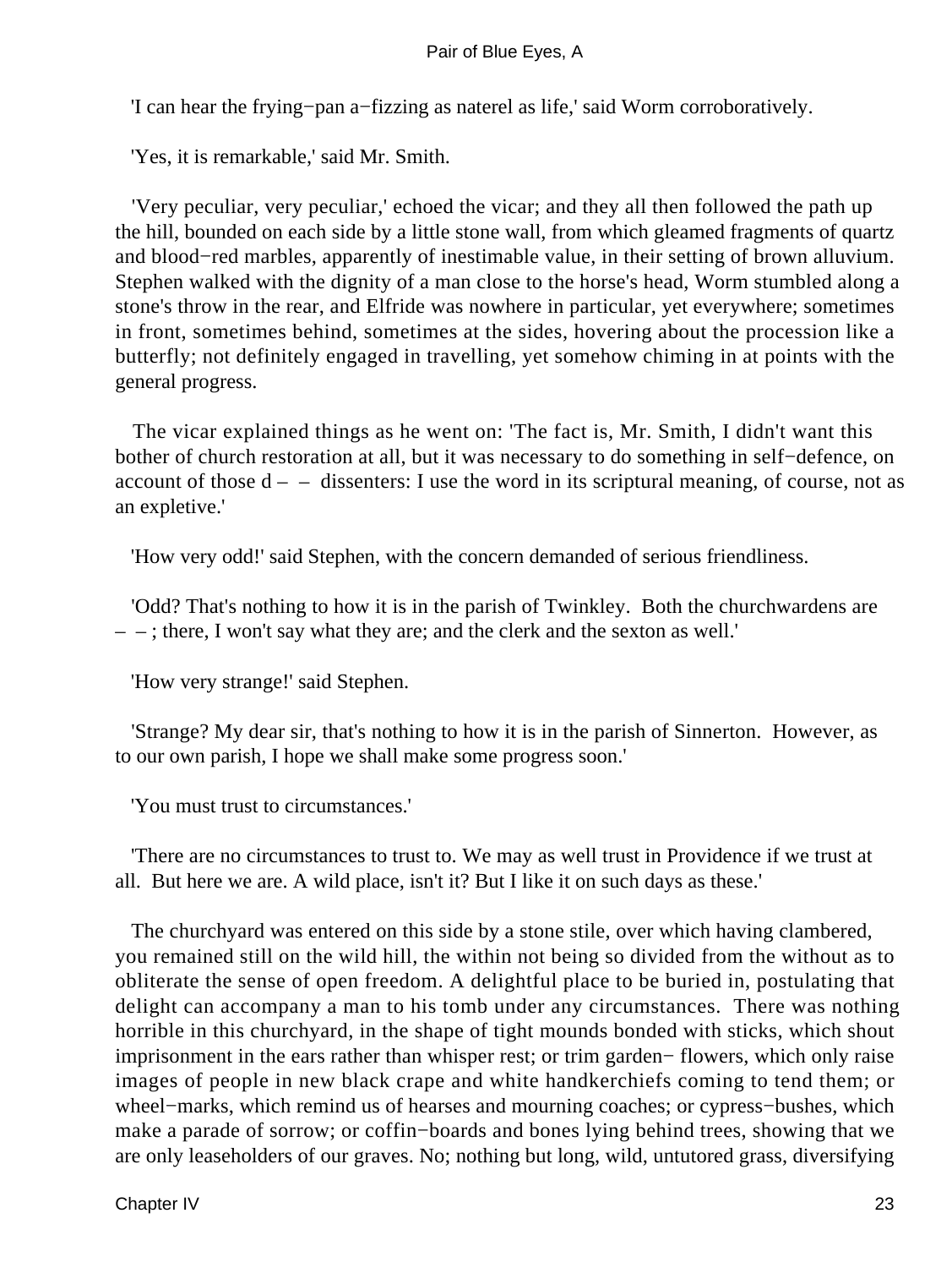'I can hear the frying−pan a−fizzing as naterel as life,' said Worm corroboratively.

'Yes, it is remarkable,' said Mr. Smith.

'Very peculiar, very peculiar,' echoed the vicar; and they all then followed the path up the hill, bounded on each side by a little stone wall, from which gleamed fragments of quartz and blood−red marbles, apparently of inestimable value, in their setting of brown alluvium. Stephen walked with the dignity of a man close to the horse's head, Worm stumbled along a stone's throw in the rear, and Elfride was nowhere in particular, yet everywhere; sometimes in front, sometimes behind, sometimes at the sides, hovering about the procession like a butterfly; not definitely engaged in travelling, yet somehow chiming in at points with the general progress.

The vicar explained things as he went on: 'The fact is, Mr. Smith, I didn't want this bother of church restoration at all, but it was necessary to do something in self−defence, on account of those d – – dissenters: I use the word in its scriptural meaning, of course, not as an expletive.'

'How very odd!' said Stephen, with the concern demanded of serious friendliness.

'Odd? That's nothing to how it is in the parish of Twinkley. Both the churchwardens are – – ; there, I won't say what they are; and the clerk and the sexton as well.'

'How very strange!' said Stephen.

'Strange? My dear sir, that's nothing to how it is in the parish of Sinnerton. However, as to our own parish, I hope we shall make some progress soon.'

'You must trust to circumstances.'

'There are no circumstances to trust to. We may as well trust in Providence if we trust at all. But here we are. A wild place, isn't it? But I like it on such days as these.'

The churchyard was entered on this side by a stone stile, over which having clambered, you remained still on the wild hill, the within not being so divided from the without as to obliterate the sense of open freedom. A delightful place to be buried in, postulating that delight can accompany a man to his tomb under any circumstances. There was nothing horrible in this churchyard, in the shape of tight mounds bonded with sticks, which shout imprisonment in the ears rather than whisper rest; or trim garden− flowers, which only raise images of people in new black crape and white handkerchiefs coming to tend them; or wheel−marks, which remind us of hearses and mourning coaches; or cypress−bushes, which make a parade of sorrow; or coffin−boards and bones lying behind trees, showing that we are only leaseholders of our graves. No; nothing but long, wild, untutored grass, diversifying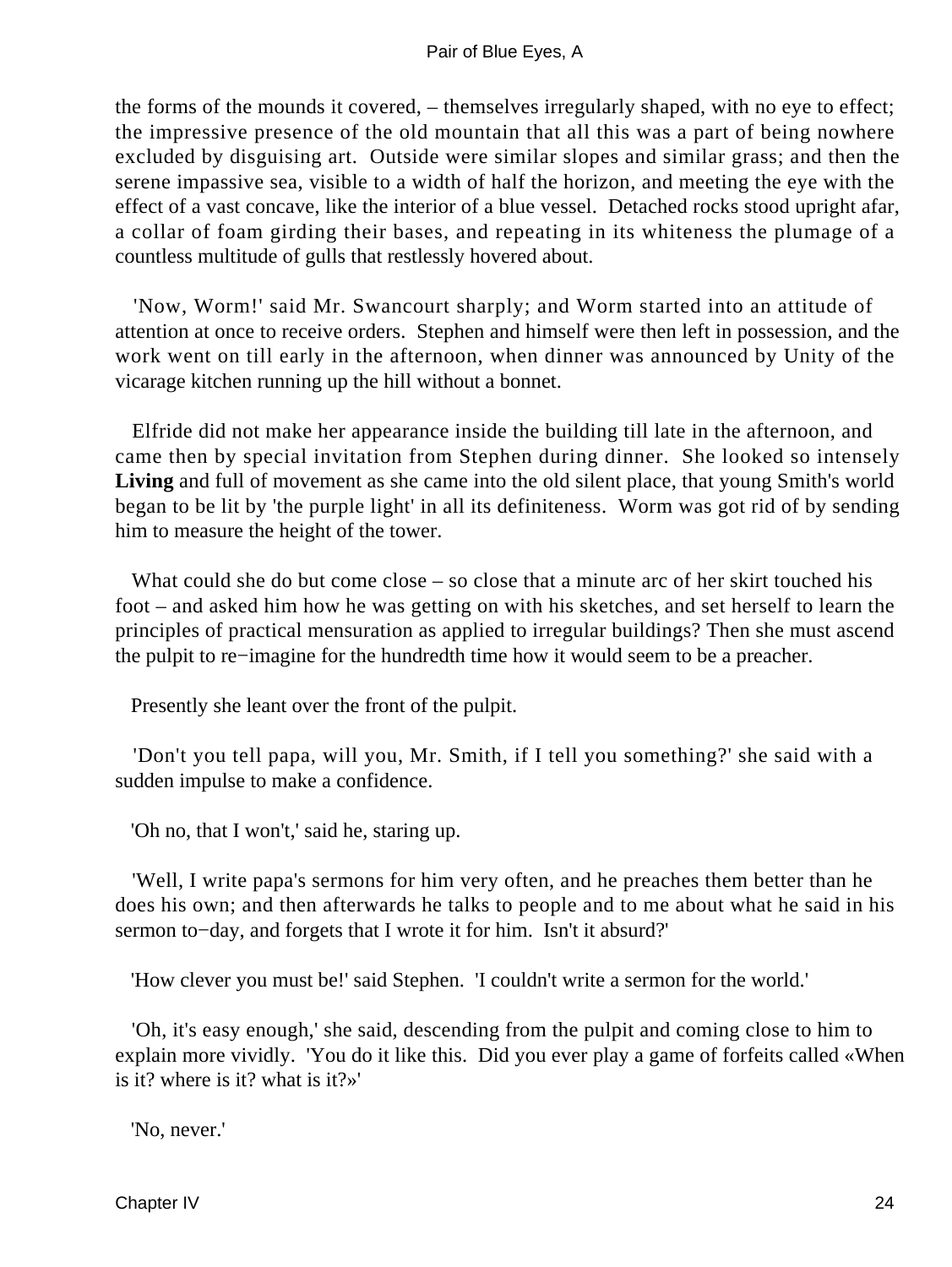the forms of the mounds it covered, – themselves irregularly shaped, with no eye to effect; the impressive presence of the old mountain that all this was a part of being nowhere excluded by disguising art. Outside were similar slopes and similar grass; and then the serene impassive sea, visible to a width of half the horizon, and meeting the eye with the effect of a vast concave, like the interior of a blue vessel. Detached rocks stood upright afar, a collar of foam girding their bases, and repeating in its whiteness the plumage of a countless multitude of gulls that restlessly hovered about.

'Now, Worm!' said Mr. Swancourt sharply; and Worm started into an attitude of attention at once to receive orders. Stephen and himself were then left in possession, and the work went on till early in the afternoon, when dinner was announced by Unity of the vicarage kitchen running up the hill without a bonnet.

Elfride did not make her appearance inside the building till late in the afternoon, and came then by special invitation from Stephen during dinner. She looked so intensely **Living** and full of movement as she came into the old silent place, that young Smith's world began to be lit by 'the purple light' in all its definiteness. Worm was got rid of by sending him to measure the height of the tower.

What could she do but come close – so close that a minute arc of her skirt touched his foot – and asked him how he was getting on with his sketches, and set herself to learn the principles of practical mensuration as applied to irregular buildings? Then she must ascend the pulpit to re−imagine for the hundredth time how it would seem to be a preacher.

Presently she leant over the front of the pulpit.

'Don't you tell papa, will you, Mr. Smith, if I tell you something?' she said with a sudden impulse to make a confidence.

'Oh no, that I won't,' said he, staring up.

'Well, I write papa's sermons for him very often, and he preaches them better than he does his own; and then afterwards he talks to people and to me about what he said in his sermon to−day, and forgets that I wrote it for him. Isn't it absurd?'

'How clever you must be!' said Stephen. 'I couldn't write a sermon for the world.'

'Oh, it's easy enough,' she said, descending from the pulpit and coming close to him to explain more vividly. 'You do it like this. Did you ever play a game of forfeits called «When is it? where is it? what is it?»'

'No, never.'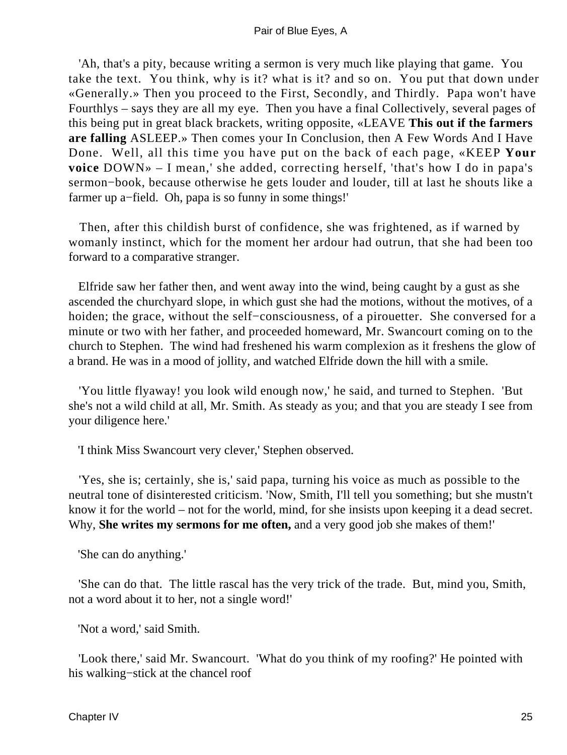'Ah, that's a pity, because writing a sermon is very much like playing that game. You take the text. You think, why is it? what is it? and so on. You put that down under «Generally.» Then you proceed to the First, Secondly, and Thirdly. Papa won't have Fourthlys – says they are all my eye. Then you have a final Collectively, several pages of this being put in great black brackets, writing opposite, «LEAVE **This out if the farmers are falling** ASLEEP.» Then comes your In Conclusion, then A Few Words And I Have Done. Well, all this time you have put on the back of each page, «KEEP **Your voice** DOWN» – I mean,' she added, correcting herself, 'that's how I do in papa's sermon−book, because otherwise he gets louder and louder, till at last he shouts like a farmer up a−field. Oh, papa is so funny in some things!'

Then, after this childish burst of confidence, she was frightened, as if warned by womanly instinct, which for the moment her ardour had outrun, that she had been too forward to a comparative stranger.

Elfride saw her father then, and went away into the wind, being caught by a gust as she ascended the churchyard slope, in which gust she had the motions, without the motives, of a hoiden; the grace, without the self−consciousness, of a pirouetter. She conversed for a minute or two with her father, and proceeded homeward, Mr. Swancourt coming on to the church to Stephen. The wind had freshened his warm complexion as it freshens the glow of a brand. He was in a mood of jollity, and watched Elfride down the hill with a smile.

'You little flyaway! you look wild enough now,' he said, and turned to Stephen. 'But she's not a wild child at all, Mr. Smith. As steady as you; and that you are steady I see from your diligence here.'

'I think Miss Swancourt very clever,' Stephen observed.

'Yes, she is; certainly, she is,' said papa, turning his voice as much as possible to the neutral tone of disinterested criticism. 'Now, Smith, I'll tell you something; but she mustn't know it for the world – not for the world, mind, for she insists upon keeping it a dead secret. Why, **She writes my sermons for me often,** and a very good job she makes of them!'

'She can do anything.'

'She can do that. The little rascal has the very trick of the trade. But, mind you, Smith, not a word about it to her, not a single word!'

'Not a word,' said Smith.

'Look there,' said Mr. Swancourt. 'What do you think of my roofing?' He pointed with his walking−stick at the chancel roof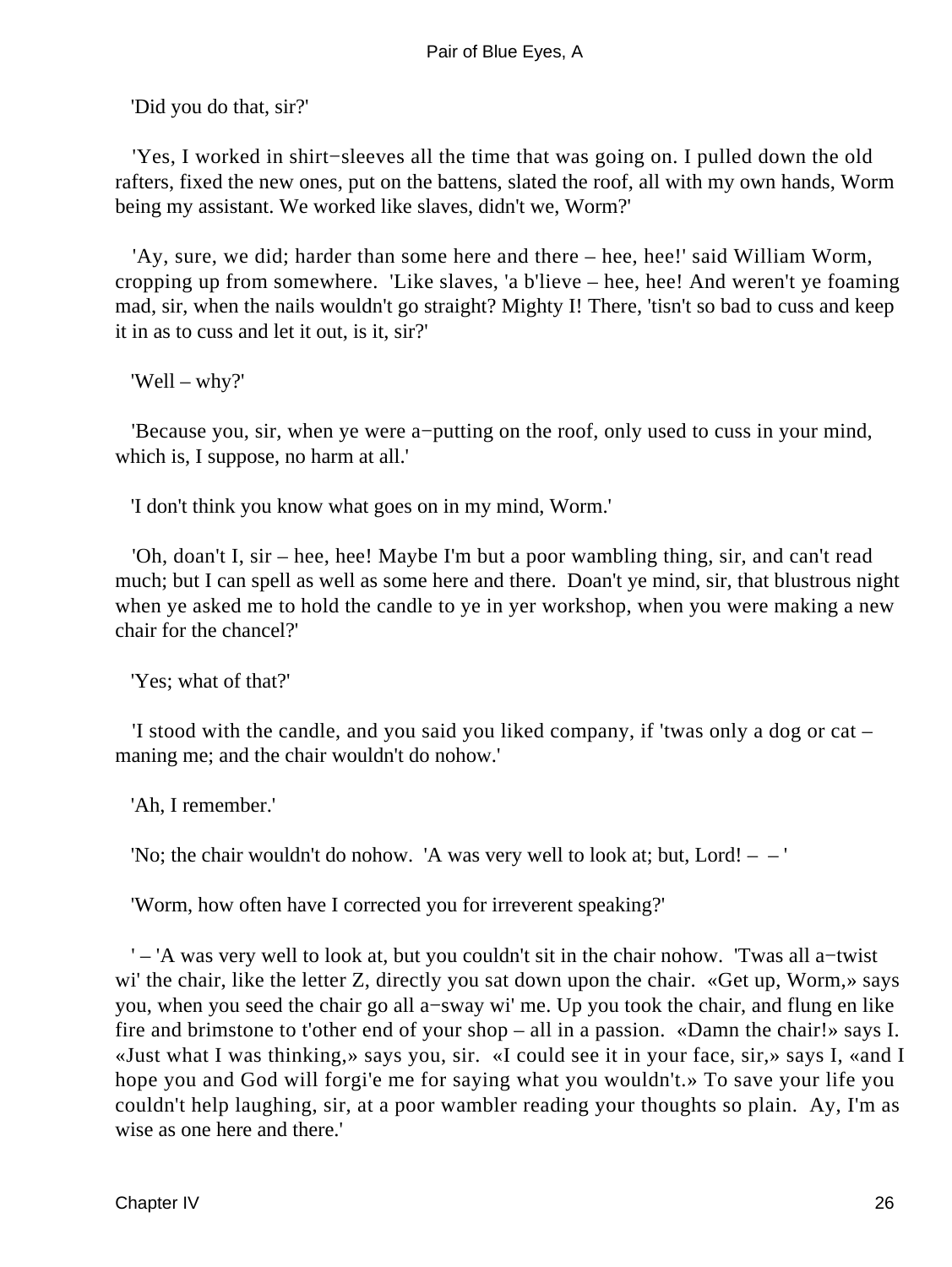'Did you do that, sir?'

'Yes, I worked in shirt−sleeves all the time that was going on. I pulled down the old rafters, fixed the new ones, put on the battens, slated the roof, all with my own hands, Worm being my assistant. We worked like slaves, didn't we, Worm?'

'Ay, sure, we did; harder than some here and there – hee, hee!' said William Worm, cropping up from somewhere. 'Like slaves, 'a b'lieve – hee, hee! And weren't ye foaming mad, sir, when the nails wouldn't go straight? Mighty I! There, 'tisn't so bad to cuss and keep it in as to cuss and let it out, is it, sir?'

'Well – why?'

'Because you, sir, when ye were a−putting on the roof, only used to cuss in your mind, which is, I suppose, no harm at all.'

'I don't think you know what goes on in my mind, Worm.'

'Oh, doan't I, sir – hee, hee! Maybe I'm but a poor wambling thing, sir, and can't read much; but I can spell as well as some here and there. Doan't ye mind, sir, that blustrous night when ye asked me to hold the candle to ye in yer workshop, when you were making a new chair for the chancel?'

'Yes; what of that?'

'I stood with the candle, and you said you liked company, if 'twas only a dog or cat – maning me; and the chair wouldn't do nohow.'

'Ah, I remember.'

'No; the chair wouldn't do nohow. 'A was very well to look at; but, Lord! – – '

'Worm, how often have I corrected you for irreverent speaking?'

' – 'A was very well to look at, but you couldn't sit in the chair nohow. 'Twas all a−twist wi' the chair, like the letter Z, directly you sat down upon the chair. «Get up, Worm,» says you, when you seed the chair go all a−sway wi' me. Up you took the chair, and flung en like fire and brimstone to t'other end of your shop – all in a passion. «Damn the chair!» says I. «Just what I was thinking,» says you, sir. «I could see it in your face, sir,» says I, «and I hope you and God will forgi'e me for saying what you wouldn't.» To save your life you couldn't help laughing, sir, at a poor wambler reading your thoughts so plain. Ay, I'm as wise as one here and there.'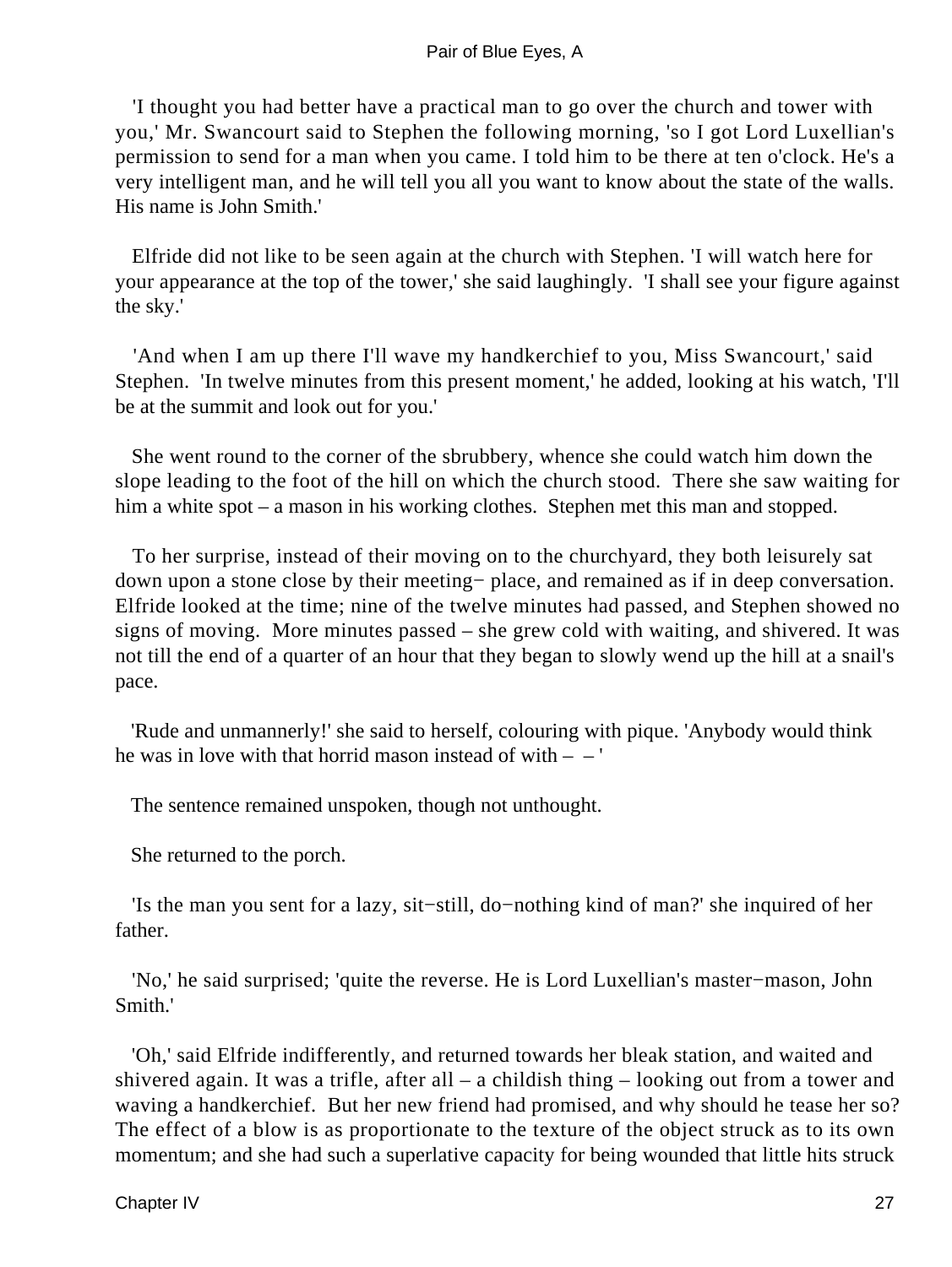'I thought you had better have a practical man to go over the church and tower with you,' Mr. Swancourt said to Stephen the following morning, 'so I got Lord Luxellian's permission to send for a man when you came. I told him to be there at ten o'clock. He's a very intelligent man, and he will tell you all you want to know about the state of the walls. His name is John Smith.'

Elfride did not like to be seen again at the church with Stephen. 'I will watch here for your appearance at the top of the tower,' she said laughingly. 'I shall see your figure against the sky.'

'And when I am up there I'll wave my handkerchief to you, Miss Swancourt,' said Stephen. 'In twelve minutes from this present moment,' he added, looking at his watch, 'I'll be at the summit and look out for you.'

She went round to the corner of the sbrubbery, whence she could watch him down the slope leading to the foot of the hill on which the church stood. There she saw waiting for him a white spot – a mason in his working clothes. Stephen met this man and stopped.

To her surprise, instead of their moving on to the churchyard, they both leisurely sat down upon a stone close by their meeting− place, and remained as if in deep conversation. Elfride looked at the time; nine of the twelve minutes had passed, and Stephen showed no signs of moving. More minutes passed – she grew cold with waiting, and shivered. It was not till the end of a quarter of an hour that they began to slowly wend up the hill at a snail's pace.

'Rude and unmannerly!' she said to herself, colouring with pique. 'Anybody would think he was in love with that horrid mason instead of with – – '

The sentence remained unspoken, though not unthought.

She returned to the porch.

'Is the man you sent for a lazy, sit−still, do−nothing kind of man?' she inquired of her father.

'No,' he said surprised; 'quite the reverse. He is Lord Luxellian's master−mason, John Smith.'

'Oh,' said Elfride indifferently, and returned towards her bleak station, and waited and shivered again. It was a trifle, after all – a childish thing – looking out from a tower and waving a handkerchief. But her new friend had promised, and why should he tease her so? The effect of a blow is as proportionate to the texture of the object struck as to its own momentum; and she had such a superlative capacity for being wounded that little hits struck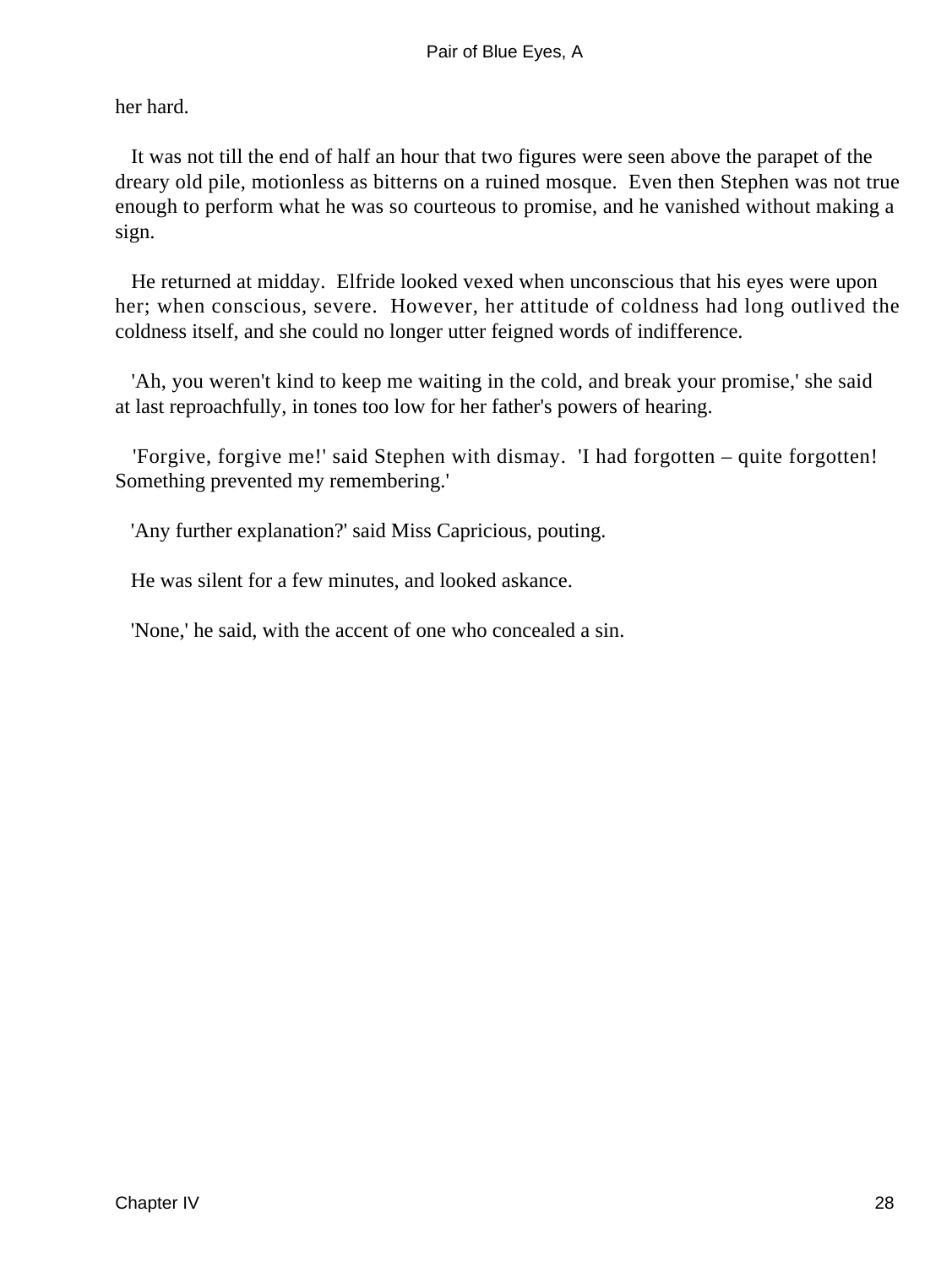her hard.

It was not till the end of half an hour that two figures were seen above the parapet of the dreary old pile, motionless as bitterns on a ruined mosque. Even then Stephen was not true enough to perform what he was so courteous to promise, and he vanished without making a sign.

He returned at midday. Elfride looked vexed when unconscious that his eyes were upon her; when conscious, severe. However, her attitude of coldness had long outlived the coldness itself, and she could no longer utter feigned words of indifference.

'Ah, you weren't kind to keep me waiting in the cold, and break your promise,' she said at last reproachfully, in tones too low for her father's powers of hearing.

'Forgive, forgive me!' said Stephen with dismay. 'I had forgotten – quite forgotten! Something prevented my remembering.'

'Any further explanation?' said Miss Capricious, pouting.

He was silent for a few minutes, and looked askance.

'None,' he said, with the accent of one who concealed a sin.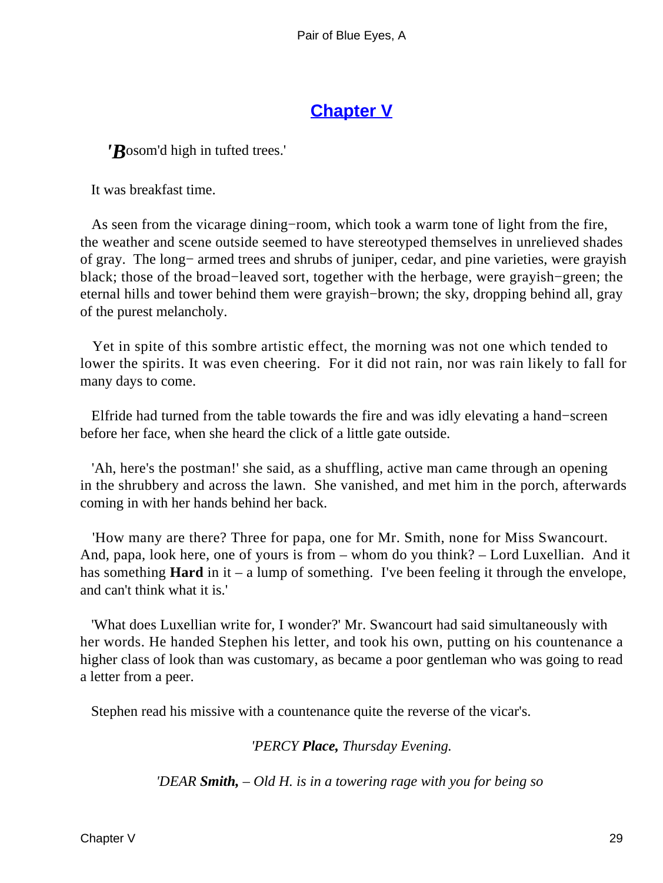# [Chapter V]()

*'B*osom'd high in tufted trees.'

It was breakfast time.

As seen from the vicarage dining−room, which took a warm tone of light from the fire, the weather and scene outside seemed to have stereotyped themselves in unrelieved shades of gray. The long− armed trees and shrubs of juniper, cedar, and pine varieties, were grayish black; those of the broad−leaved sort, together with the herbage, were grayish−green; the eternal hills and tower behind them were grayish−brown; the sky, dropping behind all, gray of the purest melancholy.

Yet in spite of this sombre artistic effect, the morning was not one which tended to lower the spirits. It was even cheering. For it did not rain, nor was rain likely to fall for many days to come.

Elfride had turned from the table towards the fire and was idly elevating a hand−screen before her face, when she heard the click of a little gate outside.

'Ah, here's the postman!' she said, as a shuffling, active man came through an opening in the shrubbery and across the lawn. She vanished, and met him in the porch, afterwards coming in with her hands behind her back.

'How many are there? Three for papa, one for Mr. Smith, none for Miss Swancourt. And, papa, look here, one of yours is from – whom do you think? – Lord Luxellian. And it has something **Hard** in it – a lump of something. I've been feeling it through the envelope, and can't think what it is.'

'What does Luxellian write for, I wonder?' Mr. Swancourt had said simultaneously with her words. He handed Stephen his letter, and took his own, putting on his countenance a higher class of look than was customary, as became a poor gentleman who was going to read a letter from a peer.

Stephen read his missive with a countenance quite the reverse of the vicar's.

*'PERCY **Place,** Thursday Evening.*

*'DEAR **Smith,** – Old H. is in a towering rage with you for being so*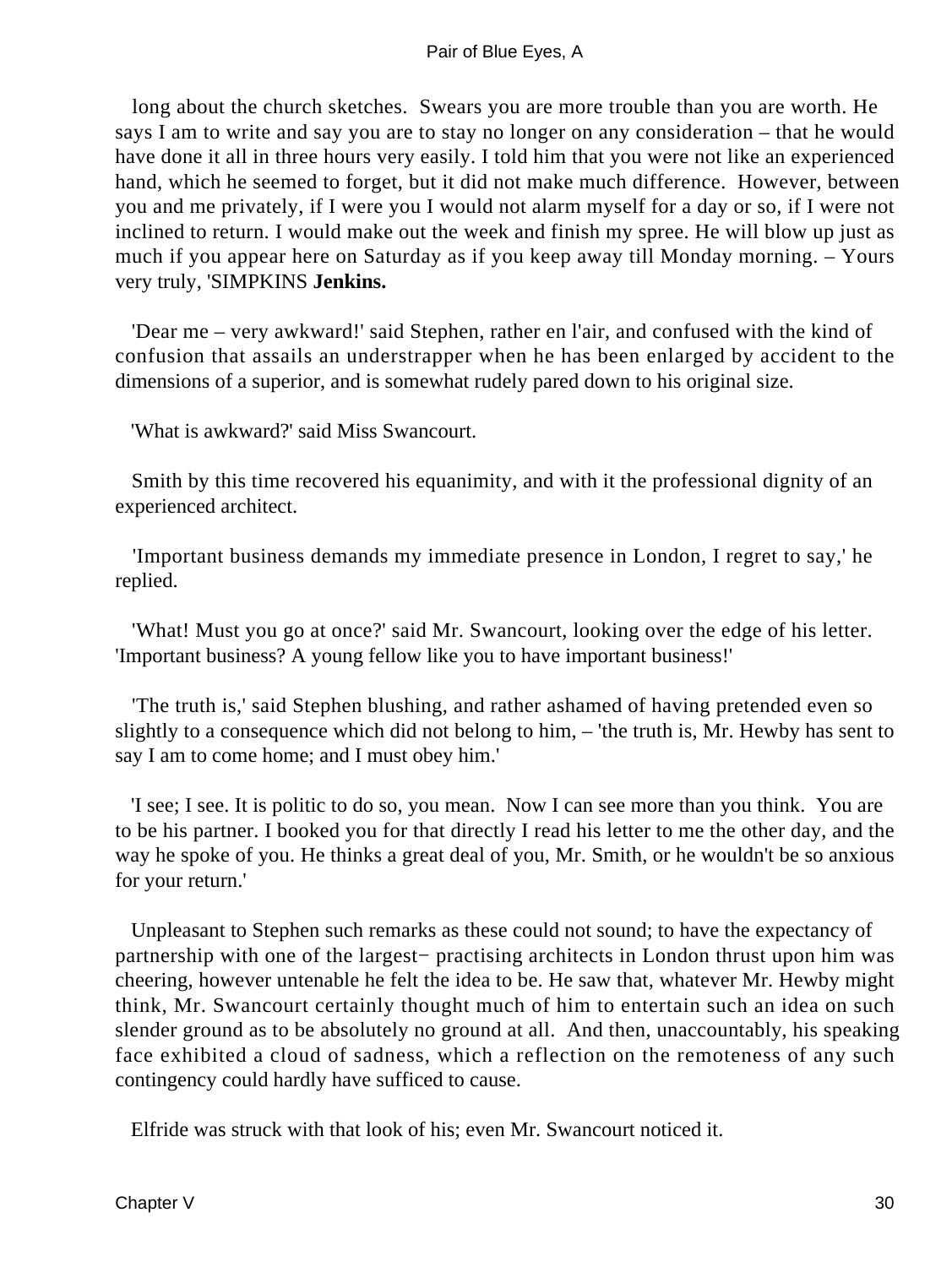long about the church sketches. Swears you are more trouble than you are worth. He says I am to write and say you are to stay no longer on any consideration – that he would have done it all in three hours very easily. I told him that you were not like an experienced hand, which he seemed to forget, but it did not make much difference. However, between you and me privately, if I were you I would not alarm myself for a day or so, if I were not inclined to return. I would make out the week and finish my spree. He will blow up just as much if you appear here on Saturday as if you keep away till Monday morning. – Yours very truly, 'SIMPKINS **Jenkins.**

'Dear me – very awkward!' said Stephen, rather en l'air, and confused with the kind of confusion that assails an understrapper when he has been enlarged by accident to the dimensions of a superior, and is somewhat rudely pared down to his original size.

'What is awkward?' said Miss Swancourt.

Smith by this time recovered his equanimity, and with it the professional dignity of an experienced architect.

'Important business demands my immediate presence in London, I regret to say,' he replied.

'What! Must you go at once?' said Mr. Swancourt, looking over the edge of his letter. 'Important business? A young fellow like you to have important business!'

'The truth is,' said Stephen blushing, and rather ashamed of having pretended even so slightly to a consequence which did not belong to him, – 'the truth is, Mr. Hewby has sent to say I am to come home; and I must obey him.'

'I see; I see. It is politic to do so, you mean. Now I can see more than you think. You are to be his partner. I booked you for that directly I read his letter to me the other day, and the way he spoke of you. He thinks a great deal of you, Mr. Smith, or he wouldn't be so anxious for your return.'

Unpleasant to Stephen such remarks as these could not sound; to have the expectancy of partnership with one of the largest− practising architects in London thrust upon him was cheering, however untenable he felt the idea to be. He saw that, whatever Mr. Hewby might think, Mr. Swancourt certainly thought much of him to entertain such an idea on such slender ground as to be absolutely no ground at all. And then, unaccountably, his speaking face exhibited a cloud of sadness, which a reflection on the remoteness of any such contingency could hardly have sufficed to cause.

Elfride was struck with that look of his; even Mr. Swancourt noticed it.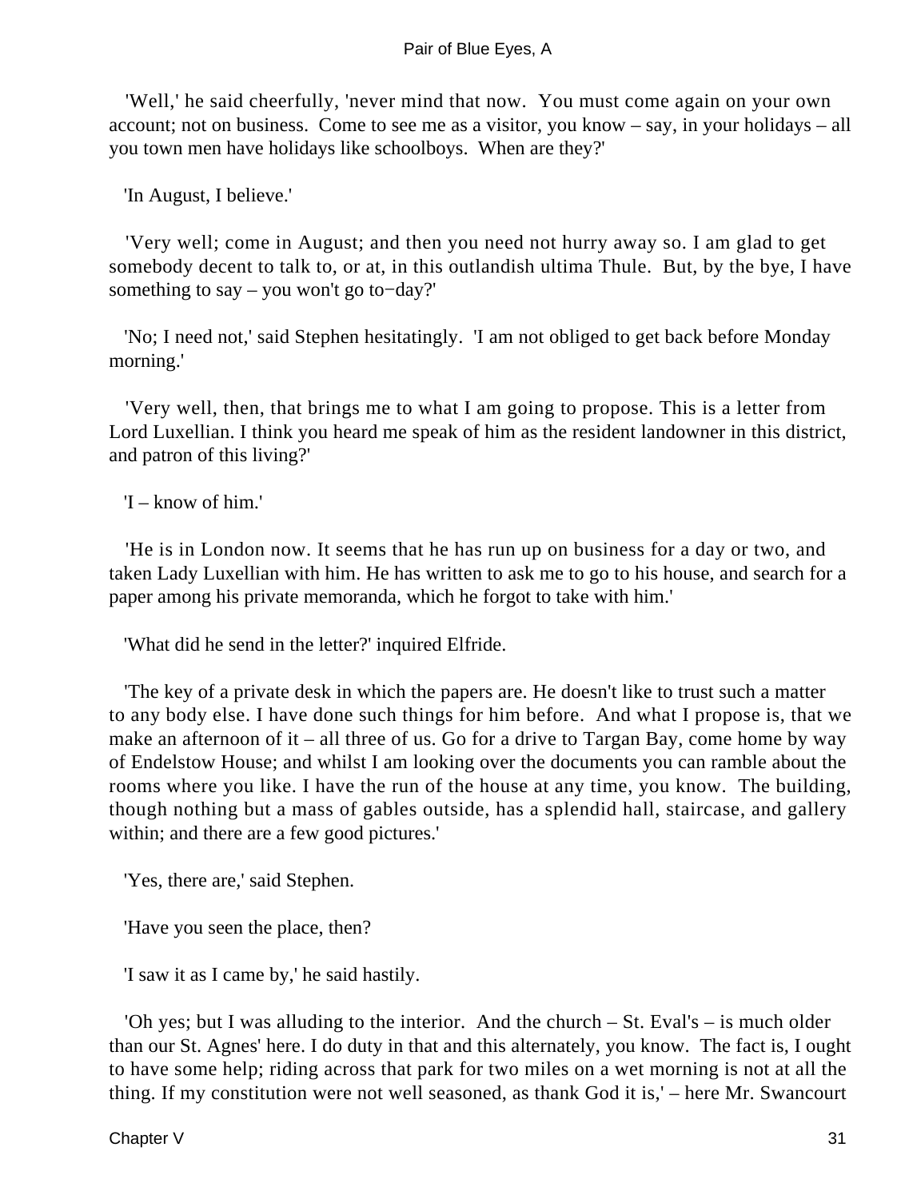'Well,' he said cheerfully, 'never mind that now. You must come again on your own account; not on business. Come to see me as a visitor, you know – say, in your holidays – all you town men have holidays like schoolboys. When are they?'

'In August, I believe.'

'Very well; come in August; and then you need not hurry away so. I am glad to get somebody decent to talk to, or at, in this outlandish ultima Thule. But, by the bye, I have something to say – you won't go to−day?'

'No; I need not,' said Stephen hesitatingly. 'I am not obliged to get back before Monday morning.'

'Very well, then, that brings me to what I am going to propose. This is a letter from Lord Luxellian. I think you heard me speak of him as the resident landowner in this district, and patron of this living?'

'I – know of him.'

'He is in London now. It seems that he has run up on business for a day or two, and taken Lady Luxellian with him. He has written to ask me to go to his house, and search for a paper among his private memoranda, which he forgot to take with him.'

'What did he send in the letter?' inquired Elfride.

'The key of a private desk in which the papers are. He doesn't like to trust such a matter to any body else. I have done such things for him before. And what I propose is, that we make an afternoon of it – all three of us. Go for a drive to Targan Bay, come home by way of Endelstow House; and whilst I am looking over the documents you can ramble about the rooms where you like. I have the run of the house at any time, you know. The building, though nothing but a mass of gables outside, has a splendid hall, staircase, and gallery within; and there are a few good pictures.'

'Yes, there are,' said Stephen.

'Have you seen the place, then?

'I saw it as I came by,' he said hastily.

'Oh yes; but I was alluding to the interior. And the church – St. Eval's – is much older than our St. Agnes' here. I do duty in that and this alternately, you know. The fact is, I ought to have some help; riding across that park for two miles on a wet morning is not at all the thing. If my constitution were not well seasoned, as thank God it is,' – here Mr. Swancourt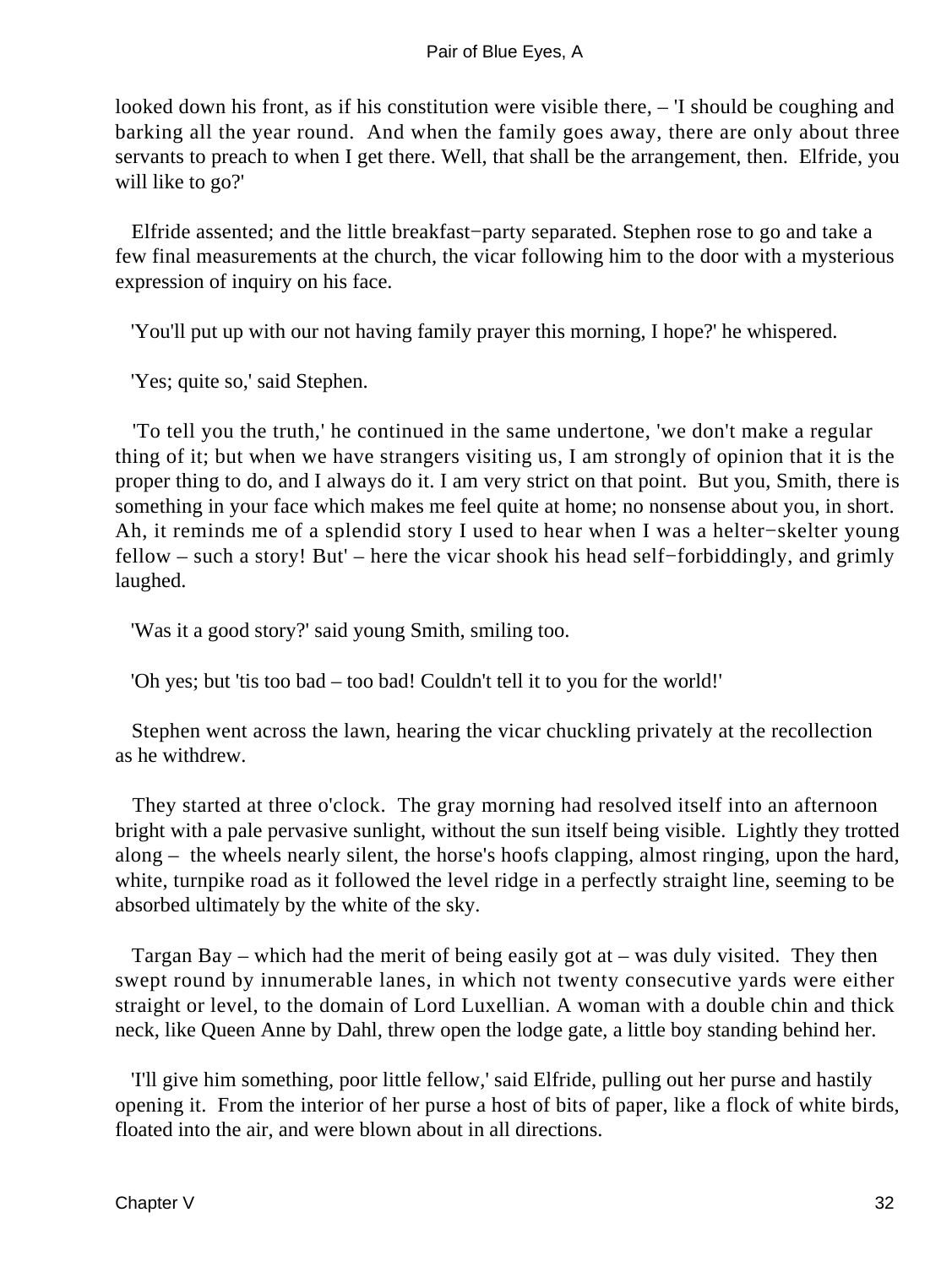looked down his front, as if his constitution were visible there, – 'I should be coughing and barking all the year round. And when the family goes away, there are only about three servants to preach to when I get there. Well, that shall be the arrangement, then. Elfride, you will like to go?'

Elfride assented; and the little breakfast−party separated. Stephen rose to go and take a few final measurements at the church, the vicar following him to the door with a mysterious expression of inquiry on his face.

'You'll put up with our not having family prayer this morning, I hope?' he whispered.

'Yes; quite so,' said Stephen.

'To tell you the truth,' he continued in the same undertone, 'we don't make a regular thing of it; but when we have strangers visiting us, I am strongly of opinion that it is the proper thing to do, and I always do it. I am very strict on that point. But you, Smith, there is something in your face which makes me feel quite at home; no nonsense about you, in short. Ah, it reminds me of a splendid story I used to hear when I was a helter−skelter young fellow – such a story! But' – here the vicar shook his head self−forbiddingly, and grimly laughed.

'Was it a good story?' said young Smith, smiling too.

'Oh yes; but 'tis too bad – too bad! Couldn't tell it to you for the world!'

Stephen went across the lawn, hearing the vicar chuckling privately at the recollection as he withdrew.

They started at three o'clock. The gray morning had resolved itself into an afternoon bright with a pale pervasive sunlight, without the sun itself being visible. Lightly they trotted along – the wheels nearly silent, the horse's hoofs clapping, almost ringing, upon the hard, white, turnpike road as it followed the level ridge in a perfectly straight line, seeming to be absorbed ultimately by the white of the sky.

Targan Bay – which had the merit of being easily got at – was duly visited. They then swept round by innumerable lanes, in which not twenty consecutive yards were either straight or level, to the domain of Lord Luxellian. A woman with a double chin and thick neck, like Queen Anne by Dahl, threw open the lodge gate, a little boy standing behind her.

'I'll give him something, poor little fellow,' said Elfride, pulling out her purse and hastily opening it. From the interior of her purse a host of bits of paper, like a flock of white birds, floated into the air, and were blown about in all directions.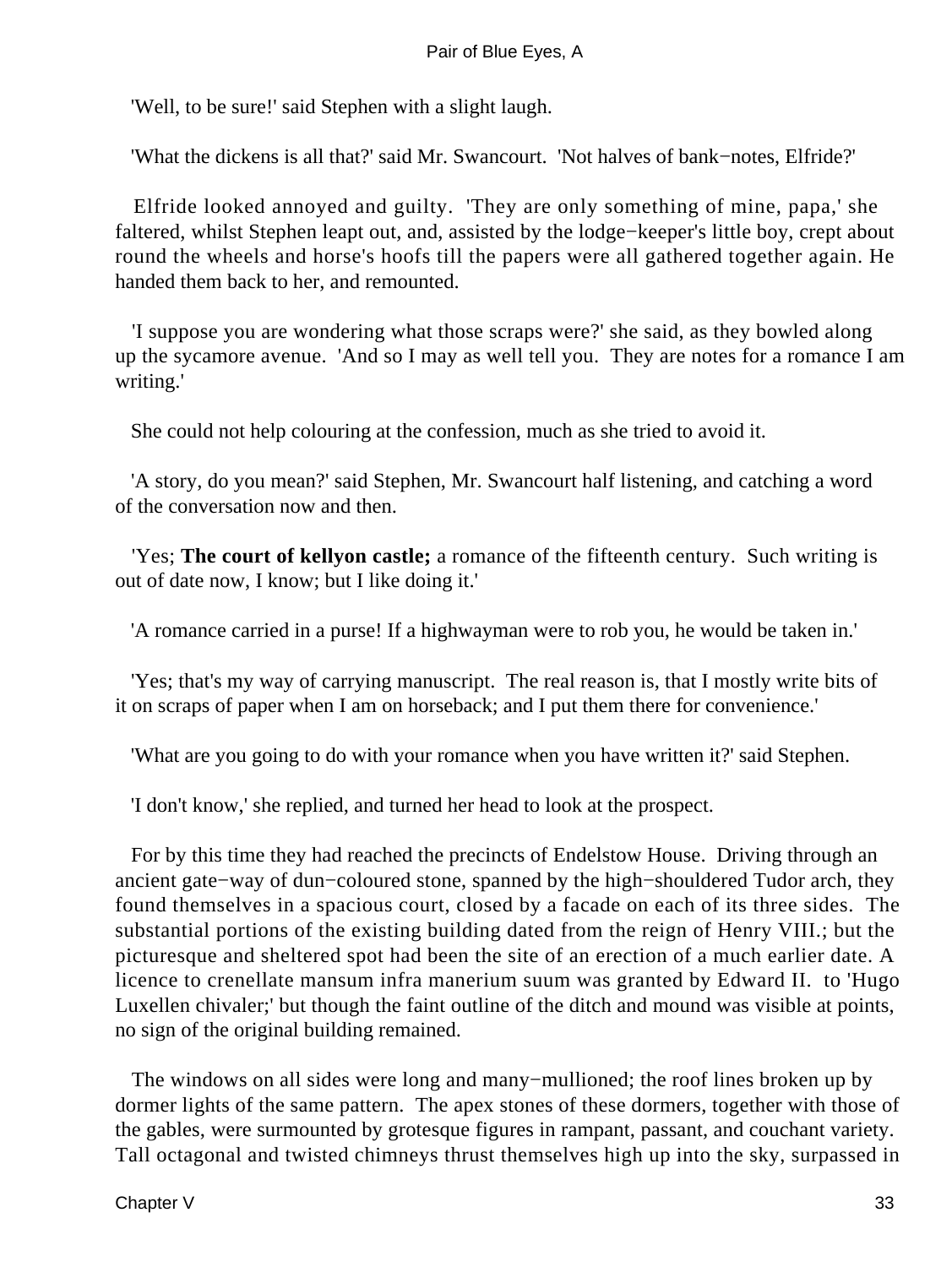'Well, to be sure!' said Stephen with a slight laugh.

'What the dickens is all that?' said Mr. Swancourt. 'Not halves of bank−notes, Elfride?'

Elfride looked annoyed and guilty. 'They are only something of mine, papa,' she faltered, whilst Stephen leapt out, and, assisted by the lodge−keeper's little boy, crept about round the wheels and horse's hoofs till the papers were all gathered together again. He handed them back to her, and remounted.

'I suppose you are wondering what those scraps were?' she said, as they bowled along up the sycamore avenue. 'And so I may as well tell you. They are notes for a romance I am writing.'

She could not help colouring at the confession, much as she tried to avoid it.

'A story, do you mean?' said Stephen, Mr. Swancourt half listening, and catching a word of the conversation now and then.

'Yes; **The court of kellyon castle;** a romance of the fifteenth century. Such writing is out of date now, I know; but I like doing it.'

'A romance carried in a purse! If a highwayman were to rob you, he would be taken in.'

'Yes; that's my way of carrying manuscript. The real reason is, that I mostly write bits of it on scraps of paper when I am on horseback; and I put them there for convenience.'

'What are you going to do with your romance when you have written it?' said Stephen.

'I don't know,' she replied, and turned her head to look at the prospect.

For by this time they had reached the precincts of Endelstow House. Driving through an ancient gate−way of dun−coloured stone, spanned by the high−shouldered Tudor arch, they found themselves in a spacious court, closed by a facade on each of its three sides. The substantial portions of the existing building dated from the reign of Henry VIII.; but the picturesque and sheltered spot had been the site of an erection of a much earlier date. A licence to crenellate mansum infra manerium suum was granted by Edward II. to 'Hugo Luxellen chivaler;' but though the faint outline of the ditch and mound was visible at points, no sign of the original building remained.

The windows on all sides were long and many−mullioned; the roof lines broken up by dormer lights of the same pattern. The apex stones of these dormers, together with those of the gables, were surmounted by grotesque figures in rampant, passant, and couchant variety. Tall octagonal and twisted chimneys thrust themselves high up into the sky, surpassed in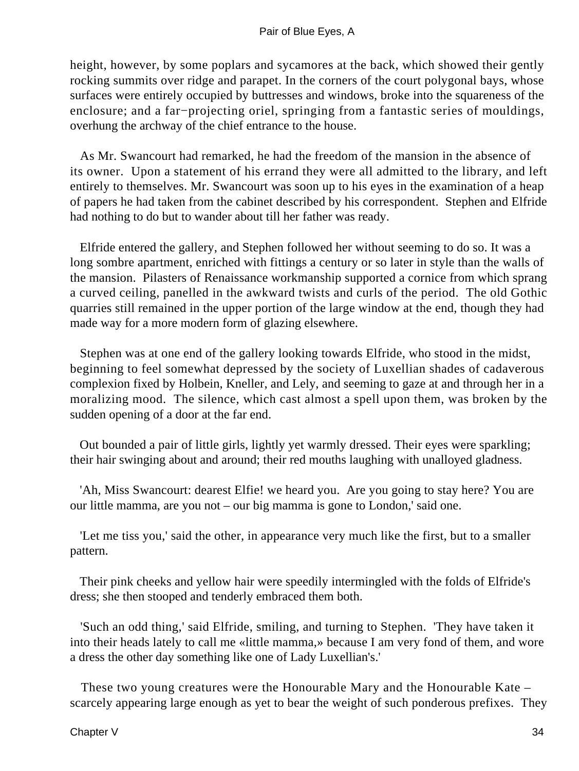height, however, by some poplars and sycamores at the back, which showed their gently rocking summits over ridge and parapet. In the corners of the court polygonal bays, whose surfaces were entirely occupied by buttresses and windows, broke into the squareness of the enclosure; and a far−projecting oriel, springing from a fantastic series of mouldings, overhung the archway of the chief entrance to the house.

As Mr. Swancourt had remarked, he had the freedom of the mansion in the absence of its owner. Upon a statement of his errand they were all admitted to the library, and left entirely to themselves. Mr. Swancourt was soon up to his eyes in the examination of a heap of papers he had taken from the cabinet described by his correspondent. Stephen and Elfride had nothing to do but to wander about till her father was ready.

Elfride entered the gallery, and Stephen followed her without seeming to do so. It was a long sombre apartment, enriched with fittings a century or so later in style than the walls of the mansion. Pilasters of Renaissance workmanship supported a cornice from which sprang a curved ceiling, panelled in the awkward twists and curls of the period. The old Gothic quarries still remained in the upper portion of the large window at the end, though they had made way for a more modern form of glazing elsewhere.

Stephen was at one end of the gallery looking towards Elfride, who stood in the midst, beginning to feel somewhat depressed by the society of Luxellian shades of cadaverous complexion fixed by Holbein, Kneller, and Lely, and seeming to gaze at and through her in a moralizing mood. The silence, which cast almost a spell upon them, was broken by the sudden opening of a door at the far end.

Out bounded a pair of little girls, lightly yet warmly dressed. Their eyes were sparkling; their hair swinging about and around; their red mouths laughing with unalloyed gladness.

'Ah, Miss Swancourt: dearest Elfie! we heard you. Are you going to stay here? You are our little mamma, are you not – our big mamma is gone to London,' said one.

'Let me tiss you,' said the other, in appearance very much like the first, but to a smaller pattern.

Their pink cheeks and yellow hair were speedily intermingled with the folds of Elfride's dress; she then stooped and tenderly embraced them both.

'Such an odd thing,' said Elfride, smiling, and turning to Stephen. 'They have taken it into their heads lately to call me «little mamma,» because I am very fond of them, and wore a dress the other day something like one of Lady Luxellian's.'

These two young creatures were the Honourable Mary and the Honourable Kate – scarcely appearing large enough as yet to bear the weight of such ponderous prefixes. They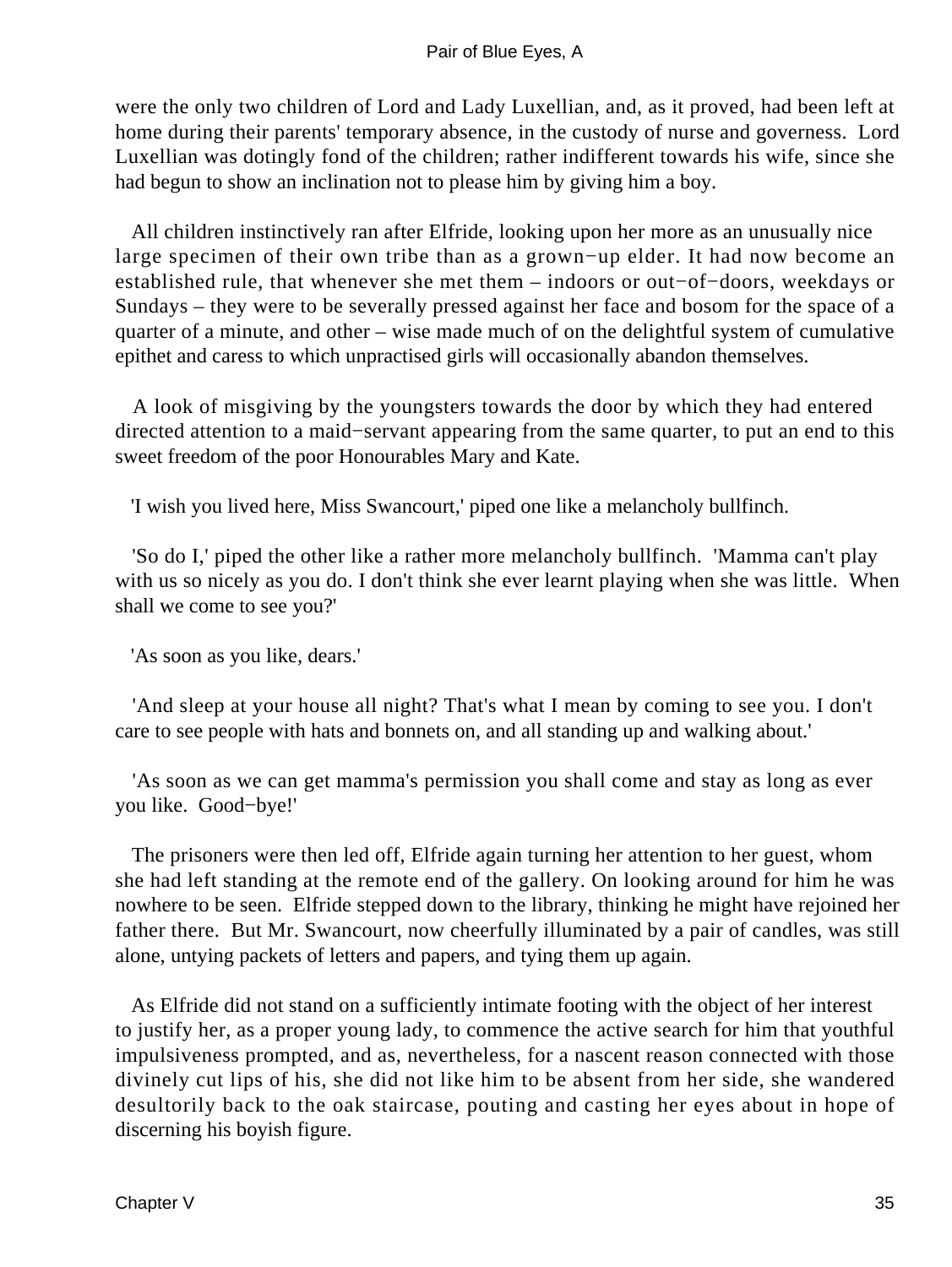were the only two children of Lord and Lady Luxellian, and, as it proved, had been left at home during their parents' temporary absence, in the custody of nurse and governess. Lord Luxellian was dotingly fond of the children; rather indifferent towards his wife, since she had begun to show an inclination not to please him by giving him a boy.

All children instinctively ran after Elfride, looking upon her more as an unusually nice large specimen of their own tribe than as a grown−up elder. It had now become an established rule, that whenever she met them – indoors or out−of−doors, weekdays or Sundays – they were to be severally pressed against her face and bosom for the space of a quarter of a minute, and other – wise made much of on the delightful system of cumulative epithet and caress to which unpractised girls will occasionally abandon themselves.

A look of misgiving by the youngsters towards the door by which they had entered directed attention to a maid−servant appearing from the same quarter, to put an end to this sweet freedom of the poor Honourables Mary and Kate.

'I wish you lived here, Miss Swancourt,' piped one like a melancholy bullfinch.

'So do I,' piped the other like a rather more melancholy bullfinch. 'Mamma can't play with us so nicely as you do. I don't think she ever learnt playing when she was little. When shall we come to see you?'

'As soon as you like, dears.'

'And sleep at your house all night? That's what I mean by coming to see you. I don't care to see people with hats and bonnets on, and all standing up and walking about.'

'As soon as we can get mamma's permission you shall come and stay as long as ever you like. Good−bye!'

The prisoners were then led off, Elfride again turning her attention to her guest, whom she had left standing at the remote end of the gallery. On looking around for him he was nowhere to be seen. Elfride stepped down to the library, thinking he might have rejoined her father there. But Mr. Swancourt, now cheerfully illuminated by a pair of candles, was still alone, untying packets of letters and papers, and tying them up again.

As Elfride did not stand on a sufficiently intimate footing with the object of her interest to justify her, as a proper young lady, to commence the active search for him that youthful impulsiveness prompted, and as, nevertheless, for a nascent reason connected with those divinely cut lips of his, she did not like him to be absent from her side, she wandered desultorily back to the oak staircase, pouting and casting her eyes about in hope of discerning his boyish figure.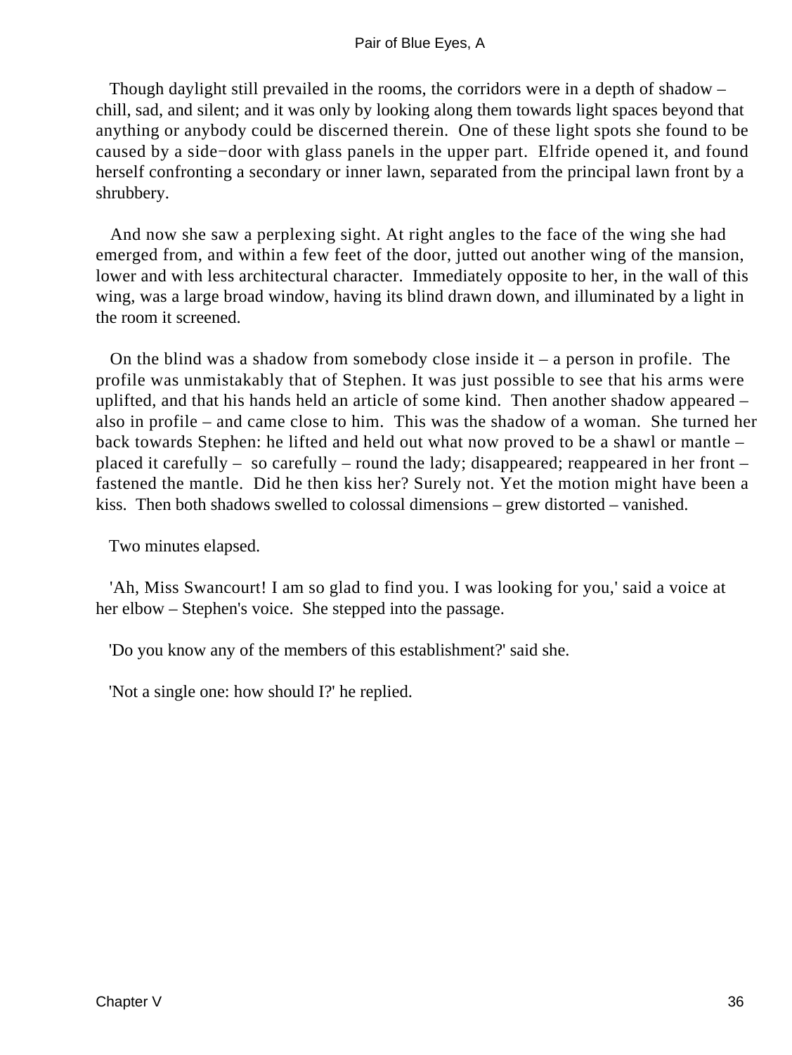Though daylight still prevailed in the rooms, the corridors were in a depth of shadow – chill, sad, and silent; and it was only by looking along them towards light spaces beyond that anything or anybody could be discerned therein. One of these light spots she found to be caused by a side−door with glass panels in the upper part. Elfride opened it, and found herself confronting a secondary or inner lawn, separated from the principal lawn front by a shrubbery.

And now she saw a perplexing sight. At right angles to the face of the wing she had emerged from, and within a few feet of the door, jutted out another wing of the mansion, lower and with less architectural character. Immediately opposite to her, in the wall of this wing, was a large broad window, having its blind drawn down, and illuminated by a light in the room it screened.

On the blind was a shadow from somebody close inside it – a person in profile. The profile was unmistakably that of Stephen. It was just possible to see that his arms were uplifted, and that his hands held an article of some kind. Then another shadow appeared – also in profile – and came close to him. This was the shadow of a woman. She turned her back towards Stephen: he lifted and held out what now proved to be a shawl or mantle – placed it carefully – so carefully – round the lady; disappeared; reappeared in her front – fastened the mantle. Did he then kiss her? Surely not. Yet the motion might have been a kiss. Then both shadows swelled to colossal dimensions – grew distorted – vanished.

Two minutes elapsed.

'Ah, Miss Swancourt! I am so glad to find you. I was looking for you,' said a voice at her elbow – Stephen's voice. She stepped into the passage.

'Do you know any of the members of this establishment?' said she.

'Not a single one: how should I?' he replied.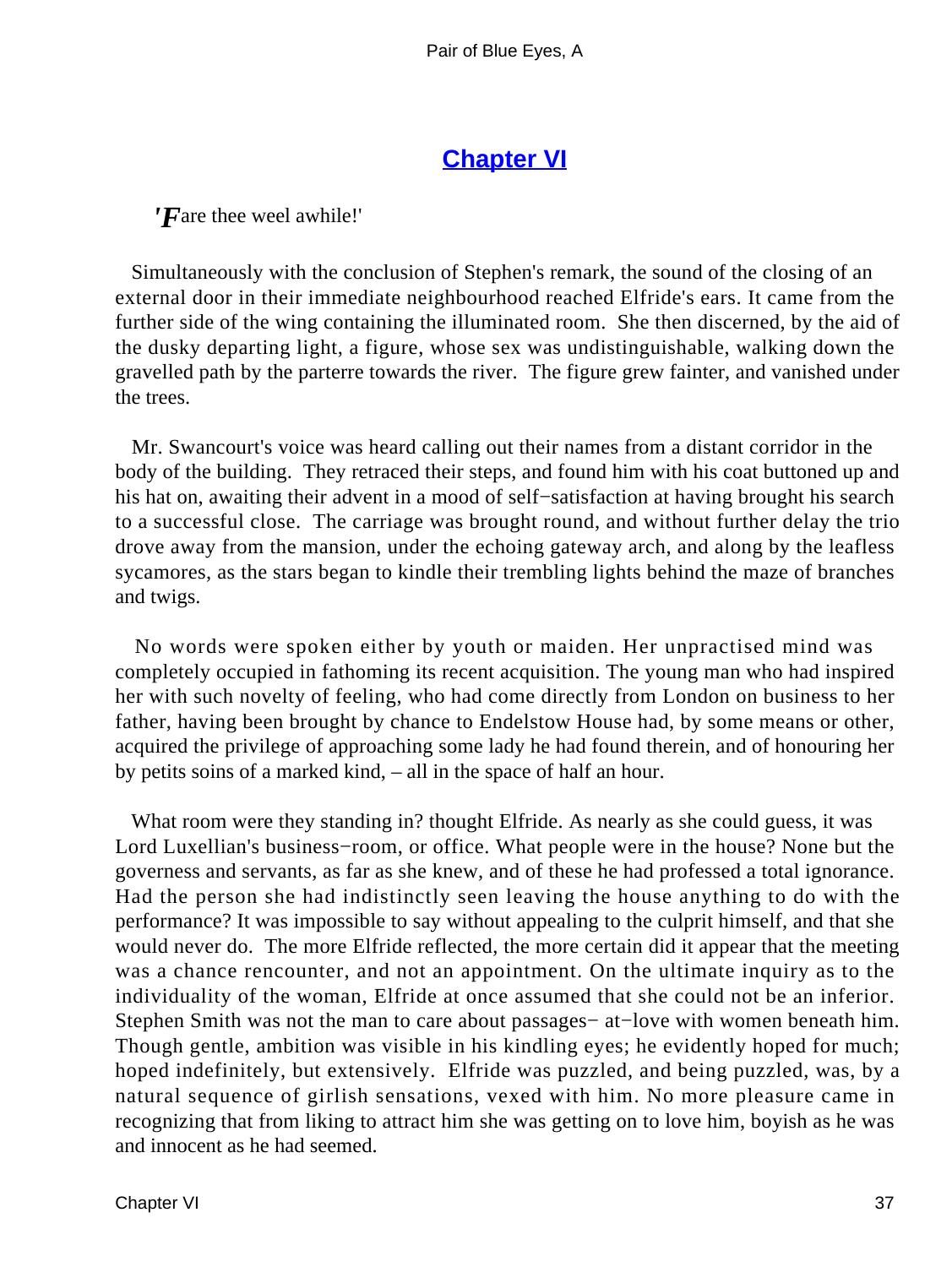## Chapter VI

'*F*are thee weel awhile!'

Simultaneously with the conclusion of Stephen's remark, the sound of the closing of an external door in their immediate neighbourhood reached Elfride's ears. It came from the further side of the wing containing the illuminated room. She then discerned, by the aid of the dusky departing light, a figure, whose sex was undistinguishable, walking down the gravelled path by the parterre towards the river. The figure grew fainter, and vanished under the trees.

Mr. Swancourt's voice was heard calling out their names from a distant corridor in the body of the building. They retraced their steps, and found him with his coat buttoned up and his hat on, awaiting their advent in a mood of self−satisfaction at having brought his search to a successful close. The carriage was brought round, and without further delay the trio drove away from the mansion, under the echoing gateway arch, and along by the leafless sycamores, as the stars began to kindle their trembling lights behind the maze of branches and twigs.

No words were spoken either by youth or maiden. Her unpractised mind was completely occupied in fathoming its recent acquisition. The young man who had inspired her with such novelty of feeling, who had come directly from London on business to her father, having been brought by chance to Endelstow House had, by some means or other, acquired the privilege of approaching some lady he had found therein, and of honouring her by petits soins of a marked kind, – all in the space of half an hour.

What room were they standing in? thought Elfride. As nearly as she could guess, it was Lord Luxellian's business−room, or office. What people were in the house? None but the governess and servants, as far as she knew, and of these he had professed a total ignorance. Had the person she had indistinctly seen leaving the house anything to do with the performance? It was impossible to say without appealing to the culprit himself, and that she would never do. The more Elfride reflected, the more certain did it appear that the meeting was a chance rencounter, and not an appointment. On the ultimate inquiry as to the individuality of the woman, Elfride at once assumed that she could not be an inferior. Stephen Smith was not the man to care about passages− at−love with women beneath him. Though gentle, ambition was visible in his kindling eyes; he evidently hoped for much; hoped indefinitely, but extensively. Elfride was puzzled, and being puzzled, was, by a natural sequence of girlish sensations, vexed with him. No more pleasure came in recognizing that from liking to attract him she was getting on to love him, boyish as he was and innocent as he had seemed.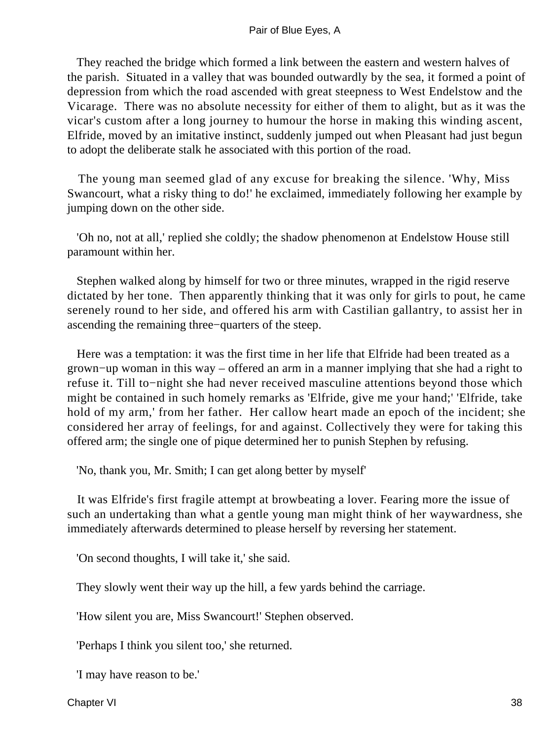They reached the bridge which formed a link between the eastern and western halves of the parish. Situated in a valley that was bounded outwardly by the sea, it formed a point of depression from which the road ascended with great steepness to West Endelstow and the Vicarage. There was no absolute necessity for either of them to alight, but as it was the vicar's custom after a long journey to humour the horse in making this winding ascent, Elfride, moved by an imitative instinct, suddenly jumped out when Pleasant had just begun to adopt the deliberate stalk he associated with this portion of the road.

The young man seemed glad of any excuse for breaking the silence. 'Why, Miss Swancourt, what a risky thing to do!' he exclaimed, immediately following her example by jumping down on the other side.

'Oh no, not at all,' replied she coldly; the shadow phenomenon at Endelstow House still paramount within her.

Stephen walked along by himself for two or three minutes, wrapped in the rigid reserve dictated by her tone. Then apparently thinking that it was only for girls to pout, he came serenely round to her side, and offered his arm with Castilian gallantry, to assist her in ascending the remaining three−quarters of the steep.

Here was a temptation: it was the first time in her life that Elfride had been treated as a grown−up woman in this way – offered an arm in a manner implying that she had a right to refuse it. Till to−night she had never received masculine attentions beyond those which might be contained in such homely remarks as 'Elfride, give me your hand;' 'Elfride, take hold of my arm,' from her father. Her callow heart made an epoch of the incident; she considered her array of feelings, for and against. Collectively they were for taking this offered arm; the single one of pique determined her to punish Stephen by refusing.

'No, thank you, Mr. Smith; I can get along better by myself'

It was Elfride's first fragile attempt at browbeating a lover. Fearing more the issue of such an undertaking than what a gentle young man might think of her waywardness, she immediately afterwards determined to please herself by reversing her statement.

'On second thoughts, I will take it,' she said.

They slowly went their way up the hill, a few yards behind the carriage.

'How silent you are, Miss Swancourt!' Stephen observed.

'Perhaps I think you silent too,' she returned.

'I may have reason to be.'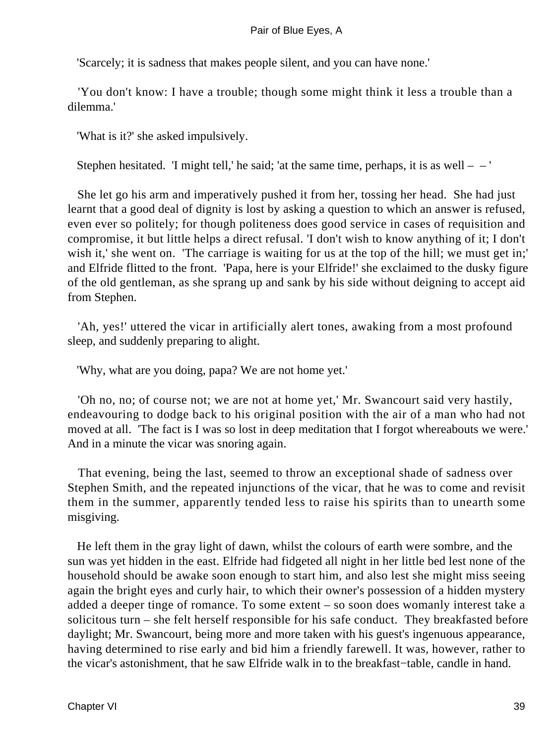'Scarcely; it is sadness that makes people silent, and you can have none.'

'You don't know: I have a trouble; though some might think it less a trouble than a dilemma.'

'What is it?' she asked impulsively.

Stephen hesitated. 'I might tell,' he said; 'at the same time, perhaps, it is as well – – '

She let go his arm and imperatively pushed it from her, tossing her head. She had just learnt that a good deal of dignity is lost by asking a question to which an answer is refused, even ever so politely; for though politeness does good service in cases of requisition and compromise, it but little helps a direct refusal. 'I don't wish to know anything of it; I don't wish it,' she went on. 'The carriage is waiting for us at the top of the hill; we must get in;' and Elfride flitted to the front. 'Papa, here is your Elfride!' she exclaimed to the dusky figure of the old gentleman, as she sprang up and sank by his side without deigning to accept aid from Stephen.

'Ah, yes!' uttered the vicar in artificially alert tones, awaking from a most profound sleep, and suddenly preparing to alight.

'Why, what are you doing, papa? We are not home yet.'

'Oh no, no; of course not; we are not at home yet,' Mr. Swancourt said very hastily, endeavouring to dodge back to his original position with the air of a man who had not moved at all. 'The fact is I was so lost in deep meditation that I forgot whereabouts we were.' And in a minute the vicar was snoring again.

That evening, being the last, seemed to throw an exceptional shade of sadness over Stephen Smith, and the repeated injunctions of the vicar, that he was to come and revisit them in the summer, apparently tended less to raise his spirits than to unearth some misgiving.

He left them in the gray light of dawn, whilst the colours of earth were sombre, and the sun was yet hidden in the east. Elfride had fidgeted all night in her little bed lest none of the household should be awake soon enough to start him, and also lest she might miss seeing again the bright eyes and curly hair, to which their owner's possession of a hidden mystery added a deeper tinge of romance. To some extent – so soon does womanly interest take a solicitous turn – she felt herself responsible for his safe conduct. They breakfasted before daylight; Mr. Swancourt, being more and more taken with his guest's ingenuous appearance, having determined to rise early and bid him a friendly farewell. It was, however, rather to the vicar's astonishment, that he saw Elfride walk in to the breakfast−table, candle in hand.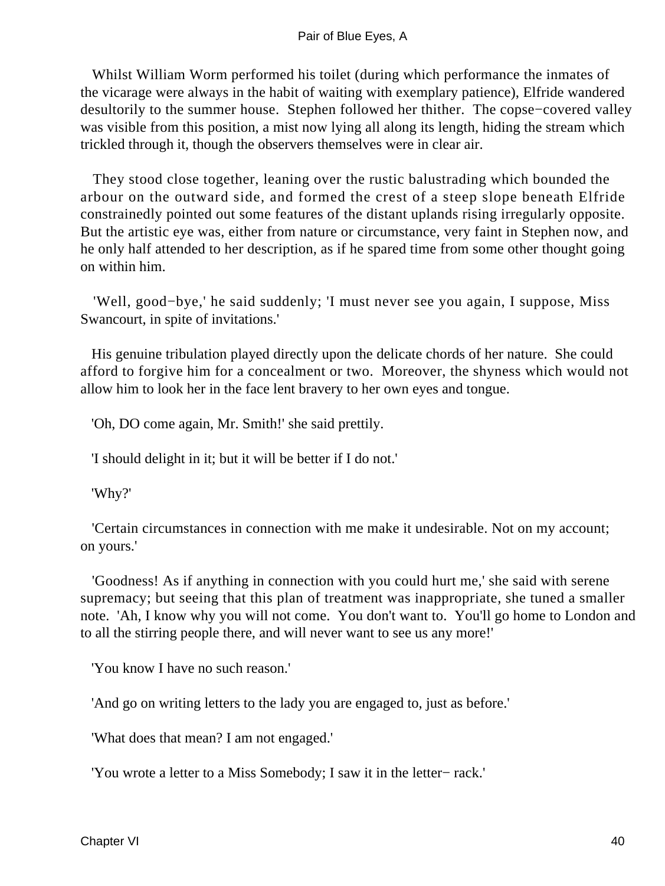Whilst William Worm performed his toilet (during which performance the inmates of the vicarage were always in the habit of waiting with exemplary patience), Elfride wandered desultorily to the summer house. Stephen followed her thither. The copse−covered valley was visible from this position, a mist now lying all along its length, hiding the stream which trickled through it, though the observers themselves were in clear air.

They stood close together, leaning over the rustic balustrading which bounded the arbour on the outward side, and formed the crest of a steep slope beneath Elfride constrainedly pointed out some features of the distant uplands rising irregularly opposite. But the artistic eye was, either from nature or circumstance, very faint in Stephen now, and he only half attended to her description, as if he spared time from some other thought going on within him.

'Well, good−bye,' he said suddenly; 'I must never see you again, I suppose, Miss Swancourt, in spite of invitations.'

His genuine tribulation played directly upon the delicate chords of her nature. She could afford to forgive him for a concealment or two. Moreover, the shyness which would not allow him to look her in the face lent bravery to her own eyes and tongue.

'Oh, DO come again, Mr. Smith!' she said prettily.

'I should delight in it; but it will be better if I do not.'

'Why?'

'Certain circumstances in connection with me make it undesirable. Not on my account; on yours.'

'Goodness! As if anything in connection with you could hurt me,' she said with serene supremacy; but seeing that this plan of treatment was inappropriate, she tuned a smaller note. 'Ah, I know why you will not come. You don't want to. You'll go home to London and to all the stirring people there, and will never want to see us any more!'

'You know I have no such reason.'

'And go on writing letters to the lady you are engaged to, just as before.'

'What does that mean? I am not engaged.'

'You wrote a letter to a Miss Somebody; I saw it in the letter− rack.'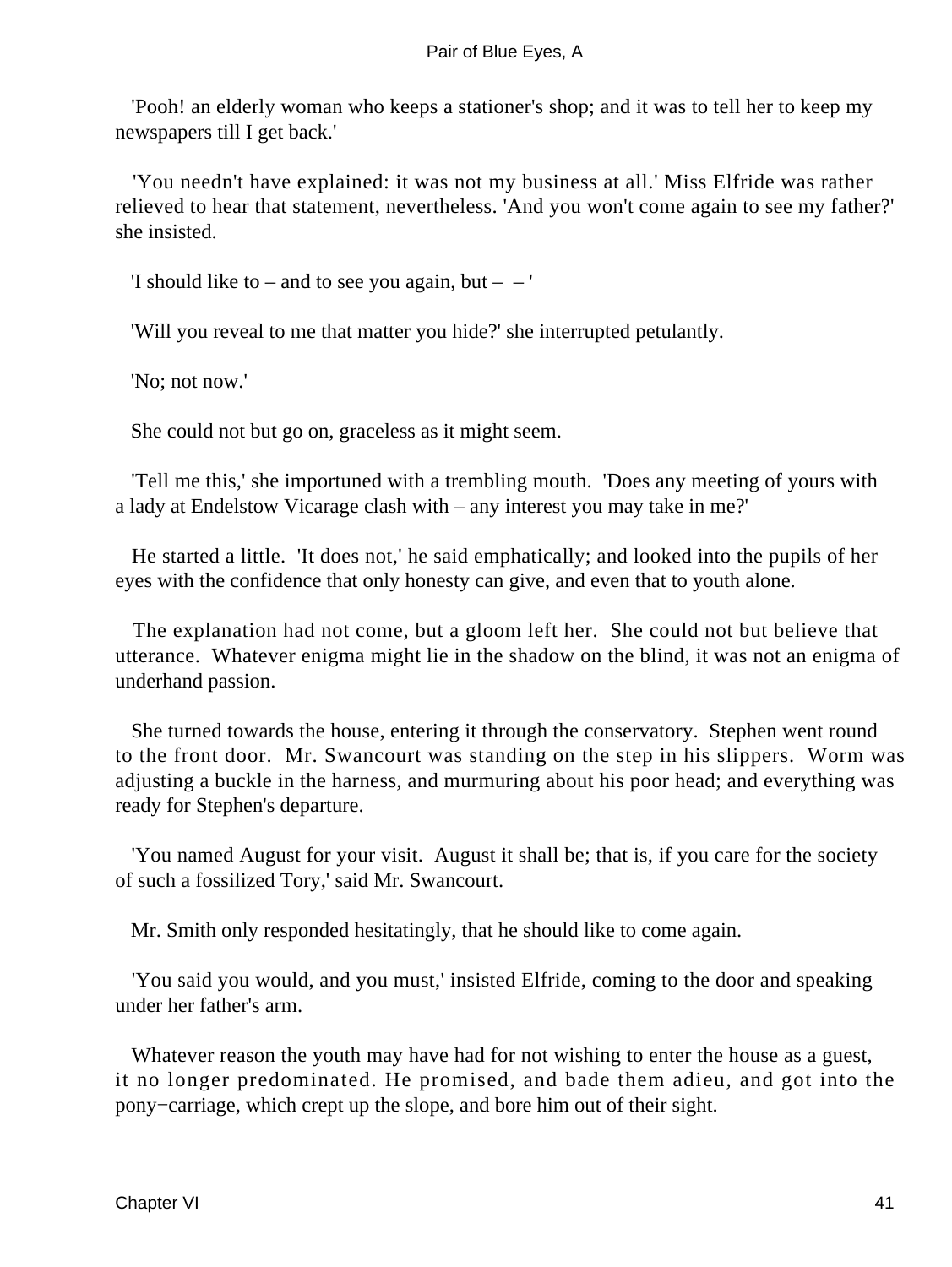'Pooh! an elderly woman who keeps a stationer's shop; and it was to tell her to keep my newspapers till I get back.'

'You needn't have explained: it was not my business at all.' Miss Elfride was rather relieved to hear that statement, nevertheless. 'And you won't come again to see my father?' she insisted.

'I should like to – and to see you again, but – – '

'Will you reveal to me that matter you hide?' she interrupted petulantly.

'No; not now.'

She could not but go on, graceless as it might seem.

'Tell me this,' she importuned with a trembling mouth. 'Does any meeting of yours with a lady at Endelstow Vicarage clash with – any interest you may take in me?'

He started a little. 'It does not,' he said emphatically; and looked into the pupils of her eyes with the confidence that only honesty can give, and even that to youth alone.

The explanation had not come, but a gloom left her. She could not but believe that utterance. Whatever enigma might lie in the shadow on the blind, it was not an enigma of underhand passion.

She turned towards the house, entering it through the conservatory. Stephen went round to the front door. Mr. Swancourt was standing on the step in his slippers. Worm was adjusting a buckle in the harness, and murmuring about his poor head; and everything was ready for Stephen's departure.

'You named August for your visit. August it shall be; that is, if you care for the society of such a fossilized Tory,' said Mr. Swancourt.

Mr. Smith only responded hesitatingly, that he should like to come again.

'You said you would, and you must,' insisted Elfride, coming to the door and speaking under her father's arm.

Whatever reason the youth may have had for not wishing to enter the house as a guest, it no longer predominated. He promised, and bade them adieu, and got into the pony-carriage, which crept up the slope, and bore him out of their sight.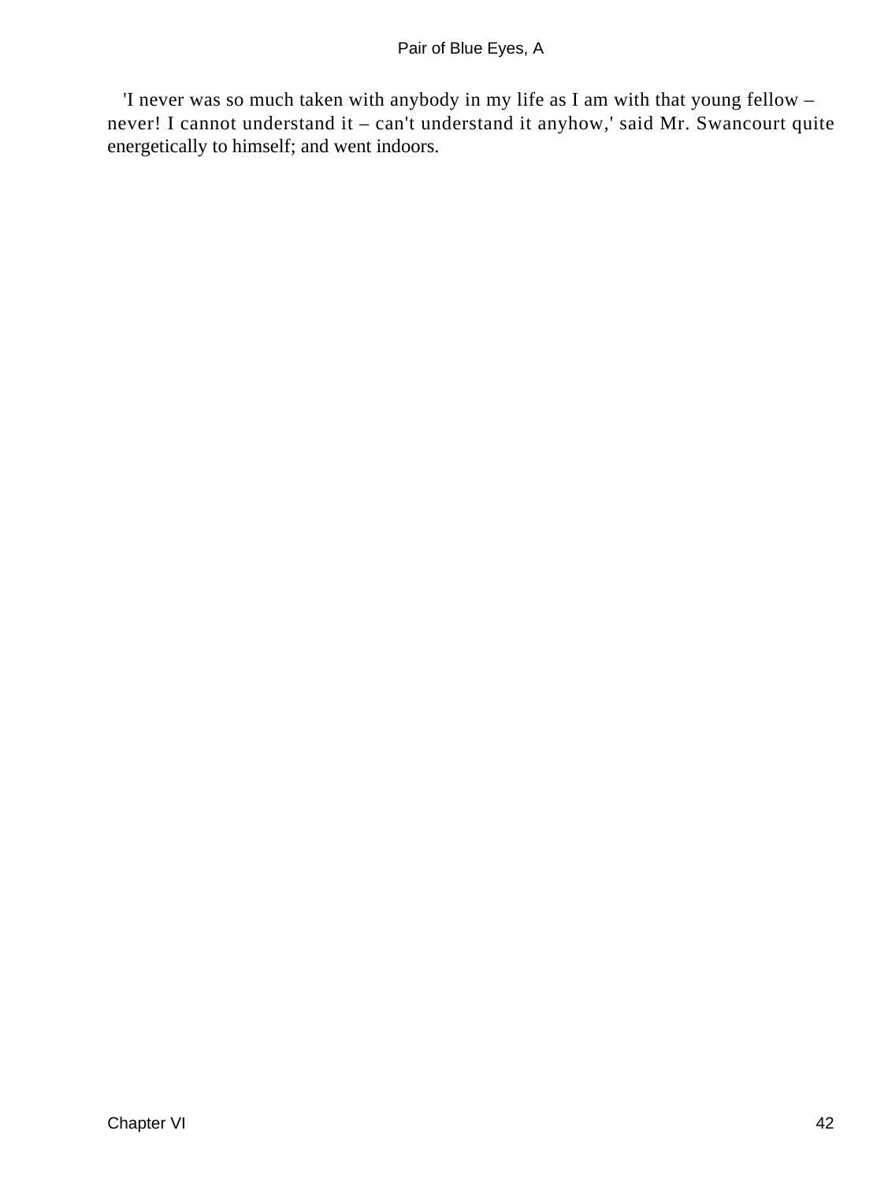'I never was so much taken with anybody in my life as I am with that young fellow – never! I cannot understand it – can't understand it anyhow,' said Mr. Swancourt quite energetically to himself; and went indoors.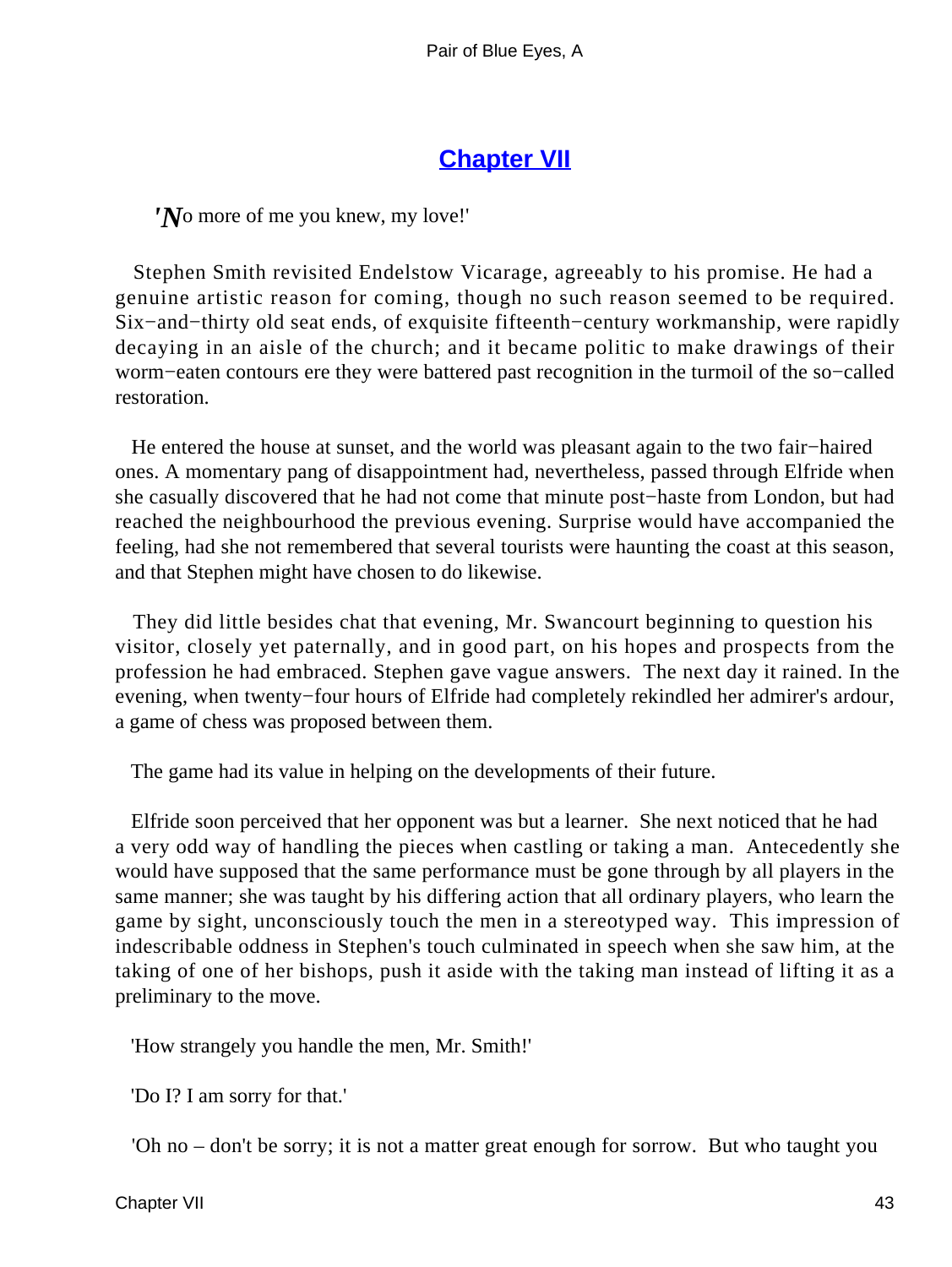## Chapter VII

'*N*o more of me you knew, my love!'

Stephen Smith revisited Endelstow Vicarage, agreeably to his promise. He had a genuine artistic reason for coming, though no such reason seemed to be required. Six−and−thirty old seat ends, of exquisite fifteenth−century workmanship, were rapidly decaying in an aisle of the church; and it became politic to make drawings of their worm−eaten contours ere they were battered past recognition in the turmoil of the so−called restoration.

He entered the house at sunset, and the world was pleasant again to the two fair−haired ones. A momentary pang of disappointment had, nevertheless, passed through Elfride when she casually discovered that he had not come that minute post−haste from London, but had reached the neighbourhood the previous evening. Surprise would have accompanied the feeling, had she not remembered that several tourists were haunting the coast at this season, and that Stephen might have chosen to do likewise.

They did little besides chat that evening, Mr. Swancourt beginning to question his visitor, closely yet paternally, and in good part, on his hopes and prospects from the profession he had embraced. Stephen gave vague answers. The next day it rained. In the evening, when twenty−four hours of Elfride had completely rekindled her admirer's ardour, a game of chess was proposed between them.

The game had its value in helping on the developments of their future.

Elfride soon perceived that her opponent was but a learner. She next noticed that he had a very odd way of handling the pieces when castling or taking a man. Antecedently she would have supposed that the same performance must be gone through by all players in the same manner; she was taught by his differing action that all ordinary players, who learn the game by sight, unconsciously touch the men in a stereotyped way. This impression of indescribable oddness in Stephen's touch culminated in speech when she saw him, at the taking of one of her bishops, push it aside with the taking man instead of lifting it as a preliminary to the move.

'How strangely you handle the men, Mr. Smith!'

'Do I? I am sorry for that.'

'Oh no – don't be sorry; it is not a matter great enough for sorrow. But who taught you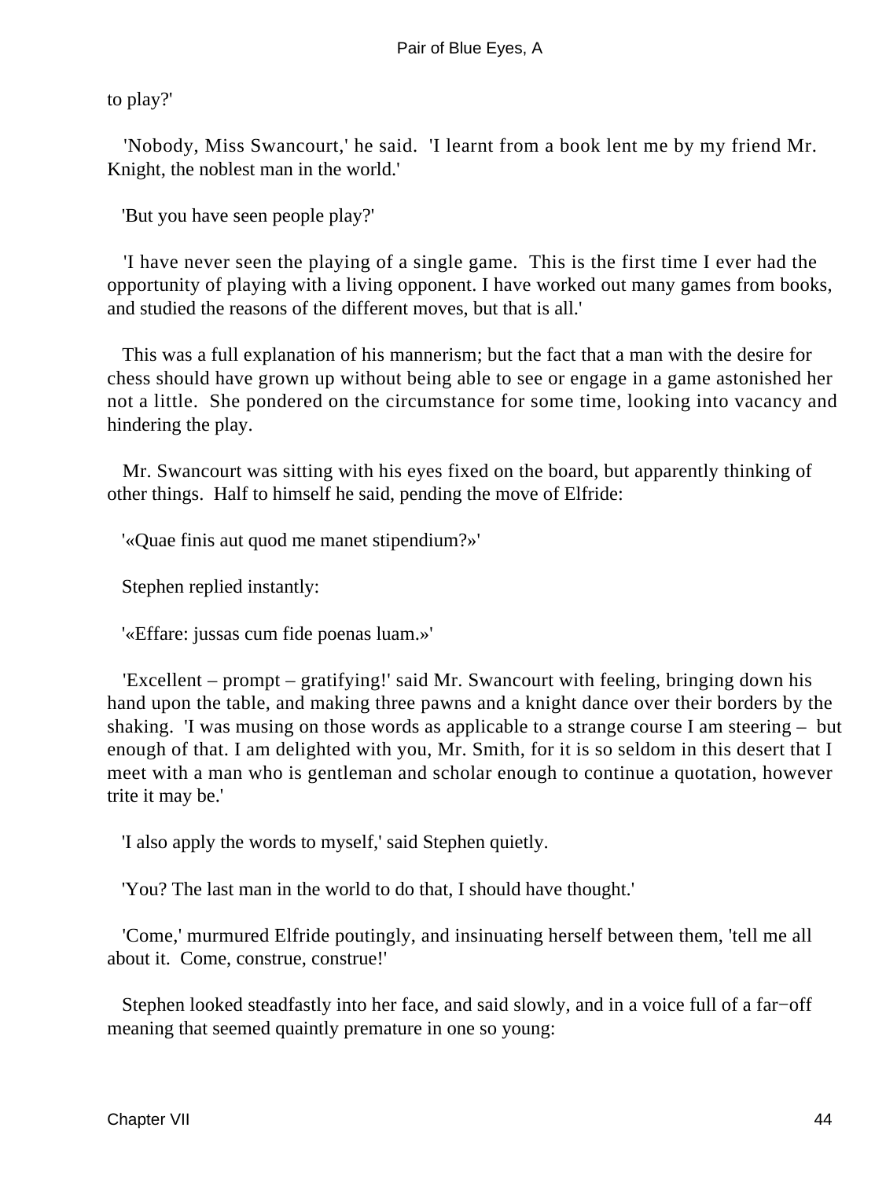to play?'

'Nobody, Miss Swancourt,' he said. 'I learnt from a book lent me by my friend Mr. Knight, the noblest man in the world.'

'But you have seen people play?'

'I have never seen the playing of a single game. This is the first time I ever had the opportunity of playing with a living opponent. I have worked out many games from books, and studied the reasons of the different moves, but that is all.'

This was a full explanation of his mannerism; but the fact that a man with the desire for chess should have grown up without being able to see or engage in a game astonished her not a little. She pondered on the circumstance for some time, looking into vacancy and hindering the play.

Mr. Swancourt was sitting with his eyes fixed on the board, but apparently thinking of other things. Half to himself he said, pending the move of Elfride:

'«Quae finis aut quod me manet stipendium?»'

Stephen replied instantly:

'«Effare: jussas cum fide poenas luam.»'

'Excellent – prompt – gratifying!' said Mr. Swancourt with feeling, bringing down his hand upon the table, and making three pawns and a knight dance over their borders by the shaking. 'I was musing on those words as applicable to a strange course I am steering – but enough of that. I am delighted with you, Mr. Smith, for it is so seldom in this desert that I meet with a man who is gentleman and scholar enough to continue a quotation, however trite it may be.'

'I also apply the words to myself,' said Stephen quietly.

'You? The last man in the world to do that, I should have thought.'

'Come,' murmured Elfride poutingly, and insinuating herself between them, 'tell me all about it. Come, construe, construe!'

Stephen looked steadfastly into her face, and said slowly, and in a voice full of a far−off meaning that seemed quaintly premature in one so young: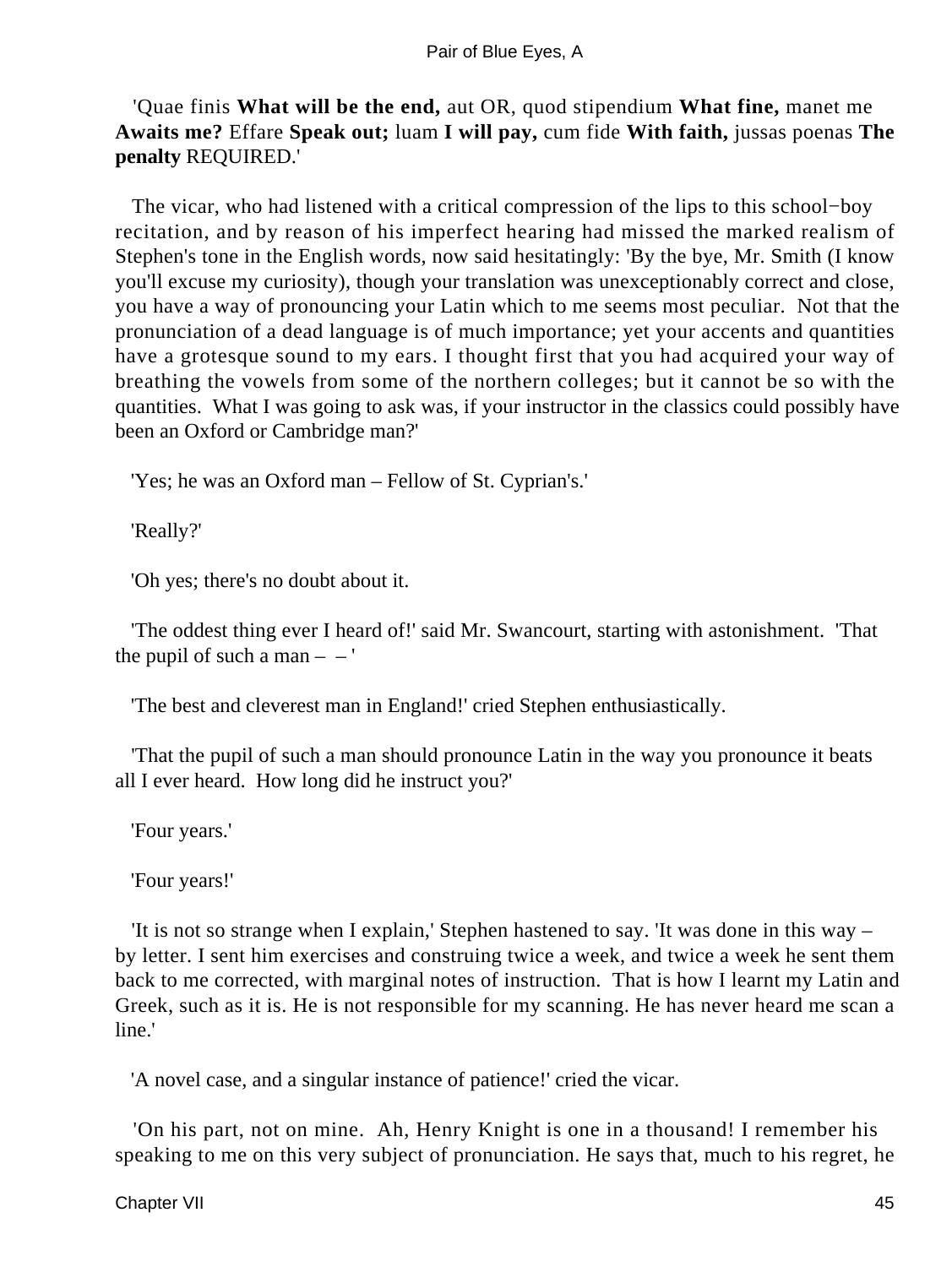'Quae finis **What will be the end,** aut OR, quod stipendium **What fine,** manet me **Awaits me?** Effare **Speak out;** luam **I will pay,** cum fide **With faith,** jussas poenas **The penalty** REQUIRED.'

The vicar, who had listened with a critical compression of the lips to this school−boy recitation, and by reason of his imperfect hearing had missed the marked realism of Stephen's tone in the English words, now said hesitatingly: 'By the bye, Mr. Smith (I know you'll excuse my curiosity), though your translation was unexceptionably correct and close, you have a way of pronouncing your Latin which to me seems most peculiar. Not that the pronunciation of a dead language is of much importance; yet your accents and quantities have a grotesque sound to my ears. I thought first that you had acquired your way of breathing the vowels from some of the northern colleges; but it cannot be so with the quantities. What I was going to ask was, if your instructor in the classics could possibly have been an Oxford or Cambridge man?'

'Yes; he was an Oxford man – Fellow of St. Cyprian's.'

'Really?'

'Oh yes; there's no doubt about it.

'The oddest thing ever I heard of!' said Mr. Swancourt, starting with astonishment. 'That the pupil of such a man – – '

'The best and cleverest man in England!' cried Stephen enthusiastically.

'That the pupil of such a man should pronounce Latin in the way you pronounce it beats all I ever heard. How long did he instruct you?'

'Four years.'

'Four years!'

'It is not so strange when I explain,' Stephen hastened to say. 'It was done in this way – by letter. I sent him exercises and construing twice a week, and twice a week he sent them back to me corrected, with marginal notes of instruction. That is how I learnt my Latin and Greek, such as it is. He is not responsible for my scanning. He has never heard me scan a line.'

'A novel case, and a singular instance of patience!' cried the vicar.

'On his part, not on mine. Ah, Henry Knight is one in a thousand! I remember his speaking to me on this very subject of pronunciation. He says that, much to his regret, he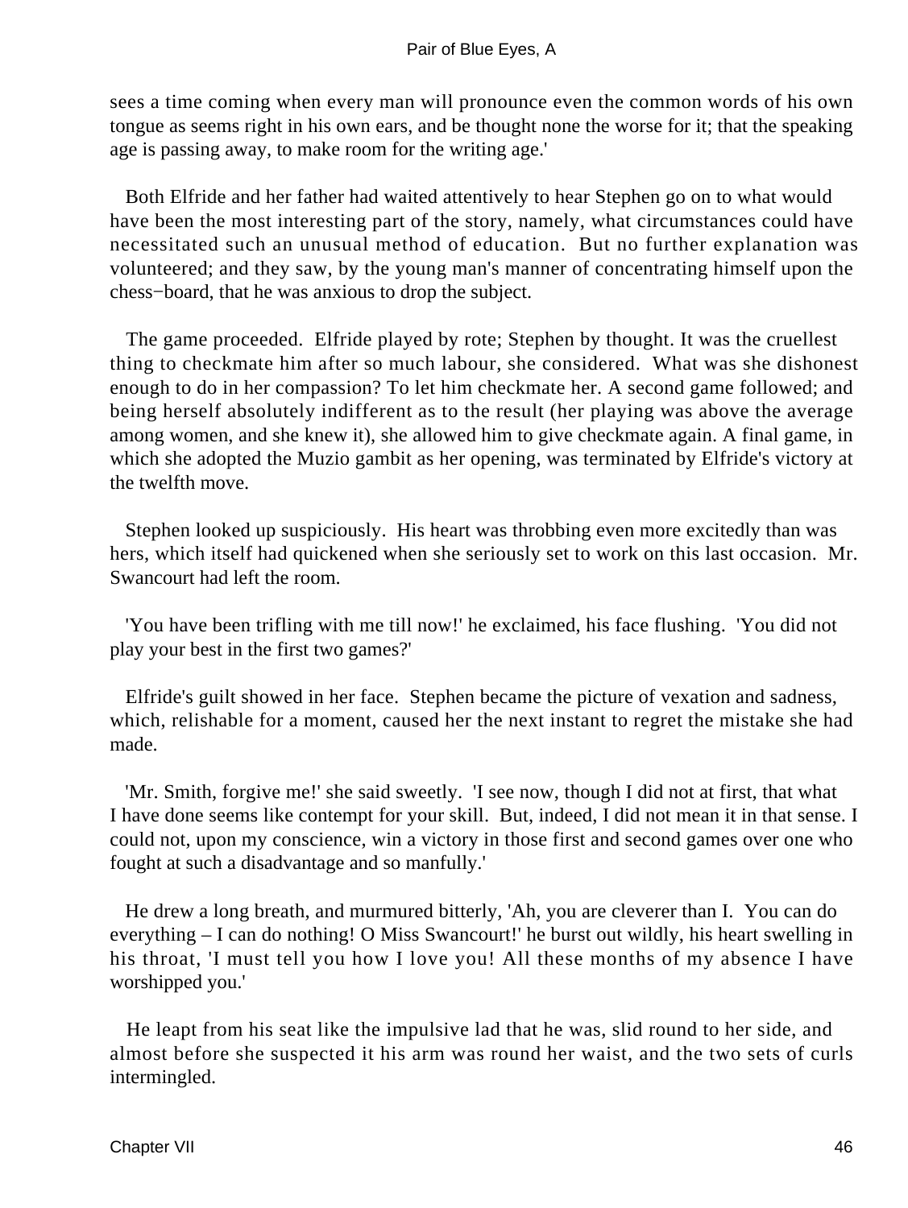sees a time coming when every man will pronounce even the common words of his own tongue as seems right in his own ears, and be thought none the worse for it; that the speaking age is passing away, to make room for the writing age.'

Both Elfride and her father had waited attentively to hear Stephen go on to what would have been the most interesting part of the story, namely, what circumstances could have necessitated such an unusual method of education. But no further explanation was volunteered; and they saw, by the young man's manner of concentrating himself upon the chess−board, that he was anxious to drop the subject.

The game proceeded. Elfride played by rote; Stephen by thought. It was the cruellest thing to checkmate him after so much labour, she considered. What was she dishonest enough to do in her compassion? To let him checkmate her. A second game followed; and being herself absolutely indifferent as to the result (her playing was above the average among women, and she knew it), she allowed him to give checkmate again. A final game, in which she adopted the Muzio gambit as her opening, was terminated by Elfride's victory at the twelfth move.

Stephen looked up suspiciously. His heart was throbbing even more excitedly than was hers, which itself had quickened when she seriously set to work on this last occasion. Mr. Swancourt had left the room.

'You have been trifling with me till now!' he exclaimed, his face flushing. 'You did not play your best in the first two games?'

Elfride's guilt showed in her face. Stephen became the picture of vexation and sadness, which, relishable for a moment, caused her the next instant to regret the mistake she had made.

'Mr. Smith, forgive me!' she said sweetly. 'I see now, though I did not at first, that what I have done seems like contempt for your skill. But, indeed, I did not mean it in that sense. I could not, upon my conscience, win a victory in those first and second games over one who fought at such a disadvantage and so manfully.'

He drew a long breath, and murmured bitterly, 'Ah, you are cleverer than I. You can do everything – I can do nothing! O Miss Swancourt!' he burst out wildly, his heart swelling in his throat, 'I must tell you how I love you! All these months of my absence I have worshipped you.'

He leapt from his seat like the impulsive lad that he was, slid round to her side, and almost before she suspected it his arm was round her waist, and the two sets of curls intermingled.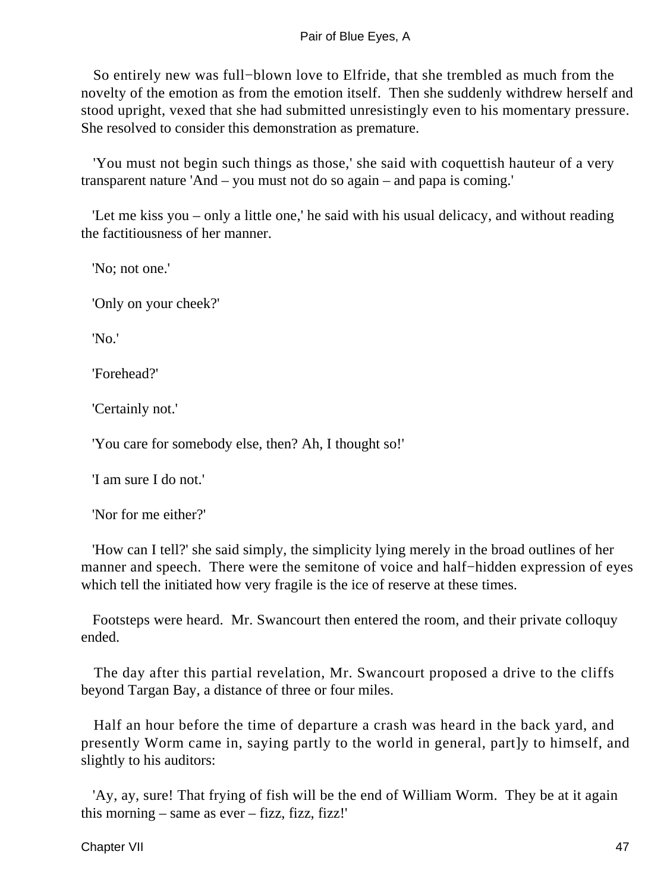So entirely new was full−blown love to Elfride, that she trembled as much from the novelty of the emotion as from the emotion itself. Then she suddenly withdrew herself and stood upright, vexed that she had submitted unresistingly even to his momentary pressure. She resolved to consider this demonstration as premature.

'You must not begin such things as those,' she said with coquettish hauteur of a very transparent nature 'And – you must not do so again – and papa is coming.'

'Let me kiss you – only a little one,' he said with his usual delicacy, and without reading the factitiousness of her manner.

'No; not one.'

'Only on your cheek?'

'No.'

'Forehead?'

'Certainly not.'

'You care for somebody else, then? Ah, I thought so!'

'I am sure I do not.'

'Nor for me either?'

'How can I tell?' she said simply, the simplicity lying merely in the broad outlines of her manner and speech. There were the semitone of voice and half−hidden expression of eyes which tell the initiated how very fragile is the ice of reserve at these times.

Footsteps were heard. Mr. Swancourt then entered the room, and their private colloquy ended.

The day after this partial revelation, Mr. Swancourt proposed a drive to the cliffs beyond Targan Bay, a distance of three or four miles.

Half an hour before the time of departure a crash was heard in the back yard, and presently Worm came in, saying partly to the world in general, part]y to himself, and slightly to his auditors:

'Ay, ay, sure! That frying of fish will be the end of William Worm. They be at it again this morning – same as ever – fizz, fizz, fizz!'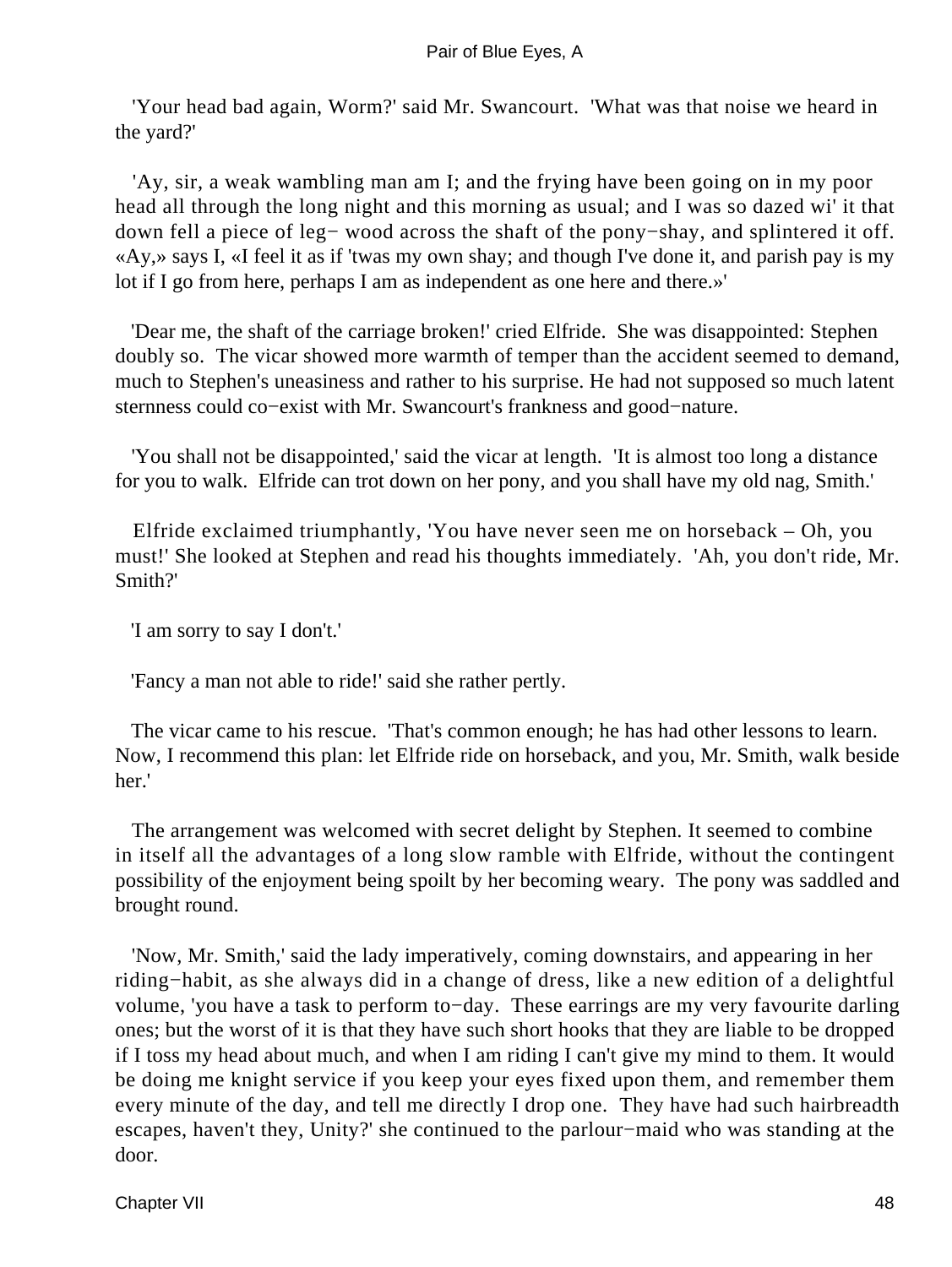'Your head bad again, Worm?' said Mr. Swancourt. 'What was that noise we heard in the yard?'

'Ay, sir, a weak wambling man am I; and the frying have been going on in my poor head all through the long night and this morning as usual; and I was so dazed wi' it that down fell a piece of leg− wood across the shaft of the pony−shay, and splintered it off. «Ay,» says I, «I feel it as if 'twas my own shay; and though I've done it, and parish pay is my lot if I go from here, perhaps I am as independent as one here and there.»'

'Dear me, the shaft of the carriage broken!' cried Elfride. She was disappointed: Stephen doubly so. The vicar showed more warmth of temper than the accident seemed to demand, much to Stephen's uneasiness and rather to his surprise. He had not supposed so much latent sternness could co−exist with Mr. Swancourt's frankness and good−nature.

'You shall not be disappointed,' said the vicar at length. 'It is almost too long a distance for you to walk. Elfride can trot down on her pony, and you shall have my old nag, Smith.'

Elfride exclaimed triumphantly, 'You have never seen me on horseback – Oh, you must!' She looked at Stephen and read his thoughts immediately. 'Ah, you don't ride, Mr. Smith?'

'I am sorry to say I don't.'

'Fancy a man not able to ride!' said she rather pertly.

The vicar came to his rescue. 'That's common enough; he has had other lessons to learn. Now, I recommend this plan: let Elfride ride on horseback, and you, Mr. Smith, walk beside her.'

The arrangement was welcomed with secret delight by Stephen. It seemed to combine in itself all the advantages of a long slow ramble with Elfride, without the contingent possibility of the enjoyment being spoilt by her becoming weary. The pony was saddled and brought round.

'Now, Mr. Smith,' said the lady imperatively, coming downstairs, and appearing in her riding−habit, as she always did in a change of dress, like a new edition of a delightful volume, 'you have a task to perform to−day. These earrings are my very favourite darling ones; but the worst of it is that they have such short hooks that they are liable to be dropped if I toss my head about much, and when I am riding I can't give my mind to them. It would be doing me knight service if you keep your eyes fixed upon them, and remember them every minute of the day, and tell me directly I drop one. They have had such hairbreadth escapes, haven't they, Unity?' she continued to the parlour−maid who was standing at the door.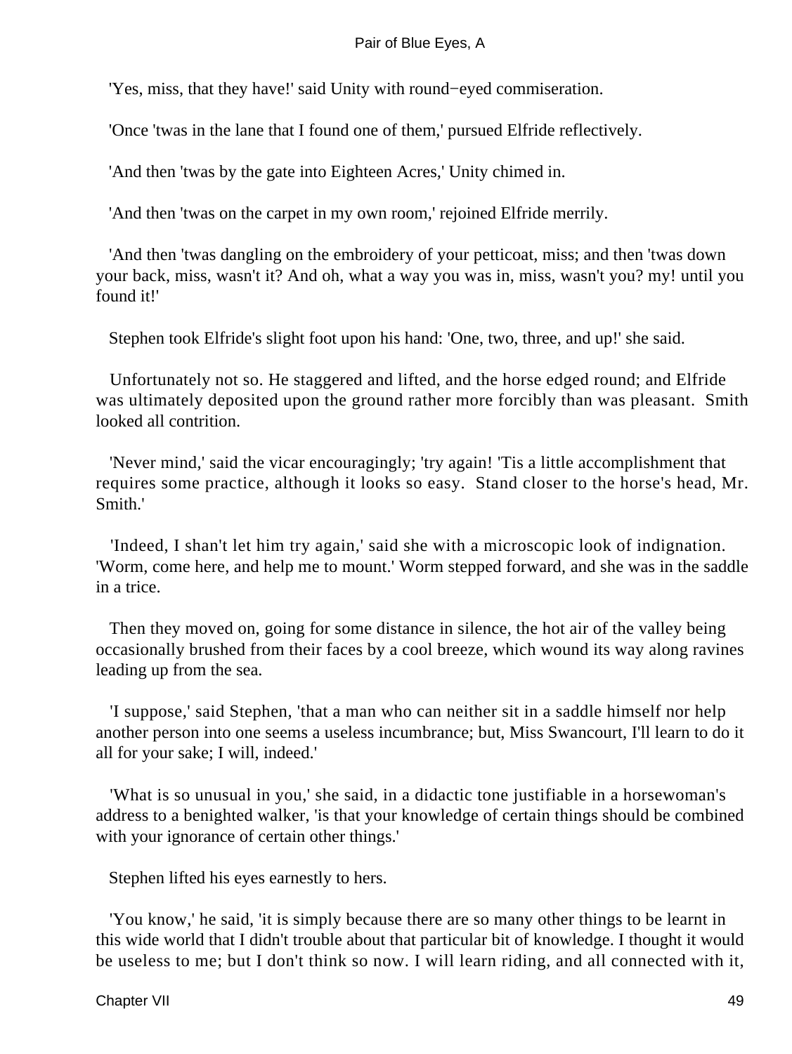'Yes, miss, that they have!' said Unity with round−eyed commiseration.

'Once 'twas in the lane that I found one of them,' pursued Elfride reflectively.

'And then 'twas by the gate into Eighteen Acres,' Unity chimed in.

'And then 'twas on the carpet in my own room,' rejoined Elfride merrily.

'And then 'twas dangling on the embroidery of your petticoat, miss; and then 'twas down your back, miss, wasn't it? And oh, what a way you was in, miss, wasn't you? my! until you found it!'

Stephen took Elfride's slight foot upon his hand: 'One, two, three, and up!' she said.

Unfortunately not so. He staggered and lifted, and the horse edged round; and Elfride was ultimately deposited upon the ground rather more forcibly than was pleasant. Smith looked all contrition.

'Never mind,' said the vicar encouragingly; 'try again! 'Tis a little accomplishment that requires some practice, although it looks so easy. Stand closer to the horse's head, Mr. Smith.'

'Indeed, I shan't let him try again,' said she with a microscopic look of indignation. 'Worm, come here, and help me to mount.' Worm stepped forward, and she was in the saddle in a trice.

Then they moved on, going for some distance in silence, the hot air of the valley being occasionally brushed from their faces by a cool breeze, which wound its way along ravines leading up from the sea.

'I suppose,' said Stephen, 'that a man who can neither sit in a saddle himself nor help another person into one seems a useless incumbrance; but, Miss Swancourt, I'll learn to do it all for your sake; I will, indeed.'

'What is so unusual in you,' she said, in a didactic tone justifiable in a horsewoman's address to a benighted walker, 'is that your knowledge of certain things should be combined with your ignorance of certain other things.'

Stephen lifted his eyes earnestly to hers.

'You know,' he said, 'it is simply because there are so many other things to be learnt in this wide world that I didn't trouble about that particular bit of knowledge. I thought it would be useless to me; but I don't think so now. I will learn riding, and all connected with it,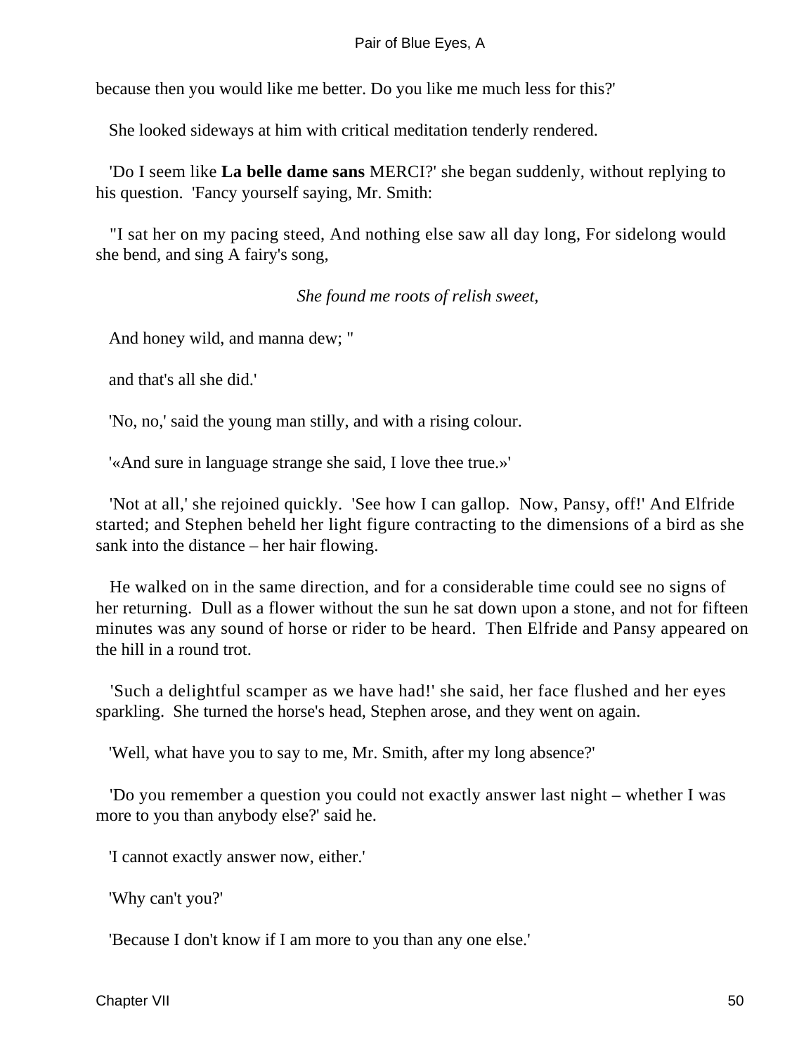because then you would like me better. Do you like me much less for this?'

She looked sideways at him with critical meditation tenderly rendered.

'Do I seem like **La belle dame sans** MERCI?' she began suddenly, without replying to his question. 'Fancy yourself saying, Mr. Smith:

"I sat her on my pacing steed, And nothing else saw all day long, For sidelong would she bend, and sing A fairy's song,

*She found me roots of relish sweet,*

And honey wild, and manna dew; "

and that's all she did.'

'No, no,' said the young man stilly, and with a rising colour.

'«And sure in language strange she said, I love thee true.»'

'Not at all,' she rejoined quickly. 'See how I can gallop. Now, Pansy, off!' And Elfride started; and Stephen beheld her light figure contracting to the dimensions of a bird as she sank into the distance – her hair flowing.

He walked on in the same direction, and for a considerable time could see no signs of her returning. Dull as a flower without the sun he sat down upon a stone, and not for fifteen minutes was any sound of horse or rider to be heard. Then Elfride and Pansy appeared on the hill in a round trot.

'Such a delightful scamper as we have had!' she said, her face flushed and her eyes sparkling. She turned the horse's head, Stephen arose, and they went on again.

'Well, what have you to say to me, Mr. Smith, after my long absence?'

'Do you remember a question you could not exactly answer last night – whether I was more to you than anybody else?' said he.

'I cannot exactly answer now, either.'

'Why can't you?'

'Because I don't know if I am more to you than any one else.'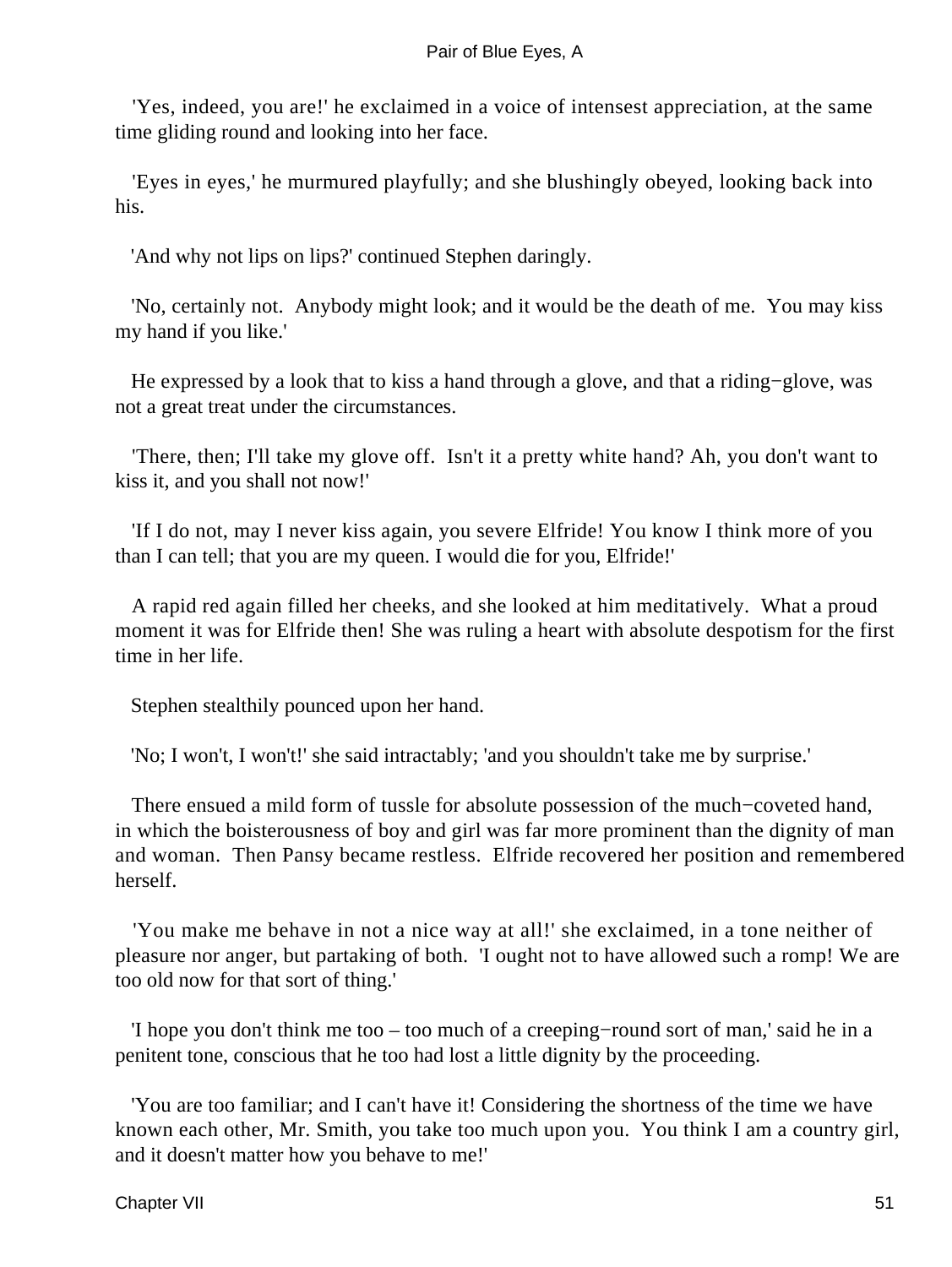'Yes, indeed, you are!' he exclaimed in a voice of intensest appreciation, at the same time gliding round and looking into her face.

'Eyes in eyes,' he murmured playfully; and she blushingly obeyed, looking back into his.

'And why not lips on lips?' continued Stephen daringly.

'No, certainly not. Anybody might look; and it would be the death of me. You may kiss my hand if you like.'

He expressed by a look that to kiss a hand through a glove, and that a riding−glove, was not a great treat under the circumstances.

'There, then; I'll take my glove off. Isn't it a pretty white hand? Ah, you don't want to kiss it, and you shall not now!'

'If I do not, may I never kiss again, you severe Elfride! You know I think more of you than I can tell; that you are my queen. I would die for you, Elfride!'

A rapid red again filled her cheeks, and she looked at him meditatively. What a proud moment it was for Elfride then! She was ruling a heart with absolute despotism for the first time in her life.

Stephen stealthily pounced upon her hand.

'No; I won't, I won't!' she said intractably; 'and you shouldn't take me by surprise.'

There ensued a mild form of tussle for absolute possession of the much−coveted hand, in which the boisterousness of boy and girl was far more prominent than the dignity of man and woman. Then Pansy became restless. Elfride recovered her position and remembered herself.

'You make me behave in not a nice way at all!' she exclaimed, in a tone neither of pleasure nor anger, but partaking of both. 'I ought not to have allowed such a romp! We are too old now for that sort of thing.'

'I hope you don't think me too – too much of a creeping−round sort of man,' said he in a penitent tone, conscious that he too had lost a little dignity by the proceeding.

'You are too familiar; and I can't have it! Considering the shortness of the time we have known each other, Mr. Smith, you take too much upon you. You think I am a country girl, and it doesn't matter how you behave to me!'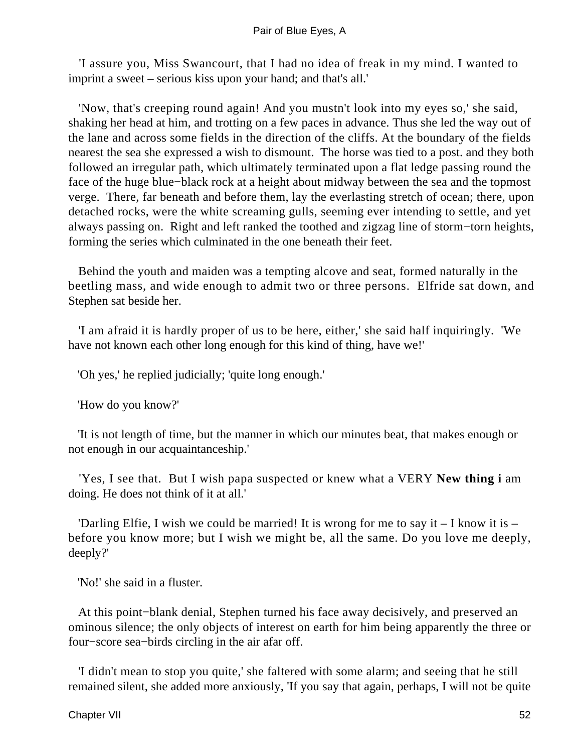'I assure you, Miss Swancourt, that I had no idea of freak in my mind. I wanted to imprint a sweet – serious kiss upon your hand; and that's all.'

'Now, that's creeping round again! And you mustn't look into my eyes so,' she said, shaking her head at him, and trotting on a few paces in advance. Thus she led the way out of the lane and across some fields in the direction of the cliffs. At the boundary of the fields nearest the sea she expressed a wish to dismount. The horse was tied to a post. and they both followed an irregular path, which ultimately terminated upon a flat ledge passing round the face of the huge blue−black rock at a height about midway between the sea and the topmost verge. There, far beneath and before them, lay the everlasting stretch of ocean; there, upon detached rocks, were the white screaming gulls, seeming ever intending to settle, and yet always passing on. Right and left ranked the toothed and zigzag line of storm−torn heights, forming the series which culminated in the one beneath their feet.

Behind the youth and maiden was a tempting alcove and seat, formed naturally in the beetling mass, and wide enough to admit two or three persons. Elfride sat down, and Stephen sat beside her.

'I am afraid it is hardly proper of us to be here, either,' she said half inquiringly. 'We have not known each other long enough for this kind of thing, have we!'

'Oh yes,' he replied judicially; 'quite long enough.'

'How do you know?'

'It is not length of time, but the manner in which our minutes beat, that makes enough or not enough in our acquaintanceship.'

'Yes, I see that. But I wish papa suspected or knew what a VERY **New thing i** am doing. He does not think of it at all.'

'Darling Elfie, I wish we could be married! It is wrong for me to say it – I know it is – before you know more; but I wish we might be, all the same. Do you love me deeply, deeply?'

'No!' she said in a fluster.

At this point−blank denial, Stephen turned his face away decisively, and preserved an ominous silence; the only objects of interest on earth for him being apparently the three or four−score sea−birds circling in the air afar off.

'I didn't mean to stop you quite,' she faltered with some alarm; and seeing that he still remained silent, she added more anxiously, 'If you say that again, perhaps, I will not be quite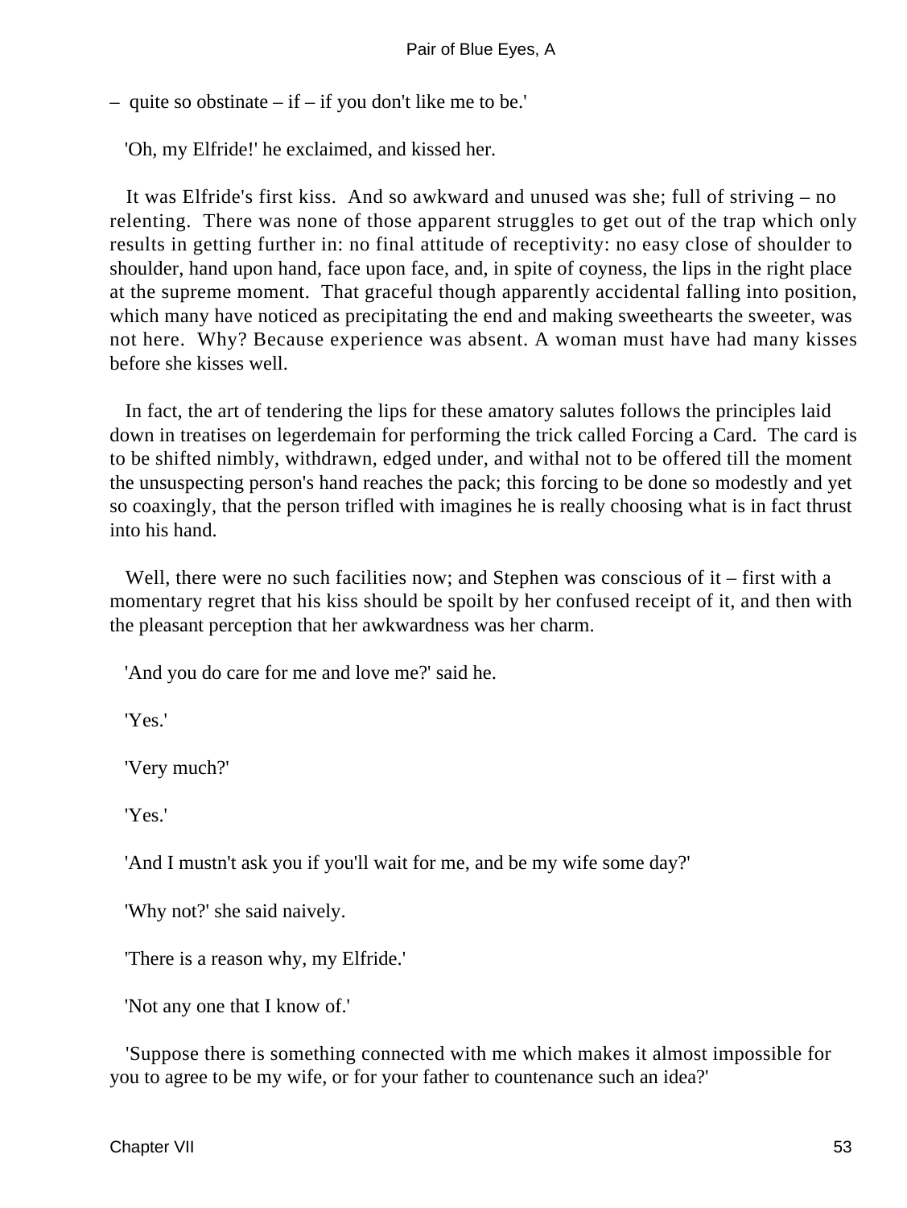– quite so obstinate – if – if you don't like me to be.'

'Oh, my Elfride!' he exclaimed, and kissed her.

It was Elfride's first kiss. And so awkward and unused was she; full of striving – no relenting. There was none of those apparent struggles to get out of the trap which only results in getting further in: no final attitude of receptivity: no easy close of shoulder to shoulder, hand upon hand, face upon face, and, in spite of coyness, the lips in the right place at the supreme moment. That graceful though apparently accidental falling into position, which many have noticed as precipitating the end and making sweethearts the sweeter, was not here. Why? Because experience was absent. A woman must have had many kisses before she kisses well.

In fact, the art of tendering the lips for these amatory salutes follows the principles laid down in treatises on legerdemain for performing the trick called Forcing a Card. The card is to be shifted nimbly, withdrawn, edged under, and withal not to be offered till the moment the unsuspecting person's hand reaches the pack; this forcing to be done so modestly and yet so coaxingly, that the person trifled with imagines he is really choosing what is in fact thrust into his hand.

Well, there were no such facilities now; and Stephen was conscious of it – first with a momentary regret that his kiss should be spoilt by her confused receipt of it, and then with the pleasant perception that her awkwardness was her charm.

'And you do care for me and love me?' said he.

'Yes.'

'Very much?'

'Yes.'

'And I mustn't ask you if you'll wait for me, and be my wife some day?'

'Why not?' she said naively.

'There is a reason why, my Elfride.'

'Not any one that I know of.'

'Suppose there is something connected with me which makes it almost impossible for you to agree to be my wife, or for your father to countenance such an idea?'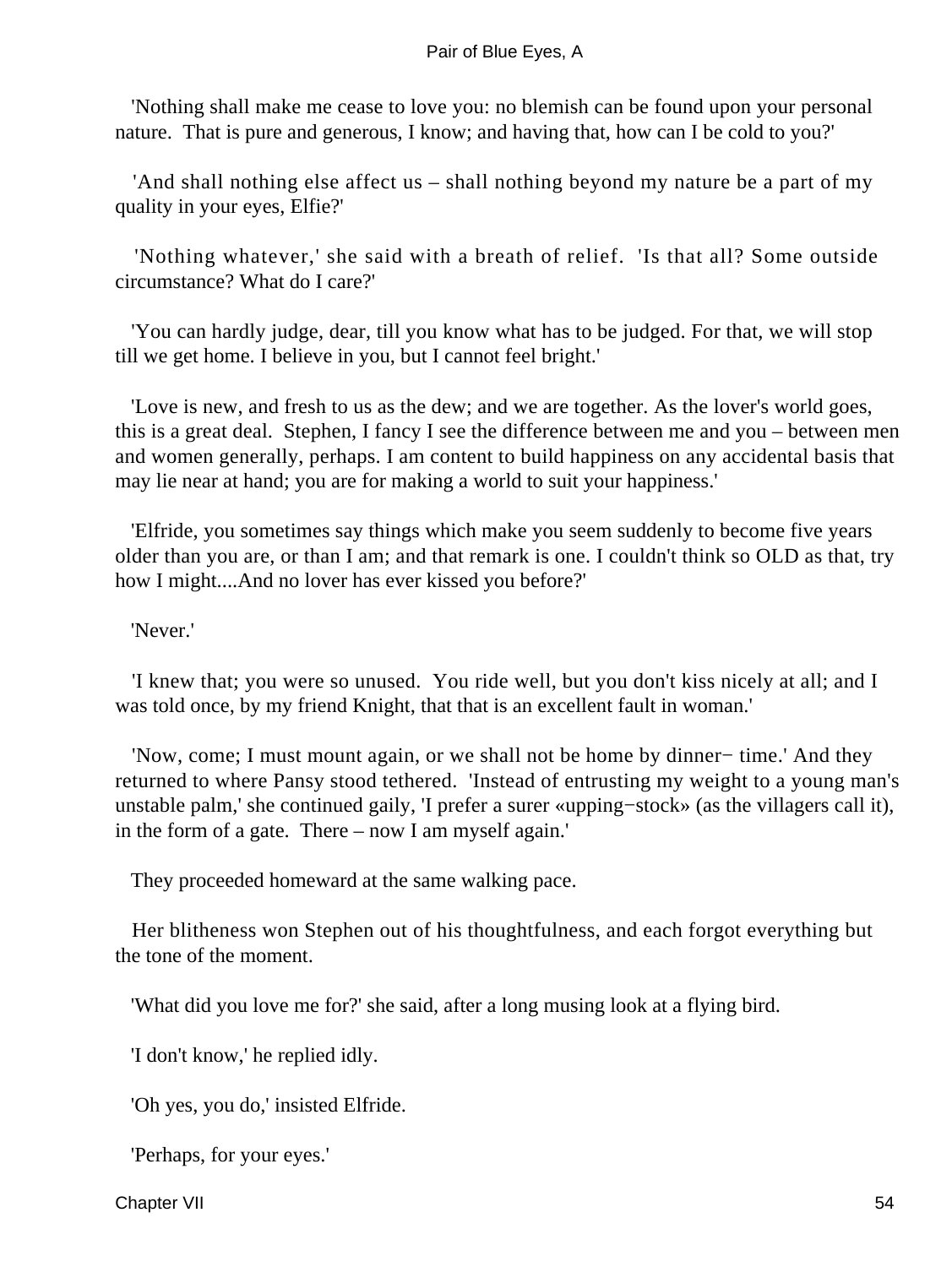'Nothing shall make me cease to love you: no blemish can be found upon your personal nature. That is pure and generous, I know; and having that, how can I be cold to you?'

'And shall nothing else affect us – shall nothing beyond my nature be a part of my quality in your eyes, Elfie?'

'Nothing whatever,' she said with a breath of relief. 'Is that all? Some outside circumstance? What do I care?'

'You can hardly judge, dear, till you know what has to be judged. For that, we will stop till we get home. I believe in you, but I cannot feel bright.'

'Love is new, and fresh to us as the dew; and we are together. As the lover's world goes, this is a great deal. Stephen, I fancy I see the difference between me and you – between men and women generally, perhaps. I am content to build happiness on any accidental basis that may lie near at hand; you are for making a world to suit your happiness.'

'Elfride, you sometimes say things which make you seem suddenly to become five years older than you are, or than I am; and that remark is one. I couldn't think so OLD as that, try how I might....And no lover has ever kissed you before?'

'Never.'

'I knew that; you were so unused. You ride well, but you don't kiss nicely at all; and I was told once, by my friend Knight, that that is an excellent fault in woman.'

'Now, come; I must mount again, or we shall not be home by dinner− time.' And they returned to where Pansy stood tethered. 'Instead of entrusting my weight to a young man's unstable palm,' she continued gaily, 'I prefer a surer «upping−stock» (as the villagers call it), in the form of a gate. There – now I am myself again.'

They proceeded homeward at the same walking pace.

Her blitheness won Stephen out of his thoughtfulness, and each forgot everything but the tone of the moment.

'What did you love me for?' she said, after a long musing look at a flying bird.

'I don't know,' he replied idly.

'Oh yes, you do,' insisted Elfride.

'Perhaps, for your eyes.'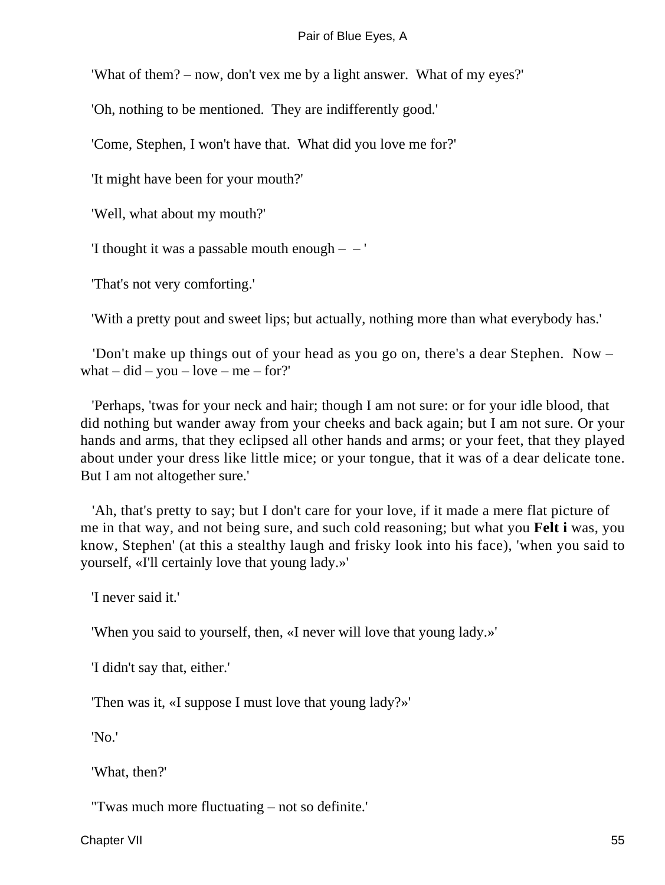'What of them? – now, don't vex me by a light answer. What of my eyes?'

'Oh, nothing to be mentioned. They are indifferently good.'

'Come, Stephen, I won't have that. What did you love me for?'

'It might have been for your mouth?'

'Well, what about my mouth?'

'I thought it was a passable mouth enough – – '

'That's not very comforting.'

'With a pretty pout and sweet lips; but actually, nothing more than what everybody has.'

'Don't make up things out of your head as you go on, there's a dear Stephen. Now – what – did – you – love – me – for?'

'Perhaps, 'twas for your neck and hair; though I am not sure: or for your idle blood, that did nothing but wander away from your cheeks and back again; but I am not sure. Or your hands and arms, that they eclipsed all other hands and arms; or your feet, that they played about under your dress like little mice; or your tongue, that it was of a dear delicate tone. But I am not altogether sure.'

'Ah, that's pretty to say; but I don't care for your love, if it made a mere flat picture of me in that way, and not being sure, and such cold reasoning; but what you **Felt i** was, you know, Stephen' (at this a stealthy laugh and frisky look into his face), 'when you said to yourself, «I'll certainly love that young lady.»'

'I never said it.'

'When you said to yourself, then, «I never will love that young lady.»'

'I didn't say that, either.'

'Then was it, «I suppose I must love that young lady?»'

'No.'

'What, then?'

''Twas much more fluctuating – not so definite.'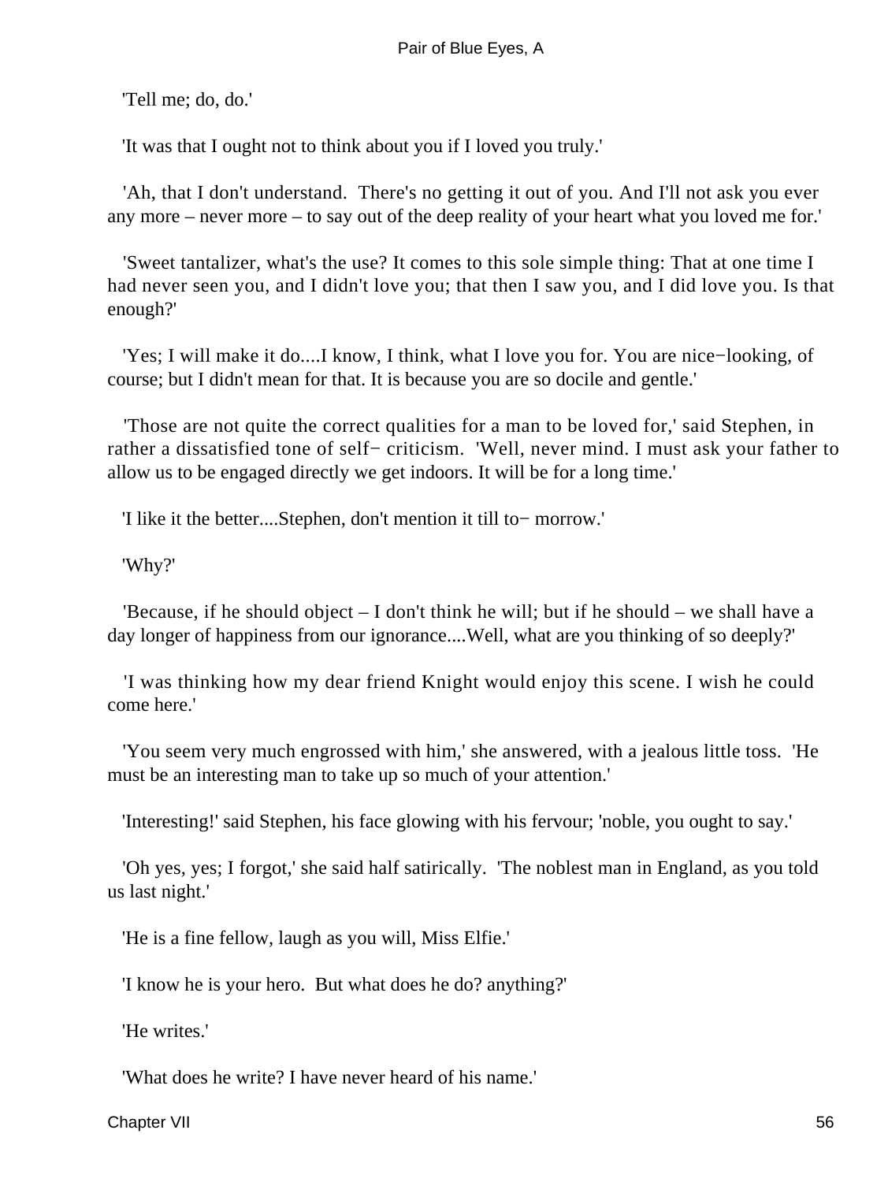'Tell me; do, do.'

'It was that I ought not to think about you if I loved you truly.'

'Ah, that I don't understand. There's no getting it out of you. And I'll not ask you ever any more – never more – to say out of the deep reality of your heart what you loved me for.'

'Sweet tantalizer, what's the use? It comes to this sole simple thing: That at one time I had never seen you, and I didn't love you; that then I saw you, and I did love you. Is that enough?'

'Yes; I will make it do....I know, I think, what I love you for. You are nice−looking, of course; but I didn't mean for that. It is because you are so docile and gentle.'

'Those are not quite the correct qualities for a man to be loved for,' said Stephen, in rather a dissatisfied tone of self− criticism. 'Well, never mind. I must ask your father to allow us to be engaged directly we get indoors. It will be for a long time.'

'I like it the better....Stephen, don't mention it till to− morrow.'

'Why?'

'Because, if he should object – I don't think he will; but if he should – we shall have a day longer of happiness from our ignorance....Well, what are you thinking of so deeply?'

'I was thinking how my dear friend Knight would enjoy this scene. I wish he could come here.'

'You seem very much engrossed with him,' she answered, with a jealous little toss. 'He must be an interesting man to take up so much of your attention.'

'Interesting!' said Stephen, his face glowing with his fervour; 'noble, you ought to say.'

'Oh yes, yes; I forgot,' she said half satirically. 'The noblest man in England, as you told us last night.'

'He is a fine fellow, laugh as you will, Miss Elfie.'

'I know he is your hero. But what does he do? anything?'

'He writes.'

'What does he write? I have never heard of his name.'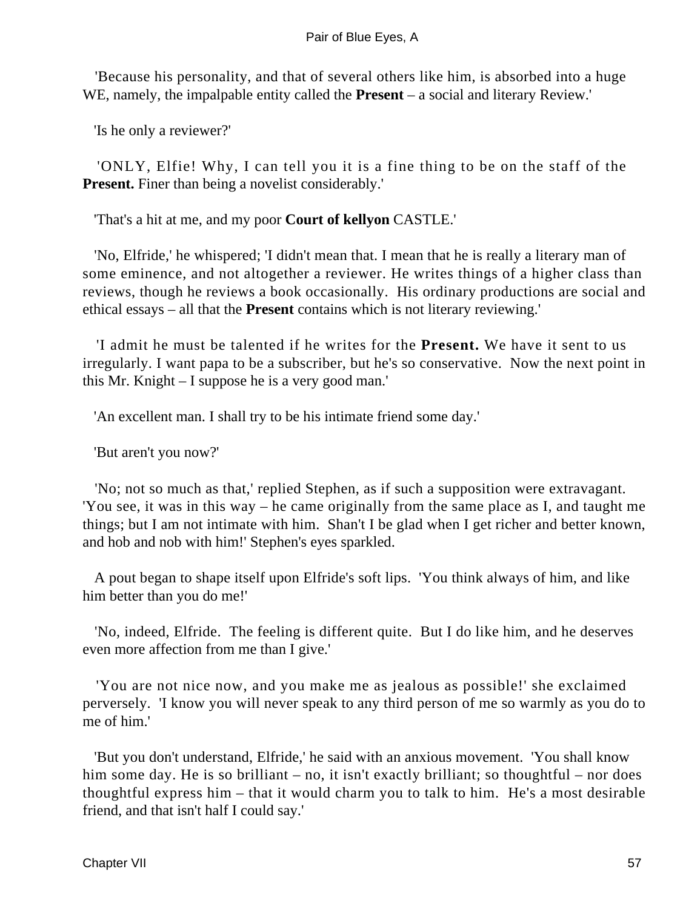'Because his personality, and that of several others like him, is absorbed into a huge WE, namely, the impalpable entity called the **Present** – a social and literary Review.'

'Is he only a reviewer?'

'ONLY, Elfie! Why, I can tell you it is a fine thing to be on the staff of the **Present.** Finer than being a novelist considerably.'

'That's a hit at me, and my poor **Court of kellyon** CASTLE.'

'No, Elfride,' he whispered; 'I didn't mean that. I mean that he is really a literary man of some eminence, and not altogether a reviewer. He writes things of a higher class than reviews, though he reviews a book occasionally. His ordinary productions are social and ethical essays – all that the **Present** contains which is not literary reviewing.'

'I admit he must be talented if he writes for the **Present.** We have it sent to us irregularly. I want papa to be a subscriber, but he's so conservative. Now the next point in this Mr. Knight – I suppose he is a very good man.'

'An excellent man. I shall try to be his intimate friend some day.'

'But aren't you now?'

'No; not so much as that,' replied Stephen, as if such a supposition were extravagant. 'You see, it was in this way – he came originally from the same place as I, and taught me things; but I am not intimate with him. Shan't I be glad when I get richer and better known, and hob and nob with him!' Stephen's eyes sparkled.

A pout began to shape itself upon Elfride's soft lips. 'You think always of him, and like him better than you do me!'

'No, indeed, Elfride. The feeling is different quite. But I do like him, and he deserves even more affection from me than I give.'

'You are not nice now, and you make me as jealous as possible!' she exclaimed perversely. 'I know you will never speak to any third person of me so warmly as you do to me of him.'

'But you don't understand, Elfride,' he said with an anxious movement. 'You shall know him some day. He is so brilliant – no, it isn't exactly brilliant; so thoughtful – nor does thoughtful express him – that it would charm you to talk to him. He's a most desirable friend, and that isn't half I could say.'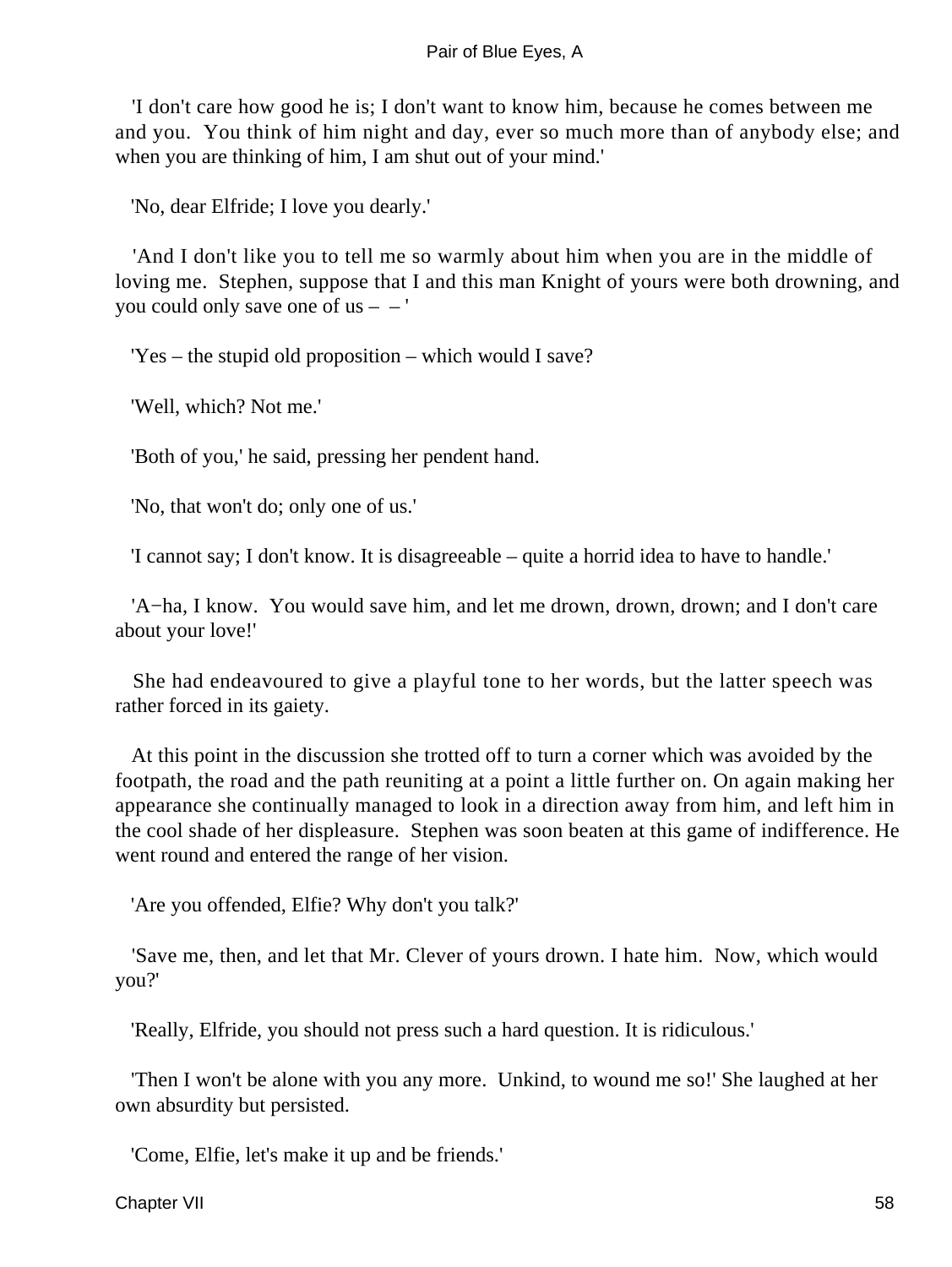'I don't care how good he is; I don't want to know him, because he comes between me and you. You think of him night and day, ever so much more than of anybody else; and when you are thinking of him, I am shut out of your mind.'

'No, dear Elfride; I love you dearly.'

'And I don't like you to tell me so warmly about him when you are in the middle of loving me. Stephen, suppose that I and this man Knight of yours were both drowning, and you could only save one of us – – '

'Yes – the stupid old proposition – which would I save?

'Well, which? Not me.'

'Both of you,' he said, pressing her pendent hand.

'No, that won't do; only one of us.'

'I cannot say; I don't know. It is disagreeable – quite a horrid idea to have to handle.'

'A−ha, I know. You would save him, and let me drown, drown, drown; and I don't care about your love!'

She had endeavoured to give a playful tone to her words, but the latter speech was rather forced in its gaiety.

At this point in the discussion she trotted off to turn a corner which was avoided by the footpath, the road and the path reuniting at a point a little further on. On again making her appearance she continually managed to look in a direction away from him, and left him in the cool shade of her displeasure. Stephen was soon beaten at this game of indifference. He went round and entered the range of her vision.

'Are you offended, Elfie? Why don't you talk?'

'Save me, then, and let that Mr. Clever of yours drown. I hate him. Now, which would you?'

'Really, Elfride, you should not press such a hard question. It is ridiculous.'

'Then I won't be alone with you any more. Unkind, to wound me so!' She laughed at her own absurdity but persisted.

'Come, Elfie, let's make it up and be friends.'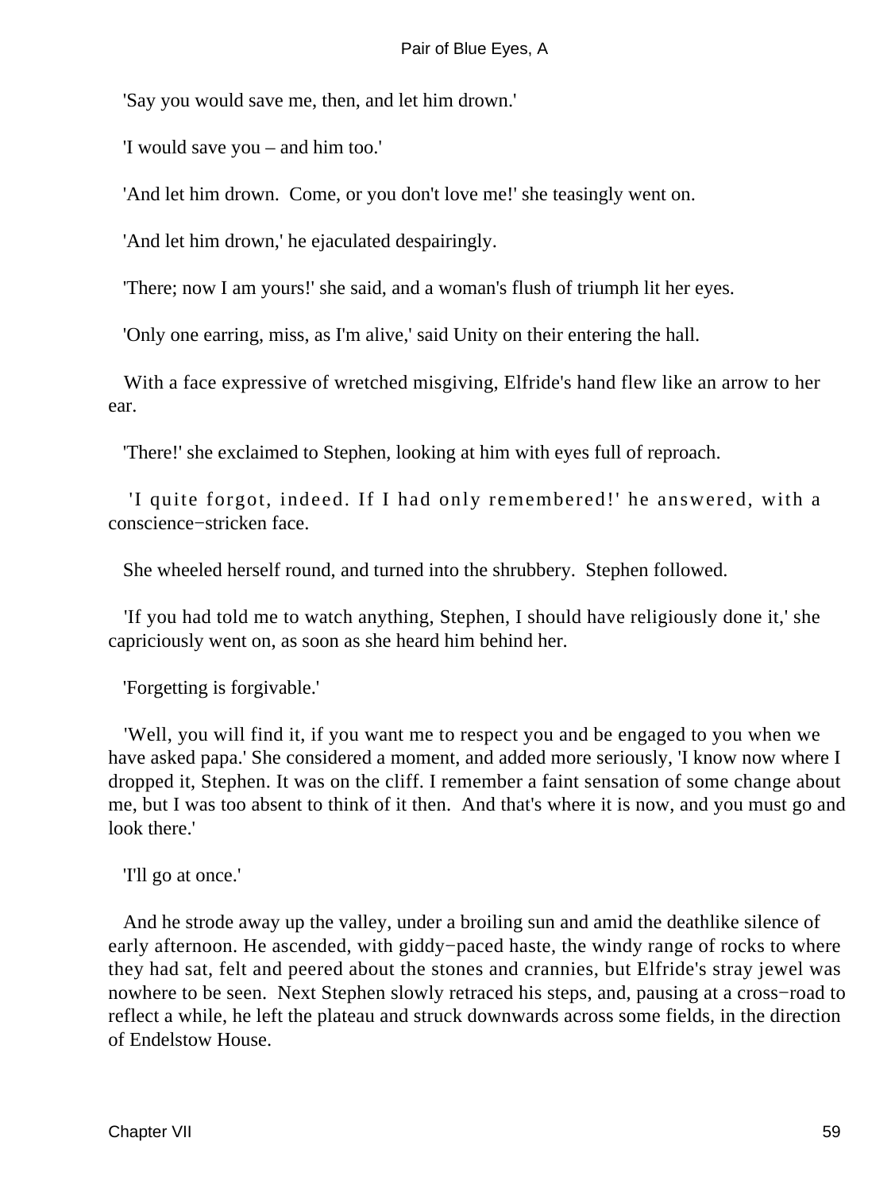'Say you would save me, then, and let him drown.'

'I would save you – and him too.'

'And let him drown. Come, or you don't love me!' she teasingly went on.

'And let him drown,' he ejaculated despairingly.

'There; now I am yours!' she said, and a woman's flush of triumph lit her eyes.

'Only one earring, miss, as I'm alive,' said Unity on their entering the hall.

With a face expressive of wretched misgiving, Elfride's hand flew like an arrow to her ear.

'There!' she exclaimed to Stephen, looking at him with eyes full of reproach.

'I quite forgot, indeed. If I had only remembered!' he answered, with a conscience−stricken face.

She wheeled herself round, and turned into the shrubbery. Stephen followed.

'If you had told me to watch anything, Stephen, I should have religiously done it,' she capriciously went on, as soon as she heard him behind her.

'Forgetting is forgivable.'

'Well, you will find it, if you want me to respect you and be engaged to you when we have asked papa.' She considered a moment, and added more seriously, 'I know now where I dropped it, Stephen. It was on the cliff. I remember a faint sensation of some change about me, but I was too absent to think of it then. And that's where it is now, and you must go and look there.'

'I'll go at once.'

And he strode away up the valley, under a broiling sun and amid the deathlike silence of early afternoon. He ascended, with giddy−paced haste, the windy range of rocks to where they had sat, felt and peered about the stones and crannies, but Elfride's stray jewel was nowhere to be seen. Next Stephen slowly retraced his steps, and, pausing at a cross−road to reflect a while, he left the plateau and struck downwards across some fields, in the direction of Endelstow House.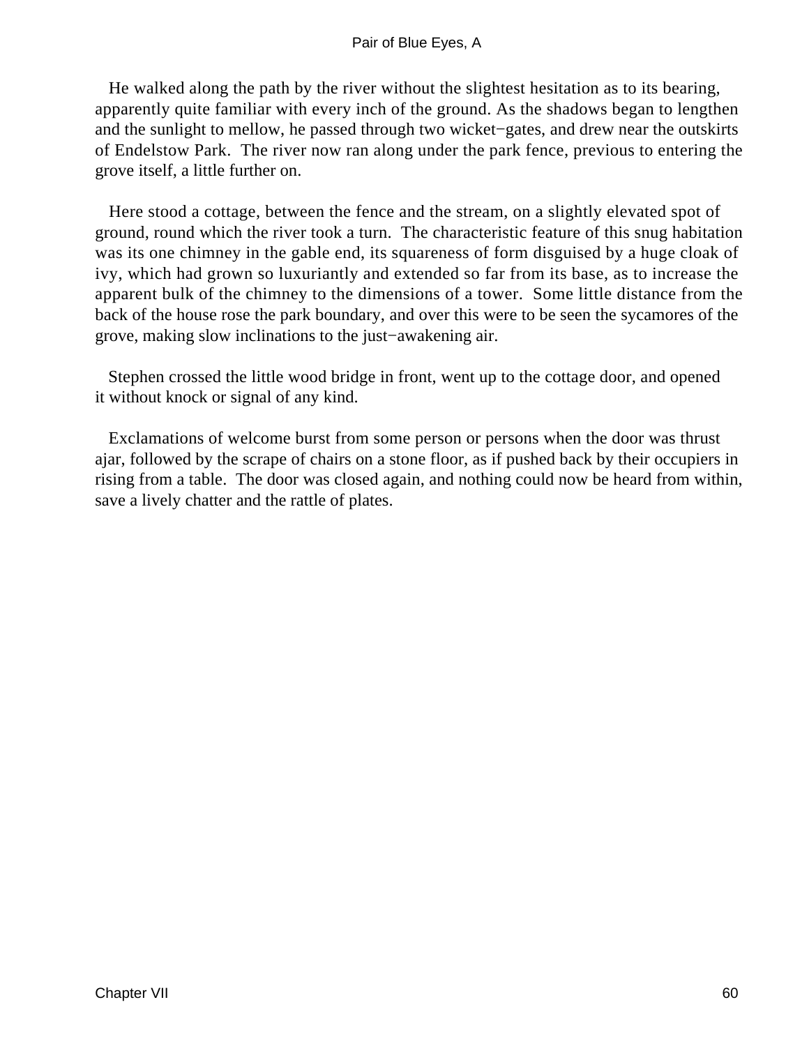He walked along the path by the river without the slightest hesitation as to its bearing, apparently quite familiar with every inch of the ground. As the shadows began to lengthen and the sunlight to mellow, he passed through two wicket−gates, and drew near the outskirts of Endelstow Park. The river now ran along under the park fence, previous to entering the grove itself, a little further on.

Here stood a cottage, between the fence and the stream, on a slightly elevated spot of ground, round which the river took a turn. The characteristic feature of this snug habitation was its one chimney in the gable end, its squareness of form disguised by a huge cloak of ivy, which had grown so luxuriantly and extended so far from its base, as to increase the apparent bulk of the chimney to the dimensions of a tower. Some little distance from the back of the house rose the park boundary, and over this were to be seen the sycamores of the grove, making slow inclinations to the just−awakening air.

Stephen crossed the little wood bridge in front, went up to the cottage door, and opened it without knock or signal of any kind.

Exclamations of welcome burst from some person or persons when the door was thrust ajar, followed by the scrape of chairs on a stone floor, as if pushed back by their occupiers in rising from a table. The door was closed again, and nothing could now be heard from within, save a lively chatter and the rattle of plates.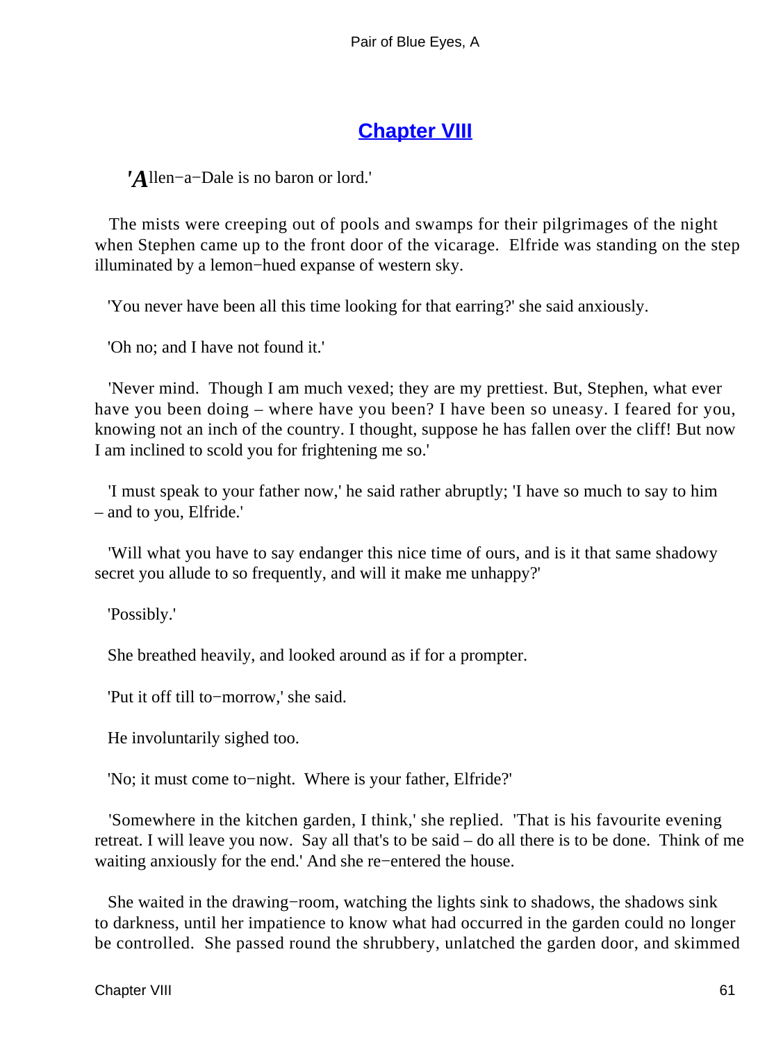## Chapter VIII

'*A*llen−a−Dale is no baron or lord.'

The mists were creeping out of pools and swamps for their pilgrimages of the night when Stephen came up to the front door of the vicarage. Elfride was standing on the step illuminated by a lemon−hued expanse of western sky.

'You never have been all this time looking for that earring?' she said anxiously.

'Oh no; and I have not found it.'

'Never mind. Though I am much vexed; they are my prettiest. But, Stephen, what ever have you been doing – where have you been? I have been so uneasy. I feared for you, knowing not an inch of the country. I thought, suppose he has fallen over the cliff! But now I am inclined to scold you for frightening me so.'

'I must speak to your father now,' he said rather abruptly; 'I have so much to say to him – and to you, Elfride.'

'Will what you have to say endanger this nice time of ours, and is it that same shadowy secret you allude to so frequently, and will it make me unhappy?'

'Possibly.'

She breathed heavily, and looked around as if for a prompter.

'Put it off till to−morrow,' she said.

He involuntarily sighed too.

'No; it must come to−night. Where is your father, Elfride?'

'Somewhere in the kitchen garden, I think,' she replied. 'That is his favourite evening retreat. I will leave you now. Say all that's to be said – do all there is to be done. Think of me waiting anxiously for the end.' And she re−entered the house.

She waited in the drawing−room, watching the lights sink to shadows, the shadows sink to darkness, until her impatience to know what had occurred in the garden could no longer be controlled. She passed round the shrubbery, unlatched the garden door, and skimmed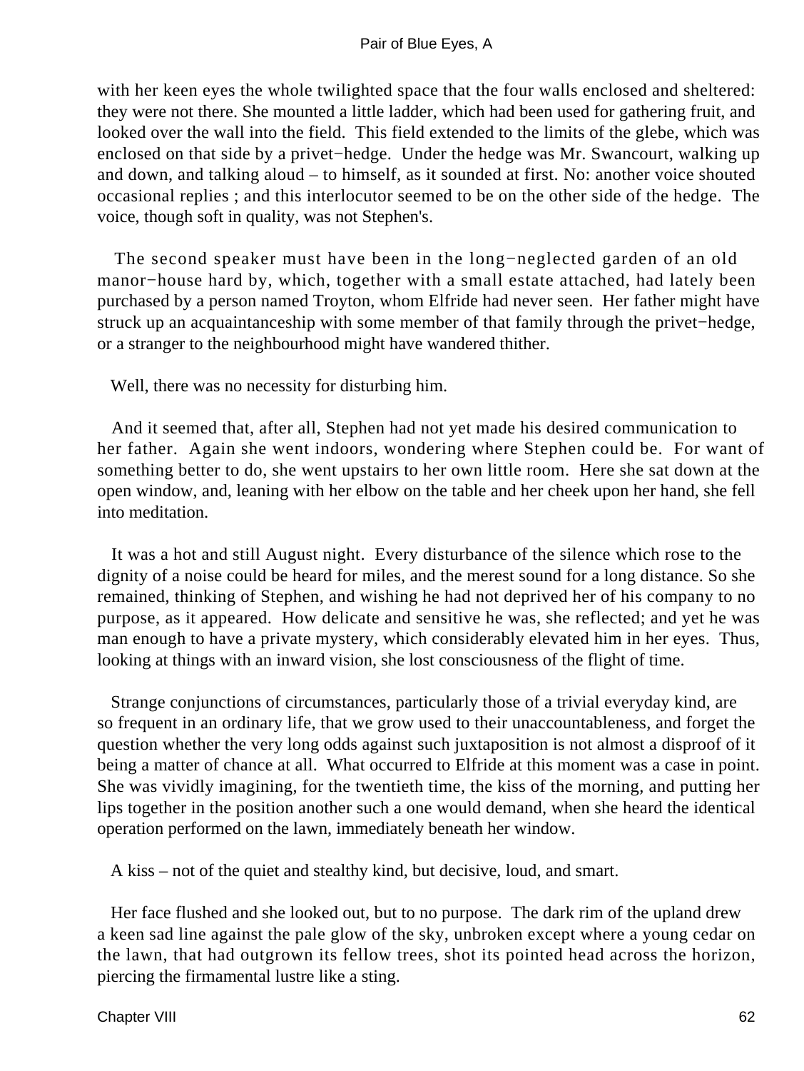with her keen eyes the whole twilighted space that the four walls enclosed and sheltered: they were not there. She mounted a little ladder, which had been used for gathering fruit, and looked over the wall into the field. This field extended to the limits of the glebe, which was enclosed on that side by a privet−hedge. Under the hedge was Mr. Swancourt, walking up and down, and talking aloud – to himself, as it sounded at first. No: another voice shouted occasional replies ; and this interlocutor seemed to be on the other side of the hedge. The voice, though soft in quality, was not Stephen's.

The second speaker must have been in the long−neglected garden of an old manor−house hard by, which, together with a small estate attached, had lately been purchased by a person named Troyton, whom Elfride had never seen. Her father might have struck up an acquaintanceship with some member of that family through the privet−hedge, or a stranger to the neighbourhood might have wandered thither.

Well, there was no necessity for disturbing him.

And it seemed that, after all, Stephen had not yet made his desired communication to her father. Again she went indoors, wondering where Stephen could be. For want of something better to do, she went upstairs to her own little room. Here she sat down at the open window, and, leaning with her elbow on the table and her cheek upon her hand, she fell into meditation.

It was a hot and still August night. Every disturbance of the silence which rose to the dignity of a noise could be heard for miles, and the merest sound for a long distance. So she remained, thinking of Stephen, and wishing he had not deprived her of his company to no purpose, as it appeared. How delicate and sensitive he was, she reflected; and yet he was man enough to have a private mystery, which considerably elevated him in her eyes. Thus, looking at things with an inward vision, she lost consciousness of the flight of time.

Strange conjunctions of circumstances, particularly those of a trivial everyday kind, are so frequent in an ordinary life, that we grow used to their unaccountableness, and forget the question whether the very long odds against such juxtaposition is not almost a disproof of it being a matter of chance at all. What occurred to Elfride at this moment was a case in point. She was vividly imagining, for the twentieth time, the kiss of the morning, and putting her lips together in the position another such a one would demand, when she heard the identical operation performed on the lawn, immediately beneath her window.

A kiss – not of the quiet and stealthy kind, but decisive, loud, and smart.

Her face flushed and she looked out, but to no purpose. The dark rim of the upland drew a keen sad line against the pale glow of the sky, unbroken except where a young cedar on the lawn, that had outgrown its fellow trees, shot its pointed head across the horizon, piercing the firmamental lustre like a sting.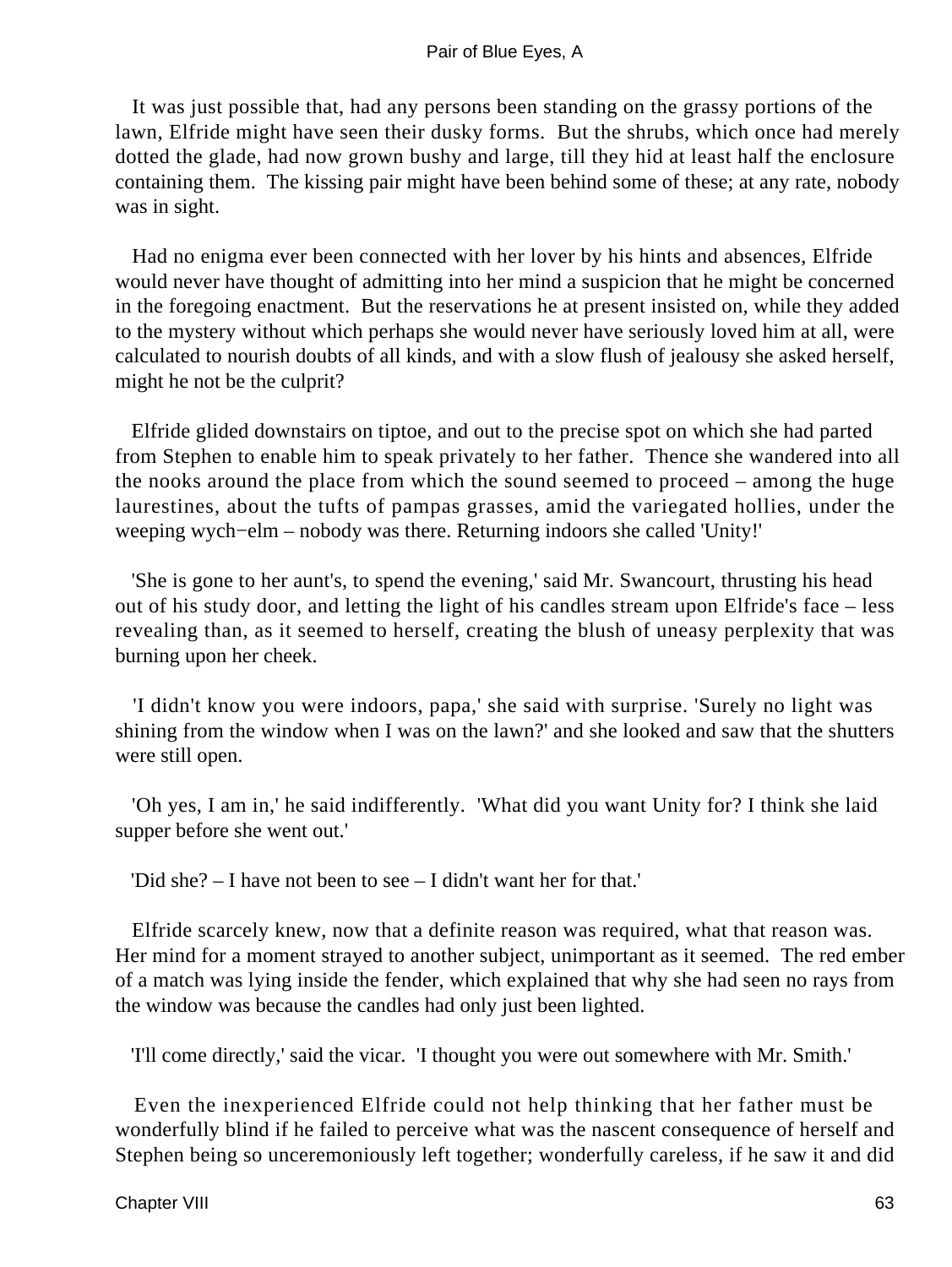It was just possible that, had any persons been standing on the grassy portions of the lawn, Elfride might have seen their dusky forms. But the shrubs, which once had merely dotted the glade, had now grown bushy and large, till they hid at least half the enclosure containing them. The kissing pair might have been behind some of these; at any rate, nobody was in sight.

Had no enigma ever been connected with her lover by his hints and absences, Elfride would never have thought of admitting into her mind a suspicion that he might be concerned in the foregoing enactment. But the reservations he at present insisted on, while they added to the mystery without which perhaps she would never have seriously loved him at all, were calculated to nourish doubts of all kinds, and with a slow flush of jealousy she asked herself, might he not be the culprit?

Elfride glided downstairs on tiptoe, and out to the precise spot on which she had parted from Stephen to enable him to speak privately to her father. Thence she wandered into all the nooks around the place from which the sound seemed to proceed – among the huge laurestines, about the tufts of pampas grasses, amid the variegated hollies, under the weeping wych−elm – nobody was there. Returning indoors she called 'Unity!'

'She is gone to her aunt's, to spend the evening,' said Mr. Swancourt, thrusting his head out of his study door, and letting the light of his candles stream upon Elfride's face – less revealing than, as it seemed to herself, creating the blush of uneasy perplexity that was burning upon her cheek.

'I didn't know you were indoors, papa,' she said with surprise. 'Surely no light was shining from the window when I was on the lawn?' and she looked and saw that the shutters were still open.

'Oh yes, I am in,' he said indifferently. 'What did you want Unity for? I think she laid supper before she went out.'

'Did she? – I have not been to see – I didn't want her for that.'

Elfride scarcely knew, now that a definite reason was required, what that reason was. Her mind for a moment strayed to another subject, unimportant as it seemed. The red ember of a match was lying inside the fender, which explained that why she had seen no rays from the window was because the candles had only just been lighted.

'I'll come directly,' said the vicar. 'I thought you were out somewhere with Mr. Smith.'

Even the inexperienced Elfride could not help thinking that her father must be wonderfully blind if he failed to perceive what was the nascent consequence of herself and Stephen being so unceremoniously left together; wonderfully careless, if he saw it and did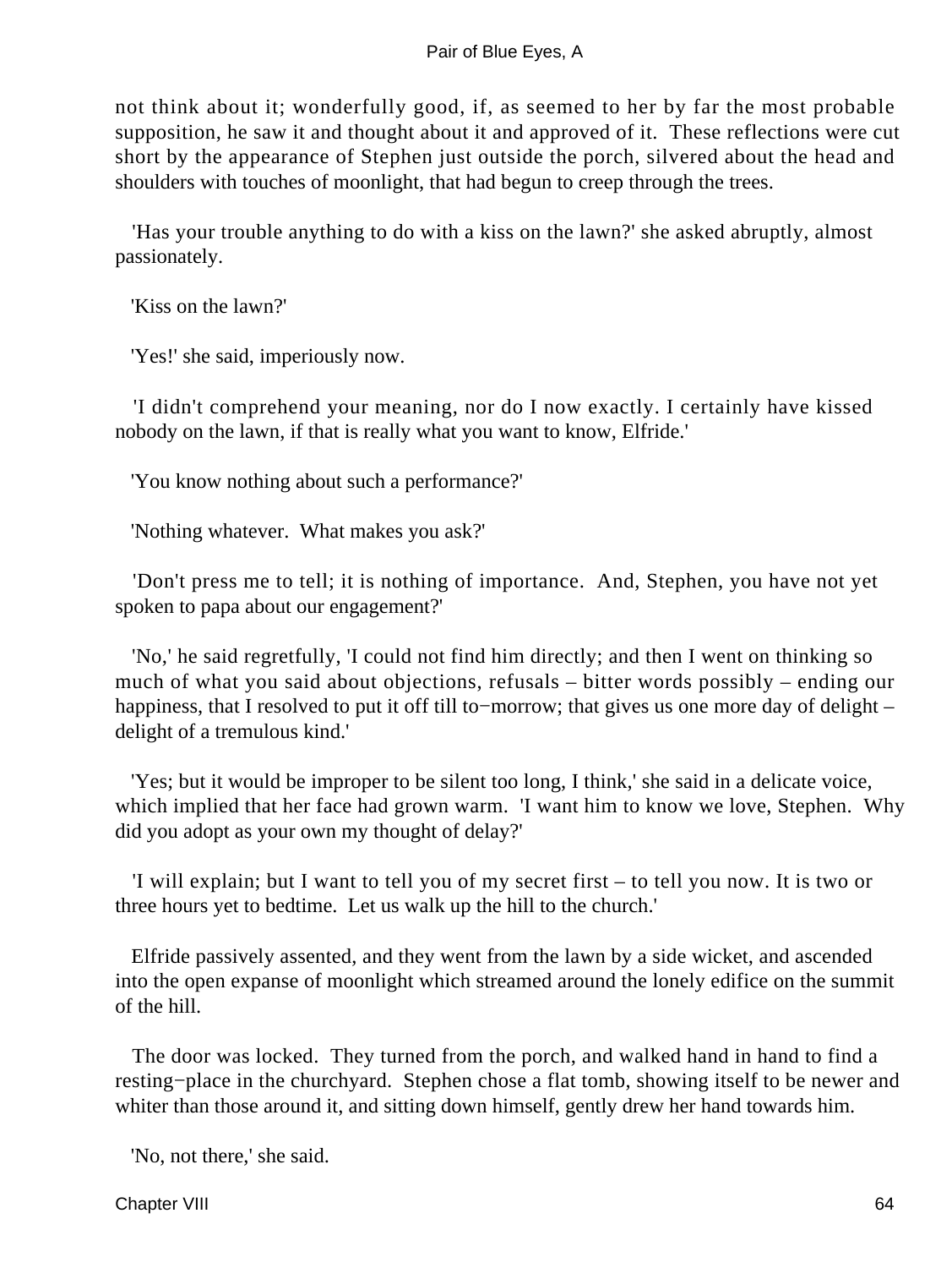not think about it; wonderfully good, if, as seemed to her by far the most probable supposition, he saw it and thought about it and approved of it. These reflections were cut short by the appearance of Stephen just outside the porch, silvered about the head and shoulders with touches of moonlight, that had begun to creep through the trees.

'Has your trouble anything to do with a kiss on the lawn?' she asked abruptly, almost passionately.

'Kiss on the lawn?'

'Yes!' she said, imperiously now.

'I didn't comprehend your meaning, nor do I now exactly. I certainly have kissed nobody on the lawn, if that is really what you want to know, Elfride.'

'You know nothing about such a performance?'

'Nothing whatever. What makes you ask?'

'Don't press me to tell; it is nothing of importance. And, Stephen, you have not yet spoken to papa about our engagement?'

'No,' he said regretfully, 'I could not find him directly; and then I went on thinking so much of what you said about objections, refusals – bitter words possibly – ending our happiness, that I resolved to put it off till to−morrow; that gives us one more day of delight – delight of a tremulous kind.'

'Yes; but it would be improper to be silent too long, I think,' she said in a delicate voice, which implied that her face had grown warm. 'I want him to know we love, Stephen. Why did you adopt as your own my thought of delay?'

'I will explain; but I want to tell you of my secret first – to tell you now. It is two or three hours yet to bedtime. Let us walk up the hill to the church.'

Elfride passively assented, and they went from the lawn by a side wicket, and ascended into the open expanse of moonlight which streamed around the lonely edifice on the summit of the hill.

The door was locked. They turned from the porch, and walked hand in hand to find a resting−place in the churchyard. Stephen chose a flat tomb, showing itself to be newer and whiter than those around it, and sitting down himself, gently drew her hand towards him.

'No, not there,' she said.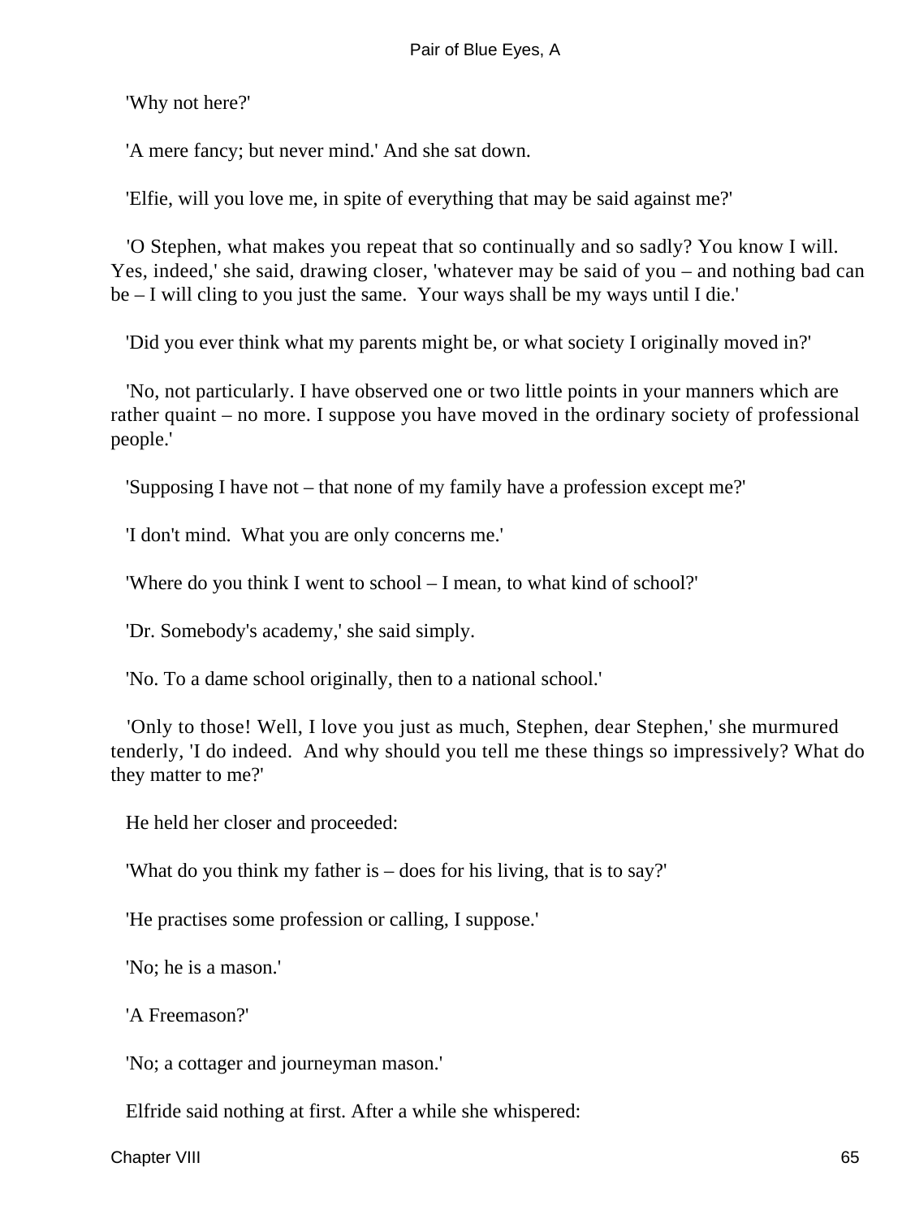'Why not here?'

'A mere fancy; but never mind.' And she sat down.

'Elfie, will you love me, in spite of everything that may be said against me?'

'O Stephen, what makes you repeat that so continually and so sadly? You know I will. Yes, indeed,' she said, drawing closer, 'whatever may be said of you – and nothing bad can be – I will cling to you just the same. Your ways shall be my ways until I die.'

'Did you ever think what my parents might be, or what society I originally moved in?'

'No, not particularly. I have observed one or two little points in your manners which are rather quaint – no more. I suppose you have moved in the ordinary society of professional people.'

'Supposing I have not – that none of my family have a profession except me?'

'I don't mind. What you are only concerns me.'

'Where do you think I went to school – I mean, to what kind of school?'

'Dr. Somebody's academy,' she said simply.

'No. To a dame school originally, then to a national school.'

'Only to those! Well, I love you just as much, Stephen, dear Stephen,' she murmured tenderly, 'I do indeed. And why should you tell me these things so impressively? What do they matter to me?'

He held her closer and proceeded:

'What do you think my father is – does for his living, that is to say?'

'He practises some profession or calling, I suppose.'

'No; he is a mason.'

'A Freemason?'

'No; a cottager and journeyman mason.'

Elfride said nothing at first. After a while she whispered: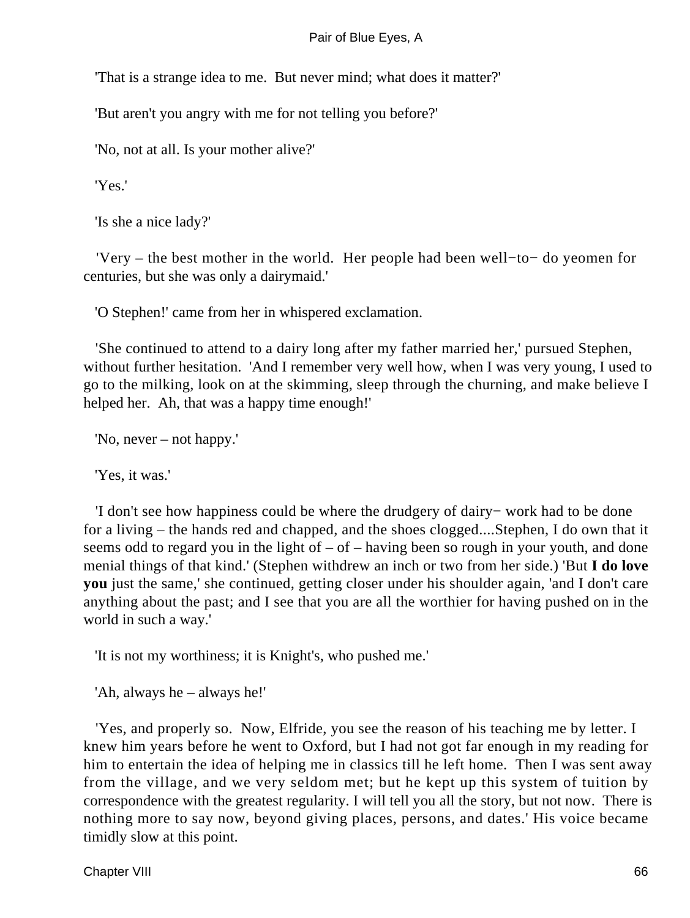'That is a strange idea to me. But never mind; what does it matter?'

'But aren't you angry with me for not telling you before?'

'No, not at all. Is your mother alive?'

'Yes.'

'Is she a nice lady?'

'Very – the best mother in the world. Her people had been well−to− do yeomen for centuries, but she was only a dairymaid.'

'O Stephen!' came from her in whispered exclamation.

'She continued to attend to a dairy long after my father married her,' pursued Stephen, without further hesitation. 'And I remember very well how, when I was very young, I used to go to the milking, look on at the skimming, sleep through the churning, and make believe I helped her. Ah, that was a happy time enough!'

'No, never – not happy.'

'Yes, it was.'

'I don't see how happiness could be where the drudgery of dairy− work had to be done for a living – the hands red and chapped, and the shoes clogged....Stephen, I do own that it seems odd to regard you in the light of – of – having been so rough in your youth, and done menial things of that kind.' (Stephen withdrew an inch or two from her side.) 'But **I do love you** just the same,' she continued, getting closer under his shoulder again, 'and I don't care anything about the past; and I see that you are all the worthier for having pushed on in the world in such a way.'

'It is not my worthiness; it is Knight's, who pushed me.'

'Ah, always he – always he!'

'Yes, and properly so. Now, Elfride, you see the reason of his teaching me by letter. I knew him years before he went to Oxford, but I had not got far enough in my reading for him to entertain the idea of helping me in classics till he left home. Then I was sent away from the village, and we very seldom met; but he kept up this system of tuition by correspondence with the greatest regularity. I will tell you all the story, but not now. There is nothing more to say now, beyond giving places, persons, and dates.' His voice became timidly slow at this point.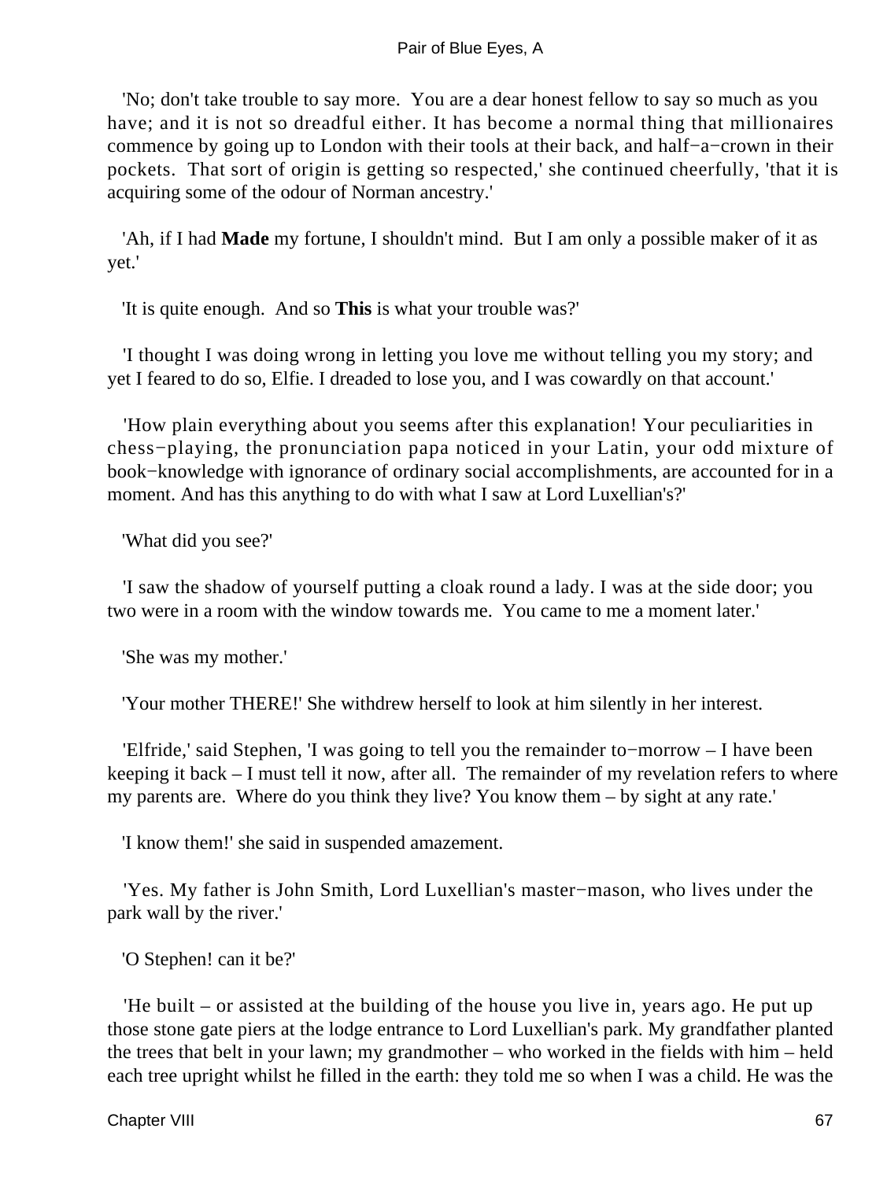'No; don't take trouble to say more.  You are a dear honest fellow to say so much as you have; and it is not so dreadful either. It has become a normal thing that millionaires commence by going up to London with their tools at their back, and half−a−crown in their pockets.  That sort of origin is getting so respected,' she continued cheerfully, 'that it is acquiring some of the odour of Norman ancestry.'

'Ah, if I had **Made** my fortune, I shouldn't mind.  But I am only a possible maker of it as yet.'

'It is quite enough.  And so **This** is what your trouble was?'

'I thought I was doing wrong in letting you love me without telling you my story; and yet I feared to do so, Elfie. I dreaded to lose you, and I was cowardly on that account.'

'How plain everything about you seems after this explanation! Your peculiarities in chess−playing, the pronunciation papa noticed in your Latin, your odd mixture of book−knowledge with ignorance of ordinary social accomplishments, are accounted for in a moment. And has this anything to do with what I saw at Lord Luxellian's?'

'What did you see?'

'I saw the shadow of yourself putting a cloak round a lady. I was at the side door; you two were in a room with the window towards me.  You came to me a moment later.'

'She was my mother.'

'Your mother THERE!' She withdrew herself to look at him silently in her interest.

'Elfride,' said Stephen, 'I was going to tell you the remainder to−morrow – I have been keeping it back – I must tell it now, after all.  The remainder of my revelation refers to where my parents are.  Where do you think they live? You know them – by sight at any rate.'

'I know them!' she said in suspended amazement.

'Yes. My father is John Smith, Lord Luxellian's master−mason, who lives under the park wall by the river.'

'O Stephen! can it be?'

'He built – or assisted at the building of the house you live in, years ago. He put up those stone gate piers at the lodge entrance to Lord Luxellian's park. My grandfather planted the trees that belt in your lawn; my grandmother – who worked in the fields with him – held each tree upright whilst he filled in the earth: they told me so when I was a child. He was the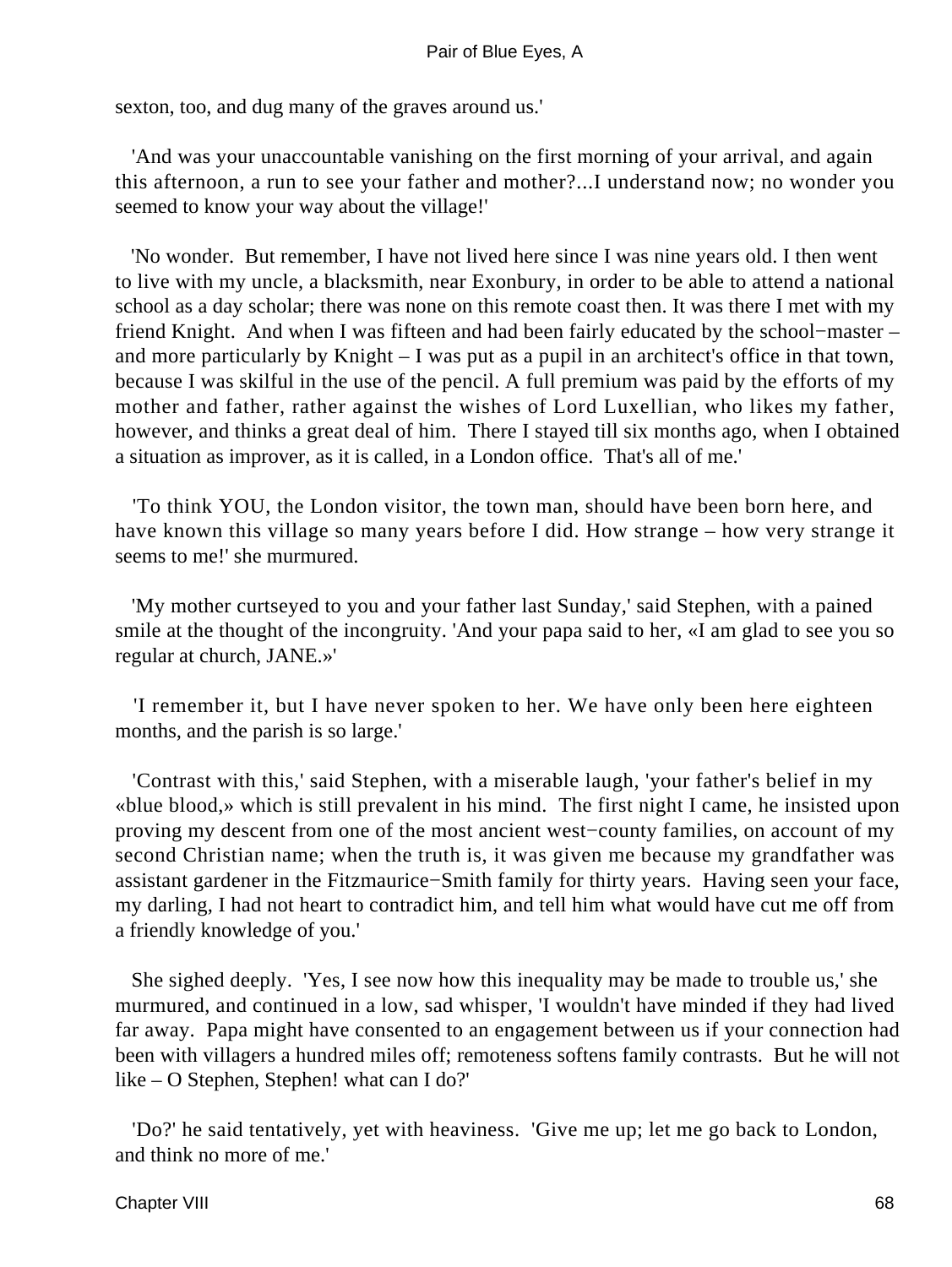sexton, too, and dug many of the graves around us.'

'And was your unaccountable vanishing on the first morning of your arrival, and again this afternoon, a run to see your father and mother?...I understand now; no wonder you seemed to know your way about the village!'

'No wonder. But remember, I have not lived here since I was nine years old. I then went to live with my uncle, a blacksmith, near Exonbury, in order to be able to attend a national school as a day scholar; there was none on this remote coast then. It was there I met with my friend Knight. And when I was fifteen and had been fairly educated by the school−master – and more particularly by Knight – I was put as a pupil in an architect's office in that town, because I was skilful in the use of the pencil. A full premium was paid by the efforts of my mother and father, rather against the wishes of Lord Luxellian, who likes my father, however, and thinks a great deal of him. There I stayed till six months ago, when I obtained a situation as improver, as it is called, in a London office. That's all of me.'

'To think YOU, the London visitor, the town man, should have been born here, and have known this village so many years before I did. How strange – how very strange it seems to me!' she murmured.

'My mother curtseyed to you and your father last Sunday,' said Stephen, with a pained smile at the thought of the incongruity. 'And your papa said to her, «I am glad to see you so regular at church, JANE.»'

'I remember it, but I have never spoken to her. We have only been here eighteen months, and the parish is so large.'

'Contrast with this,' said Stephen, with a miserable laugh, 'your father's belief in my «blue blood,» which is still prevalent in his mind. The first night I came, he insisted upon proving my descent from one of the most ancient west−county families, on account of my second Christian name; when the truth is, it was given me because my grandfather was assistant gardener in the Fitzmaurice−Smith family for thirty years. Having seen your face, my darling, I had not heart to contradict him, and tell him what would have cut me off from a friendly knowledge of you.'

She sighed deeply. 'Yes, I see now how this inequality may be made to trouble us,' she murmured, and continued in a low, sad whisper, 'I wouldn't have minded if they had lived far away. Papa might have consented to an engagement between us if your connection had been with villagers a hundred miles off; remoteness softens family contrasts. But he will not like – O Stephen, Stephen! what can I do?'

'Do?' he said tentatively, yet with heaviness. 'Give me up; let me go back to London, and think no more of me.'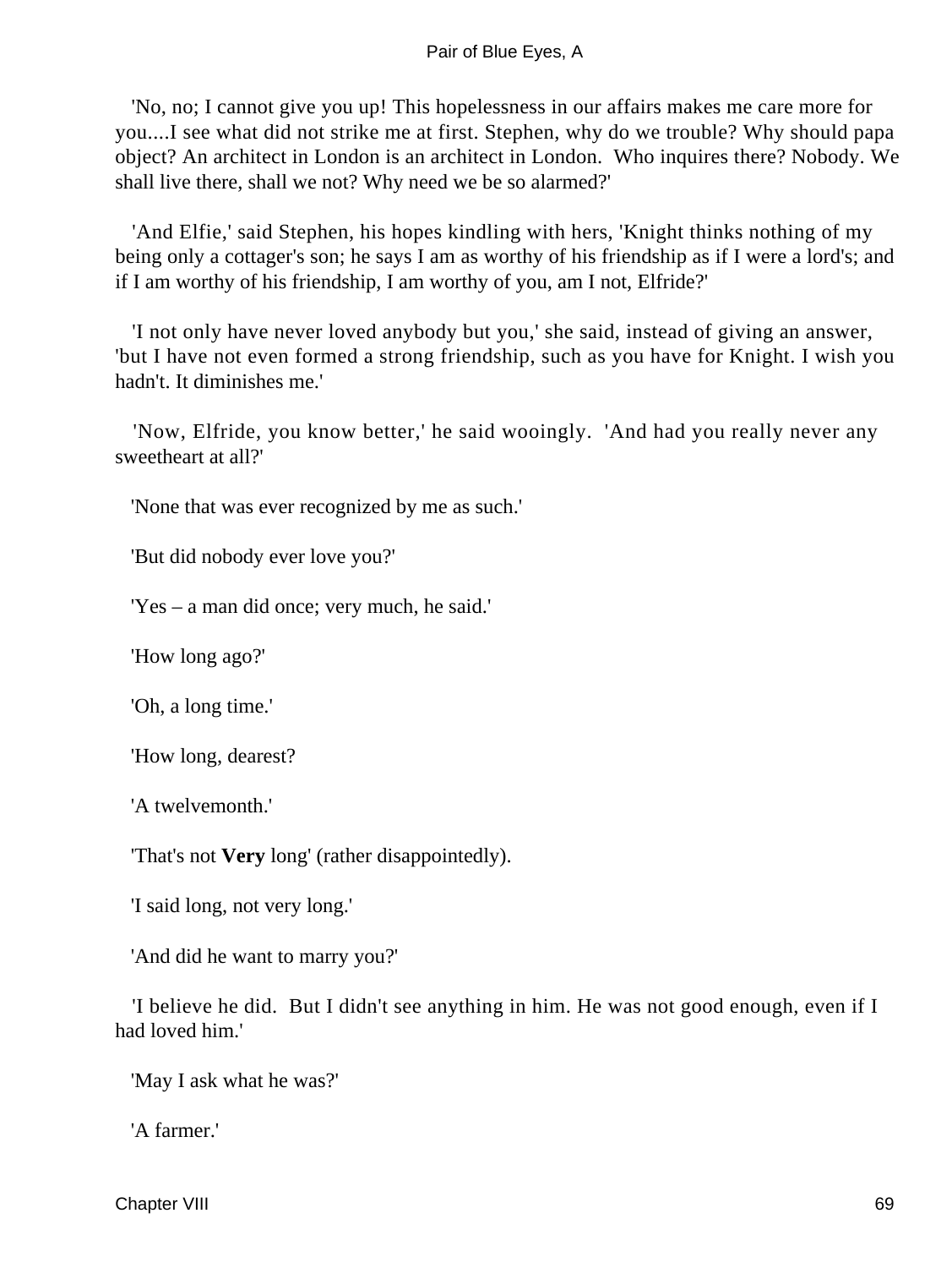'No, no; I cannot give you up! This hopelessness in our affairs makes me care more for you....I see what did not strike me at first. Stephen, why do we trouble? Why should papa object? An architect in London is an architect in London. Who inquires there? Nobody. We shall live there, shall we not? Why need we be so alarmed?'

'And Elfie,' said Stephen, his hopes kindling with hers, 'Knight thinks nothing of my being only a cottager's son; he says I am as worthy of his friendship as if I were a lord's; and if I am worthy of his friendship, I am worthy of you, am I not, Elfride?'

'I not only have never loved anybody but you,' she said, instead of giving an answer, 'but I have not even formed a strong friendship, such as you have for Knight. I wish you hadn't. It diminishes me.'

'Now, Elfride, you know better,' he said wooingly. 'And had you really never any sweetheart at all?'

'None that was ever recognized by me as such.'

'But did nobody ever love you?'

'Yes – a man did once; very much, he said.'

'How long ago?'

'Oh, a long time.'

'How long, dearest?

'A twelvemonth.'

'That's not **Very** long' (rather disappointedly).

'I said long, not very long.'

'And did he want to marry you?'

'I believe he did. But I didn't see anything in him. He was not good enough, even if I had loved him.'

'May I ask what he was?'

'A farmer.'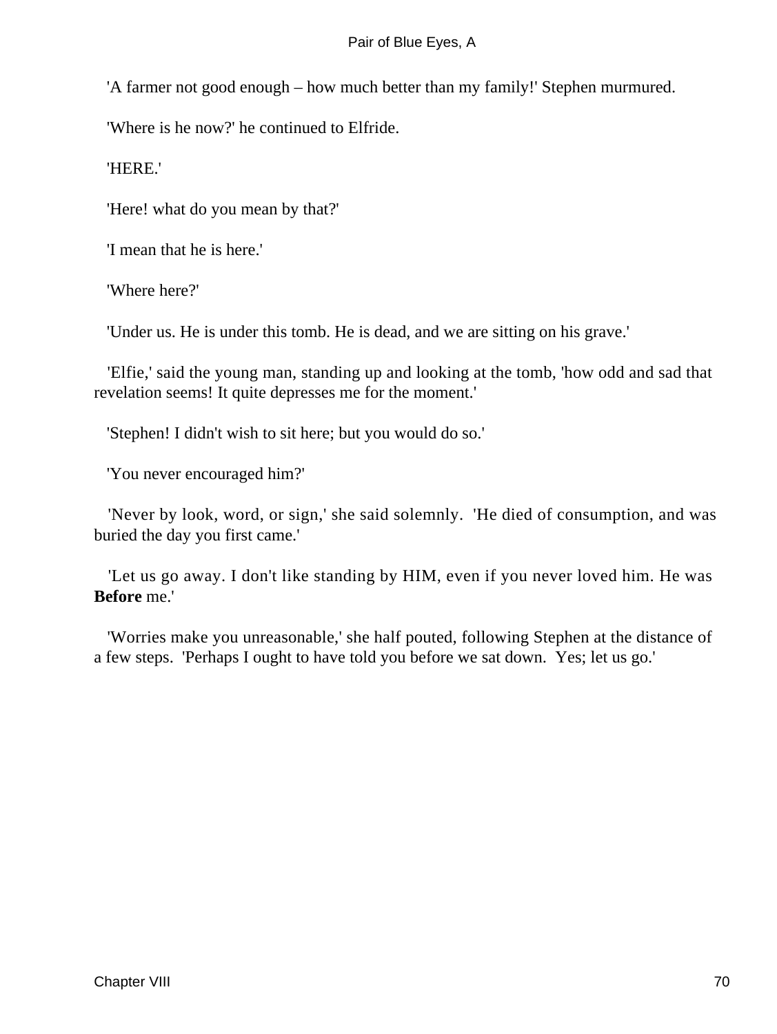'A farmer not good enough – how much better than my family!' Stephen murmured.

'Where is he now?' he continued to Elfride.

'HERE.'

'Here! what do you mean by that?'

'I mean that he is here.'

'Where here?'

'Under us. He is under this tomb. He is dead, and we are sitting on his grave.'

'Elfie,' said the young man, standing up and looking at the tomb, 'how odd and sad that revelation seems! It quite depresses me for the moment.'

'Stephen! I didn't wish to sit here; but you would do so.'

'You never encouraged him?'

'Never by look, word, or sign,' she said solemnly. 'He died of consumption, and was buried the day you first came.'

'Let us go away. I don't like standing by HIM, even if you never loved him. He was **Before** me.'

'Worries make you unreasonable,' she half pouted, following Stephen at the distance of a few steps. 'Perhaps I ought to have told you before we sat down. Yes; let us go.'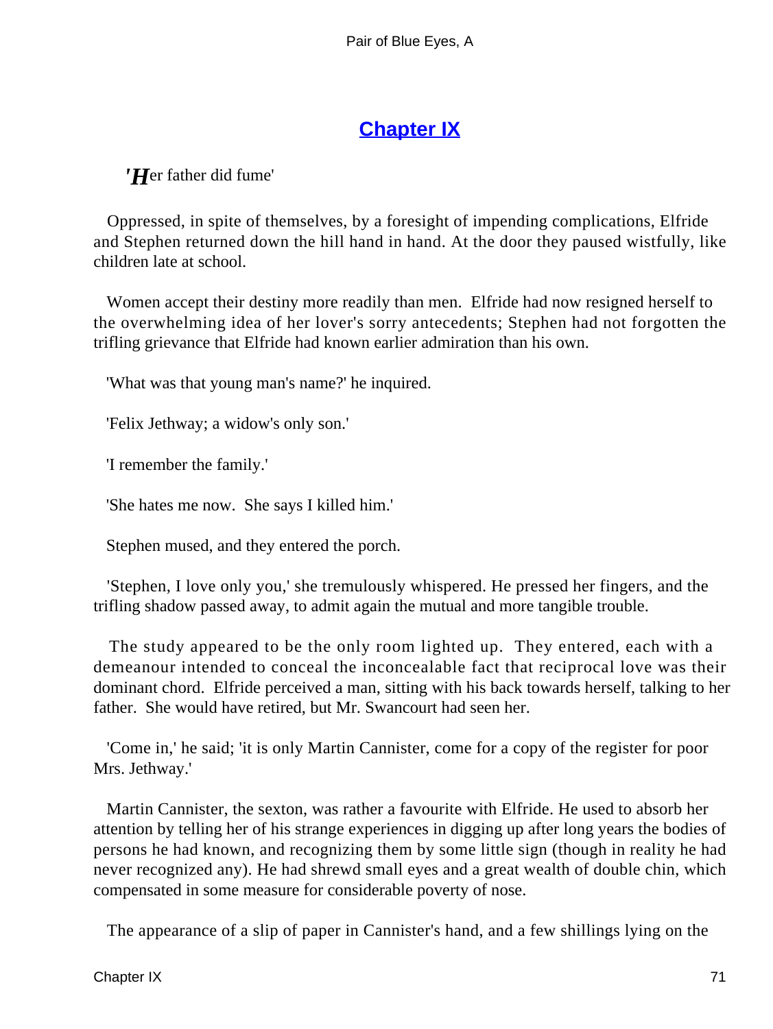## Chapter IX

*'Her father did fume'*

Oppressed, in spite of themselves, by a foresight of impending complications, Elfride and Stephen returned down the hill hand in hand. At the door they paused wistfully, like children late at school.

Women accept their destiny more readily than men. Elfride had now resigned herself to the overwhelming idea of her lover's sorry antecedents; Stephen had not forgotten the trifling grievance that Elfride had known earlier admiration than his own.

'What was that young man's name?' he inquired.

'Felix Jethway; a widow's only son.'

'I remember the family.'

'She hates me now. She says I killed him.'

Stephen mused, and they entered the porch.

'Stephen, I love only you,' she tremulously whispered. He pressed her fingers, and the trifling shadow passed away, to admit again the mutual and more tangible trouble.

The study appeared to be the only room lighted up. They entered, each with a demeanour intended to conceal the inconcealable fact that reciprocal love was their dominant chord. Elfride perceived a man, sitting with his back towards herself, talking to her father. She would have retired, but Mr. Swancourt had seen her.

'Come in,' he said; 'it is only Martin Cannister, come for a copy of the register for poor Mrs. Jethway.'

Martin Cannister, the sexton, was rather a favourite with Elfride. He used to absorb her attention by telling her of his strange experiences in digging up after long years the bodies of persons he had known, and recognizing them by some little sign (though in reality he had never recognized any). He had shrewd small eyes and a great wealth of double chin, which compensated in some measure for considerable poverty of nose.

The appearance of a slip of paper in Cannister's hand, and a few shillings lying on the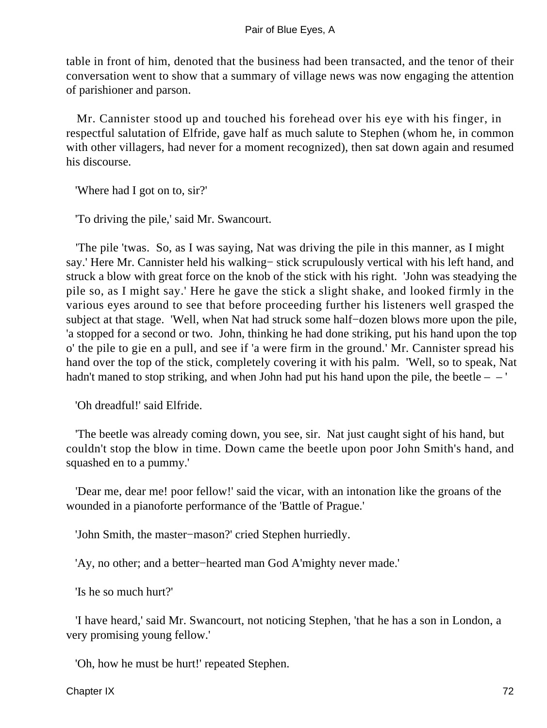table in front of him, denoted that the business had been transacted, and the tenor of their conversation went to show that a summary of village news was now engaging the attention of parishioner and parson.

Mr. Cannister stood up and touched his forehead over his eye with his finger, in respectful salutation of Elfride, gave half as much salute to Stephen (whom he, in common with other villagers, had never for a moment recognized), then sat down again and resumed his discourse.

'Where had I got on to, sir?'

'To driving the pile,' said Mr. Swancourt.

'The pile 'twas. So, as I was saying, Nat was driving the pile in this manner, as I might say.' Here Mr. Cannister held his walking−stick scrupulously vertical with his left hand, and struck a blow with great force on the knob of the stick with his right. 'John was steadying the pile so, as I might say.' Here he gave the stick a slight shake, and looked firmly in the various eyes around to see that before proceeding further his listeners well grasped the subject at that stage. 'Well, when Nat had struck some half−dozen blows more upon the pile, 'a stopped for a second or two. John, thinking he had done striking, put his hand upon the top o' the pile to gie en a pull, and see if 'a were firm in the ground.' Mr. Cannister spread his hand over the top of the stick, completely covering it with his palm. 'Well, so to speak, Nat hadn't maned to stop striking, and when John had put his hand upon the pile, the beetle – – '

'Oh dreadful!' said Elfride.

'The beetle was already coming down, you see, sir. Nat just caught sight of his hand, but couldn't stop the blow in time. Down came the beetle upon poor John Smith's hand, and squashed en to a pummy.'

'Dear me, dear me! poor fellow!' said the vicar, with an intonation like the groans of the wounded in a pianoforte performance of the 'Battle of Prague.'

'John Smith, the master−mason?' cried Stephen hurriedly.

'Ay, no other; and a better−hearted man God A'mighty never made.'

'Is he so much hurt?'

'I have heard,' said Mr. Swancourt, not noticing Stephen, 'that he has a son in London, a very promising young fellow.'

'Oh, how he must be hurt!' repeated Stephen.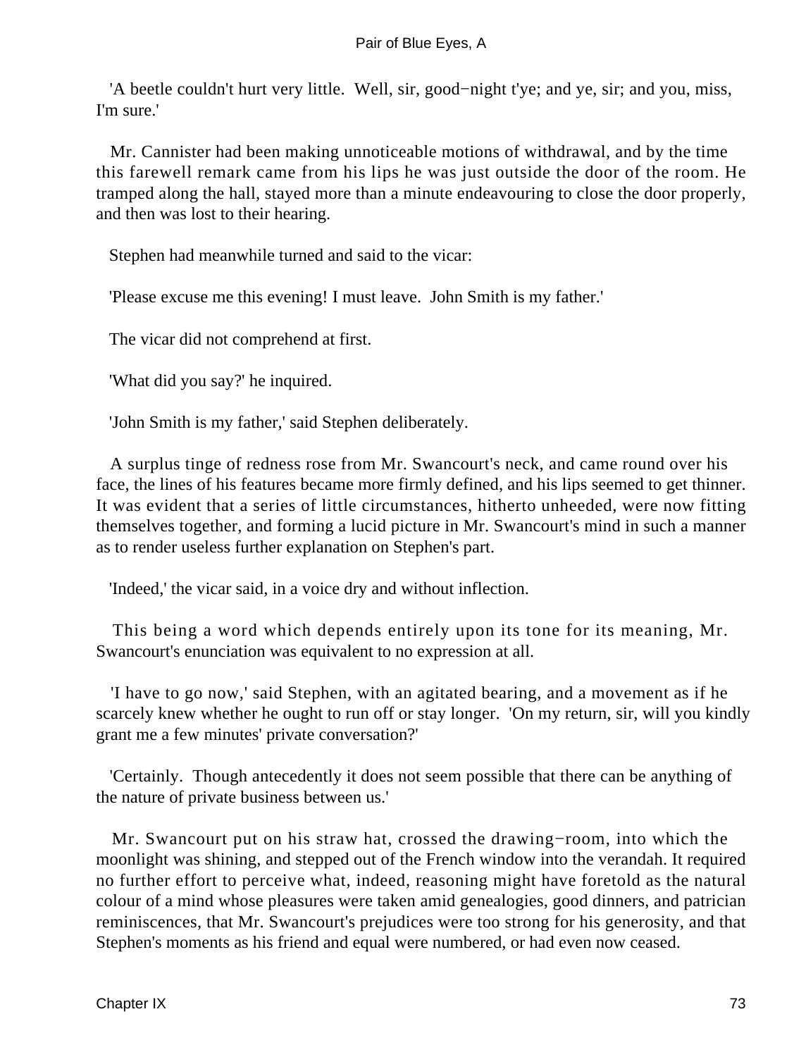'A beetle couldn't hurt very little. Well, sir, good−night t'ye; and ye, sir; and you, miss, I'm sure.'

Mr. Cannister had been making unnoticeable motions of withdrawal, and by the time this farewell remark came from his lips he was just outside the door of the room. He tramped along the hall, stayed more than a minute endeavouring to close the door properly, and then was lost to their hearing.

Stephen had meanwhile turned and said to the vicar:

'Please excuse me this evening! I must leave. John Smith is my father.'

The vicar did not comprehend at first.

'What did you say?' he inquired.

'John Smith is my father,' said Stephen deliberately.

A surplus tinge of redness rose from Mr. Swancourt's neck, and came round over his face, the lines of his features became more firmly defined, and his lips seemed to get thinner. It was evident that a series of little circumstances, hitherto unheeded, were now fitting themselves together, and forming a lucid picture in Mr. Swancourt's mind in such a manner as to render useless further explanation on Stephen's part.

'Indeed,' the vicar said, in a voice dry and without inflection.

This being a word which depends entirely upon its tone for its meaning, Mr. Swancourt's enunciation was equivalent to no expression at all.

'I have to go now,' said Stephen, with an agitated bearing, and a movement as if he scarcely knew whether he ought to run off or stay longer. 'On my return, sir, will you kindly grant me a few minutes' private conversation?'

'Certainly. Though antecedently it does not seem possible that there can be anything of the nature of private business between us.'

Mr. Swancourt put on his straw hat, crossed the drawing−room, into which the moonlight was shining, and stepped out of the French window into the verandah. It required no further effort to perceive what, indeed, reasoning might have foretold as the natural colour of a mind whose pleasures were taken amid genealogies, good dinners, and patrician reminiscences, that Mr. Swancourt's prejudices were too strong for his generosity, and that Stephen's moments as his friend and equal were numbered, or had even now ceased.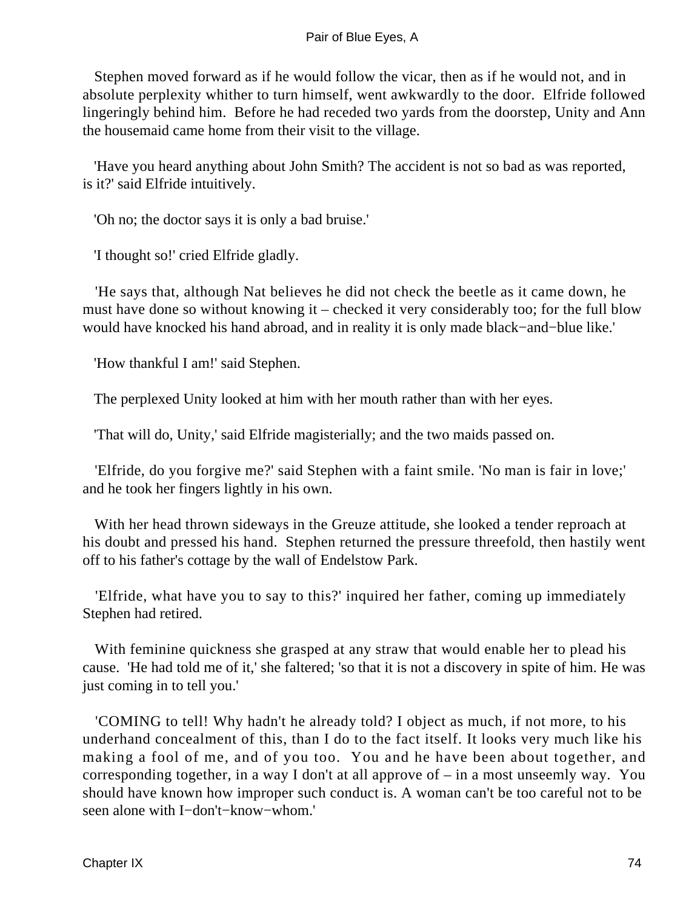Stephen moved forward as if he would follow the vicar, then as if he would not, and in absolute perplexity whither to turn himself, went awkwardly to the door. Elfride followed lingeringly behind him. Before he had receded two yards from the doorstep, Unity and Ann the housemaid came home from their visit to the village.

'Have you heard anything about John Smith? The accident is not so bad as was reported, is it?' said Elfride intuitively.

'Oh no; the doctor says it is only a bad bruise.'

'I thought so!' cried Elfride gladly.

'He says that, although Nat believes he did not check the beetle as it came down, he must have done so without knowing it – checked it very considerably too; for the full blow would have knocked his hand abroad, and in reality it is only made black−and−blue like.'

'How thankful I am!' said Stephen.

The perplexed Unity looked at him with her mouth rather than with her eyes.

'That will do, Unity,' said Elfride magisterially; and the two maids passed on.

'Elfride, do you forgive me?' said Stephen with a faint smile. 'No man is fair in love;' and he took her fingers lightly in his own.

With her head thrown sideways in the Greuze attitude, she looked a tender reproach at his doubt and pressed his hand. Stephen returned the pressure threefold, then hastily went off to his father's cottage by the wall of Endelstow Park.

'Elfride, what have you to say to this?' inquired her father, coming up immediately Stephen had retired.

With feminine quickness she grasped at any straw that would enable her to plead his cause. 'He had told me of it,' she faltered; 'so that it is not a discovery in spite of him. He was just coming in to tell you.'

'COMING to tell! Why hadn't he already told? I object as much, if not more, to his underhand concealment of this, than I do to the fact itself. It looks very much like his making a fool of me, and of you too. You and he have been about together, and corresponding together, in a way I don't at all approve of – in a most unseemly way. You should have known how improper such conduct is. A woman can't be too careful not to be seen alone with I−don't−know−whom.'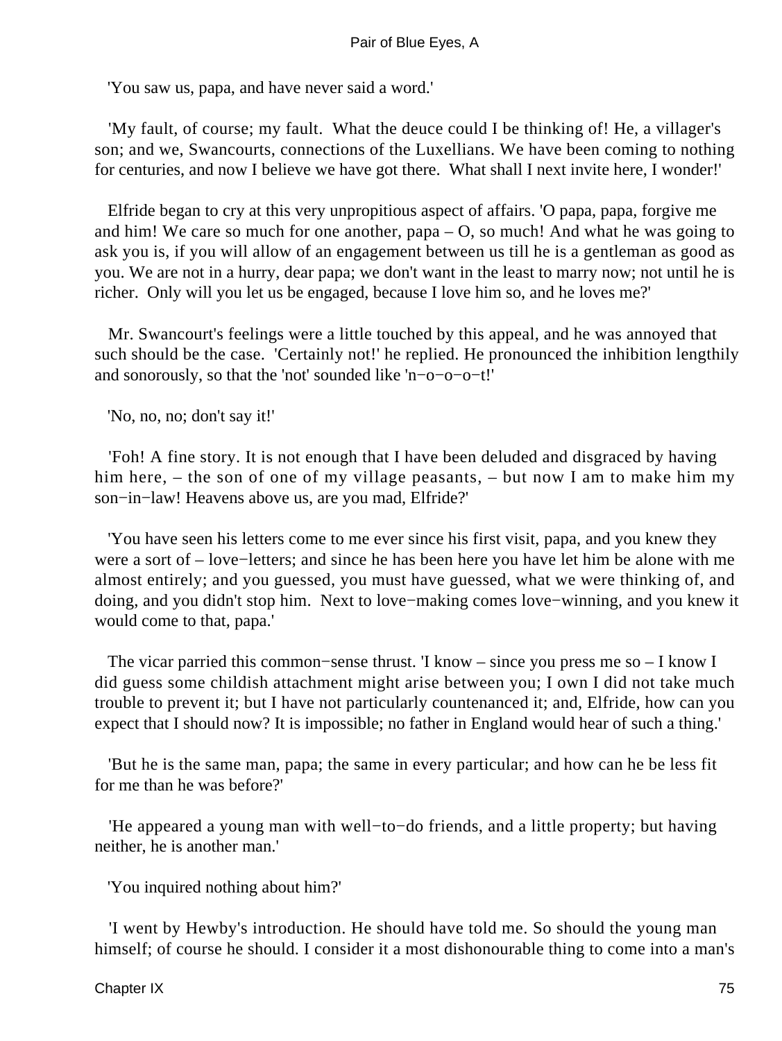'You saw us, papa, and have never said a word.'

'My fault, of course; my fault. What the deuce could I be thinking of! He, a villager's son; and we, Swancourts, connections of the Luxellians. We have been coming to nothing for centuries, and now I believe we have got there. What shall I next invite here, I wonder!'

Elfride began to cry at this very unpropitious aspect of affairs. 'O papa, papa, forgive me and him! We care so much for one another, papa – O, so much! And what he was going to ask you is, if you will allow of an engagement between us till he is a gentleman as good as you. We are not in a hurry, dear papa; we don't want in the least to marry now; not until he is richer. Only will you let us be engaged, because I love him so, and he loves me?'

Mr. Swancourt's feelings were a little touched by this appeal, and he was annoyed that such should be the case. 'Certainly not!' he replied. He pronounced the inhibition lengthily and sonorously, so that the 'not' sounded like 'n−o−o−o−t!'

'No, no, no; don't say it!'

'Foh! A fine story. It is not enough that I have been deluded and disgraced by having him here, – the son of one of my village peasants, – but now I am to make him my son−in−law! Heavens above us, are you mad, Elfride?'

'You have seen his letters come to me ever since his first visit, papa, and you knew they were a sort of – love−letters; and since he has been here you have let him be alone with me almost entirely; and you guessed, you must have guessed, what we were thinking of, and doing, and you didn't stop him. Next to love−making comes love−winning, and you knew it would come to that, papa.'

The vicar parried this common−sense thrust. 'I know – since you press me so – I know I did guess some childish attachment might arise between you; I own I did not take much trouble to prevent it; but I have not particularly countenanced it; and, Elfride, how can you expect that I should now? It is impossible; no father in England would hear of such a thing.'

'But he is the same man, papa; the same in every particular; and how can he be less fit for me than he was before?'

'He appeared a young man with well−to−do friends, and a little property; but having neither, he is another man.'

'You inquired nothing about him?'

'I went by Hewby's introduction. He should have told me. So should the young man himself; of course he should. I consider it a most dishonourable thing to come into a man's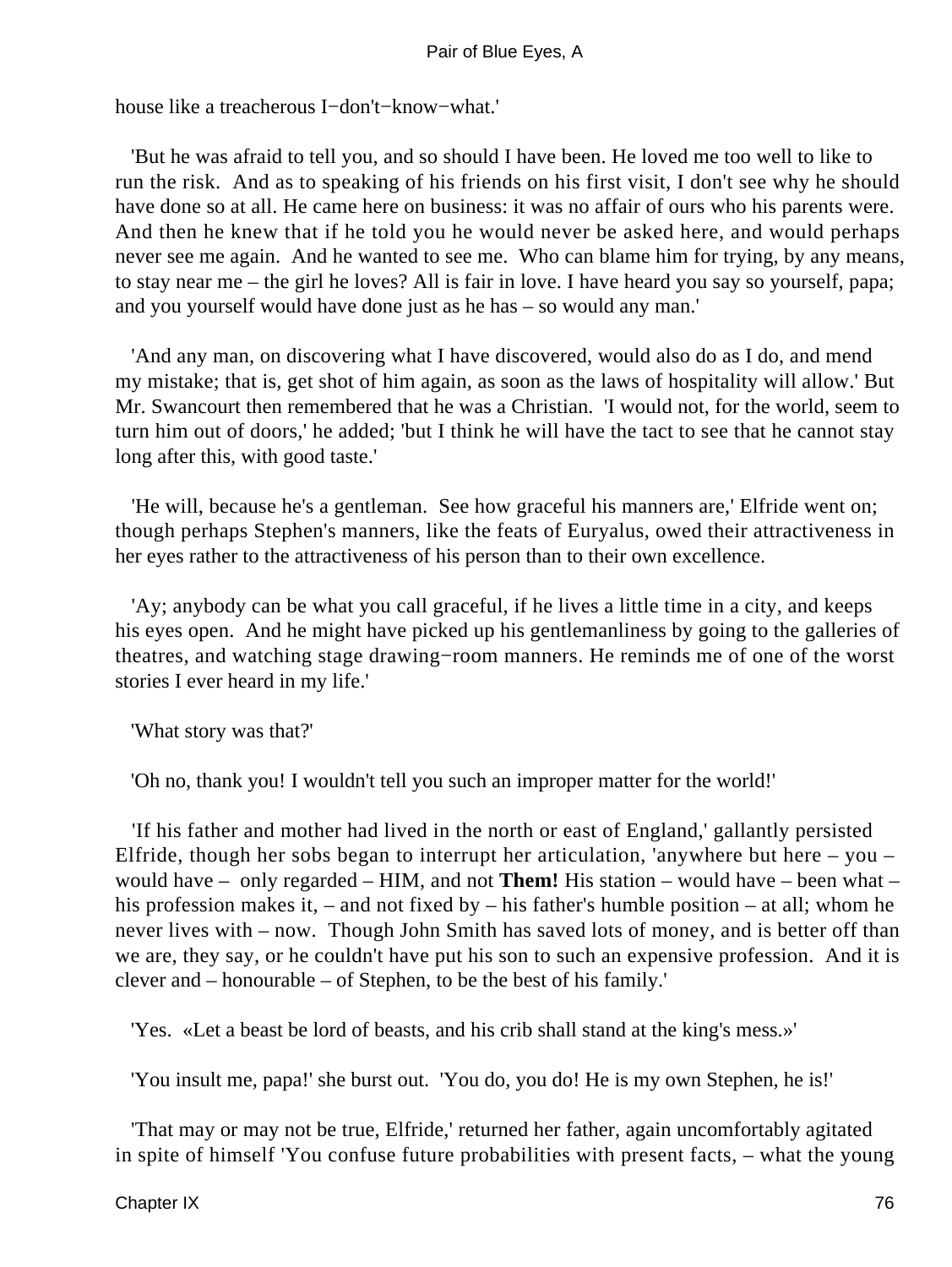house like a treacherous I−don't−know−what.'

'But he was afraid to tell you, and so should I have been. He loved me too well to like to run the risk. And as to speaking of his friends on his first visit, I don't see why he should have done so at all. He came here on business: it was no affair of ours who his parents were. And then he knew that if he told you he would never be asked here, and would perhaps never see me again. And he wanted to see me. Who can blame him for trying, by any means, to stay near me – the girl he loves? All is fair in love. I have heard you say so yourself, papa; and you yourself would have done just as he has – so would any man.'

'And any man, on discovering what I have discovered, would also do as I do, and mend my mistake; that is, get shot of him again, as soon as the laws of hospitality will allow.' But Mr. Swancourt then remembered that he was a Christian. 'I would not, for the world, seem to turn him out of doors,' he added; 'but I think he will have the tact to see that he cannot stay long after this, with good taste.'

'He will, because he's a gentleman. See how graceful his manners are,' Elfride went on; though perhaps Stephen's manners, like the feats of Euryalus, owed their attractiveness in her eyes rather to the attractiveness of his person than to their own excellence.

'Ay; anybody can be what you call graceful, if he lives a little time in a city, and keeps his eyes open. And he might have picked up his gentlemanliness by going to the galleries of theatres, and watching stage drawing−room manners. He reminds me of one of the worst stories I ever heard in my life.'

'What story was that?'

'Oh no, thank you! I wouldn't tell you such an improper matter for the world!'

'If his father and mother had lived in the north or east of England,' gallantly persisted Elfride, though her sobs began to interrupt her articulation, 'anywhere but here – you – would have – only regarded – HIM, and not **Them!** His station – would have – been what – his profession makes it, – and not fixed by – his father's humble position – at all; whom he never lives with – now. Though John Smith has saved lots of money, and is better off than we are, they say, or he couldn't have put his son to such an expensive profession. And it is clever and – honourable – of Stephen, to be the best of his family.'

'Yes. «Let a beast be lord of beasts, and his crib shall stand at the king's mess.»'

'You insult me, papa!' she burst out. 'You do, you do! He is my own Stephen, he is!'

'That may or may not be true, Elfride,' returned her father, again uncomfortably agitated in spite of himself 'You confuse future probabilities with present facts, – what the young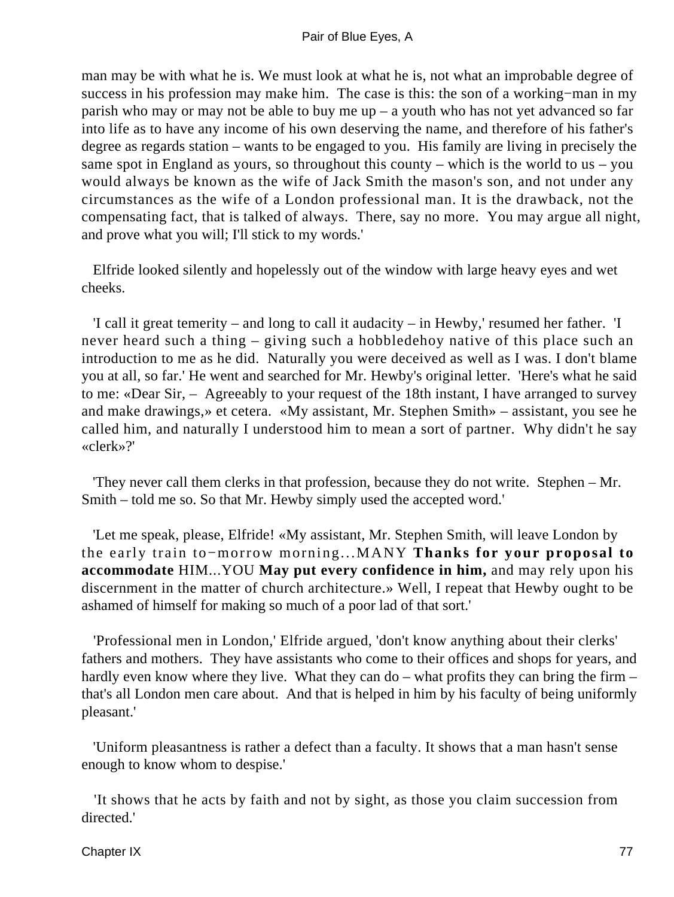man may be with what he is. We must look at what he is, not what an improbable degree of success in his profession may make him. The case is this: the son of a working−man in my parish who may or may not be able to buy me up – a youth who has not yet advanced so far into life as to have any income of his own deserving the name, and therefore of his father's degree as regards station – wants to be engaged to you. His family are living in precisely the same spot in England as yours, so throughout this county – which is the world to us – you would always be known as the wife of Jack Smith the mason's son, and not under any circumstances as the wife of a London professional man. It is the drawback, not the compensating fact, that is talked of always. There, say no more. You may argue all night, and prove what you will; I'll stick to my words.'

Elfride looked silently and hopelessly out of the window with large heavy eyes and wet cheeks.

'I call it great temerity – and long to call it audacity – in Hewby,' resumed her father. 'I never heard such a thing – giving such a hobbledehoy native of this place such an introduction to me as he did. Naturally you were deceived as well as I was. I don't blame you at all, so far.' He went and searched for Mr. Hewby's original letter. 'Here's what he said to me: «Dear Sir, – Agreeably to your request of the 18th instant, I have arranged to survey and make drawings,» et cetera. «My assistant, Mr. Stephen Smith» – assistant, you see he called him, and naturally I understood him to mean a sort of partner. Why didn't he say «clerk»?'

'They never call them clerks in that profession, because they do not write. Stephen – Mr. Smith – told me so. So that Mr. Hewby simply used the accepted word.'

'Let me speak, please, Elfride! «My assistant, Mr. Stephen Smith, will leave London by the early train to−morrow morning...MANY **Thanks for your proposal to accommodate** HIM...YOU **May put every confidence in him,** and may rely upon his discernment in the matter of church architecture.» Well, I repeat that Hewby ought to be ashamed of himself for making so much of a poor lad of that sort.'

'Professional men in London,' Elfride argued, 'don't know anything about their clerks' fathers and mothers. They have assistants who come to their offices and shops for years, and hardly even know where they live. What they can do – what profits they can bring the firm – that's all London men care about. And that is helped in him by his faculty of being uniformly pleasant.'

'Uniform pleasantness is rather a defect than a faculty. It shows that a man hasn't sense enough to know whom to despise.'

'It shows that he acts by faith and not by sight, as those you claim succession from directed.'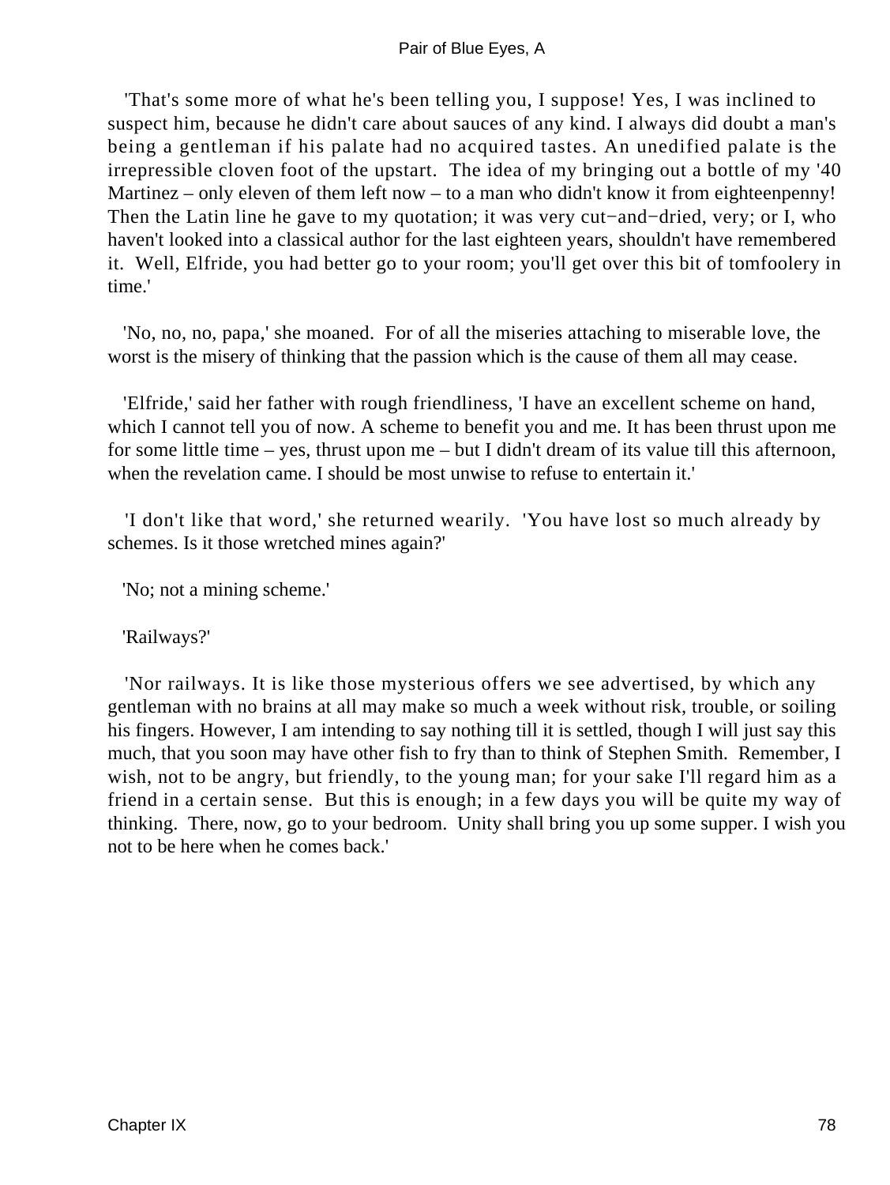'That's some more of what he's been telling you, I suppose! Yes, I was inclined to suspect him, because he didn't care about sauces of any kind. I always did doubt a man's being a gentleman if his palate had no acquired tastes. An unedified palate is the irrepressible cloven foot of the upstart. The idea of my bringing out a bottle of my '40 Martinez – only eleven of them left now – to a man who didn't know it from eighteenpenny! Then the Latin line he gave to my quotation; it was very cut−and−dried, very; or I, who haven't looked into a classical author for the last eighteen years, shouldn't have remembered it. Well, Elfride, you had better go to your room; you'll get over this bit of tomfoolery in time.'

'No, no, no, papa,' she moaned. For of all the miseries attaching to miserable love, the worst is the misery of thinking that the passion which is the cause of them all may cease.

'Elfride,' said her father with rough friendliness, 'I have an excellent scheme on hand, which I cannot tell you of now. A scheme to benefit you and me. It has been thrust upon me for some little time – yes, thrust upon me – but I didn't dream of its value till this afternoon, when the revelation came. I should be most unwise to refuse to entertain it.'

'I don't like that word,' she returned wearily. 'You have lost so much already by schemes. Is it those wretched mines again?'

'No; not a mining scheme.'

'Railways?'

'Nor railways. It is like those mysterious offers we see advertised, by which any gentleman with no brains at all may make so much a week without risk, trouble, or soiling his fingers. However, I am intending to say nothing till it is settled, though I will just say this much, that you soon may have other fish to fry than to think of Stephen Smith. Remember, I wish, not to be angry, but friendly, to the young man; for your sake I'll regard him as a friend in a certain sense. But this is enough; in a few days you will be quite my way of thinking. There, now, go to your bedroom. Unity shall bring you up some supper. I wish you not to be here when he comes back.'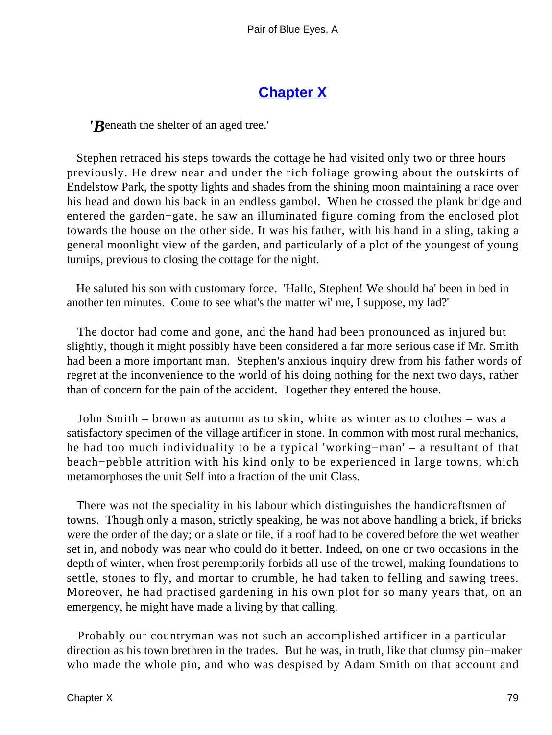## Chapter X

*'Beneath the shelter of an aged tree.'*

Stephen retraced his steps towards the cottage he had visited only two or three hours previously. He drew near and under the rich foliage growing about the outskirts of Endelstow Park, the spotty lights and shades from the shining moon maintaining a race over his head and down his back in an endless gambol. When he crossed the plank bridge and entered the garden−gate, he saw an illuminated figure coming from the enclosed plot towards the house on the other side. It was his father, with his hand in a sling, taking a general moonlight view of the garden, and particularly of a plot of the youngest of young turnips, previous to closing the cottage for the night.

He saluted his son with customary force. 'Hallo, Stephen! We should ha' been in bed in another ten minutes. Come to see what's the matter wi' me, I suppose, my lad?'

The doctor had come and gone, and the hand had been pronounced as injured but slightly, though it might possibly have been considered a far more serious case if Mr. Smith had been a more important man. Stephen's anxious inquiry drew from his father words of regret at the inconvenience to the world of his doing nothing for the next two days, rather than of concern for the pain of the accident. Together they entered the house.

John Smith – brown as autumn as to skin, white as winter as to clothes – was a satisfactory specimen of the village artificer in stone. In common with most rural mechanics, he had too much individuality to be a typical 'working−man' – a resultant of that beach−pebble attrition with his kind only to be experienced in large towns, which metamorphoses the unit Self into a fraction of the unit Class.

There was not the speciality in his labour which distinguishes the handicraftsmen of towns. Though only a mason, strictly speaking, he was not above handling a brick, if bricks were the order of the day; or a slate or tile, if a roof had to be covered before the wet weather set in, and nobody was near who could do it better. Indeed, on one or two occasions in the depth of winter, when frost peremptorily forbids all use of the trowel, making foundations to settle, stones to fly, and mortar to crumble, he had taken to felling and sawing trees. Moreover, he had practised gardening in his own plot for so many years that, on an emergency, he might have made a living by that calling.

Probably our countryman was not such an accomplished artificer in a particular direction as his town brethren in the trades. But he was, in truth, like that clumsy pin−maker who made the whole pin, and who was despised by Adam Smith on that account and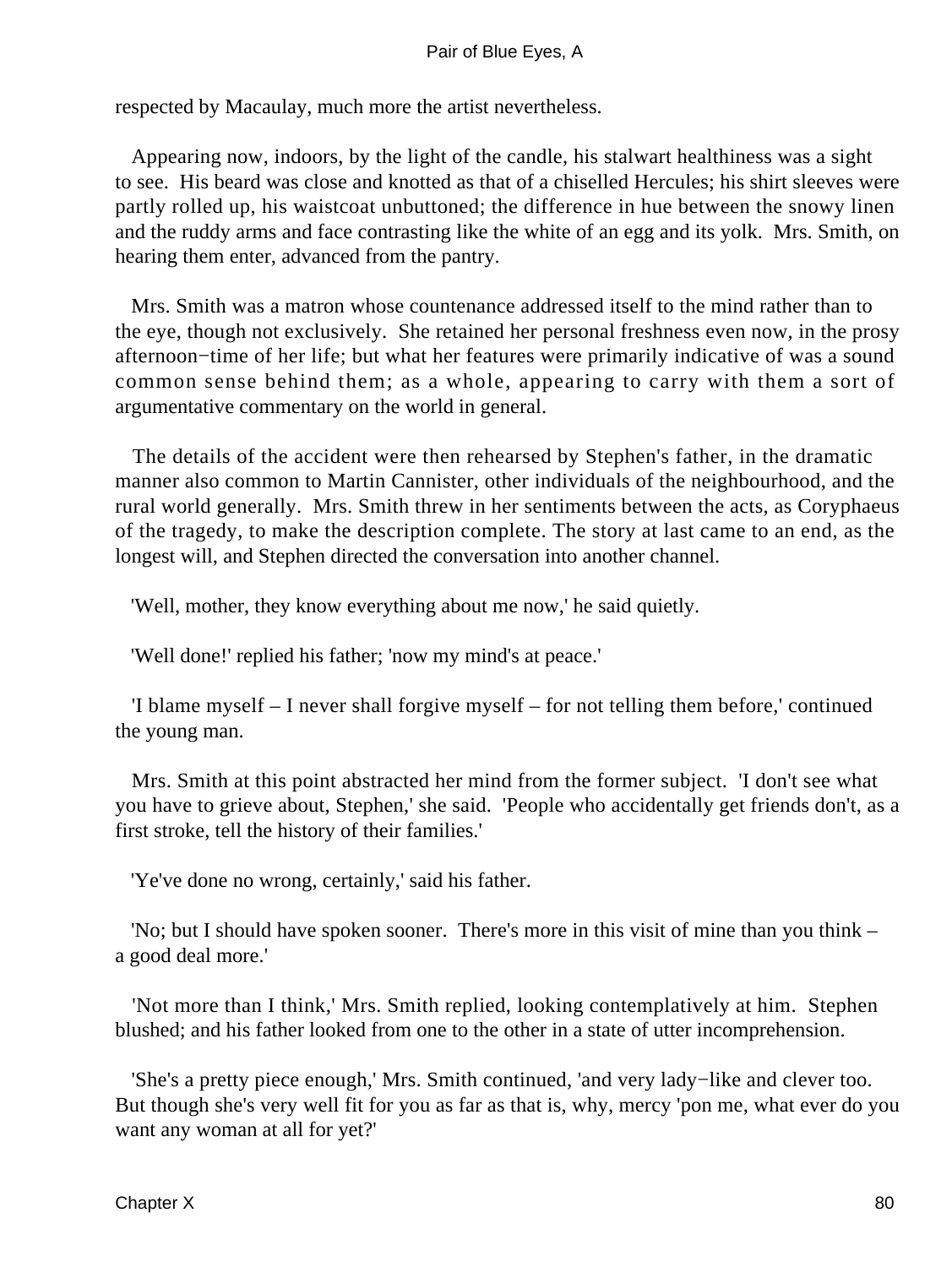respected by Macaulay, much more the artist nevertheless.

Appearing now, indoors, by the light of the candle, his stalwart healthiness was a sight to see. His beard was close and knotted as that of a chiselled Hercules; his shirt sleeves were partly rolled up, his waistcoat unbuttoned; the difference in hue between the snowy linen and the ruddy arms and face contrasting like the white of an egg and its yolk. Mrs. Smith, on hearing them enter, advanced from the pantry.

Mrs. Smith was a matron whose countenance addressed itself to the mind rather than to the eye, though not exclusively. She retained her personal freshness even now, in the prosy afternoon−time of her life; but what her features were primarily indicative of was a sound common sense behind them; as a whole, appearing to carry with them a sort of argumentative commentary on the world in general.

The details of the accident were then rehearsed by Stephen's father, in the dramatic manner also common to Martin Cannister, other individuals of the neighbourhood, and the rural world generally. Mrs. Smith threw in her sentiments between the acts, as Coryphaeus of the tragedy, to make the description complete. The story at last came to an end, as the longest will, and Stephen directed the conversation into another channel.

'Well, mother, they know everything about me now,' he said quietly.

'Well done!' replied his father; 'now my mind's at peace.'

'I blame myself – I never shall forgive myself – for not telling them before,' continued the young man.

Mrs. Smith at this point abstracted her mind from the former subject. 'I don't see what you have to grieve about, Stephen,' she said. 'People who accidentally get friends don't, as a first stroke, tell the history of their families.'

'Ye've done no wrong, certainly,' said his father.

'No; but I should have spoken sooner. There's more in this visit of mine than you think – a good deal more.'

'Not more than I think,' Mrs. Smith replied, looking contemplatively at him. Stephen blushed; and his father looked from one to the other in a state of utter incomprehension.

'She's a pretty piece enough,' Mrs. Smith continued, 'and very lady−like and clever too. But though she's very well fit for you as far as that is, why, mercy 'pon me, what ever do you want any woman at all for yet?'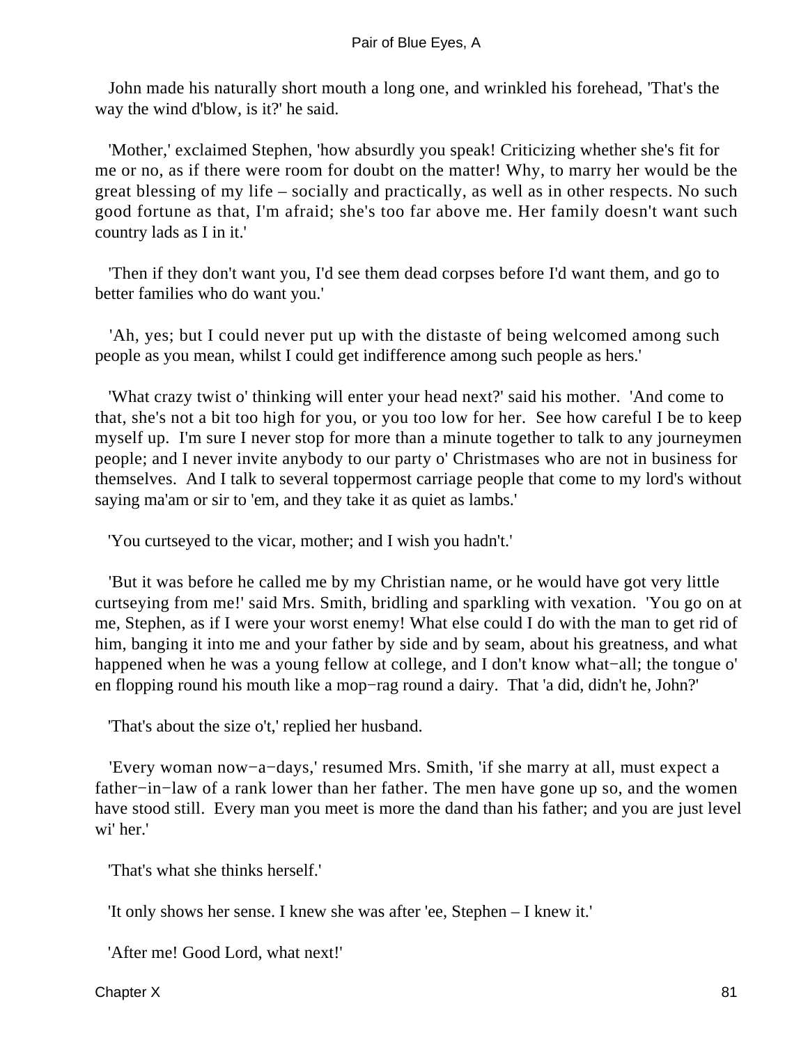John made his naturally short mouth a long one, and wrinkled his forehead, 'That's the way the wind d'blow, is it?' he said.

'Mother,' exclaimed Stephen, 'how absurdly you speak! Criticizing whether she's fit for me or no, as if there were room for doubt on the matter! Why, to marry her would be the great blessing of my life – socially and practically, as well as in other respects. No such good fortune as that, I'm afraid; she's too far above me. Her family doesn't want such country lads as I in it.'

'Then if they don't want you, I'd see them dead corpses before I'd want them, and go to better families who do want you.'

'Ah, yes; but I could never put up with the distaste of being welcomed among such people as you mean, whilst I could get indifference among such people as hers.'

'What crazy twist o' thinking will enter your head next?' said his mother. 'And come to that, she's not a bit too high for you, or you too low for her. See how careful I be to keep myself up. I'm sure I never stop for more than a minute together to talk to any journeymen people; and I never invite anybody to our party o' Christmases who are not in business for themselves. And I talk to several toppermost carriage people that come to my lord's without saying ma'am or sir to 'em, and they take it as quiet as lambs.'

'You curtseyed to the vicar, mother; and I wish you hadn't.'

'But it was before he called me by my Christian name, or he would have got very little curtseying from me!' said Mrs. Smith, bridling and sparkling with vexation. 'You go on at me, Stephen, as if I were your worst enemy! What else could I do with the man to get rid of him, banging it into me and your father by side and by seam, about his greatness, and what happened when he was a young fellow at college, and I don't know what−all; the tongue o' en flopping round his mouth like a mop−rag round a dairy. That 'a did, didn't he, John?'

'That's about the size o't,' replied her husband.

'Every woman now−a−days,' resumed Mrs. Smith, 'if she marry at all, must expect a father−in−law of a rank lower than her father. The men have gone up so, and the women have stood still. Every man you meet is more the dand than his father; and you are just level wi' her.'

'That's what she thinks herself.'

'It only shows her sense. I knew she was after 'ee, Stephen – I knew it.'

'After me! Good Lord, what next!'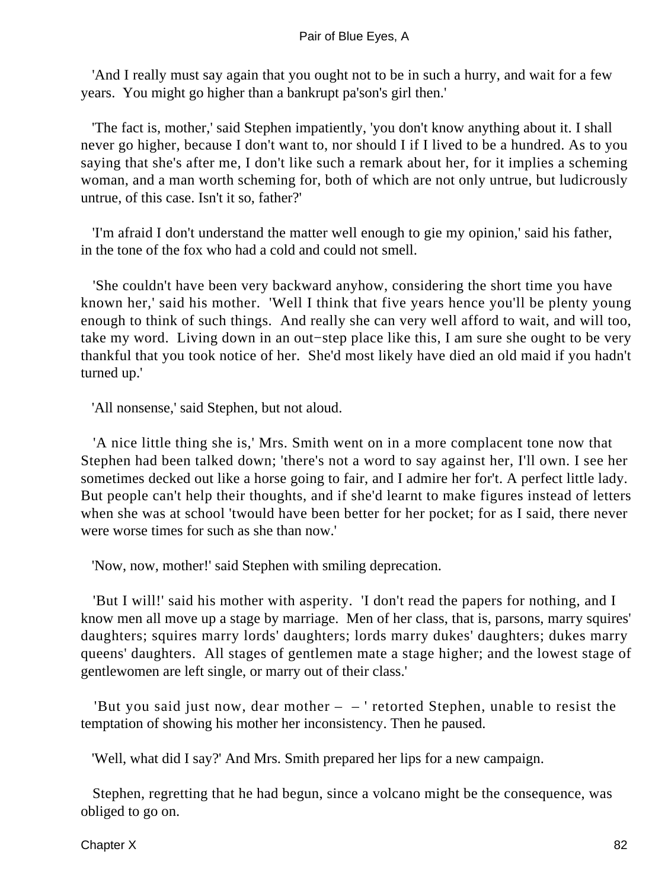'And I really must say again that you ought not to be in such a hurry, and wait for a few years. You might go higher than a bankrupt pa'son's girl then.'

'The fact is, mother,' said Stephen impatiently, 'you don't know anything about it. I shall never go higher, because I don't want to, nor should I if I lived to be a hundred. As to you saying that she's after me, I don't like such a remark about her, for it implies a scheming woman, and a man worth scheming for, both of which are not only untrue, but ludicrously untrue, of this case. Isn't it so, father?'

'I'm afraid I don't understand the matter well enough to gie my opinion,' said his father, in the tone of the fox who had a cold and could not smell.

'She couldn't have been very backward anyhow, considering the short time you have known her,' said his mother. 'Well I think that five years hence you'll be plenty young enough to think of such things. And really she can very well afford to wait, and will too, take my word. Living down in an out−step place like this, I am sure she ought to be very thankful that you took notice of her. She'd most likely have died an old maid if you hadn't turned up.'

'All nonsense,' said Stephen, but not aloud.

'A nice little thing she is,' Mrs. Smith went on in a more complacent tone now that Stephen had been talked down; 'there's not a word to say against her, I'll own. I see her sometimes decked out like a horse going to fair, and I admire her for't. A perfect little lady. But people can't help their thoughts, and if she'd learnt to make figures instead of letters when she was at school 'twould have been better for her pocket; for as I said, there never were worse times for such as she than now.'

'Now, now, mother!' said Stephen with smiling deprecation.

'But I will!' said his mother with asperity. 'I don't read the papers for nothing, and I know men all move up a stage by marriage. Men of her class, that is, parsons, marry squires' daughters; squires marry lords' daughters; lords marry dukes' daughters; dukes marry queens' daughters. All stages of gentlemen mate a stage higher; and the lowest stage of gentlewomen are left single, or marry out of their class.'

'But you said just now, dear mother – – ' retorted Stephen, unable to resist the temptation of showing his mother her inconsistency. Then he paused.

'Well, what did I say?' And Mrs. Smith prepared her lips for a new campaign.

Stephen, regretting that he had begun, since a volcano might be the consequence, was obliged to go on.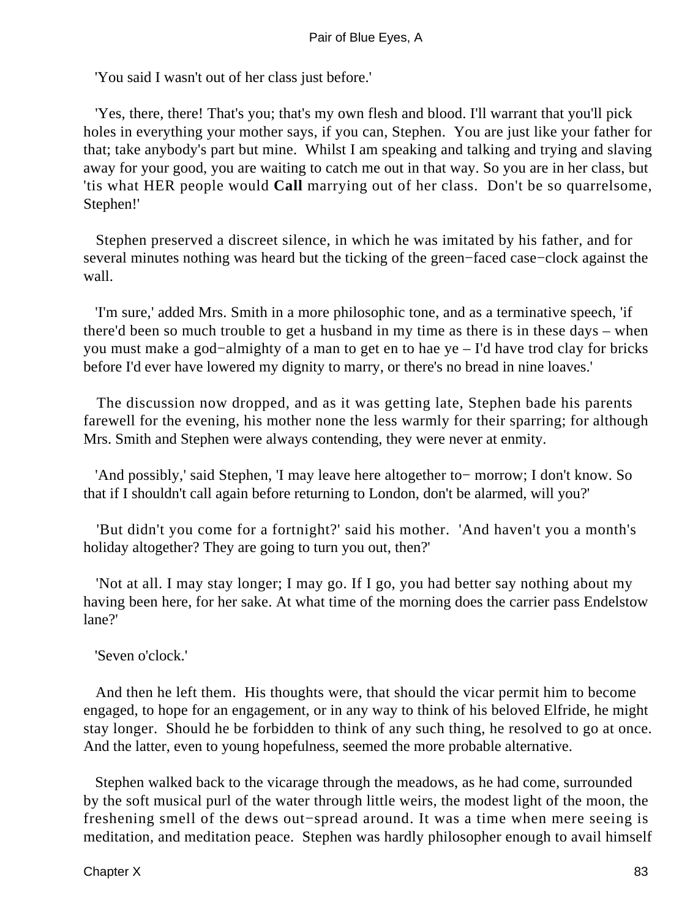'You said I wasn't out of her class just before.'

'Yes, there, there! That's you; that's my own flesh and blood. I'll warrant that you'll pick holes in everything your mother says, if you can, Stephen. You are just like your father for that; take anybody's part but mine. Whilst I am speaking and talking and trying and slaving away for your good, you are waiting to catch me out in that way. So you are in her class, but 'tis what HER people would **Call** marrying out of her class. Don't be so quarrelsome, Stephen!'

Stephen preserved a discreet silence, in which he was imitated by his father, and for several minutes nothing was heard but the ticking of the green−faced case−clock against the wall.

'I'm sure,' added Mrs. Smith in a more philosophic tone, and as a terminative speech, 'if there'd been so much trouble to get a husband in my time as there is in these days – when you must make a god−almighty of a man to get en to hae ye – I'd have trod clay for bricks before I'd ever have lowered my dignity to marry, or there's no bread in nine loaves.'

The discussion now dropped, and as it was getting late, Stephen bade his parents farewell for the evening, his mother none the less warmly for their sparring; for although Mrs. Smith and Stephen were always contending, they were never at enmity.

'And possibly,' said Stephen, 'I may leave here altogether to− morrow; I don't know. So that if I shouldn't call again before returning to London, don't be alarmed, will you?'

'But didn't you come for a fortnight?' said his mother. 'And haven't you a month's holiday altogether? They are going to turn you out, then?'

'Not at all. I may stay longer; I may go. If I go, you had better say nothing about my having been here, for her sake. At what time of the morning does the carrier pass Endelstow lane?'

'Seven o'clock.'

And then he left them. His thoughts were, that should the vicar permit him to become engaged, to hope for an engagement, or in any way to think of his beloved Elfride, he might stay longer. Should he be forbidden to think of any such thing, he resolved to go at once. And the latter, even to young hopefulness, seemed the more probable alternative.

Stephen walked back to the vicarage through the meadows, as he had come, surrounded by the soft musical purl of the water through little weirs, the modest light of the moon, the freshening smell of the dews out−spread around. It was a time when mere seeing is meditation, and meditation peace. Stephen was hardly philosopher enough to avail himself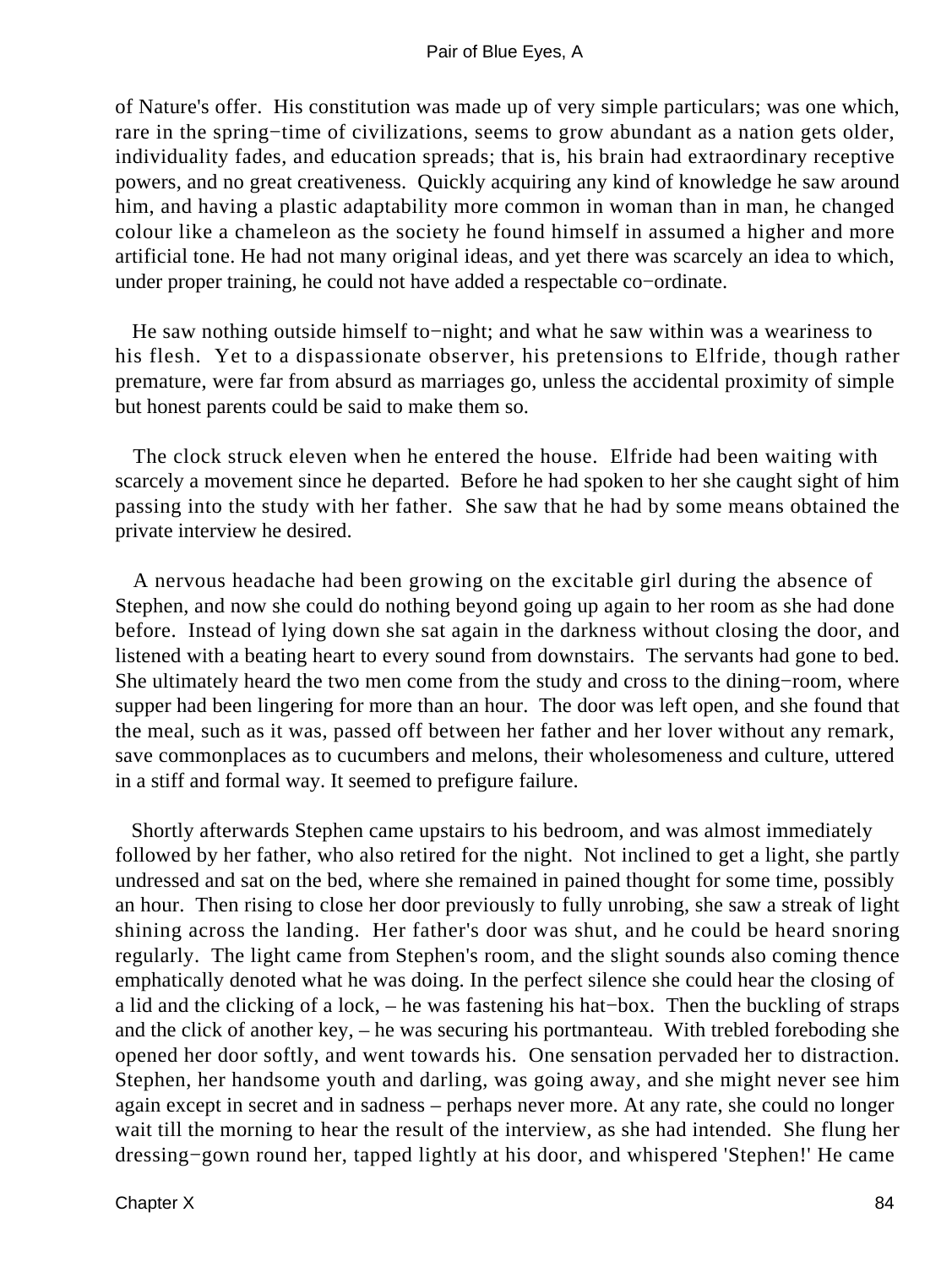of Nature's offer. His constitution was made up of very simple particulars; was one which, rare in the spring−time of civilizations, seems to grow abundant as a nation gets older, individuality fades, and education spreads; that is, his brain had extraordinary receptive powers, and no great creativeness. Quickly acquiring any kind of knowledge he saw around him, and having a plastic adaptability more common in woman than in man, he changed colour like a chameleon as the society he found himself in assumed a higher and more artificial tone. He had not many original ideas, and yet there was scarcely an idea to which, under proper training, he could not have added a respectable co−ordinate.

He saw nothing outside himself to−night; and what he saw within was a weariness to his flesh. Yet to a dispassionate observer, his pretensions to Elfride, though rather premature, were far from absurd as marriages go, unless the accidental proximity of simple but honest parents could be said to make them so.

The clock struck eleven when he entered the house. Elfride had been waiting with scarcely a movement since he departed. Before he had spoken to her she caught sight of him passing into the study with her father. She saw that he had by some means obtained the private interview he desired.

A nervous headache had been growing on the excitable girl during the absence of Stephen, and now she could do nothing beyond going up again to her room as she had done before. Instead of lying down she sat again in the darkness without closing the door, and listened with a beating heart to every sound from downstairs. The servants had gone to bed. She ultimately heard the two men come from the study and cross to the dining−room, where supper had been lingering for more than an hour. The door was left open, and she found that the meal, such as it was, passed off between her father and her lover without any remark, save commonplaces as to cucumbers and melons, their wholesomeness and culture, uttered in a stiff and formal way. It seemed to prefigure failure.

Shortly afterwards Stephen came upstairs to his bedroom, and was almost immediately followed by her father, who also retired for the night. Not inclined to get a light, she partly undressed and sat on the bed, where she remained in pained thought for some time, possibly an hour. Then rising to close her door previously to fully unrobing, she saw a streak of light shining across the landing. Her father's door was shut, and he could be heard snoring regularly. The light came from Stephen's room, and the slight sounds also coming thence emphatically denoted what he was doing. In the perfect silence she could hear the closing of a lid and the clicking of a lock, – he was fastening his hat−box. Then the buckling of straps and the click of another key, – he was securing his portmanteau. With trebled foreboding she opened her door softly, and went towards his. One sensation pervaded her to distraction. Stephen, her handsome youth and darling, was going away, and she might never see him again except in secret and in sadness – perhaps never more. At any rate, she could no longer wait till the morning to hear the result of the interview, as she had intended. She flung her dressing−gown round her, tapped lightly at his door, and whispered 'Stephen!' He came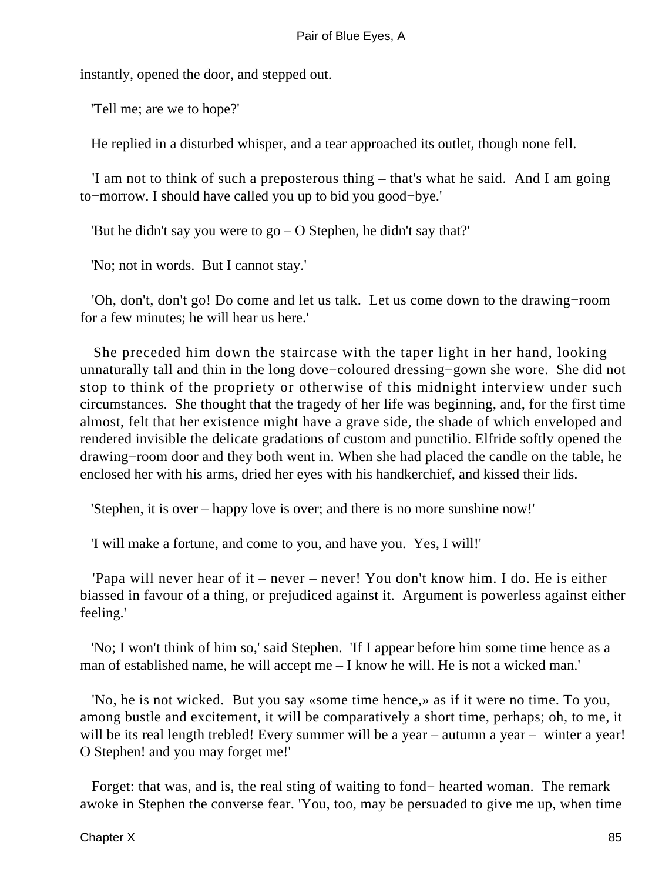instantly, opened the door, and stepped out.

'Tell me; are we to hope?'

He replied in a disturbed whisper, and a tear approached its outlet, though none fell.

'I am not to think of such a preposterous thing – that's what he said. And I am going to−morrow. I should have called you up to bid you good−bye.'

'But he didn't say you were to go – O Stephen, he didn't say that?'

'No; not in words. But I cannot stay.'

'Oh, don't, don't go! Do come and let us talk. Let us come down to the drawing−room for a few minutes; he will hear us here.'

She preceded him down the staircase with the taper light in her hand, looking unnaturally tall and thin in the long dove−coloured dressing−gown she wore. She did not stop to think of the propriety or otherwise of this midnight interview under such circumstances. She thought that the tragedy of her life was beginning, and, for the first time almost, felt that her existence might have a grave side, the shade of which enveloped and rendered invisible the delicate gradations of custom and punctilio. Elfride softly opened the drawing−room door and they both went in. When she had placed the candle on the table, he enclosed her with his arms, dried her eyes with his handkerchief, and kissed their lids.

'Stephen, it is over – happy love is over; and there is no more sunshine now!'

'I will make a fortune, and come to you, and have you. Yes, I will!'

'Papa will never hear of it – never – never! You don't know him. I do. He is either biassed in favour of a thing, or prejudiced against it. Argument is powerless against either feeling.'

'No; I won't think of him so,' said Stephen. 'If I appear before him some time hence as a man of established name, he will accept me – I know he will. He is not a wicked man.'

'No, he is not wicked. But you say «some time hence,» as if it were no time. To you, among bustle and excitement, it will be comparatively a short time, perhaps; oh, to me, it will be its real length trebled! Every summer will be a year – autumn a year – winter a year! O Stephen! and you may forget me!'

Forget: that was, and is, the real sting of waiting to fond− hearted woman. The remark awoke in Stephen the converse fear. 'You, too, may be persuaded to give me up, when time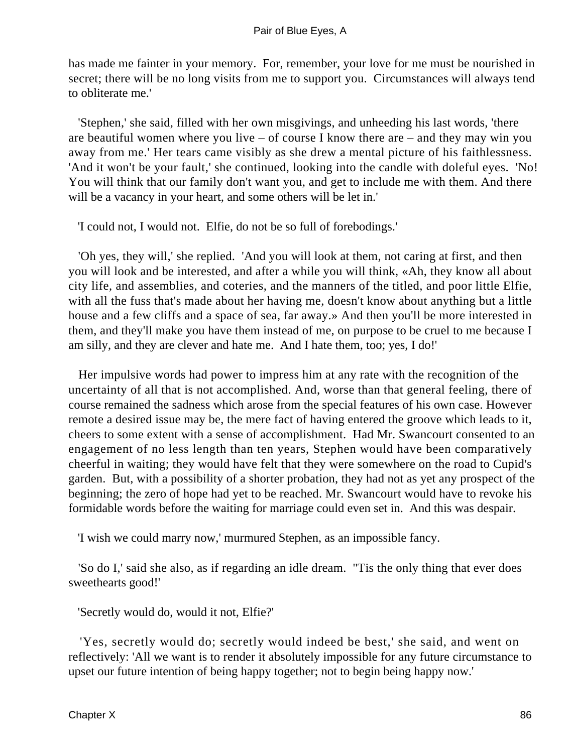has made me fainter in your memory. For, remember, your love for me must be nourished in secret; there will be no long visits from me to support you. Circumstances will always tend to obliterate me.'

'Stephen,' she said, filled with her own misgivings, and unheeding his last words, 'there are beautiful women where you live – of course I know there are – and they may win you away from me.' Her tears came visibly as she drew a mental picture of his faithlessness. 'And it won't be your fault,' she continued, looking into the candle with doleful eyes. 'No! You will think that our family don't want you, and get to include me with them. And there will be a vacancy in your heart, and some others will be let in.'

'I could not, I would not. Elfie, do not be so full of forebodings.'

'Oh yes, they will,' she replied. 'And you will look at them, not caring at first, and then you will look and be interested, and after a while you will think, «Ah, they know all about city life, and assemblies, and coteries, and the manners of the titled, and poor little Elfie, with all the fuss that's made about her having me, doesn't know about anything but a little house and a few cliffs and a space of sea, far away.» And then you'll be more interested in them, and they'll make you have them instead of me, on purpose to be cruel to me because I am silly, and they are clever and hate me. And I hate them, too; yes, I do!'

Her impulsive words had power to impress him at any rate with the recognition of the uncertainty of all that is not accomplished. And, worse than that general feeling, there of course remained the sadness which arose from the special features of his own case. However remote a desired issue may be, the mere fact of having entered the groove which leads to it, cheers to some extent with a sense of accomplishment. Had Mr. Swancourt consented to an engagement of no less length than ten years, Stephen would have been comparatively cheerful in waiting; they would have felt that they were somewhere on the road to Cupid's garden. But, with a possibility of a shorter probation, they had not as yet any prospect of the beginning; the zero of hope had yet to be reached. Mr. Swancourt would have to revoke his formidable words before the waiting for marriage could even set in. And this was despair.

'I wish we could marry now,' murmured Stephen, as an impossible fancy.

'So do I,' said she also, as if regarding an idle dream. ''Tis the only thing that ever does sweethearts good!'

'Secretly would do, would it not, Elfie?'

'Yes, secretly would do; secretly would indeed be best,' she said, and went on reflectively: 'All we want is to render it absolutely impossible for any future circumstance to upset our future intention of being happy together; not to begin being happy now.'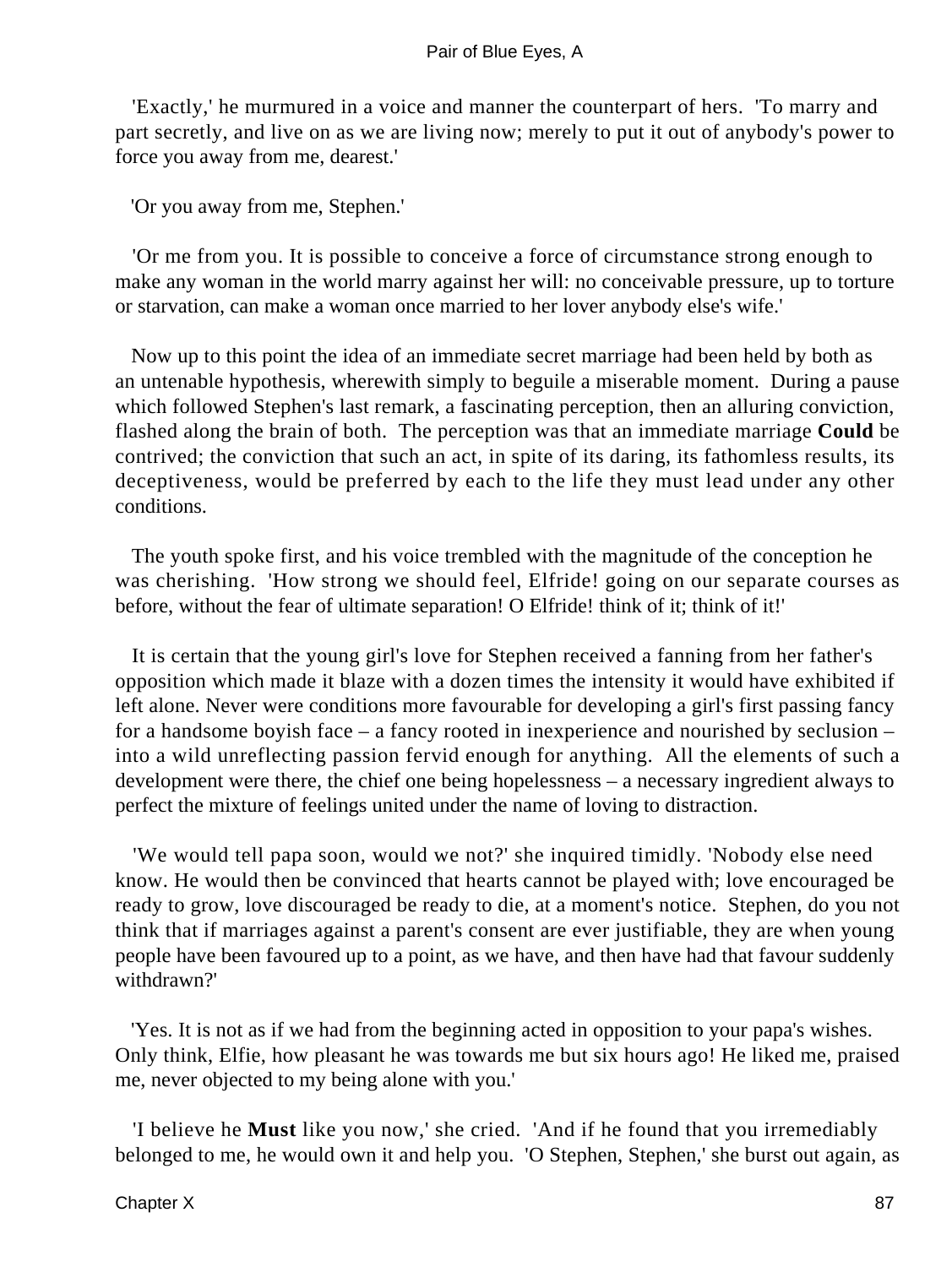'Exactly,' he murmured in a voice and manner the counterpart of hers. 'To marry and part secretly, and live on as we are living now; merely to put it out of anybody's power to force you away from me, dearest.'

'Or you away from me, Stephen.'

'Or me from you. It is possible to conceive a force of circumstance strong enough to make any woman in the world marry against her will: no conceivable pressure, up to torture or starvation, can make a woman once married to her lover anybody else's wife.'

Now up to this point the idea of an immediate secret marriage had been held by both as an untenable hypothesis, wherewith simply to beguile a miserable moment. During a pause which followed Stephen's last remark, a fascinating perception, then an alluring conviction, flashed along the brain of both. The perception was that an immediate marriage **Could** be contrived; the conviction that such an act, in spite of its daring, its fathomless results, its deceptiveness, would be preferred by each to the life they must lead under any other conditions.

The youth spoke first, and his voice trembled with the magnitude of the conception he was cherishing. 'How strong we should feel, Elfride! going on our separate courses as before, without the fear of ultimate separation! O Elfride! think of it; think of it!'

It is certain that the young girl's love for Stephen received a fanning from her father's opposition which made it blaze with a dozen times the intensity it would have exhibited if left alone. Never were conditions more favourable for developing a girl's first passing fancy for a handsome boyish face – a fancy rooted in inexperience and nourished by seclusion – into a wild unreflecting passion fervid enough for anything. All the elements of such a development were there, the chief one being hopelessness – a necessary ingredient always to perfect the mixture of feelings united under the name of loving to distraction.

'We would tell papa soon, would we not?' she inquired timidly. 'Nobody else need know. He would then be convinced that hearts cannot be played with; love encouraged be ready to grow, love discouraged be ready to die, at a moment's notice. Stephen, do you not think that if marriages against a parent's consent are ever justifiable, they are when young people have been favoured up to a point, as we have, and then have had that favour suddenly withdrawn?'

'Yes. It is not as if we had from the beginning acted in opposition to your papa's wishes. Only think, Elfie, how pleasant he was towards me but six hours ago! He liked me, praised me, never objected to my being alone with you.'

'I believe he **Must** like you now,' she cried. 'And if he found that you irremediably belonged to me, he would own it and help you. 'O Stephen, Stephen,' she burst out again, as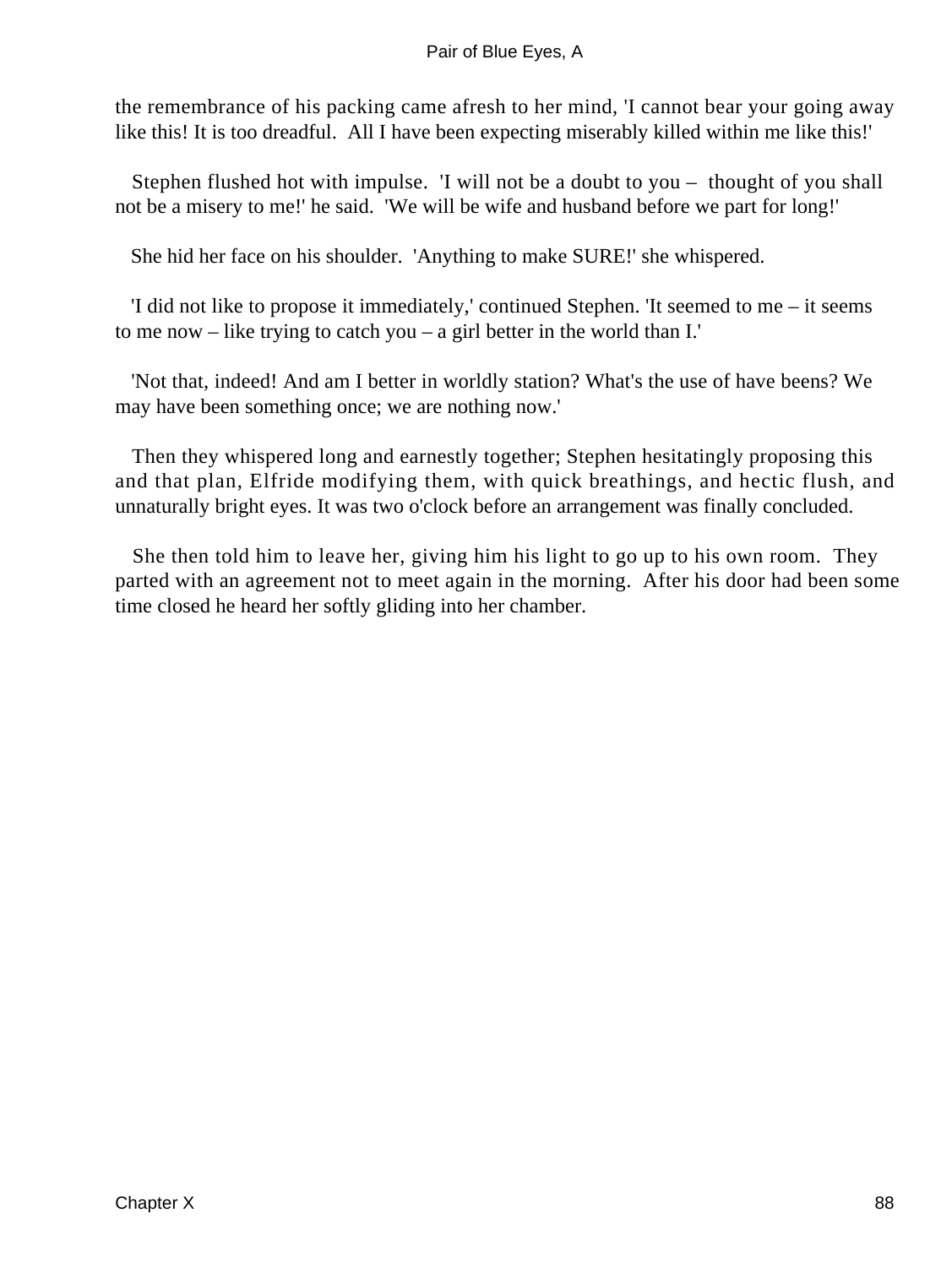the remembrance of his packing came afresh to her mind, 'I cannot bear your going away like this! It is too dreadful. All I have been expecting miserably killed within me like this!'

Stephen flushed hot with impulse. 'I will not be a doubt to you – thought of you shall not be a misery to me!' he said. 'We will be wife and husband before we part for long!'

She hid her face on his shoulder. 'Anything to make SURE!' she whispered.

'I did not like to propose it immediately,' continued Stephen. 'It seemed to me – it seems to me now – like trying to catch you – a girl better in the world than I.'

'Not that, indeed! And am I better in worldly station? What's the use of have beens? We may have been something once; we are nothing now.'

Then they whispered long and earnestly together; Stephen hesitatingly proposing this and that plan, Elfride modifying them, with quick breathings, and hectic flush, and unnaturally bright eyes. It was two o'clock before an arrangement was finally concluded.

She then told him to leave her, giving him his light to go up to his own room. They parted with an agreement not to meet again in the morning. After his door had been some time closed he heard her softly gliding into her chamber.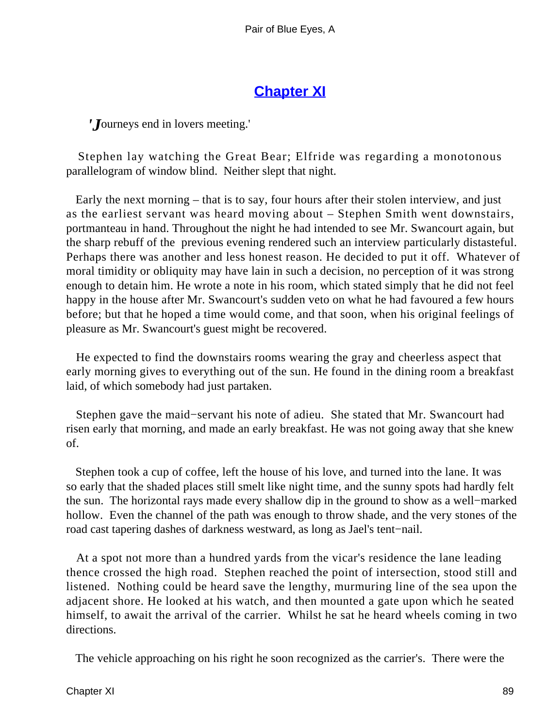## Chapter XI

*'Journeys end in lovers meeting.'*

Stephen lay watching the Great Bear; Elfride was regarding a monotonous parallelogram of window blind. Neither slept that night.

Early the next morning – that is to say, four hours after their stolen interview, and just as the earliest servant was heard moving about – Stephen Smith went downstairs, portmanteau in hand. Throughout the night he had intended to see Mr. Swancourt again, but the sharp rebuff of the previous evening rendered such an interview particularly distasteful. Perhaps there was another and less honest reason. He decided to put it off. Whatever of moral timidity or obliquity may have lain in such a decision, no perception of it was strong enough to detain him. He wrote a note in his room, which stated simply that he did not feel happy in the house after Mr. Swancourt's sudden veto on what he had favoured a few hours before; but that he hoped a time would come, and that soon, when his original feelings of pleasure as Mr. Swancourt's guest might be recovered.

He expected to find the downstairs rooms wearing the gray and cheerless aspect that early morning gives to everything out of the sun. He found in the dining room a breakfast laid, of which somebody had just partaken.

Stephen gave the maid−servant his note of adieu. She stated that Mr. Swancourt had risen early that morning, and made an early breakfast. He was not going away that she knew of.

Stephen took a cup of coffee, left the house of his love, and turned into the lane. It was so early that the shaded places still smelt like night time, and the sunny spots had hardly felt the sun. The horizontal rays made every shallow dip in the ground to show as a well−marked hollow. Even the channel of the path was enough to throw shade, and the very stones of the road cast tapering dashes of darkness westward, as long as Jael's tent−nail.

At a spot not more than a hundred yards from the vicar's residence the lane leading thence crossed the high road. Stephen reached the point of intersection, stood still and listened. Nothing could be heard save the lengthy, murmuring line of the sea upon the adjacent shore. He looked at his watch, and then mounted a gate upon which he seated himself, to await the arrival of the carrier. Whilst he sat he heard wheels coming in two directions.

The vehicle approaching on his right he soon recognized as the carrier's. There were the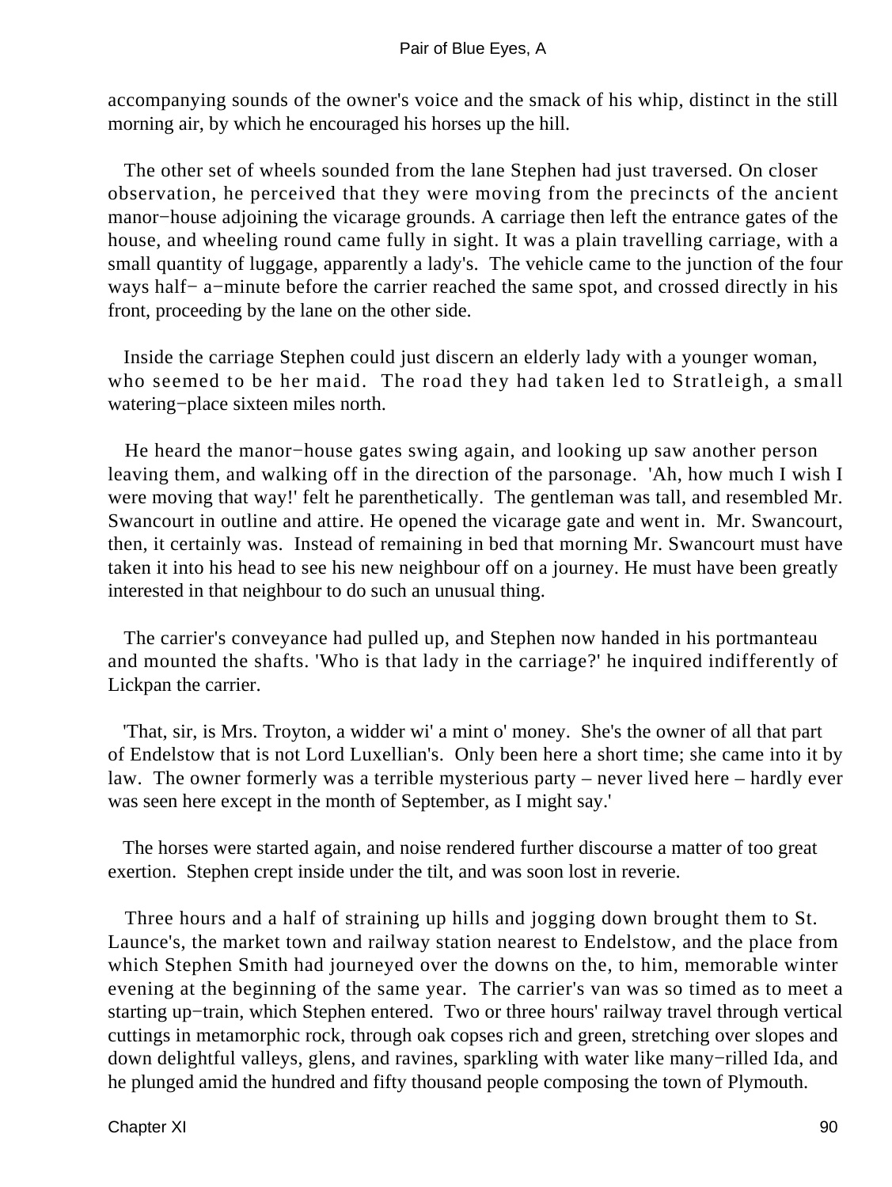accompanying sounds of the owner's voice and the smack of his whip, distinct in the still morning air, by which he encouraged his horses up the hill.

The other set of wheels sounded from the lane Stephen had just traversed. On closer observation, he perceived that they were moving from the precincts of the ancient manor−house adjoining the vicarage grounds. A carriage then left the entrance gates of the house, and wheeling round came fully in sight. It was a plain travelling carriage, with a small quantity of luggage, apparently a lady's. The vehicle came to the junction of the four ways half− a−minute before the carrier reached the same spot, and crossed directly in his front, proceeding by the lane on the other side.

Inside the carriage Stephen could just discern an elderly lady with a younger woman, who seemed to be her maid. The road they had taken led to Stratleigh, a small watering−place sixteen miles north.

He heard the manor−house gates swing again, and looking up saw another person leaving them, and walking off in the direction of the parsonage. 'Ah, how much I wish I were moving that way!' felt he parenthetically. The gentleman was tall, and resembled Mr. Swancourt in outline and attire. He opened the vicarage gate and went in. Mr. Swancourt, then, it certainly was. Instead of remaining in bed that morning Mr. Swancourt must have taken it into his head to see his new neighbour off on a journey. He must have been greatly interested in that neighbour to do such an unusual thing.

The carrier's conveyance had pulled up, and Stephen now handed in his portmanteau and mounted the shafts. 'Who is that lady in the carriage?' he inquired indifferently of Lickpan the carrier.

'That, sir, is Mrs. Troyton, a widder wi' a mint o' money. She's the owner of all that part of Endelstow that is not Lord Luxellian's. Only been here a short time; she came into it by law. The owner formerly was a terrible mysterious party – never lived here – hardly ever was seen here except in the month of September, as I might say.'

The horses were started again, and noise rendered further discourse a matter of too great exertion. Stephen crept inside under the tilt, and was soon lost in reverie.

Three hours and a half of straining up hills and jogging down brought them to St. Launce's, the market town and railway station nearest to Endelstow, and the place from which Stephen Smith had journeyed over the downs on the, to him, memorable winter evening at the beginning of the same year. The carrier's van was so timed as to meet a starting up−train, which Stephen entered. Two or three hours' railway travel through vertical cuttings in metamorphic rock, through oak copses rich and green, stretching over slopes and down delightful valleys, glens, and ravines, sparkling with water like many−rilled Ida, and he plunged amid the hundred and fifty thousand people composing the town of Plymouth.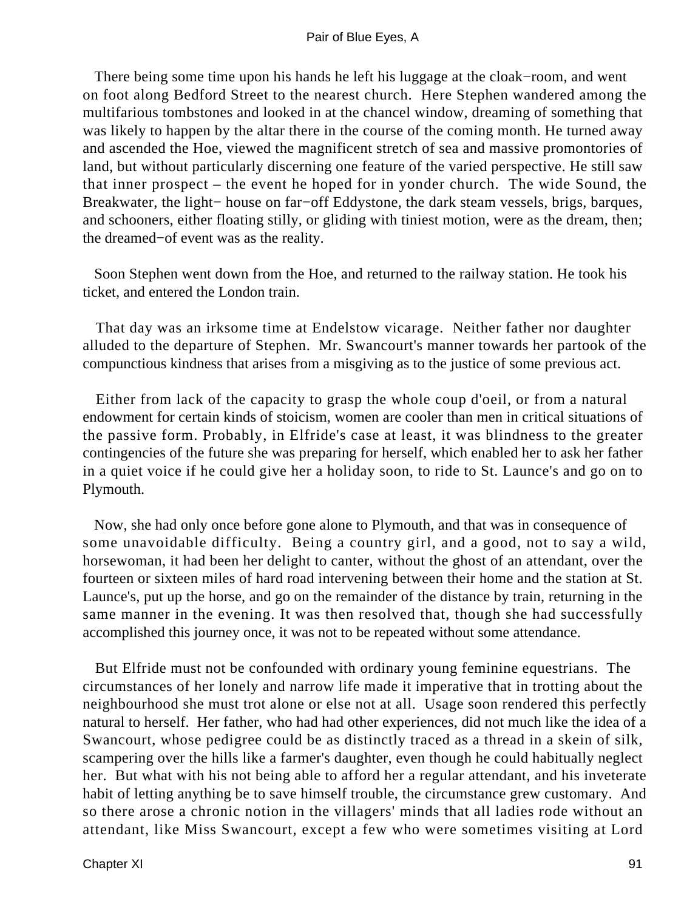There being some time upon his hands he left his luggage at the cloak−room, and went on foot along Bedford Street to the nearest church. Here Stephen wandered among the multifarious tombstones and looked in at the chancel window, dreaming of something that was likely to happen by the altar there in the course of the coming month. He turned away and ascended the Hoe, viewed the magnificent stretch of sea and massive promontories of land, but without particularly discerning one feature of the varied perspective. He still saw that inner prospect – the event he hoped for in yonder church. The wide Sound, the Breakwater, the light− house on far−off Eddystone, the dark steam vessels, brigs, barques, and schooners, either floating stilly, or gliding with tiniest motion, were as the dream, then; the dreamed−of event was as the reality.

Soon Stephen went down from the Hoe, and returned to the railway station. He took his ticket, and entered the London train.

That day was an irksome time at Endelstow vicarage. Neither father nor daughter alluded to the departure of Stephen. Mr. Swancourt's manner towards her partook of the compunctious kindness that arises from a misgiving as to the justice of some previous act.

Either from lack of the capacity to grasp the whole coup d'oeil, or from a natural endowment for certain kinds of stoicism, women are cooler than men in critical situations of the passive form. Probably, in Elfride's case at least, it was blindness to the greater contingencies of the future she was preparing for herself, which enabled her to ask her father in a quiet voice if he could give her a holiday soon, to ride to St. Launce's and go on to Plymouth.

Now, she had only once before gone alone to Plymouth, and that was in consequence of some unavoidable difficulty. Being a country girl, and a good, not to say a wild, horsewoman, it had been her delight to canter, without the ghost of an attendant, over the fourteen or sixteen miles of hard road intervening between their home and the station at St. Launce's, put up the horse, and go on the remainder of the distance by train, returning in the same manner in the evening. It was then resolved that, though she had successfully accomplished this journey once, it was not to be repeated without some attendance.

But Elfride must not be confounded with ordinary young feminine equestrians. The circumstances of her lonely and narrow life made it imperative that in trotting about the neighbourhood she must trot alone or else not at all. Usage soon rendered this perfectly natural to herself. Her father, who had had other experiences, did not much like the idea of a Swancourt, whose pedigree could be as distinctly traced as a thread in a skein of silk, scampering over the hills like a farmer's daughter, even though he could habitually neglect her. But what with his not being able to afford her a regular attendant, and his inveterate habit of letting anything be to save himself trouble, the circumstance grew customary. And so there arose a chronic notion in the villagers' minds that all ladies rode without an attendant, like Miss Swancourt, except a few who were sometimes visiting at Lord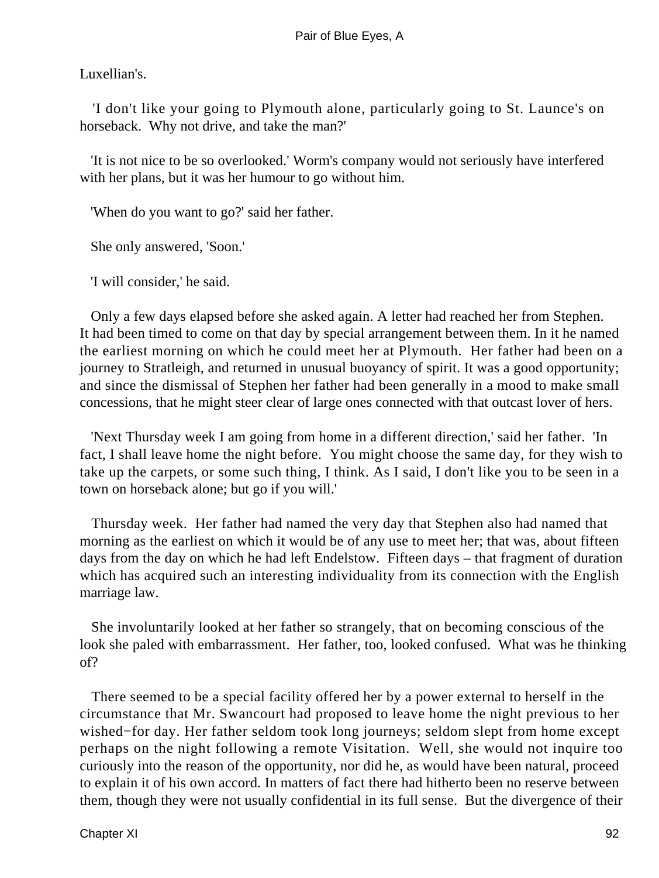Luxellian's.

'I don't like your going to Plymouth alone, particularly going to St. Launce's on horseback. Why not drive, and take the man?'

'It is not nice to be so overlooked.' Worm's company would not seriously have interfered with her plans, but it was her humour to go without him.

'When do you want to go?' said her father.

She only answered, 'Soon.'

'I will consider,' he said.

Only a few days elapsed before she asked again. A letter had reached her from Stephen. It had been timed to come on that day by special arrangement between them. In it he named the earliest morning on which he could meet her at Plymouth. Her father had been on a journey to Stratleigh, and returned in unusual buoyancy of spirit. It was a good opportunity; and since the dismissal of Stephen her father had been generally in a mood to make small concessions, that he might steer clear of large ones connected with that outcast lover of hers.

'Next Thursday week I am going from home in a different direction,' said her father. 'In fact, I shall leave home the night before. You might choose the same day, for they wish to take up the carpets, or some such thing, I think. As I said, I don't like you to be seen in a town on horseback alone; but go if you will.'

Thursday week. Her father had named the very day that Stephen also had named that morning as the earliest on which it would be of any use to meet her; that was, about fifteen days from the day on which he had left Endelstow. Fifteen days – that fragment of duration which has acquired such an interesting individuality from its connection with the English marriage law.

She involuntarily looked at her father so strangely, that on becoming conscious of the look she paled with embarrassment. Her father, too, looked confused. What was he thinking of?

There seemed to be a special facility offered her by a power external to herself in the circumstance that Mr. Swancourt had proposed to leave home the night previous to her wished-for day. Her father seldom took long journeys; seldom slept from home except perhaps on the night following a remote Visitation. Well, she would not inquire too curiously into the reason of the opportunity, nor did he, as would have been natural, proceed to explain it of his own accord. In matters of fact there had hitherto been no reserve between them, though they were not usually confidential in its full sense. But the divergence of their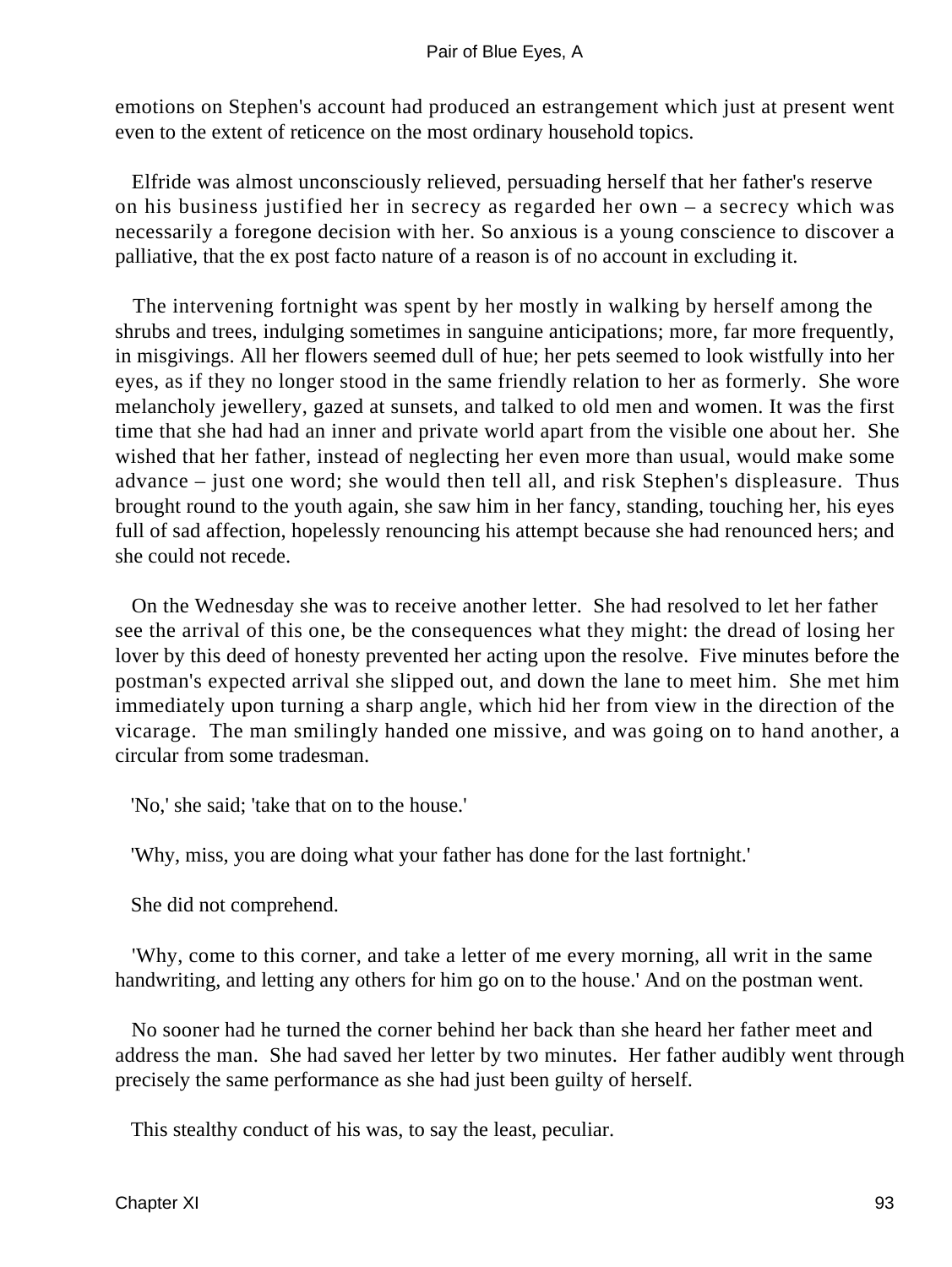emotions on Stephen's account had produced an estrangement which just at present went even to the extent of reticence on the most ordinary household topics.

Elfride was almost unconsciously relieved, persuading herself that her father's reserve on his business justified her in secrecy as regarded her own – a secrecy which was necessarily a foregone decision with her. So anxious is a young conscience to discover a palliative, that the ex post facto nature of a reason is of no account in excluding it.

The intervening fortnight was spent by her mostly in walking by herself among the shrubs and trees, indulging sometimes in sanguine anticipations; more, far more frequently, in misgivings. All her flowers seemed dull of hue; her pets seemed to look wistfully into her eyes, as if they no longer stood in the same friendly relation to her as formerly. She wore melancholy jewellery, gazed at sunsets, and talked to old men and women. It was the first time that she had had an inner and private world apart from the visible one about her. She wished that her father, instead of neglecting her even more than usual, would make some advance – just one word; she would then tell all, and risk Stephen's displeasure. Thus brought round to the youth again, she saw him in her fancy, standing, touching her, his eyes full of sad affection, hopelessly renouncing his attempt because she had renounced hers; and she could not recede.

On the Wednesday she was to receive another letter. She had resolved to let her father see the arrival of this one, be the consequences what they might: the dread of losing her lover by this deed of honesty prevented her acting upon the resolve. Five minutes before the postman's expected arrival she slipped out, and down the lane to meet him. She met him immediately upon turning a sharp angle, which hid her from view in the direction of the vicarage. The man smilingly handed one missive, and was going on to hand another, a circular from some tradesman.

'No,' she said; 'take that on to the house.'

'Why, miss, you are doing what your father has done for the last fortnight.'

She did not comprehend.

'Why, come to this corner, and take a letter of me every morning, all writ in the same handwriting, and letting any others for him go on to the house.' And on the postman went.

No sooner had he turned the corner behind her back than she heard her father meet and address the man. She had saved her letter by two minutes. Her father audibly went through precisely the same performance as she had just been guilty of herself.

This stealthy conduct of his was, to say the least, peculiar.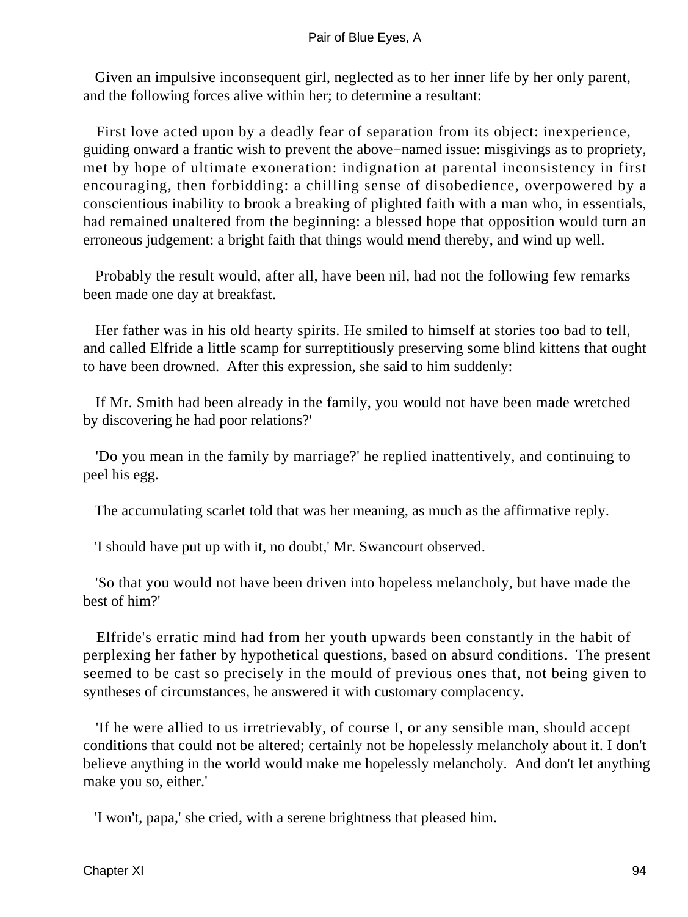Given an impulsive inconsequent girl, neglected as to her inner life by her only parent, and the following forces alive within her; to determine a resultant:

First love acted upon by a deadly fear of separation from its object: inexperience, guiding onward a frantic wish to prevent the above−named issue: misgivings as to propriety, met by hope of ultimate exoneration: indignation at parental inconsistency in first encouraging, then forbidding: a chilling sense of disobedience, overpowered by a conscientious inability to brook a breaking of plighted faith with a man who, in essentials, had remained unaltered from the beginning: a blessed hope that opposition would turn an erroneous judgement: a bright faith that things would mend thereby, and wind up well.

Probably the result would, after all, have been nil, had not the following few remarks been made one day at breakfast.

Her father was in his old hearty spirits. He smiled to himself at stories too bad to tell, and called Elfride a little scamp for surreptitiously preserving some blind kittens that ought to have been drowned. After this expression, she said to him suddenly:

If Mr. Smith had been already in the family, you would not have been made wretched by discovering he had poor relations?'

'Do you mean in the family by marriage?' he replied inattentively, and continuing to peel his egg.

The accumulating scarlet told that was her meaning, as much as the affirmative reply.

'I should have put up with it, no doubt,' Mr. Swancourt observed.

'So that you would not have been driven into hopeless melancholy, but have made the best of him?'

Elfride's erratic mind had from her youth upwards been constantly in the habit of perplexing her father by hypothetical questions, based on absurd conditions. The present seemed to be cast so precisely in the mould of previous ones that, not being given to syntheses of circumstances, he answered it with customary complacency.

'If he were allied to us irretrievably, of course I, or any sensible man, should accept conditions that could not be altered; certainly not be hopelessly melancholy about it. I don't believe anything in the world would make me hopelessly melancholy. And don't let anything make you so, either.'

'I won't, papa,' she cried, with a serene brightness that pleased him.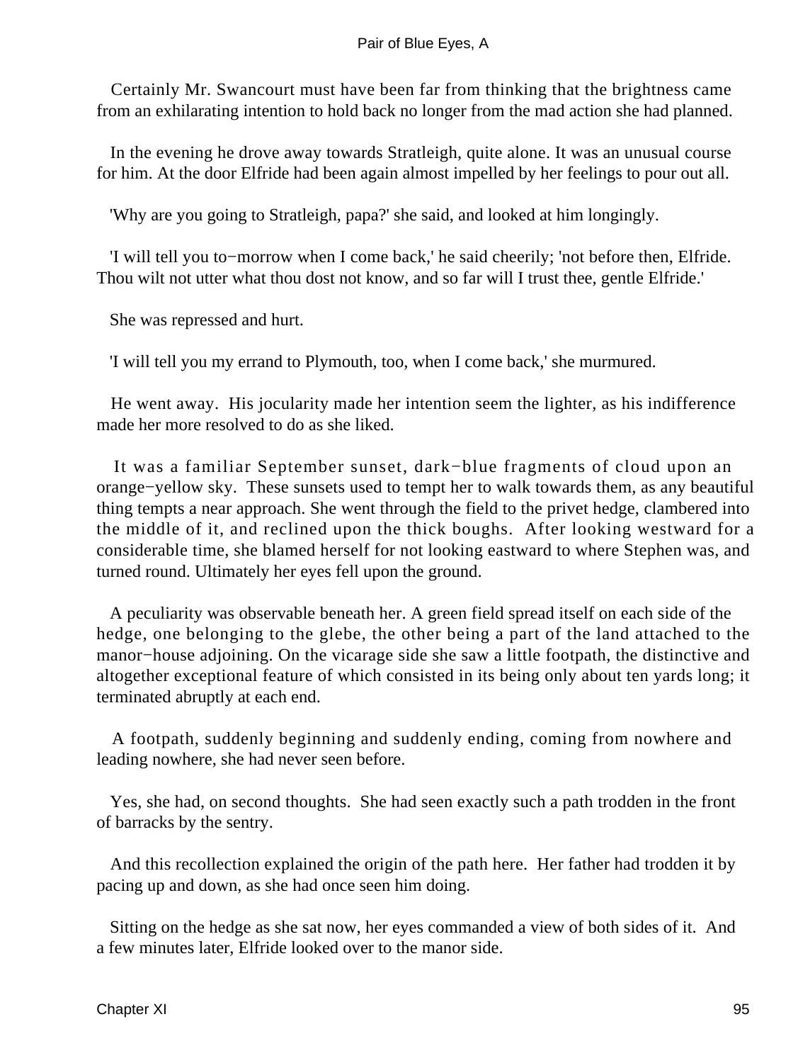Certainly Mr. Swancourt must have been far from thinking that the brightness came from an exhilarating intention to hold back no longer from the mad action she had planned.

In the evening he drove away towards Stratleigh, quite alone. It was an unusual course for him. At the door Elfride had been again almost impelled by her feelings to pour out all.

'Why are you going to Stratleigh, papa?' she said, and looked at him longingly.

'I will tell you to−morrow when I come back,' he said cheerily; 'not before then, Elfride. Thou wilt not utter what thou dost not know, and so far will I trust thee, gentle Elfride.'

She was repressed and hurt.

'I will tell you my errand to Plymouth, too, when I come back,' she murmured.

He went away. His jocularity made her intention seem the lighter, as his indifference made her more resolved to do as she liked.

It was a familiar September sunset, dark−blue fragments of cloud upon an orange−yellow sky. These sunsets used to tempt her to walk towards them, as any beautiful thing tempts a near approach. She went through the field to the privet hedge, clambered into the middle of it, and reclined upon the thick boughs. After looking westward for a considerable time, she blamed herself for not looking eastward to where Stephen was, and turned round. Ultimately her eyes fell upon the ground.

A peculiarity was observable beneath her. A green field spread itself on each side of the hedge, one belonging to the glebe, the other being a part of the land attached to the manor−house adjoining. On the vicarage side she saw a little footpath, the distinctive and altogether exceptional feature of which consisted in its being only about ten yards long; it terminated abruptly at each end.

A footpath, suddenly beginning and suddenly ending, coming from nowhere and leading nowhere, she had never seen before.

Yes, she had, on second thoughts. She had seen exactly such a path trodden in the front of barracks by the sentry.

And this recollection explained the origin of the path here. Her father had trodden it by pacing up and down, as she had once seen him doing.

Sitting on the hedge as she sat now, her eyes commanded a view of both sides of it. And a few minutes later, Elfride looked over to the manor side.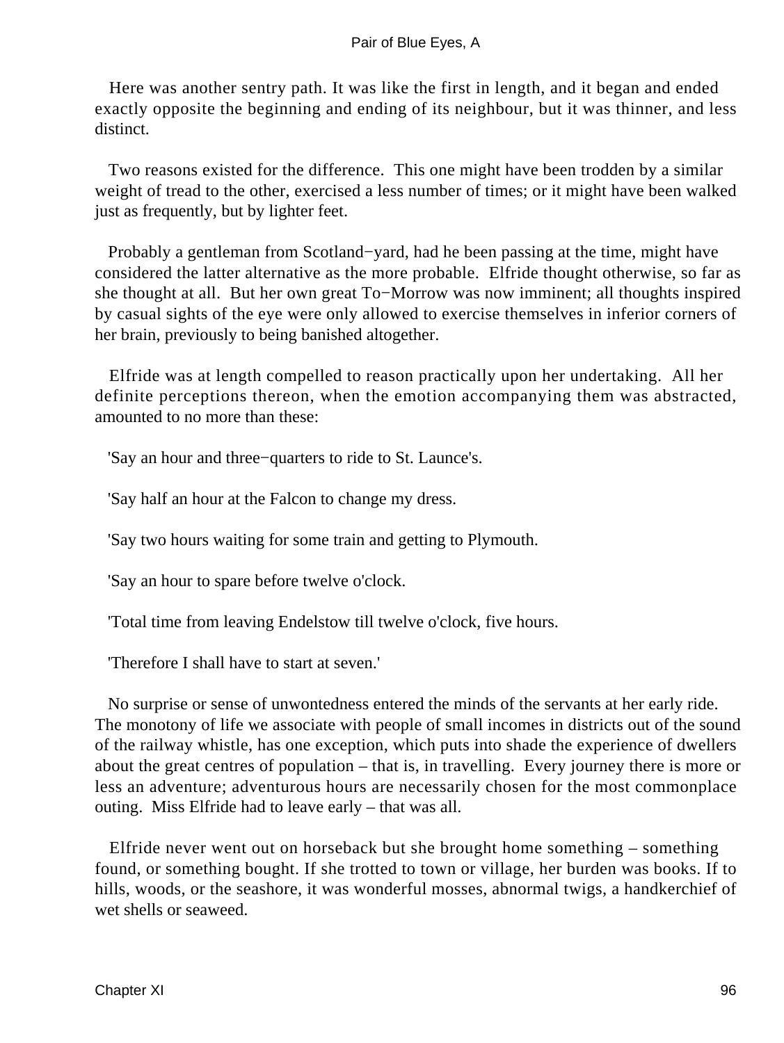Here was another sentry path. It was like the first in length, and it began and ended exactly opposite the beginning and ending of its neighbour, but it was thinner, and less distinct.

Two reasons existed for the difference. This one might have been trodden by a similar weight of tread to the other, exercised a less number of times; or it might have been walked just as frequently, but by lighter feet.

Probably a gentleman from Scotland−yard, had he been passing at the time, might have considered the latter alternative as the more probable. Elfride thought otherwise, so far as she thought at all. But her own great To−Morrow was now imminent; all thoughts inspired by casual sights of the eye were only allowed to exercise themselves in inferior corners of her brain, previously to being banished altogether.

Elfride was at length compelled to reason practically upon her undertaking. All her definite perceptions thereon, when the emotion accompanying them was abstracted, amounted to no more than these:

'Say an hour and three−quarters to ride to St. Launce's.

'Say half an hour at the Falcon to change my dress.

'Say two hours waiting for some train and getting to Plymouth.

'Say an hour to spare before twelve o'clock.

'Total time from leaving Endelstow till twelve o'clock, five hours.

'Therefore I shall have to start at seven.'

No surprise or sense of unwontedness entered the minds of the servants at her early ride. The monotony of life we associate with people of small incomes in districts out of the sound of the railway whistle, has one exception, which puts into shade the experience of dwellers about the great centres of population – that is, in travelling. Every journey there is more or less an adventure; adventurous hours are necessarily chosen for the most commonplace outing. Miss Elfride had to leave early – that was all.

Elfride never went out on horseback but she brought home something – something found, or something bought. If she trotted to town or village, her burden was books. If to hills, woods, or the seashore, it was wonderful mosses, abnormal twigs, a handkerchief of wet shells or seaweed.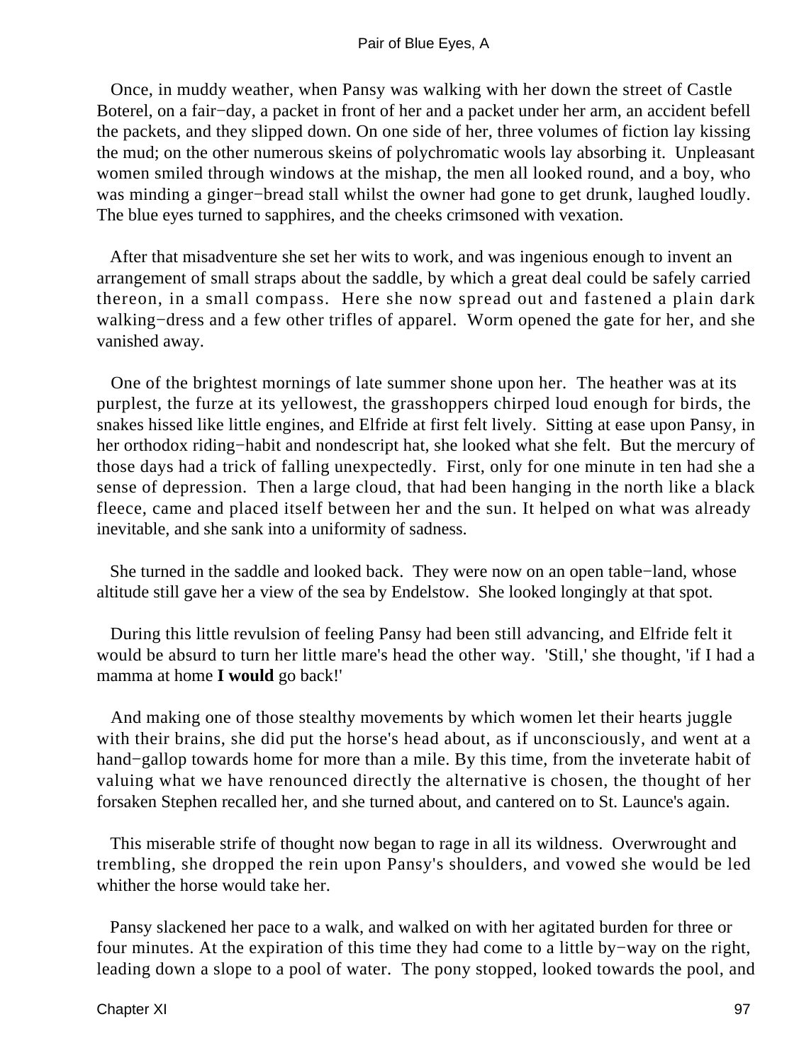Once, in muddy weather, when Pansy was walking with her down the street of Castle Boterel, on a fair−day, a packet in front of her and a packet under her arm, an accident befell the packets, and they slipped down. On one side of her, three volumes of fiction lay kissing the mud; on the other numerous skeins of polychromatic wools lay absorbing it. Unpleasant women smiled through windows at the mishap, the men all looked round, and a boy, who was minding a ginger−bread stall whilst the owner had gone to get drunk, laughed loudly. The blue eyes turned to sapphires, and the cheeks crimsoned with vexation.

After that misadventure she set her wits to work, and was ingenious enough to invent an arrangement of small straps about the saddle, by which a great deal could be safely carried thereon, in a small compass. Here she now spread out and fastened a plain dark walking−dress and a few other trifles of apparel. Worm opened the gate for her, and she vanished away.

One of the brightest mornings of late summer shone upon her. The heather was at its purplest, the furze at its yellowest, the grasshoppers chirped loud enough for birds, the snakes hissed like little engines, and Elfride at first felt lively. Sitting at ease upon Pansy, in her orthodox riding−habit and nondescript hat, she looked what she felt. But the mercury of those days had a trick of falling unexpectedly. First, only for one minute in ten had she a sense of depression. Then a large cloud, that had been hanging in the north like a black fleece, came and placed itself between her and the sun. It helped on what was already inevitable, and she sank into a uniformity of sadness.

She turned in the saddle and looked back. They were now on an open table−land, whose altitude still gave her a view of the sea by Endelstow. She looked longingly at that spot.

During this little revulsion of feeling Pansy had been still advancing, and Elfride felt it would be absurd to turn her little mare's head the other way. 'Still,' she thought, 'if I had a mamma at home **I would** go back!'

And making one of those stealthy movements by which women let their hearts juggle with their brains, she did put the horse's head about, as if unconsciously, and went at a hand−gallop towards home for more than a mile. By this time, from the inveterate habit of valuing what we have renounced directly the alternative is chosen, the thought of her forsaken Stephen recalled her, and she turned about, and cantered on to St. Launce's again.

This miserable strife of thought now began to rage in all its wildness. Overwrought and trembling, she dropped the rein upon Pansy's shoulders, and vowed she would be led whither the horse would take her.

Pansy slackened her pace to a walk, and walked on with her agitated burden for three or four minutes. At the expiration of this time they had come to a little by−way on the right, leading down a slope to a pool of water. The pony stopped, looked towards the pool, and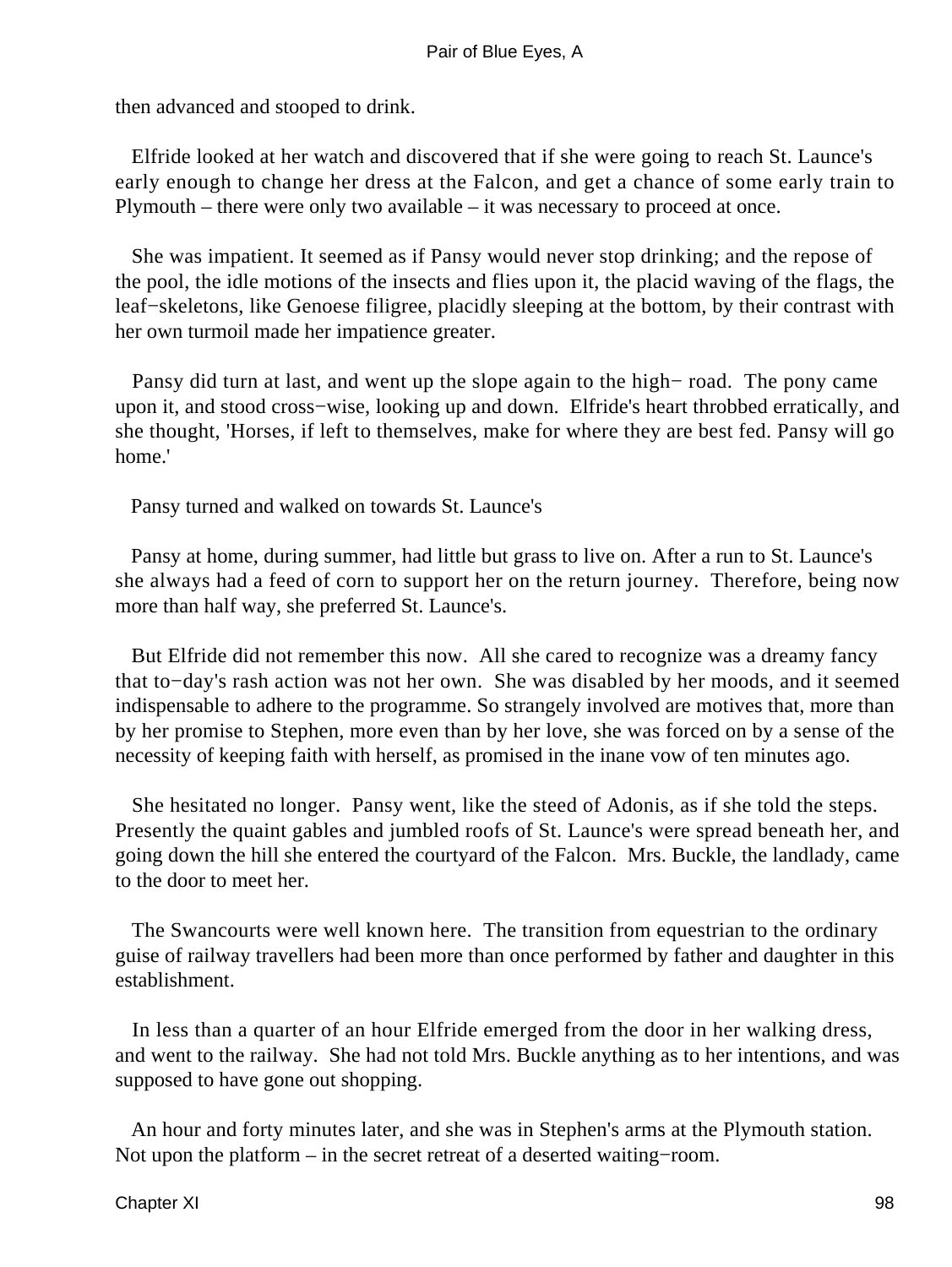then advanced and stooped to drink.

Elfride looked at her watch and discovered that if she were going to reach St. Launce's early enough to change her dress at the Falcon, and get a chance of some early train to Plymouth – there were only two available – it was necessary to proceed at once.

She was impatient. It seemed as if Pansy would never stop drinking; and the repose of the pool, the idle motions of the insects and flies upon it, the placid waving of the flags, the leaf−skeletons, like Genoese filigree, placidly sleeping at the bottom, by their contrast with her own turmoil made her impatience greater.

Pansy did turn at last, and went up the slope again to the high− road. The pony came upon it, and stood cross−wise, looking up and down. Elfride's heart throbbed erratically, and she thought, 'Horses, if left to themselves, make for where they are best fed. Pansy will go home.'

Pansy turned and walked on towards St. Launce's

Pansy at home, during summer, had little but grass to live on. After a run to St. Launce's she always had a feed of corn to support her on the return journey. Therefore, being now more than half way, she preferred St. Launce's.

But Elfride did not remember this now. All she cared to recognize was a dreamy fancy that to−day's rash action was not her own. She was disabled by her moods, and it seemed indispensable to adhere to the programme. So strangely involved are motives that, more than by her promise to Stephen, more even than by her love, she was forced on by a sense of the necessity of keeping faith with herself, as promised in the inane vow of ten minutes ago.

She hesitated no longer. Pansy went, like the steed of Adonis, as if she told the steps. Presently the quaint gables and jumbled roofs of St. Launce's were spread beneath her, and going down the hill she entered the courtyard of the Falcon. Mrs. Buckle, the landlady, came to the door to meet her.

The Swancourts were well known here. The transition from equestrian to the ordinary guise of railway travellers had been more than once performed by father and daughter in this establishment.

In less than a quarter of an hour Elfride emerged from the door in her walking dress, and went to the railway. She had not told Mrs. Buckle anything as to her intentions, and was supposed to have gone out shopping.

An hour and forty minutes later, and she was in Stephen's arms at the Plymouth station. Not upon the platform – in the secret retreat of a deserted waiting−room.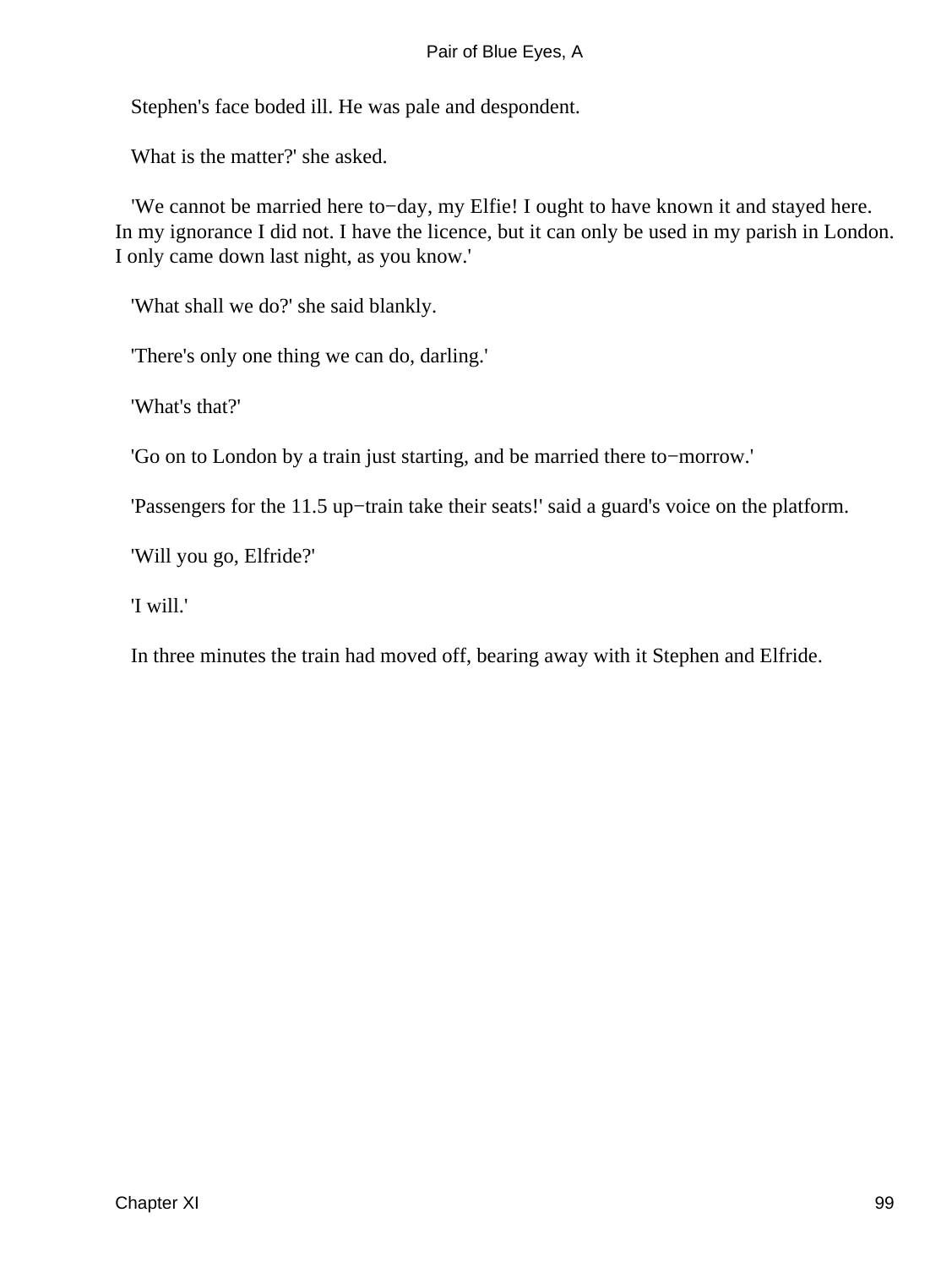Stephen's face boded ill. He was pale and despondent.

What is the matter?' she asked.

'We cannot be married here to−day, my Elfie! I ought to have known it and stayed here. In my ignorance I did not. I have the licence, but it can only be used in my parish in London. I only came down last night, as you know.'

'What shall we do?' she said blankly.

'There's only one thing we can do, darling.'

'What's that?'

'Go on to London by a train just starting, and be married there to−morrow.'

'Passengers for the 11.5 up−train take their seats!' said a guard's voice on the platform.

'Will you go, Elfride?'

'I will.'

In three minutes the train had moved off, bearing away with it Stephen and Elfride.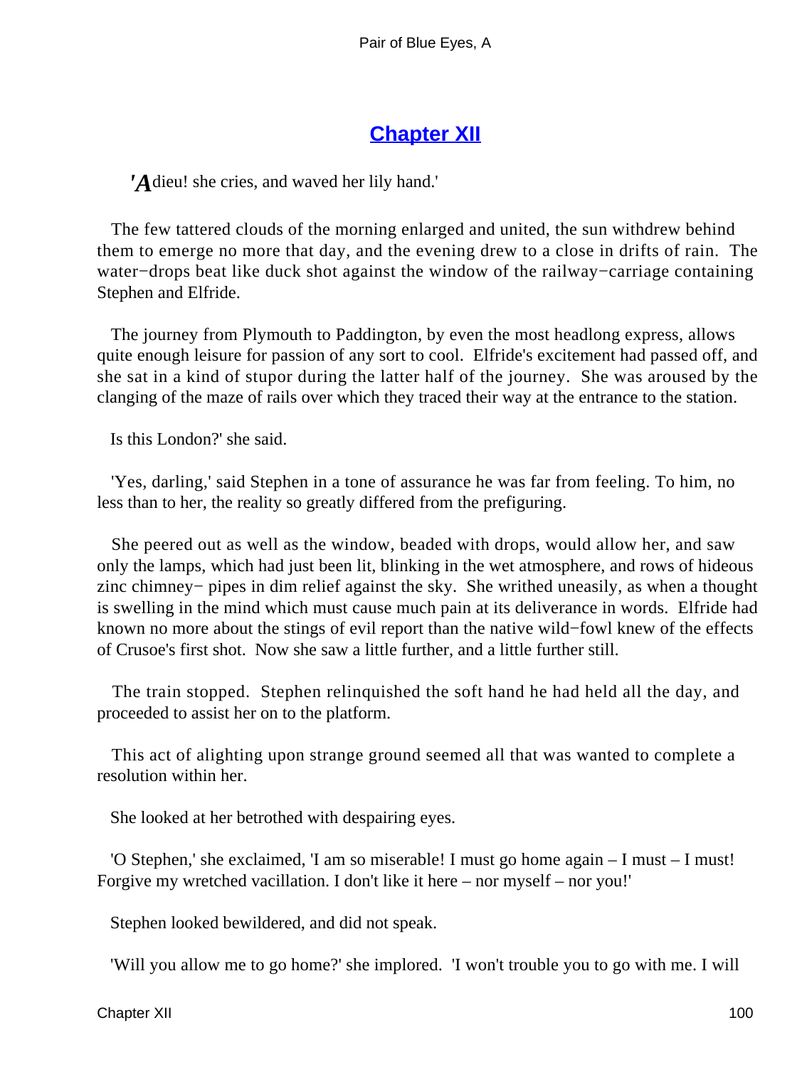## Chapter XII

'*A*dieu! she cries, and waved her lily hand.'

The few tattered clouds of the morning enlarged and united, the sun withdrew behind them to emerge no more that day, and the evening drew to a close in drifts of rain. The water−drops beat like duck shot against the window of the railway−carriage containing Stephen and Elfride.

The journey from Plymouth to Paddington, by even the most headlong express, allows quite enough leisure for passion of any sort to cool. Elfride's excitement had passed off, and she sat in a kind of stupor during the latter half of the journey. She was aroused by the clanging of the maze of rails over which they traced their way at the entrance to the station.

Is this London?' she said.

'Yes, darling,' said Stephen in a tone of assurance he was far from feeling. To him, no less than to her, the reality so greatly differed from the prefiguring.

She peered out as well as the window, beaded with drops, would allow her, and saw only the lamps, which had just been lit, blinking in the wet atmosphere, and rows of hideous zinc chimney− pipes in dim relief against the sky. She writhed uneasily, as when a thought is swelling in the mind which must cause much pain at its deliverance in words. Elfride had known no more about the stings of evil report than the native wild−fowl knew of the effects of Crusoe's first shot. Now she saw a little further, and a little further still.

The train stopped. Stephen relinquished the soft hand he had held all the day, and proceeded to assist her on to the platform.

This act of alighting upon strange ground seemed all that was wanted to complete a resolution within her.

She looked at her betrothed with despairing eyes.

'O Stephen,' she exclaimed, 'I am so miserable! I must go home again – I must – I must! Forgive my wretched vacillation. I don't like it here – nor myself – nor you!'

Stephen looked bewildered, and did not speak.

'Will you allow me to go home?' she implored. 'I won't trouble you to go with me. I will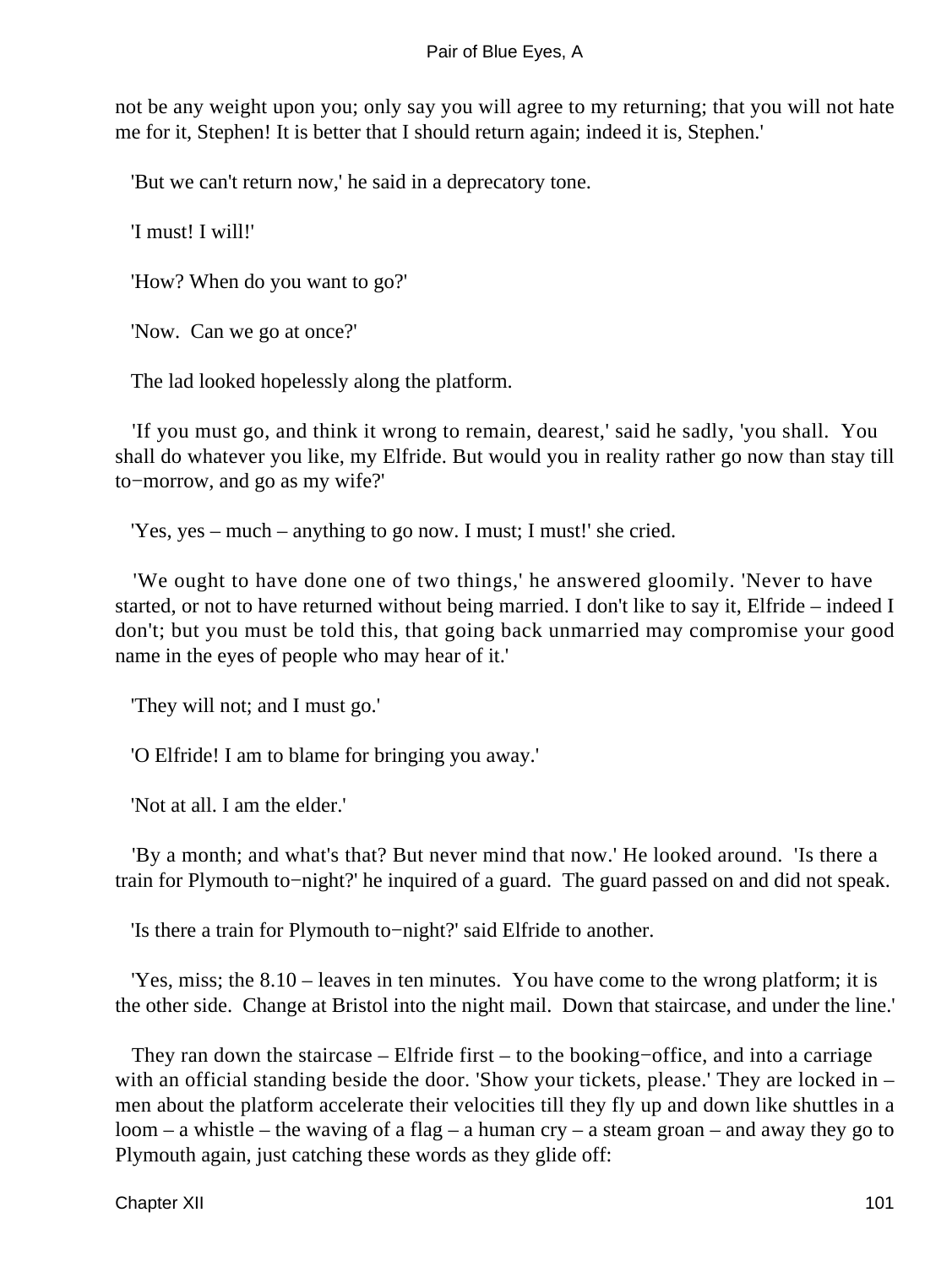not be any weight upon you; only say you will agree to my returning; that you will not hate me for it, Stephen! It is better that I should return again; indeed it is, Stephen.'

'But we can't return now,' he said in a deprecatory tone.

'I must! I will!'

'How? When do you want to go?'

'Now. Can we go at once?'

The lad looked hopelessly along the platform.

'If you must go, and think it wrong to remain, dearest,' said he sadly, 'you shall. You shall do whatever you like, my Elfride. But would you in reality rather go now than stay till to−morrow, and go as my wife?'

'Yes, yes – much – anything to go now. I must; I must!' she cried.

'We ought to have done one of two things,' he answered gloomily. 'Never to have started, or not to have returned without being married. I don't like to say it, Elfride – indeed I don't; but you must be told this, that going back unmarried may compromise your good name in the eyes of people who may hear of it.'

'They will not; and I must go.'

'O Elfride! I am to blame for bringing you away.'

'Not at all. I am the elder.'

'By a month; and what's that? But never mind that now.' He looked around. 'Is there a train for Plymouth to−night?' he inquired of a guard. The guard passed on and did not speak.

'Is there a train for Plymouth to−night?' said Elfride to another.

'Yes, miss; the 8.10 – leaves in ten minutes. You have come to the wrong platform; it is the other side. Change at Bristol into the night mail. Down that staircase, and under the line.'

They ran down the staircase – Elfride first – to the booking−office, and into a carriage with an official standing beside the door. 'Show your tickets, please.' They are locked in – men about the platform accelerate their velocities till they fly up and down like shuttles in a loom – a whistle – the waving of a flag – a human cry – a steam groan – and away they go to Plymouth again, just catching these words as they glide off: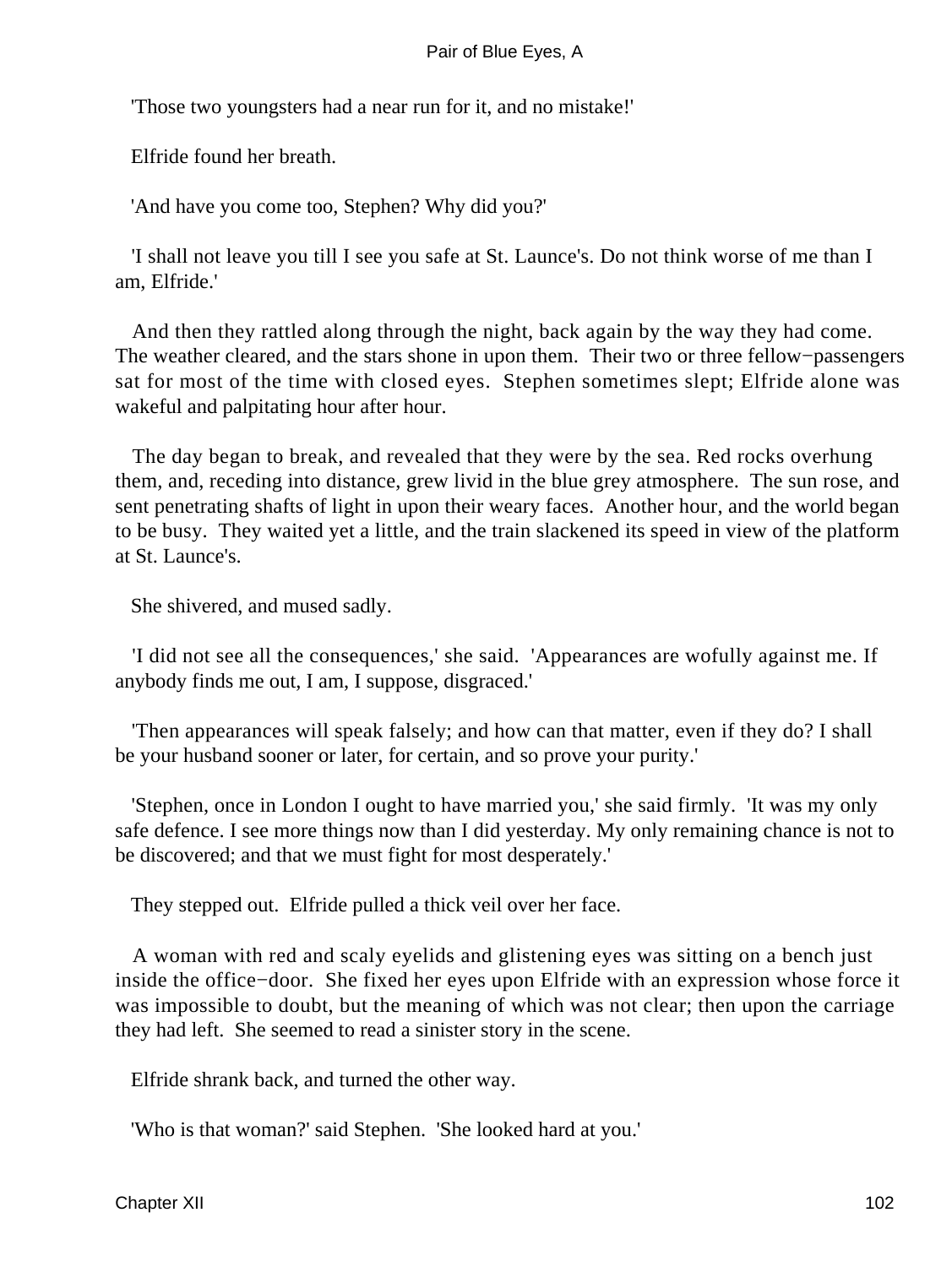'Those two youngsters had a near run for it, and no mistake!'

Elfride found her breath.

'And have you come too, Stephen? Why did you?'

'I shall not leave you till I see you safe at St. Launce's. Do not think worse of me than I am, Elfride.'

And then they rattled along through the night, back again by the way they had come. The weather cleared, and the stars shone in upon them. Their two or three fellow−passengers sat for most of the time with closed eyes. Stephen sometimes slept; Elfride alone was wakeful and palpitating hour after hour.

The day began to break, and revealed that they were by the sea. Red rocks overhung them, and, receding into distance, grew livid in the blue grey atmosphere. The sun rose, and sent penetrating shafts of light in upon their weary faces. Another hour, and the world began to be busy. They waited yet a little, and the train slackened its speed in view of the platform at St. Launce's.

She shivered, and mused sadly.

'I did not see all the consequences,' she said. 'Appearances are wofully against me. If anybody finds me out, I am, I suppose, disgraced.'

'Then appearances will speak falsely; and how can that matter, even if they do? I shall be your husband sooner or later, for certain, and so prove your purity.'

'Stephen, once in London I ought to have married you,' she said firmly. 'It was my only safe defence. I see more things now than I did yesterday. My only remaining chance is not to be discovered; and that we must fight for most desperately.'

They stepped out. Elfride pulled a thick veil over her face.

A woman with red and scaly eyelids and glistening eyes was sitting on a bench just inside the office−door. She fixed her eyes upon Elfride with an expression whose force it was impossible to doubt, but the meaning of which was not clear; then upon the carriage they had left. She seemed to read a sinister story in the scene.

Elfride shrank back, and turned the other way.

'Who is that woman?' said Stephen. 'She looked hard at you.'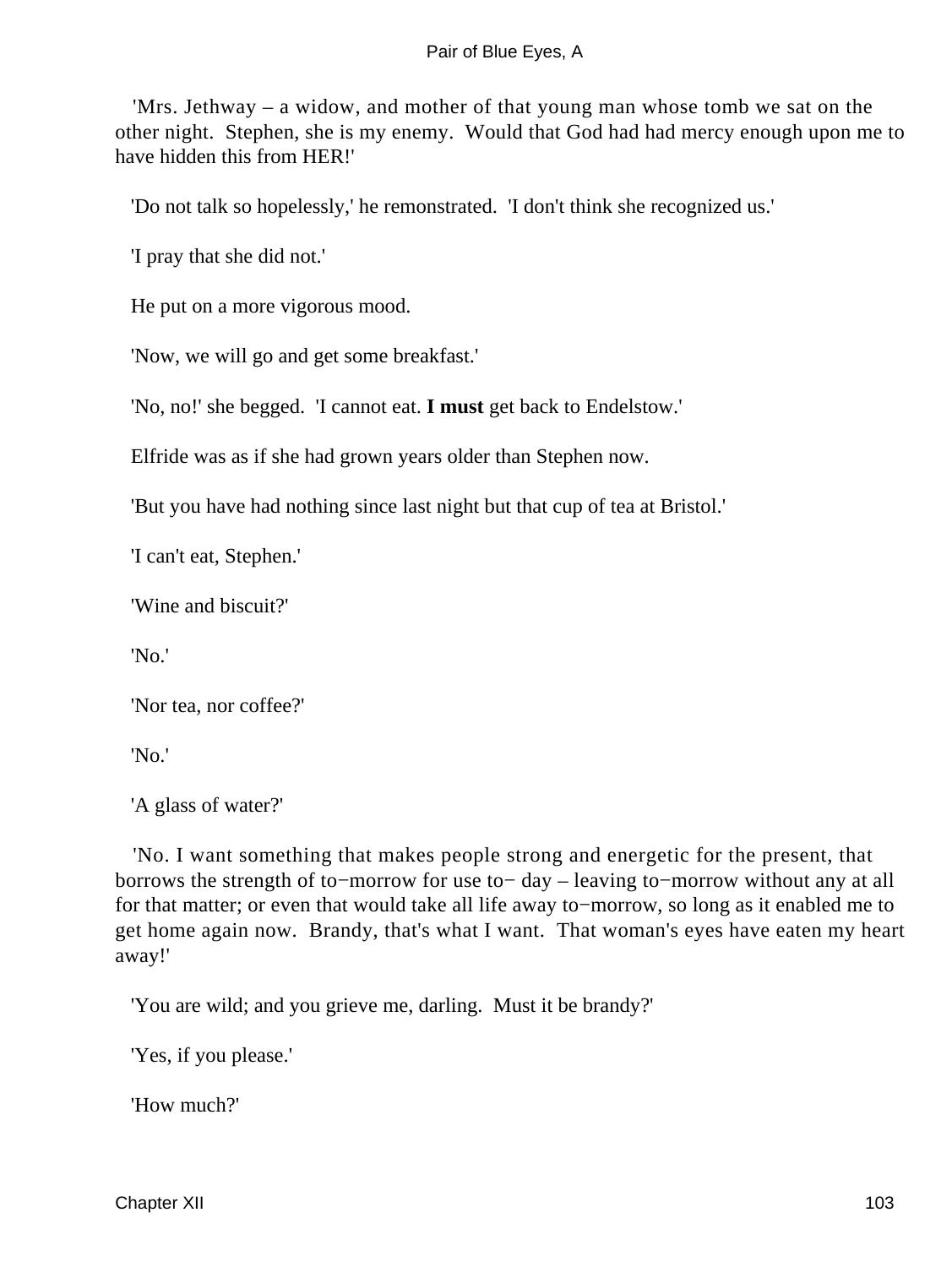'Mrs. Jethway – a widow, and mother of that young man whose tomb we sat on the other night. Stephen, she is my enemy. Would that God had had mercy enough upon me to have hidden this from HER!'

'Do not talk so hopelessly,' he remonstrated. 'I don't think she recognized us.'

'I pray that she did not.'

He put on a more vigorous mood.

'Now, we will go and get some breakfast.'

'No, no!' she begged. 'I cannot eat. **I must** get back to Endelstow.'

Elfride was as if she had grown years older than Stephen now.

'But you have had nothing since last night but that cup of tea at Bristol.'

'I can't eat, Stephen.'

'Wine and biscuit?'

'No.'

'Nor tea, nor coffee?'

'No.'

'A glass of water?'

'No. I want something that makes people strong and energetic for the present, that borrows the strength of to−morrow for use to− day – leaving to−morrow without any at all for that matter; or even that would take all life away to−morrow, so long as it enabled me to get home again now. Brandy, that's what I want. That woman's eyes have eaten my heart away!'

'You are wild; and you grieve me, darling. Must it be brandy?'

'Yes, if you please.'

'How much?'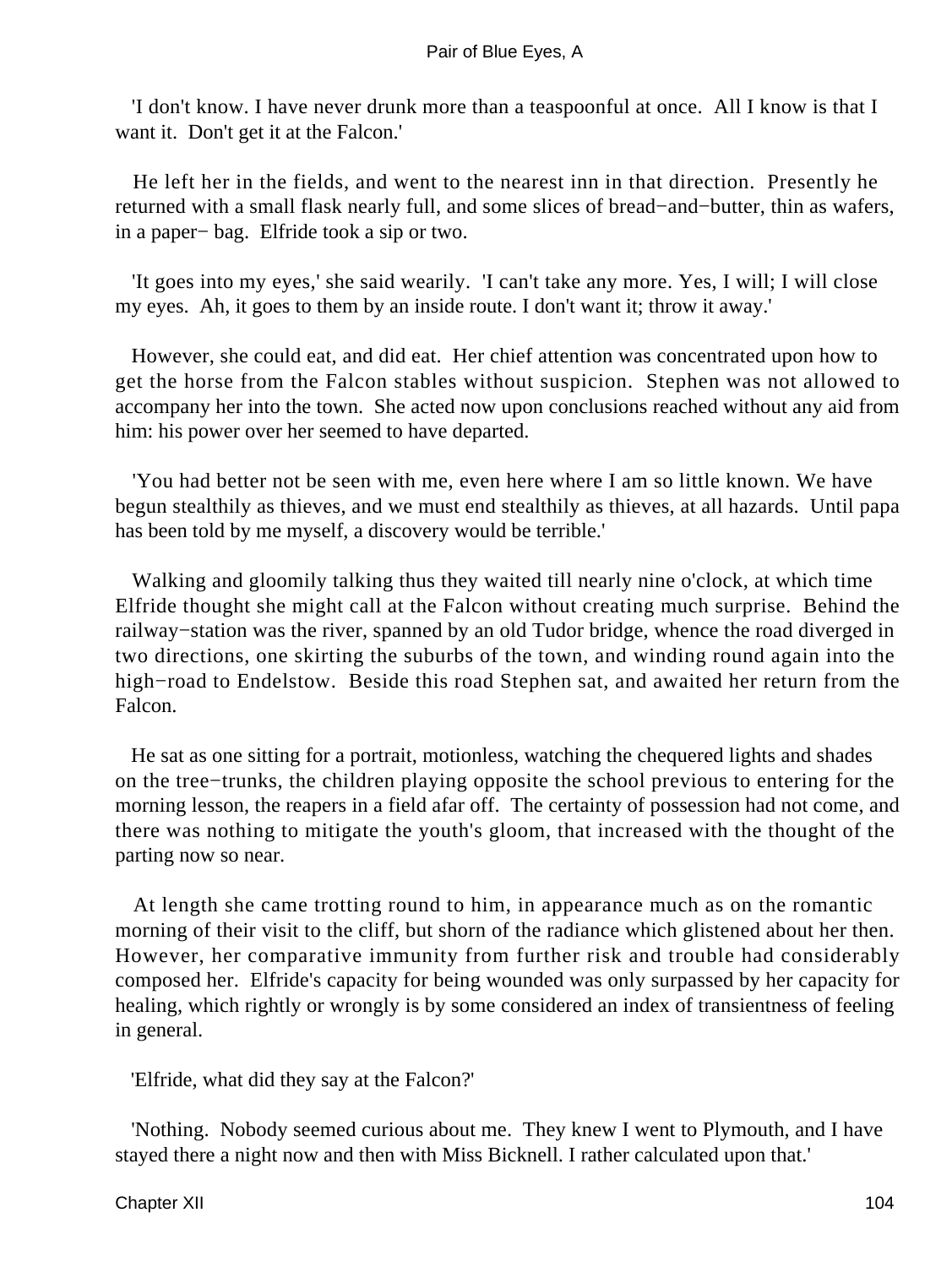'I don't know. I have never drunk more than a teaspoonful at once. All I know is that I want it. Don't get it at the Falcon.'

He left her in the fields, and went to the nearest inn in that direction. Presently he returned with a small flask nearly full, and some slices of bread−and−butter, thin as wafers, in a paper− bag. Elfride took a sip or two.

'It goes into my eyes,' she said wearily. 'I can't take any more. Yes, I will; I will close my eyes. Ah, it goes to them by an inside route. I don't want it; throw it away.'

However, she could eat, and did eat. Her chief attention was concentrated upon how to get the horse from the Falcon stables without suspicion. Stephen was not allowed to accompany her into the town. She acted now upon conclusions reached without any aid from him: his power over her seemed to have departed.

'You had better not be seen with me, even here where I am so little known. We have begun stealthily as thieves, and we must end stealthily as thieves, at all hazards. Until papa has been told by me myself, a discovery would be terrible.'

Walking and gloomily talking thus they waited till nearly nine o'clock, at which time Elfride thought she might call at the Falcon without creating much surprise. Behind the railway−station was the river, spanned by an old Tudor bridge, whence the road diverged in two directions, one skirting the suburbs of the town, and winding round again into the high−road to Endelstow. Beside this road Stephen sat, and awaited her return from the Falcon.

He sat as one sitting for a portrait, motionless, watching the chequered lights and shades on the tree−trunks, the children playing opposite the school previous to entering for the morning lesson, the reapers in a field afar off. The certainty of possession had not come, and there was nothing to mitigate the youth's gloom, that increased with the thought of the parting now so near.

At length she came trotting round to him, in appearance much as on the romantic morning of their visit to the cliff, but shorn of the radiance which glistened about her then. However, her comparative immunity from further risk and trouble had considerably composed her. Elfride's capacity for being wounded was only surpassed by her capacity for healing, which rightly or wrongly is by some considered an index of transientness of feeling in general.

'Elfride, what did they say at the Falcon?'

'Nothing. Nobody seemed curious about me. They knew I went to Plymouth, and I have stayed there a night now and then with Miss Bicknell. I rather calculated upon that.'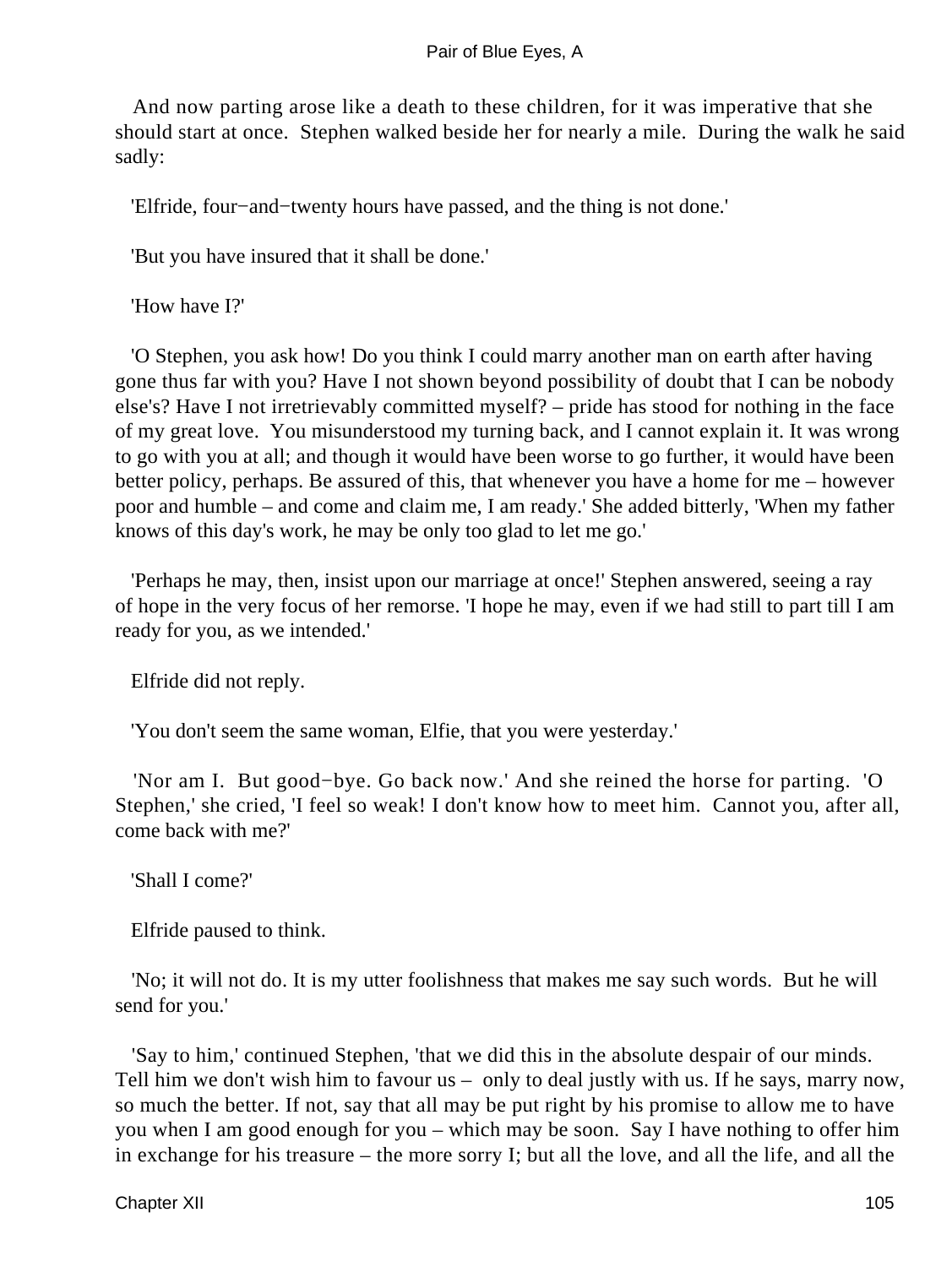And now parting arose like a death to these children, for it was imperative that she should start at once. Stephen walked beside her for nearly a mile. During the walk he said sadly:

'Elfride, four−and−twenty hours have passed, and the thing is not done.'

'But you have insured that it shall be done.'

'How have I?'

'O Stephen, you ask how! Do you think I could marry another man on earth after having gone thus far with you? Have I not shown beyond possibility of doubt that I can be nobody else's? Have I not irretrievably committed myself? – pride has stood for nothing in the face of my great love. You misunderstood my turning back, and I cannot explain it. It was wrong to go with you at all; and though it would have been worse to go further, it would have been better policy, perhaps. Be assured of this, that whenever you have a home for me – however poor and humble – and come and claim me, I am ready.' She added bitterly, 'When my father knows of this day's work, he may be only too glad to let me go.'

'Perhaps he may, then, insist upon our marriage at once!' Stephen answered, seeing a ray of hope in the very focus of her remorse. 'I hope he may, even if we had still to part till I am ready for you, as we intended.'

Elfride did not reply.

'You don't seem the same woman, Elfie, that you were yesterday.'

'Nor am I. But good−bye. Go back now.' And she reined the horse for parting. 'O Stephen,' she cried, 'I feel so weak! I don't know how to meet him. Cannot you, after all, come back with me?'

'Shall I come?'

Elfride paused to think.

'No; it will not do. It is my utter foolishness that makes me say such words. But he will send for you.'

'Say to him,' continued Stephen, 'that we did this in the absolute despair of our minds. Tell him we don't wish him to favour us – only to deal justly with us. If he says, marry now, so much the better. If not, say that all may be put right by his promise to allow me to have you when I am good enough for you – which may be soon. Say I have nothing to offer him in exchange for his treasure – the more sorry I; but all the love, and all the life, and all the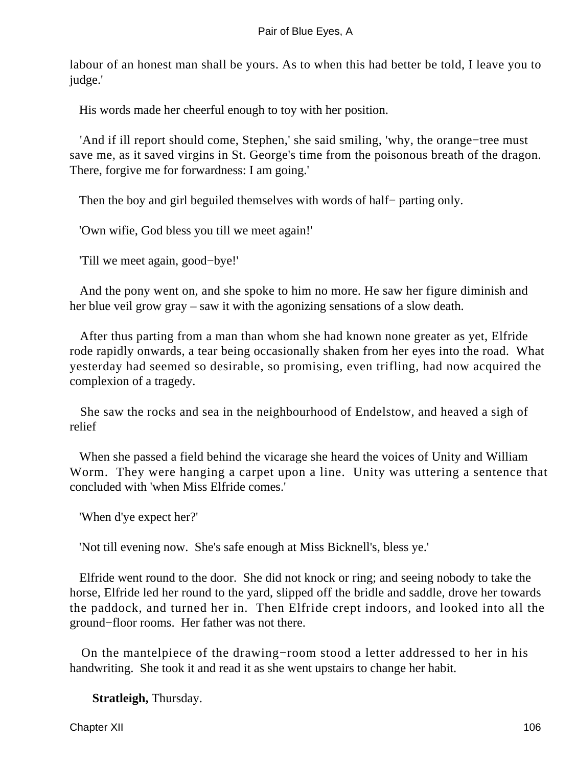labour of an honest man shall be yours. As to when this had better be told, I leave you to judge.'

His words made her cheerful enough to toy with her position.

'And if ill report should come, Stephen,' she said smiling, 'why, the orange−tree must save me, as it saved virgins in St. George's time from the poisonous breath of the dragon. There, forgive me for forwardness: I am going.'

Then the boy and girl beguiled themselves with words of half− parting only.

'Own wifie, God bless you till we meet again!'

'Till we meet again, good−bye!'

And the pony went on, and she spoke to him no more. He saw her figure diminish and her blue veil grow gray – saw it with the agonizing sensations of a slow death.

After thus parting from a man than whom she had known none greater as yet, Elfride rode rapidly onwards, a tear being occasionally shaken from her eyes into the road. What yesterday had seemed so desirable, so promising, even trifling, had now acquired the complexion of a tragedy.

She saw the rocks and sea in the neighbourhood of Endelstow, and heaved a sigh of relief

When she passed a field behind the vicarage she heard the voices of Unity and William Worm. They were hanging a carpet upon a line. Unity was uttering a sentence that concluded with 'when Miss Elfride comes.'

'When d'ye expect her?'

'Not till evening now. She's safe enough at Miss Bicknell's, bless ye.'

Elfride went round to the door. She did not knock or ring; and seeing nobody to take the horse, Elfride led her round to the yard, slipped off the bridle and saddle, drove her towards the paddock, and turned her in. Then Elfride crept indoors, and looked into all the ground−floor rooms. Her father was not there.

On the mantelpiece of the drawing−room stood a letter addressed to her in his handwriting. She took it and read it as she went upstairs to change her habit.

**Stratleigh,** Thursday.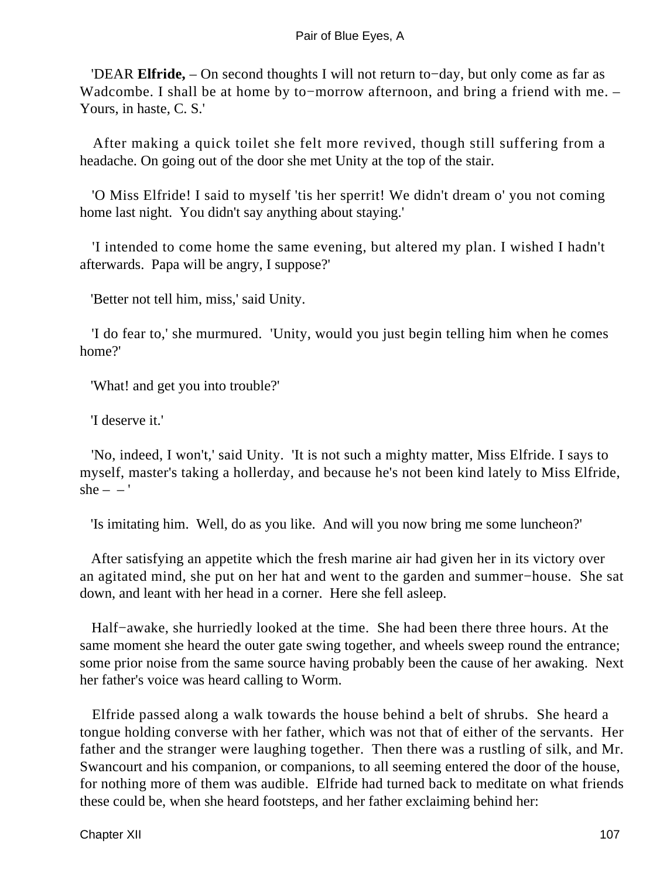'DEAR **Elfride,** – On second thoughts I will not return to−day, but only come as far as Wadcombe. I shall be at home by to−morrow afternoon, and bring a friend with me. – Yours, in haste, C. S.'

After making a quick toilet she felt more revived, though still suffering from a headache. On going out of the door she met Unity at the top of the stair.

'O Miss Elfride! I said to myself 'tis her sperrit! We didn't dream o' you not coming home last night. You didn't say anything about staying.'

'I intended to come home the same evening, but altered my plan. I wished I hadn't afterwards. Papa will be angry, I suppose?'

'Better not tell him, miss,' said Unity.

'I do fear to,' she murmured. 'Unity, would you just begin telling him when he comes home?'

'What! and get you into trouble?'

'I deserve it.'

'No, indeed, I won't,' said Unity. 'It is not such a mighty matter, Miss Elfride. I says to myself, master's taking a hollerday, and because he's not been kind lately to Miss Elfride, she – – '

'Is imitating him. Well, do as you like. And will you now bring me some luncheon?'

After satisfying an appetite which the fresh marine air had given her in its victory over an agitated mind, she put on her hat and went to the garden and summer−house. She sat down, and leant with her head in a corner. Here she fell asleep.

Half−awake, she hurriedly looked at the time. She had been there three hours. At the same moment she heard the outer gate swing together, and wheels sweep round the entrance; some prior noise from the same source having probably been the cause of her awaking. Next her father's voice was heard calling to Worm.

Elfride passed along a walk towards the house behind a belt of shrubs. She heard a tongue holding converse with her father, which was not that of either of the servants. Her father and the stranger were laughing together. Then there was a rustling of silk, and Mr. Swancourt and his companion, or companions, to all seeming entered the door of the house, for nothing more of them was audible. Elfride had turned back to meditate on what friends these could be, when she heard footsteps, and her father exclaiming behind her: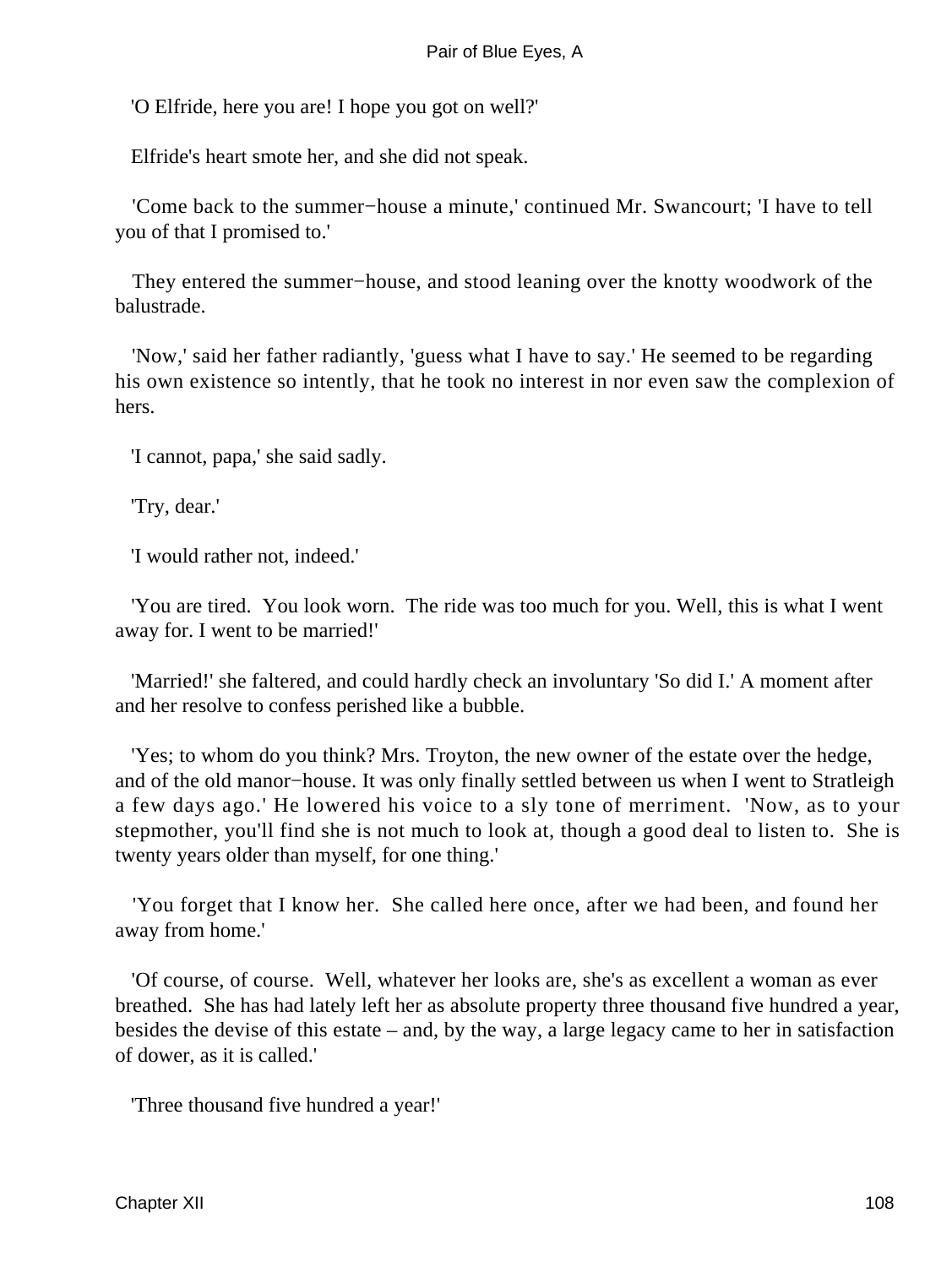'O Elfride, here you are! I hope you got on well?'

Elfride's heart smote her, and she did not speak.

'Come back to the summer−house a minute,' continued Mr. Swancourt; 'I have to tell you of that I promised to.'

They entered the summer−house, and stood leaning over the knotty woodwork of the balustrade.

'Now,' said her father radiantly, 'guess what I have to say.' He seemed to be regarding his own existence so intently, that he took no interest in nor even saw the complexion of hers.

'I cannot, papa,' she said sadly.

'Try, dear.'

'I would rather not, indeed.'

'You are tired. You look worn. The ride was too much for you. Well, this is what I went away for. I went to be married!'

'Married!' she faltered, and could hardly check an involuntary 'So did I.' A moment after and her resolve to confess perished like a bubble.

'Yes; to whom do you think? Mrs. Troyton, the new owner of the estate over the hedge, and of the old manor−house. It was only finally settled between us when I went to Stratleigh a few days ago.' He lowered his voice to a sly tone of merriment. 'Now, as to your stepmother, you'll find she is not much to look at, though a good deal to listen to. She is twenty years older than myself, for one thing.'

'You forget that I know her. She called here once, after we had been, and found her away from home.'

'Of course, of course. Well, whatever her looks are, she's as excellent a woman as ever breathed. She has had lately left her as absolute property three thousand five hundred a year, besides the devise of this estate – and, by the way, a large legacy came to her in satisfaction of dower, as it is called.'

'Three thousand five hundred a year!'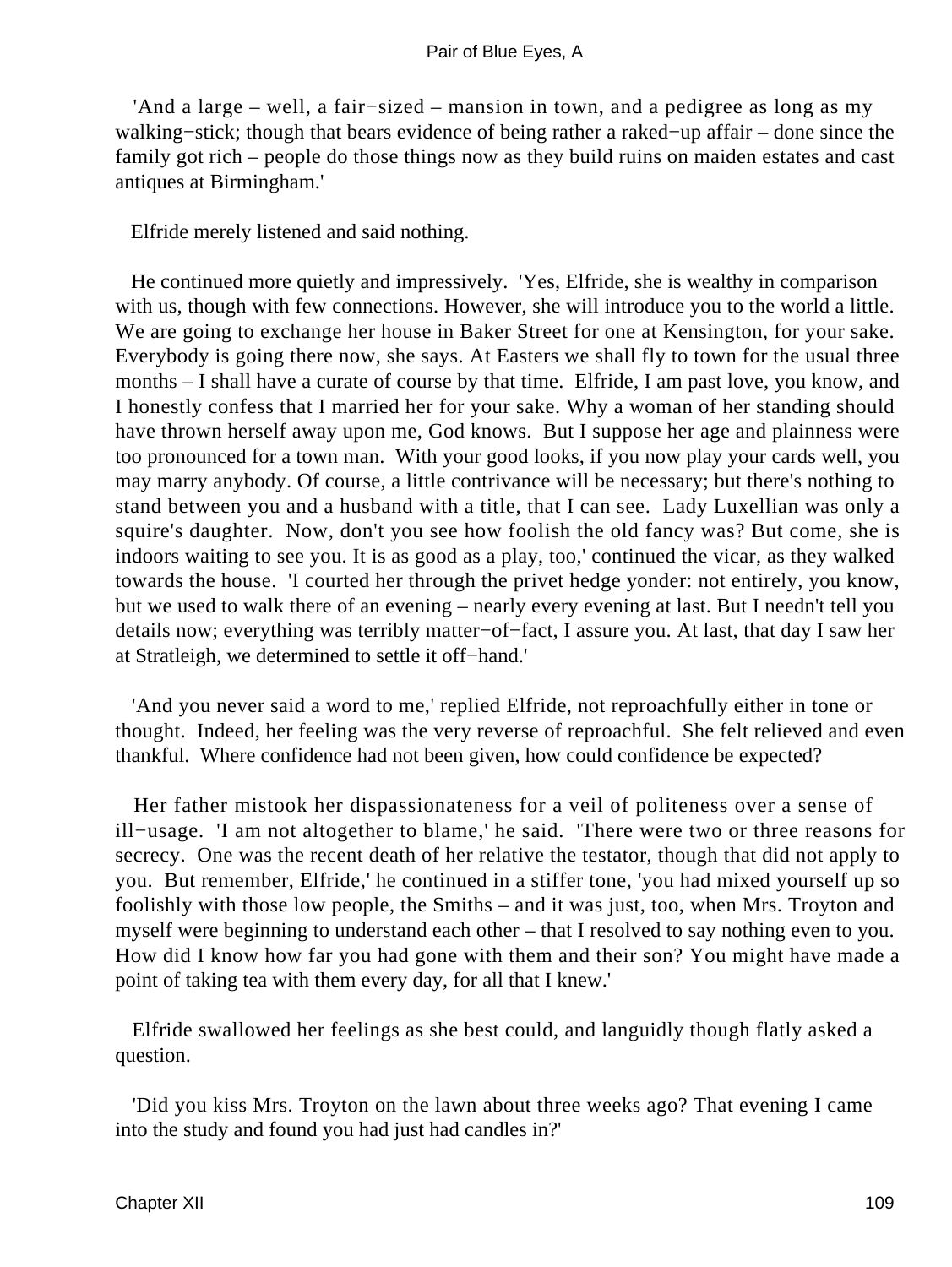'And a large – well, a fair−sized – mansion in town, and a pedigree as long as my walking−stick; though that bears evidence of being rather a raked−up affair – done since the family got rich – people do those things now as they build ruins on maiden estates and cast antiques at Birmingham.'

Elfride merely listened and said nothing.

He continued more quietly and impressively. 'Yes, Elfride, she is wealthy in comparison with us, though with few connections. However, she will introduce you to the world a little. We are going to exchange her house in Baker Street for one at Kensington, for your sake. Everybody is going there now, she says. At Easters we shall fly to town for the usual three months – I shall have a curate of course by that time. Elfride, I am past love, you know, and I honestly confess that I married her for your sake. Why a woman of her standing should have thrown herself away upon me, God knows. But I suppose her age and plainness were too pronounced for a town man. With your good looks, if you now play your cards well, you may marry anybody. Of course, a little contrivance will be necessary; but there's nothing to stand between you and a husband with a title, that I can see. Lady Luxellian was only a squire's daughter. Now, don't you see how foolish the old fancy was? But come, she is indoors waiting to see you. It is as good as a play, too,' continued the vicar, as they walked towards the house. 'I courted her through the privet hedge yonder: not entirely, you know, but we used to walk there of an evening – nearly every evening at last. But I needn't tell you details now; everything was terribly matter−of−fact, I assure you. At last, that day I saw her at Stratleigh, we determined to settle it off−hand.'

'And you never said a word to me,' replied Elfride, not reproachfully either in tone or thought. Indeed, her feeling was the very reverse of reproachful. She felt relieved and even thankful. Where confidence had not been given, how could confidence be expected?

Her father mistook her dispassionateness for a veil of politeness over a sense of ill−usage. 'I am not altogether to blame,' he said. 'There were two or three reasons for secrecy. One was the recent death of her relative the testator, though that did not apply to you. But remember, Elfride,' he continued in a stiffer tone, 'you had mixed yourself up so foolishly with those low people, the Smiths – and it was just, too, when Mrs. Troyton and myself were beginning to understand each other – that I resolved to say nothing even to you. How did I know how far you had gone with them and their son? You might have made a point of taking tea with them every day, for all that I knew.'

Elfride swallowed her feelings as she best could, and languidly though flatly asked a question.

'Did you kiss Mrs. Troyton on the lawn about three weeks ago? That evening I came into the study and found you had just had candles in?'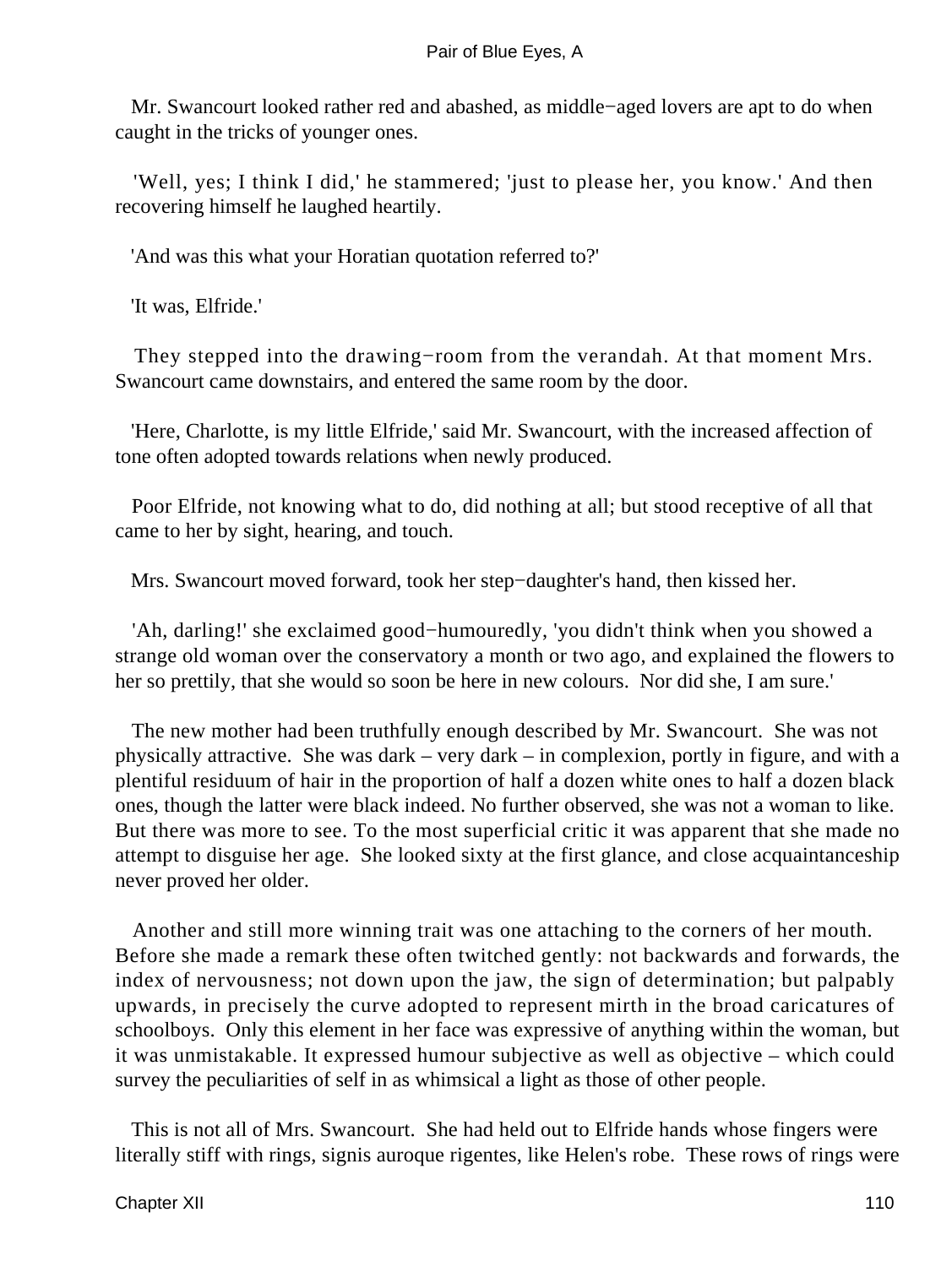Mr. Swancourt looked rather red and abashed, as middle−aged lovers are apt to do when caught in the tricks of younger ones.

'Well, yes; I think I did,' he stammered; 'just to please her, you know.' And then recovering himself he laughed heartily.

'And was this what your Horatian quotation referred to?'

'It was, Elfride.'

They stepped into the drawing−room from the verandah. At that moment Mrs. Swancourt came downstairs, and entered the same room by the door.

'Here, Charlotte, is my little Elfride,' said Mr. Swancourt, with the increased affection of tone often adopted towards relations when newly produced.

Poor Elfride, not knowing what to do, did nothing at all; but stood receptive of all that came to her by sight, hearing, and touch.

Mrs. Swancourt moved forward, took her step−daughter's hand, then kissed her.

'Ah, darling!' she exclaimed good−humouredly, 'you didn't think when you showed a strange old woman over the conservatory a month or two ago, and explained the flowers to her so prettily, that she would so soon be here in new colours. Nor did she, I am sure.'

The new mother had been truthfully enough described by Mr. Swancourt. She was not physically attractive. She was dark – very dark – in complexion, portly in figure, and with a plentiful residuum of hair in the proportion of half a dozen white ones to half a dozen black ones, though the latter were black indeed. No further observed, she was not a woman to like. But there was more to see. To the most superficial critic it was apparent that she made no attempt to disguise her age. She looked sixty at the first glance, and close acquaintanceship never proved her older.

Another and still more winning trait was one attaching to the corners of her mouth. Before she made a remark these often twitched gently: not backwards and forwards, the index of nervousness; not down upon the jaw, the sign of determination; but palpably upwards, in precisely the curve adopted to represent mirth in the broad caricatures of schoolboys. Only this element in her face was expressive of anything within the woman, but it was unmistakable. It expressed humour subjective as well as objective – which could survey the peculiarities of self in as whimsical a light as those of other people.

This is not all of Mrs. Swancourt. She had held out to Elfride hands whose fingers were literally stiff with rings, signis auroque rigentes, like Helen's robe. These rows of rings were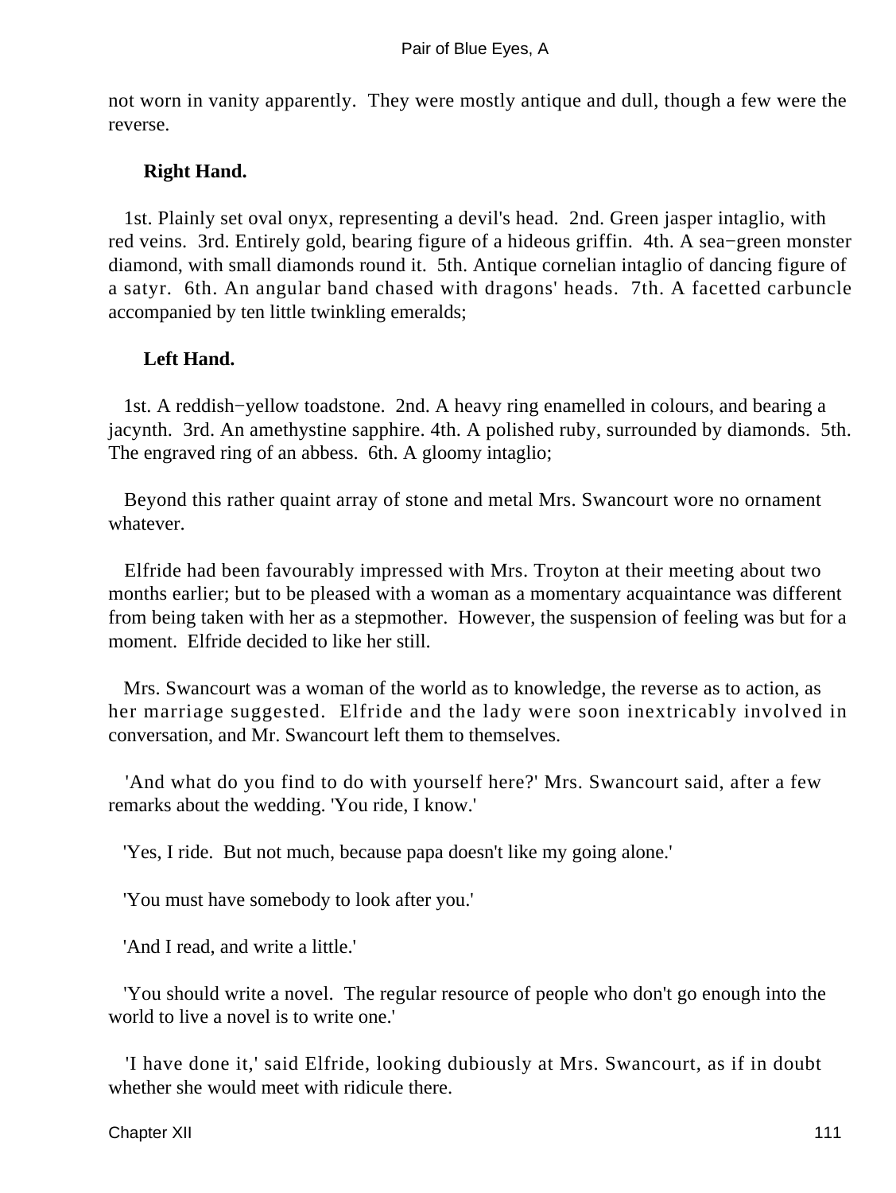not worn in vanity apparently. They were mostly antique and dull, though a few were the reverse.

**Right Hand.**

1st. Plainly set oval onyx, representing a devil's head. 2nd. Green jasper intaglio, with red veins. 3rd. Entirely gold, bearing figure of a hideous griffin. 4th. A sea−green monster diamond, with small diamonds round it. 5th. Antique cornelian intaglio of dancing figure of a satyr. 6th. An angular band chased with dragons' heads. 7th. A facetted carbuncle accompanied by ten little twinkling emeralds;

**Left Hand.**

1st. A reddish−yellow toadstone. 2nd. A heavy ring enamelled in colours, and bearing a jacynth. 3rd. An amethystine sapphire. 4th. A polished ruby, surrounded by diamonds. 5th. The engraved ring of an abbess. 6th. A gloomy intaglio;

Beyond this rather quaint array of stone and metal Mrs. Swancourt wore no ornament whatever.

Elfride had been favourably impressed with Mrs. Troyton at their meeting about two months earlier; but to be pleased with a woman as a momentary acquaintance was different from being taken with her as a stepmother. However, the suspension of feeling was but for a moment. Elfride decided to like her still.

Mrs. Swancourt was a woman of the world as to knowledge, the reverse as to action, as her marriage suggested. Elfride and the lady were soon inextricably involved in conversation, and Mr. Swancourt left them to themselves.

'And what do you find to do with yourself here?' Mrs. Swancourt said, after a few remarks about the wedding. 'You ride, I know.'

'Yes, I ride. But not much, because papa doesn't like my going alone.'

'You must have somebody to look after you.'

'And I read, and write a little.'

'You should write a novel. The regular resource of people who don't go enough into the world to live a novel is to write one.'

'I have done it,' said Elfride, looking dubiously at Mrs. Swancourt, as if in doubt whether she would meet with ridicule there.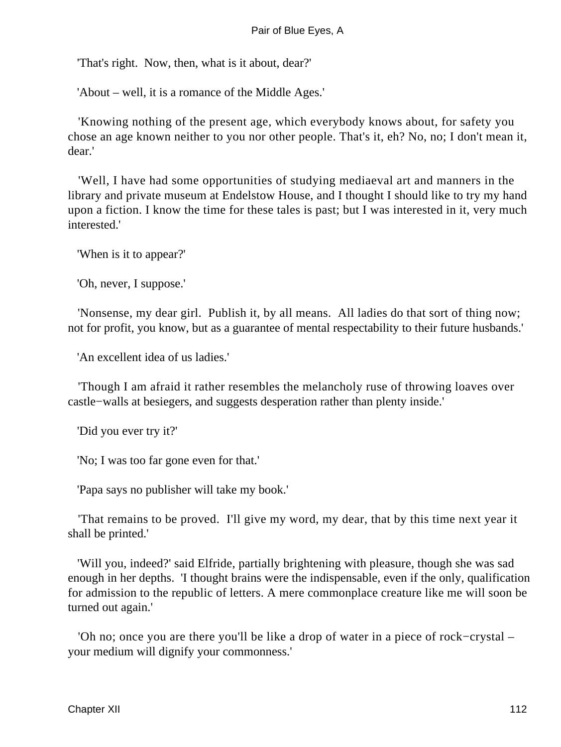'That's right.  Now, then, what is it about, dear?'

'About – well, it is a romance of the Middle Ages.'

'Knowing nothing of the present age, which everybody knows about, for safety you chose an age known neither to you nor other people. That's it, eh? No, no; I don't mean it, dear.'

'Well, I have had some opportunities of studying mediaeval art and manners in the library and private museum at Endelstow House, and I thought I should like to try my hand upon a fiction. I know the time for these tales is past; but I was interested in it, very much interested.'

'When is it to appear?'

'Oh, never, I suppose.'

'Nonsense, my dear girl.  Publish it, by all means.  All ladies do that sort of thing now; not for profit, you know, but as a guarantee of mental respectability to their future husbands.'

'An excellent idea of us ladies.'

'Though I am afraid it rather resembles the melancholy ruse of throwing loaves over castle−walls at besiegers, and suggests desperation rather than plenty inside.'

'Did you ever try it?'

'No; I was too far gone even for that.'

'Papa says no publisher will take my book.'

'That remains to be proved.  I'll give my word, my dear, that by this time next year it shall be printed.'

'Will you, indeed?' said Elfride, partially brightening with pleasure, though she was sad enough in her depths.  'I thought brains were the indispensable, even if the only, qualification for admission to the republic of letters. A mere commonplace creature like me will soon be turned out again.'

'Oh no; once you are there you'll be like a drop of water in a piece of rock−crystal – your medium will dignify your commonness.'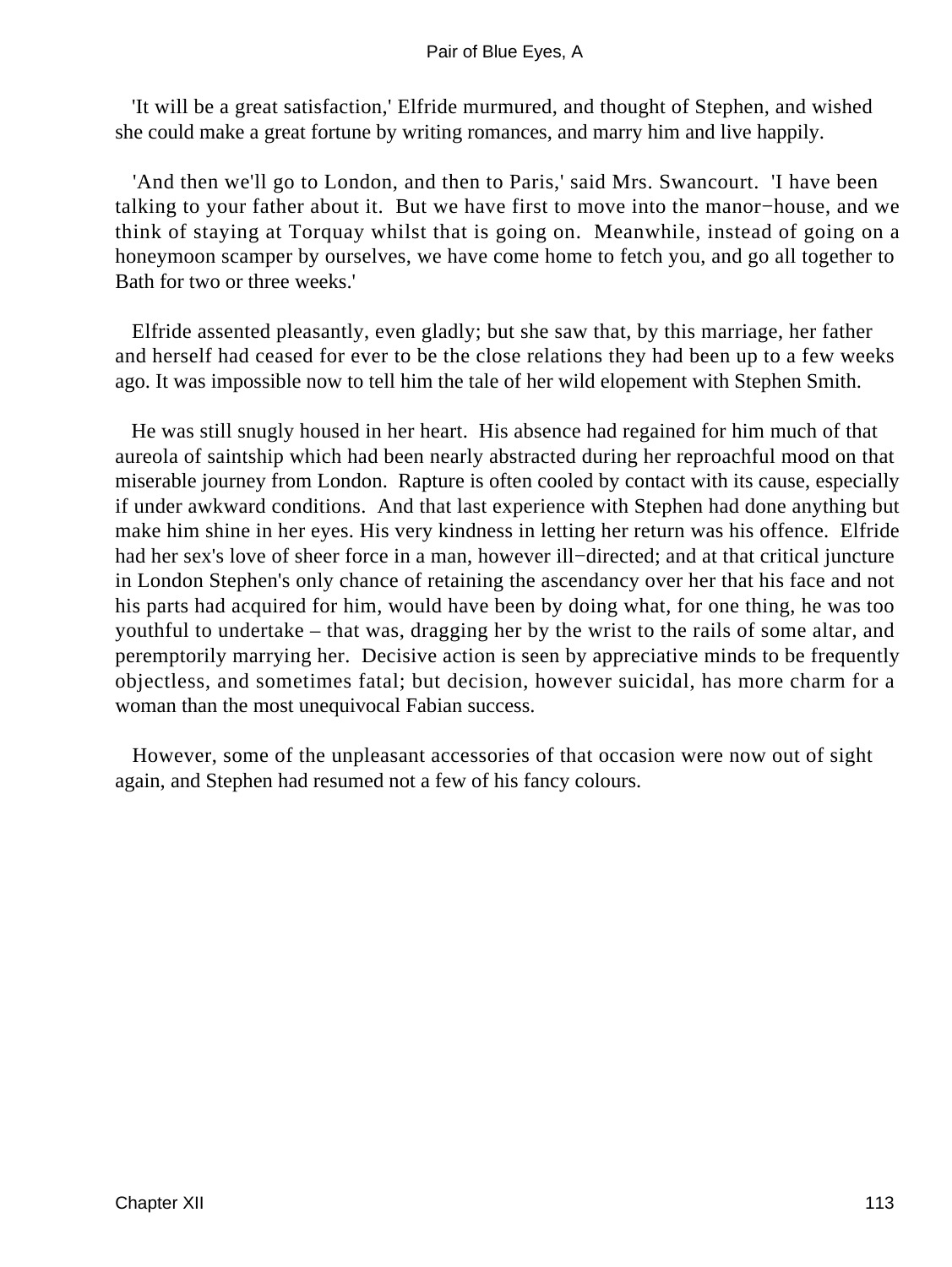'It will be a great satisfaction,' Elfride murmured, and thought of Stephen, and wished she could make a great fortune by writing romances, and marry him and live happily.

'And then we'll go to London, and then to Paris,' said Mrs. Swancourt. 'I have been talking to your father about it. But we have first to move into the manor−house, and we think of staying at Torquay whilst that is going on. Meanwhile, instead of going on a honeymoon scamper by ourselves, we have come home to fetch you, and go all together to Bath for two or three weeks.'

Elfride assented pleasantly, even gladly; but she saw that, by this marriage, her father and herself had ceased for ever to be the close relations they had been up to a few weeks ago. It was impossible now to tell him the tale of her wild elopement with Stephen Smith.

He was still snugly housed in her heart. His absence had regained for him much of that aureola of saintship which had been nearly abstracted during her reproachful mood on that miserable journey from London. Rapture is often cooled by contact with its cause, especially if under awkward conditions. And that last experience with Stephen had done anything but make him shine in her eyes. His very kindness in letting her return was his offence. Elfride had her sex's love of sheer force in a man, however ill−directed; and at that critical juncture in London Stephen's only chance of retaining the ascendancy over her that his face and not his parts had acquired for him, would have been by doing what, for one thing, he was too youthful to undertake – that was, dragging her by the wrist to the rails of some altar, and peremptorily marrying her. Decisive action is seen by appreciative minds to be frequently objectless, and sometimes fatal; but decision, however suicidal, has more charm for a woman than the most unequivocal Fabian success.

However, some of the unpleasant accessories of that occasion were now out of sight again, and Stephen had resumed not a few of his fancy colours.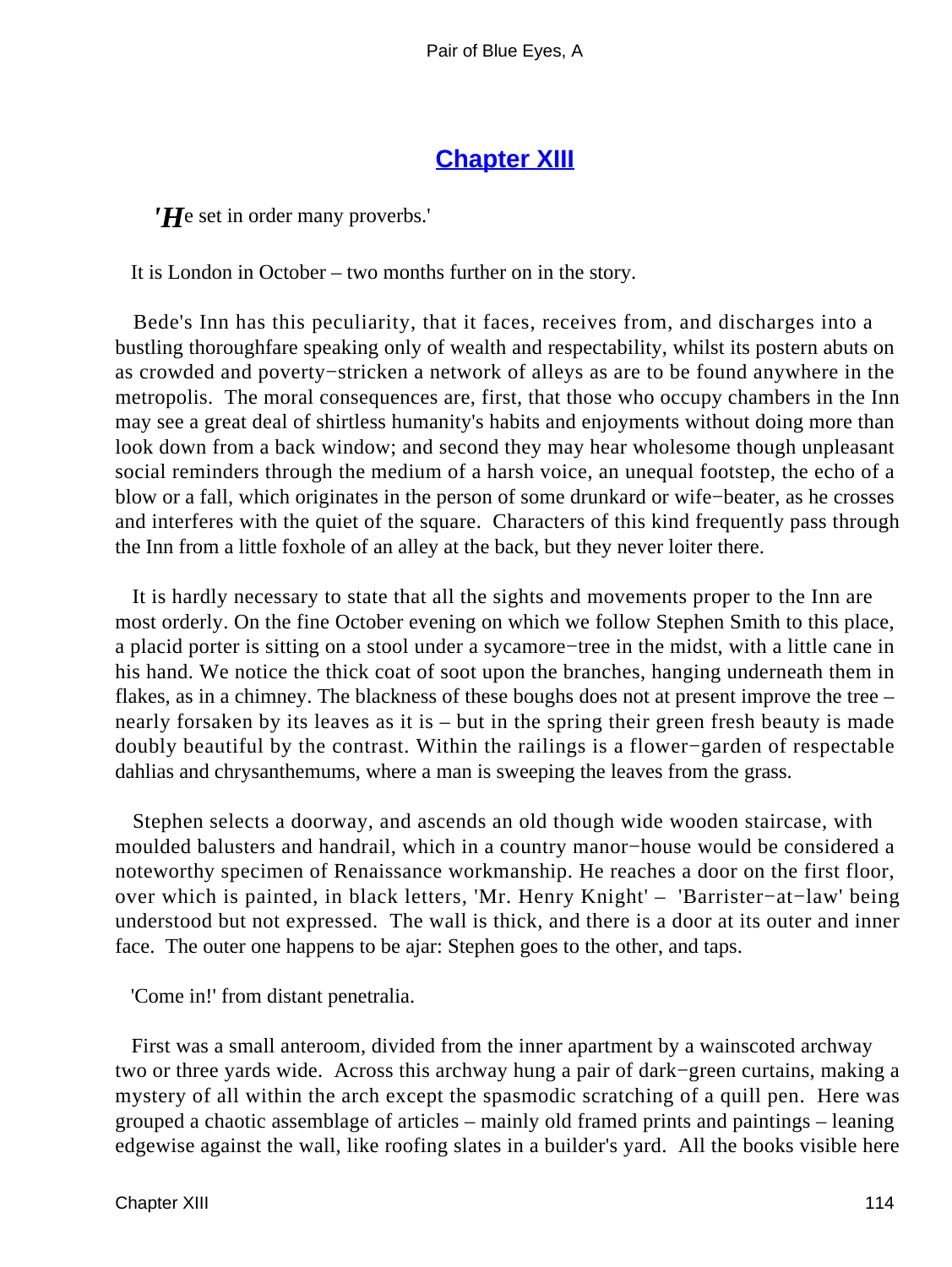## Chapter XIII

*'H*e set in order many proverbs.'

It is London in October – two months further on in the story.

Bede's Inn has this peculiarity, that it faces, receives from, and discharges into a bustling thoroughfare speaking only of wealth and respectability, whilst its postern abuts on as crowded and poverty−stricken a network of alleys as are to be found anywhere in the metropolis. The moral consequences are, first, that those who occupy chambers in the Inn may see a great deal of shirtless humanity's habits and enjoyments without doing more than look down from a back window; and second they may hear wholesome though unpleasant social reminders through the medium of a harsh voice, an unequal footstep, the echo of a blow or a fall, which originates in the person of some drunkard or wife−beater, as he crosses and interferes with the quiet of the square. Characters of this kind frequently pass through the Inn from a little foxhole of an alley at the back, but they never loiter there.

It is hardly necessary to state that all the sights and movements proper to the Inn are most orderly. On the fine October evening on which we follow Stephen Smith to this place, a placid porter is sitting on a stool under a sycamore−tree in the midst, with a little cane in his hand. We notice the thick coat of soot upon the branches, hanging underneath them in flakes, as in a chimney. The blackness of these boughs does not at present improve the tree – nearly forsaken by its leaves as it is – but in the spring their green fresh beauty is made doubly beautiful by the contrast. Within the railings is a flower−garden of respectable dahlias and chrysanthemums, where a man is sweeping the leaves from the grass.

Stephen selects a doorway, and ascends an old though wide wooden staircase, with moulded balusters and handrail, which in a country manor−house would be considered a noteworthy specimen of Renaissance workmanship. He reaches a door on the first floor, over which is painted, in black letters, 'Mr. Henry Knight' – 'Barrister−at−law' being understood but not expressed. The wall is thick, and there is a door at its outer and inner face. The outer one happens to be ajar: Stephen goes to the other, and taps.

'Come in!' from distant penetralia.

First was a small anteroom, divided from the inner apartment by a wainscoted archway two or three yards wide. Across this archway hung a pair of dark−green curtains, making a mystery of all within the arch except the spasmodic scratching of a quill pen. Here was grouped a chaotic assemblage of articles – mainly old framed prints and paintings – leaning edgewise against the wall, like roofing slates in a builder's yard. All the books visible here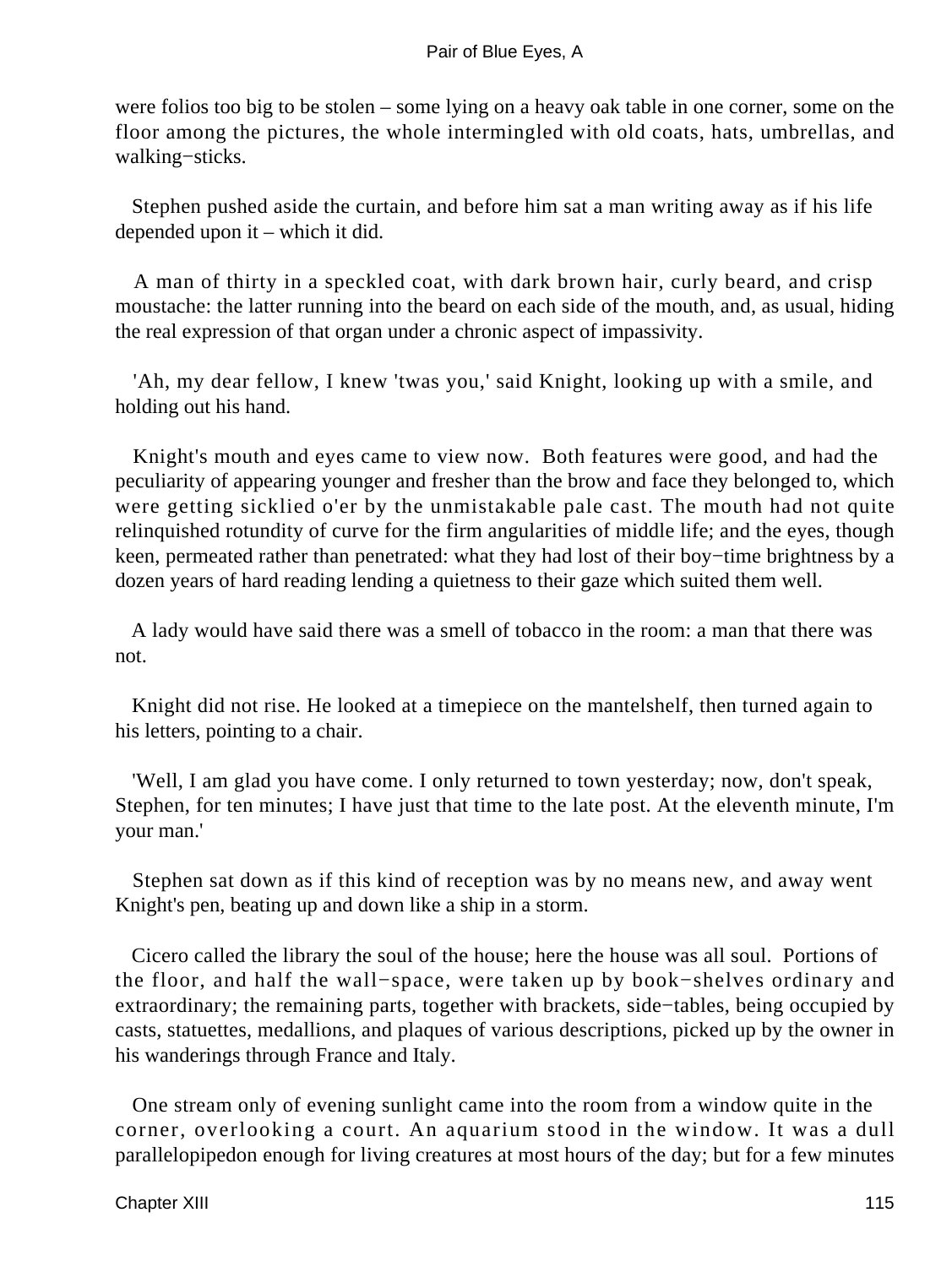were folios too big to be stolen – some lying on a heavy oak table in one corner, some on the floor among the pictures, the whole intermingled with old coats, hats, umbrellas, and walking−sticks.

Stephen pushed aside the curtain, and before him sat a man writing away as if his life depended upon it – which it did.

A man of thirty in a speckled coat, with dark brown hair, curly beard, and crisp moustache: the latter running into the beard on each side of the mouth, and, as usual, hiding the real expression of that organ under a chronic aspect of impassivity.

'Ah, my dear fellow, I knew 'twas you,' said Knight, looking up with a smile, and holding out his hand.

Knight's mouth and eyes came to view now. Both features were good, and had the peculiarity of appearing younger and fresher than the brow and face they belonged to, which were getting sicklied o'er by the unmistakable pale cast. The mouth had not quite relinquished rotundity of curve for the firm angularities of middle life; and the eyes, though keen, permeated rather than penetrated: what they had lost of their boy−time brightness by a dozen years of hard reading lending a quietness to their gaze which suited them well.

A lady would have said there was a smell of tobacco in the room: a man that there was not.

Knight did not rise. He looked at a timepiece on the mantelshelf, then turned again to his letters, pointing to a chair.

'Well, I am glad you have come. I only returned to town yesterday; now, don't speak, Stephen, for ten minutes; I have just that time to the late post. At the eleventh minute, I'm your man.'

Stephen sat down as if this kind of reception was by no means new, and away went Knight's pen, beating up and down like a ship in a storm.

Cicero called the library the soul of the house; here the house was all soul. Portions of the floor, and half the wall−space, were taken up by book−shelves ordinary and extraordinary; the remaining parts, together with brackets, side−tables, being occupied by casts, statuettes, medallions, and plaques of various descriptions, picked up by the owner in his wanderings through France and Italy.

One stream only of evening sunlight came into the room from a window quite in the corner, overlooking a court. An aquarium stood in the window. It was a dull parallelopipedon enough for living creatures at most hours of the day; but for a few minutes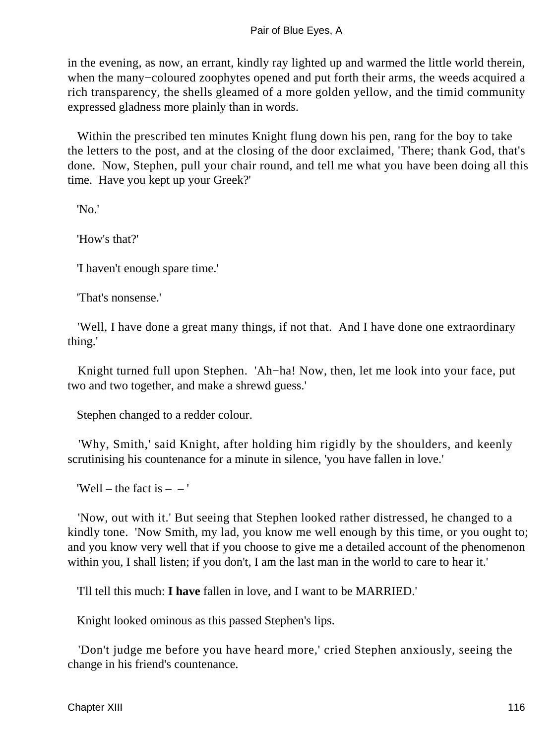in the evening, as now, an errant, kindly ray lighted up and warmed the little world therein, when the many−coloured zoophytes opened and put forth their arms, the weeds acquired a rich transparency, the shells gleamed of a more golden yellow, and the timid community expressed gladness more plainly than in words.

Within the prescribed ten minutes Knight flung down his pen, rang for the boy to take the letters to the post, and at the closing of the door exclaimed, 'There; thank God, that's done. Now, Stephen, pull your chair round, and tell me what you have been doing all this time. Have you kept up your Greek?'

'No.'

'How's that?'

'I haven't enough spare time.'

'That's nonsense.'

'Well, I have done a great many things, if not that. And I have done one extraordinary thing.'

Knight turned full upon Stephen. 'Ah−ha! Now, then, let me look into your face, put two and two together, and make a shrewd guess.'

Stephen changed to a redder colour.

'Why, Smith,' said Knight, after holding him rigidly by the shoulders, and keenly scrutinising his countenance for a minute in silence, 'you have fallen in love.'

'Well – the fact is – – '

'Now, out with it.' But seeing that Stephen looked rather distressed, he changed to a kindly tone. 'Now Smith, my lad, you know me well enough by this time, or you ought to; and you know very well that if you choose to give me a detailed account of the phenomenon within you, I shall listen; if you don't, I am the last man in the world to care to hear it.'

'I'll tell this much: **I have** fallen in love, and I want to be MARRIED.'

Knight looked ominous as this passed Stephen's lips.

'Don't judge me before you have heard more,' cried Stephen anxiously, seeing the change in his friend's countenance.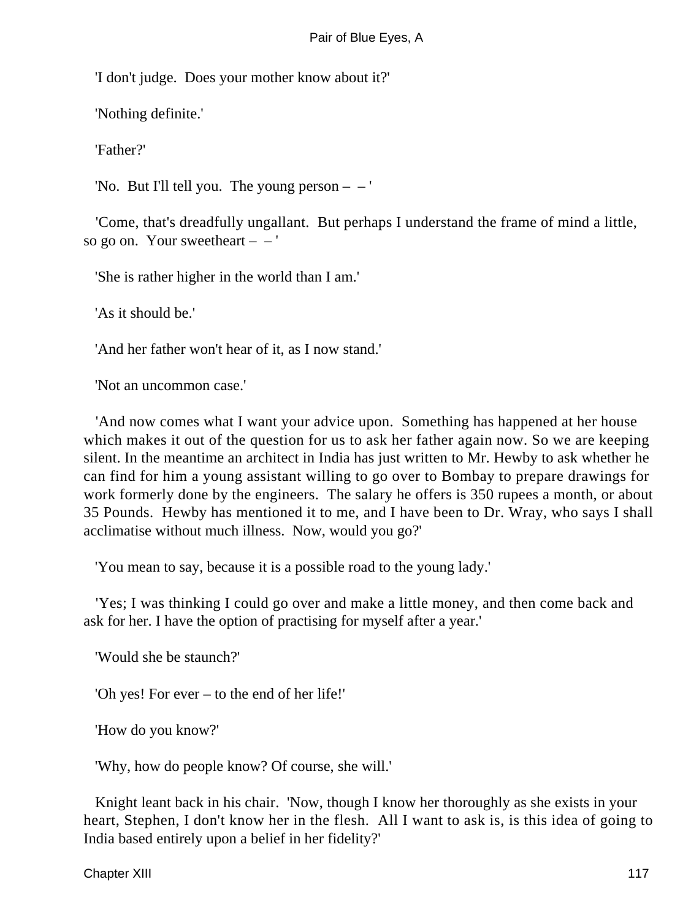'I don't judge. Does your mother know about it?'

'Nothing definite.'

'Father?'

'No. But I'll tell you. The young person – – '

'Come, that's dreadfully ungallant. But perhaps I understand the frame of mind a little, so go on. Your sweetheart – – '

'She is rather higher in the world than I am.'

'As it should be.'

'And her father won't hear of it, as I now stand.'

'Not an uncommon case.'

'And now comes what I want your advice upon. Something has happened at her house which makes it out of the question for us to ask her father again now. So we are keeping silent. In the meantime an architect in India has just written to Mr. Hewby to ask whether he can find for him a young assistant willing to go over to Bombay to prepare drawings for work formerly done by the engineers. The salary he offers is 350 rupees a month, or about 35 Pounds. Hewby has mentioned it to me, and I have been to Dr. Wray, who says I shall acclimatise without much illness. Now, would you go?'

'You mean to say, because it is a possible road to the young lady.'

'Yes; I was thinking I could go over and make a little money, and then come back and ask for her. I have the option of practising for myself after a year.'

'Would she be staunch?'

'Oh yes! For ever – to the end of her life!'

'How do you know?'

'Why, how do people know? Of course, she will.'

Knight leant back in his chair. 'Now, though I know her thoroughly as she exists in your heart, Stephen, I don't know her in the flesh. All I want to ask is, is this idea of going to India based entirely upon a belief in her fidelity?'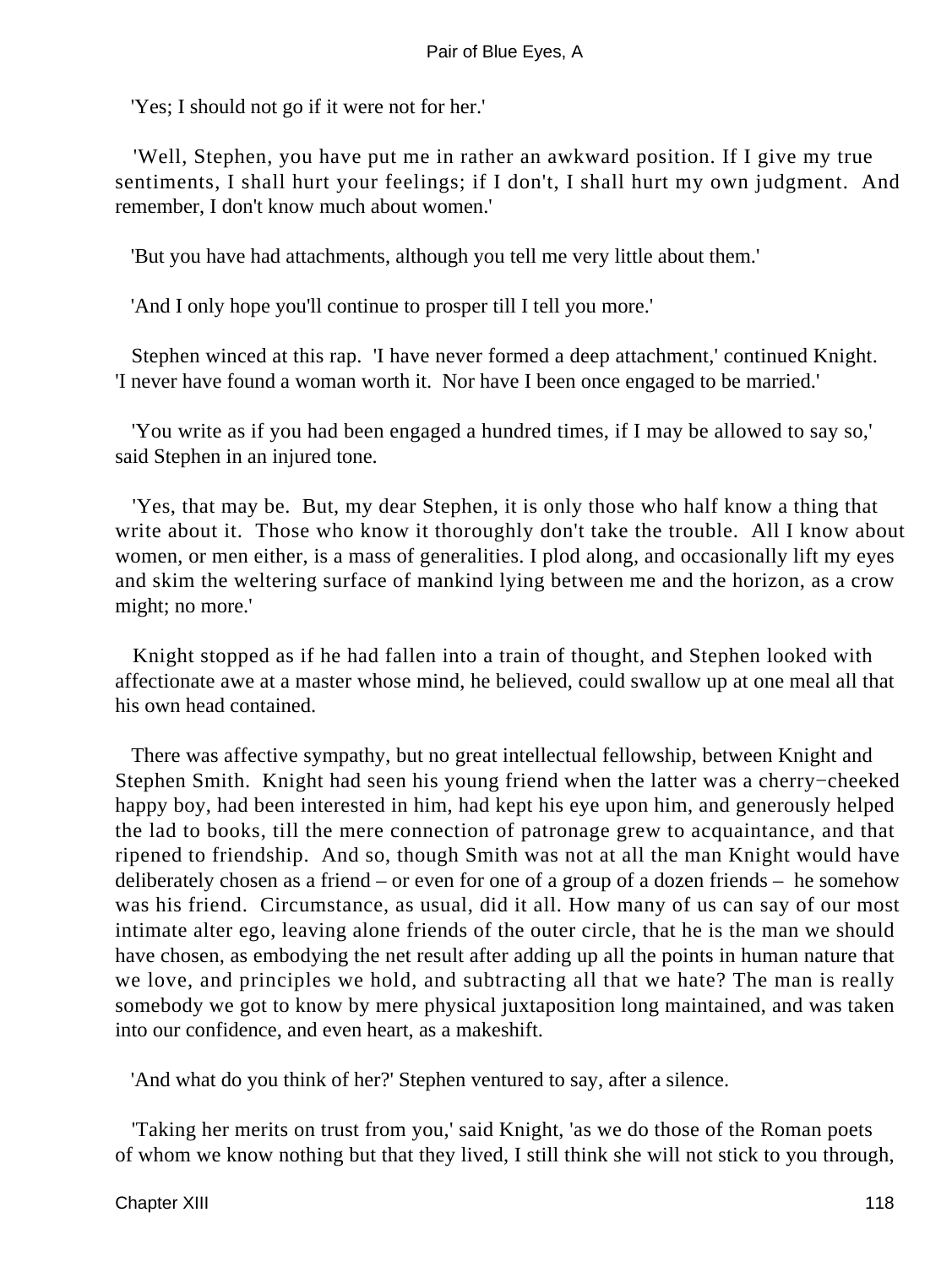'Yes; I should not go if it were not for her.'

'Well, Stephen, you have put me in rather an awkward position. If I give my true sentiments, I shall hurt your feelings; if I don't, I shall hurt my own judgment. And remember, I don't know much about women.'

'But you have had attachments, although you tell me very little about them.'

'And I only hope you'll continue to prosper till I tell you more.'

Stephen winced at this rap. 'I have never formed a deep attachment,' continued Knight. 'I never have found a woman worth it. Nor have I been once engaged to be married.'

'You write as if you had been engaged a hundred times, if I may be allowed to say so,' said Stephen in an injured tone.

'Yes, that may be. But, my dear Stephen, it is only those who half know a thing that write about it. Those who know it thoroughly don't take the trouble. All I know about women, or men either, is a mass of generalities. I plod along, and occasionally lift my eyes and skim the weltering surface of mankind lying between me and the horizon, as a crow might; no more.'

Knight stopped as if he had fallen into a train of thought, and Stephen looked with affectionate awe at a master whose mind, he believed, could swallow up at one meal all that his own head contained.

There was affective sympathy, but no great intellectual fellowship, between Knight and Stephen Smith. Knight had seen his young friend when the latter was a cherry−cheeked happy boy, had been interested in him, had kept his eye upon him, and generously helped the lad to books, till the mere connection of patronage grew to acquaintance, and that ripened to friendship. And so, though Smith was not at all the man Knight would have deliberately chosen as a friend – or even for one of a group of a dozen friends – he somehow was his friend. Circumstance, as usual, did it all. How many of us can say of our most intimate alter ego, leaving alone friends of the outer circle, that he is the man we should have chosen, as embodying the net result after adding up all the points in human nature that we love, and principles we hold, and subtracting all that we hate? The man is really somebody we got to know by mere physical juxtaposition long maintained, and was taken into our confidence, and even heart, as a makeshift.

'And what do you think of her?' Stephen ventured to say, after a silence.

'Taking her merits on trust from you,' said Knight, 'as we do those of the Roman poets of whom we know nothing but that they lived, I still think she will not stick to you through,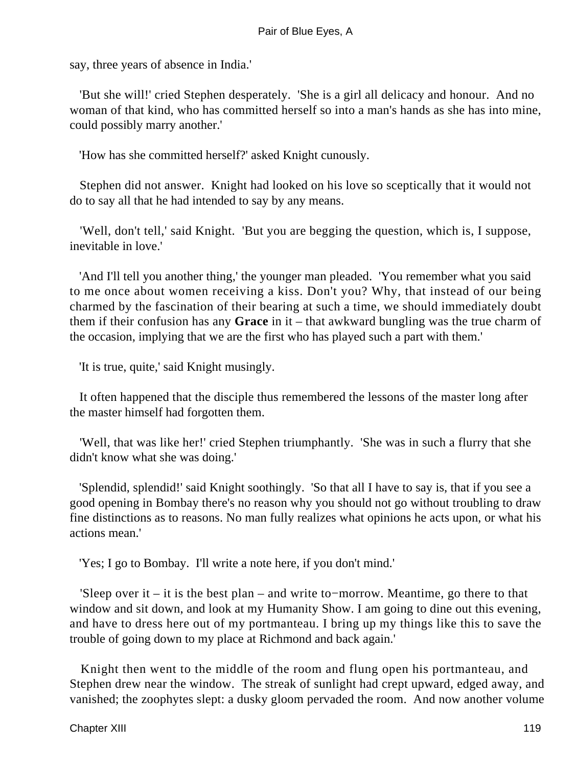say, three years of absence in India.'

'But she will!' cried Stephen desperately. 'She is a girl all delicacy and honour. And no woman of that kind, who has committed herself so into a man's hands as she has into mine, could possibly marry another.'

'How has she committed herself?' asked Knight cunously.

Stephen did not answer. Knight had looked on his love so sceptically that it would not do to say all that he had intended to say by any means.

'Well, don't tell,' said Knight. 'But you are begging the question, which is, I suppose, inevitable in love.'

'And I'll tell you another thing,' the younger man pleaded. 'You remember what you said to me once about women receiving a kiss. Don't you? Why, that instead of our being charmed by the fascination of their bearing at such a time, we should immediately doubt them if their confusion has any **Grace** in it – that awkward bungling was the true charm of the occasion, implying that we are the first who has played such a part with them.'

'It is true, quite,' said Knight musingly.

It often happened that the disciple thus remembered the lessons of the master long after the master himself had forgotten them.

'Well, that was like her!' cried Stephen triumphantly. 'She was in such a flurry that she didn't know what she was doing.'

'Splendid, splendid!' said Knight soothingly. 'So that all I have to say is, that if you see a good opening in Bombay there's no reason why you should not go without troubling to draw fine distinctions as to reasons. No man fully realizes what opinions he acts upon, or what his actions mean.'

'Yes; I go to Bombay. I'll write a note here, if you don't mind.'

'Sleep over it – it is the best plan – and write to−morrow. Meantime, go there to that window and sit down, and look at my Humanity Show. I am going to dine out this evening, and have to dress here out of my portmanteau. I bring up my things like this to save the trouble of going down to my place at Richmond and back again.'

Knight then went to the middle of the room and flung open his portmanteau, and Stephen drew near the window. The streak of sunlight had crept upward, edged away, and vanished; the zoophytes slept: a dusky gloom pervaded the room. And now another volume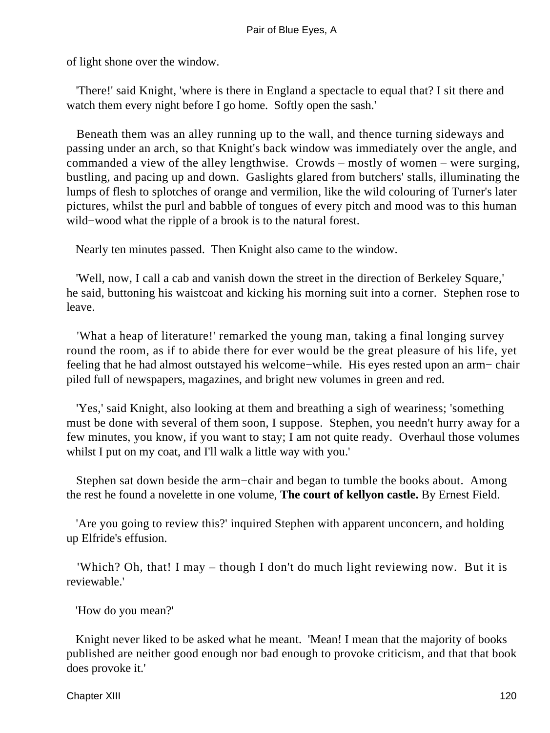of light shone over the window.

'There!' said Knight, 'where is there in England a spectacle to equal that? I sit there and watch them every night before I go home. Softly open the sash.'

Beneath them was an alley running up to the wall, and thence turning sideways and passing under an arch, so that Knight's back window was immediately over the angle, and commanded a view of the alley lengthwise. Crowds – mostly of women – were surging, bustling, and pacing up and down. Gaslights glared from butchers' stalls, illuminating the lumps of flesh to splotches of orange and vermilion, like the wild colouring of Turner's later pictures, whilst the purl and babble of tongues of every pitch and mood was to this human wild−wood what the ripple of a brook is to the natural forest.

Nearly ten minutes passed. Then Knight also came to the window.

'Well, now, I call a cab and vanish down the street in the direction of Berkeley Square,' he said, buttoning his waistcoat and kicking his morning suit into a corner. Stephen rose to leave.

'What a heap of literature!' remarked the young man, taking a final longing survey round the room, as if to abide there for ever would be the great pleasure of his life, yet feeling that he had almost outstayed his welcome−while. His eyes rested upon an arm− chair piled full of newspapers, magazines, and bright new volumes in green and red.

'Yes,' said Knight, also looking at them and breathing a sigh of weariness; 'something must be done with several of them soon, I suppose. Stephen, you needn't hurry away for a few minutes, you know, if you want to stay; I am not quite ready. Overhaul those volumes whilst I put on my coat, and I'll walk a little way with you.'

Stephen sat down beside the arm−chair and began to tumble the books about. Among the rest he found a novelette in one volume, **The court of kellyon castle.** By Ernest Field.

'Are you going to review this?' inquired Stephen with apparent unconcern, and holding up Elfride's effusion.

'Which? Oh, that! I may – though I don't do much light reviewing now. But it is reviewable.'

'How do you mean?'

Knight never liked to be asked what he meant. 'Mean! I mean that the majority of books published are neither good enough nor bad enough to provoke criticism, and that that book does provoke it.'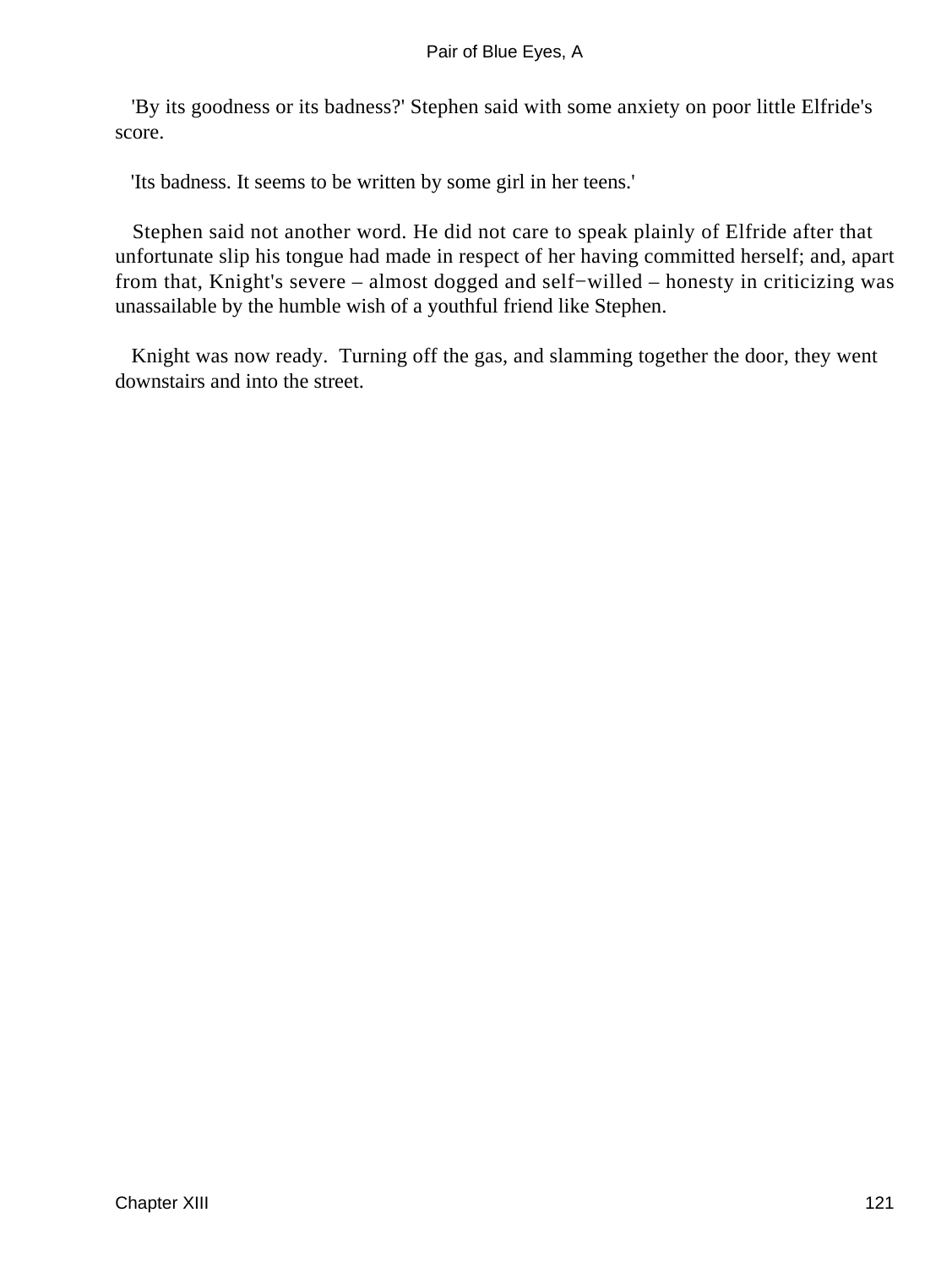'By its goodness or its badness?' Stephen said with some anxiety on poor little Elfride's score.

'Its badness. It seems to be written by some girl in her teens.'

Stephen said not another word. He did not care to speak plainly of Elfride after that unfortunate slip his tongue had made in respect of her having committed herself; and, apart from that, Knight's severe – almost dogged and self−willed – honesty in criticizing was unassailable by the humble wish of a youthful friend like Stephen.

Knight was now ready. Turning off the gas, and slamming together the door, they went downstairs and into the street.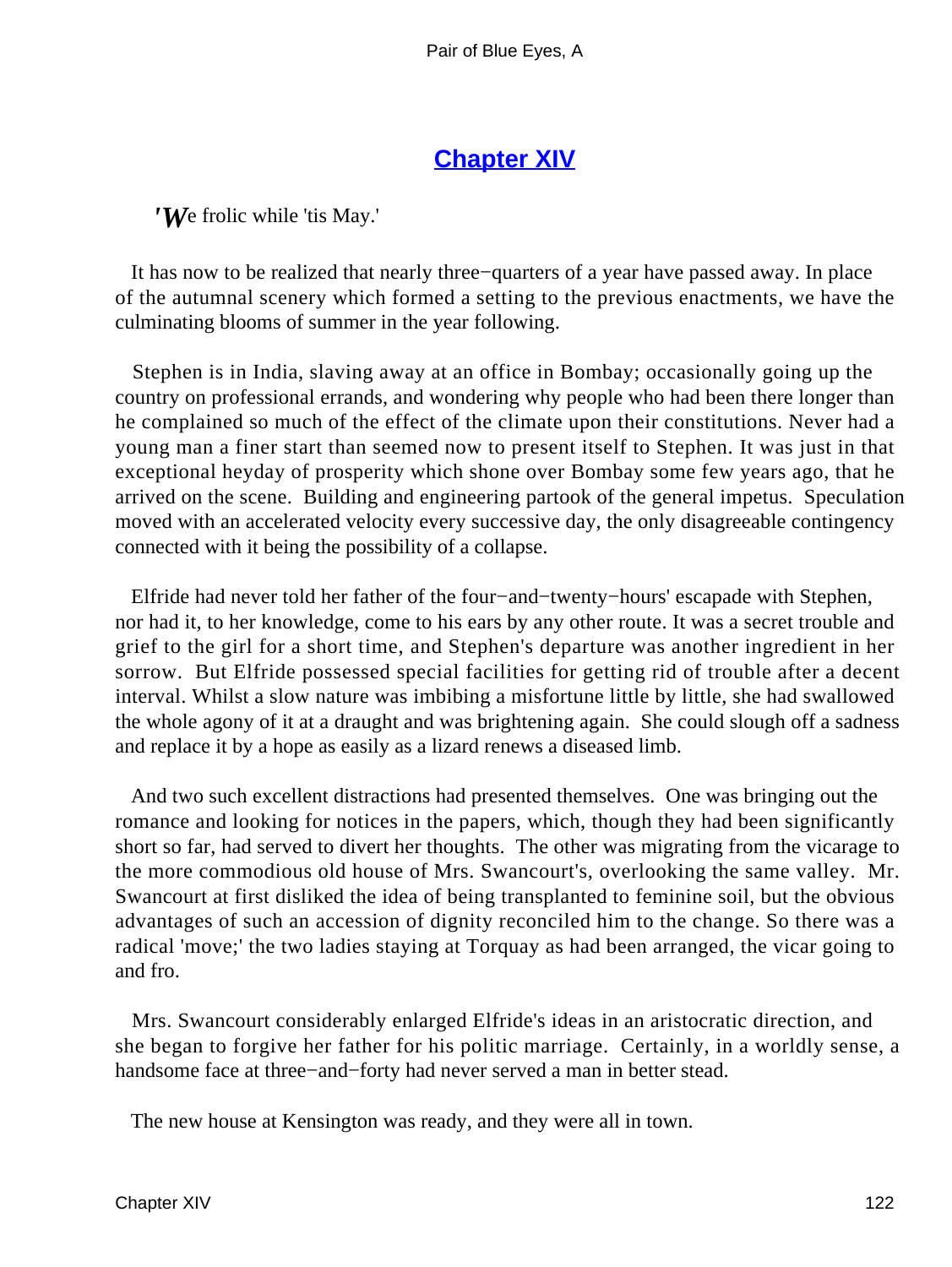# Chapter XIV

*'We frolic while 'tis May.'*

It has now to be realized that nearly three−quarters of a year have passed away. In place of the autumnal scenery which formed a setting to the previous enactments, we have the culminating blooms of summer in the year following.

Stephen is in India, slaving away at an office in Bombay; occasionally going up the country on professional errands, and wondering why people who had been there longer than he complained so much of the effect of the climate upon their constitutions. Never had a young man a finer start than seemed now to present itself to Stephen. It was just in that exceptional heyday of prosperity which shone over Bombay some few years ago, that he arrived on the scene. Building and engineering partook of the general impetus. Speculation moved with an accelerated velocity every successive day, the only disagreeable contingency connected with it being the possibility of a collapse.

Elfride had never told her father of the four−and−twenty−hours' escapade with Stephen, nor had it, to her knowledge, come to his ears by any other route. It was a secret trouble and grief to the girl for a short time, and Stephen's departure was another ingredient in her sorrow. But Elfride possessed special facilities for getting rid of trouble after a decent interval. Whilst a slow nature was imbibing a misfortune little by little, she had swallowed the whole agony of it at a draught and was brightening again. She could slough off a sadness and replace it by a hope as easily as a lizard renews a diseased limb.

And two such excellent distractions had presented themselves. One was bringing out the romance and looking for notices in the papers, which, though they had been significantly short so far, had served to divert her thoughts. The other was migrating from the vicarage to the more commodious old house of Mrs. Swancourt's, overlooking the same valley. Mr. Swancourt at first disliked the idea of being transplanted to feminine soil, but the obvious advantages of such an accession of dignity reconciled him to the change. So there was a radical 'move;' the two ladies staying at Torquay as had been arranged, the vicar going to and fro.

Mrs. Swancourt considerably enlarged Elfride's ideas in an aristocratic direction, and she began to forgive her father for his politic marriage. Certainly, in a worldly sense, a handsome face at three−and−forty had never served a man in better stead.

The new house at Kensington was ready, and they were all in town.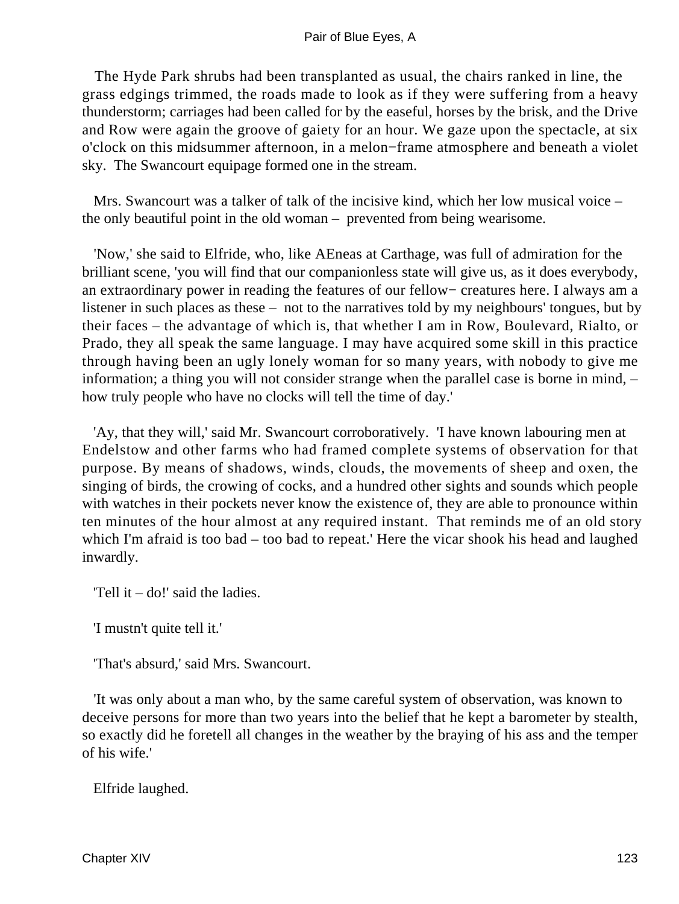The Hyde Park shrubs had been transplanted as usual, the chairs ranked in line, the grass edgings trimmed, the roads made to look as if they were suffering from a heavy thunderstorm; carriages had been called for by the easeful, horses by the brisk, and the Drive and Row were again the groove of gaiety for an hour. We gaze upon the spectacle, at six o'clock on this midsummer afternoon, in a melon−frame atmosphere and beneath a violet sky. The Swancourt equipage formed one in the stream.

Mrs. Swancourt was a talker of talk of the incisive kind, which her low musical voice – the only beautiful point in the old woman – prevented from being wearisome.

'Now,' she said to Elfride, who, like AEneas at Carthage, was full of admiration for the brilliant scene, 'you will find that our companionless state will give us, as it does everybody, an extraordinary power in reading the features of our fellow− creatures here. I always am a listener in such places as these – not to the narratives told by my neighbours' tongues, but by their faces – the advantage of which is, that whether I am in Row, Boulevard, Rialto, or Prado, they all speak the same language. I may have acquired some skill in this practice through having been an ugly lonely woman for so many years, with nobody to give me information; a thing you will not consider strange when the parallel case is borne in mind, – how truly people who have no clocks will tell the time of day.'

'Ay, that they will,' said Mr. Swancourt corroboratively. 'I have known labouring men at Endelstow and other farms who had framed complete systems of observation for that purpose. By means of shadows, winds, clouds, the movements of sheep and oxen, the singing of birds, the crowing of cocks, and a hundred other sights and sounds which people with watches in their pockets never know the existence of, they are able to pronounce within ten minutes of the hour almost at any required instant. That reminds me of an old story which I'm afraid is too bad – too bad to repeat.' Here the vicar shook his head and laughed inwardly.

'Tell it – do!' said the ladies.

'I mustn't quite tell it.'

'That's absurd,' said Mrs. Swancourt.

'It was only about a man who, by the same careful system of observation, was known to deceive persons for more than two years into the belief that he kept a barometer by stealth, so exactly did he foretell all changes in the weather by the braying of his ass and the temper of his wife.'

Elfride laughed.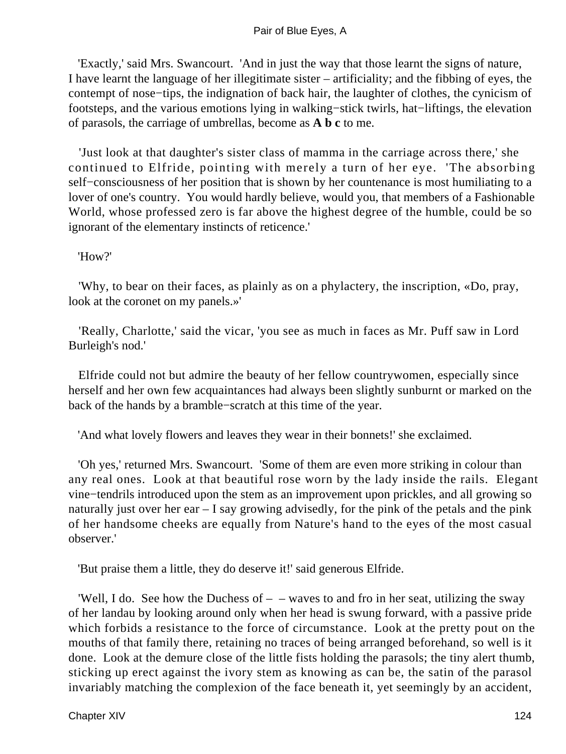'Exactly,' said Mrs. Swancourt. 'And in just the way that those learnt the signs of nature, I have learnt the language of her illegitimate sister – artificiality; and the fibbing of eyes, the contempt of nose−tips, the indignation of back hair, the laughter of clothes, the cynicism of footsteps, and the various emotions lying in walking−stick twirls, hat−liftings, the elevation of parasols, the carriage of umbrellas, become as **A b c** to me.

'Just look at that daughter's sister class of mamma in the carriage across there,' she continued to Elfride, pointing with merely a turn of her eye. 'The absorbing self−consciousness of her position that is shown by her countenance is most humiliating to a lover of one's country. You would hardly believe, would you, that members of a Fashionable World, whose professed zero is far above the highest degree of the humble, could be so ignorant of the elementary instincts of reticence.'

'How?'

'Why, to bear on their faces, as plainly as on a phylactery, the inscription, «Do, pray, look at the coronet on my panels.»'

'Really, Charlotte,' said the vicar, 'you see as much in faces as Mr. Puff saw in Lord Burleigh's nod.'

Elfride could not but admire the beauty of her fellow countrywomen, especially since herself and her own few acquaintances had always been slightly sunburnt or marked on the back of the hands by a bramble−scratch at this time of the year.

'And what lovely flowers and leaves they wear in their bonnets!' she exclaimed.

'Oh yes,' returned Mrs. Swancourt. 'Some of them are even more striking in colour than any real ones. Look at that beautiful rose worn by the lady inside the rails. Elegant vine−tendrils introduced upon the stem as an improvement upon prickles, and all growing so naturally just over her ear – I say growing advisedly, for the pink of the petals and the pink of her handsome cheeks are equally from Nature's hand to the eyes of the most casual observer.'

'But praise them a little, they do deserve it!' said generous Elfride.

'Well, I do. See how the Duchess of – – waves to and fro in her seat, utilizing the sway of her landau by looking around only when her head is swung forward, with a passive pride which forbids a resistance to the force of circumstance. Look at the pretty pout on the mouths of that family there, retaining no traces of being arranged beforehand, so well is it done. Look at the demure close of the little fists holding the parasols; the tiny alert thumb, sticking up erect against the ivory stem as knowing as can be, the satin of the parasol invariably matching the complexion of the face beneath it, yet seemingly by an accident,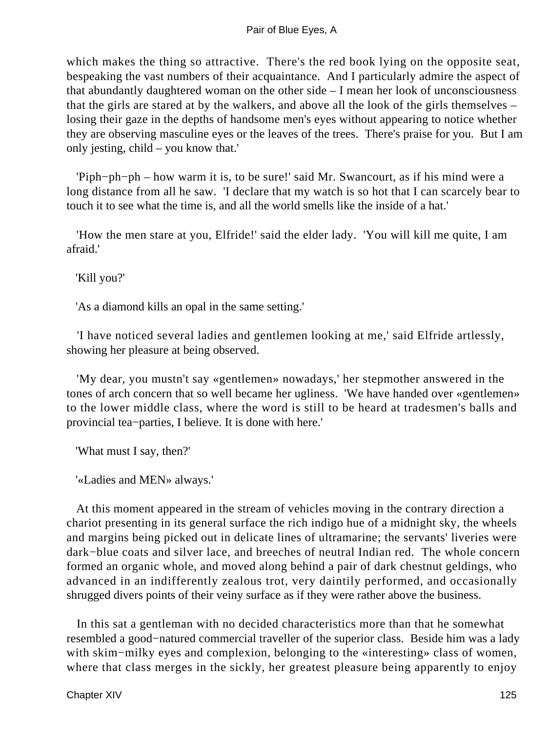which makes the thing so attractive. There's the red book lying on the opposite seat, bespeaking the vast numbers of their acquaintance. And I particularly admire the aspect of that abundantly daughtered woman on the other side – I mean her look of unconsciousness that the girls are stared at by the walkers, and above all the look of the girls themselves – losing their gaze in the depths of handsome men's eyes without appearing to notice whether they are observing masculine eyes or the leaves of the trees. There's praise for you. But I am only jesting, child – you know that.'

'Piph−ph−ph – how warm it is, to be sure!' said Mr. Swancourt, as if his mind were a long distance from all he saw. 'I declare that my watch is so hot that I can scarcely bear to touch it to see what the time is, and all the world smells like the inside of a hat.'

'How the men stare at you, Elfride!' said the elder lady. 'You will kill me quite, I am afraid.'

'Kill you?'

'As a diamond kills an opal in the same setting.'

'I have noticed several ladies and gentlemen looking at me,' said Elfride artlessly, showing her pleasure at being observed.

'My dear, you mustn't say «gentlemen» nowadays,' her stepmother answered in the tones of arch concern that so well became her ugliness. 'We have handed over «gentlemen» to the lower middle class, where the word is still to be heard at tradesmen's balls and provincial tea−parties, I believe. It is done with here.'

'What must I say, then?'

'«Ladies and MEN» always.'

At this moment appeared in the stream of vehicles moving in the contrary direction a chariot presenting in its general surface the rich indigo hue of a midnight sky, the wheels and margins being picked out in delicate lines of ultramarine; the servants' liveries were dark−blue coats and silver lace, and breeches of neutral Indian red. The whole concern formed an organic whole, and moved along behind a pair of dark chestnut geldings, who advanced in an indifferently zealous trot, very daintily performed, and occasionally shrugged divers points of their veiny surface as if they were rather above the business.

In this sat a gentleman with no decided characteristics more than that he somewhat resembled a good−natured commercial traveller of the superior class. Beside him was a lady with skim−milky eyes and complexion, belonging to the «interesting» class of women, where that class merges in the sickly, her greatest pleasure being apparently to enjoy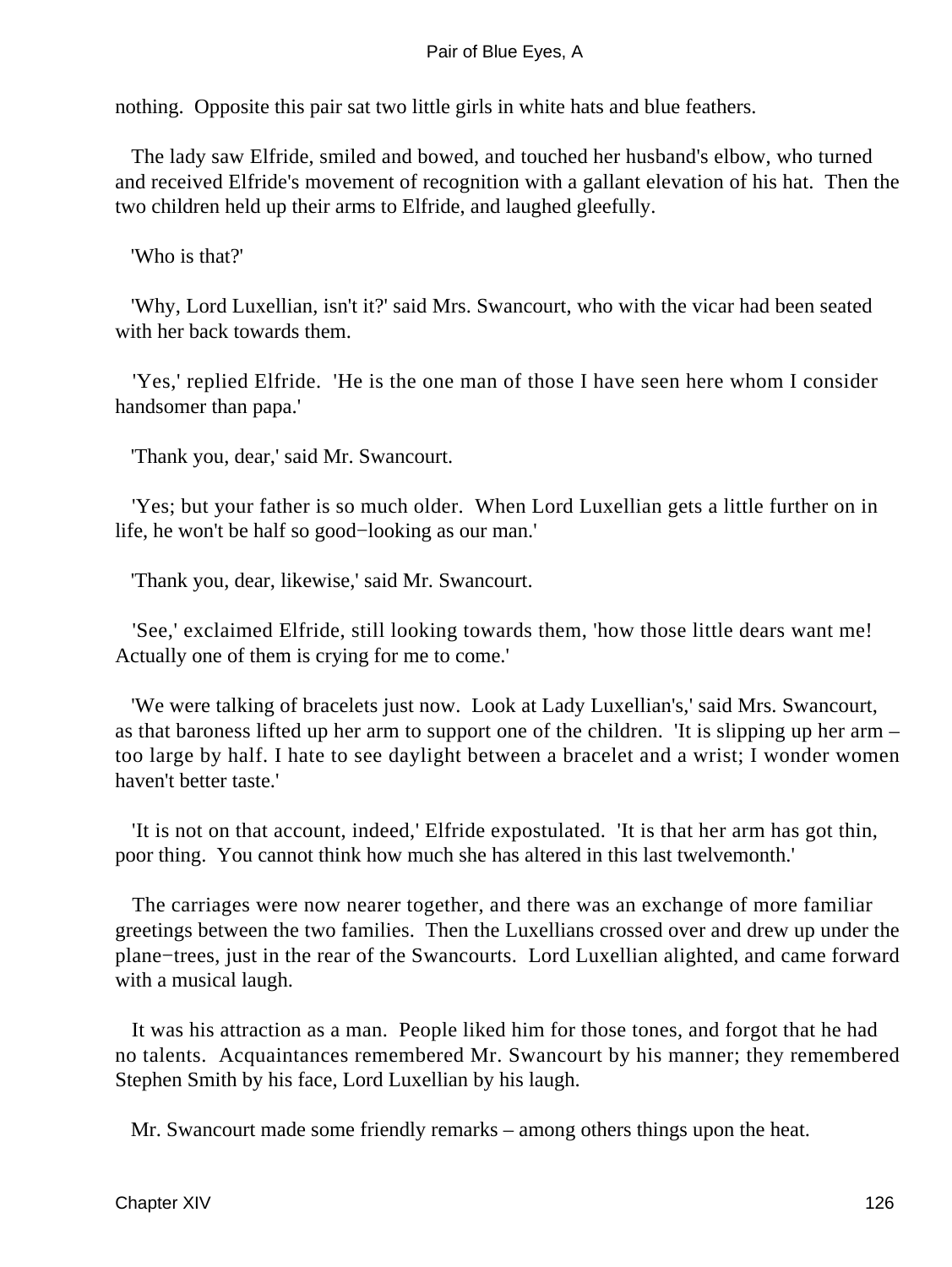nothing. Opposite this pair sat two little girls in white hats and blue feathers.

The lady saw Elfride, smiled and bowed, and touched her husband's elbow, who turned and received Elfride's movement of recognition with a gallant elevation of his hat. Then the two children held up their arms to Elfride, and laughed gleefully.

'Who is that?'

'Why, Lord Luxellian, isn't it?' said Mrs. Swancourt, who with the vicar had been seated with her back towards them.

'Yes,' replied Elfride. 'He is the one man of those I have seen here whom I consider handsomer than papa.'

'Thank you, dear,' said Mr. Swancourt.

'Yes; but your father is so much older. When Lord Luxellian gets a little further on in life, he won't be half so good−looking as our man.'

'Thank you, dear, likewise,' said Mr. Swancourt.

'See,' exclaimed Elfride, still looking towards them, 'how those little dears want me! Actually one of them is crying for me to come.'

'We were talking of bracelets just now. Look at Lady Luxellian's,' said Mrs. Swancourt, as that baroness lifted up her arm to support one of the children. 'It is slipping up her arm – too large by half. I hate to see daylight between a bracelet and a wrist; I wonder women haven't better taste.'

'It is not on that account, indeed,' Elfride expostulated. 'It is that her arm has got thin, poor thing. You cannot think how much she has altered in this last twelvemonth.'

The carriages were now nearer together, and there was an exchange of more familiar greetings between the two families. Then the Luxellians crossed over and drew up under the plane−trees, just in the rear of the Swancourts. Lord Luxellian alighted, and came forward with a musical laugh.

It was his attraction as a man. People liked him for those tones, and forgot that he had no talents. Acquaintances remembered Mr. Swancourt by his manner; they remembered Stephen Smith by his face, Lord Luxellian by his laugh.

Mr. Swancourt made some friendly remarks – among others things upon the heat.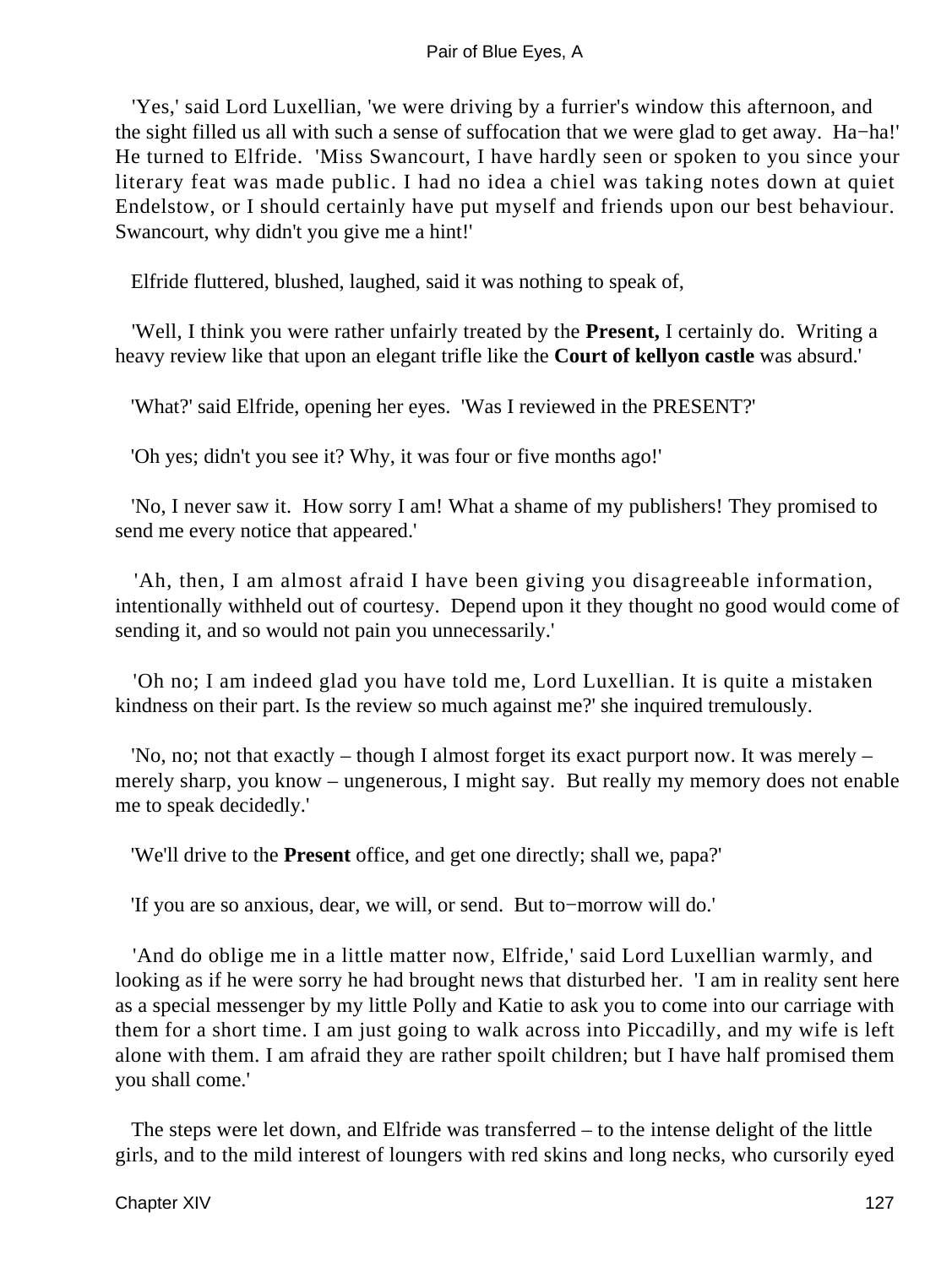'Yes,' said Lord Luxellian, 'we were driving by a furrier's window this afternoon, and the sight filled us all with such a sense of suffocation that we were glad to get away. Ha−ha!' He turned to Elfride. 'Miss Swancourt, I have hardly seen or spoken to you since your literary feat was made public. I had no idea a chiel was taking notes down at quiet Endelstow, or I should certainly have put myself and friends upon our best behaviour. Swancourt, why didn't you give me a hint!'

Elfride fluttered, blushed, laughed, said it was nothing to speak of,

'Well, I think you were rather unfairly treated by the **Present,** I certainly do. Writing a heavy review like that upon an elegant trifle like the **Court of kellyon castle** was absurd.'

'What?' said Elfride, opening her eyes. 'Was I reviewed in the PRESENT?'

'Oh yes; didn't you see it? Why, it was four or five months ago!'

'No, I never saw it. How sorry I am! What a shame of my publishers! They promised to send me every notice that appeared.'

'Ah, then, I am almost afraid I have been giving you disagreeable information, intentionally withheld out of courtesy. Depend upon it they thought no good would come of sending it, and so would not pain you unnecessarily.'

'Oh no; I am indeed glad you have told me, Lord Luxellian. It is quite a mistaken kindness on their part. Is the review so much against me?' she inquired tremulously.

'No, no; not that exactly – though I almost forget its exact purport now. It was merely – merely sharp, you know – ungenerous, I might say. But really my memory does not enable me to speak decidedly.'

'We'll drive to the **Present** office, and get one directly; shall we, papa?'

'If you are so anxious, dear, we will, or send. But to−morrow will do.'

'And do oblige me in a little matter now, Elfride,' said Lord Luxellian warmly, and looking as if he were sorry he had brought news that disturbed her. 'I am in reality sent here as a special messenger by my little Polly and Katie to ask you to come into our carriage with them for a short time. I am just going to walk across into Piccadilly, and my wife is left alone with them. I am afraid they are rather spoilt children; but I have half promised them you shall come.'

The steps were let down, and Elfride was transferred – to the intense delight of the little girls, and to the mild interest of loungers with red skins and long necks, who cursorily eyed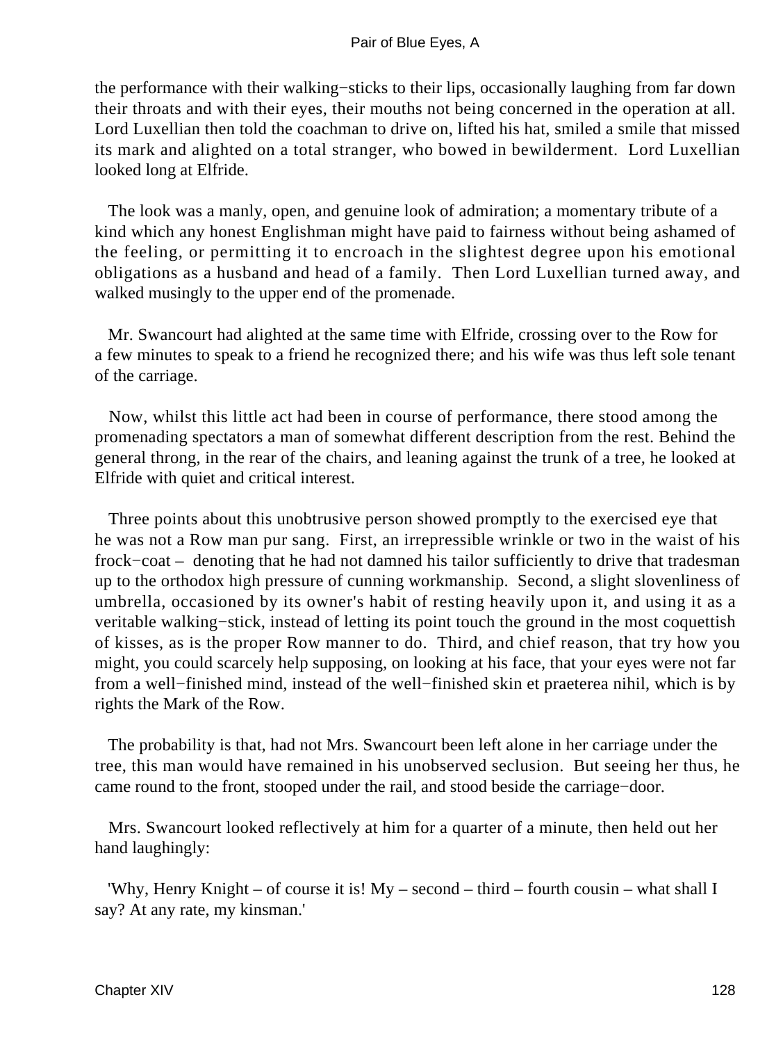the performance with their walking−sticks to their lips, occasionally laughing from far down their throats and with their eyes, their mouths not being concerned in the operation at all. Lord Luxellian then told the coachman to drive on, lifted his hat, smiled a smile that missed its mark and alighted on a total stranger, who bowed in bewilderment. Lord Luxellian looked long at Elfride.

The look was a manly, open, and genuine look of admiration; a momentary tribute of a kind which any honest Englishman might have paid to fairness without being ashamed of the feeling, or permitting it to encroach in the slightest degree upon his emotional obligations as a husband and head of a family. Then Lord Luxellian turned away, and walked musingly to the upper end of the promenade.

Mr. Swancourt had alighted at the same time with Elfride, crossing over to the Row for a few minutes to speak to a friend he recognized there; and his wife was thus left sole tenant of the carriage.

Now, whilst this little act had been in course of performance, there stood among the promenading spectators a man of somewhat different description from the rest. Behind the general throng, in the rear of the chairs, and leaning against the trunk of a tree, he looked at Elfride with quiet and critical interest.

Three points about this unobtrusive person showed promptly to the exercised eye that he was not a Row man pur sang. First, an irrepressible wrinkle or two in the waist of his frock−coat – denoting that he had not damned his tailor sufficiently to drive that tradesman up to the orthodox high pressure of cunning workmanship. Second, a slight slovenliness of umbrella, occasioned by its owner's habit of resting heavily upon it, and using it as a veritable walking−stick, instead of letting its point touch the ground in the most coquettish of kisses, as is the proper Row manner to do. Third, and chief reason, that try how you might, you could scarcely help supposing, on looking at his face, that your eyes were not far from a well−finished mind, instead of the well−finished skin et praeterea nihil, which is by rights the Mark of the Row.

The probability is that, had not Mrs. Swancourt been left alone in her carriage under the tree, this man would have remained in his unobserved seclusion. But seeing her thus, he came round to the front, stooped under the rail, and stood beside the carriage−door.

Mrs. Swancourt looked reflectively at him for a quarter of a minute, then held out her hand laughingly:

'Why, Henry Knight – of course it is! My – second – third – fourth cousin – what shall I say? At any rate, my kinsman.'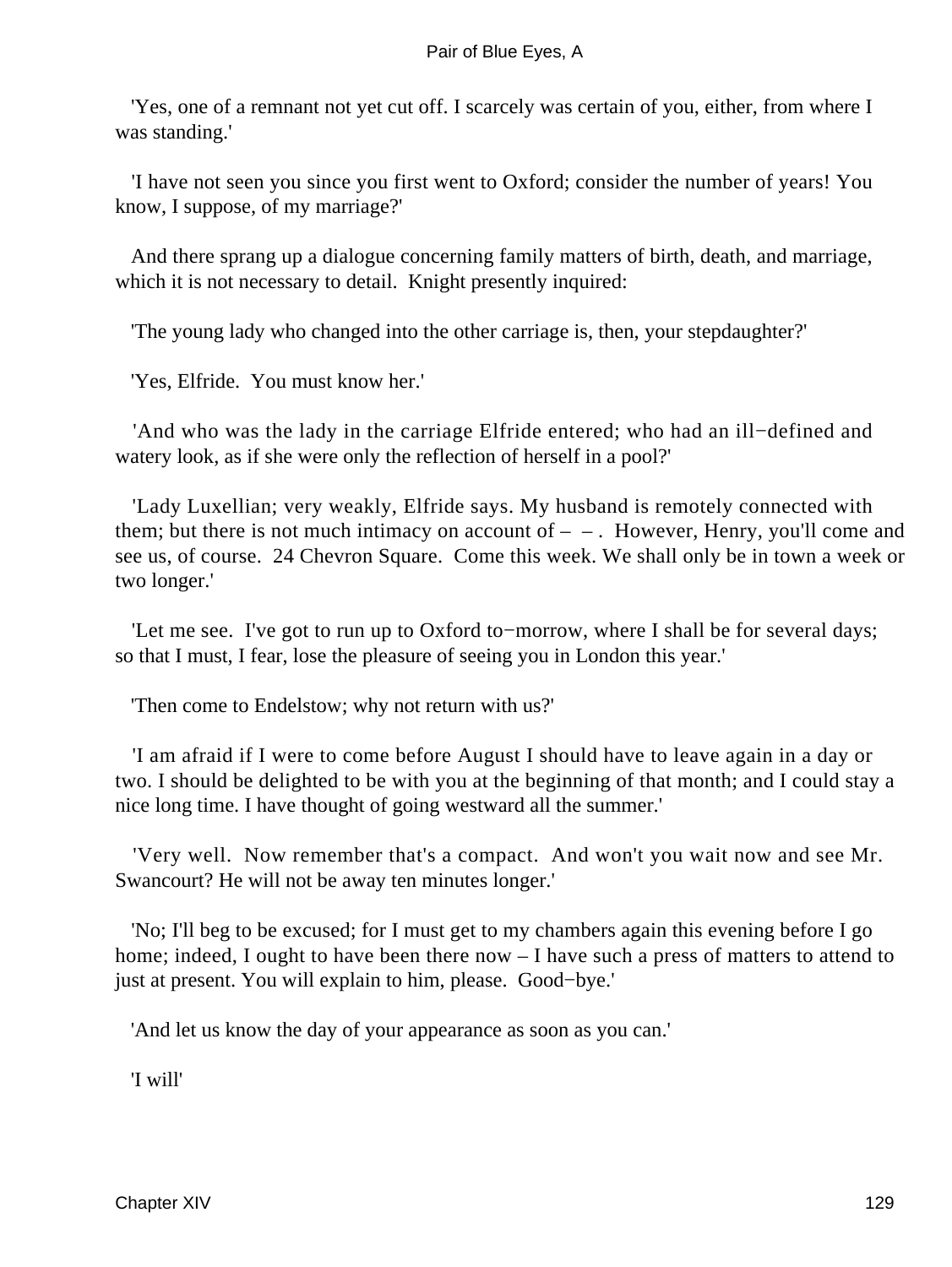'Yes, one of a remnant not yet cut off. I scarcely was certain of you, either, from where I was standing.'

'I have not seen you since you first went to Oxford; consider the number of years! You know, I suppose, of my marriage?'

And there sprang up a dialogue concerning family matters of birth, death, and marriage, which it is not necessary to detail. Knight presently inquired:

'The young lady who changed into the other carriage is, then, your stepdaughter?'

'Yes, Elfride. You must know her.'

'And who was the lady in the carriage Elfride entered; who had an ill−defined and watery look, as if she were only the reflection of herself in a pool?'

'Lady Luxellian; very weakly, Elfride says. My husband is remotely connected with them; but there is not much intimacy on account of – – . However, Henry, you'll come and see us, of course. 24 Chevron Square. Come this week. We shall only be in town a week or two longer.'

'Let me see. I've got to run up to Oxford to−morrow, where I shall be for several days; so that I must, I fear, lose the pleasure of seeing you in London this year.'

'Then come to Endelstow; why not return with us?'

'I am afraid if I were to come before August I should have to leave again in a day or two. I should be delighted to be with you at the beginning of that month; and I could stay a nice long time. I have thought of going westward all the summer.'

'Very well. Now remember that's a compact. And won't you wait now and see Mr. Swancourt? He will not be away ten minutes longer.'

'No; I'll beg to be excused; for I must get to my chambers again this evening before I go home; indeed, I ought to have been there now – I have such a press of matters to attend to just at present. You will explain to him, please. Good−bye.'

'And let us know the day of your appearance as soon as you can.'

'I will'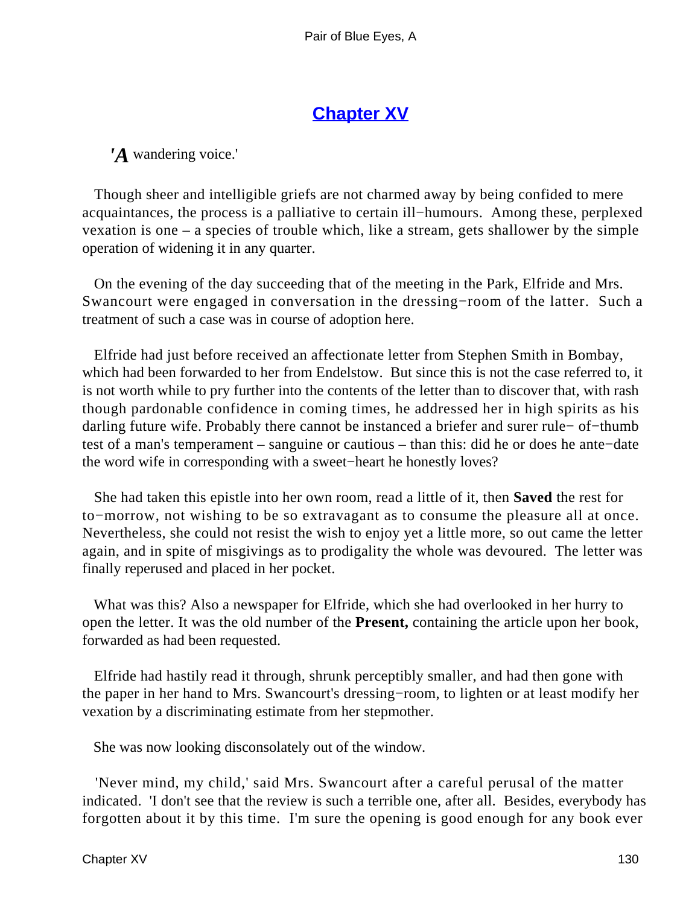## Chapter XV

*'A* wandering voice.'

Though sheer and intelligible griefs are not charmed away by being confided to mere acquaintances, the process is a palliative to certain ill−humours. Among these, perplexed vexation is one – a species of trouble which, like a stream, gets shallower by the simple operation of widening it in any quarter.

On the evening of the day succeeding that of the meeting in the Park, Elfride and Mrs. Swancourt were engaged in conversation in the dressing−room of the latter. Such a treatment of such a case was in course of adoption here.

Elfride had just before received an affectionate letter from Stephen Smith in Bombay, which had been forwarded to her from Endelstow. But since this is not the case referred to, it is not worth while to pry further into the contents of the letter than to discover that, with rash though pardonable confidence in coming times, he addressed her in high spirits as his darling future wife. Probably there cannot be instanced a briefer and surer rule− of−thumb test of a man's temperament – sanguine or cautious – than this: did he or does he ante−date the word wife in corresponding with a sweet−heart he honestly loves?

She had taken this epistle into her own room, read a little of it, then **Saved** the rest for to−morrow, not wishing to be so extravagant as to consume the pleasure all at once. Nevertheless, she could not resist the wish to enjoy yet a little more, so out came the letter again, and in spite of misgivings as to prodigality the whole was devoured. The letter was finally reperused and placed in her pocket.

What was this? Also a newspaper for Elfride, which she had overlooked in her hurry to open the letter. It was the old number of the **Present,** containing the article upon her book, forwarded as had been requested.

Elfride had hastily read it through, shrunk perceptibly smaller, and had then gone with the paper in her hand to Mrs. Swancourt's dressing−room, to lighten or at least modify her vexation by a discriminating estimate from her stepmother.

She was now looking disconsolately out of the window.

'Never mind, my child,' said Mrs. Swancourt after a careful perusal of the matter indicated. 'I don't see that the review is such a terrible one, after all. Besides, everybody has forgotten about it by this time. I'm sure the opening is good enough for any book ever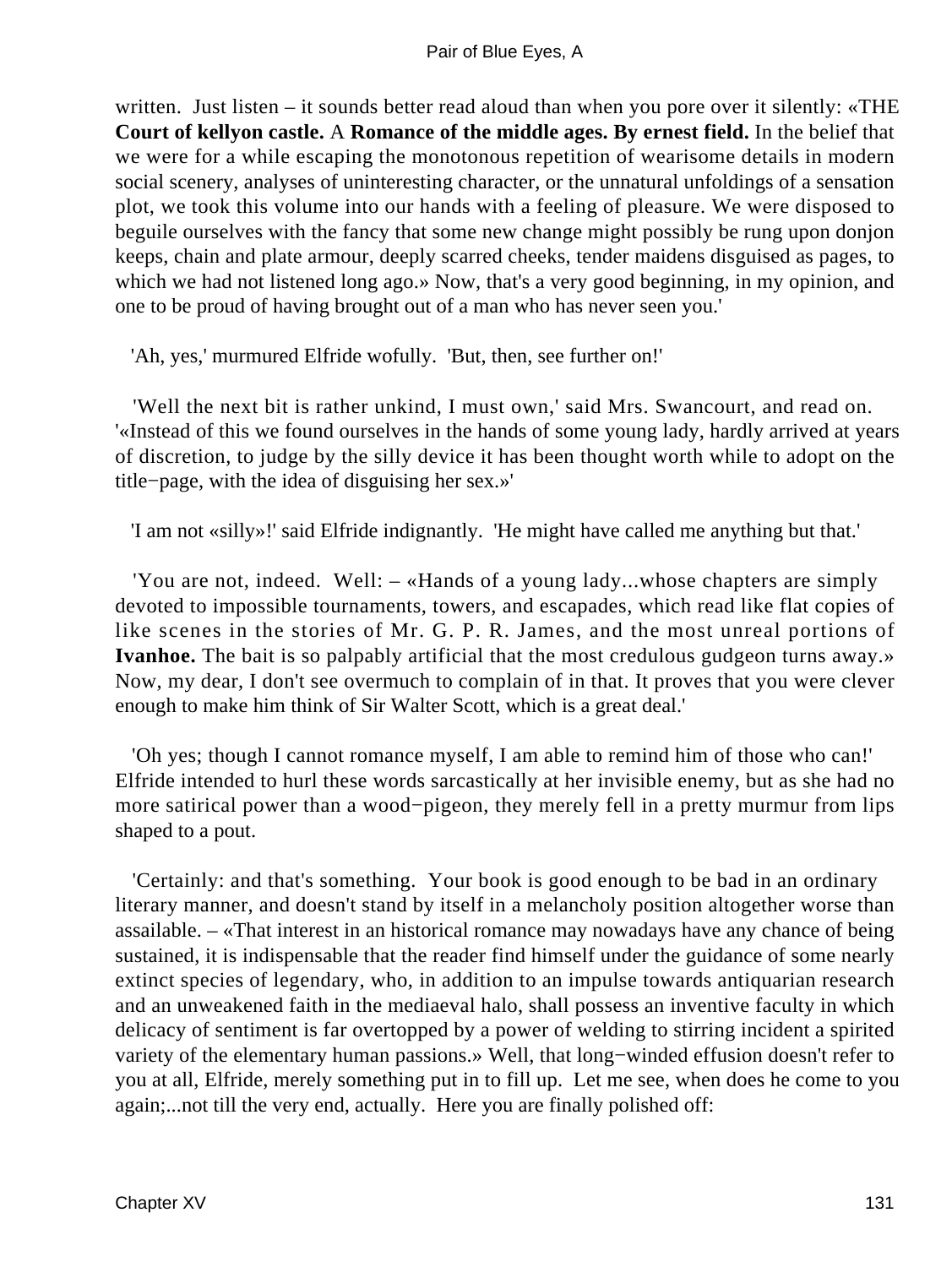written.  Just listen – it sounds better read aloud than when you pore over it silently: «THE **Court of kellyon castle.** A **Romance of the middle ages. By ernest field.** In the belief that we were for a while escaping the monotonous repetition of wearisome details in modern social scenery, analyses of uninteresting character, or the unnatural unfoldings of a sensation plot, we took this volume into our hands with a feeling of pleasure. We were disposed to beguile ourselves with the fancy that some new change might possibly be rung upon donjon keeps, chain and plate armour, deeply scarred cheeks, tender maidens disguised as pages, to which we had not listened long ago.» Now, that's a very good beginning, in my opinion, and one to be proud of having brought out of a man who has never seen you.'

'Ah, yes,' murmured Elfride wofully.  'But, then, see further on!'

'Well the next bit is rather unkind, I must own,' said Mrs. Swancourt, and read on. '«Instead of this we found ourselves in the hands of some young lady, hardly arrived at years of discretion, to judge by the silly device it has been thought worth while to adopt on the title−page, with the idea of disguising her sex.»'

'I am not «silly»!' said Elfride indignantly.  'He might have called me anything but that.'

'You are not, indeed.  Well: – «Hands of a young lady...whose chapters are simply devoted to impossible tournaments, towers, and escapades, which read like flat copies of like scenes in the stories of Mr. G. P. R. James, and the most unreal portions of **Ivanhoe.** The bait is so palpably artificial that the most credulous gudgeon turns away.» Now, my dear, I don't see overmuch to complain of in that. It proves that you were clever enough to make him think of Sir Walter Scott, which is a great deal.'

'Oh yes; though I cannot romance myself, I am able to remind him of those who can!' Elfride intended to hurl these words sarcastically at her invisible enemy, but as she had no more satirical power than a wood−pigeon, they merely fell in a pretty murmur from lips shaped to a pout.

'Certainly: and that's something.  Your book is good enough to be bad in an ordinary literary manner, and doesn't stand by itself in a melancholy position altogether worse than assailable. – «That interest in an historical romance may nowadays have any chance of being sustained, it is indispensable that the reader find himself under the guidance of some nearly extinct species of legendary, who, in addition to an impulse towards antiquarian research and an unweakened faith in the mediaeval halo, shall possess an inventive faculty in which delicacy of sentiment is far overtopped by a power of welding to stirring incident a spirited variety of the elementary human passions.» Well, that long−winded effusion doesn't refer to you at all, Elfride, merely something put in to fill up.  Let me see, when does he come to you again;...not till the very end, actually.  Here you are finally polished off: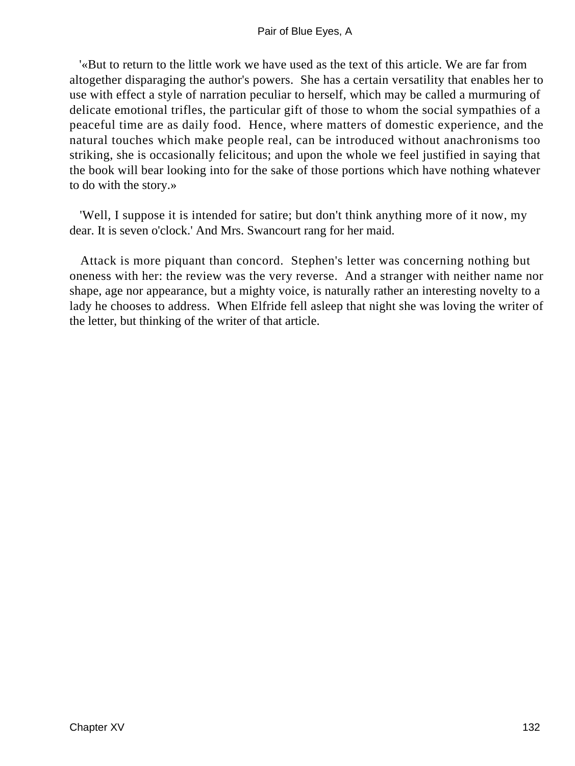'«But to return to the little work we have used as the text of this article. We are far from altogether disparaging the author's powers. She has a certain versatility that enables her to use with effect a style of narration peculiar to herself, which may be called a murmuring of delicate emotional trifles, the particular gift of those to whom the social sympathies of a peaceful time are as daily food. Hence, where matters of domestic experience, and the natural touches which make people real, can be introduced without anachronisms too striking, she is occasionally felicitous; and upon the whole we feel justified in saying that the book will bear looking into for the sake of those portions which have nothing whatever to do with the story.»

'Well, I suppose it is intended for satire; but don't think anything more of it now, my dear. It is seven o'clock.' And Mrs. Swancourt rang for her maid.

Attack is more piquant than concord. Stephen's letter was concerning nothing but oneness with her: the review was the very reverse. And a stranger with neither name nor shape, age nor appearance, but a mighty voice, is naturally rather an interesting novelty to a lady he chooses to address. When Elfride fell asleep that night she was loving the writer of the letter, but thinking of the writer of that article.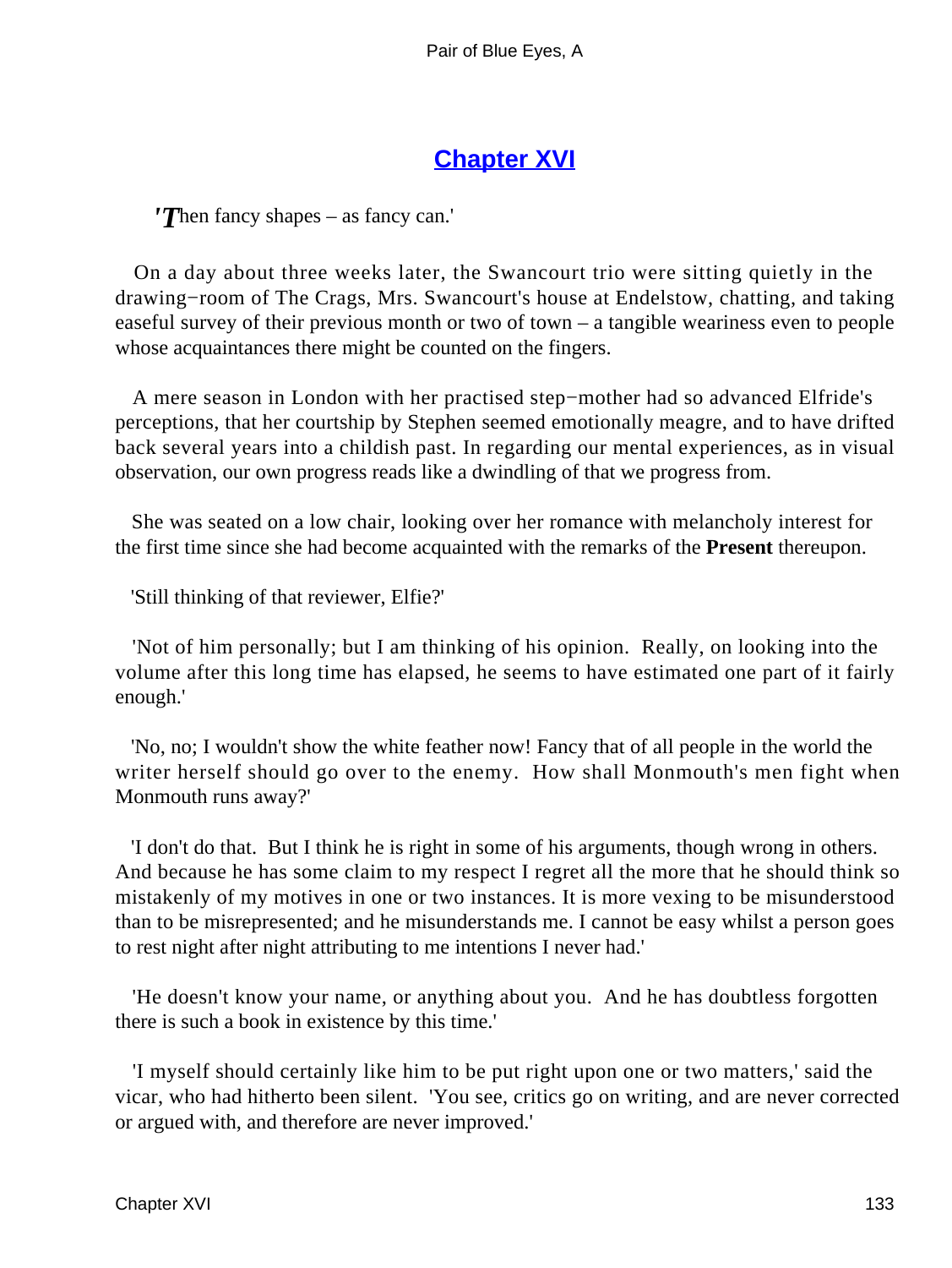# Chapter XVI

*'Then fancy shapes – as fancy can.'*

On a day about three weeks later, the Swancourt trio were sitting quietly in the drawing−room of The Crags, Mrs. Swancourt's house at Endelstow, chatting, and taking easeful survey of their previous month or two of town – a tangible weariness even to people whose acquaintances there might be counted on the fingers.

A mere season in London with her practised step−mother had so advanced Elfride's perceptions, that her courtship by Stephen seemed emotionally meagre, and to have drifted back several years into a childish past. In regarding our mental experiences, as in visual observation, our own progress reads like a dwindling of that we progress from.

She was seated on a low chair, looking over her romance with melancholy interest for the first time since she had become acquainted with the remarks of the **Present** thereupon.

'Still thinking of that reviewer, Elfie?'

'Not of him personally; but I am thinking of his opinion. Really, on looking into the volume after this long time has elapsed, he seems to have estimated one part of it fairly enough.'

'No, no; I wouldn't show the white feather now! Fancy that of all people in the world the writer herself should go over to the enemy. How shall Monmouth's men fight when Monmouth runs away?'

'I don't do that. But I think he is right in some of his arguments, though wrong in others. And because he has some claim to my respect I regret all the more that he should think so mistakenly of my motives in one or two instances. It is more vexing to be misunderstood than to be misrepresented; and he misunderstands me. I cannot be easy whilst a person goes to rest night after night attributing to me intentions I never had.'

'He doesn't know your name, or anything about you. And he has doubtless forgotten there is such a book in existence by this time.'

'I myself should certainly like him to be put right upon one or two matters,' said the vicar, who had hitherto been silent. 'You see, critics go on writing, and are never corrected or argued with, and therefore are never improved.'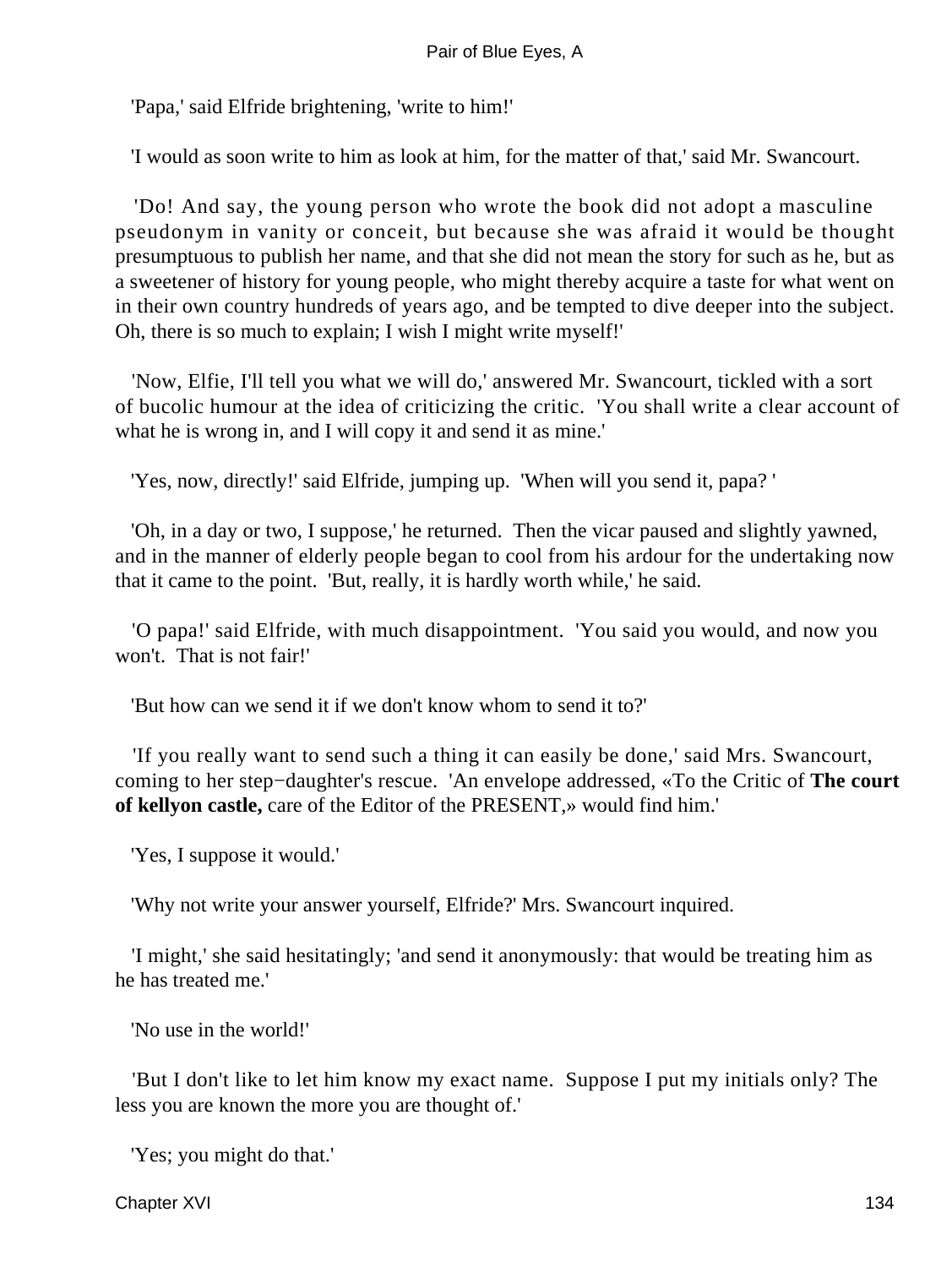'Papa,' said Elfride brightening, 'write to him!'

'I would as soon write to him as look at him, for the matter of that,' said Mr. Swancourt.

'Do! And say, the young person who wrote the book did not adopt a masculine pseudonym in vanity or conceit, but because she was afraid it would be thought presumptuous to publish her name, and that she did not mean the story for such as he, but as a sweetener of history for young people, who might thereby acquire a taste for what went on in their own country hundreds of years ago, and be tempted to dive deeper into the subject. Oh, there is so much to explain; I wish I might write myself!'

'Now, Elfie, I'll tell you what we will do,' answered Mr. Swancourt, tickled with a sort of bucolic humour at the idea of criticizing the critic. 'You shall write a clear account of what he is wrong in, and I will copy it and send it as mine.'

'Yes, now, directly!' said Elfride, jumping up. 'When will you send it, papa? '

'Oh, in a day or two, I suppose,' he returned. Then the vicar paused and slightly yawned, and in the manner of elderly people began to cool from his ardour for the undertaking now that it came to the point. 'But, really, it is hardly worth while,' he said.

'O papa!' said Elfride, with much disappointment. 'You said you would, and now you won't. That is not fair!'

'But how can we send it if we don't know whom to send it to?'

'If you really want to send such a thing it can easily be done,' said Mrs. Swancourt, coming to her step−daughter's rescue. 'An envelope addressed, «To the Critic of **The court of kellyon castle,** care of the Editor of the PRESENT,» would find him.'

'Yes, I suppose it would.'

'Why not write your answer yourself, Elfride?' Mrs. Swancourt inquired.

'I might,' she said hesitatingly; 'and send it anonymously: that would be treating him as he has treated me.'

'No use in the world!'

'But I don't like to let him know my exact name. Suppose I put my initials only? The less you are known the more you are thought of.'

'Yes; you might do that.'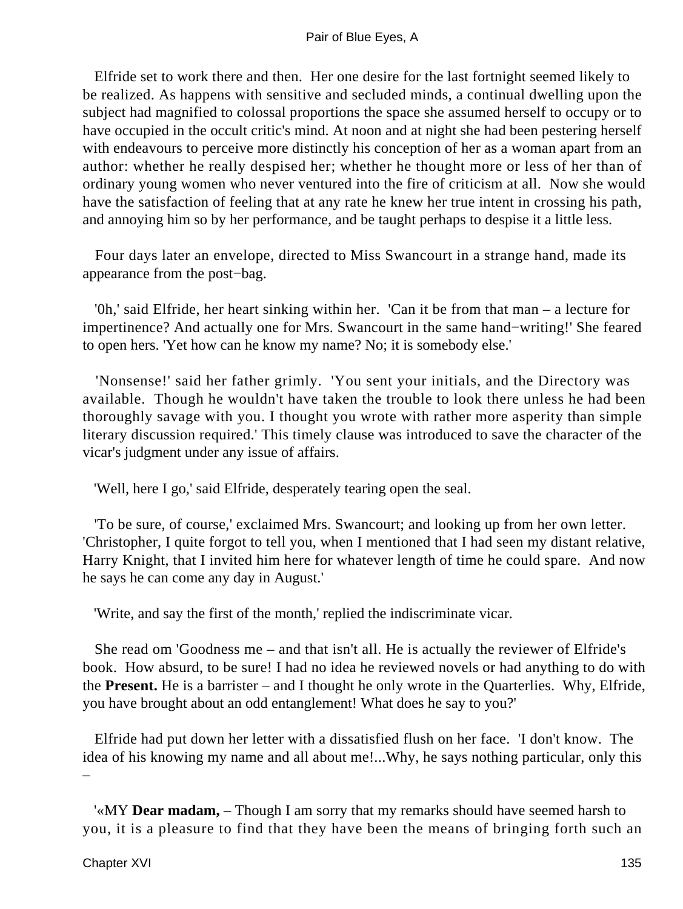Elfride set to work there and then. Her one desire for the last fortnight seemed likely to be realized. As happens with sensitive and secluded minds, a continual dwelling upon the subject had magnified to colossal proportions the space she assumed herself to occupy or to have occupied in the occult critic's mind. At noon and at night she had been pestering herself with endeavours to perceive more distinctly his conception of her as a woman apart from an author: whether he really despised her; whether he thought more or less of her than of ordinary young women who never ventured into the fire of criticism at all. Now she would have the satisfaction of feeling that at any rate he knew her true intent in crossing his path, and annoying him so by her performance, and be taught perhaps to despise it a little less.

Four days later an envelope, directed to Miss Swancourt in a strange hand, made its appearance from the post−bag.

'0h,' said Elfride, her heart sinking within her. 'Can it be from that man – a lecture for impertinence? And actually one for Mrs. Swancourt in the same hand−writing!' She feared to open hers. 'Yet how can he know my name? No; it is somebody else.'

'Nonsense!' said her father grimly. 'You sent your initials, and the Directory was available. Though he wouldn't have taken the trouble to look there unless he had been thoroughly savage with you. I thought you wrote with rather more asperity than simple literary discussion required.' This timely clause was introduced to save the character of the vicar's judgment under any issue of affairs.

'Well, here I go,' said Elfride, desperately tearing open the seal.

'To be sure, of course,' exclaimed Mrs. Swancourt; and looking up from her own letter. 'Christopher, I quite forgot to tell you, when I mentioned that I had seen my distant relative, Harry Knight, that I invited him here for whatever length of time he could spare. And now he says he can come any day in August.'

'Write, and say the first of the month,' replied the indiscriminate vicar.

She read om 'Goodness me – and that isn't all. He is actually the reviewer of Elfride's book. How absurd, to be sure! I had no idea he reviewed novels or had anything to do with the **Present.** He is a barrister – and I thought he only wrote in the Quarterlies. Why, Elfride, you have brought about an odd entanglement! What does he say to you?'

Elfride had put down her letter with a dissatisfied flush on her face. 'I don't know. The idea of his knowing my name and all about me!...Why, he says nothing particular, only this –

'«MY **Dear madam,** – Though I am sorry that my remarks should have seemed harsh to you, it is a pleasure to find that they have been the means of bringing forth such an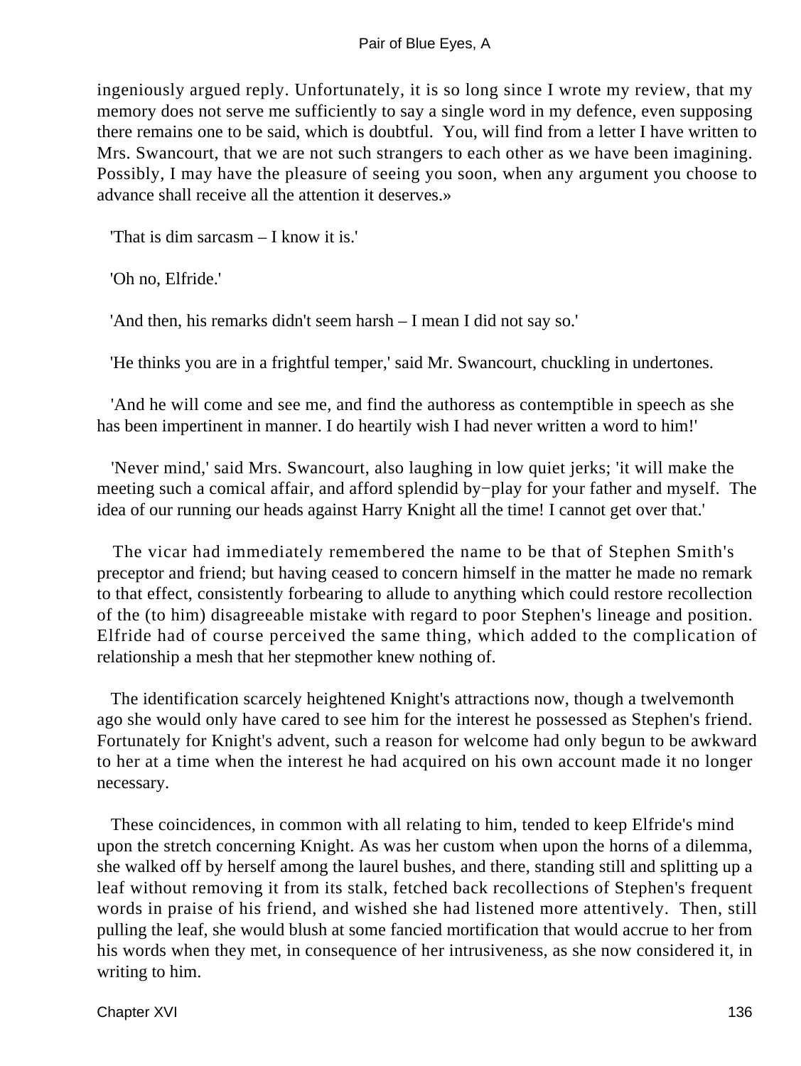ingeniously argued reply. Unfortunately, it is so long since I wrote my review, that my memory does not serve me sufficiently to say a single word in my defence, even supposing there remains one to be said, which is doubtful. You, will find from a letter I have written to Mrs. Swancourt, that we are not such strangers to each other as we have been imagining. Possibly, I may have the pleasure of seeing you soon, when any argument you choose to advance shall receive all the attention it deserves.»

'That is dim sarcasm – I know it is.'

'Oh no, Elfride.'

'And then, his remarks didn't seem harsh – I mean I did not say so.'

'He thinks you are in a frightful temper,' said Mr. Swancourt, chuckling in undertones.

'And he will come and see me, and find the authoress as contemptible in speech as she has been impertinent in manner. I do heartily wish I had never written a word to him!'

'Never mind,' said Mrs. Swancourt, also laughing in low quiet jerks; 'it will make the meeting such a comical affair, and afford splendid by−play for your father and myself. The idea of our running our heads against Harry Knight all the time! I cannot get over that.'

The vicar had immediately remembered the name to be that of Stephen Smith's preceptor and friend; but having ceased to concern himself in the matter he made no remark to that effect, consistently forbearing to allude to anything which could restore recollection of the (to him) disagreeable mistake with regard to poor Stephen's lineage and position. Elfride had of course perceived the same thing, which added to the complication of relationship a mesh that her stepmother knew nothing of.

The identification scarcely heightened Knight's attractions now, though a twelvemonth ago she would only have cared to see him for the interest he possessed as Stephen's friend. Fortunately for Knight's advent, such a reason for welcome had only begun to be awkward to her at a time when the interest he had acquired on his own account made it no longer necessary.

These coincidences, in common with all relating to him, tended to keep Elfride's mind upon the stretch concerning Knight. As was her custom when upon the horns of a dilemma, she walked off by herself among the laurel bushes, and there, standing still and splitting up a leaf without removing it from its stalk, fetched back recollections of Stephen's frequent words in praise of his friend, and wished she had listened more attentively. Then, still pulling the leaf, she would blush at some fancied mortification that would accrue to her from his words when they met, in consequence of her intrusiveness, as she now considered it, in writing to him.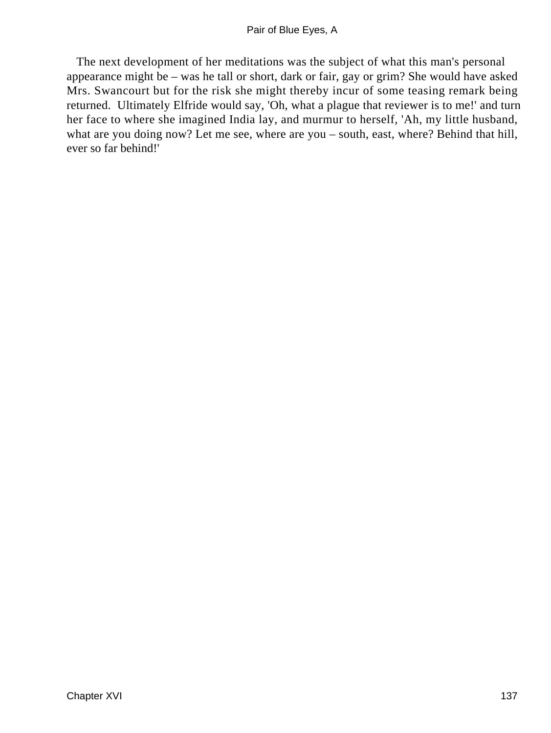The next development of her meditations was the subject of what this man's personal appearance might be – was he tall or short, dark or fair, gay or grim? She would have asked Mrs. Swancourt but for the risk she might thereby incur of some teasing remark being returned.  Ultimately Elfride would say, 'Oh, what a plague that reviewer is to me!' and turn her face to where she imagined India lay, and murmur to herself, 'Ah, my little husband, what are you doing now? Let me see, where are you – south, east, where? Behind that hill, ever so far behind!'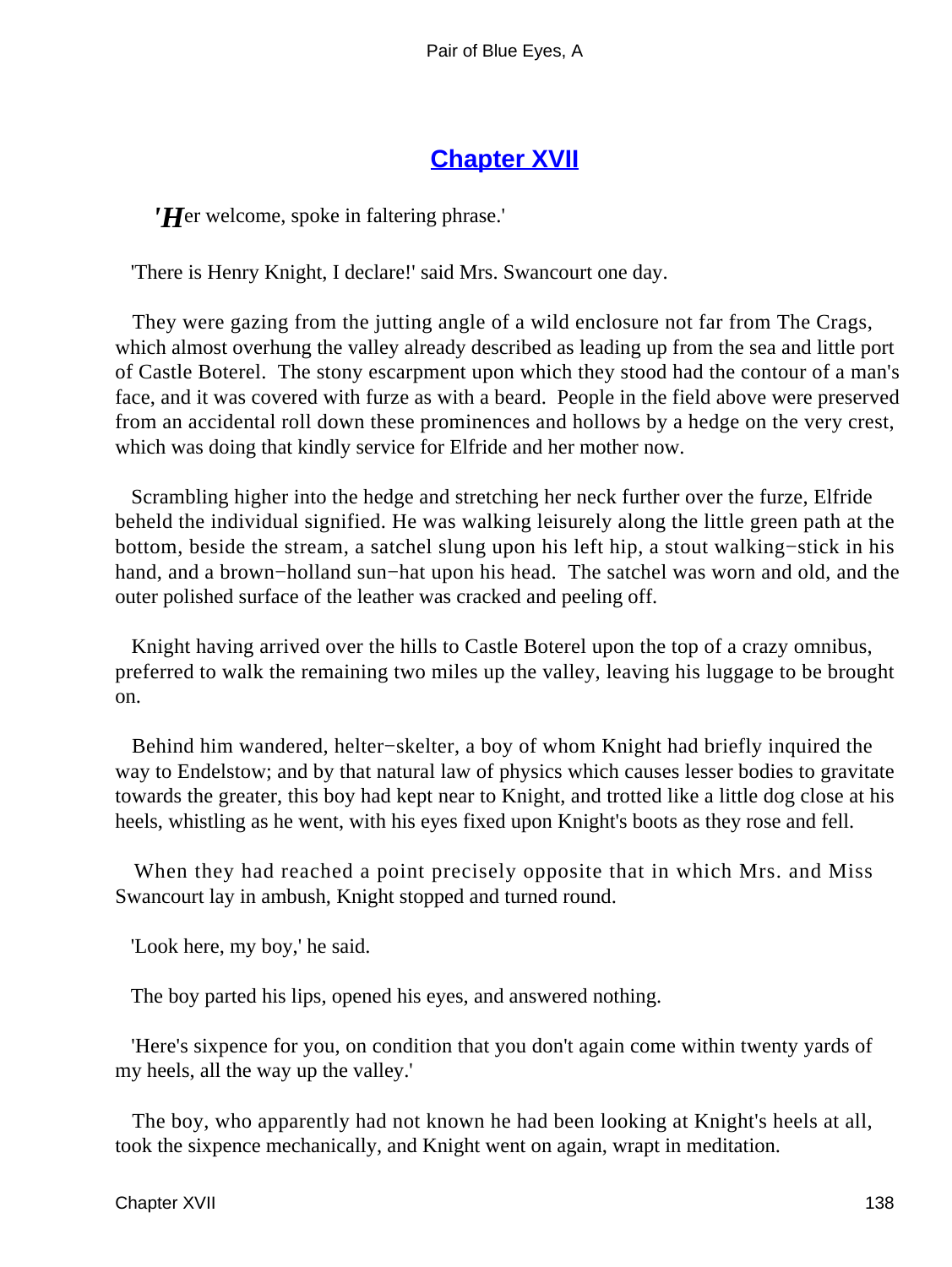## Chapter XVII

*'Her welcome, spoke in faltering phrase.'*

'There is Henry Knight, I declare!' said Mrs. Swancourt one day.

They were gazing from the jutting angle of a wild enclosure not far from The Crags, which almost overhung the valley already described as leading up from the sea and little port of Castle Boterel. The stony escarpment upon which they stood had the contour of a man's face, and it was covered with furze as with a beard. People in the field above were preserved from an accidental roll down these prominences and hollows by a hedge on the very crest, which was doing that kindly service for Elfride and her mother now.

Scrambling higher into the hedge and stretching her neck further over the furze, Elfride beheld the individual signified. He was walking leisurely along the little green path at the bottom, beside the stream, a satchel slung upon his left hip, a stout walking−stick in his hand, and a brown−holland sun−hat upon his head. The satchel was worn and old, and the outer polished surface of the leather was cracked and peeling off.

Knight having arrived over the hills to Castle Boterel upon the top of a crazy omnibus, preferred to walk the remaining two miles up the valley, leaving his luggage to be brought on.

Behind him wandered, helter−skelter, a boy of whom Knight had briefly inquired the way to Endelstow; and by that natural law of physics which causes lesser bodies to gravitate towards the greater, this boy had kept near to Knight, and trotted like a little dog close at his heels, whistling as he went, with his eyes fixed upon Knight's boots as they rose and fell.

When they had reached a point precisely opposite that in which Mrs. and Miss Swancourt lay in ambush, Knight stopped and turned round.

'Look here, my boy,' he said.

The boy parted his lips, opened his eyes, and answered nothing.

'Here's sixpence for you, on condition that you don't again come within twenty yards of my heels, all the way up the valley.'

The boy, who apparently had not known he had been looking at Knight's heels at all, took the sixpence mechanically, and Knight went on again, wrapt in meditation.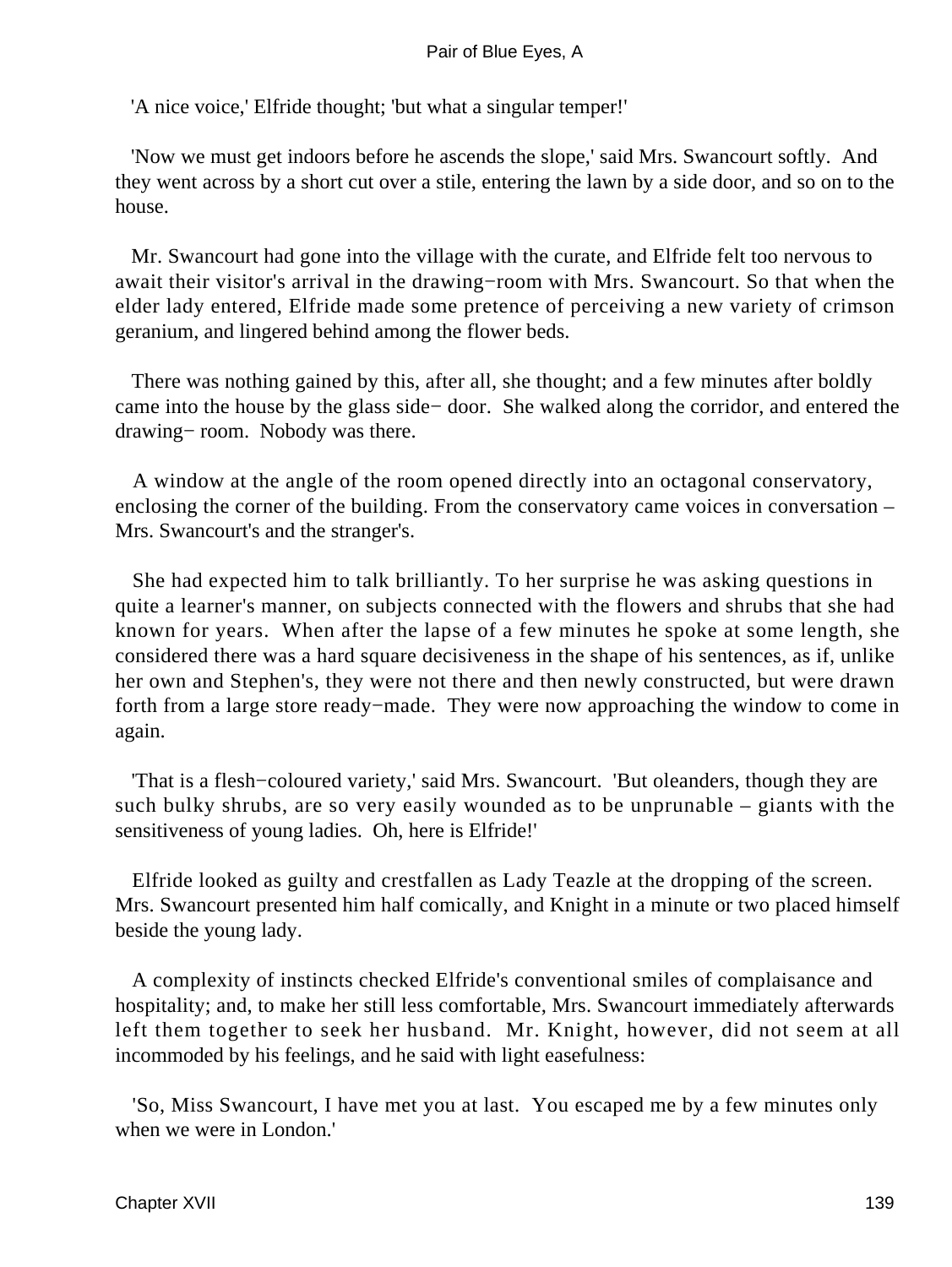'A nice voice,' Elfride thought; 'but what a singular temper!'

'Now we must get indoors before he ascends the slope,' said Mrs. Swancourt softly. And they went across by a short cut over a stile, entering the lawn by a side door, and so on to the house.

Mr. Swancourt had gone into the village with the curate, and Elfride felt too nervous to await their visitor's arrival in the drawing−room with Mrs. Swancourt. So that when the elder lady entered, Elfride made some pretence of perceiving a new variety of crimson geranium, and lingered behind among the flower beds.

There was nothing gained by this, after all, she thought; and a few minutes after boldly came into the house by the glass side− door. She walked along the corridor, and entered the drawing− room. Nobody was there.

A window at the angle of the room opened directly into an octagonal conservatory, enclosing the corner of the building. From the conservatory came voices in conversation – Mrs. Swancourt's and the stranger's.

She had expected him to talk brilliantly. To her surprise he was asking questions in quite a learner's manner, on subjects connected with the flowers and shrubs that she had known for years. When after the lapse of a few minutes he spoke at some length, she considered there was a hard square decisiveness in the shape of his sentences, as if, unlike her own and Stephen's, they were not there and then newly constructed, but were drawn forth from a large store ready−made. They were now approaching the window to come in again.

'That is a flesh−coloured variety,' said Mrs. Swancourt. 'But oleanders, though they are such bulky shrubs, are so very easily wounded as to be unprunable – giants with the sensitiveness of young ladies. Oh, here is Elfride!'

Elfride looked as guilty and crestfallen as Lady Teazle at the dropping of the screen. Mrs. Swancourt presented him half comically, and Knight in a minute or two placed himself beside the young lady.

A complexity of instincts checked Elfride's conventional smiles of complaisance and hospitality; and, to make her still less comfortable, Mrs. Swancourt immediately afterwards left them together to seek her husband. Mr. Knight, however, did not seem at all incommoded by his feelings, and he said with light easefulness:

'So, Miss Swancourt, I have met you at last. You escaped me by a few minutes only when we were in London.'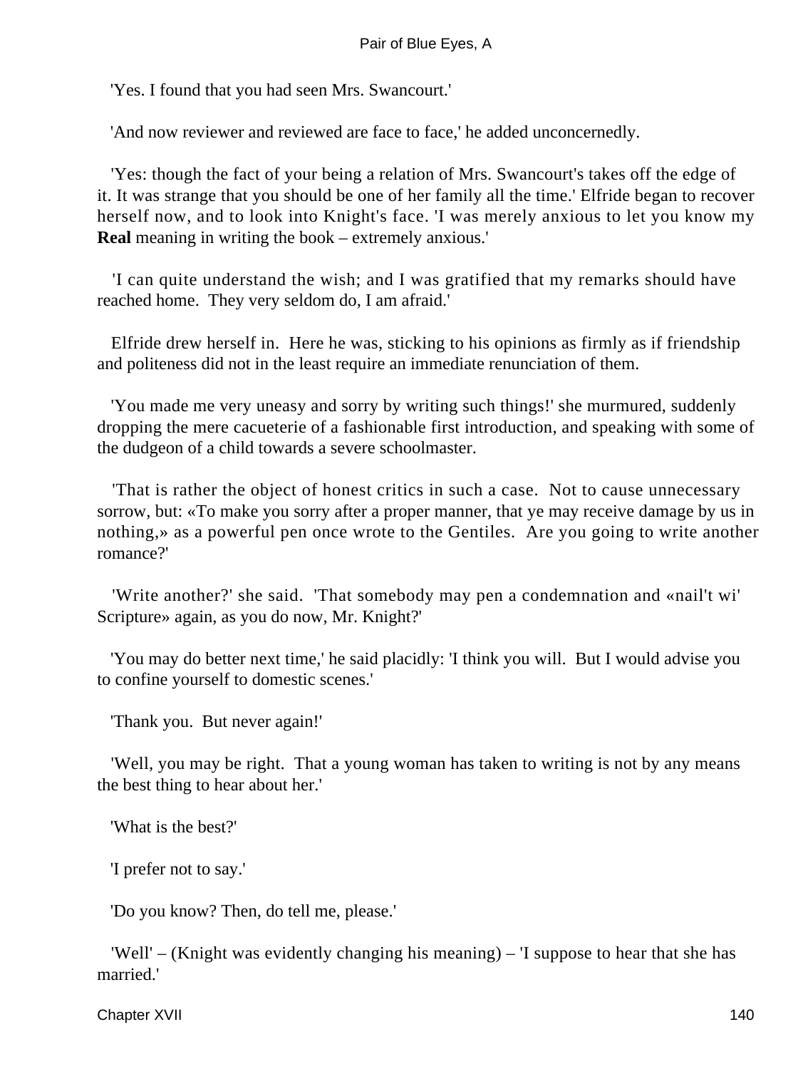'Yes. I found that you had seen Mrs. Swancourt.'

'And now reviewer and reviewed are face to face,' he added unconcernedly.

'Yes: though the fact of your being a relation of Mrs. Swancourt's takes off the edge of it. It was strange that you should be one of her family all the time.' Elfride began to recover herself now, and to look into Knight's face. 'I was merely anxious to let you know my **Real** meaning in writing the book – extremely anxious.'

'I can quite understand the wish; and I was gratified that my remarks should have reached home. They very seldom do, I am afraid.'

Elfride drew herself in. Here he was, sticking to his opinions as firmly as if friendship and politeness did not in the least require an immediate renunciation of them.

'You made me very uneasy and sorry by writing such things!' she murmured, suddenly dropping the mere cacueterie of a fashionable first introduction, and speaking with some of the dudgeon of a child towards a severe schoolmaster.

'That is rather the object of honest critics in such a case. Not to cause unnecessary sorrow, but: «To make you sorry after a proper manner, that ye may receive damage by us in nothing,» as a powerful pen once wrote to the Gentiles. Are you going to write another romance?'

'Write another?' she said. 'That somebody may pen a condemnation and «nail't wi' Scripture» again, as you do now, Mr. Knight?'

'You may do better next time,' he said placidly: 'I think you will. But I would advise you to confine yourself to domestic scenes.'

'Thank you. But never again!'

'Well, you may be right. That a young woman has taken to writing is not by any means the best thing to hear about her.'

'What is the best?'

'I prefer not to say.'

'Do you know? Then, do tell me, please.'

'Well' – (Knight was evidently changing his meaning) – 'I suppose to hear that she has married.'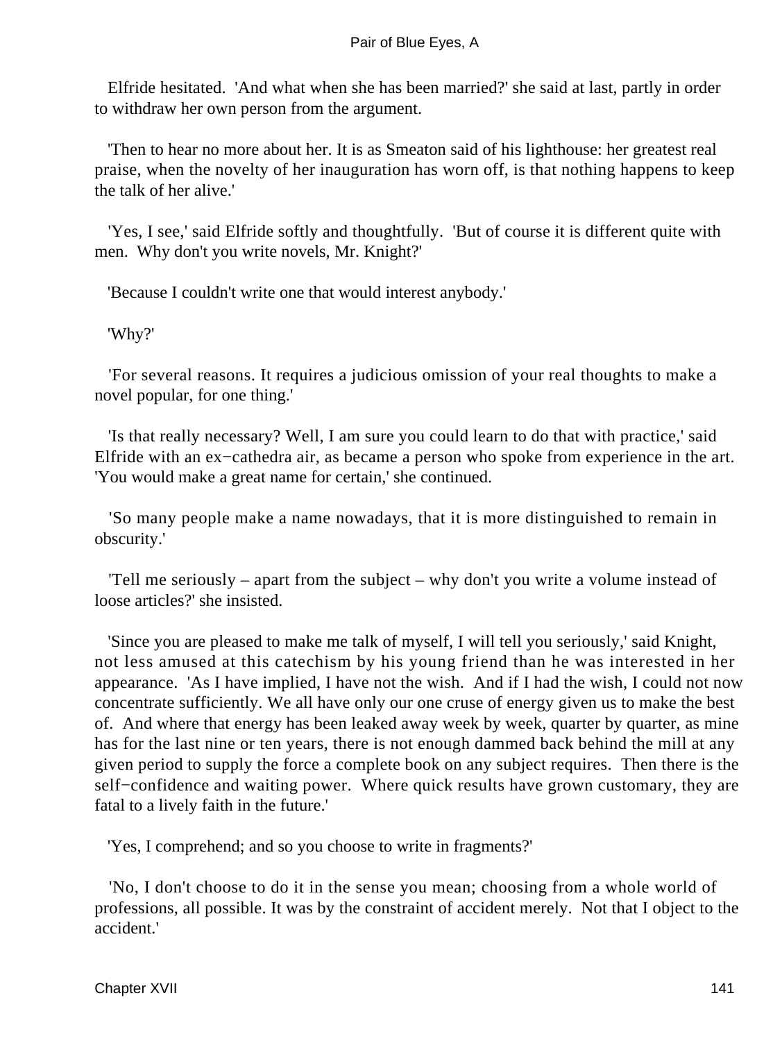Elfride hesitated. 'And what when she has been married?' she said at last, partly in order to withdraw her own person from the argument.

'Then to hear no more about her. It is as Smeaton said of his lighthouse: her greatest real praise, when the novelty of her inauguration has worn off, is that nothing happens to keep the talk of her alive.'

'Yes, I see,' said Elfride softly and thoughtfully. 'But of course it is different quite with men. Why don't you write novels, Mr. Knight?'

'Because I couldn't write one that would interest anybody.'

'Why?'

'For several reasons. It requires a judicious omission of your real thoughts to make a novel popular, for one thing.'

'Is that really necessary? Well, I am sure you could learn to do that with practice,' said Elfride with an ex−cathedra air, as became a person who spoke from experience in the art. 'You would make a great name for certain,' she continued.

'So many people make a name nowadays, that it is more distinguished to remain in obscurity.'

'Tell me seriously – apart from the subject – why don't you write a volume instead of loose articles?' she insisted.

'Since you are pleased to make me talk of myself, I will tell you seriously,' said Knight, not less amused at this catechism by his young friend than he was interested in her appearance. 'As I have implied, I have not the wish. And if I had the wish, I could not now concentrate sufficiently. We all have only our one cruse of energy given us to make the best of. And where that energy has been leaked away week by week, quarter by quarter, as mine has for the last nine or ten years, there is not enough dammed back behind the mill at any given period to supply the force a complete book on any subject requires. Then there is the self−confidence and waiting power. Where quick results have grown customary, they are fatal to a lively faith in the future.'

'Yes, I comprehend; and so you choose to write in fragments?'

'No, I don't choose to do it in the sense you mean; choosing from a whole world of professions, all possible. It was by the constraint of accident merely. Not that I object to the accident.'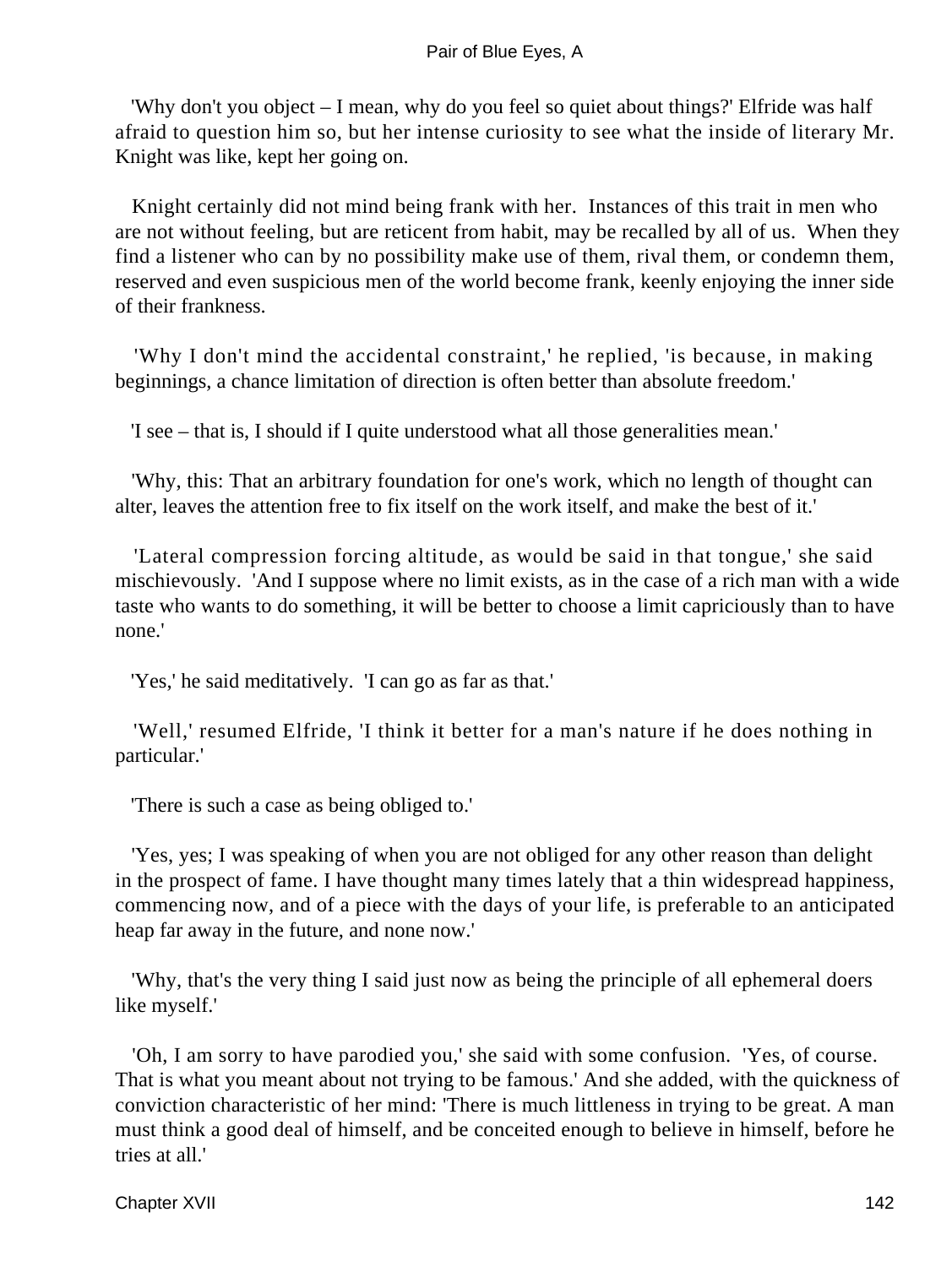'Why don't you object – I mean, why do you feel so quiet about things?' Elfride was half afraid to question him so, but her intense curiosity to see what the inside of literary Mr. Knight was like, kept her going on.

Knight certainly did not mind being frank with her. Instances of this trait in men who are not without feeling, but are reticent from habit, may be recalled by all of us. When they find a listener who can by no possibility make use of them, rival them, or condemn them, reserved and even suspicious men of the world become frank, keenly enjoying the inner side of their frankness.

'Why I don't mind the accidental constraint,' he replied, 'is because, in making beginnings, a chance limitation of direction is often better than absolute freedom.'

'I see – that is, I should if I quite understood what all those generalities mean.'

'Why, this: That an arbitrary foundation for one's work, which no length of thought can alter, leaves the attention free to fix itself on the work itself, and make the best of it.'

'Lateral compression forcing altitude, as would be said in that tongue,' she said mischievously. 'And I suppose where no limit exists, as in the case of a rich man with a wide taste who wants to do something, it will be better to choose a limit capriciously than to have none.'

'Yes,' he said meditatively. 'I can go as far as that.'

'Well,' resumed Elfride, 'I think it better for a man's nature if he does nothing in particular.'

'There is such a case as being obliged to.'

'Yes, yes; I was speaking of when you are not obliged for any other reason than delight in the prospect of fame. I have thought many times lately that a thin widespread happiness, commencing now, and of a piece with the days of your life, is preferable to an anticipated heap far away in the future, and none now.'

'Why, that's the very thing I said just now as being the principle of all ephemeral doers like myself.'

'Oh, I am sorry to have parodied you,' she said with some confusion. 'Yes, of course. That is what you meant about not trying to be famous.' And she added, with the quickness of conviction characteristic of her mind: 'There is much littleness in trying to be great. A man must think a good deal of himself, and be conceited enough to believe in himself, before he tries at all.'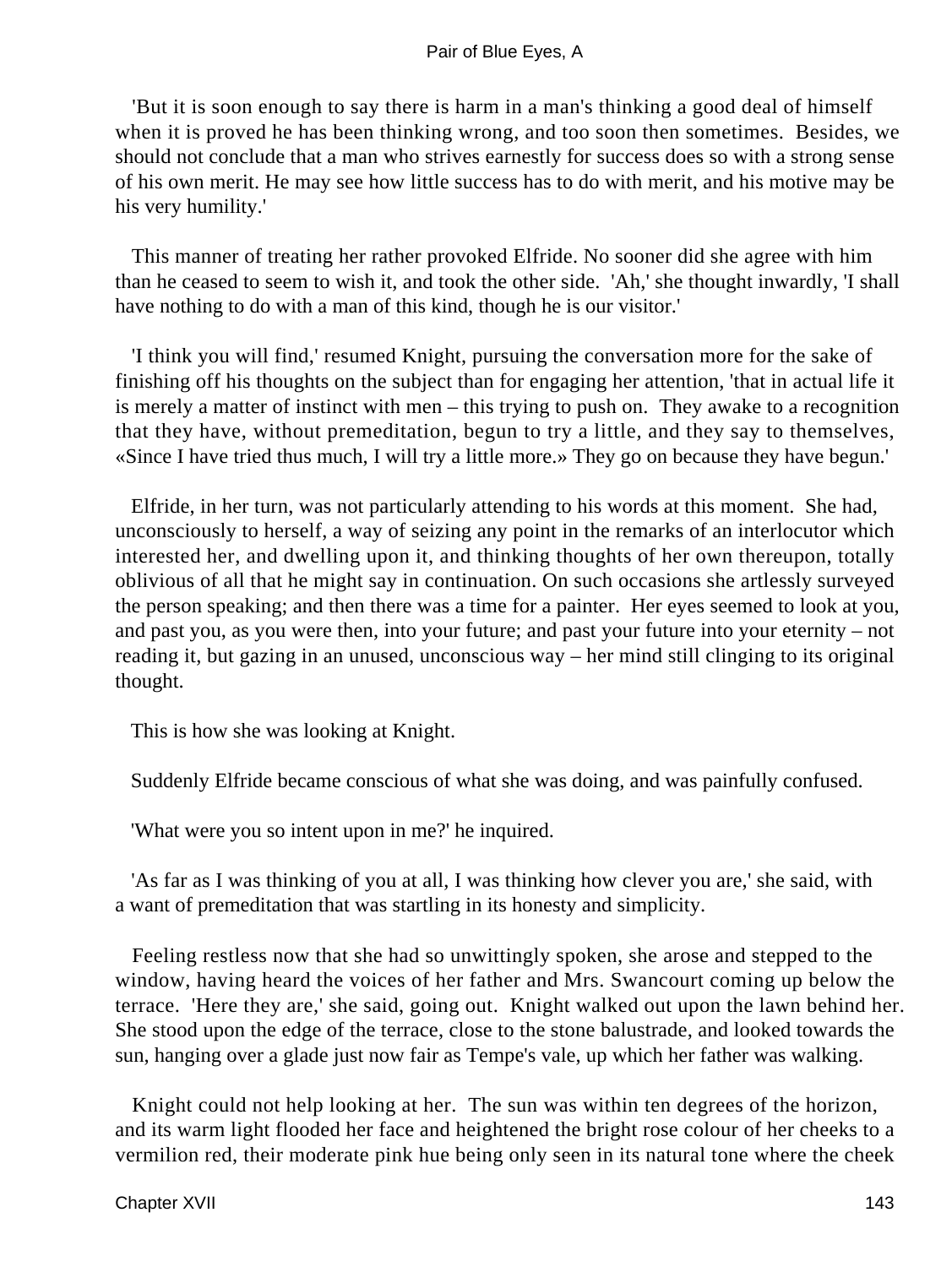'But it is soon enough to say there is harm in a man's thinking a good deal of himself when it is proved he has been thinking wrong, and too soon then sometimes. Besides, we should not conclude that a man who strives earnestly for success does so with a strong sense of his own merit. He may see how little success has to do with merit, and his motive may be his very humility.'

This manner of treating her rather provoked Elfride. No sooner did she agree with him than he ceased to seem to wish it, and took the other side. 'Ah,' she thought inwardly, 'I shall have nothing to do with a man of this kind, though he is our visitor.'

'I think you will find,' resumed Knight, pursuing the conversation more for the sake of finishing off his thoughts on the subject than for engaging her attention, 'that in actual life it is merely a matter of instinct with men – this trying to push on. They awake to a recognition that they have, without premeditation, begun to try a little, and they say to themselves, «Since I have tried thus much, I will try a little more.» They go on because they have begun.'

Elfride, in her turn, was not particularly attending to his words at this moment. She had, unconsciously to herself, a way of seizing any point in the remarks of an interlocutor which interested her, and dwelling upon it, and thinking thoughts of her own thereupon, totally oblivious of all that he might say in continuation. On such occasions she artlessly surveyed the person speaking; and then there was a time for a painter. Her eyes seemed to look at you, and past you, as you were then, into your future; and past your future into your eternity – not reading it, but gazing in an unused, unconscious way – her mind still clinging to its original thought.

This is how she was looking at Knight.

Suddenly Elfride became conscious of what she was doing, and was painfully confused.

'What were you so intent upon in me?' he inquired.

'As far as I was thinking of you at all, I was thinking how clever you are,' she said, with a want of premeditation that was startling in its honesty and simplicity.

Feeling restless now that she had so unwittingly spoken, she arose and stepped to the window, having heard the voices of her father and Mrs. Swancourt coming up below the terrace. 'Here they are,' she said, going out. Knight walked out upon the lawn behind her. She stood upon the edge of the terrace, close to the stone balustrade, and looked towards the sun, hanging over a glade just now fair as Tempe's vale, up which her father was walking.

Knight could not help looking at her. The sun was within ten degrees of the horizon, and its warm light flooded her face and heightened the bright rose colour of her cheeks to a vermilion red, their moderate pink hue being only seen in its natural tone where the cheek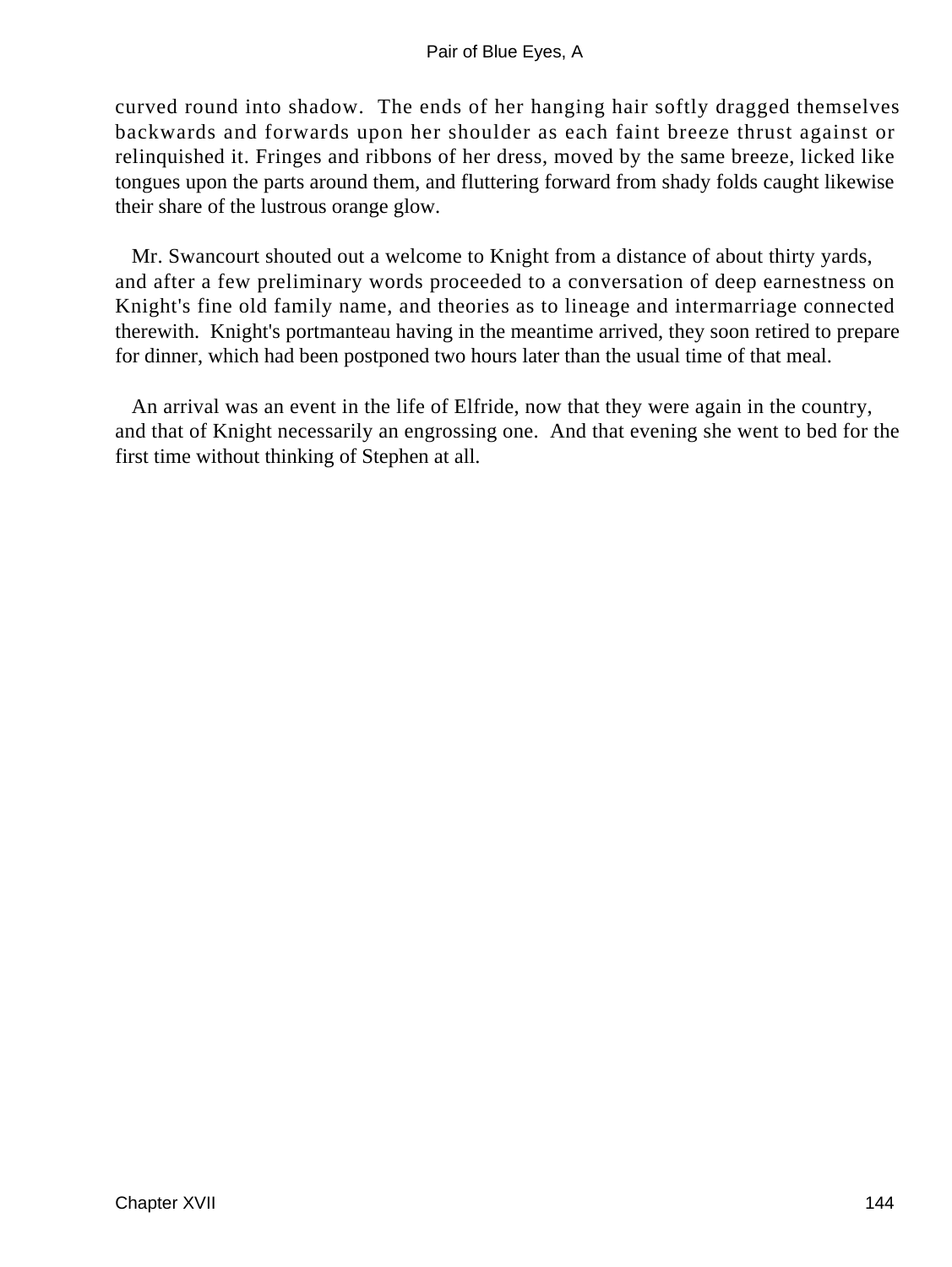curved round into shadow. The ends of her hanging hair softly dragged themselves backwards and forwards upon her shoulder as each faint breeze thrust against or relinquished it. Fringes and ribbons of her dress, moved by the same breeze, licked like tongues upon the parts around them, and fluttering forward from shady folds caught likewise their share of the lustrous orange glow.

Mr. Swancourt shouted out a welcome to Knight from a distance of about thirty yards, and after a few preliminary words proceeded to a conversation of deep earnestness on Knight's fine old family name, and theories as to lineage and intermarriage connected therewith. Knight's portmanteau having in the meantime arrived, they soon retired to prepare for dinner, which had been postponed two hours later than the usual time of that meal.

An arrival was an event in the life of Elfride, now that they were again in the country, and that of Knight necessarily an engrossing one. And that evening she went to bed for the first time without thinking of Stephen at all.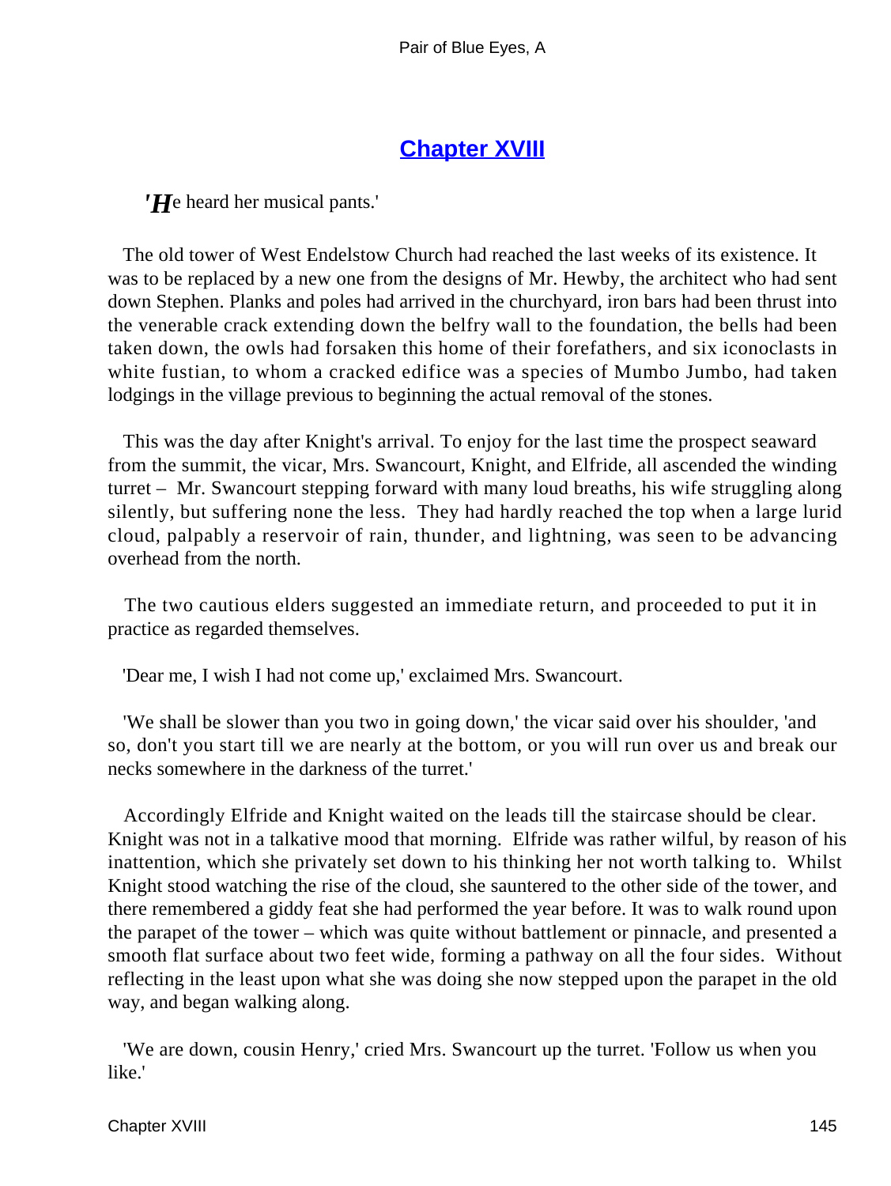## Chapter XVIII

*'He heard her musical pants.'*

The old tower of West Endelstow Church had reached the last weeks of its existence. It was to be replaced by a new one from the designs of Mr. Hewby, the architect who had sent down Stephen. Planks and poles had arrived in the churchyard, iron bars had been thrust into the venerable crack extending down the belfry wall to the foundation, the bells had been taken down, the owls had forsaken this home of their forefathers, and six iconoclasts in white fustian, to whom a cracked edifice was a species of Mumbo Jumbo, had taken lodgings in the village previous to beginning the actual removal of the stones.

This was the day after Knight's arrival. To enjoy for the last time the prospect seaward from the summit, the vicar, Mrs. Swancourt, Knight, and Elfride, all ascended the winding turret – Mr. Swancourt stepping forward with many loud breaths, his wife struggling along silently, but suffering none the less. They had hardly reached the top when a large lurid cloud, palpably a reservoir of rain, thunder, and lightning, was seen to be advancing overhead from the north.

The two cautious elders suggested an immediate return, and proceeded to put it in practice as regarded themselves.

'Dear me, I wish I had not come up,' exclaimed Mrs. Swancourt.

'We shall be slower than you two in going down,' the vicar said over his shoulder, 'and so, don't you start till we are nearly at the bottom, or you will run over us and break our necks somewhere in the darkness of the turret.'

Accordingly Elfride and Knight waited on the leads till the staircase should be clear. Knight was not in a talkative mood that morning. Elfride was rather wilful, by reason of his inattention, which she privately set down to his thinking her not worth talking to. Whilst Knight stood watching the rise of the cloud, she sauntered to the other side of the tower, and there remembered a giddy feat she had performed the year before. It was to walk round upon the parapet of the tower – which was quite without battlement or pinnacle, and presented a smooth flat surface about two feet wide, forming a pathway on all the four sides. Without reflecting in the least upon what she was doing she now stepped upon the parapet in the old way, and began walking along.

'We are down, cousin Henry,' cried Mrs. Swancourt up the turret. 'Follow us when you like.'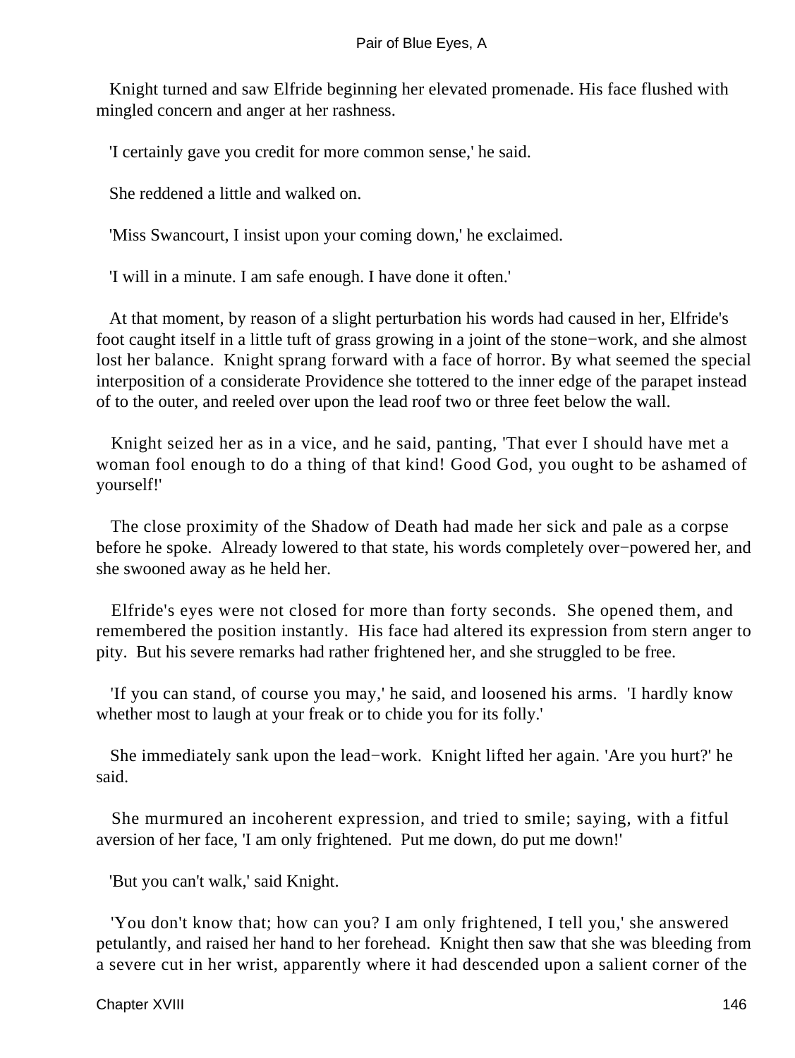Knight turned and saw Elfride beginning her elevated promenade. His face flushed with mingled concern and anger at her rashness.

'I certainly gave you credit for more common sense,' he said.

She reddened a little and walked on.

'Miss Swancourt, I insist upon your coming down,' he exclaimed.

'I will in a minute. I am safe enough. I have done it often.'

At that moment, by reason of a slight perturbation his words had caused in her, Elfride's foot caught itself in a little tuft of grass growing in a joint of the stone−work, and she almost lost her balance. Knight sprang forward with a face of horror. By what seemed the special interposition of a considerate Providence she tottered to the inner edge of the parapet instead of to the outer, and reeled over upon the lead roof two or three feet below the wall.

Knight seized her as in a vice, and he said, panting, 'That ever I should have met a woman fool enough to do a thing of that kind! Good God, you ought to be ashamed of yourself!'

The close proximity of the Shadow of Death had made her sick and pale as a corpse before he spoke. Already lowered to that state, his words completely over−powered her, and she swooned away as he held her.

Elfride's eyes were not closed for more than forty seconds. She opened them, and remembered the position instantly. His face had altered its expression from stern anger to pity. But his severe remarks had rather frightened her, and she struggled to be free.

'If you can stand, of course you may,' he said, and loosened his arms. 'I hardly know whether most to laugh at your freak or to chide you for its folly.'

She immediately sank upon the lead−work. Knight lifted her again. 'Are you hurt?' he said.

She murmured an incoherent expression, and tried to smile; saying, with a fitful aversion of her face, 'I am only frightened. Put me down, do put me down!'

'But you can't walk,' said Knight.

'You don't know that; how can you? I am only frightened, I tell you,' she answered petulantly, and raised her hand to her forehead. Knight then saw that she was bleeding from a severe cut in her wrist, apparently where it had descended upon a salient corner of the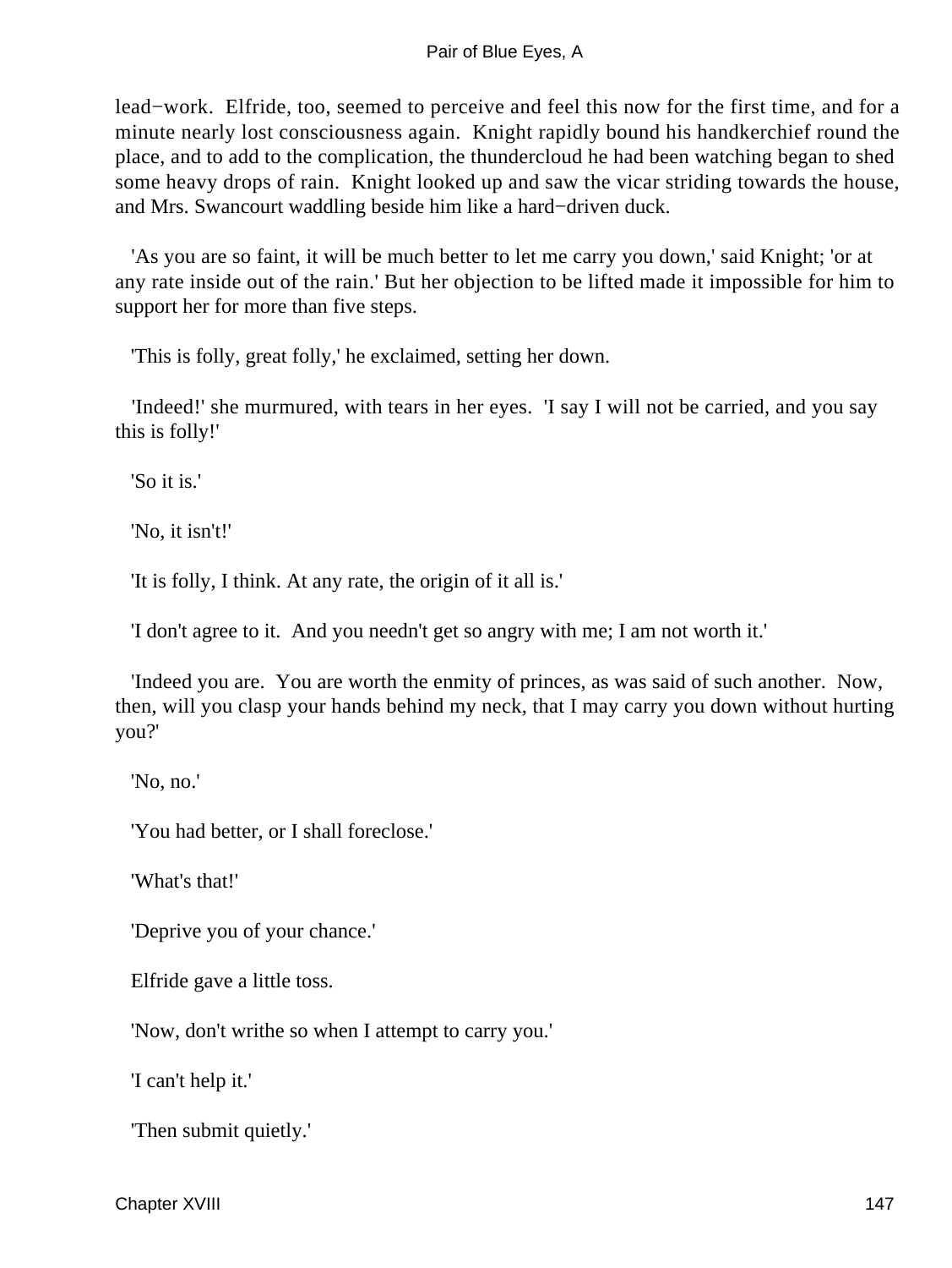lead−work. Elfride, too, seemed to perceive and feel this now for the first time, and for a minute nearly lost consciousness again. Knight rapidly bound his handkerchief round the place, and to add to the complication, the thundercloud he had been watching began to shed some heavy drops of rain. Knight looked up and saw the vicar striding towards the house, and Mrs. Swancourt waddling beside him like a hard−driven duck.

'As you are so faint, it will be much better to let me carry you down,' said Knight; 'or at any rate inside out of the rain.' But her objection to be lifted made it impossible for him to support her for more than five steps.

'This is folly, great folly,' he exclaimed, setting her down.

'Indeed!' she murmured, with tears in her eyes. 'I say I will not be carried, and you say this is folly!'

'So it is.'

'No, it isn't!'

'It is folly, I think. At any rate, the origin of it all is.'

'I don't agree to it. And you needn't get so angry with me; I am not worth it.'

'Indeed you are. You are worth the enmity of princes, as was said of such another. Now, then, will you clasp your hands behind my neck, that I may carry you down without hurting you?'

'No, no.'

'You had better, or I shall foreclose.'

'What's that!'

'Deprive you of your chance.'

Elfride gave a little toss.

'Now, don't writhe so when I attempt to carry you.'

'I can't help it.'

'Then submit quietly.'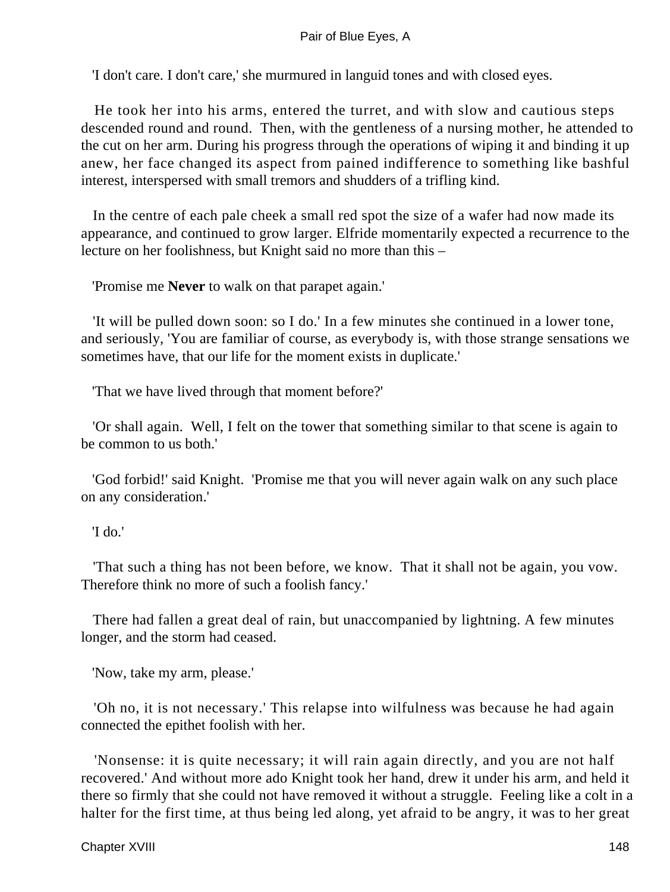'I don't care. I don't care,' she murmured in languid tones and with closed eyes.

He took her into his arms, entered the turret, and with slow and cautious steps descended round and round. Then, with the gentleness of a nursing mother, he attended to the cut on her arm. During his progress through the operations of wiping it and binding it up anew, her face changed its aspect from pained indifference to something like bashful interest, interspersed with small tremors and shudders of a trifling kind.

In the centre of each pale cheek a small red spot the size of a wafer had now made its appearance, and continued to grow larger. Elfride momentarily expected a recurrence to the lecture on her foolishness, but Knight said no more than this –

'Promise me **Never** to walk on that parapet again.'

'It will be pulled down soon: so I do.' In a few minutes she continued in a lower tone, and seriously, 'You are familiar of course, as everybody is, with those strange sensations we sometimes have, that our life for the moment exists in duplicate.'

'That we have lived through that moment before?'

'Or shall again. Well, I felt on the tower that something similar to that scene is again to be common to us both.'

'God forbid!' said Knight. 'Promise me that you will never again walk on any such place on any consideration.'

'I do.'

'That such a thing has not been before, we know. That it shall not be again, you vow. Therefore think no more of such a foolish fancy.'

There had fallen a great deal of rain, but unaccompanied by lightning. A few minutes longer, and the storm had ceased.

'Now, take my arm, please.'

'Oh no, it is not necessary.' This relapse into wilfulness was because he had again connected the epithet foolish with her.

'Nonsense: it is quite necessary; it will rain again directly, and you are not half recovered.' And without more ado Knight took her hand, drew it under his arm, and held it there so firmly that she could not have removed it without a struggle. Feeling like a colt in a halter for the first time, at thus being led along, yet afraid to be angry, it was to her great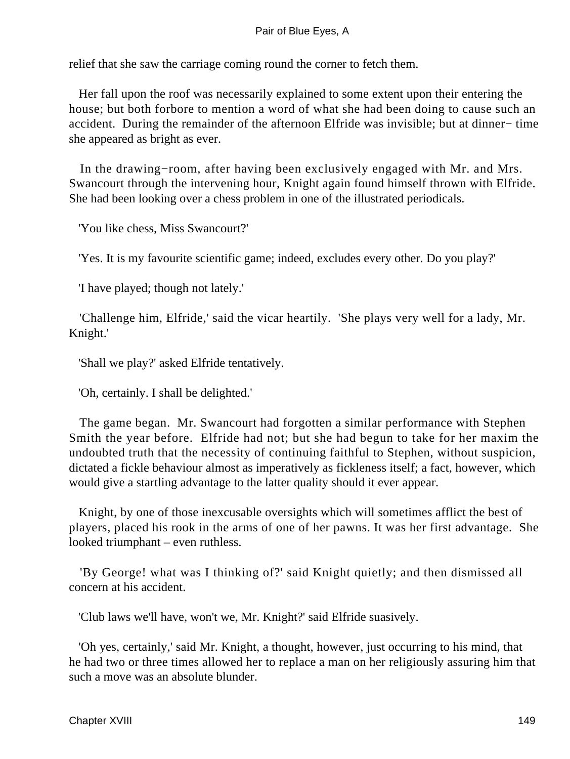relief that she saw the carriage coming round the corner to fetch them.

Her fall upon the roof was necessarily explained to some extent upon their entering the house; but both forbore to mention a word of what she had been doing to cause such an accident. During the remainder of the afternoon Elfride was invisible; but at dinner−time she appeared as bright as ever.

In the drawing−room, after having been exclusively engaged with Mr. and Mrs. Swancourt through the intervening hour, Knight again found himself thrown with Elfride. She had been looking over a chess problem in one of the illustrated periodicals.

'You like chess, Miss Swancourt?'

'Yes. It is my favourite scientific game; indeed, excludes every other. Do you play?'

'I have played; though not lately.'

'Challenge him, Elfride,' said the vicar heartily. 'She plays very well for a lady, Mr. Knight.'

'Shall we play?' asked Elfride tentatively.

'Oh, certainly. I shall be delighted.'

The game began. Mr. Swancourt had forgotten a similar performance with Stephen Smith the year before. Elfride had not; but she had begun to take for her maxim the undoubted truth that the necessity of continuing faithful to Stephen, without suspicion, dictated a fickle behaviour almost as imperatively as fickleness itself; a fact, however, which would give a startling advantage to the latter quality should it ever appear.

Knight, by one of those inexcusable oversights which will sometimes afflict the best of players, placed his rook in the arms of one of her pawns. It was her first advantage. She looked triumphant – even ruthless.

'By George! what was I thinking of?' said Knight quietly; and then dismissed all concern at his accident.

'Club laws we'll have, won't we, Mr. Knight?' said Elfride suasively.

'Oh yes, certainly,' said Mr. Knight, a thought, however, just occurring to his mind, that he had two or three times allowed her to replace a man on her religiously assuring him that such a move was an absolute blunder.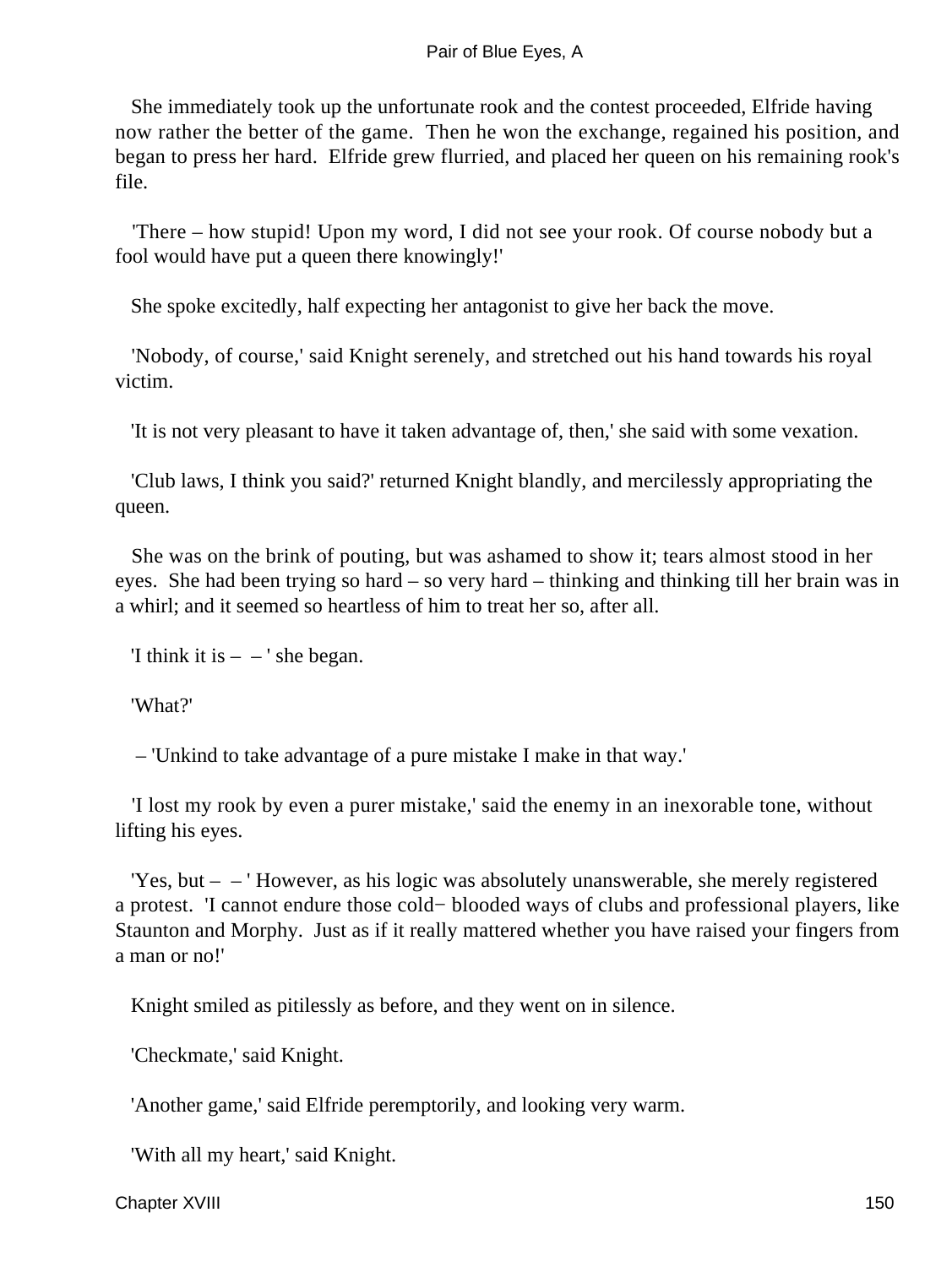She immediately took up the unfortunate rook and the contest proceeded, Elfride having now rather the better of the game. Then he won the exchange, regained his position, and began to press her hard. Elfride grew flurried, and placed her queen on his remaining rook's file.

'There – how stupid! Upon my word, I did not see your rook. Of course nobody but a fool would have put a queen there knowingly!'

She spoke excitedly, half expecting her antagonist to give her back the move.

'Nobody, of course,' said Knight serenely, and stretched out his hand towards his royal victim.

'It is not very pleasant to have it taken advantage of, then,' she said with some vexation.

'Club laws, I think you said?' returned Knight blandly, and mercilessly appropriating the queen.

She was on the brink of pouting, but was ashamed to show it; tears almost stood in her eyes. She had been trying so hard – so very hard – thinking and thinking till her brain was in a whirl; and it seemed so heartless of him to treat her so, after all.

'I think it is – – ' she began.

'What?'

– 'Unkind to take advantage of a pure mistake I make in that way.'

'I lost my rook by even a purer mistake,' said the enemy in an inexorable tone, without lifting his eyes.

'Yes, but – – ' However, as his logic was absolutely unanswerable, she merely registered a protest. 'I cannot endure those cold− blooded ways of clubs and professional players, like Staunton and Morphy. Just as if it really mattered whether you have raised your fingers from a man or no!'

Knight smiled as pitilessly as before, and they went on in silence.

'Checkmate,' said Knight.

'Another game,' said Elfride peremptorily, and looking very warm.

'With all my heart,' said Knight.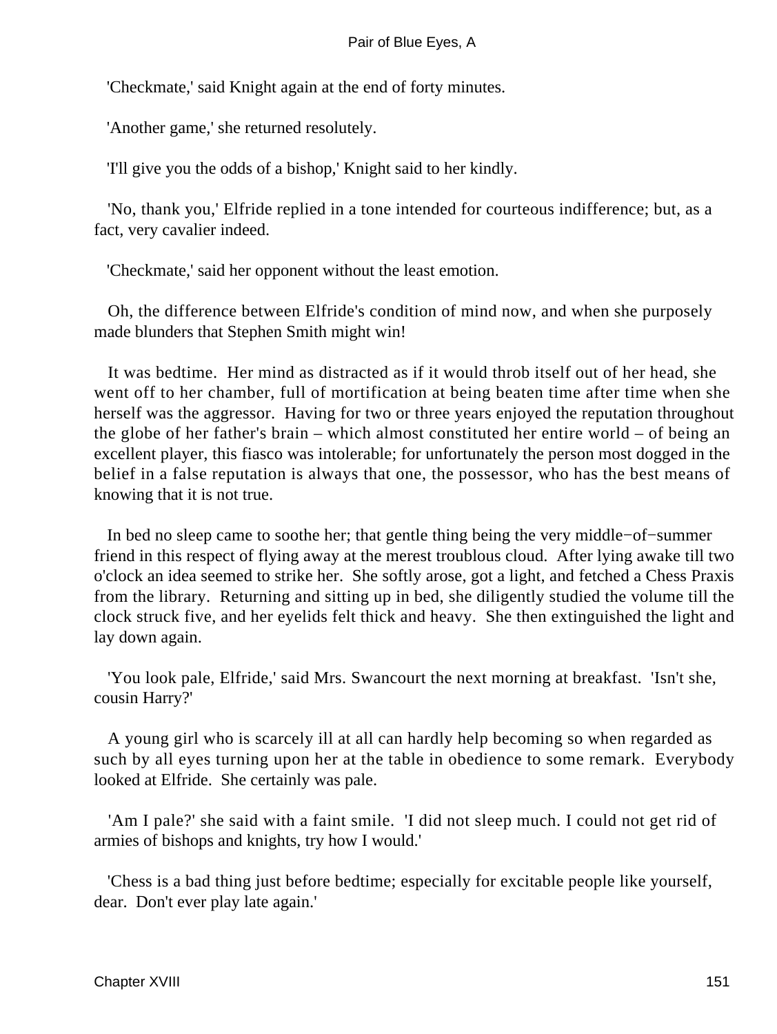'Checkmate,' said Knight again at the end of forty minutes.

'Another game,' she returned resolutely.

'I'll give you the odds of a bishop,' Knight said to her kindly.

'No, thank you,' Elfride replied in a tone intended for courteous indifference; but, as a fact, very cavalier indeed.

'Checkmate,' said her opponent without the least emotion.

Oh, the difference between Elfride's condition of mind now, and when she purposely made blunders that Stephen Smith might win!

It was bedtime. Her mind as distracted as if it would throb itself out of her head, she went off to her chamber, full of mortification at being beaten time after time when she herself was the aggressor. Having for two or three years enjoyed the reputation throughout the globe of her father's brain – which almost constituted her entire world – of being an excellent player, this fiasco was intolerable; for unfortunately the person most dogged in the belief in a false reputation is always that one, the possessor, who has the best means of knowing that it is not true.

In bed no sleep came to soothe her; that gentle thing being the very middle−of−summer friend in this respect of flying away at the merest troublous cloud. After lying awake till two o'clock an idea seemed to strike her. She softly arose, got a light, and fetched a Chess Praxis from the library. Returning and sitting up in bed, she diligently studied the volume till the clock struck five, and her eyelids felt thick and heavy. She then extinguished the light and lay down again.

'You look pale, Elfride,' said Mrs. Swancourt the next morning at breakfast. 'Isn't she, cousin Harry?'

A young girl who is scarcely ill at all can hardly help becoming so when regarded as such by all eyes turning upon her at the table in obedience to some remark. Everybody looked at Elfride. She certainly was pale.

'Am I pale?' she said with a faint smile. 'I did not sleep much. I could not get rid of armies of bishops and knights, try how I would.'

'Chess is a bad thing just before bedtime; especially for excitable people like yourself, dear. Don't ever play late again.'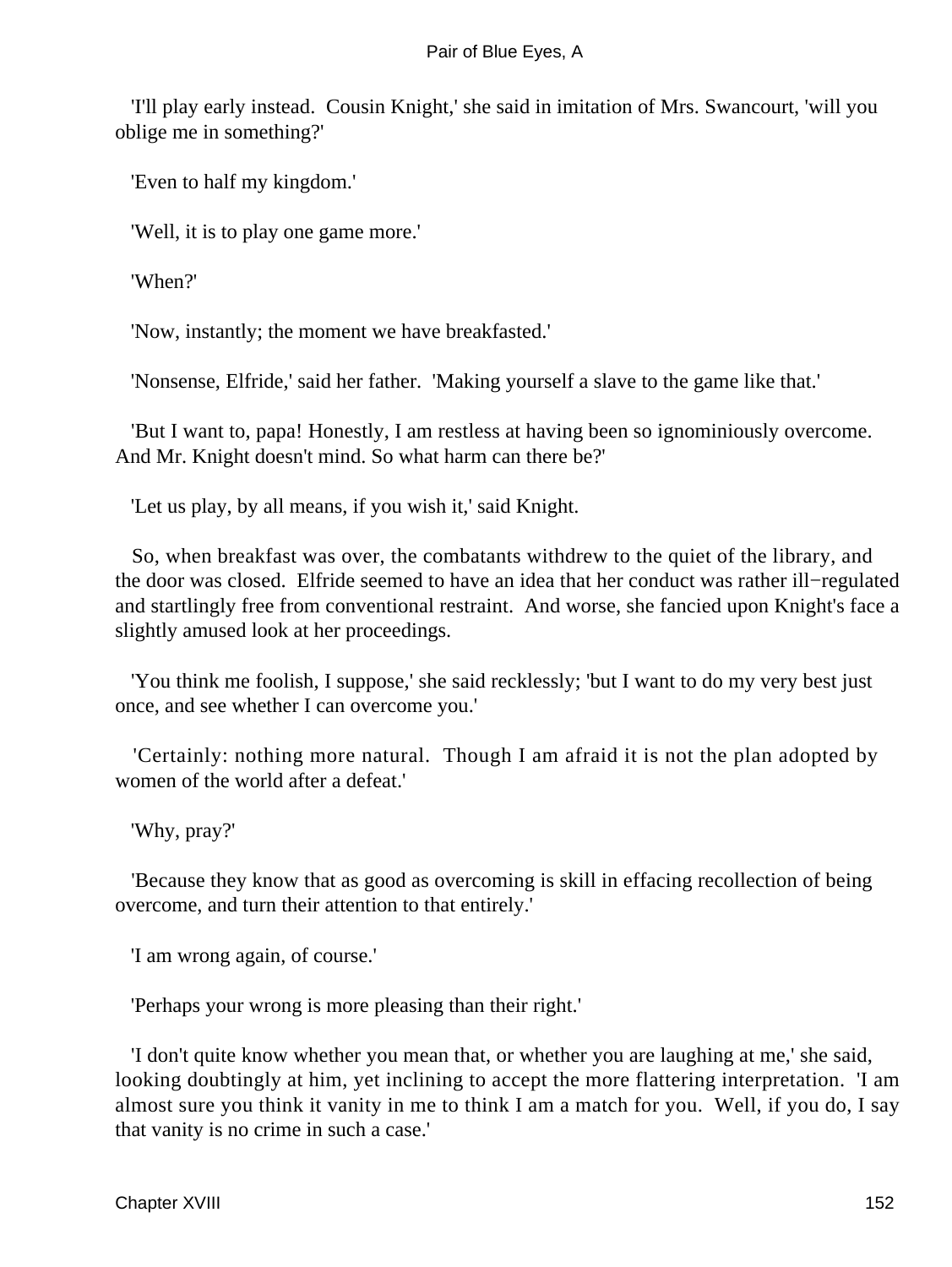'I'll play early instead. Cousin Knight,' she said in imitation of Mrs. Swancourt, 'will you oblige me in something?'

'Even to half my kingdom.'

'Well, it is to play one game more.'

'When?'

'Now, instantly; the moment we have breakfasted.'

'Nonsense, Elfride,' said her father. 'Making yourself a slave to the game like that.'

'But I want to, papa! Honestly, I am restless at having been so ignominiously overcome. And Mr. Knight doesn't mind. So what harm can there be?'

'Let us play, by all means, if you wish it,' said Knight.

So, when breakfast was over, the combatants withdrew to the quiet of the library, and the door was closed. Elfride seemed to have an idea that her conduct was rather ill−regulated and startlingly free from conventional restraint. And worse, she fancied upon Knight's face a slightly amused look at her proceedings.

'You think me foolish, I suppose,' she said recklessly; 'but I want to do my very best just once, and see whether I can overcome you.'

'Certainly: nothing more natural. Though I am afraid it is not the plan adopted by women of the world after a defeat.'

'Why, pray?'

'Because they know that as good as overcoming is skill in effacing recollection of being overcome, and turn their attention to that entirely.'

'I am wrong again, of course.'

'Perhaps your wrong is more pleasing than their right.'

'I don't quite know whether you mean that, or whether you are laughing at me,' she said, looking doubtingly at him, yet inclining to accept the more flattering interpretation. 'I am almost sure you think it vanity in me to think I am a match for you. Well, if you do, I say that vanity is no crime in such a case.'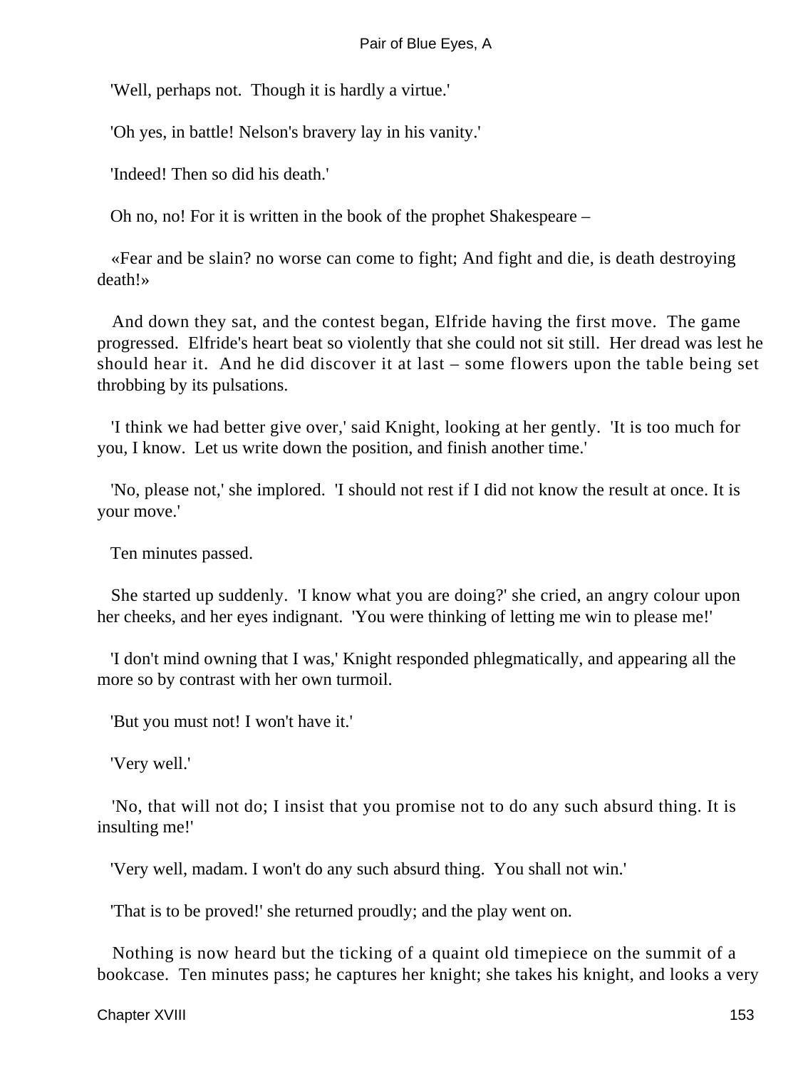'Well, perhaps not. Though it is hardly a virtue.'

'Oh yes, in battle! Nelson's bravery lay in his vanity.'

'Indeed! Then so did his death.'

Oh no, no! For it is written in the book of the prophet Shakespeare –

«Fear and be slain? no worse can come to fight; And fight and die, is death destroying death!»

And down they sat, and the contest began, Elfride having the first move. The game progressed. Elfride's heart beat so violently that she could not sit still. Her dread was lest he should hear it. And he did discover it at last – some flowers upon the table being set throbbing by its pulsations.

'I think we had better give over,' said Knight, looking at her gently. 'It is too much for you, I know. Let us write down the position, and finish another time.'

'No, please not,' she implored. 'I should not rest if I did not know the result at once. It is your move.'

Ten minutes passed.

She started up suddenly. 'I know what you are doing?' she cried, an angry colour upon her cheeks, and her eyes indignant. 'You were thinking of letting me win to please me!'

'I don't mind owning that I was,' Knight responded phlegmatically, and appearing all the more so by contrast with her own turmoil.

'But you must not! I won't have it.'

'Very well.'

'No, that will not do; I insist that you promise not to do any such absurd thing. It is insulting me!'

'Very well, madam. I won't do any such absurd thing. You shall not win.'

'That is to be proved!' she returned proudly; and the play went on.

Nothing is now heard but the ticking of a quaint old timepiece on the summit of a bookcase. Ten minutes pass; he captures her knight; she takes his knight, and looks a very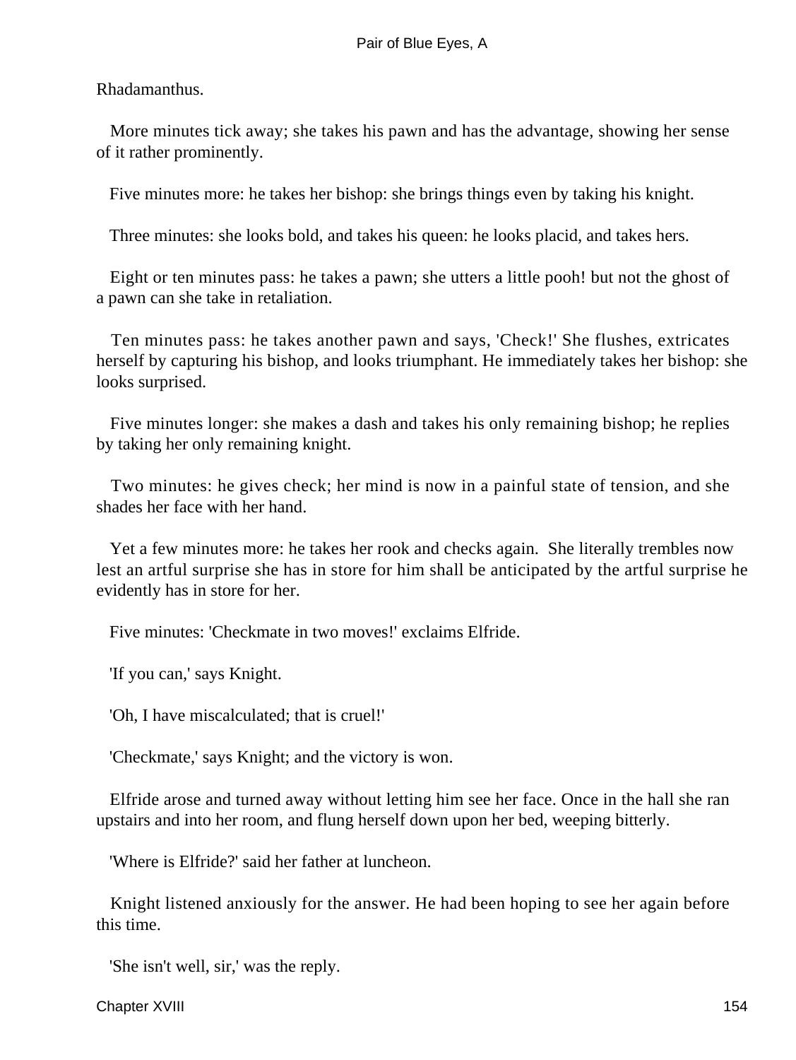Rhadamanthus.

More minutes tick away; she takes his pawn and has the advantage, showing her sense of it rather prominently.

Five minutes more: he takes her bishop: she brings things even by taking his knight.

Three minutes: she looks bold, and takes his queen: he looks placid, and takes hers.

Eight or ten minutes pass: he takes a pawn; she utters a little pooh! but not the ghost of a pawn can she take in retaliation.

Ten minutes pass: he takes another pawn and says, 'Check!' She flushes, extricates herself by capturing his bishop, and looks triumphant. He immediately takes her bishop: she looks surprised.

Five minutes longer: she makes a dash and takes his only remaining bishop; he replies by taking her only remaining knight.

Two minutes: he gives check; her mind is now in a painful state of tension, and she shades her face with her hand.

Yet a few minutes more: he takes her rook and checks again. She literally trembles now lest an artful surprise she has in store for him shall be anticipated by the artful surprise he evidently has in store for her.

Five minutes: 'Checkmate in two moves!' exclaims Elfride.

'If you can,' says Knight.

'Oh, I have miscalculated; that is cruel!'

'Checkmate,' says Knight; and the victory is won.

Elfride arose and turned away without letting him see her face. Once in the hall she ran upstairs and into her room, and flung herself down upon her bed, weeping bitterly.

'Where is Elfride?' said her father at luncheon.

Knight listened anxiously for the answer. He had been hoping to see her again before this time.

'She isn't well, sir,' was the reply.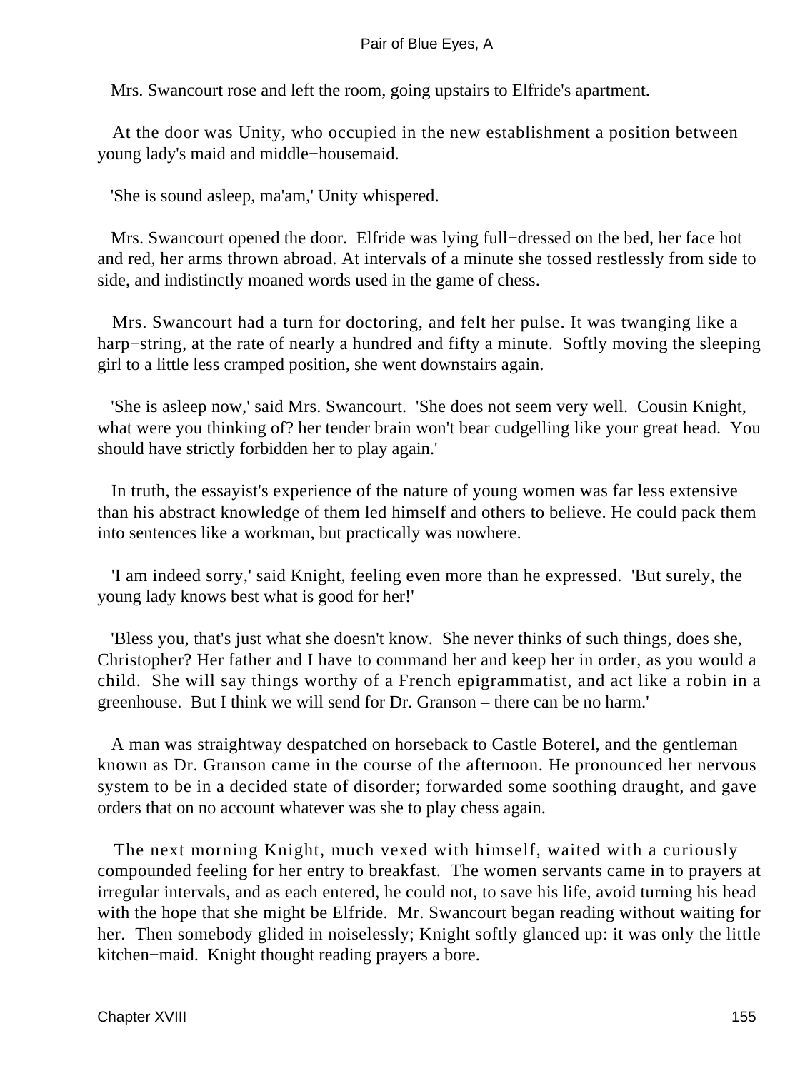Mrs. Swancourt rose and left the room, going upstairs to Elfride's apartment.

At the door was Unity, who occupied in the new establishment a position between young lady's maid and middle−housemaid.

'She is sound asleep, ma'am,' Unity whispered.

Mrs. Swancourt opened the door. Elfride was lying full−dressed on the bed, her face hot and red, her arms thrown abroad. At intervals of a minute she tossed restlessly from side to side, and indistinctly moaned words used in the game of chess.

Mrs. Swancourt had a turn for doctoring, and felt her pulse. It was twanging like a harp−string, at the rate of nearly a hundred and fifty a minute. Softly moving the sleeping girl to a little less cramped position, she went downstairs again.

'She is asleep now,' said Mrs. Swancourt. 'She does not seem very well. Cousin Knight, what were you thinking of? her tender brain won't bear cudgelling like your great head. You should have strictly forbidden her to play again.'

In truth, the essayist's experience of the nature of young women was far less extensive than his abstract knowledge of them led himself and others to believe. He could pack them into sentences like a workman, but practically was nowhere.

'I am indeed sorry,' said Knight, feeling even more than he expressed. 'But surely, the young lady knows best what is good for her!'

'Bless you, that's just what she doesn't know. She never thinks of such things, does she, Christopher? Her father and I have to command her and keep her in order, as you would a child. She will say things worthy of a French epigrammatist, and act like a robin in a greenhouse. But I think we will send for Dr. Granson – there can be no harm.'

A man was straightway despatched on horseback to Castle Boterel, and the gentleman known as Dr. Granson came in the course of the afternoon. He pronounced her nervous system to be in a decided state of disorder; forwarded some soothing draught, and gave orders that on no account whatever was she to play chess again.

The next morning Knight, much vexed with himself, waited with a curiously compounded feeling for her entry to breakfast. The women servants came in to prayers at irregular intervals, and as each entered, he could not, to save his life, avoid turning his head with the hope that she might be Elfride. Mr. Swancourt began reading without waiting for her. Then somebody glided in noiselessly; Knight softly glanced up: it was only the little kitchen−maid. Knight thought reading prayers a bore.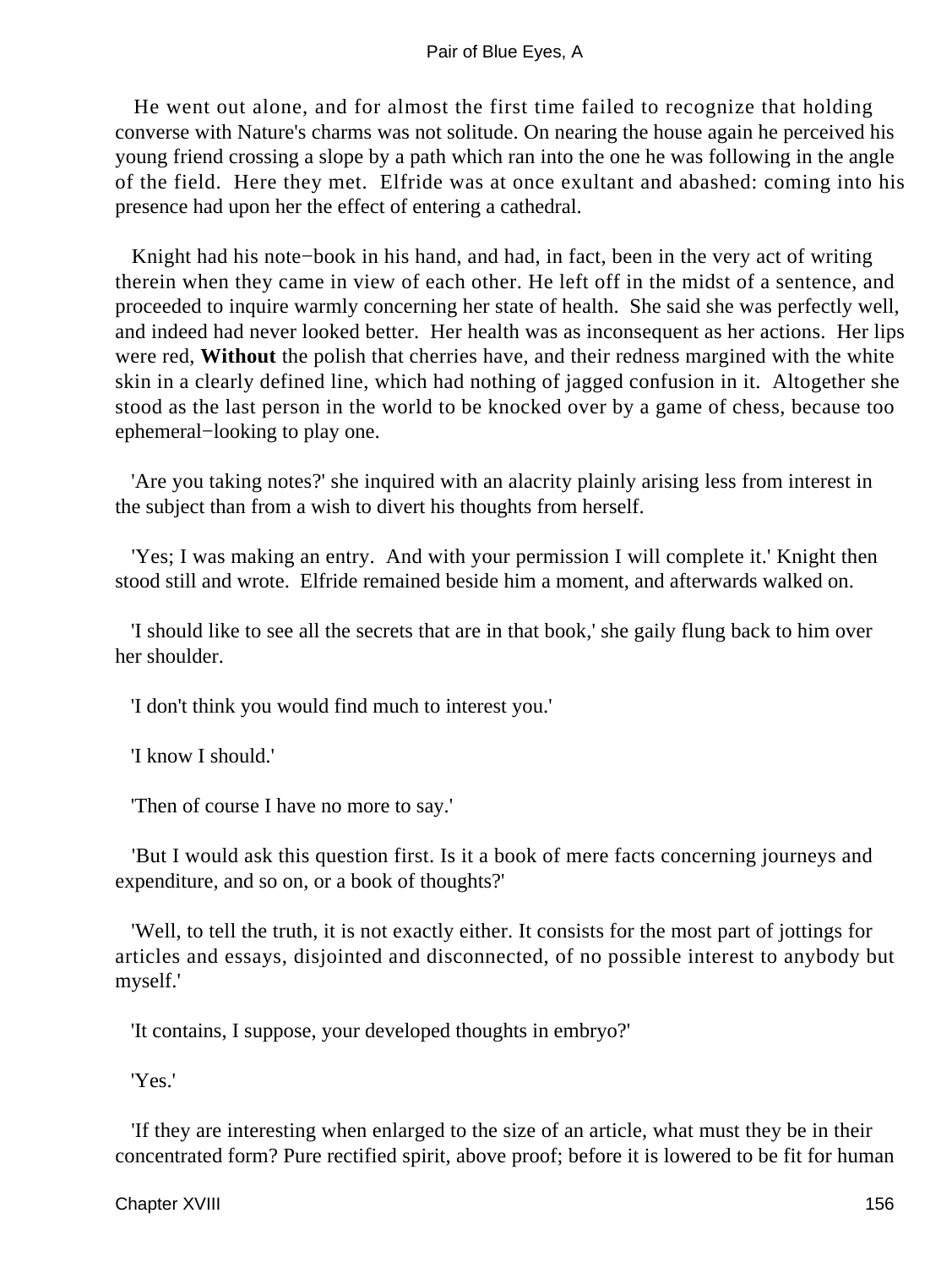He went out alone, and for almost the first time failed to recognize that holding converse with Nature's charms was not solitude. On nearing the house again he perceived his young friend crossing a slope by a path which ran into the one he was following in the angle of the field. Here they met. Elfride was at once exultant and abashed: coming into his presence had upon her the effect of entering a cathedral.

Knight had his note−book in his hand, and had, in fact, been in the very act of writing therein when they came in view of each other. He left off in the midst of a sentence, and proceeded to inquire warmly concerning her state of health. She said she was perfectly well, and indeed had never looked better. Her health was as inconsequent as her actions. Her lips were red, **Without** the polish that cherries have, and their redness margined with the white skin in a clearly defined line, which had nothing of jagged confusion in it. Altogether she stood as the last person in the world to be knocked over by a game of chess, because too ephemeral−looking to play one.

'Are you taking notes?' she inquired with an alacrity plainly arising less from interest in the subject than from a wish to divert his thoughts from herself.

'Yes; I was making an entry. And with your permission I will complete it.' Knight then stood still and wrote. Elfride remained beside him a moment, and afterwards walked on.

'I should like to see all the secrets that are in that book,' she gaily flung back to him over her shoulder.

'I don't think you would find much to interest you.'

'I know I should.'

'Then of course I have no more to say.'

'But I would ask this question first. Is it a book of mere facts concerning journeys and expenditure, and so on, or a book of thoughts?'

'Well, to tell the truth, it is not exactly either. It consists for the most part of jottings for articles and essays, disjointed and disconnected, of no possible interest to anybody but myself.'

'It contains, I suppose, your developed thoughts in embryo?'

'Yes.'

'If they are interesting when enlarged to the size of an article, what must they be in their concentrated form? Pure rectified spirit, above proof; before it is lowered to be fit for human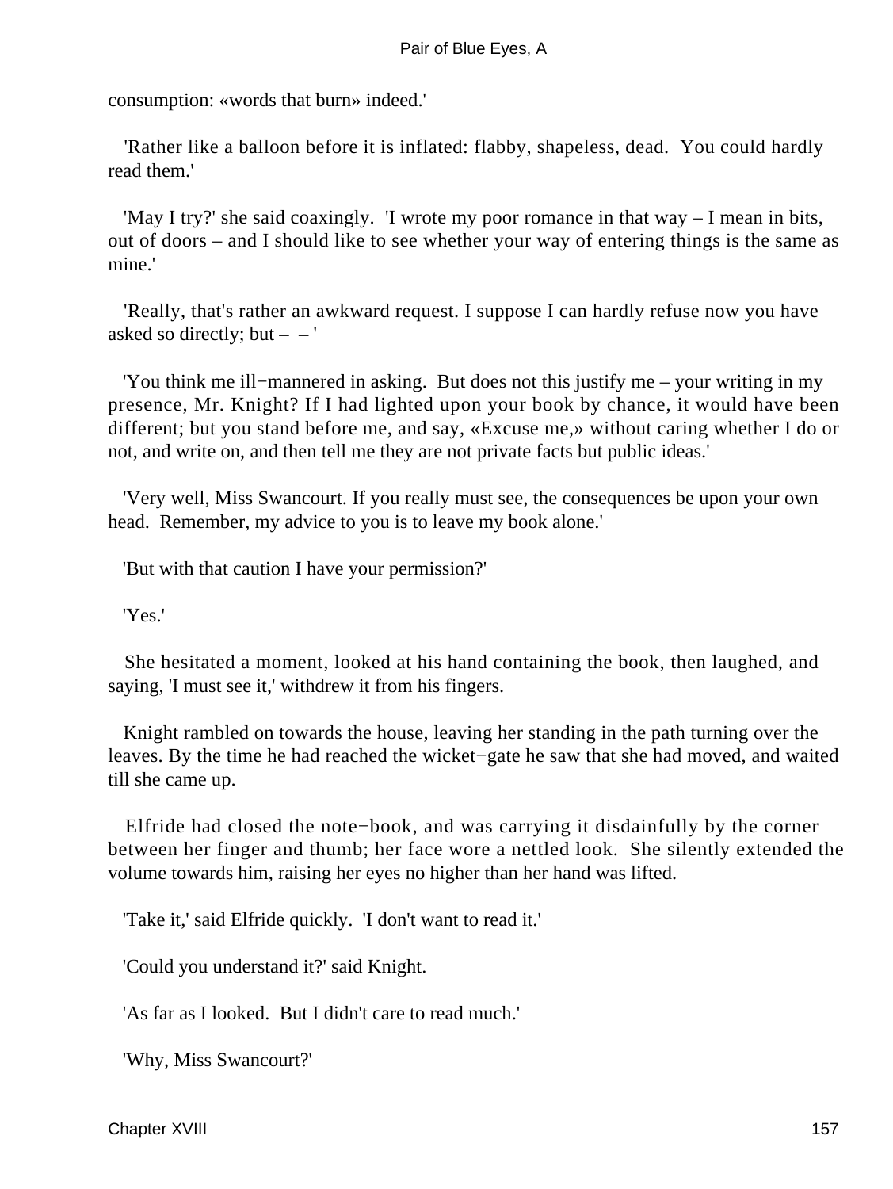consumption: «words that burn» indeed.'

'Rather like a balloon before it is inflated: flabby, shapeless, dead. You could hardly read them.'

'May I try?' she said coaxingly. 'I wrote my poor romance in that way – I mean in bits, out of doors – and I should like to see whether your way of entering things is the same as mine.'

'Really, that's rather an awkward request. I suppose I can hardly refuse now you have asked so directly; but – – '

'You think me ill−mannered in asking. But does not this justify me – your writing in my presence, Mr. Knight? If I had lighted upon your book by chance, it would have been different; but you stand before me, and say, «Excuse me,» without caring whether I do or not, and write on, and then tell me they are not private facts but public ideas.'

'Very well, Miss Swancourt. If you really must see, the consequences be upon your own head. Remember, my advice to you is to leave my book alone.'

'But with that caution I have your permission?'

'Yes.'

She hesitated a moment, looked at his hand containing the book, then laughed, and saying, 'I must see it,' withdrew it from his fingers.

Knight rambled on towards the house, leaving her standing in the path turning over the leaves. By the time he had reached the wicket−gate he saw that she had moved, and waited till she came up.

Elfride had closed the note−book, and was carrying it disdainfully by the corner between her finger and thumb; her face wore a nettled look. She silently extended the volume towards him, raising her eyes no higher than her hand was lifted.

'Take it,' said Elfride quickly. 'I don't want to read it.'

'Could you understand it?' said Knight.

'As far as I looked. But I didn't care to read much.'

'Why, Miss Swancourt?'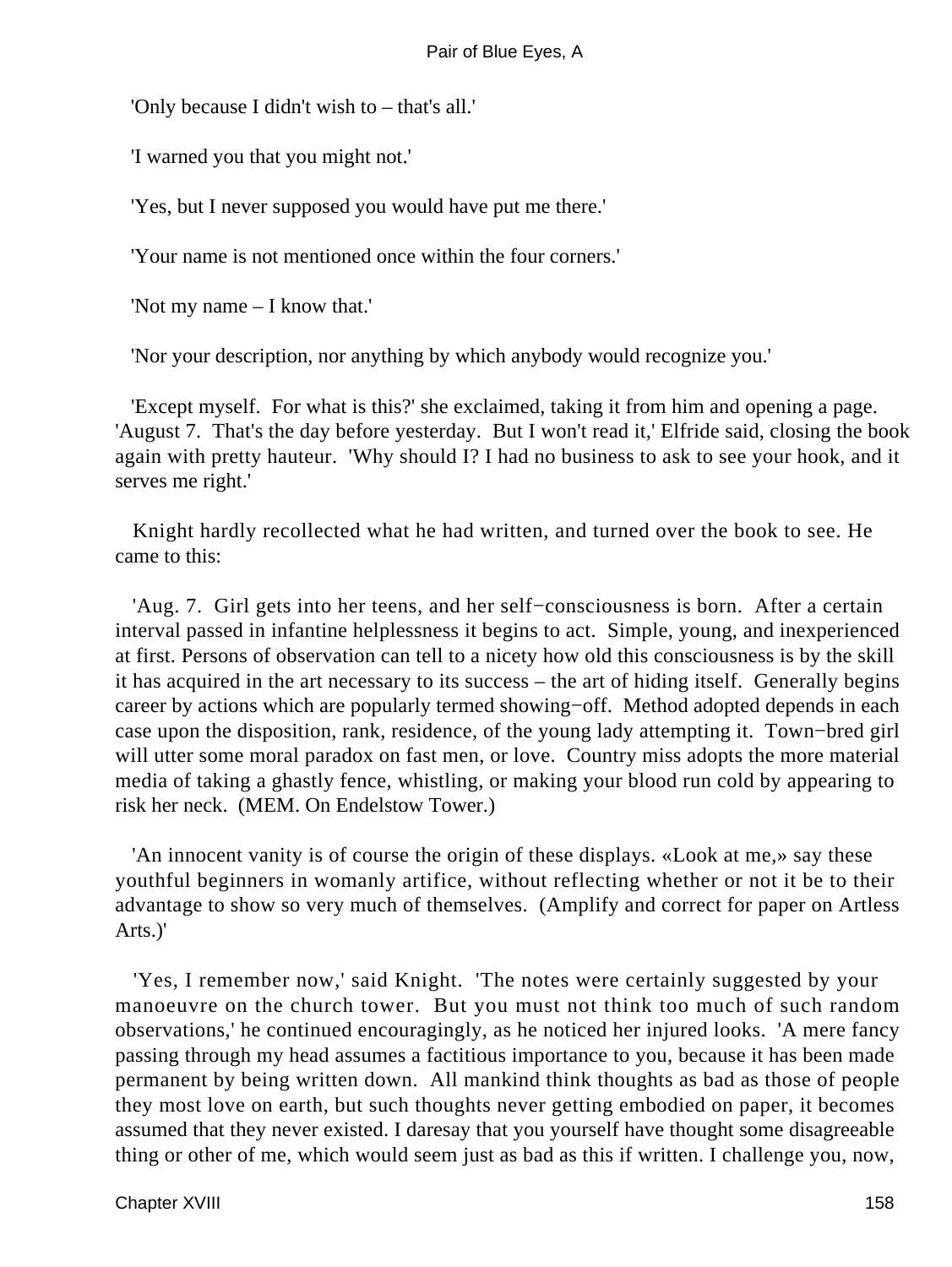'Only because I didn't wish to – that's all.'

'I warned you that you might not.'

'Yes, but I never supposed you would have put me there.'

'Your name is not mentioned once within the four corners.'

'Not my name – I know that.'

'Nor your description, nor anything by which anybody would recognize you.'

'Except myself. For what is this?' she exclaimed, taking it from him and opening a page. 'August 7. That's the day before yesterday. But I won't read it,' Elfride said, closing the book again with pretty hauteur. 'Why should I? I had no business to ask to see your hook, and it serves me right.'

Knight hardly recollected what he had written, and turned over the book to see. He came to this:

'Aug. 7. Girl gets into her teens, and her self−consciousness is born. After a certain interval passed in infantine helplessness it begins to act. Simple, young, and inexperienced at first. Persons of observation can tell to a nicety how old this consciousness is by the skill it has acquired in the art necessary to its success – the art of hiding itself. Generally begins career by actions which are popularly termed showing−off. Method adopted depends in each case upon the disposition, rank, residence, of the young lady attempting it. Town−bred girl will utter some moral paradox on fast men, or love. Country miss adopts the more material media of taking a ghastly fence, whistling, or making your blood run cold by appearing to risk her neck. (MEM. On Endelstow Tower.)

'An innocent vanity is of course the origin of these displays. «Look at me,» say these youthful beginners in womanly artifice, without reflecting whether or not it be to their advantage to show so very much of themselves. (Amplify and correct for paper on Artless Arts.)'

'Yes, I remember now,' said Knight. 'The notes were certainly suggested by your manoeuvre on the church tower. But you must not think too much of such random observations,' he continued encouragingly, as he noticed her injured looks. 'A mere fancy passing through my head assumes a factitious importance to you, because it has been made permanent by being written down. All mankind think thoughts as bad as those of people they most love on earth, but such thoughts never getting embodied on paper, it becomes assumed that they never existed. I daresay that you yourself have thought some disagreeable thing or other of me, which would seem just as bad as this if written. I challenge you, now,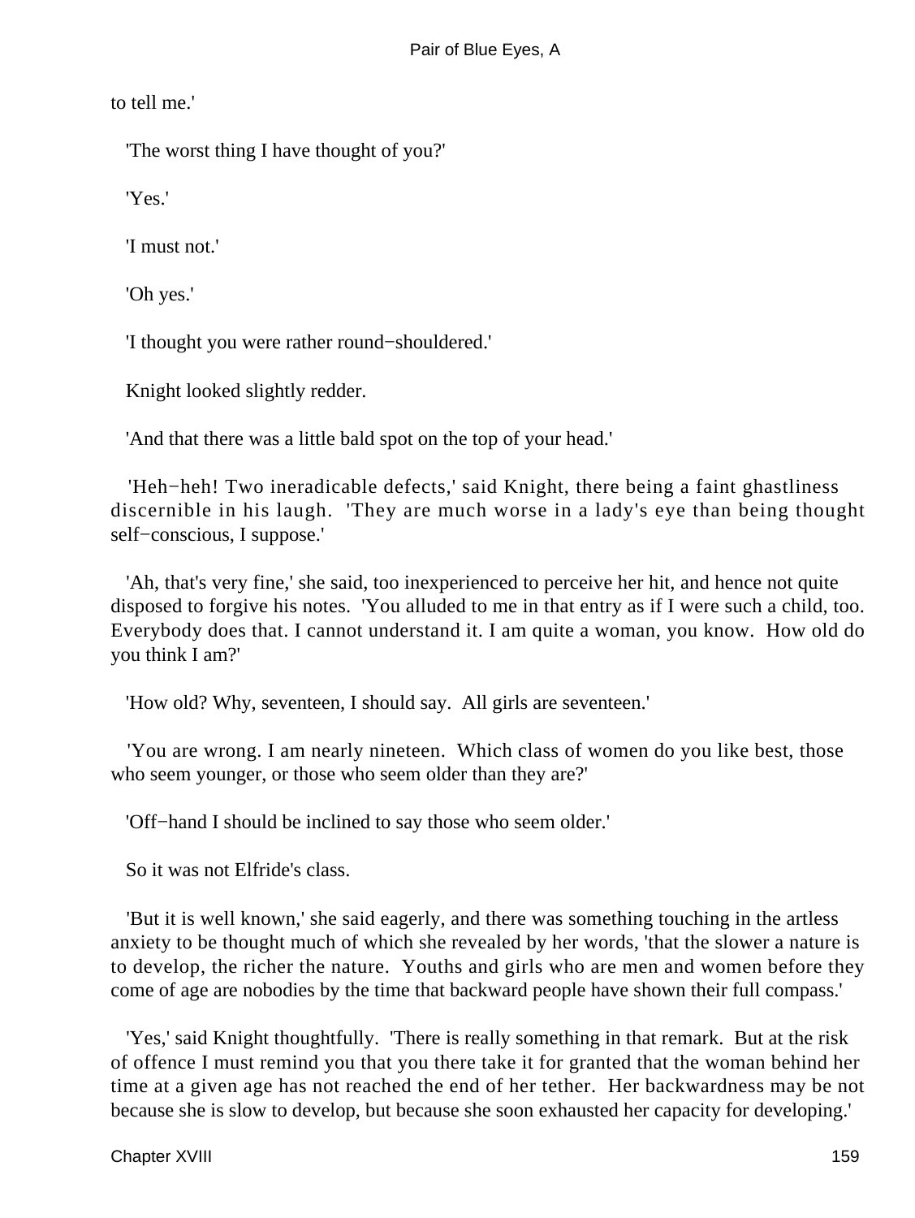to tell me.'

'The worst thing I have thought of you?'

'Yes.'

'I must not.'

'Oh yes.'

'I thought you were rather round−shouldered.'

Knight looked slightly redder.

'And that there was a little bald spot on the top of your head.'

'Heh−heh! Two ineradicable defects,' said Knight, there being a faint ghastliness discernible in his laugh. 'They are much worse in a lady's eye than being thought self−conscious, I suppose.'

'Ah, that's very fine,' she said, too inexperienced to perceive her hit, and hence not quite disposed to forgive his notes. 'You alluded to me in that entry as if I were such a child, too. Everybody does that. I cannot understand it. I am quite a woman, you know. How old do you think I am?'

'How old? Why, seventeen, I should say. All girls are seventeen.'

'You are wrong. I am nearly nineteen. Which class of women do you like best, those who seem younger, or those who seem older than they are?'

'Off−hand I should be inclined to say those who seem older.'

So it was not Elfride's class.

'But it is well known,' she said eagerly, and there was something touching in the artless anxiety to be thought much of which she revealed by her words, 'that the slower a nature is to develop, the richer the nature. Youths and girls who are men and women before they come of age are nobodies by the time that backward people have shown their full compass.'

'Yes,' said Knight thoughtfully. 'There is really something in that remark. But at the risk of offence I must remind you that you there take it for granted that the woman behind her time at a given age has not reached the end of her tether. Her backwardness may be not because she is slow to develop, but because she soon exhausted her capacity for developing.'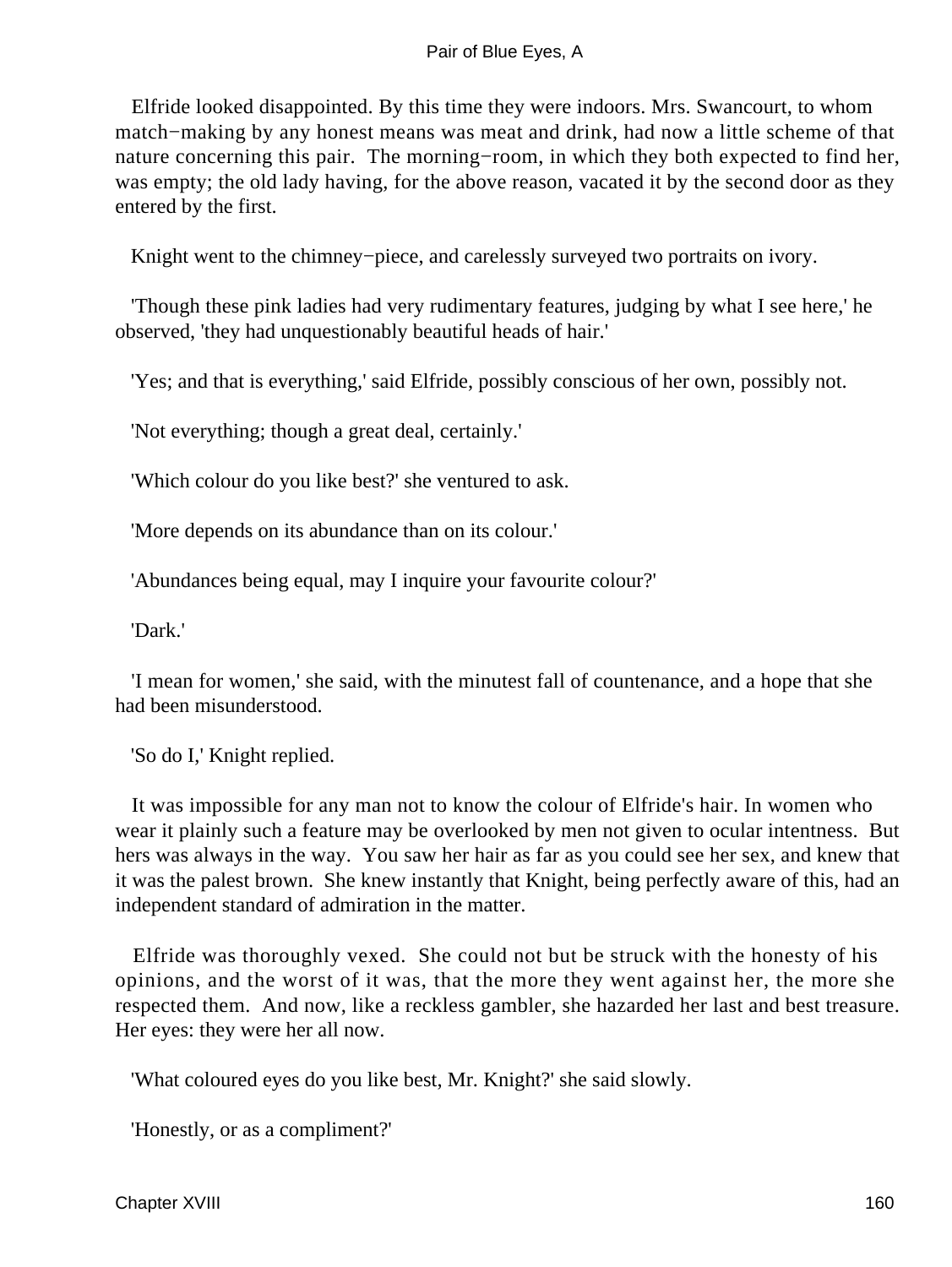Elfride looked disappointed. By this time they were indoors. Mrs. Swancourt, to whom match−making by any honest means was meat and drink, had now a little scheme of that nature concerning this pair. The morning−room, in which they both expected to find her, was empty; the old lady having, for the above reason, vacated it by the second door as they entered by the first.

Knight went to the chimney−piece, and carelessly surveyed two portraits on ivory.

'Though these pink ladies had very rudimentary features, judging by what I see here,' he observed, 'they had unquestionably beautiful heads of hair.'

'Yes; and that is everything,' said Elfride, possibly conscious of her own, possibly not.

'Not everything; though a great deal, certainly.'

'Which colour do you like best?' she ventured to ask.

'More depends on its abundance than on its colour.'

'Abundances being equal, may I inquire your favourite colour?'

'Dark.'

'I mean for women,' she said, with the minutest fall of countenance, and a hope that she had been misunderstood.

'So do I,' Knight replied.

It was impossible for any man not to know the colour of Elfride's hair. In women who wear it plainly such a feature may be overlooked by men not given to ocular intentness. But hers was always in the way. You saw her hair as far as you could see her sex, and knew that it was the palest brown. She knew instantly that Knight, being perfectly aware of this, had an independent standard of admiration in the matter.

Elfride was thoroughly vexed. She could not but be struck with the honesty of his opinions, and the worst of it was, that the more they went against her, the more she respected them. And now, like a reckless gambler, she hazarded her last and best treasure. Her eyes: they were her all now.

'What coloured eyes do you like best, Mr. Knight?' she said slowly.

'Honestly, or as a compliment?'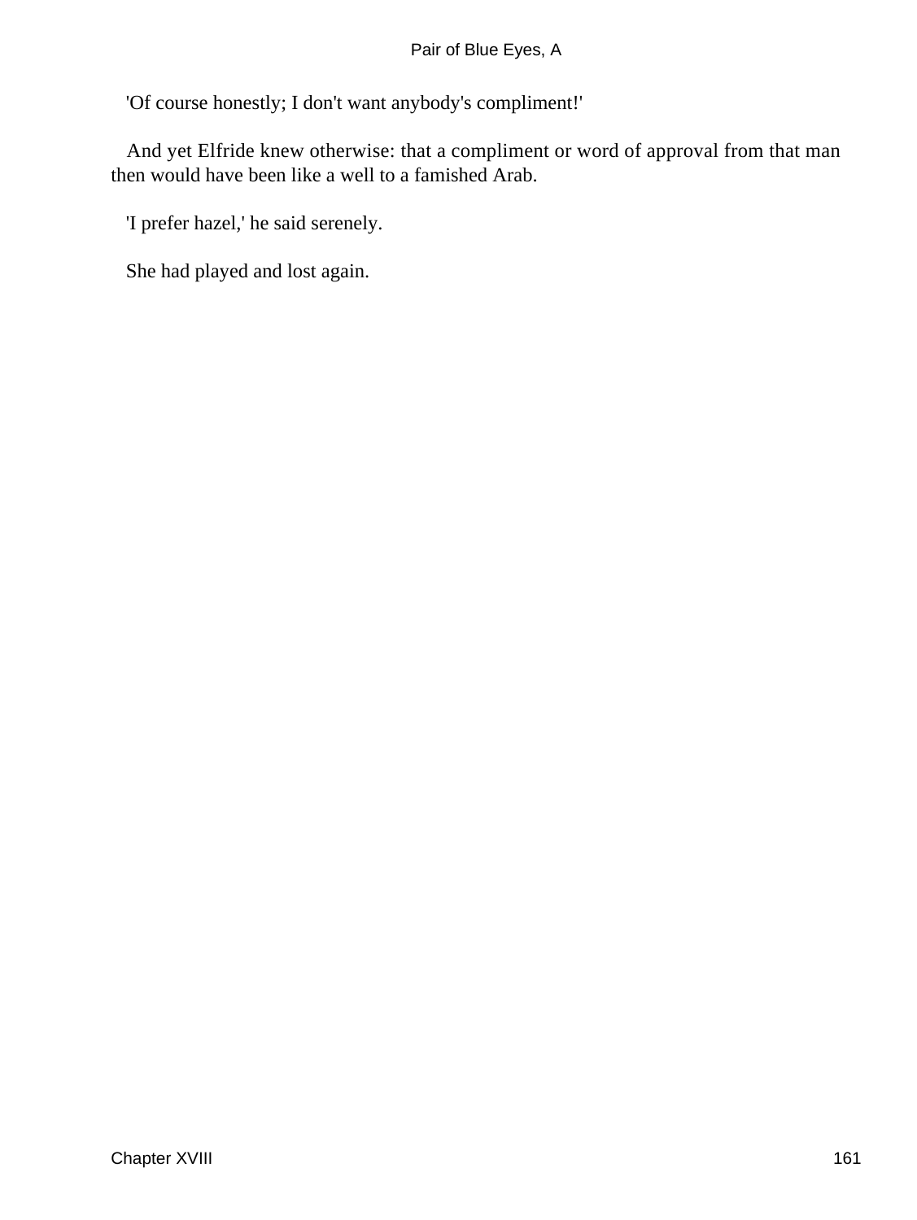'Of course honestly; I don't want anybody's compliment!'

And yet Elfride knew otherwise: that a compliment or word of approval from that man then would have been like a well to a famished Arab.

'I prefer hazel,' he said serenely.

She had played and lost again.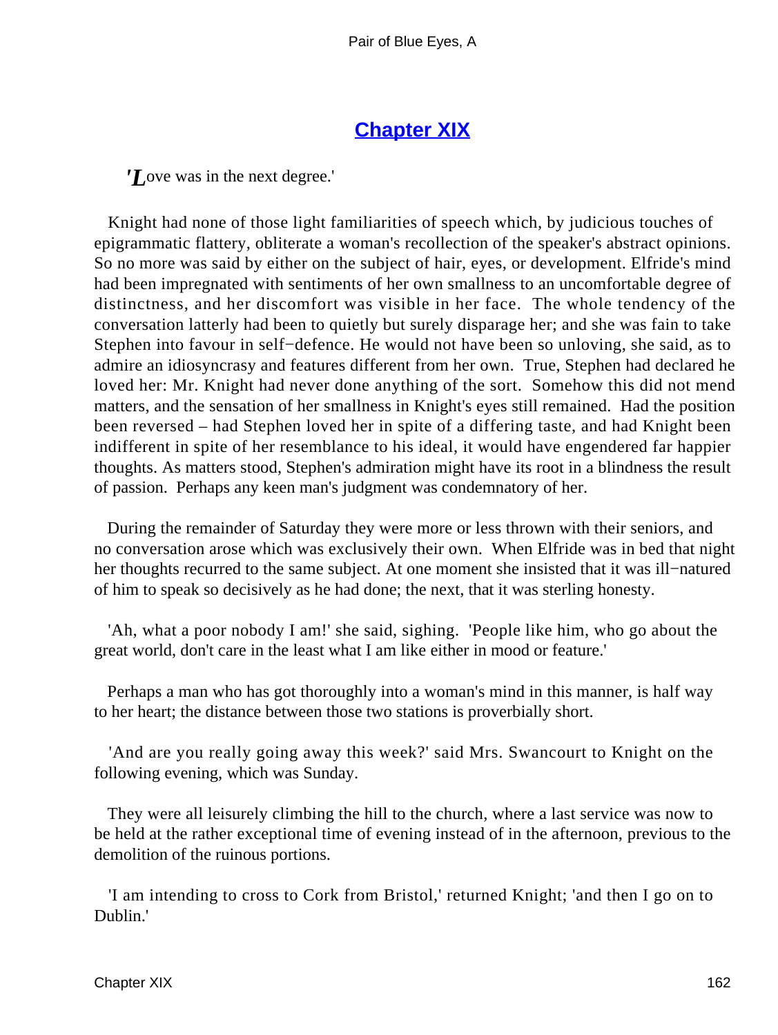## Chapter XIX

*'Love was in the next degree.'*

Knight had none of those light familiarities of speech which, by judicious touches of epigrammatic flattery, obliterate a woman's recollection of the speaker's abstract opinions. So no more was said by either on the subject of hair, eyes, or development. Elfride's mind had been impregnated with sentiments of her own smallness to an uncomfortable degree of distinctness, and her discomfort was visible in her face. The whole tendency of the conversation latterly had been to quietly but surely disparage her; and she was fain to take Stephen into favour in self−defence. He would not have been so unloving, she said, as to admire an idiosyncrasy and features different from her own. True, Stephen had declared he loved her: Mr. Knight had never done anything of the sort. Somehow this did not mend matters, and the sensation of her smallness in Knight's eyes still remained. Had the position been reversed – had Stephen loved her in spite of a differing taste, and had Knight been indifferent in spite of her resemblance to his ideal, it would have engendered far happier thoughts. As matters stood, Stephen's admiration might have its root in a blindness the result of passion. Perhaps any keen man's judgment was condemnatory of her.

During the remainder of Saturday they were more or less thrown with their seniors, and no conversation arose which was exclusively their own. When Elfride was in bed that night her thoughts recurred to the same subject. At one moment she insisted that it was ill−natured of him to speak so decisively as he had done; the next, that it was sterling honesty.

'Ah, what a poor nobody I am!' she said, sighing. 'People like him, who go about the great world, don't care in the least what I am like either in mood or feature.'

Perhaps a man who has got thoroughly into a woman's mind in this manner, is half way to her heart; the distance between those two stations is proverbially short.

'And are you really going away this week?' said Mrs. Swancourt to Knight on the following evening, which was Sunday.

They were all leisurely climbing the hill to the church, where a last service was now to be held at the rather exceptional time of evening instead of in the afternoon, previous to the demolition of the ruinous portions.

'I am intending to cross to Cork from Bristol,' returned Knight; 'and then I go on to Dublin.'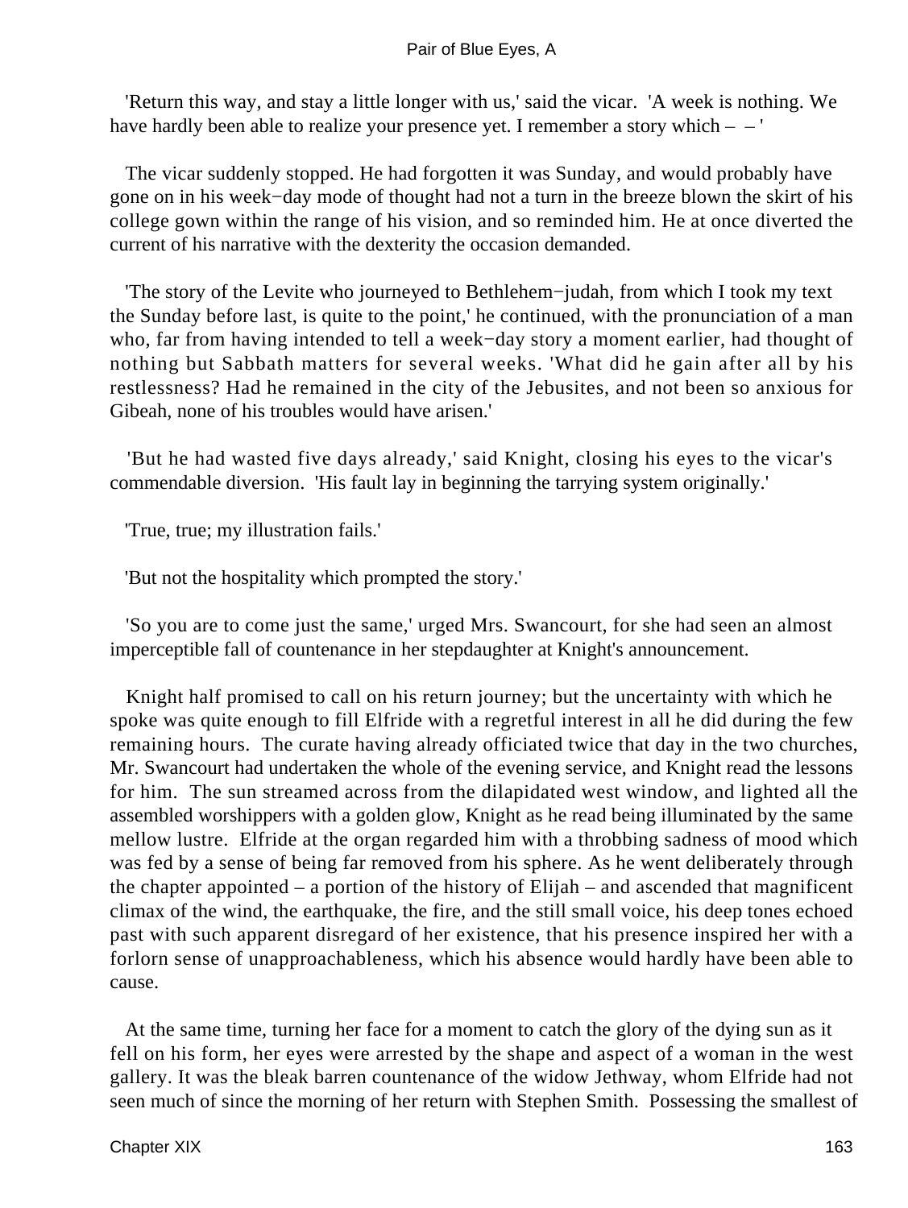'Return this way, and stay a little longer with us,' said the vicar. 'A week is nothing. We have hardly been able to realize your presence yet. I remember a story which – – '

The vicar suddenly stopped. He had forgotten it was Sunday, and would probably have gone on in his week−day mode of thought had not a turn in the breeze blown the skirt of his college gown within the range of his vision, and so reminded him. He at once diverted the current of his narrative with the dexterity the occasion demanded.

'The story of the Levite who journeyed to Bethlehem−judah, from which I took my text the Sunday before last, is quite to the point,' he continued, with the pronunciation of a man who, far from having intended to tell a week−day story a moment earlier, had thought of nothing but Sabbath matters for several weeks. 'What did he gain after all by his restlessness? Had he remained in the city of the Jebusites, and not been so anxious for Gibeah, none of his troubles would have arisen.'

'But he had wasted five days already,' said Knight, closing his eyes to the vicar's commendable diversion. 'His fault lay in beginning the tarrying system originally.'

'True, true; my illustration fails.'

'But not the hospitality which prompted the story.'

'So you are to come just the same,' urged Mrs. Swancourt, for she had seen an almost imperceptible fall of countenance in her stepdaughter at Knight's announcement.

Knight half promised to call on his return journey; but the uncertainty with which he spoke was quite enough to fill Elfride with a regretful interest in all he did during the few remaining hours. The curate having already officiated twice that day in the two churches, Mr. Swancourt had undertaken the whole of the evening service, and Knight read the lessons for him. The sun streamed across from the dilapidated west window, and lighted all the assembled worshippers with a golden glow, Knight as he read being illuminated by the same mellow lustre. Elfride at the organ regarded him with a throbbing sadness of mood which was fed by a sense of being far removed from his sphere. As he went deliberately through the chapter appointed – a portion of the history of Elijah – and ascended that magnificent climax of the wind, the earthquake, the fire, and the still small voice, his deep tones echoed past with such apparent disregard of her existence, that his presence inspired her with a forlorn sense of unapproachableness, which his absence would hardly have been able to cause.

At the same time, turning her face for a moment to catch the glory of the dying sun as it fell on his form, her eyes were arrested by the shape and aspect of a woman in the west gallery. It was the bleak barren countenance of the widow Jethway, whom Elfride had not seen much of since the morning of her return with Stephen Smith. Possessing the smallest of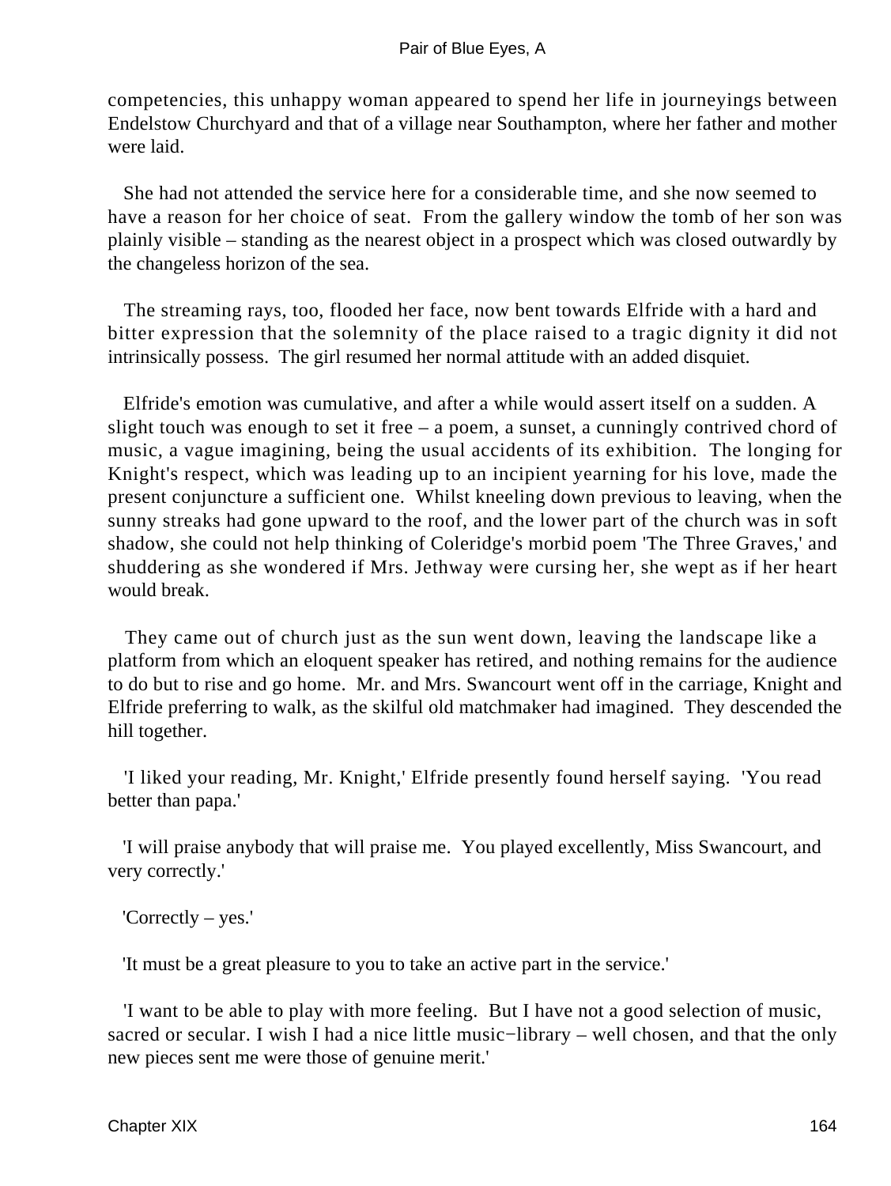competencies, this unhappy woman appeared to spend her life in journeyings between Endelstow Churchyard and that of a village near Southampton, where her father and mother were laid.

She had not attended the service here for a considerable time, and she now seemed to have a reason for her choice of seat. From the gallery window the tomb of her son was plainly visible – standing as the nearest object in a prospect which was closed outwardly by the changeless horizon of the sea.

The streaming rays, too, flooded her face, now bent towards Elfride with a hard and bitter expression that the solemnity of the place raised to a tragic dignity it did not intrinsically possess. The girl resumed her normal attitude with an added disquiet.

Elfride's emotion was cumulative, and after a while would assert itself on a sudden. A slight touch was enough to set it free – a poem, a sunset, a cunningly contrived chord of music, a vague imagining, being the usual accidents of its exhibition. The longing for Knight's respect, which was leading up to an incipient yearning for his love, made the present conjuncture a sufficient one. Whilst kneeling down previous to leaving, when the sunny streaks had gone upward to the roof, and the lower part of the church was in soft shadow, she could not help thinking of Coleridge's morbid poem 'The Three Graves,' and shuddering as she wondered if Mrs. Jethway were cursing her, she wept as if her heart would break.

They came out of church just as the sun went down, leaving the landscape like a platform from which an eloquent speaker has retired, and nothing remains for the audience to do but to rise and go home. Mr. and Mrs. Swancourt went off in the carriage, Knight and Elfride preferring to walk, as the skilful old matchmaker had imagined. They descended the hill together.

'I liked your reading, Mr. Knight,' Elfride presently found herself saying. 'You read better than papa.'

'I will praise anybody that will praise me. You played excellently, Miss Swancourt, and very correctly.'

'Correctly – yes.'

'It must be a great pleasure to you to take an active part in the service.'

'I want to be able to play with more feeling. But I have not a good selection of music, sacred or secular. I wish I had a nice little music−library – well chosen, and that the only new pieces sent me were those of genuine merit.'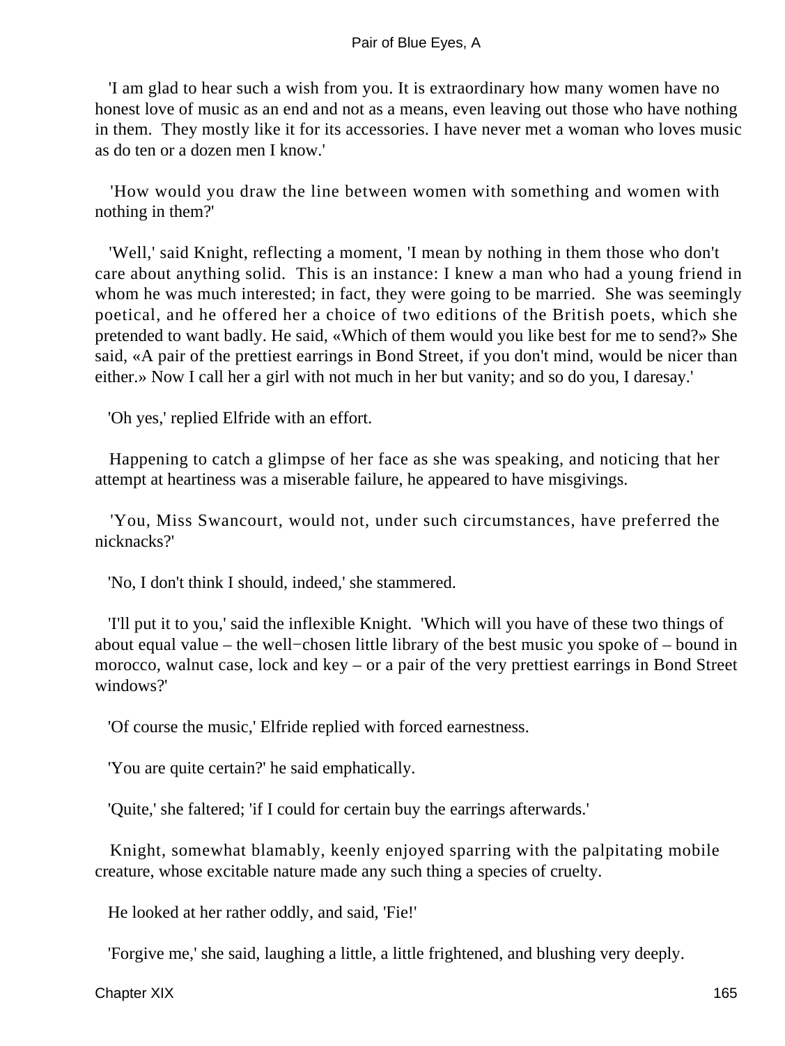'I am glad to hear such a wish from you. It is extraordinary how many women have no honest love of music as an end and not as a means, even leaving out those who have nothing in them. They mostly like it for its accessories. I have never met a woman who loves music as do ten or a dozen men I know.'

'How would you draw the line between women with something and women with nothing in them?'

'Well,' said Knight, reflecting a moment, 'I mean by nothing in them those who don't care about anything solid. This is an instance: I knew a man who had a young friend in whom he was much interested; in fact, they were going to be married. She was seemingly poetical, and he offered her a choice of two editions of the British poets, which she pretended to want badly. He said, «Which of them would you like best for me to send?» She said, «A pair of the prettiest earrings in Bond Street, if you don't mind, would be nicer than either.» Now I call her a girl with not much in her but vanity; and so do you, I daresay.'

'Oh yes,' replied Elfride with an effort.

Happening to catch a glimpse of her face as she was speaking, and noticing that her attempt at heartiness was a miserable failure, he appeared to have misgivings.

'You, Miss Swancourt, would not, under such circumstances, have preferred the nicknacks?'

'No, I don't think I should, indeed,' she stammered.

'I'll put it to you,' said the inflexible Knight. 'Which will you have of these two things of about equal value – the well−chosen little library of the best music you spoke of – bound in morocco, walnut case, lock and key – or a pair of the very prettiest earrings in Bond Street windows?'

'Of course the music,' Elfride replied with forced earnestness.

'You are quite certain?' he said emphatically.

'Quite,' she faltered; 'if I could for certain buy the earrings afterwards.'

Knight, somewhat blamably, keenly enjoyed sparring with the palpitating mobile creature, whose excitable nature made any such thing a species of cruelty.

He looked at her rather oddly, and said, 'Fie!'

'Forgive me,' she said, laughing a little, a little frightened, and blushing very deeply.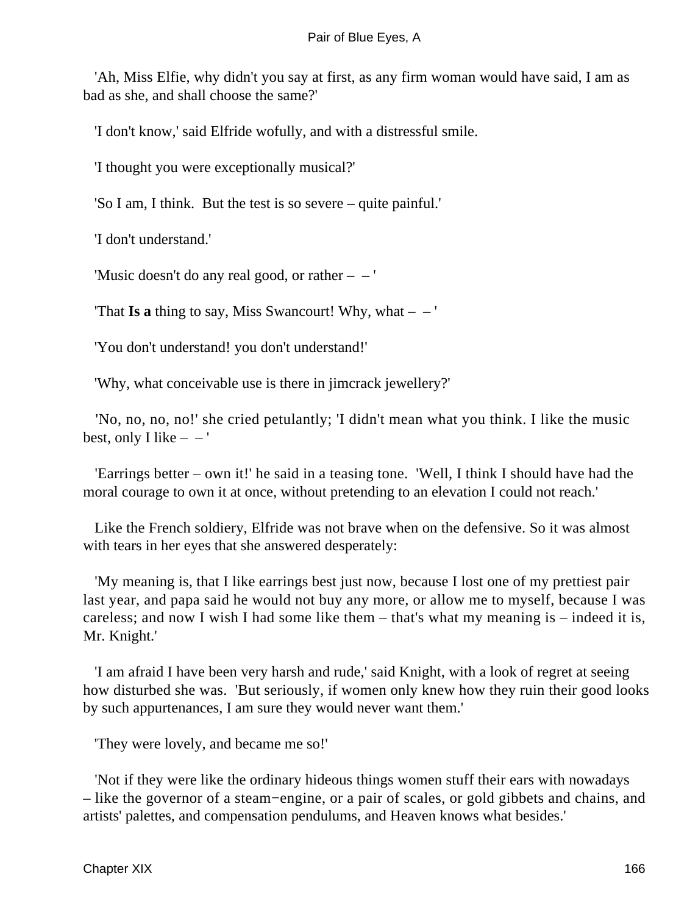'Ah, Miss Elfie, why didn't you say at first, as any firm woman would have said, I am as bad as she, and shall choose the same?'

'I don't know,' said Elfride wofully, and with a distressful smile.

'I thought you were exceptionally musical?'

'So I am, I think. But the test is so severe – quite painful.'

'I don't understand.'

'Music doesn't do any real good, or rather – – '

'That **Is a** thing to say, Miss Swancourt! Why, what – – '

'You don't understand! you don't understand!'

'Why, what conceivable use is there in jimcrack jewellery?'

'No, no, no, no!' she cried petulantly; 'I didn't mean what you think. I like the music best, only I like – – '

'Earrings better – own it!' he said in a teasing tone. 'Well, I think I should have had the moral courage to own it at once, without pretending to an elevation I could not reach.'

Like the French soldiery, Elfride was not brave when on the defensive. So it was almost with tears in her eyes that she answered desperately:

'My meaning is, that I like earrings best just now, because I lost one of my prettiest pair last year, and papa said he would not buy any more, or allow me to myself, because I was careless; and now I wish I had some like them – that's what my meaning is – indeed it is, Mr. Knight.'

'I am afraid I have been very harsh and rude,' said Knight, with a look of regret at seeing how disturbed she was. 'But seriously, if women only knew how they ruin their good looks by such appurtenances, I am sure they would never want them.'

'They were lovely, and became me so!'

'Not if they were like the ordinary hideous things women stuff their ears with nowadays – like the governor of a steam−engine, or a pair of scales, or gold gibbets and chains, and artists' palettes, and compensation pendulums, and Heaven knows what besides.'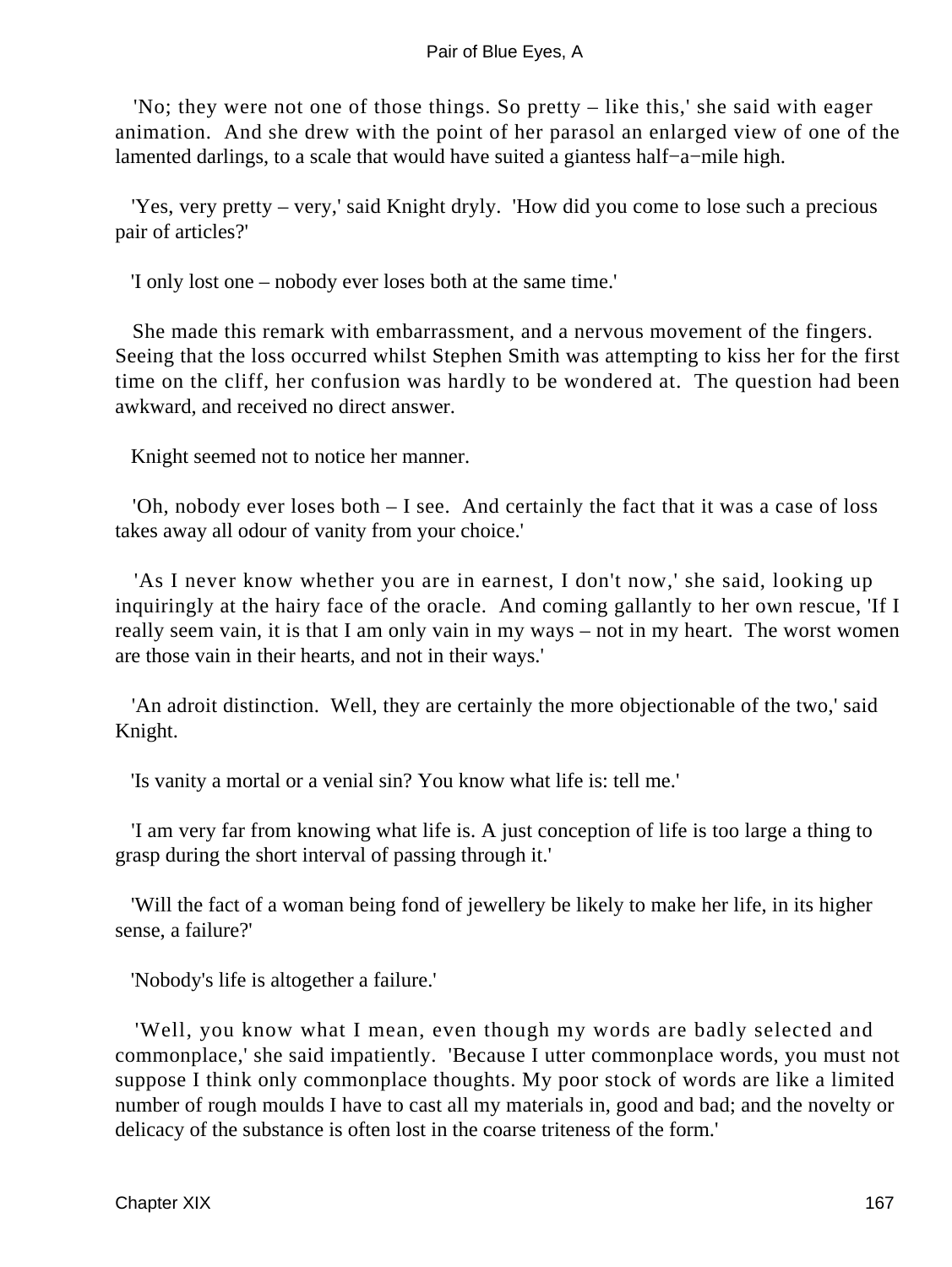'No; they were not one of those things. So pretty – like this,' she said with eager animation. And she drew with the point of her parasol an enlarged view of one of the lamented darlings, to a scale that would have suited a giantess half−a−mile high.

'Yes, very pretty – very,' said Knight dryly. 'How did you come to lose such a precious pair of articles?'

'I only lost one – nobody ever loses both at the same time.'

She made this remark with embarrassment, and a nervous movement of the fingers. Seeing that the loss occurred whilst Stephen Smith was attempting to kiss her for the first time on the cliff, her confusion was hardly to be wondered at. The question had been awkward, and received no direct answer.

Knight seemed not to notice her manner.

'Oh, nobody ever loses both – I see. And certainly the fact that it was a case of loss takes away all odour of vanity from your choice.'

'As I never know whether you are in earnest, I don't now,' she said, looking up inquiringly at the hairy face of the oracle. And coming gallantly to her own rescue, 'If I really seem vain, it is that I am only vain in my ways – not in my heart. The worst women are those vain in their hearts, and not in their ways.'

'An adroit distinction. Well, they are certainly the more objectionable of the two,' said Knight.

'Is vanity a mortal or a venial sin? You know what life is: tell me.'

'I am very far from knowing what life is. A just conception of life is too large a thing to grasp during the short interval of passing through it.'

'Will the fact of a woman being fond of jewellery be likely to make her life, in its higher sense, a failure?'

'Nobody's life is altogether a failure.'

'Well, you know what I mean, even though my words are badly selected and commonplace,' she said impatiently. 'Because I utter commonplace words, you must not suppose I think only commonplace thoughts. My poor stock of words are like a limited number of rough moulds I have to cast all my materials in, good and bad; and the novelty or delicacy of the substance is often lost in the coarse triteness of the form.'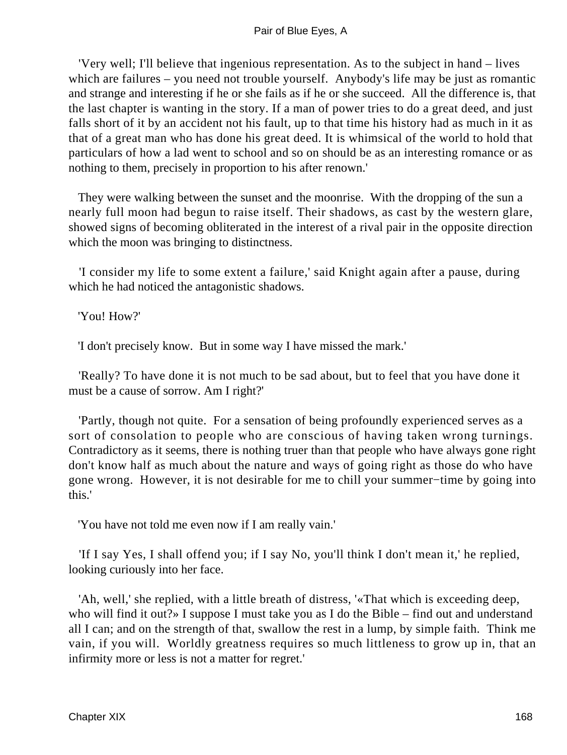'Very well; I'll believe that ingenious representation. As to the subject in hand – lives which are failures – you need not trouble yourself. Anybody's life may be just as romantic and strange and interesting if he or she fails as if he or she succeed. All the difference is, that the last chapter is wanting in the story. If a man of power tries to do a great deed, and just falls short of it by an accident not his fault, up to that time his history had as much in it as that of a great man who has done his great deed. It is whimsical of the world to hold that particulars of how a lad went to school and so on should be as an interesting romance or as nothing to them, precisely in proportion to his after renown.'

They were walking between the sunset and the moonrise. With the dropping of the sun a nearly full moon had begun to raise itself. Their shadows, as cast by the western glare, showed signs of becoming obliterated in the interest of a rival pair in the opposite direction which the moon was bringing to distinctness.

'I consider my life to some extent a failure,' said Knight again after a pause, during which he had noticed the antagonistic shadows.

'You! How?'

'I don't precisely know. But in some way I have missed the mark.'

'Really? To have done it is not much to be sad about, but to feel that you have done it must be a cause of sorrow. Am I right?'

'Partly, though not quite. For a sensation of being profoundly experienced serves as a sort of consolation to people who are conscious of having taken wrong turnings. Contradictory as it seems, there is nothing truer than that people who have always gone right don't know half as much about the nature and ways of going right as those do who have gone wrong. However, it is not desirable for me to chill your summer−time by going into this.'

'You have not told me even now if I am really vain.'

'If I say Yes, I shall offend you; if I say No, you'll think I don't mean it,' he replied, looking curiously into her face.

'Ah, well,' she replied, with a little breath of distress, '«That which is exceeding deep, who will find it out?» I suppose I must take you as I do the Bible – find out and understand all I can; and on the strength of that, swallow the rest in a lump, by simple faith. Think me vain, if you will. Worldly greatness requires so much littleness to grow up in, that an infirmity more or less is not a matter for regret.'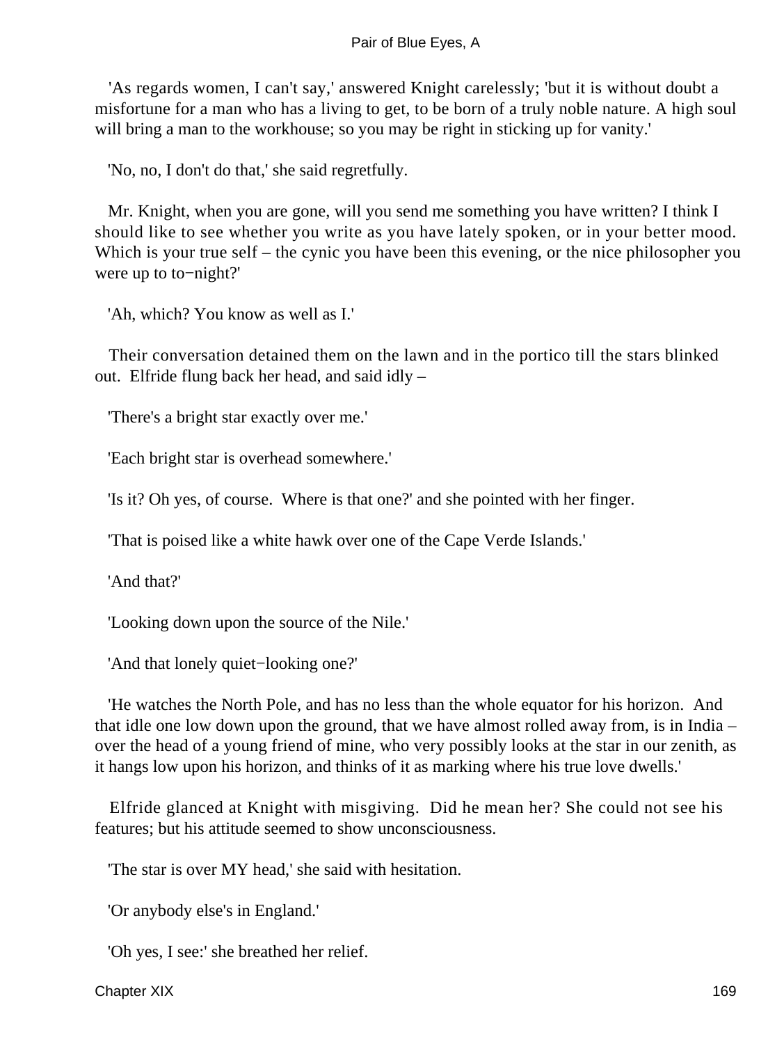'As regards women, I can't say,' answered Knight carelessly; 'but it is without doubt a misfortune for a man who has a living to get, to be born of a truly noble nature. A high soul will bring a man to the workhouse; so you may be right in sticking up for vanity.'

'No, no, I don't do that,' she said regretfully.

Mr. Knight, when you are gone, will you send me something you have written? I think I should like to see whether you write as you have lately spoken, or in your better mood. Which is your true self – the cynic you have been this evening, or the nice philosopher you were up to to−night?'

'Ah, which? You know as well as I.'

Their conversation detained them on the lawn and in the portico till the stars blinked out. Elfride flung back her head, and said idly –

'There's a bright star exactly over me.'

'Each bright star is overhead somewhere.'

'Is it? Oh yes, of course. Where is that one?' and she pointed with her finger.

'That is poised like a white hawk over one of the Cape Verde Islands.'

'And that?'

'Looking down upon the source of the Nile.'

'And that lonely quiet−looking one?'

'He watches the North Pole, and has no less than the whole equator for his horizon. And that idle one low down upon the ground, that we have almost rolled away from, is in India – over the head of a young friend of mine, who very possibly looks at the star in our zenith, as it hangs low upon his horizon, and thinks of it as marking where his true love dwells.'

Elfride glanced at Knight with misgiving. Did he mean her? She could not see his features; but his attitude seemed to show unconsciousness.

'The star is over MY head,' she said with hesitation.

'Or anybody else's in England.'

'Oh yes, I see:' she breathed her relief.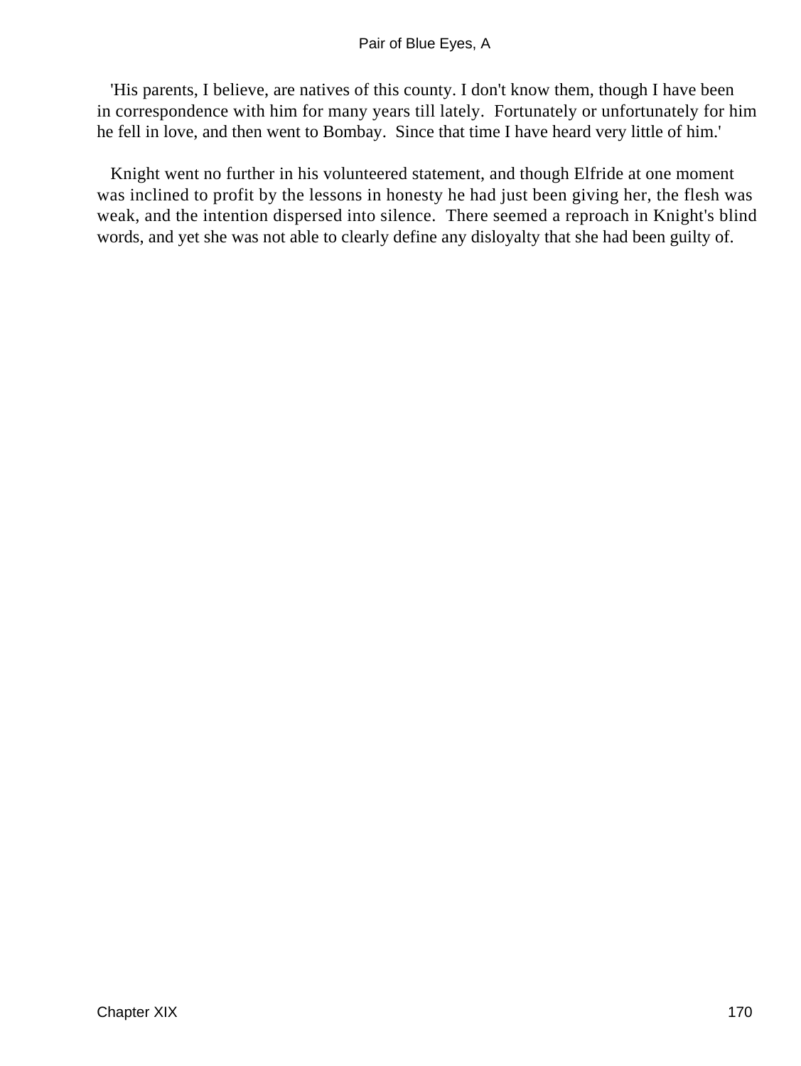'His parents, I believe, are natives of this county. I don't know them, though I have been in correspondence with him for many years till lately. Fortunately or unfortunately for him he fell in love, and then went to Bombay. Since that time I have heard very little of him.'

Knight went no further in his volunteered statement, and though Elfride at one moment was inclined to profit by the lessons in honesty he had just been giving her, the flesh was weak, and the intention dispersed into silence. There seemed a reproach in Knight's blind words, and yet she was not able to clearly define any disloyalty that she had been guilty of.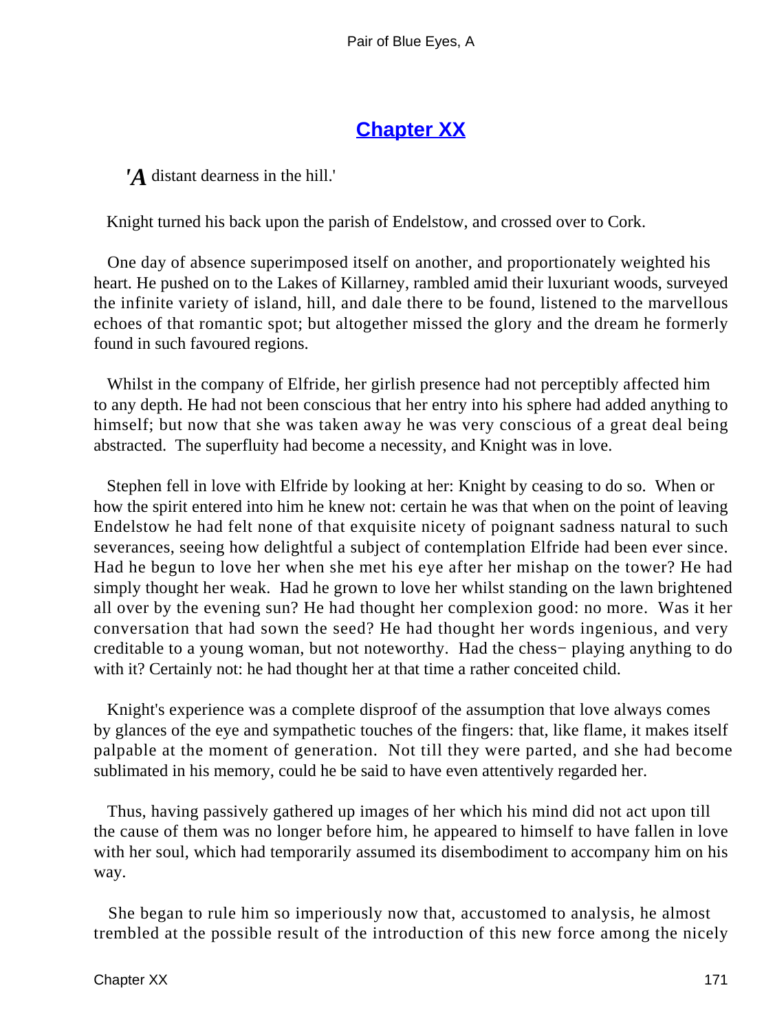## [Chapter XX](#)

*'A* distant dearness in the hill.'

Knight turned his back upon the parish of Endelstow, and crossed over to Cork.

One day of absence superimposed itself on another, and proportionately weighted his heart. He pushed on to the Lakes of Killarney, rambled amid their luxuriant woods, surveyed the infinite variety of island, hill, and dale there to be found, listened to the marvellous echoes of that romantic spot; but altogether missed the glory and the dream he formerly found in such favoured regions.

Whilst in the company of Elfride, her girlish presence had not perceptibly affected him to any depth. He had not been conscious that her entry into his sphere had added anything to himself; but now that she was taken away he was very conscious of a great deal being abstracted. The superfluity had become a necessity, and Knight was in love.

Stephen fell in love with Elfride by looking at her: Knight by ceasing to do so. When or how the spirit entered into him he knew not: certain he was that when on the point of leaving Endelstow he had felt none of that exquisite nicety of poignant sadness natural to such severances, seeing how delightful a subject of contemplation Elfride had been ever since. Had he begun to love her when she met his eye after her mishap on the tower? He had simply thought her weak. Had he grown to love her whilst standing on the lawn brightened all over by the evening sun? He had thought her complexion good: no more. Was it her conversation that had sown the seed? He had thought her words ingenious, and very creditable to a young woman, but not noteworthy. Had the chess− playing anything to do with it? Certainly not: he had thought her at that time a rather conceited child.

Knight's experience was a complete disproof of the assumption that love always comes by glances of the eye and sympathetic touches of the fingers: that, like flame, it makes itself palpable at the moment of generation. Not till they were parted, and she had become sublimated in his memory, could he be said to have even attentively regarded her.

Thus, having passively gathered up images of her which his mind did not act upon till the cause of them was no longer before him, he appeared to himself to have fallen in love with her soul, which had temporarily assumed its disembodiment to accompany him on his way.

She began to rule him so imperiously now that, accustomed to analysis, he almost trembled at the possible result of the introduction of this new force among the nicely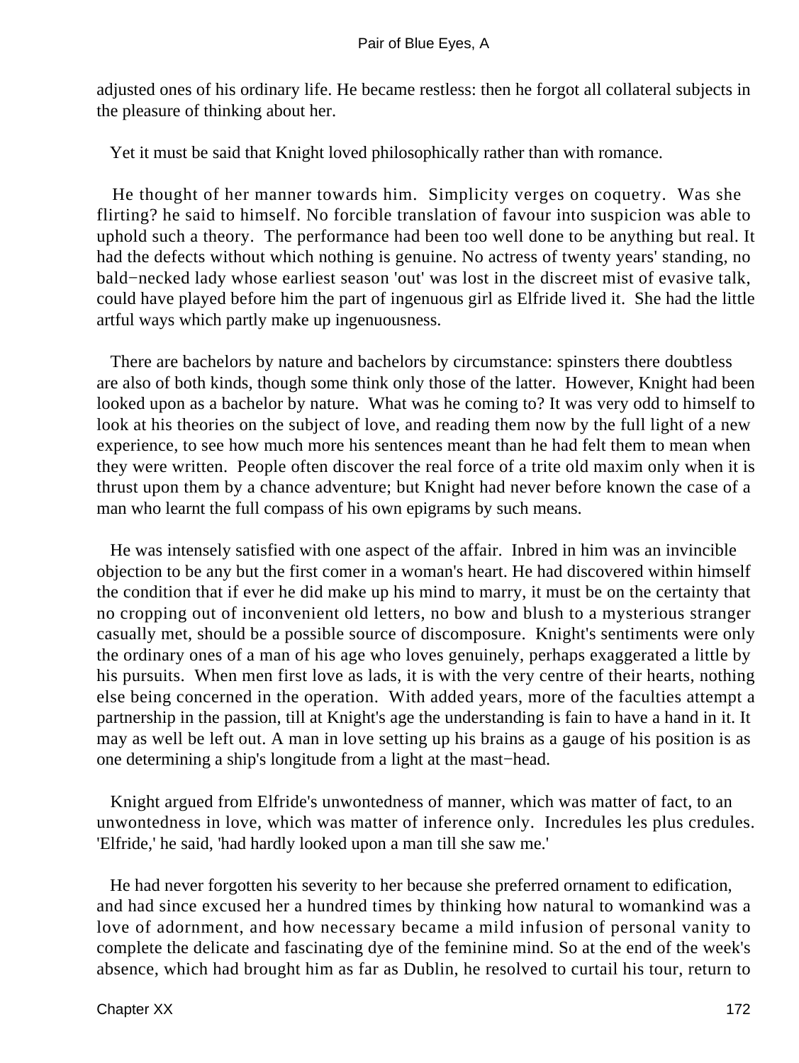adjusted ones of his ordinary life. He became restless: then he forgot all collateral subjects in the pleasure of thinking about her.

Yet it must be said that Knight loved philosophically rather than with romance.

He thought of her manner towards him. Simplicity verges on coquetry. Was she flirting? he said to himself. No forcible translation of favour into suspicion was able to uphold such a theory. The performance had been too well done to be anything but real. It had the defects without which nothing is genuine. No actress of twenty years' standing, no bald−necked lady whose earliest season 'out' was lost in the discreet mist of evasive talk, could have played before him the part of ingenuous girl as Elfride lived it. She had the little artful ways which partly make up ingenuousness.

There are bachelors by nature and bachelors by circumstance: spinsters there doubtless are also of both kinds, though some think only those of the latter. However, Knight had been looked upon as a bachelor by nature. What was he coming to? It was very odd to himself to look at his theories on the subject of love, and reading them now by the full light of a new experience, to see how much more his sentences meant than he had felt them to mean when they were written. People often discover the real force of a trite old maxim only when it is thrust upon them by a chance adventure; but Knight had never before known the case of a man who learnt the full compass of his own epigrams by such means.

He was intensely satisfied with one aspect of the affair. Inbred in him was an invincible objection to be any but the first comer in a woman's heart. He had discovered within himself the condition that if ever he did make up his mind to marry, it must be on the certainty that no cropping out of inconvenient old letters, no bow and blush to a mysterious stranger casually met, should be a possible source of discomposure. Knight's sentiments were only the ordinary ones of a man of his age who loves genuinely, perhaps exaggerated a little by his pursuits. When men first love as lads, it is with the very centre of their hearts, nothing else being concerned in the operation. With added years, more of the faculties attempt a partnership in the passion, till at Knight's age the understanding is fain to have a hand in it. It may as well be left out. A man in love setting up his brains as a gauge of his position is as one determining a ship's longitude from a light at the mast−head.

Knight argued from Elfride's unwontedness of manner, which was matter of fact, to an unwontedness in love, which was matter of inference only. Incredules les plus credules. 'Elfride,' he said, 'had hardly looked upon a man till she saw me.'

He had never forgotten his severity to her because she preferred ornament to edification, and had since excused her a hundred times by thinking how natural to womankind was a love of adornment, and how necessary became a mild infusion of personal vanity to complete the delicate and fascinating dye of the feminine mind. So at the end of the week's absence, which had brought him as far as Dublin, he resolved to curtail his tour, return to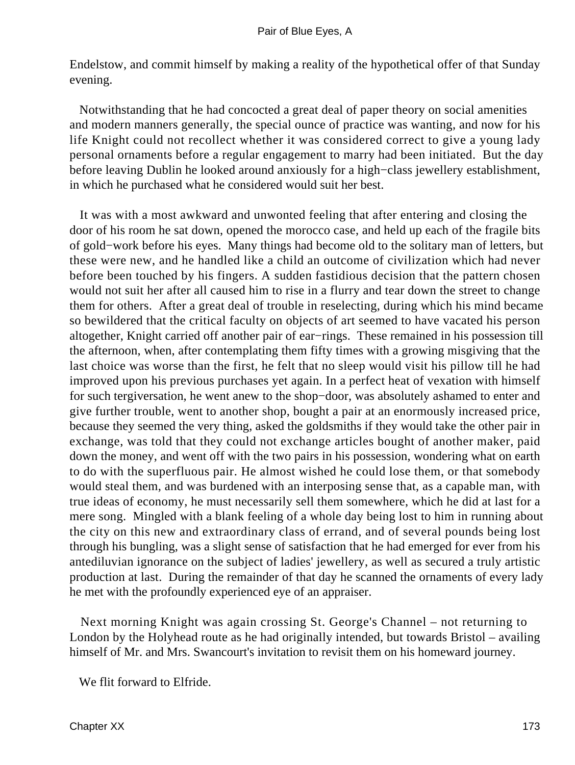Endelstow, and commit himself by making a reality of the hypothetical offer of that Sunday evening.

Notwithstanding that he had concocted a great deal of paper theory on social amenities and modern manners generally, the special ounce of practice was wanting, and now for his life Knight could not recollect whether it was considered correct to give a young lady personal ornaments before a regular engagement to marry had been initiated. But the day before leaving Dublin he looked around anxiously for a high−class jewellery establishment, in which he purchased what he considered would suit her best.

It was with a most awkward and unwonted feeling that after entering and closing the door of his room he sat down, opened the morocco case, and held up each of the fragile bits of gold−work before his eyes. Many things had become old to the solitary man of letters, but these were new, and he handled like a child an outcome of civilization which had never before been touched by his fingers. A sudden fastidious decision that the pattern chosen would not suit her after all caused him to rise in a flurry and tear down the street to change them for others. After a great deal of trouble in reselecting, during which his mind became so bewildered that the critical faculty on objects of art seemed to have vacated his person altogether, Knight carried off another pair of ear−rings. These remained in his possession till the afternoon, when, after contemplating them fifty times with a growing misgiving that the last choice was worse than the first, he felt that no sleep would visit his pillow till he had improved upon his previous purchases yet again. In a perfect heat of vexation with himself for such tergiversation, he went anew to the shop−door, was absolutely ashamed to enter and give further trouble, went to another shop, bought a pair at an enormously increased price, because they seemed the very thing, asked the goldsmiths if they would take the other pair in exchange, was told that they could not exchange articles bought of another maker, paid down the money, and went off with the two pairs in his possession, wondering what on earth to do with the superfluous pair. He almost wished he could lose them, or that somebody would steal them, and was burdened with an interposing sense that, as a capable man, with true ideas of economy, he must necessarily sell them somewhere, which he did at last for a mere song. Mingled with a blank feeling of a whole day being lost to him in running about the city on this new and extraordinary class of errand, and of several pounds being lost through his bungling, was a slight sense of satisfaction that he had emerged for ever from his antediluvian ignorance on the subject of ladies' jewellery, as well as secured a truly artistic production at last. During the remainder of that day he scanned the ornaments of every lady he met with the profoundly experienced eye of an appraiser.

Next morning Knight was again crossing St. George's Channel – not returning to London by the Holyhead route as he had originally intended, but towards Bristol – availing himself of Mr. and Mrs. Swancourt's invitation to revisit them on his homeward journey.

We flit forward to Elfride.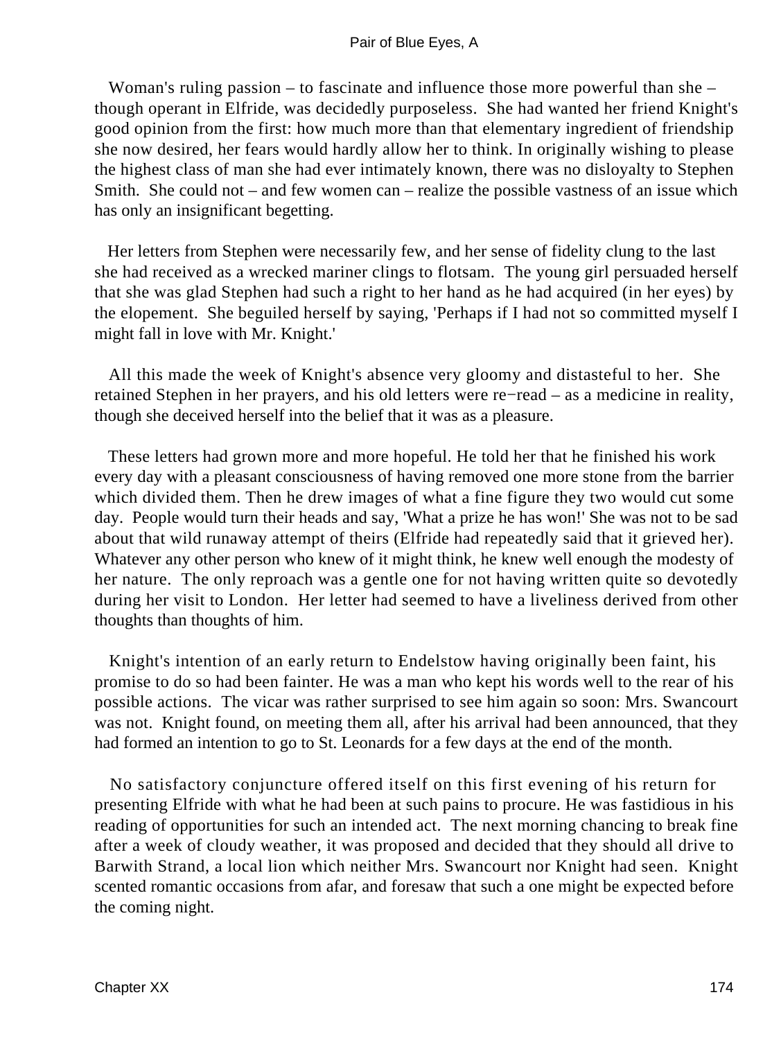Woman's ruling passion – to fascinate and influence those more powerful than she – though operant in Elfride, was decidedly purposeless. She had wanted her friend Knight's good opinion from the first: how much more than that elementary ingredient of friendship she now desired, her fears would hardly allow her to think. In originally wishing to please the highest class of man she had ever intimately known, there was no disloyalty to Stephen Smith. She could not – and few women can – realize the possible vastness of an issue which has only an insignificant begetting.

Her letters from Stephen were necessarily few, and her sense of fidelity clung to the last she had received as a wrecked mariner clings to flotsam. The young girl persuaded herself that she was glad Stephen had such a right to her hand as he had acquired (in her eyes) by the elopement. She beguiled herself by saying, 'Perhaps if I had not so committed myself I might fall in love with Mr. Knight.'

All this made the week of Knight's absence very gloomy and distasteful to her. She retained Stephen in her prayers, and his old letters were re−read – as a medicine in reality, though she deceived herself into the belief that it was as a pleasure.

These letters had grown more and more hopeful. He told her that he finished his work every day with a pleasant consciousness of having removed one more stone from the barrier which divided them. Then he drew images of what a fine figure they two would cut some day. People would turn their heads and say, 'What a prize he has won!' She was not to be sad about that wild runaway attempt of theirs (Elfride had repeatedly said that it grieved her). Whatever any other person who knew of it might think, he knew well enough the modesty of her nature. The only reproach was a gentle one for not having written quite so devotedly during her visit to London. Her letter had seemed to have a liveliness derived from other thoughts than thoughts of him.

Knight's intention of an early return to Endelstow having originally been faint, his promise to do so had been fainter. He was a man who kept his words well to the rear of his possible actions. The vicar was rather surprised to see him again so soon: Mrs. Swancourt was not. Knight found, on meeting them all, after his arrival had been announced, that they had formed an intention to go to St. Leonards for a few days at the end of the month.

No satisfactory conjuncture offered itself on this first evening of his return for presenting Elfride with what he had been at such pains to procure. He was fastidious in his reading of opportunities for such an intended act. The next morning chancing to break fine after a week of cloudy weather, it was proposed and decided that they should all drive to Barwith Strand, a local lion which neither Mrs. Swancourt nor Knight had seen. Knight scented romantic occasions from afar, and foresaw that such a one might be expected before the coming night.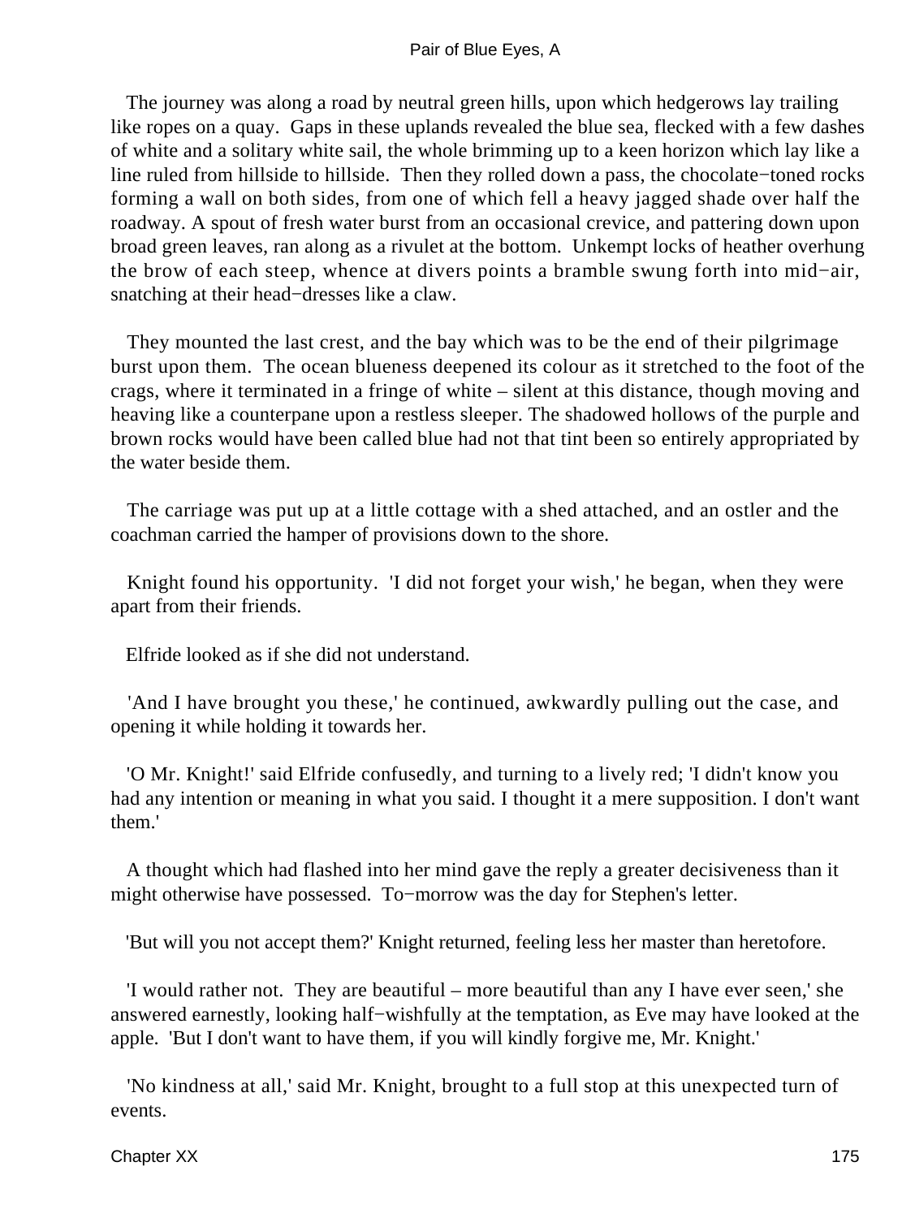The journey was along a road by neutral green hills, upon which hedgerows lay trailing like ropes on a quay. Gaps in these uplands revealed the blue sea, flecked with a few dashes of white and a solitary white sail, the whole brimming up to a keen horizon which lay like a line ruled from hillside to hillside. Then they rolled down a pass, the chocolate−toned rocks forming a wall on both sides, from one of which fell a heavy jagged shade over half the roadway. A spout of fresh water burst from an occasional crevice, and pattering down upon broad green leaves, ran along as a rivulet at the bottom. Unkempt locks of heather overhung the brow of each steep, whence at divers points a bramble swung forth into mid−air, snatching at their head−dresses like a claw.

They mounted the last crest, and the bay which was to be the end of their pilgrimage burst upon them. The ocean blueness deepened its colour as it stretched to the foot of the crags, where it terminated in a fringe of white – silent at this distance, though moving and heaving like a counterpane upon a restless sleeper. The shadowed hollows of the purple and brown rocks would have been called blue had not that tint been so entirely appropriated by the water beside them.

The carriage was put up at a little cottage with a shed attached, and an ostler and the coachman carried the hamper of provisions down to the shore.

Knight found his opportunity. 'I did not forget your wish,' he began, when they were apart from their friends.

Elfride looked as if she did not understand.

'And I have brought you these,' he continued, awkwardly pulling out the case, and opening it while holding it towards her.

'O Mr. Knight!' said Elfride confusedly, and turning to a lively red; 'I didn't know you had any intention or meaning in what you said. I thought it a mere supposition. I don't want them.'

A thought which had flashed into her mind gave the reply a greater decisiveness than it might otherwise have possessed. To−morrow was the day for Stephen's letter.

'But will you not accept them?' Knight returned, feeling less her master than heretofore.

'I would rather not. They are beautiful – more beautiful than any I have ever seen,' she answered earnestly, looking half−wishfully at the temptation, as Eve may have looked at the apple. 'But I don't want to have them, if you will kindly forgive me, Mr. Knight.'

'No kindness at all,' said Mr. Knight, brought to a full stop at this unexpected turn of events.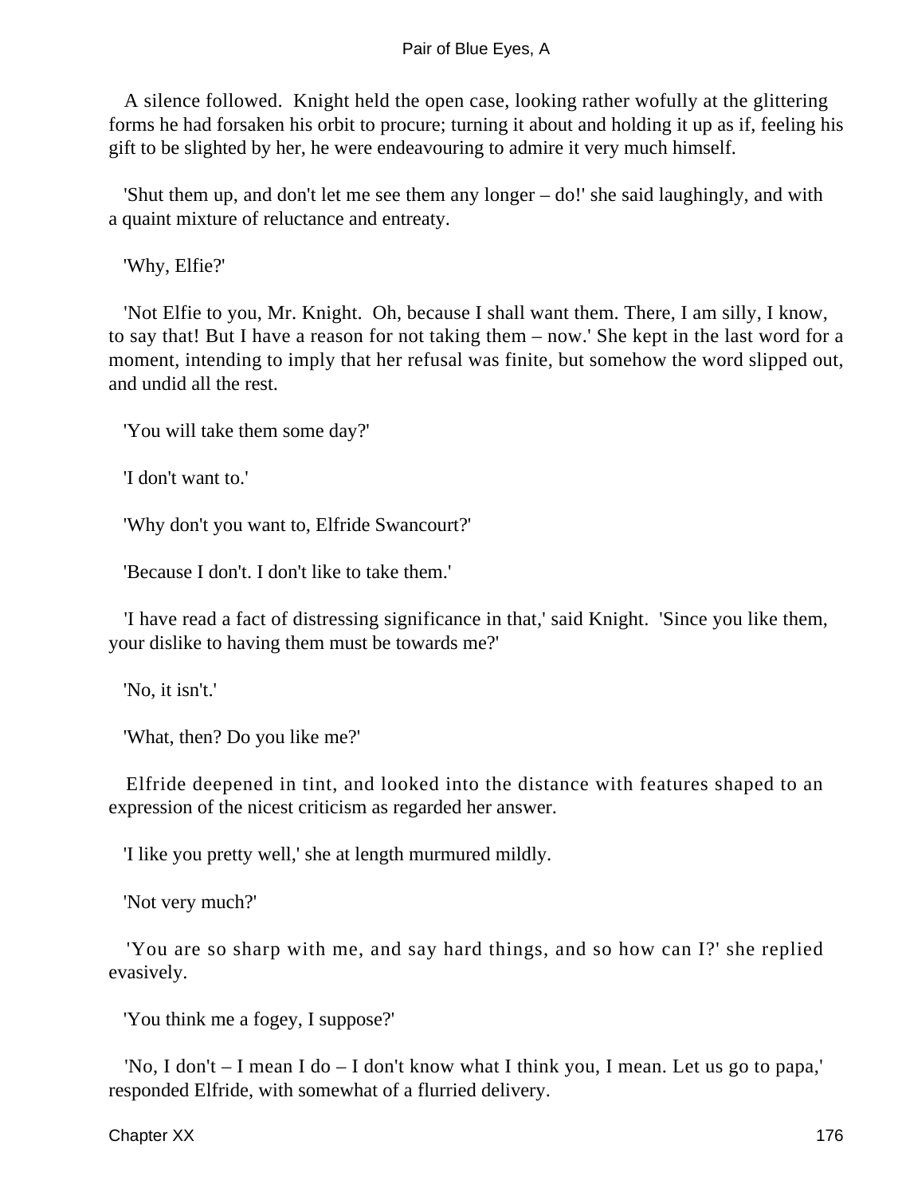A silence followed. Knight held the open case, looking rather wofully at the glittering forms he had forsaken his orbit to procure; turning it about and holding it up as if, feeling his gift to be slighted by her, he were endeavouring to admire it very much himself.

'Shut them up, and don't let me see them any longer – do!' she said laughingly, and with a quaint mixture of reluctance and entreaty.

'Why, Elfie?'

'Not Elfie to you, Mr. Knight. Oh, because I shall want them. There, I am silly, I know, to say that! But I have a reason for not taking them – now.' She kept in the last word for a moment, intending to imply that her refusal was finite, but somehow the word slipped out, and undid all the rest.

'You will take them some day?'

'I don't want to.'

'Why don't you want to, Elfride Swancourt?'

'Because I don't. I don't like to take them.'

'I have read a fact of distressing significance in that,' said Knight. 'Since you like them, your dislike to having them must be towards me?'

'No, it isn't.'

'What, then? Do you like me?'

Elfride deepened in tint, and looked into the distance with features shaped to an expression of the nicest criticism as regarded her answer.

'I like you pretty well,' she at length murmured mildly.

'Not very much?'

'You are so sharp with me, and say hard things, and so how can I?' she replied evasively.

'You think me a fogey, I suppose?'

'No, I don't – I mean I do – I don't know what I think you, I mean. Let us go to papa,' responded Elfride, with somewhat of a flurried delivery.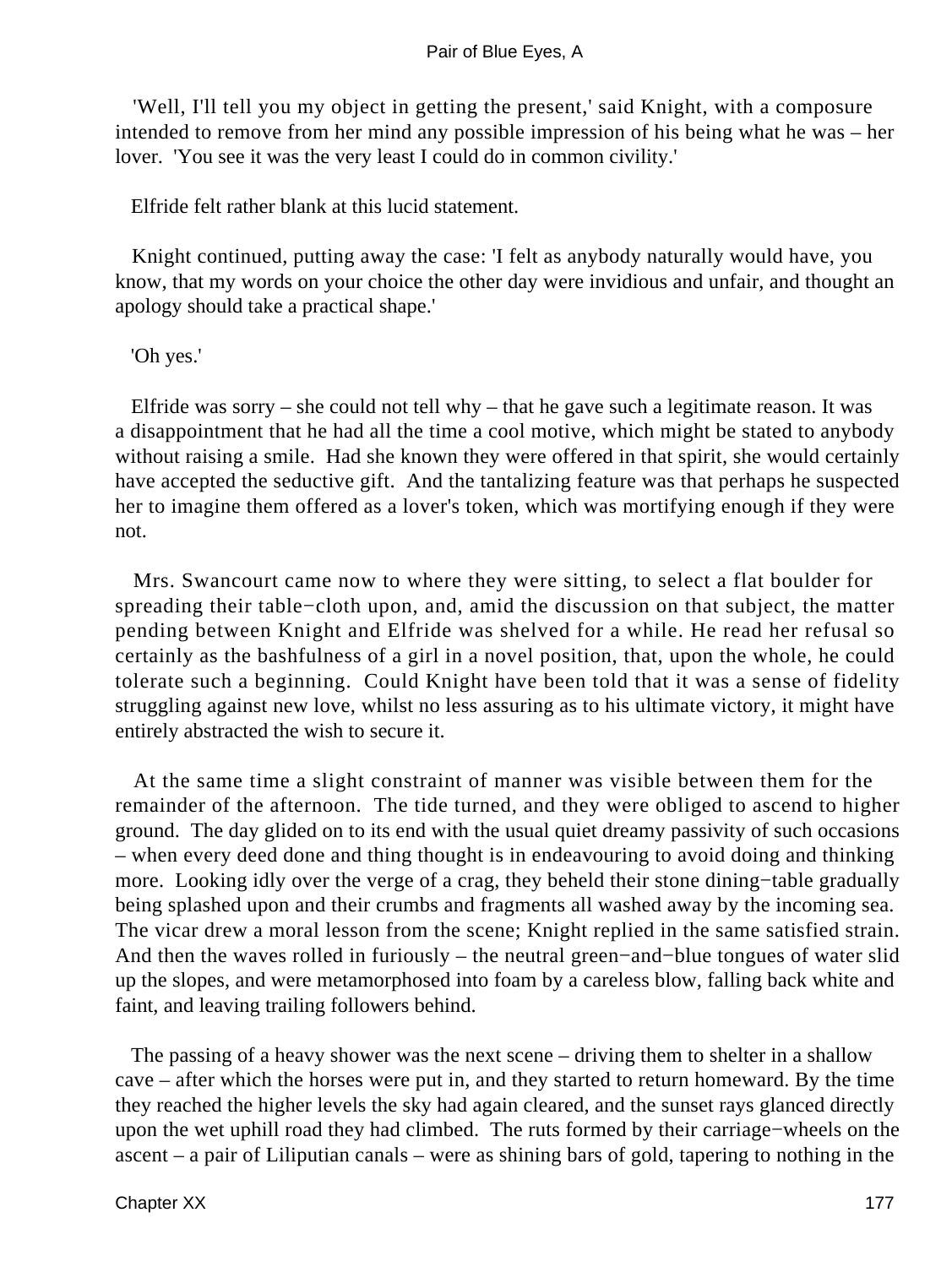'Well, I'll tell you my object in getting the present,' said Knight, with a composure intended to remove from her mind any possible impression of his being what he was – her lover. 'You see it was the very least I could do in common civility.'

Elfride felt rather blank at this lucid statement.

Knight continued, putting away the case: 'I felt as anybody naturally would have, you know, that my words on your choice the other day were invidious and unfair, and thought an apology should take a practical shape.'

'Oh yes.'

Elfride was sorry – she could not tell why – that he gave such a legitimate reason. It was a disappointment that he had all the time a cool motive, which might be stated to anybody without raising a smile. Had she known they were offered in that spirit, she would certainly have accepted the seductive gift. And the tantalizing feature was that perhaps he suspected her to imagine them offered as a lover's token, which was mortifying enough if they were not.

Mrs. Swancourt came now to where they were sitting, to select a flat boulder for spreading their table−cloth upon, and, amid the discussion on that subject, the matter pending between Knight and Elfride was shelved for a while. He read her refusal so certainly as the bashfulness of a girl in a novel position, that, upon the whole, he could tolerate such a beginning. Could Knight have been told that it was a sense of fidelity struggling against new love, whilst no less assuring as to his ultimate victory, it might have entirely abstracted the wish to secure it.

At the same time a slight constraint of manner was visible between them for the remainder of the afternoon. The tide turned, and they were obliged to ascend to higher ground. The day glided on to its end with the usual quiet dreamy passivity of such occasions – when every deed done and thing thought is in endeavouring to avoid doing and thinking more. Looking idly over the verge of a crag, they beheld their stone dining−table gradually being splashed upon and their crumbs and fragments all washed away by the incoming sea. The vicar drew a moral lesson from the scene; Knight replied in the same satisfied strain. And then the waves rolled in furiously – the neutral green−and−blue tongues of water slid up the slopes, and were metamorphosed into foam by a careless blow, falling back white and faint, and leaving trailing followers behind.

The passing of a heavy shower was the next scene – driving them to shelter in a shallow cave – after which the horses were put in, and they started to return homeward. By the time they reached the higher levels the sky had again cleared, and the sunset rays glanced directly upon the wet uphill road they had climbed. The ruts formed by their carriage−wheels on the ascent – a pair of Liliputian canals – were as shining bars of gold, tapering to nothing in the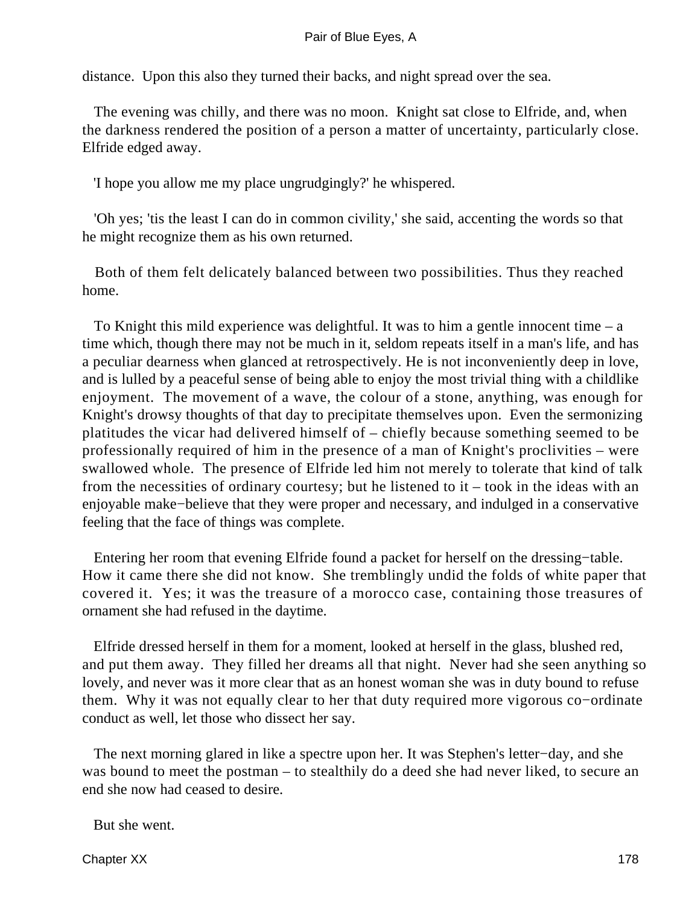distance.  Upon this also they turned their backs, and night spread over the sea.

The evening was chilly, and there was no moon.  Knight sat close to Elfride, and, when the darkness rendered the position of a person a matter of uncertainty, particularly close. Elfride edged away.

'I hope you allow me my place ungrudgingly?' he whispered.

'Oh yes; 'tis the least I can do in common civility,' she said, accenting the words so that he might recognize them as his own returned.

Both of them felt delicately balanced between two possibilities. Thus they reached home.

To Knight this mild experience was delightful. It was to him a gentle innocent time – a time which, though there may not be much in it, seldom repeats itself in a man's life, and has a peculiar dearness when glanced at retrospectively. He is not inconveniently deep in love, and is lulled by a peaceful sense of being able to enjoy the most trivial thing with a childlike enjoyment.  The movement of a wave, the colour of a stone, anything, was enough for Knight's drowsy thoughts of that day to precipitate themselves upon.  Even the sermonizing platitudes the vicar had delivered himself of – chiefly because something seemed to be professionally required of him in the presence of a man of Knight's proclivities – were swallowed whole.  The presence of Elfride led him not merely to tolerate that kind of talk from the necessities of ordinary courtesy; but he listened to it – took in the ideas with an enjoyable make−believe that they were proper and necessary, and indulged in a conservative feeling that the face of things was complete.

Entering her room that evening Elfride found a packet for herself on the dressing−table. How it came there she did not know.  She tremblingly undid the folds of white paper that covered it.  Yes; it was the treasure of a morocco case, containing those treasures of ornament she had refused in the daytime.

Elfride dressed herself in them for a moment, looked at herself in the glass, blushed red, and put them away.  They filled her dreams all that night.  Never had she seen anything so lovely, and never was it more clear that as an honest woman she was in duty bound to refuse them.  Why it was not equally clear to her that duty required more vigorous co−ordinate conduct as well, let those who dissect her say.

The next morning glared in like a spectre upon her. It was Stephen's letter−day, and she was bound to meet the postman – to stealthily do a deed she had never liked, to secure an end she now had ceased to desire.

But she went.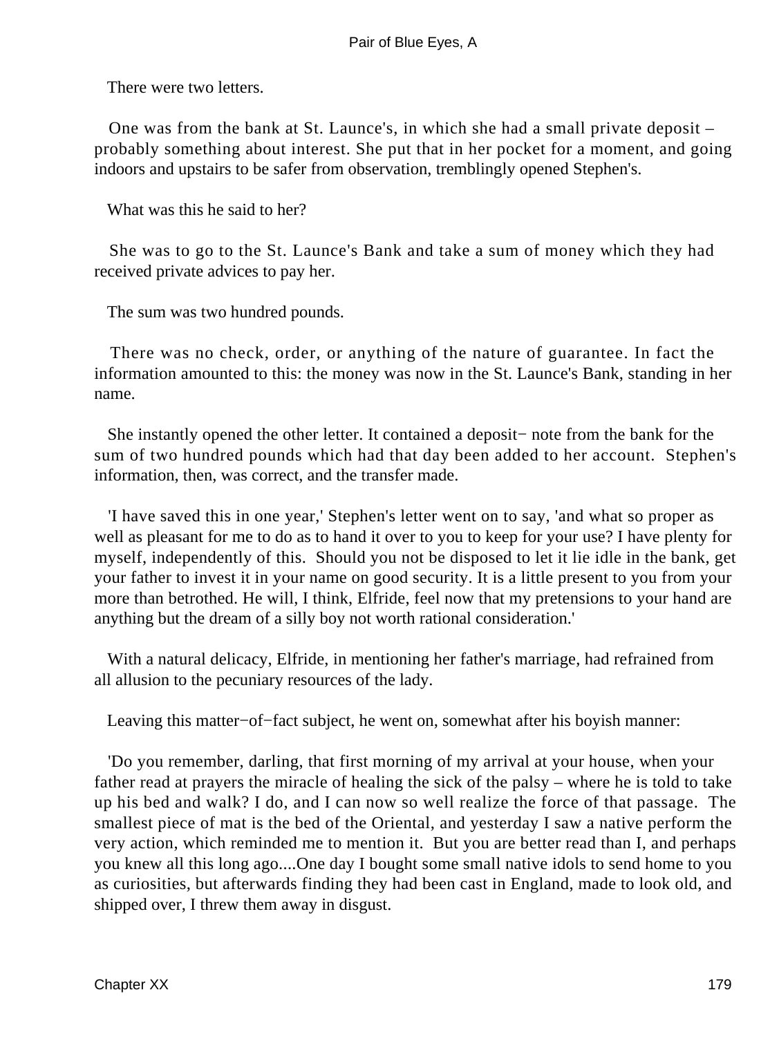There were two letters.

One was from the bank at St. Launce's, in which she had a small private deposit – probably something about interest. She put that in her pocket for a moment, and going indoors and upstairs to be safer from observation, tremblingly opened Stephen's.

What was this he said to her?

She was to go to the St. Launce's Bank and take a sum of money which they had received private advices to pay her.

The sum was two hundred pounds.

There was no check, order, or anything of the nature of guarantee. In fact the information amounted to this: the money was now in the St. Launce's Bank, standing in her name.

She instantly opened the other letter. It contained a deposit− note from the bank for the sum of two hundred pounds which had that day been added to her account. Stephen's information, then, was correct, and the transfer made.

'I have saved this in one year,' Stephen's letter went on to say, 'and what so proper as well as pleasant for me to do as to hand it over to you to keep for your use? I have plenty for myself, independently of this. Should you not be disposed to let it lie idle in the bank, get your father to invest it in your name on good security. It is a little present to you from your more than betrothed. He will, I think, Elfride, feel now that my pretensions to your hand are anything but the dream of a silly boy not worth rational consideration.'

With a natural delicacy, Elfride, in mentioning her father's marriage, had refrained from all allusion to the pecuniary resources of the lady.

Leaving this matter−of−fact subject, he went on, somewhat after his boyish manner:

'Do you remember, darling, that first morning of my arrival at your house, when your father read at prayers the miracle of healing the sick of the palsy – where he is told to take up his bed and walk? I do, and I can now so well realize the force of that passage. The smallest piece of mat is the bed of the Oriental, and yesterday I saw a native perform the very action, which reminded me to mention it. But you are better read than I, and perhaps you knew all this long ago....One day I bought some small native idols to send home to you as curiosities, but afterwards finding they had been cast in England, made to look old, and shipped over, I threw them away in disgust.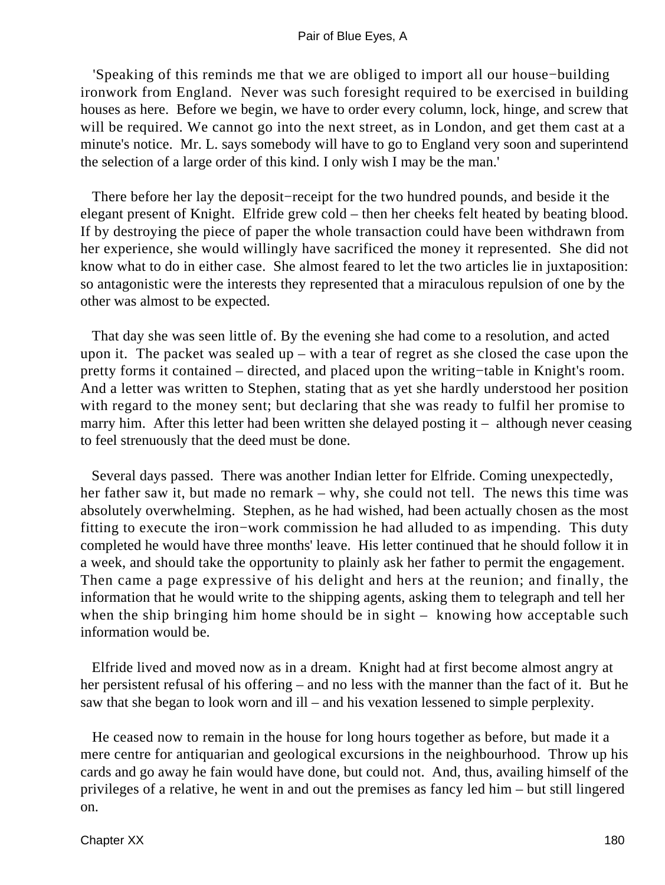'Speaking of this reminds me that we are obliged to import all our house−building ironwork from England. Never was such foresight required to be exercised in building houses as here. Before we begin, we have to order every column, lock, hinge, and screw that will be required. We cannot go into the next street, as in London, and get them cast at a minute's notice. Mr. L. says somebody will have to go to England very soon and superintend the selection of a large order of this kind. I only wish I may be the man.'

There before her lay the deposit−receipt for the two hundred pounds, and beside it the elegant present of Knight. Elfride grew cold – then her cheeks felt heated by beating blood. If by destroying the piece of paper the whole transaction could have been withdrawn from her experience, she would willingly have sacrificed the money it represented. She did not know what to do in either case. She almost feared to let the two articles lie in juxtaposition: so antagonistic were the interests they represented that a miraculous repulsion of one by the other was almost to be expected.

That day she was seen little of. By the evening she had come to a resolution, and acted upon it. The packet was sealed up – with a tear of regret as she closed the case upon the pretty forms it contained – directed, and placed upon the writing−table in Knight's room. And a letter was written to Stephen, stating that as yet she hardly understood her position with regard to the money sent; but declaring that she was ready to fulfil her promise to marry him. After this letter had been written she delayed posting it – although never ceasing to feel strenuously that the deed must be done.

Several days passed. There was another Indian letter for Elfride. Coming unexpectedly, her father saw it, but made no remark – why, she could not tell. The news this time was absolutely overwhelming. Stephen, as he had wished, had been actually chosen as the most fitting to execute the iron−work commission he had alluded to as impending. This duty completed he would have three months' leave. His letter continued that he should follow it in a week, and should take the opportunity to plainly ask her father to permit the engagement. Then came a page expressive of his delight and hers at the reunion; and finally, the information that he would write to the shipping agents, asking them to telegraph and tell her when the ship bringing him home should be in sight – knowing how acceptable such information would be.

Elfride lived and moved now as in a dream. Knight had at first become almost angry at her persistent refusal of his offering – and no less with the manner than the fact of it. But he saw that she began to look worn and ill – and his vexation lessened to simple perplexity.

He ceased now to remain in the house for long hours together as before, but made it a mere centre for antiquarian and geological excursions in the neighbourhood. Throw up his cards and go away he fain would have done, but could not. And, thus, availing himself of the privileges of a relative, he went in and out the premises as fancy led him – but still lingered on.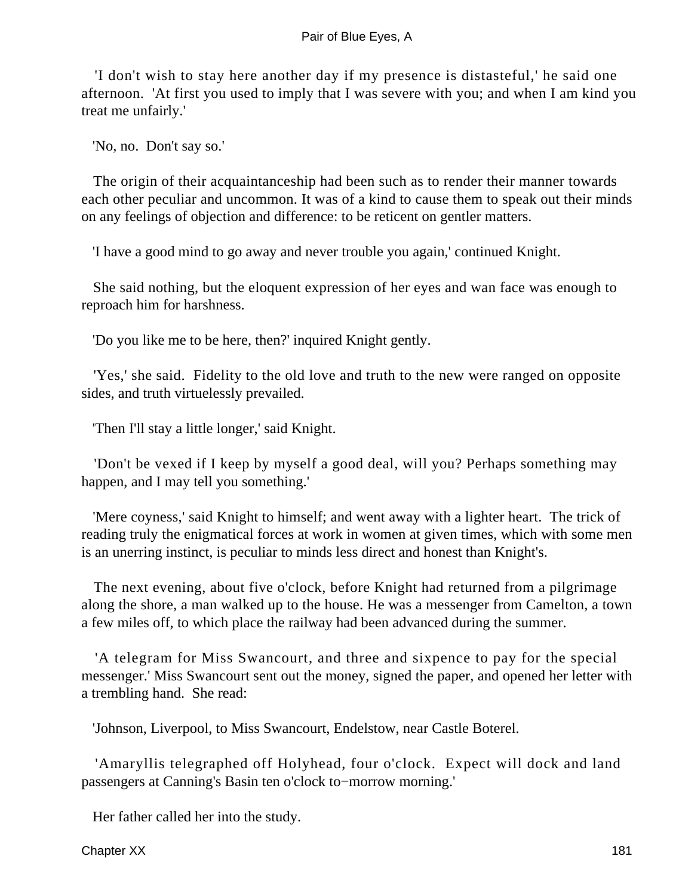'I don't wish to stay here another day if my presence is distasteful,' he said one afternoon. 'At first you used to imply that I was severe with you; and when I am kind you treat me unfairly.'

'No, no. Don't say so.'

The origin of their acquaintanceship had been such as to render their manner towards each other peculiar and uncommon. It was of a kind to cause them to speak out their minds on any feelings of objection and difference: to be reticent on gentler matters.

'I have a good mind to go away and never trouble you again,' continued Knight.

She said nothing, but the eloquent expression of her eyes and wan face was enough to reproach him for harshness.

'Do you like me to be here, then?' inquired Knight gently.

'Yes,' she said. Fidelity to the old love and truth to the new were ranged on opposite sides, and truth virtuelessly prevailed.

'Then I'll stay a little longer,' said Knight.

'Don't be vexed if I keep by myself a good deal, will you? Perhaps something may happen, and I may tell you something.'

'Mere coyness,' said Knight to himself; and went away with a lighter heart. The trick of reading truly the enigmatical forces at work in women at given times, which with some men is an unerring instinct, is peculiar to minds less direct and honest than Knight's.

The next evening, about five o'clock, before Knight had returned from a pilgrimage along the shore, a man walked up to the house. He was a messenger from Camelton, a town a few miles off, to which place the railway had been advanced during the summer.

'A telegram for Miss Swancourt, and three and sixpence to pay for the special messenger.' Miss Swancourt sent out the money, signed the paper, and opened her letter with a trembling hand. She read:

'Johnson, Liverpool, to Miss Swancourt, Endelstow, near Castle Boterel.

'Amaryllis telegraphed off Holyhead, four o'clock. Expect will dock and land passengers at Canning's Basin ten o'clock to−morrow morning.'

Her father called her into the study.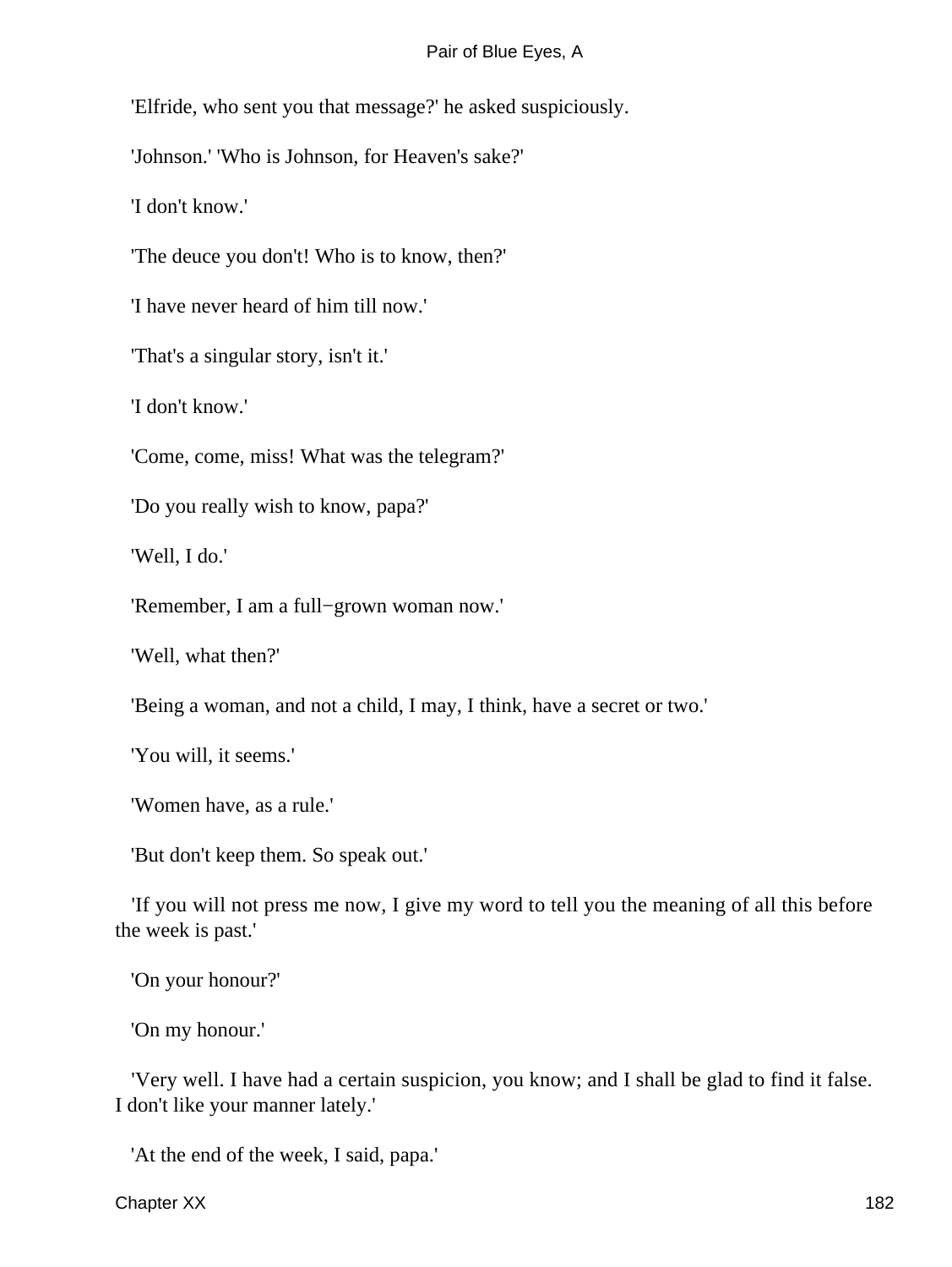'Elfride, who sent you that message?' he asked suspiciously.

'Johnson.' 'Who is Johnson, for Heaven's sake?'

'I don't know.'

'The deuce you don't! Who is to know, then?'

'I have never heard of him till now.'

'That's a singular story, isn't it.'

'I don't know.'

'Come, come, miss! What was the telegram?'

'Do you really wish to know, papa?'

'Well, I do.'

'Remember, I am a full−grown woman now.'

'Well, what then?'

'Being a woman, and not a child, I may, I think, have a secret or two.'

'You will, it seems.'

'Women have, as a rule.'

'But don't keep them. So speak out.'

'If you will not press me now, I give my word to tell you the meaning of all this before the week is past.'

'On your honour?'

'On my honour.'

'Very well. I have had a certain suspicion, you know; and I shall be glad to find it false. I don't like your manner lately.'

'At the end of the week, I said, papa.'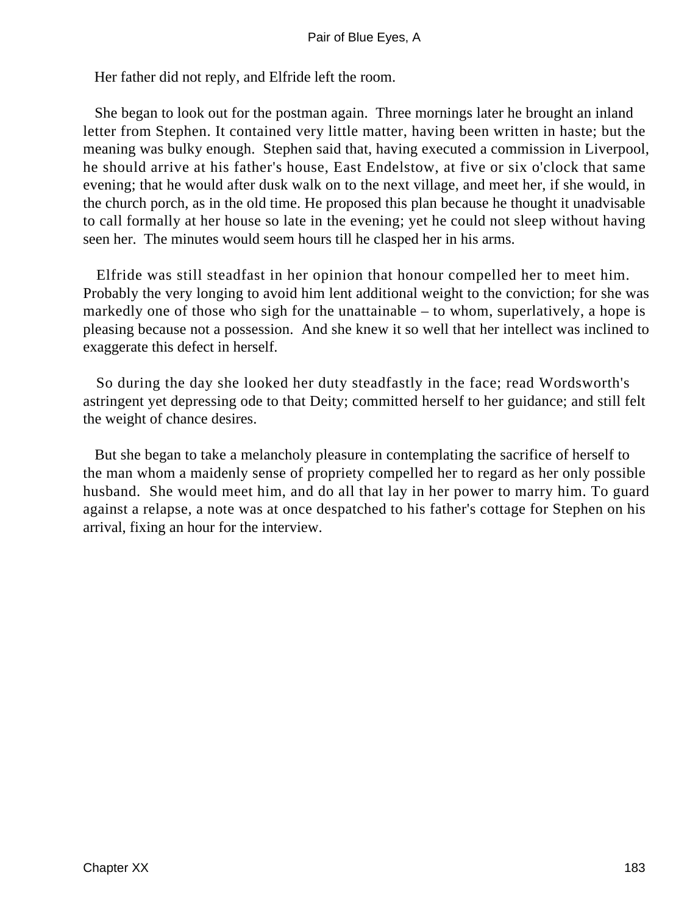Her father did not reply, and Elfride left the room.

She began to look out for the postman again. Three mornings later he brought an inland letter from Stephen. It contained very little matter, having been written in haste; but the meaning was bulky enough. Stephen said that, having executed a commission in Liverpool, he should arrive at his father's house, East Endelstow, at five or six o'clock that same evening; that he would after dusk walk on to the next village, and meet her, if she would, in the church porch, as in the old time. He proposed this plan because he thought it unadvisable to call formally at her house so late in the evening; yet he could not sleep without having seen her. The minutes would seem hours till he clasped her in his arms.

Elfride was still steadfast in her opinion that honour compelled her to meet him. Probably the very longing to avoid him lent additional weight to the conviction; for she was markedly one of those who sigh for the unattainable – to whom, superlatively, a hope is pleasing because not a possession. And she knew it so well that her intellect was inclined to exaggerate this defect in herself.

So during the day she looked her duty steadfastly in the face; read Wordsworth's astringent yet depressing ode to that Deity; committed herself to her guidance; and still felt the weight of chance desires.

But she began to take a melancholy pleasure in contemplating the sacrifice of herself to the man whom a maidenly sense of propriety compelled her to regard as her only possible husband. She would meet him, and do all that lay in her power to marry him. To guard against a relapse, a note was at once despatched to his father's cottage for Stephen on his arrival, fixing an hour for the interview.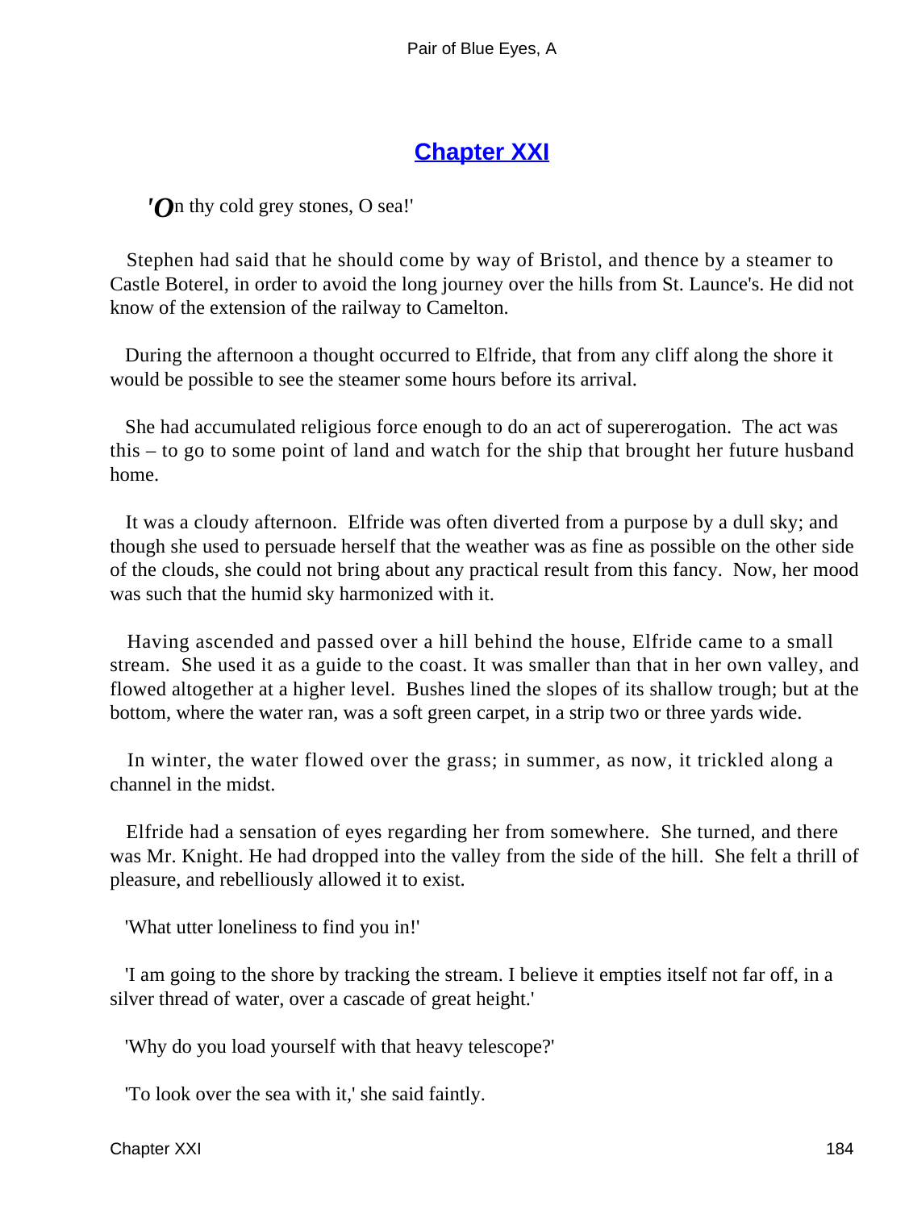## Chapter XXI

*'On thy cold grey stones, O sea!'*

Stephen had said that he should come by way of Bristol, and thence by a steamer to Castle Boterel, in order to avoid the long journey over the hills from St. Launce's. He did not know of the extension of the railway to Camelton.

During the afternoon a thought occurred to Elfride, that from any cliff along the shore it would be possible to see the steamer some hours before its arrival.

She had accumulated religious force enough to do an act of supererogation. The act was this – to go to some point of land and watch for the ship that brought her future husband home.

It was a cloudy afternoon. Elfride was often diverted from a purpose by a dull sky; and though she used to persuade herself that the weather was as fine as possible on the other side of the clouds, she could not bring about any practical result from this fancy. Now, her mood was such that the humid sky harmonized with it.

Having ascended and passed over a hill behind the house, Elfride came to a small stream. She used it as a guide to the coast. It was smaller than that in her own valley, and flowed altogether at a higher level. Bushes lined the slopes of its shallow trough; but at the bottom, where the water ran, was a soft green carpet, in a strip two or three yards wide.

In winter, the water flowed over the grass; in summer, as now, it trickled along a channel in the midst.

Elfride had a sensation of eyes regarding her from somewhere. She turned, and there was Mr. Knight. He had dropped into the valley from the side of the hill. She felt a thrill of pleasure, and rebelliously allowed it to exist.

'What utter loneliness to find you in!'

'I am going to the shore by tracking the stream. I believe it empties itself not far off, in a silver thread of water, over a cascade of great height.'

'Why do you load yourself with that heavy telescope?'

'To look over the sea with it,' she said faintly.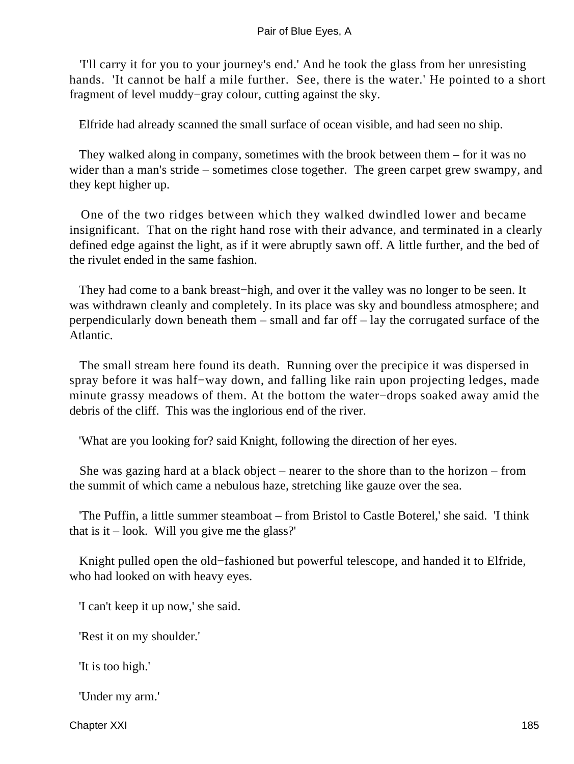'I'll carry it for you to your journey's end.' And he took the glass from her unresisting hands. 'It cannot be half a mile further. See, there is the water.' He pointed to a short fragment of level muddy−gray colour, cutting against the sky.

Elfride had already scanned the small surface of ocean visible, and had seen no ship.

They walked along in company, sometimes with the brook between them – for it was no wider than a man's stride – sometimes close together. The green carpet grew swampy, and they kept higher up.

One of the two ridges between which they walked dwindled lower and became insignificant. That on the right hand rose with their advance, and terminated in a clearly defined edge against the light, as if it were abruptly sawn off. A little further, and the bed of the rivulet ended in the same fashion.

They had come to a bank breast−high, and over it the valley was no longer to be seen. It was withdrawn cleanly and completely. In its place was sky and boundless atmosphere; and perpendicularly down beneath them – small and far off – lay the corrugated surface of the Atlantic.

The small stream here found its death. Running over the precipice it was dispersed in spray before it was half−way down, and falling like rain upon projecting ledges, made minute grassy meadows of them. At the bottom the water−drops soaked away amid the debris of the cliff. This was the inglorious end of the river.

'What are you looking for? said Knight, following the direction of her eyes.

She was gazing hard at a black object – nearer to the shore than to the horizon – from the summit of which came a nebulous haze, stretching like gauze over the sea.

'The Puffin, a little summer steamboat – from Bristol to Castle Boterel,' she said. 'I think that is it – look. Will you give me the glass?'

Knight pulled open the old−fashioned but powerful telescope, and handed it to Elfride, who had looked on with heavy eyes.

'I can't keep it up now,' she said.

'Rest it on my shoulder.'

'It is too high.'

'Under my arm.'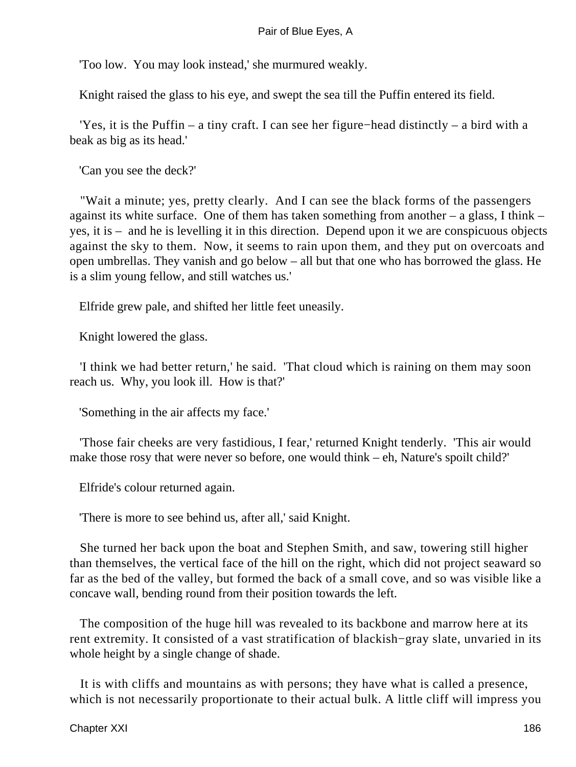'Too low.  You may look instead,' she murmured weakly.

Knight raised the glass to his eye, and swept the sea till the Puffin entered its field.

'Yes, it is the Puffin – a tiny craft. I can see her figure−head distinctly – a bird with a beak as big as its head.'

'Can you see the deck?'

"Wait a minute; yes, pretty clearly.  And I can see the black forms of the passengers against its white surface.  One of them has taken something from another – a glass, I think – yes, it is –  and he is levelling it in this direction.  Depend upon it we are conspicuous objects against the sky to them.  Now, it seems to rain upon them, and they put on overcoats and open umbrellas. They vanish and go below – all but that one who has borrowed the glass. He is a slim young fellow, and still watches us.'

Elfride grew pale, and shifted her little feet uneasily.

Knight lowered the glass.

'I think we had better return,' he said.  'That cloud which is raining on them may soon reach us.  Why, you look ill.  How is that?'

'Something in the air affects my face.'

'Those fair cheeks are very fastidious, I fear,' returned Knight tenderly.  'This air would make those rosy that were never so before, one would think – eh, Nature's spoilt child?'

Elfride's colour returned again.

'There is more to see behind us, after all,' said Knight.

She turned her back upon the boat and Stephen Smith, and saw, towering still higher than themselves, the vertical face of the hill on the right, which did not project seaward so far as the bed of the valley, but formed the back of a small cove, and so was visible like a concave wall, bending round from their position towards the left.

The composition of the huge hill was revealed to its backbone and marrow here at its rent extremity. It consisted of a vast stratification of blackish−gray slate, unvaried in its whole height by a single change of shade.

It is with cliffs and mountains as with persons; they have what is called a presence, which is not necessarily proportionate to their actual bulk. A little cliff will impress you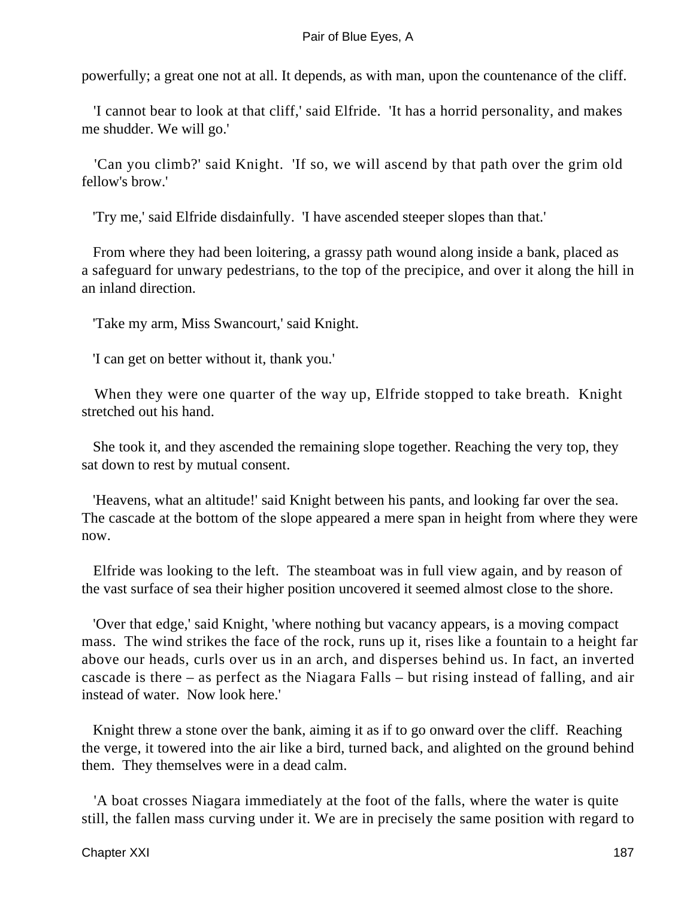powerfully; a great one not at all. It depends, as with man, upon the countenance of the cliff.

'I cannot bear to look at that cliff,' said Elfride. 'It has a horrid personality, and makes me shudder. We will go.'

'Can you climb?' said Knight. 'If so, we will ascend by that path over the grim old fellow's brow.'

'Try me,' said Elfride disdainfully. 'I have ascended steeper slopes than that.'

From where they had been loitering, a grassy path wound along inside a bank, placed as a safeguard for unwary pedestrians, to the top of the precipice, and over it along the hill in an inland direction.

'Take my arm, Miss Swancourt,' said Knight.

'I can get on better without it, thank you.'

When they were one quarter of the way up, Elfride stopped to take breath. Knight stretched out his hand.

She took it, and they ascended the remaining slope together. Reaching the very top, they sat down to rest by mutual consent.

'Heavens, what an altitude!' said Knight between his pants, and looking far over the sea. The cascade at the bottom of the slope appeared a mere span in height from where they were now.

Elfride was looking to the left. The steamboat was in full view again, and by reason of the vast surface of sea their higher position uncovered it seemed almost close to the shore.

'Over that edge,' said Knight, 'where nothing but vacancy appears, is a moving compact mass. The wind strikes the face of the rock, runs up it, rises like a fountain to a height far above our heads, curls over us in an arch, and disperses behind us. In fact, an inverted cascade is there – as perfect as the Niagara Falls – but rising instead of falling, and air instead of water. Now look here.'

Knight threw a stone over the bank, aiming it as if to go onward over the cliff. Reaching the verge, it towered into the air like a bird, turned back, and alighted on the ground behind them. They themselves were in a dead calm.

'A boat crosses Niagara immediately at the foot of the falls, where the water is quite still, the fallen mass curving under it. We are in precisely the same position with regard to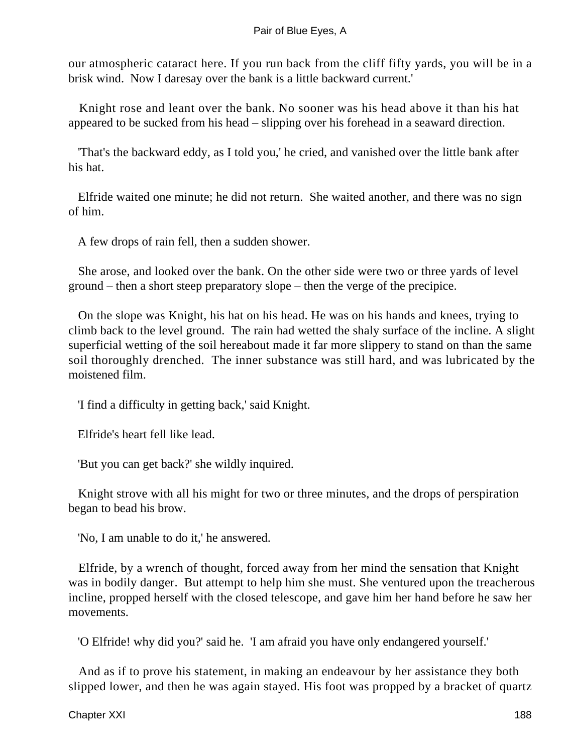our atmospheric cataract here. If you run back from the cliff fifty yards, you will be in a brisk wind. Now I daresay over the bank is a little backward current.'

Knight rose and leant over the bank. No sooner was his head above it than his hat appeared to be sucked from his head – slipping over his forehead in a seaward direction.

'That's the backward eddy, as I told you,' he cried, and vanished over the little bank after his hat.

Elfride waited one minute; he did not return. She waited another, and there was no sign of him.

A few drops of rain fell, then a sudden shower.

She arose, and looked over the bank. On the other side were two or three yards of level ground – then a short steep preparatory slope – then the verge of the precipice.

On the slope was Knight, his hat on his head. He was on his hands and knees, trying to climb back to the level ground. The rain had wetted the shaly surface of the incline. A slight superficial wetting of the soil hereabout made it far more slippery to stand on than the same soil thoroughly drenched. The inner substance was still hard, and was lubricated by the moistened film.

'I find a difficulty in getting back,' said Knight.

Elfride's heart fell like lead.

'But you can get back?' she wildly inquired.

Knight strove with all his might for two or three minutes, and the drops of perspiration began to bead his brow.

'No, I am unable to do it,' he answered.

Elfride, by a wrench of thought, forced away from her mind the sensation that Knight was in bodily danger. But attempt to help him she must. She ventured upon the treacherous incline, propped herself with the closed telescope, and gave him her hand before he saw her movements.

'O Elfride! why did you?' said he. 'I am afraid you have only endangered yourself.'

And as if to prove his statement, in making an endeavour by her assistance they both slipped lower, and then he was again stayed. His foot was propped by a bracket of quartz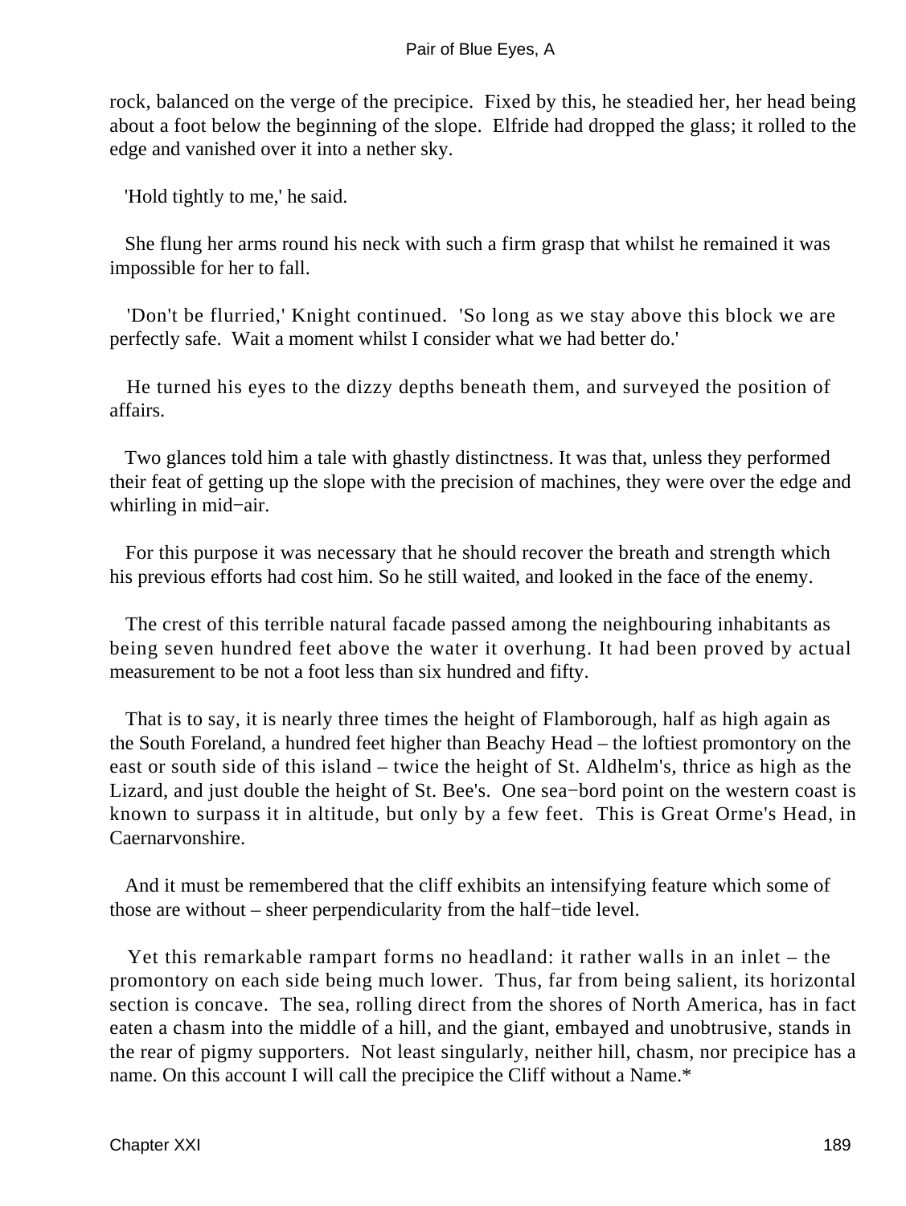rock, balanced on the verge of the precipice. Fixed by this, he steadied her, her head being about a foot below the beginning of the slope. Elfride had dropped the glass; it rolled to the edge and vanished over it into a nether sky.

'Hold tightly to me,' he said.

She flung her arms round his neck with such a firm grasp that whilst he remained it was impossible for her to fall.

'Don't be flurried,' Knight continued. 'So long as we stay above this block we are perfectly safe. Wait a moment whilst I consider what we had better do.'

He turned his eyes to the dizzy depths beneath them, and surveyed the position of affairs.

Two glances told him a tale with ghastly distinctness. It was that, unless they performed their feat of getting up the slope with the precision of machines, they were over the edge and whirling in mid−air.

For this purpose it was necessary that he should recover the breath and strength which his previous efforts had cost him. So he still waited, and looked in the face of the enemy.

The crest of this terrible natural facade passed among the neighbouring inhabitants as being seven hundred feet above the water it overhung. It had been proved by actual measurement to be not a foot less than six hundred and fifty.

That is to say, it is nearly three times the height of Flamborough, half as high again as the South Foreland, a hundred feet higher than Beachy Head – the loftiest promontory on the east or south side of this island – twice the height of St. Aldhelm's, thrice as high as the Lizard, and just double the height of St. Bee's. One sea−bord point on the western coast is known to surpass it in altitude, but only by a few feet. This is Great Orme's Head, in Caernarvonshire.

And it must be remembered that the cliff exhibits an intensifying feature which some of those are without – sheer perpendicularity from the half−tide level.

Yet this remarkable rampart forms no headland: it rather walls in an inlet – the promontory on each side being much lower. Thus, far from being salient, its horizontal section is concave. The sea, rolling direct from the shores of North America, has in fact eaten a chasm into the middle of a hill, and the giant, embayed and unobtrusive, stands in the rear of pigmy supporters. Not least singularly, neither hill, chasm, nor precipice has a name. On this account I will call the precipice the Cliff without a Name.*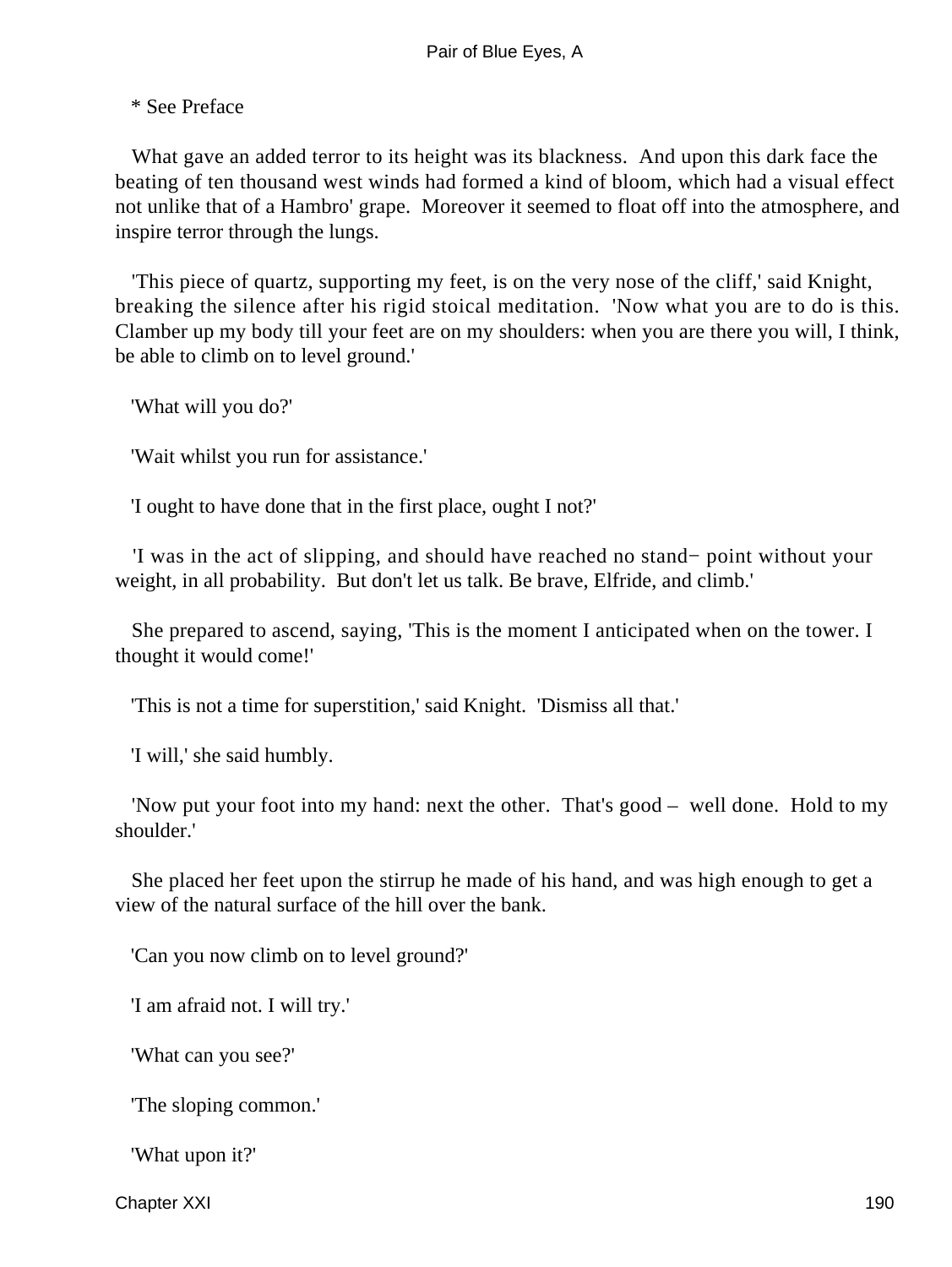* See Preface

What gave an added terror to its height was its blackness. And upon this dark face the beating of ten thousand west winds had formed a kind of bloom, which had a visual effect not unlike that of a Hambro' grape. Moreover it seemed to float off into the atmosphere, and inspire terror through the lungs.

'This piece of quartz, supporting my feet, is on the very nose of the cliff,' said Knight, breaking the silence after his rigid stoical meditation. 'Now what you are to do is this. Clamber up my body till your feet are on my shoulders: when you are there you will, I think, be able to climb on to level ground.'

'What will you do?'

'Wait whilst you run for assistance.'

'I ought to have done that in the first place, ought I not?'

'I was in the act of slipping, and should have reached no stand− point without your weight, in all probability. But don't let us talk. Be brave, Elfride, and climb.'

She prepared to ascend, saying, 'This is the moment I anticipated when on the tower. I thought it would come!'

'This is not a time for superstition,' said Knight. 'Dismiss all that.'

'I will,' she said humbly.

'Now put your foot into my hand: next the other. That's good – well done. Hold to my shoulder.'

She placed her feet upon the stirrup he made of his hand, and was high enough to get a view of the natural surface of the hill over the bank.

'Can you now climb on to level ground?'

'I am afraid not. I will try.'

'What can you see?'

'The sloping common.'

'What upon it?'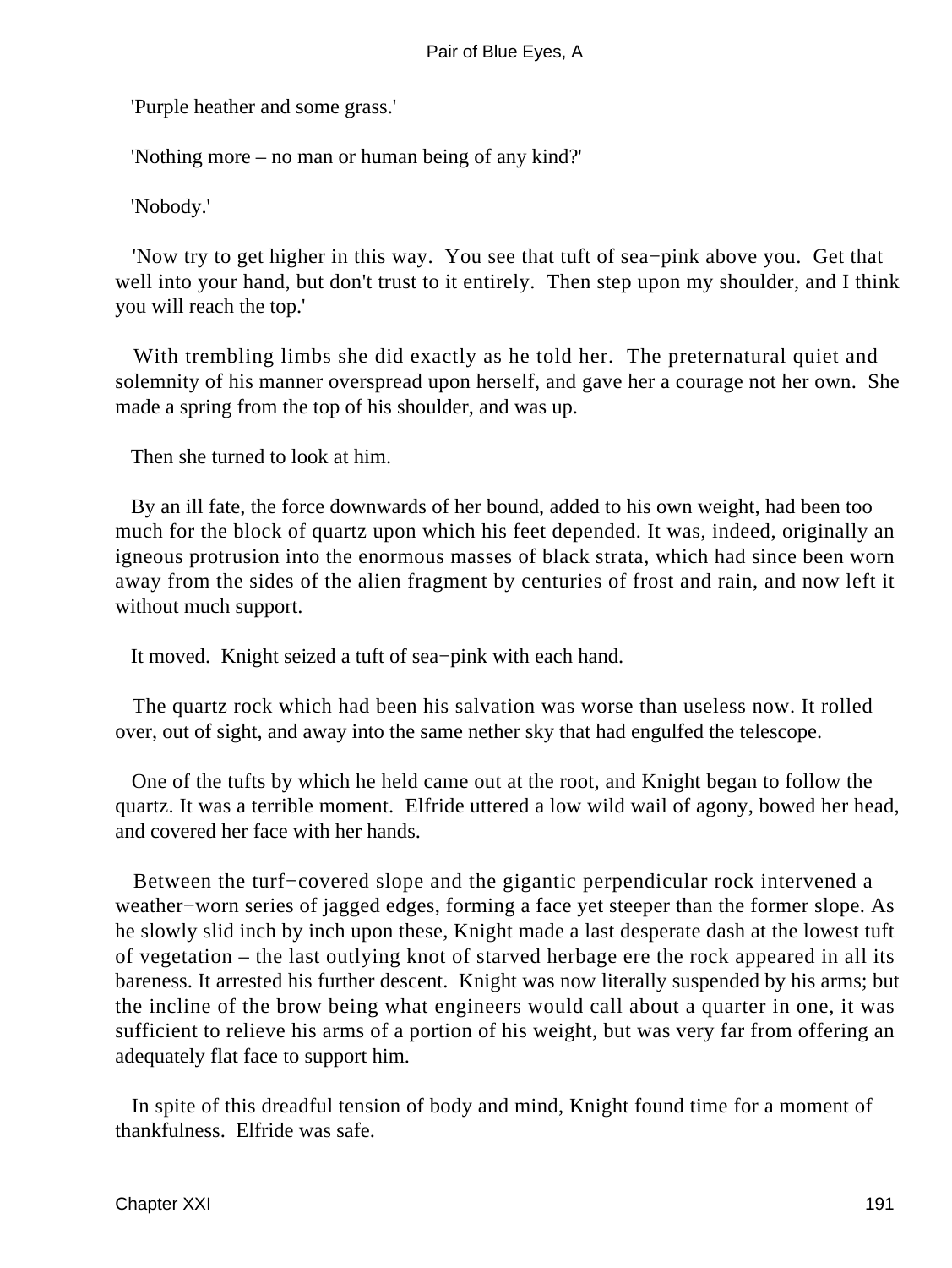'Purple heather and some grass.'

'Nothing more – no man or human being of any kind?'

'Nobody.'

'Now try to get higher in this way. You see that tuft of sea−pink above you. Get that well into your hand, but don't trust to it entirely. Then step upon my shoulder, and I think you will reach the top.'

With trembling limbs she did exactly as he told her. The preternatural quiet and solemnity of his manner overspread upon herself, and gave her a courage not her own. She made a spring from the top of his shoulder, and was up.

Then she turned to look at him.

By an ill fate, the force downwards of her bound, added to his own weight, had been too much for the block of quartz upon which his feet depended. It was, indeed, originally an igneous protrusion into the enormous masses of black strata, which had since been worn away from the sides of the alien fragment by centuries of frost and rain, and now left it without much support.

It moved. Knight seized a tuft of sea−pink with each hand.

The quartz rock which had been his salvation was worse than useless now. It rolled over, out of sight, and away into the same nether sky that had engulfed the telescope.

One of the tufts by which he held came out at the root, and Knight began to follow the quartz. It was a terrible moment. Elfride uttered a low wild wail of agony, bowed her head, and covered her face with her hands.

Between the turf−covered slope and the gigantic perpendicular rock intervened a weather−worn series of jagged edges, forming a face yet steeper than the former slope. As he slowly slid inch by inch upon these, Knight made a last desperate dash at the lowest tuft of vegetation – the last outlying knot of starved herbage ere the rock appeared in all its bareness. It arrested his further descent. Knight was now literally suspended by his arms; but the incline of the brow being what engineers would call about a quarter in one, it was sufficient to relieve his arms of a portion of his weight, but was very far from offering an adequately flat face to support him.

In spite of this dreadful tension of body and mind, Knight found time for a moment of thankfulness. Elfride was safe.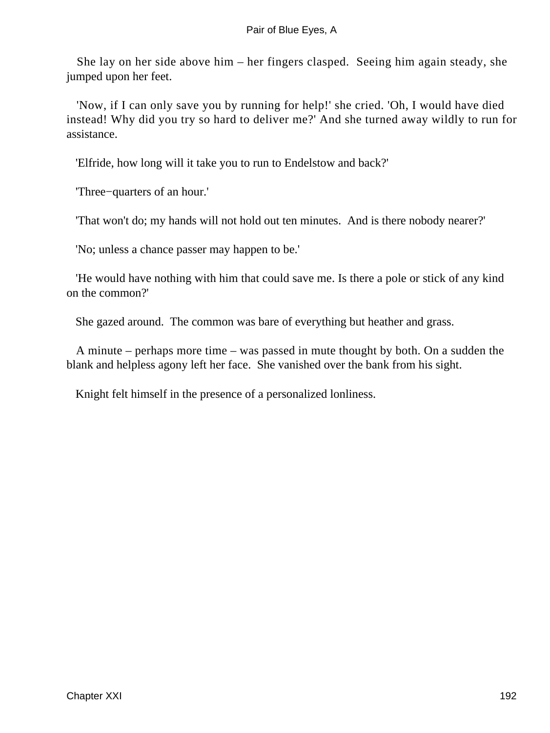She lay on her side above him – her fingers clasped.  Seeing him again steady, she jumped upon her feet.

'Now, if I can only save you by running for help!' she cried. 'Oh, I would have died instead! Why did you try so hard to deliver me?' And she turned away wildly to run for assistance.

'Elfride, how long will it take you to run to Endelstow and back?'

'Three−quarters of an hour.'

'That won't do; my hands will not hold out ten minutes.  And is there nobody nearer?'

'No; unless a chance passer may happen to be.'

'He would have nothing with him that could save me. Is there a pole or stick of any kind on the common?'

She gazed around.  The common was bare of everything but heather and grass.

A minute – perhaps more time – was passed in mute thought by both. On a sudden the blank and helpless agony left her face.  She vanished over the bank from his sight.

Knight felt himself in the presence of a personalized lonliness.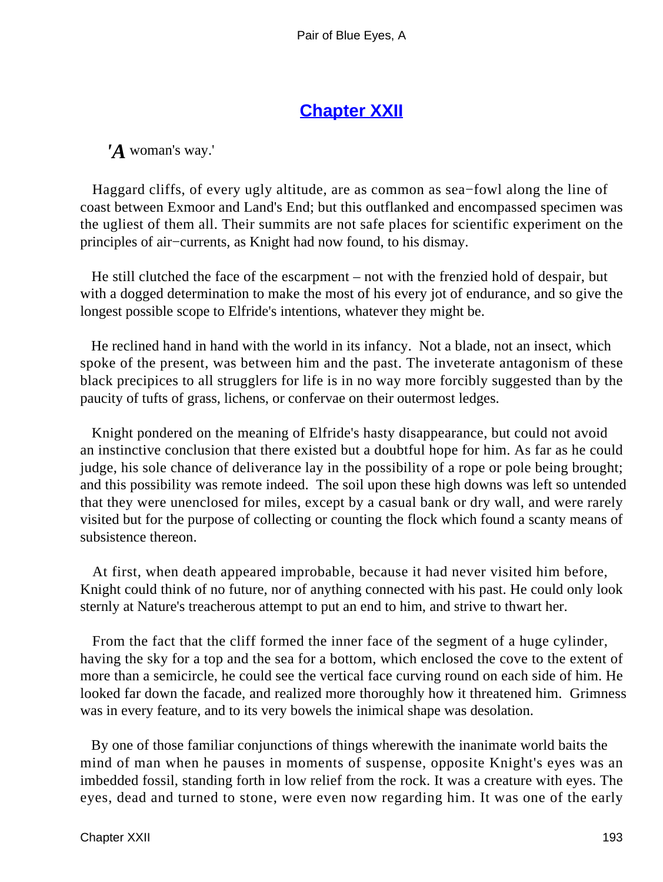## Chapter XXII

*'A* woman's way.'

Haggard cliffs, of every ugly altitude, are as common as sea−fowl along the line of coast between Exmoor and Land's End; but this outflanked and encompassed specimen was the ugliest of them all. Their summits are not safe places for scientific experiment on the principles of air−currents, as Knight had now found, to his dismay.

He still clutched the face of the escarpment – not with the frenzied hold of despair, but with a dogged determination to make the most of his every jot of endurance, and so give the longest possible scope to Elfride's intentions, whatever they might be.

He reclined hand in hand with the world in its infancy. Not a blade, not an insect, which spoke of the present, was between him and the past. The inveterate antagonism of these black precipices to all strugglers for life is in no way more forcibly suggested than by the paucity of tufts of grass, lichens, or confervae on their outermost ledges.

Knight pondered on the meaning of Elfride's hasty disappearance, but could not avoid an instinctive conclusion that there existed but a doubtful hope for him. As far as he could judge, his sole chance of deliverance lay in the possibility of a rope or pole being brought; and this possibility was remote indeed. The soil upon these high downs was left so untended that they were unenclosed for miles, except by a casual bank or dry wall, and were rarely visited but for the purpose of collecting or counting the flock which found a scanty means of subsistence thereon.

At first, when death appeared improbable, because it had never visited him before, Knight could think of no future, nor of anything connected with his past. He could only look sternly at Nature's treacherous attempt to put an end to him, and strive to thwart her.

From the fact that the cliff formed the inner face of the segment of a huge cylinder, having the sky for a top and the sea for a bottom, which enclosed the cove to the extent of more than a semicircle, he could see the vertical face curving round on each side of him. He looked far down the facade, and realized more thoroughly how it threatened him. Grimness was in every feature, and to its very bowels the inimical shape was desolation.

By one of those familiar conjunctions of things wherewith the inanimate world baits the mind of man when he pauses in moments of suspense, opposite Knight's eyes was an imbedded fossil, standing forth in low relief from the rock. It was a creature with eyes. The eyes, dead and turned to stone, were even now regarding him. It was one of the early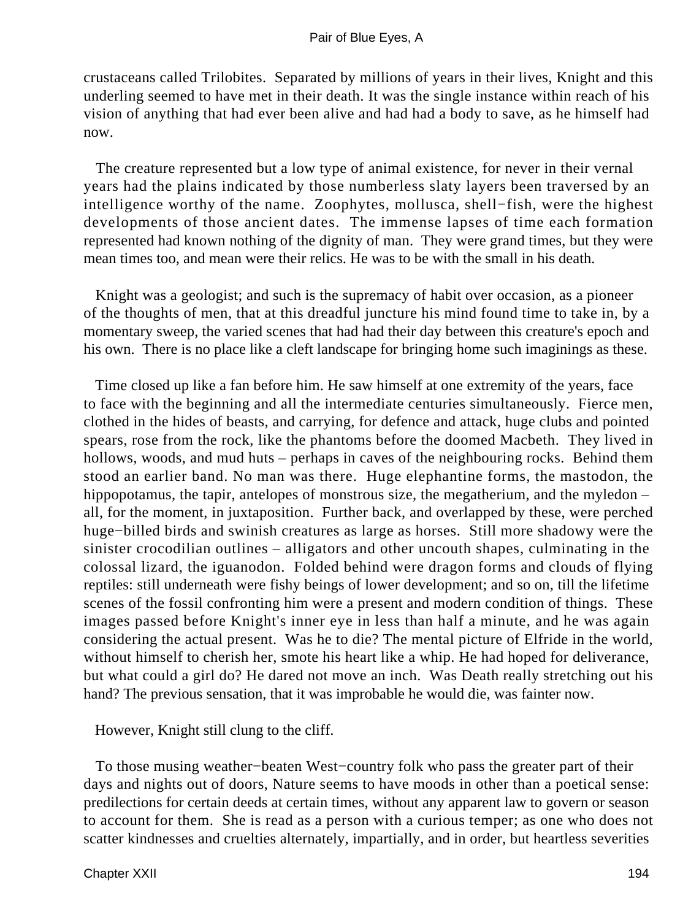crustaceans called Trilobites. Separated by millions of years in their lives, Knight and this underling seemed to have met in their death. It was the single instance within reach of his vision of anything that had ever been alive and had had a body to save, as he himself had now.

The creature represented but a low type of animal existence, for never in their vernal years had the plains indicated by those numberless slaty layers been traversed by an intelligence worthy of the name. Zoophytes, mollusca, shell−fish, were the highest developments of those ancient dates. The immense lapses of time each formation represented had known nothing of the dignity of man. They were grand times, but they were mean times too, and mean were their relics. He was to be with the small in his death.

Knight was a geologist; and such is the supremacy of habit over occasion, as a pioneer of the thoughts of men, that at this dreadful juncture his mind found time to take in, by a momentary sweep, the varied scenes that had had their day between this creature's epoch and his own. There is no place like a cleft landscape for bringing home such imaginings as these.

Time closed up like a fan before him. He saw himself at one extremity of the years, face to face with the beginning and all the intermediate centuries simultaneously. Fierce men, clothed in the hides of beasts, and carrying, for defence and attack, huge clubs and pointed spears, rose from the rock, like the phantoms before the doomed Macbeth. They lived in hollows, woods, and mud huts – perhaps in caves of the neighbouring rocks. Behind them stood an earlier band. No man was there. Huge elephantine forms, the mastodon, the hippopotamus, the tapir, antelopes of monstrous size, the megatherium, and the myledon – all, for the moment, in juxtaposition. Further back, and overlapped by these, were perched huge−billed birds and swinish creatures as large as horses. Still more shadowy were the sinister crocodilian outlines – alligators and other uncouth shapes, culminating in the colossal lizard, the iguanodon. Folded behind were dragon forms and clouds of flying reptiles: still underneath were fishy beings of lower development; and so on, till the lifetime scenes of the fossil confronting him were a present and modern condition of things. These images passed before Knight's inner eye in less than half a minute, and he was again considering the actual present. Was he to die? The mental picture of Elfride in the world, without himself to cherish her, smote his heart like a whip. He had hoped for deliverance, but what could a girl do? He dared not move an inch. Was Death really stretching out his hand? The previous sensation, that it was improbable he would die, was fainter now.

However, Knight still clung to the cliff.

To those musing weather−beaten West−country folk who pass the greater part of their days and nights out of doors, Nature seems to have moods in other than a poetical sense: predilections for certain deeds at certain times, without any apparent law to govern or season to account for them. She is read as a person with a curious temper; as one who does not scatter kindnesses and cruelties alternately, impartially, and in order, but heartless severities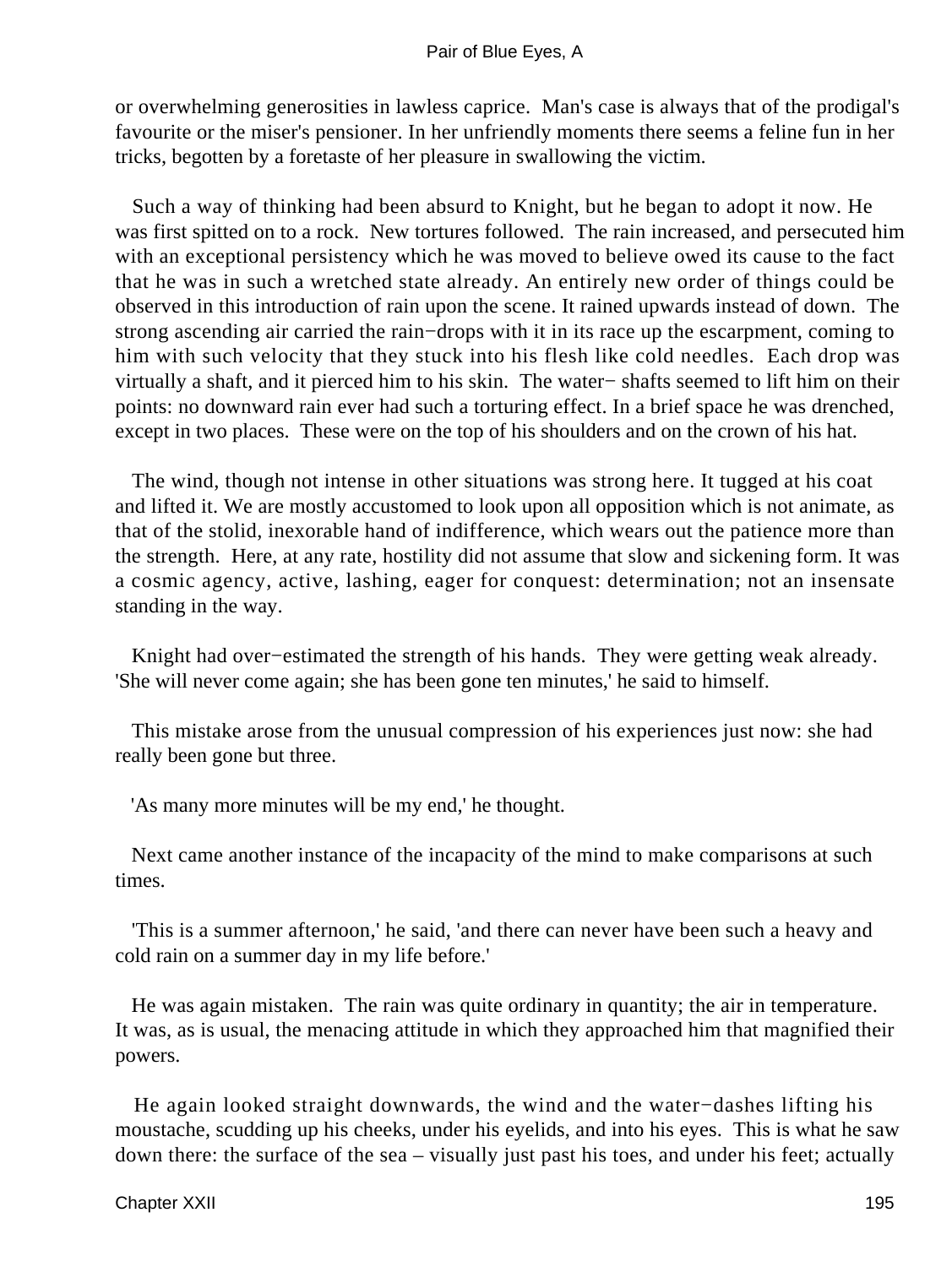or overwhelming generosities in lawless caprice. Man's case is always that of the prodigal's favourite or the miser's pensioner. In her unfriendly moments there seems a feline fun in her tricks, begotten by a foretaste of her pleasure in swallowing the victim.

Such a way of thinking had been absurd to Knight, but he began to adopt it now. He was first spitted on to a rock. New tortures followed. The rain increased, and persecuted him with an exceptional persistency which he was moved to believe owed its cause to the fact that he was in such a wretched state already. An entirely new order of things could be observed in this introduction of rain upon the scene. It rained upwards instead of down. The strong ascending air carried the rain−drops with it in its race up the escarpment, coming to him with such velocity that they stuck into his flesh like cold needles. Each drop was virtually a shaft, and it pierced him to his skin. The water− shafts seemed to lift him on their points: no downward rain ever had such a torturing effect. In a brief space he was drenched, except in two places. These were on the top of his shoulders and on the crown of his hat.

The wind, though not intense in other situations was strong here. It tugged at his coat and lifted it. We are mostly accustomed to look upon all opposition which is not animate, as that of the stolid, inexorable hand of indifference, which wears out the patience more than the strength. Here, at any rate, hostility did not assume that slow and sickening form. It was a cosmic agency, active, lashing, eager for conquest: determination; not an insensate standing in the way.

Knight had over−estimated the strength of his hands. They were getting weak already. 'She will never come again; she has been gone ten minutes,' he said to himself.

This mistake arose from the unusual compression of his experiences just now: she had really been gone but three.

'As many more minutes will be my end,' he thought.

Next came another instance of the incapacity of the mind to make comparisons at such times.

'This is a summer afternoon,' he said, 'and there can never have been such a heavy and cold rain on a summer day in my life before.'

He was again mistaken. The rain was quite ordinary in quantity; the air in temperature. It was, as is usual, the menacing attitude in which they approached him that magnified their powers.

He again looked straight downwards, the wind and the water−dashes lifting his moustache, scudding up his cheeks, under his eyelids, and into his eyes. This is what he saw down there: the surface of the sea – visually just past his toes, and under his feet; actually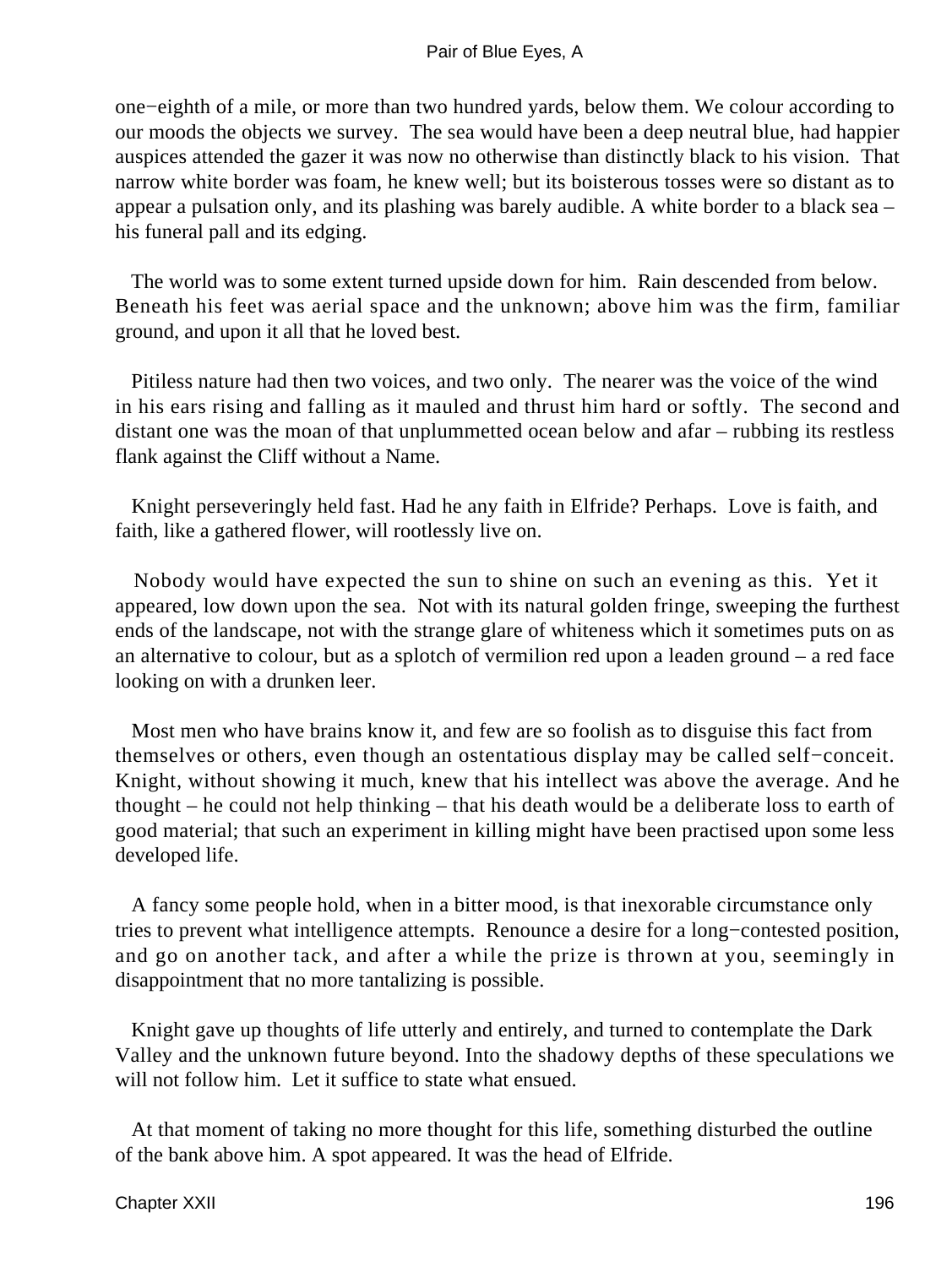one−eighth of a mile, or more than two hundred yards, below them. We colour according to our moods the objects we survey. The sea would have been a deep neutral blue, had happier auspices attended the gazer it was now no otherwise than distinctly black to his vision. That narrow white border was foam, he knew well; but its boisterous tosses were so distant as to appear a pulsation only, and its plashing was barely audible. A white border to a black sea – his funeral pall and its edging.

The world was to some extent turned upside down for him. Rain descended from below. Beneath his feet was aerial space and the unknown; above him was the firm, familiar ground, and upon it all that he loved best.

Pitiless nature had then two voices, and two only. The nearer was the voice of the wind in his ears rising and falling as it mauled and thrust him hard or softly. The second and distant one was the moan of that unplummetted ocean below and afar – rubbing its restless flank against the Cliff without a Name.

Knight perseveringly held fast. Had he any faith in Elfride? Perhaps. Love is faith, and faith, like a gathered flower, will rootlessly live on.

Nobody would have expected the sun to shine on such an evening as this. Yet it appeared, low down upon the sea. Not with its natural golden fringe, sweeping the furthest ends of the landscape, not with the strange glare of whiteness which it sometimes puts on as an alternative to colour, but as a splotch of vermilion red upon a leaden ground – a red face looking on with a drunken leer.

Most men who have brains know it, and few are so foolish as to disguise this fact from themselves or others, even though an ostentatious display may be called self−conceit. Knight, without showing it much, knew that his intellect was above the average. And he thought – he could not help thinking – that his death would be a deliberate loss to earth of good material; that such an experiment in killing might have been practised upon some less developed life.

A fancy some people hold, when in a bitter mood, is that inexorable circumstance only tries to prevent what intelligence attempts. Renounce a desire for a long−contested position, and go on another tack, and after a while the prize is thrown at you, seemingly in disappointment that no more tantalizing is possible.

Knight gave up thoughts of life utterly and entirely, and turned to contemplate the Dark Valley and the unknown future beyond. Into the shadowy depths of these speculations we will not follow him. Let it suffice to state what ensued.

At that moment of taking no more thought for this life, something disturbed the outline of the bank above him. A spot appeared. It was the head of Elfride.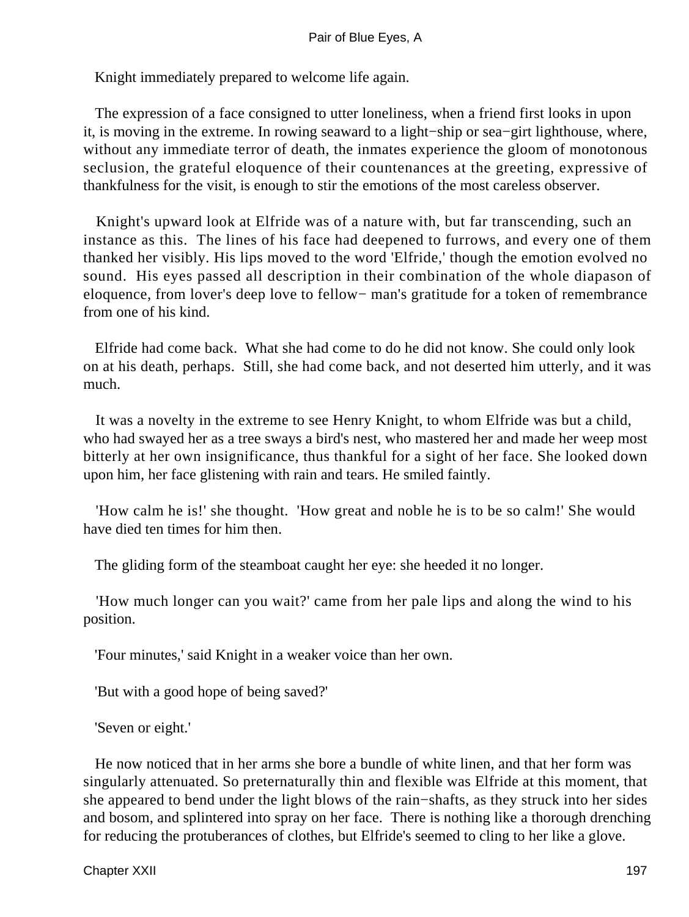Knight immediately prepared to welcome life again.

The expression of a face consigned to utter loneliness, when a friend first looks in upon it, is moving in the extreme. In rowing seaward to a light−ship or sea−girt lighthouse, where, without any immediate terror of death, the inmates experience the gloom of monotonous seclusion, the grateful eloquence of their countenances at the greeting, expressive of thankfulness for the visit, is enough to stir the emotions of the most careless observer.

Knight's upward look at Elfride was of a nature with, but far transcending, such an instance as this. The lines of his face had deepened to furrows, and every one of them thanked her visibly. His lips moved to the word 'Elfride,' though the emotion evolved no sound. His eyes passed all description in their combination of the whole diapason of eloquence, from lover's deep love to fellow− man's gratitude for a token of remembrance from one of his kind.

Elfride had come back. What she had come to do he did not know. She could only look on at his death, perhaps. Still, she had come back, and not deserted him utterly, and it was much.

It was a novelty in the extreme to see Henry Knight, to whom Elfride was but a child, who had swayed her as a tree sways a bird's nest, who mastered her and made her weep most bitterly at her own insignificance, thus thankful for a sight of her face. She looked down upon him, her face glistening with rain and tears. He smiled faintly.

'How calm he is!' she thought. 'How great and noble he is to be so calm!' She would have died ten times for him then.

The gliding form of the steamboat caught her eye: she heeded it no longer.

'How much longer can you wait?' came from her pale lips and along the wind to his position.

'Four minutes,' said Knight in a weaker voice than her own.

'But with a good hope of being saved?'

'Seven or eight.'

He now noticed that in her arms she bore a bundle of white linen, and that her form was singularly attenuated. So preternaturally thin and flexible was Elfride at this moment, that she appeared to bend under the light blows of the rain−shafts, as they struck into her sides and bosom, and splintered into spray on her face. There is nothing like a thorough drenching for reducing the protuberances of clothes, but Elfride's seemed to cling to her like a glove.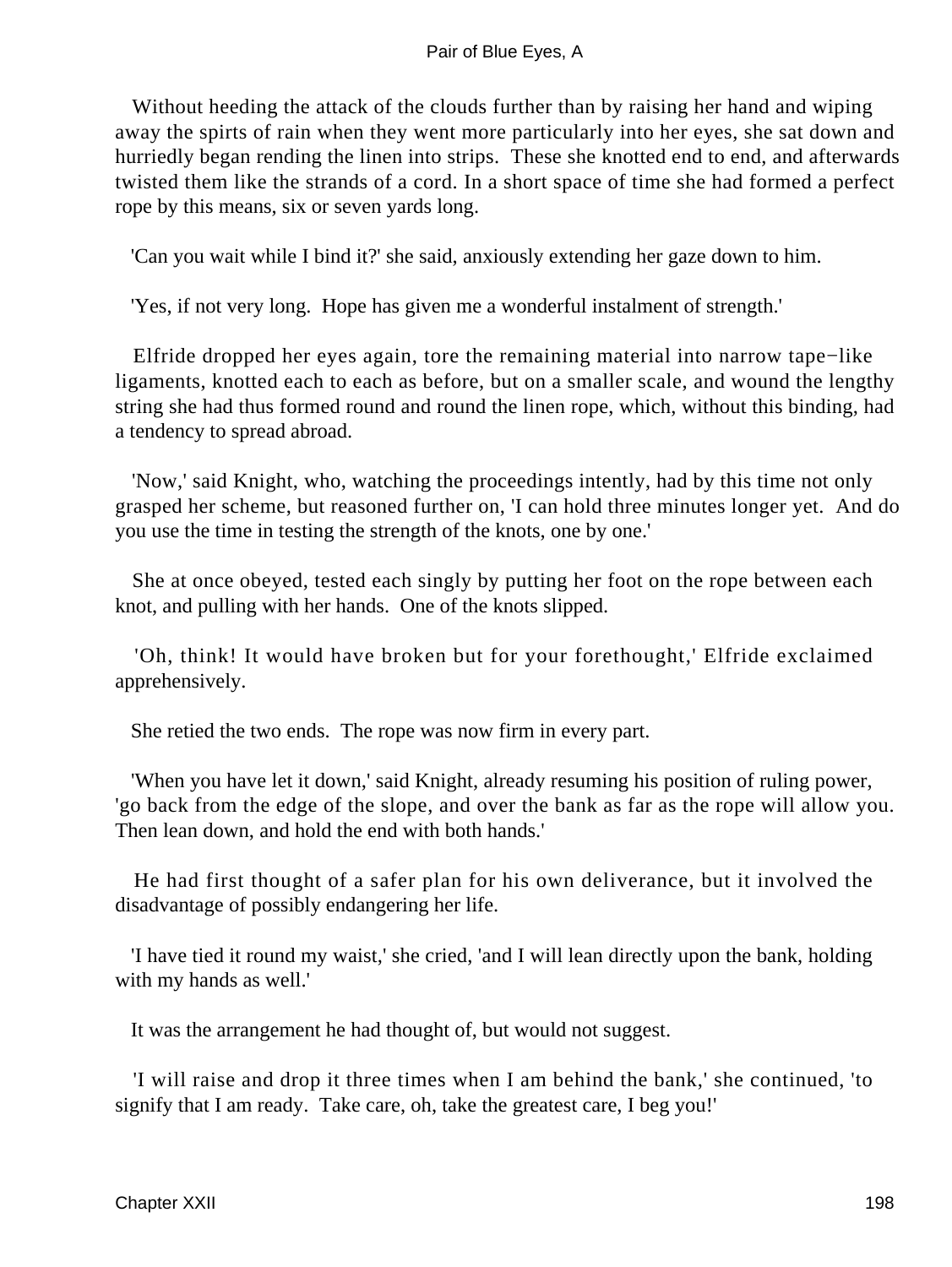Without heeding the attack of the clouds further than by raising her hand and wiping away the spirts of rain when they went more particularly into her eyes, she sat down and hurriedly began rending the linen into strips. These she knotted end to end, and afterwards twisted them like the strands of a cord. In a short space of time she had formed a perfect rope by this means, six or seven yards long.

'Can you wait while I bind it?' she said, anxiously extending her gaze down to him.

'Yes, if not very long. Hope has given me a wonderful instalment of strength.'

Elfride dropped her eyes again, tore the remaining material into narrow tape−like ligaments, knotted each to each as before, but on a smaller scale, and wound the lengthy string she had thus formed round and round the linen rope, which, without this binding, had a tendency to spread abroad.

'Now,' said Knight, who, watching the proceedings intently, had by this time not only grasped her scheme, but reasoned further on, 'I can hold three minutes longer yet. And do you use the time in testing the strength of the knots, one by one.'

She at once obeyed, tested each singly by putting her foot on the rope between each knot, and pulling with her hands. One of the knots slipped.

'Oh, think! It would have broken but for your forethought,' Elfride exclaimed apprehensively.

She retied the two ends. The rope was now firm in every part.

'When you have let it down,' said Knight, already resuming his position of ruling power, 'go back from the edge of the slope, and over the bank as far as the rope will allow you. Then lean down, and hold the end with both hands.'

He had first thought of a safer plan for his own deliverance, but it involved the disadvantage of possibly endangering her life.

'I have tied it round my waist,' she cried, 'and I will lean directly upon the bank, holding with my hands as well.'

It was the arrangement he had thought of, but would not suggest.

'I will raise and drop it three times when I am behind the bank,' she continued, 'to signify that I am ready. Take care, oh, take the greatest care, I beg you!'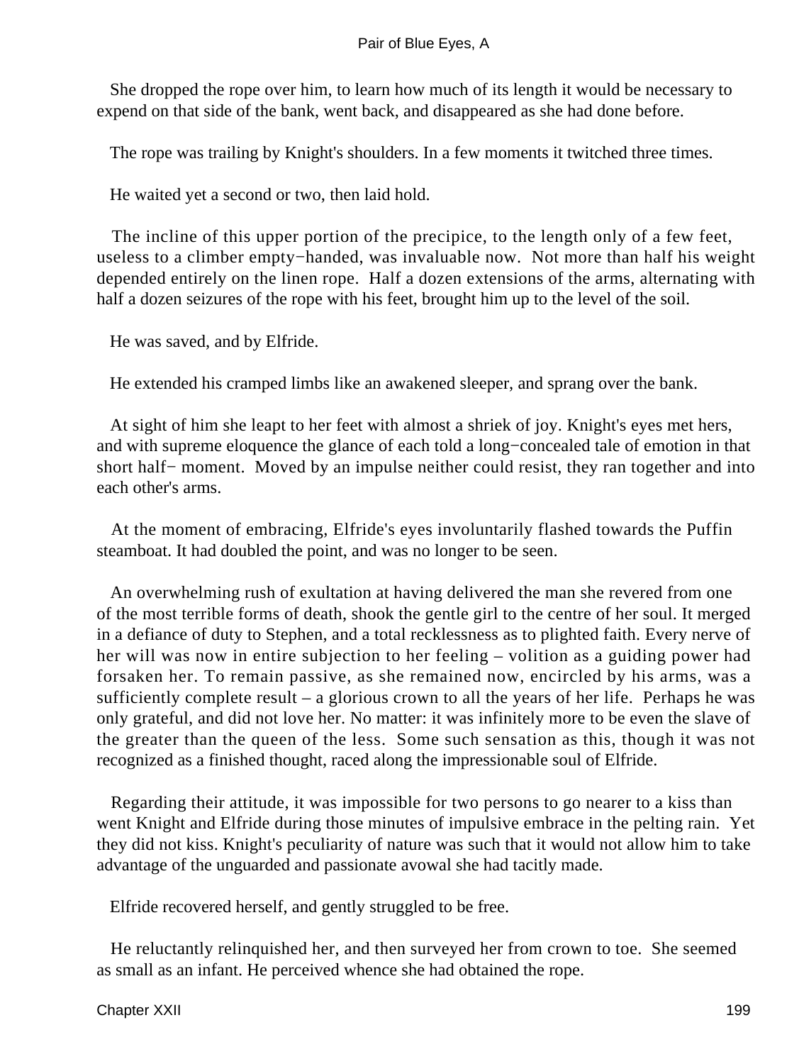She dropped the rope over him, to learn how much of its length it would be necessary to expend on that side of the bank, went back, and disappeared as she had done before.

The rope was trailing by Knight's shoulders. In a few moments it twitched three times.

He waited yet a second or two, then laid hold.

The incline of this upper portion of the precipice, to the length only of a few feet, useless to a climber empty−handed, was invaluable now. Not more than half his weight depended entirely on the linen rope. Half a dozen extensions of the arms, alternating with half a dozen seizures of the rope with his feet, brought him up to the level of the soil.

He was saved, and by Elfride.

He extended his cramped limbs like an awakened sleeper, and sprang over the bank.

At sight of him she leapt to her feet with almost a shriek of joy. Knight's eyes met hers, and with supreme eloquence the glance of each told a long−concealed tale of emotion in that short half− moment. Moved by an impulse neither could resist, they ran together and into each other's arms.

At the moment of embracing, Elfride's eyes involuntarily flashed towards the Puffin steamboat. It had doubled the point, and was no longer to be seen.

An overwhelming rush of exultation at having delivered the man she revered from one of the most terrible forms of death, shook the gentle girl to the centre of her soul. It merged in a defiance of duty to Stephen, and a total recklessness as to plighted faith. Every nerve of her will was now in entire subjection to her feeling – volition as a guiding power had forsaken her. To remain passive, as she remained now, encircled by his arms, was a sufficiently complete result – a glorious crown to all the years of her life. Perhaps he was only grateful, and did not love her. No matter: it was infinitely more to be even the slave of the greater than the queen of the less. Some such sensation as this, though it was not recognized as a finished thought, raced along the impressionable soul of Elfride.

Regarding their attitude, it was impossible for two persons to go nearer to a kiss than went Knight and Elfride during those minutes of impulsive embrace in the pelting rain. Yet they did not kiss. Knight's peculiarity of nature was such that it would not allow him to take advantage of the unguarded and passionate avowal she had tacitly made.

Elfride recovered herself, and gently struggled to be free.

He reluctantly relinquished her, and then surveyed her from crown to toe. She seemed as small as an infant. He perceived whence she had obtained the rope.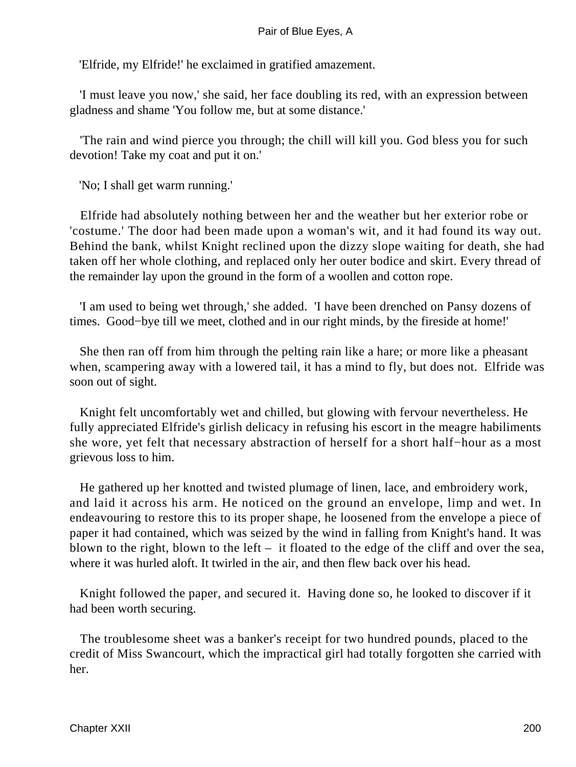'Elfride, my Elfride!' he exclaimed in gratified amazement.

'I must leave you now,' she said, her face doubling its red, with an expression between gladness and shame 'You follow me, but at some distance.'

'The rain and wind pierce you through; the chill will kill you. God bless you for such devotion! Take my coat and put it on.'

'No; I shall get warm running.'

Elfride had absolutely nothing between her and the weather but her exterior robe or 'costume.' The door had been made upon a woman's wit, and it had found its way out. Behind the bank, whilst Knight reclined upon the dizzy slope waiting for death, she had taken off her whole clothing, and replaced only her outer bodice and skirt. Every thread of the remainder lay upon the ground in the form of a woollen and cotton rope.

'I am used to being wet through,' she added. 'I have been drenched on Pansy dozens of times. Good−bye till we meet, clothed and in our right minds, by the fireside at home!'

She then ran off from him through the pelting rain like a hare; or more like a pheasant when, scampering away with a lowered tail, it has a mind to fly, but does not. Elfride was soon out of sight.

Knight felt uncomfortably wet and chilled, but glowing with fervour nevertheless. He fully appreciated Elfride's girlish delicacy in refusing his escort in the meagre habiliments she wore, yet felt that necessary abstraction of herself for a short half−hour as a most grievous loss to him.

He gathered up her knotted and twisted plumage of linen, lace, and embroidery work, and laid it across his arm. He noticed on the ground an envelope, limp and wet. In endeavouring to restore this to its proper shape, he loosened from the envelope a piece of paper it had contained, which was seized by the wind in falling from Knight's hand. It was blown to the right, blown to the left – it floated to the edge of the cliff and over the sea, where it was hurled aloft. It twirled in the air, and then flew back over his head.

Knight followed the paper, and secured it. Having done so, he looked to discover if it had been worth securing.

The troublesome sheet was a banker's receipt for two hundred pounds, placed to the credit of Miss Swancourt, which the impractical girl had totally forgotten she carried with her.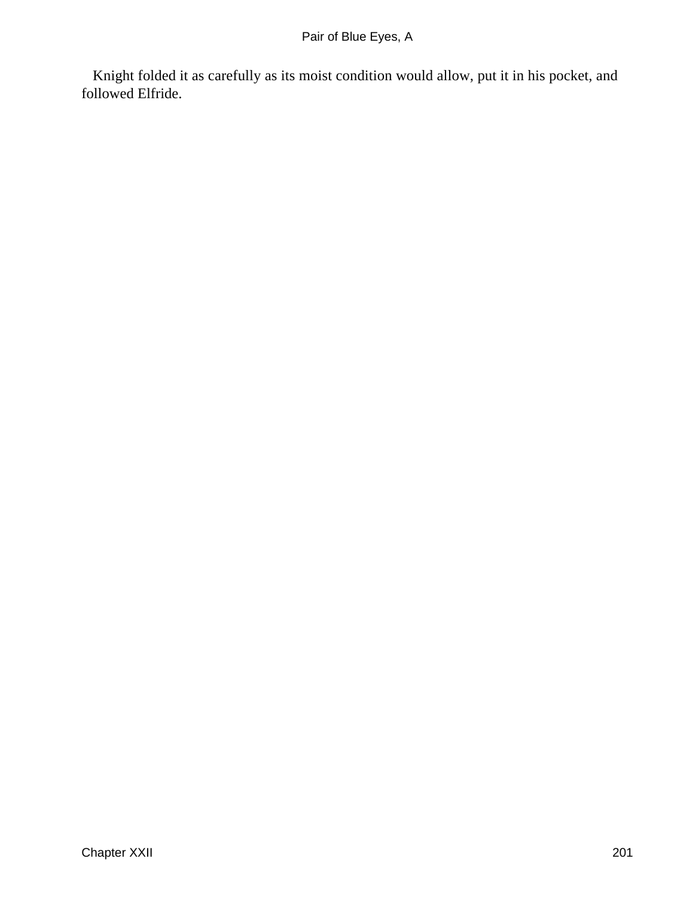Knight folded it as carefully as its moist condition would allow, put it in his pocket, and followed Elfride.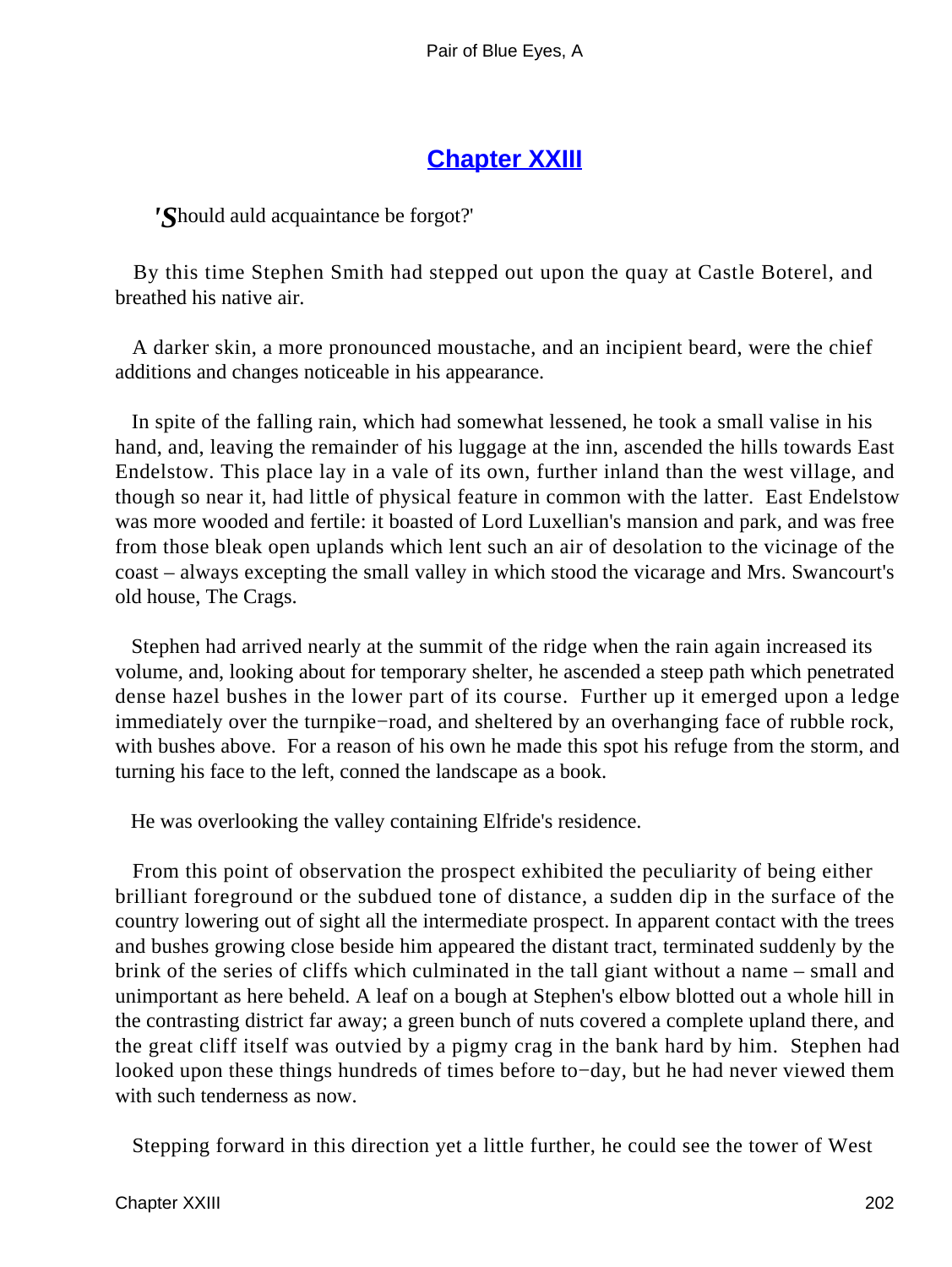## Chapter XXIII

*'Should auld acquaintance be forgot?'*

By this time Stephen Smith had stepped out upon the quay at Castle Boterel, and breathed his native air.

A darker skin, a more pronounced moustache, and an incipient beard, were the chief additions and changes noticeable in his appearance.

In spite of the falling rain, which had somewhat lessened, he took a small valise in his hand, and, leaving the remainder of his luggage at the inn, ascended the hills towards East Endelstow. This place lay in a vale of its own, further inland than the west village, and though so near it, had little of physical feature in common with the latter. East Endelstow was more wooded and fertile: it boasted of Lord Luxellian's mansion and park, and was free from those bleak open uplands which lent such an air of desolation to the vicinage of the coast – always excepting the small valley in which stood the vicarage and Mrs. Swancourt's old house, The Crags.

Stephen had arrived nearly at the summit of the ridge when the rain again increased its volume, and, looking about for temporary shelter, he ascended a steep path which penetrated dense hazel bushes in the lower part of its course. Further up it emerged upon a ledge immediately over the turnpike−road, and sheltered by an overhanging face of rubble rock, with bushes above. For a reason of his own he made this spot his refuge from the storm, and turning his face to the left, conned the landscape as a book.

He was overlooking the valley containing Elfride's residence.

From this point of observation the prospect exhibited the peculiarity of being either brilliant foreground or the subdued tone of distance, a sudden dip in the surface of the country lowering out of sight all the intermediate prospect. In apparent contact with the trees and bushes growing close beside him appeared the distant tract, terminated suddenly by the brink of the series of cliffs which culminated in the tall giant without a name – small and unimportant as here beheld. A leaf on a bough at Stephen's elbow blotted out a whole hill in the contrasting district far away; a green bunch of nuts covered a complete upland there, and the great cliff itself was outvied by a pigmy crag in the bank hard by him. Stephen had looked upon these things hundreds of times before to−day, but he had never viewed them with such tenderness as now.

Stepping forward in this direction yet a little further, he could see the tower of West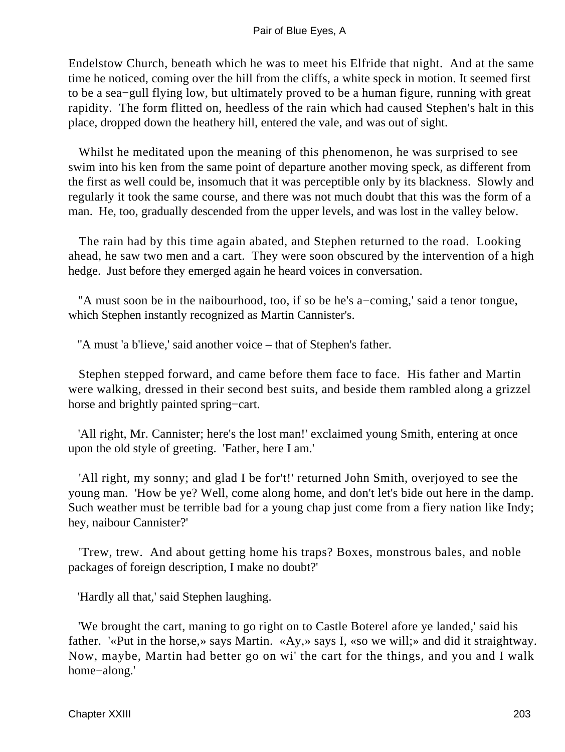Endelstow Church, beneath which he was to meet his Elfride that night. And at the same time he noticed, coming over the hill from the cliffs, a white speck in motion. It seemed first to be a sea−gull flying low, but ultimately proved to be a human figure, running with great rapidity. The form flitted on, heedless of the rain which had caused Stephen's halt in this place, dropped down the heathery hill, entered the vale, and was out of sight.

Whilst he meditated upon the meaning of this phenomenon, he was surprised to see swim into his ken from the same point of departure another moving speck, as different from the first as well could be, insomuch that it was perceptible only by its blackness. Slowly and regularly it took the same course, and there was not much doubt that this was the form of a man. He, too, gradually descended from the upper levels, and was lost in the valley below.

The rain had by this time again abated, and Stephen returned to the road. Looking ahead, he saw two men and a cart. They were soon obscured by the intervention of a high hedge. Just before they emerged again he heard voices in conversation.

''A must soon be in the naibourhood, too, if so be he's a−coming,' said a tenor tongue, which Stephen instantly recognized as Martin Cannister's.

''A must 'a b'lieve,' said another voice – that of Stephen's father.

Stephen stepped forward, and came before them face to face. His father and Martin were walking, dressed in their second best suits, and beside them rambled along a grizzel horse and brightly painted spring−cart.

'All right, Mr. Cannister; here's the lost man!' exclaimed young Smith, entering at once upon the old style of greeting. 'Father, here I am.'

'All right, my sonny; and glad I be for't!' returned John Smith, overjoyed to see the young man. 'How be ye? Well, come along home, and don't let's bide out here in the damp. Such weather must be terrible bad for a young chap just come from a fiery nation like Indy; hey, naibour Cannister?'

'Trew, trew. And about getting home his traps? Boxes, monstrous bales, and noble packages of foreign description, I make no doubt?'

'Hardly all that,' said Stephen laughing.

'We brought the cart, maning to go right on to Castle Boterel afore ye landed,' said his father. '«Put in the horse,» says Martin. «Ay,» says I, «so we will;» and did it straightway. Now, maybe, Martin had better go on wi' the cart for the things, and you and I walk home−along.'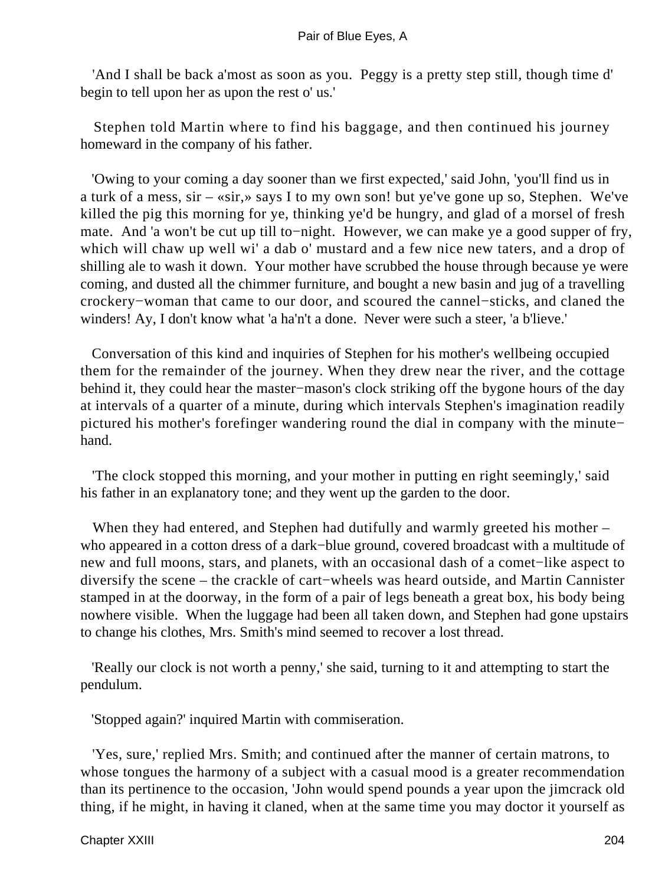'And I shall be back a'most as soon as you. Peggy is a pretty step still, though time d' begin to tell upon her as upon the rest o' us.'

Stephen told Martin where to find his baggage, and then continued his journey homeward in the company of his father.

'Owing to your coming a day sooner than we first expected,' said John, 'you'll find us in a turk of a mess, sir – «sir,» says I to my own son! but ye've gone up so, Stephen. We've killed the pig this morning for ye, thinking ye'd be hungry, and glad of a morsel of fresh mate. And 'a won't be cut up till to−night. However, we can make ye a good supper of fry, which will chaw up well wi' a dab o' mustard and a few nice new taters, and a drop of shilling ale to wash it down. Your mother have scrubbed the house through because ye were coming, and dusted all the chimmer furniture, and bought a new basin and jug of a travelling crockery−woman that came to our door, and scoured the cannel−sticks, and claned the winders! Ay, I don't know what 'a ha'n't a done. Never were such a steer, 'a b'lieve.'

Conversation of this kind and inquiries of Stephen for his mother's wellbeing occupied them for the remainder of the journey. When they drew near the river, and the cottage behind it, they could hear the master−mason's clock striking off the bygone hours of the day at intervals of a quarter of a minute, during which intervals Stephen's imagination readily pictured his mother's forefinger wandering round the dial in company with the minute−hand.

'The clock stopped this morning, and your mother in putting en right seemingly,' said his father in an explanatory tone; and they went up the garden to the door.

When they had entered, and Stephen had dutifully and warmly greeted his mother – who appeared in a cotton dress of a dark−blue ground, covered broadcast with a multitude of new and full moons, stars, and planets, with an occasional dash of a comet−like aspect to diversify the scene – the crackle of cart−wheels was heard outside, and Martin Cannister stamped in at the doorway, in the form of a pair of legs beneath a great box, his body being nowhere visible. When the luggage had been all taken down, and Stephen had gone upstairs to change his clothes, Mrs. Smith's mind seemed to recover a lost thread.

'Really our clock is not worth a penny,' she said, turning to it and attempting to start the pendulum.

'Stopped again?' inquired Martin with commiseration.

'Yes, sure,' replied Mrs. Smith; and continued after the manner of certain matrons, to whose tongues the harmony of a subject with a casual mood is a greater recommendation than its pertinence to the occasion, 'John would spend pounds a year upon the jimcrack old thing, if he might, in having it claned, when at the same time you may doctor it yourself as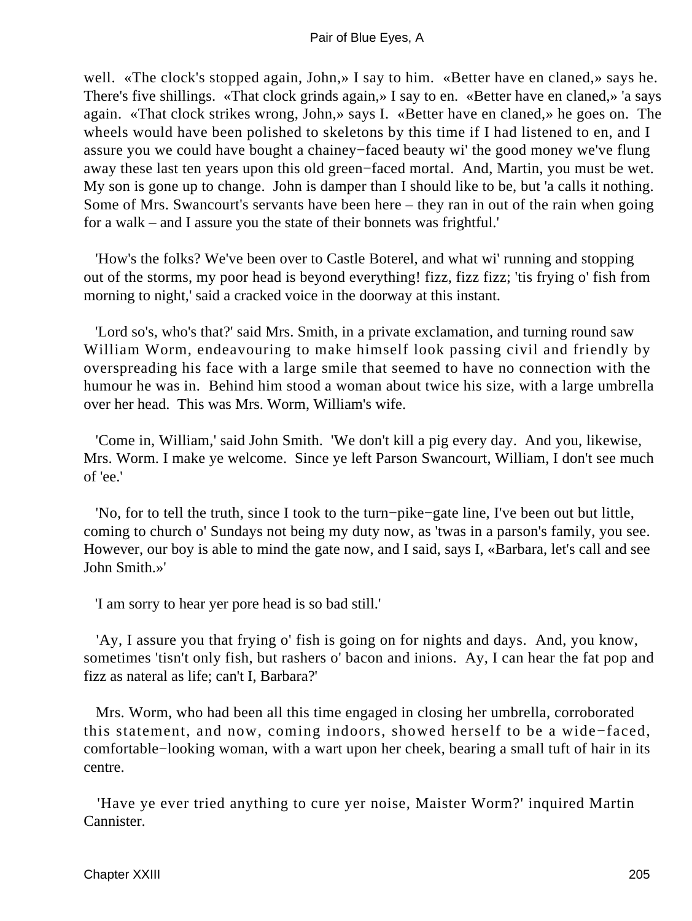well. «The clock's stopped again, John,» I say to him. «Better have en claned,» says he. There's five shillings. «That clock grinds again,» I say to en. «Better have en claned,» 'a says again. «That clock strikes wrong, John,» says I. «Better have en claned,» he goes on. The wheels would have been polished to skeletons by this time if I had listened to en, and I assure you we could have bought a chainey−faced beauty wi' the good money we've flung away these last ten years upon this old green−faced mortal. And, Martin, you must be wet. My son is gone up to change. John is damper than I should like to be, but 'a calls it nothing. Some of Mrs. Swancourt's servants have been here – they ran in out of the rain when going for a walk – and I assure you the state of their bonnets was frightful.'

'How's the folks? We've been over to Castle Boterel, and what wi' running and stopping out of the storms, my poor head is beyond everything! fizz, fizz fizz; 'tis frying o' fish from morning to night,' said a cracked voice in the doorway at this instant.

'Lord so's, who's that?' said Mrs. Smith, in a private exclamation, and turning round saw William Worm, endeavouring to make himself look passing civil and friendly by overspreading his face with a large smile that seemed to have no connection with the humour he was in. Behind him stood a woman about twice his size, with a large umbrella over her head. This was Mrs. Worm, William's wife.

'Come in, William,' said John Smith. 'We don't kill a pig every day. And you, likewise, Mrs. Worm. I make ye welcome. Since ye left Parson Swancourt, William, I don't see much of 'ee.'

'No, for to tell the truth, since I took to the turn−pike−gate line, I've been out but little, coming to church o' Sundays not being my duty now, as 'twas in a parson's family, you see. However, our boy is able to mind the gate now, and I said, says I, «Barbara, let's call and see John Smith.»'

'I am sorry to hear yer pore head is so bad still.'

'Ay, I assure you that frying o' fish is going on for nights and days. And, you know, sometimes 'tisn't only fish, but rashers o' bacon and inions. Ay, I can hear the fat pop and fizz as nateral as life; can't I, Barbara?'

Mrs. Worm, who had been all this time engaged in closing her umbrella, corroborated this statement, and now, coming indoors, showed herself to be a wide−faced, comfortable−looking woman, with a wart upon her cheek, bearing a small tuft of hair in its centre.

'Have ye ever tried anything to cure yer noise, Maister Worm?' inquired Martin Cannister.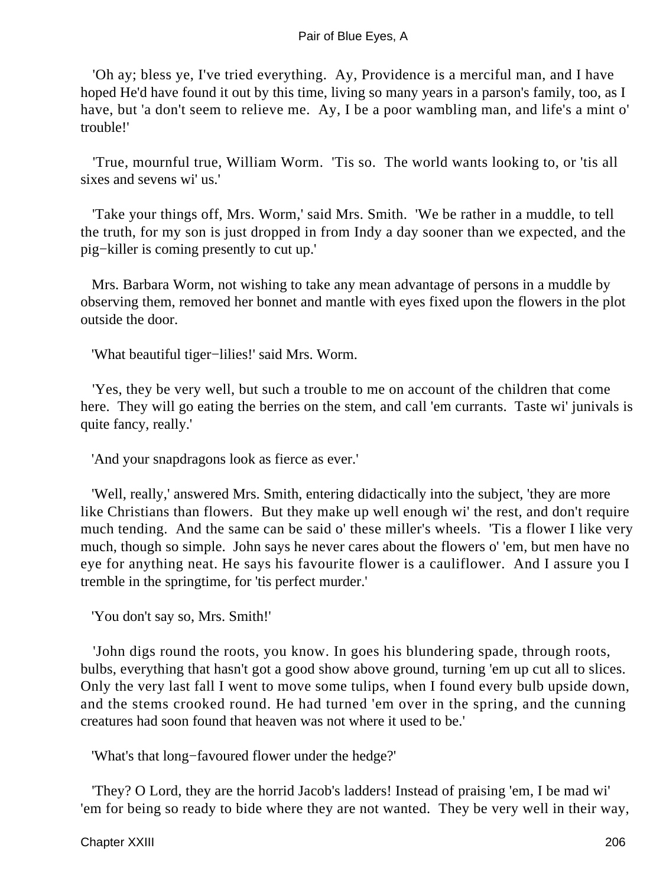'Oh ay; bless ye, I've tried everything. Ay, Providence is a merciful man, and I have hoped He'd have found it out by this time, living so many years in a parson's family, too, as I have, but 'a don't seem to relieve me. Ay, I be a poor wambling man, and life's a mint o' trouble!'

'True, mournful true, William Worm. 'Tis so. The world wants looking to, or 'tis all sixes and sevens wi' us.'

'Take your things off, Mrs. Worm,' said Mrs. Smith. 'We be rather in a muddle, to tell the truth, for my son is just dropped in from Indy a day sooner than we expected, and the pig−killer is coming presently to cut up.'

Mrs. Barbara Worm, not wishing to take any mean advantage of persons in a muddle by observing them, removed her bonnet and mantle with eyes fixed upon the flowers in the plot outside the door.

'What beautiful tiger−lilies!' said Mrs. Worm.

'Yes, they be very well, but such a trouble to me on account of the children that come here. They will go eating the berries on the stem, and call 'em currants. Taste wi' junivals is quite fancy, really.'

'And your snapdragons look as fierce as ever.'

'Well, really,' answered Mrs. Smith, entering didactically into the subject, 'they are more like Christians than flowers. But they make up well enough wi' the rest, and don't require much tending. And the same can be said o' these miller's wheels. 'Tis a flower I like very much, though so simple. John says he never cares about the flowers o' 'em, but men have no eye for anything neat. He says his favourite flower is a cauliflower. And I assure you I tremble in the springtime, for 'tis perfect murder.'

'You don't say so, Mrs. Smith!'

'John digs round the roots, you know. In goes his blundering spade, through roots, bulbs, everything that hasn't got a good show above ground, turning 'em up cut all to slices. Only the very last fall I went to move some tulips, when I found every bulb upside down, and the stems crooked round. He had turned 'em over in the spring, and the cunning creatures had soon found that heaven was not where it used to be.'

'What's that long−favoured flower under the hedge?'

'They? O Lord, they are the horrid Jacob's ladders! Instead of praising 'em, I be mad wi' 'em for being so ready to bide where they are not wanted. They be very well in their way,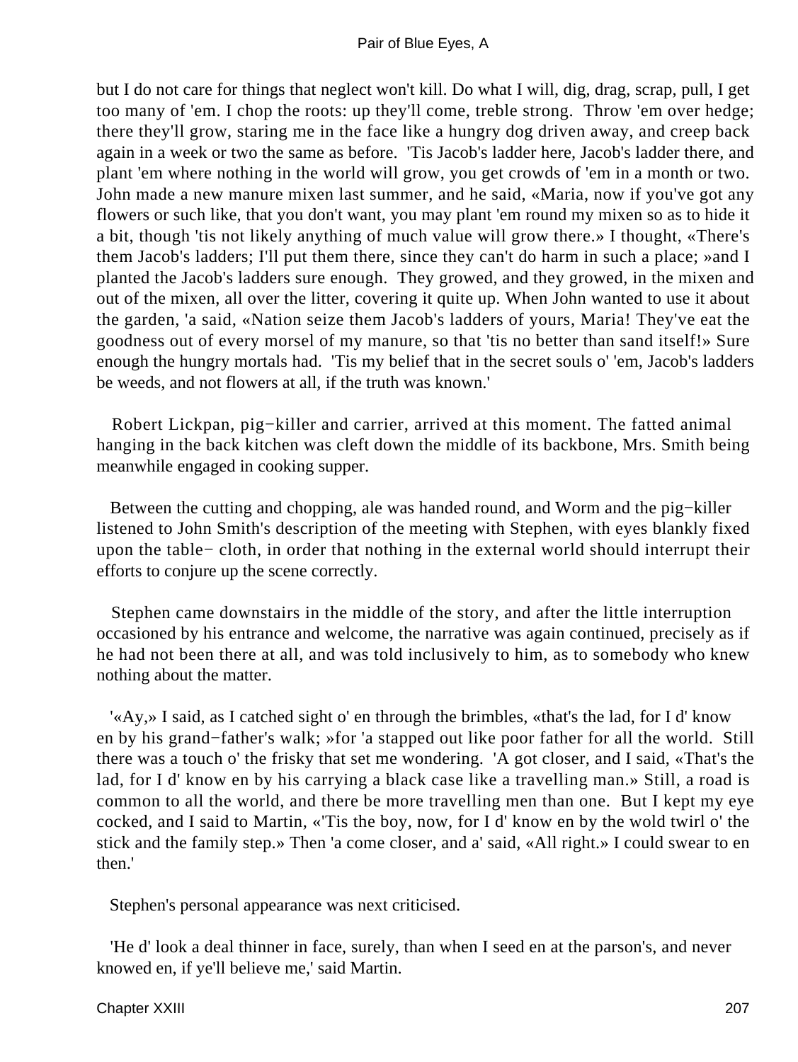but I do not care for things that neglect won't kill. Do what I will, dig, drag, scrap, pull, I get too many of 'em. I chop the roots: up they'll come, treble strong. Throw 'em over hedge; there they'll grow, staring me in the face like a hungry dog driven away, and creep back again in a week or two the same as before. 'Tis Jacob's ladder here, Jacob's ladder there, and plant 'em where nothing in the world will grow, you get crowds of 'em in a month or two. John made a new manure mixen last summer, and he said, «Maria, now if you've got any flowers or such like, that you don't want, you may plant 'em round my mixen so as to hide it a bit, though 'tis not likely anything of much value will grow there.» I thought, «There's them Jacob's ladders; I'll put them there, since they can't do harm in such a place; »and I planted the Jacob's ladders sure enough. They growed, and they growed, in the mixen and out of the mixen, all over the litter, covering it quite up. When John wanted to use it about the garden, 'a said, «Nation seize them Jacob's ladders of yours, Maria! They've eat the goodness out of every morsel of my manure, so that 'tis no better than sand itself!» Sure enough the hungry mortals had. 'Tis my belief that in the secret souls o' 'em, Jacob's ladders be weeds, and not flowers at all, if the truth was known.'

Robert Lickpan, pig−killer and carrier, arrived at this moment. The fatted animal hanging in the back kitchen was cleft down the middle of its backbone, Mrs. Smith being meanwhile engaged in cooking supper.

Between the cutting and chopping, ale was handed round, and Worm and the pig−killer listened to John Smith's description of the meeting with Stephen, with eyes blankly fixed upon the table− cloth, in order that nothing in the external world should interrupt their efforts to conjure up the scene correctly.

Stephen came downstairs in the middle of the story, and after the little interruption occasioned by his entrance and welcome, the narrative was again continued, precisely as if he had not been there at all, and was told inclusively to him, as to somebody who knew nothing about the matter.

'«Ay,» I said, as I catched sight o' en through the brimbles, «that's the lad, for I d' know en by his grand−father's walk; »for 'a stapped out like poor father for all the world. Still there was a touch o' the frisky that set me wondering. 'A got closer, and I said, «That's the lad, for I d' know en by his carrying a black case like a travelling man.» Still, a road is common to all the world, and there be more travelling men than one. But I kept my eye cocked, and I said to Martin, «'Tis the boy, now, for I d' know en by the wold twirl o' the stick and the family step.» Then 'a come closer, and a' said, «All right.» I could swear to en then.'

Stephen's personal appearance was next criticised.

'He d' look a deal thinner in face, surely, than when I seed en at the parson's, and never knowed en, if ye'll believe me,' said Martin.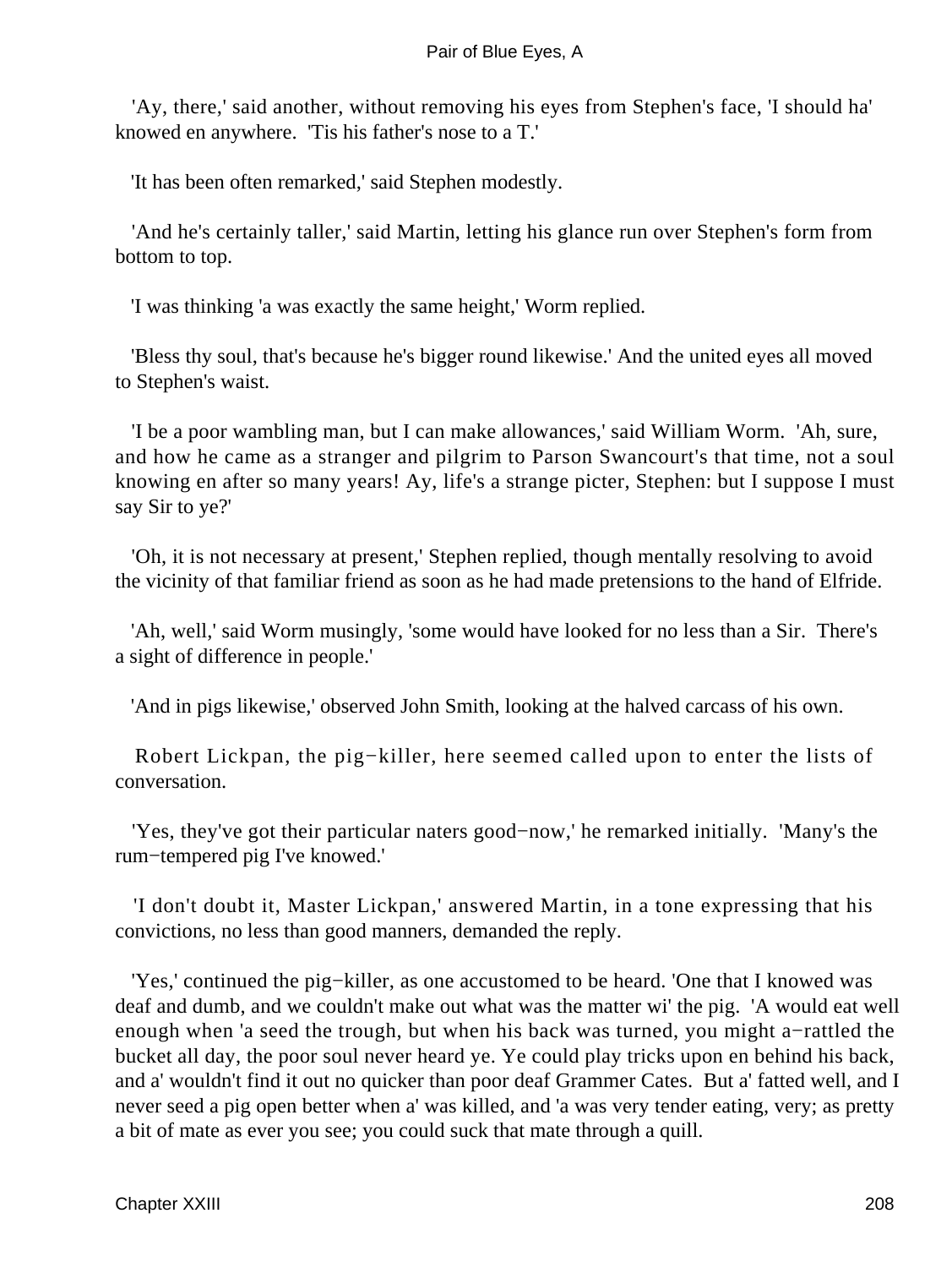'Ay, there,' said another, without removing his eyes from Stephen's face, 'I should ha' knowed en anywhere. 'Tis his father's nose to a T.'

'It has been often remarked,' said Stephen modestly.

'And he's certainly taller,' said Martin, letting his glance run over Stephen's form from bottom to top.

'I was thinking 'a was exactly the same height,' Worm replied.

'Bless thy soul, that's because he's bigger round likewise.' And the united eyes all moved to Stephen's waist.

'I be a poor wambling man, but I can make allowances,' said William Worm. 'Ah, sure, and how he came as a stranger and pilgrim to Parson Swancourt's that time, not a soul knowing en after so many years! Ay, life's a strange picter, Stephen: but I suppose I must say Sir to ye?'

'Oh, it is not necessary at present,' Stephen replied, though mentally resolving to avoid the vicinity of that familiar friend as soon as he had made pretensions to the hand of Elfride.

'Ah, well,' said Worm musingly, 'some would have looked for no less than a Sir. There's a sight of difference in people.'

'And in pigs likewise,' observed John Smith, looking at the halved carcass of his own.

Robert Lickpan, the pig−killer, here seemed called upon to enter the lists of conversation.

'Yes, they've got their particular naters good−now,' he remarked initially. 'Many's the rum−tempered pig I've knowed.'

'I don't doubt it, Master Lickpan,' answered Martin, in a tone expressing that his convictions, no less than good manners, demanded the reply.

'Yes,' continued the pig−killer, as one accustomed to be heard. 'One that I knowed was deaf and dumb, and we couldn't make out what was the matter wi' the pig. 'A would eat well enough when 'a seed the trough, but when his back was turned, you might a−rattled the bucket all day, the poor soul never heard ye. Ye could play tricks upon en behind his back, and a' wouldn't find it out no quicker than poor deaf Grammer Cates. But a' fatted well, and I never seed a pig open better when a' was killed, and 'a was very tender eating, very; as pretty a bit of mate as ever you see; you could suck that mate through a quill.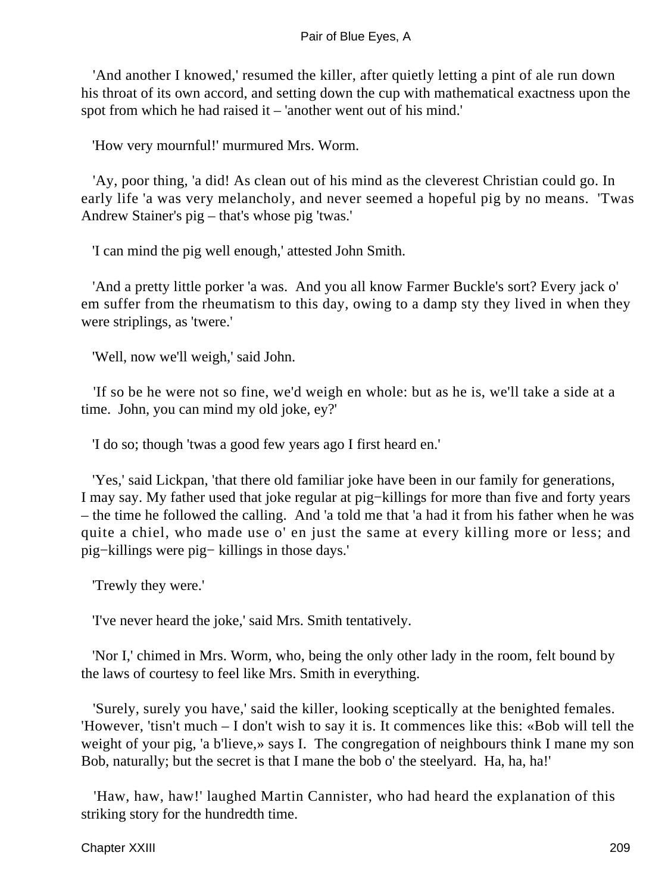'And another I knowed,' resumed the killer, after quietly letting a pint of ale run down his throat of its own accord, and setting down the cup with mathematical exactness upon the spot from which he had raised it – 'another went out of his mind.'

'How very mournful!' murmured Mrs. Worm.

'Ay, poor thing, 'a did! As clean out of his mind as the cleverest Christian could go. In early life 'a was very melancholy, and never seemed a hopeful pig by no means. 'Twas Andrew Stainer's pig – that's whose pig 'twas.'

'I can mind the pig well enough,' attested John Smith.

'And a pretty little porker 'a was. And you all know Farmer Buckle's sort? Every jack o' em suffer from the rheumatism to this day, owing to a damp sty they lived in when they were striplings, as 'twere.'

'Well, now we'll weigh,' said John.

'If so be he were not so fine, we'd weigh en whole: but as he is, we'll take a side at a time. John, you can mind my old joke, ey?'

'I do so; though 'twas a good few years ago I first heard en.'

'Yes,' said Lickpan, 'that there old familiar joke have been in our family for generations, I may say. My father used that joke regular at pig−killings for more than five and forty years – the time he followed the calling. And 'a told me that 'a had it from his father when he was quite a chiel, who made use o' en just the same at every killing more or less; and pig−killings were pig− killings in those days.'

'Trewly they were.'

'I've never heard the joke,' said Mrs. Smith tentatively.

'Nor I,' chimed in Mrs. Worm, who, being the only other lady in the room, felt bound by the laws of courtesy to feel like Mrs. Smith in everything.

'Surely, surely you have,' said the killer, looking sceptically at the benighted females. 'However, 'tisn't much – I don't wish to say it is. It commences like this: «Bob will tell the weight of your pig, 'a b'lieve,» says I. The congregation of neighbours think I mane my son Bob, naturally; but the secret is that I mane the bob o' the steelyard. Ha, ha, ha!'

'Haw, haw, haw!' laughed Martin Cannister, who had heard the explanation of this striking story for the hundredth time.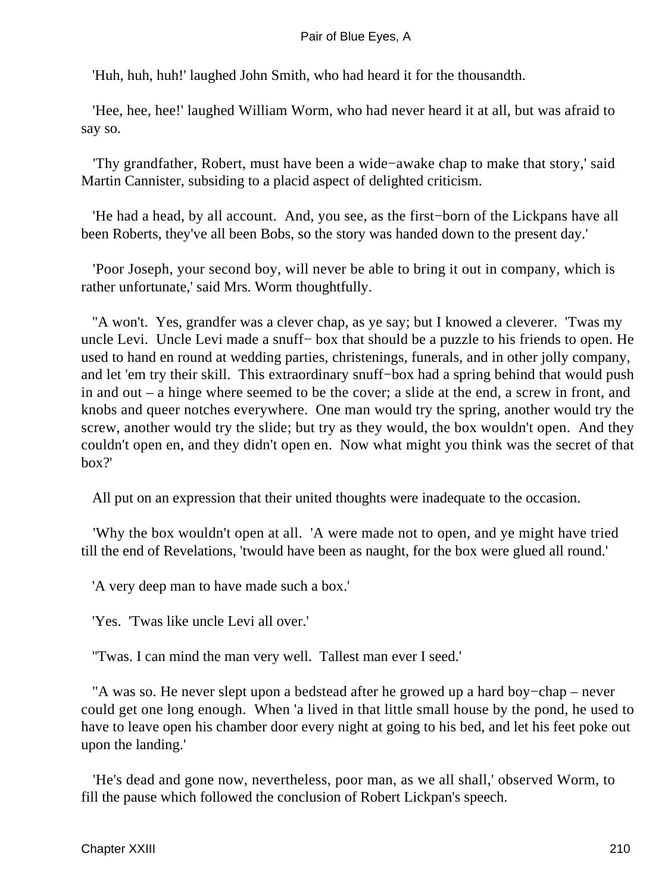'Huh, huh, huh!' laughed John Smith, who had heard it for the thousandth.

'Hee, hee, hee!' laughed William Worm, who had never heard it at all, but was afraid to say so.

'Thy grandfather, Robert, must have been a wide−awake chap to make that story,' said Martin Cannister, subsiding to a placid aspect of delighted criticism.

'He had a head, by all account. And, you see, as the first−born of the Lickpans have all been Roberts, they've all been Bobs, so the story was handed down to the present day.'

'Poor Joseph, your second boy, will never be able to bring it out in company, which is rather unfortunate,' said Mrs. Worm thoughtfully.

''A won't. Yes, grandfer was a clever chap, as ye say; but I knowed a cleverer. 'Twas my uncle Levi. Uncle Levi made a snuff− box that should be a puzzle to his friends to open. He used to hand en round at wedding parties, christenings, funerals, and in other jolly company, and let 'em try their skill. This extraordinary snuff−box had a spring behind that would push in and out – a hinge where seemed to be the cover; a slide at the end, a screw in front, and knobs and queer notches everywhere. One man would try the spring, another would try the screw, another would try the slide; but try as they would, the box wouldn't open. And they couldn't open en, and they didn't open en. Now what might you think was the secret of that box?'

All put on an expression that their united thoughts were inadequate to the occasion.

'Why the box wouldn't open at all. 'A were made not to open, and ye might have tried till the end of Revelations, 'twould have been as naught, for the box were glued all round.'

'A very deep man to have made such a box.'

'Yes. 'Twas like uncle Levi all over.'

''Twas. I can mind the man very well. Tallest man ever I seed.'

''A was so. He never slept upon a bedstead after he growed up a hard boy−chap – never could get one long enough. When 'a lived in that little small house by the pond, he used to have to leave open his chamber door every night at going to his bed, and let his feet poke out upon the landing.'

'He's dead and gone now, nevertheless, poor man, as we all shall,' observed Worm, to fill the pause which followed the conclusion of Robert Lickpan's speech.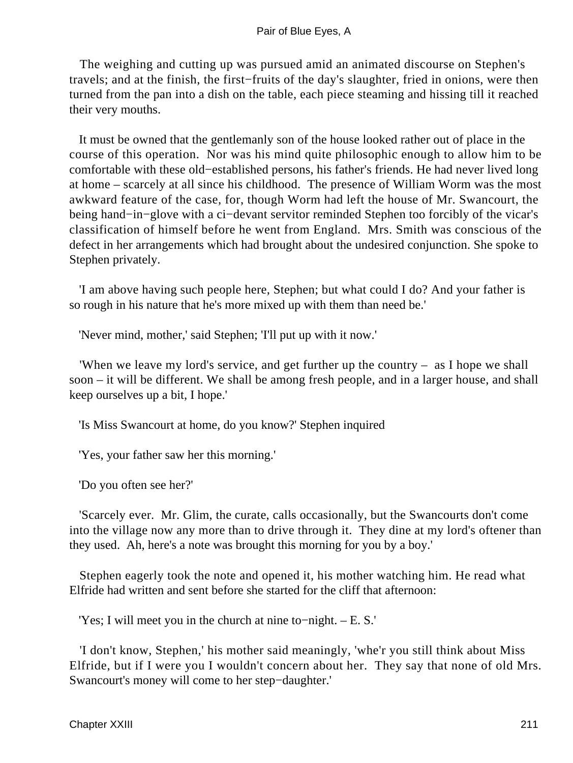The weighing and cutting up was pursued amid an animated discourse on Stephen's travels; and at the finish, the first−fruits of the day's slaughter, fried in onions, were then turned from the pan into a dish on the table, each piece steaming and hissing till it reached their very mouths.

It must be owned that the gentlemanly son of the house looked rather out of place in the course of this operation. Nor was his mind quite philosophic enough to allow him to be comfortable with these old−established persons, his father's friends. He had never lived long at home – scarcely at all since his childhood. The presence of William Worm was the most awkward feature of the case, for, though Worm had left the house of Mr. Swancourt, the being hand−in−glove with a ci−devant servitor reminded Stephen too forcibly of the vicar's classification of himself before he went from England. Mrs. Smith was conscious of the defect in her arrangements which had brought about the undesired conjunction. She spoke to Stephen privately.

'I am above having such people here, Stephen; but what could I do? And your father is so rough in his nature that he's more mixed up with them than need be.'

'Never mind, mother,' said Stephen; 'I'll put up with it now.'

'When we leave my lord's service, and get further up the country – as I hope we shall soon – it will be different. We shall be among fresh people, and in a larger house, and shall keep ourselves up a bit, I hope.'

'Is Miss Swancourt at home, do you know?' Stephen inquired

'Yes, your father saw her this morning.'

'Do you often see her?'

'Scarcely ever. Mr. Glim, the curate, calls occasionally, but the Swancourts don't come into the village now any more than to drive through it. They dine at my lord's oftener than they used. Ah, here's a note was brought this morning for you by a boy.'

Stephen eagerly took the note and opened it, his mother watching him. He read what Elfride had written and sent before she started for the cliff that afternoon:

'Yes; I will meet you in the church at nine to−night. – E. S.'

'I don't know, Stephen,' his mother said meaningly, 'whe'r you still think about Miss Elfride, but if I were you I wouldn't concern about her. They say that none of old Mrs. Swancourt's money will come to her step−daughter.'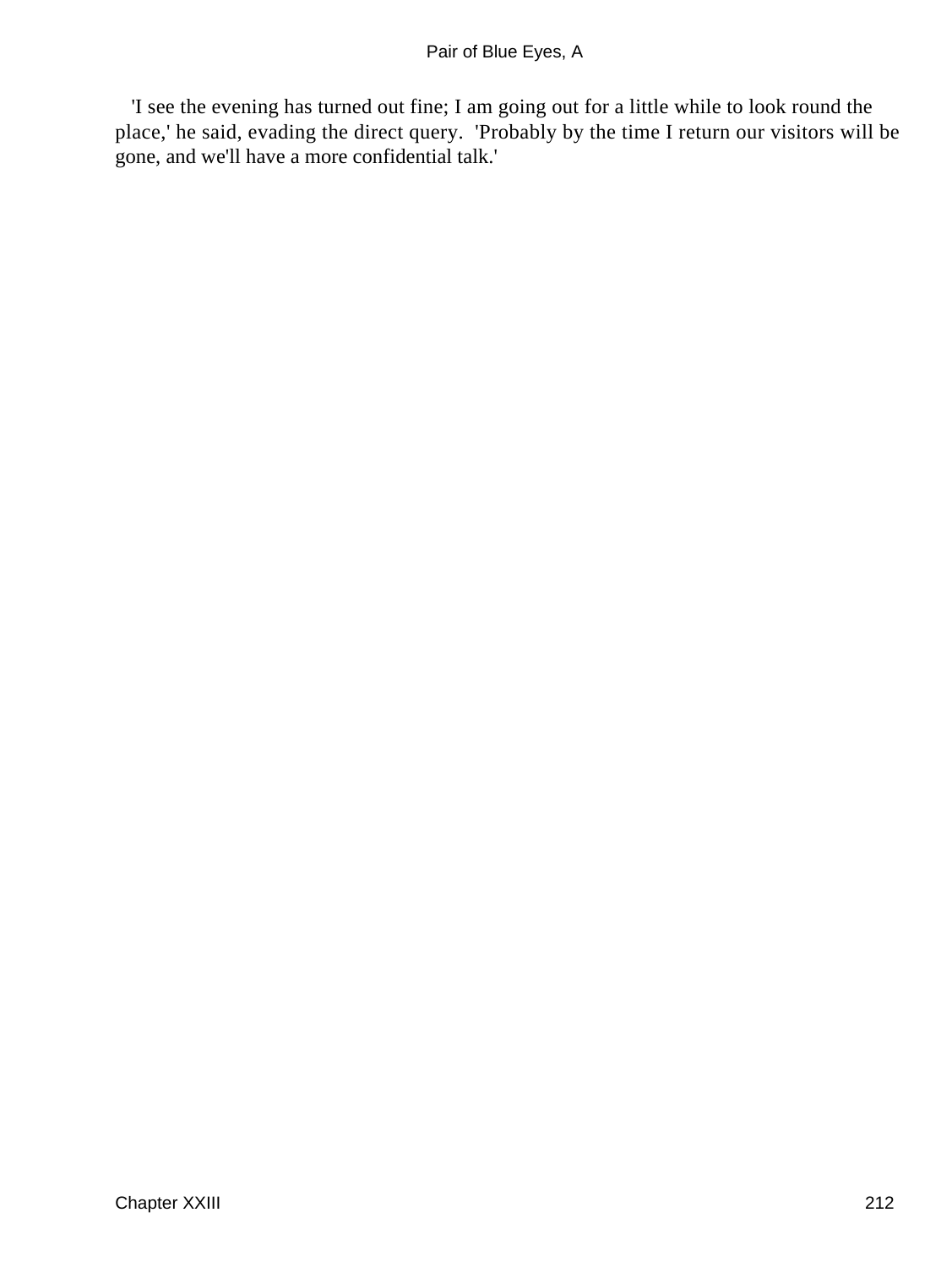'I see the evening has turned out fine; I am going out for a little while to look round the place,' he said, evading the direct query. 'Probably by the time I return our visitors will be gone, and we'll have a more confidential talk.'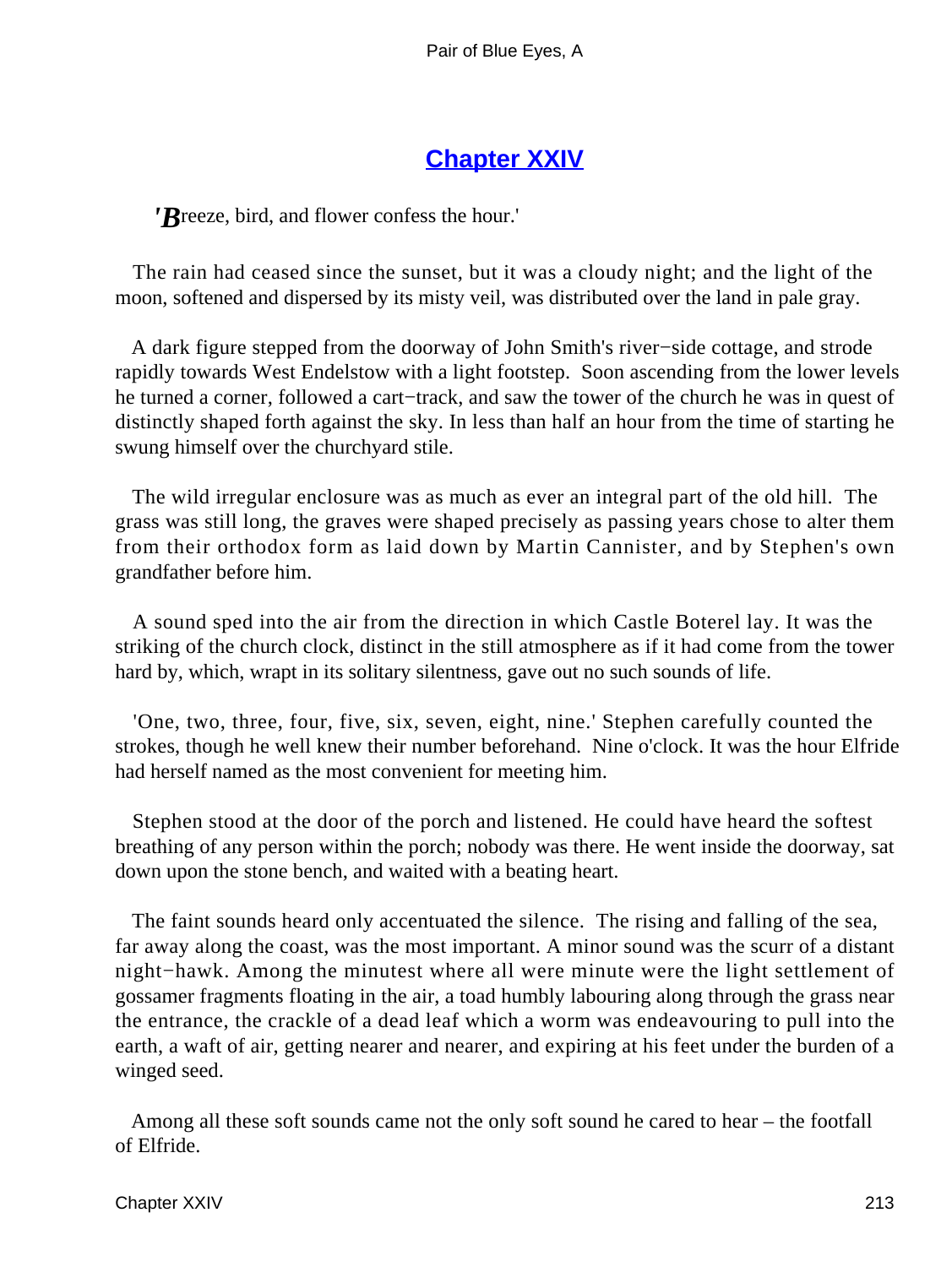## Chapter XXIV

'*B*reeze, bird, and flower confess the hour.'

The rain had ceased since the sunset, but it was a cloudy night; and the light of the moon, softened and dispersed by its misty veil, was distributed over the land in pale gray.

A dark figure stepped from the doorway of John Smith's river−side cottage, and strode rapidly towards West Endelstow with a light footstep. Soon ascending from the lower levels he turned a corner, followed a cart−track, and saw the tower of the church he was in quest of distinctly shaped forth against the sky. In less than half an hour from the time of starting he swung himself over the churchyard stile.

The wild irregular enclosure was as much as ever an integral part of the old hill. The grass was still long, the graves were shaped precisely as passing years chose to alter them from their orthodox form as laid down by Martin Cannister, and by Stephen's own grandfather before him.

A sound sped into the air from the direction in which Castle Boterel lay. It was the striking of the church clock, distinct in the still atmosphere as if it had come from the tower hard by, which, wrapt in its solitary silentness, gave out no such sounds of life.

'One, two, three, four, five, six, seven, eight, nine.' Stephen carefully counted the strokes, though he well knew their number beforehand. Nine o'clock. It was the hour Elfride had herself named as the most convenient for meeting him.

Stephen stood at the door of the porch and listened. He could have heard the softest breathing of any person within the porch; nobody was there. He went inside the doorway, sat down upon the stone bench, and waited with a beating heart.

The faint sounds heard only accentuated the silence. The rising and falling of the sea, far away along the coast, was the most important. A minor sound was the scurr of a distant night−hawk. Among the minutest where all were minute were the light settlement of gossamer fragments floating in the air, a toad humbly labouring along through the grass near the entrance, the crackle of a dead leaf which a worm was endeavouring to pull into the earth, a waft of air, getting nearer and nearer, and expiring at his feet under the burden of a winged seed.

Among all these soft sounds came not the only soft sound he cared to hear – the footfall of Elfride.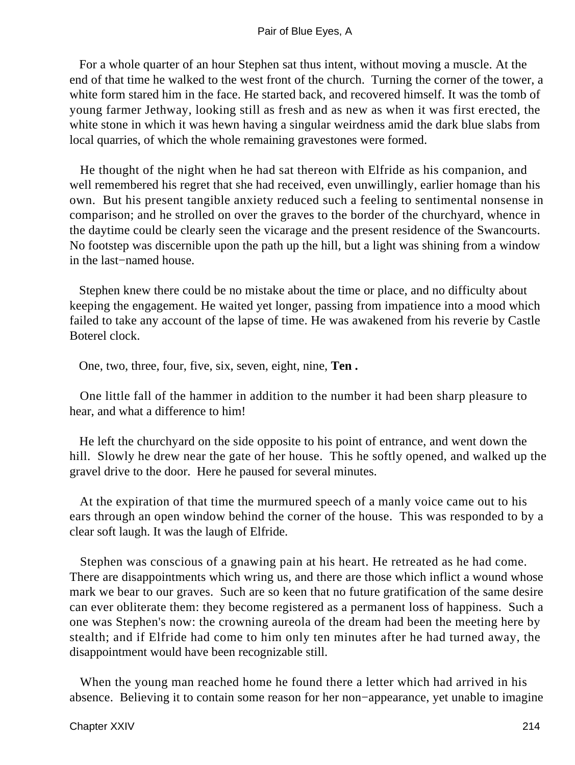For a whole quarter of an hour Stephen sat thus intent, without moving a muscle. At the end of that time he walked to the west front of the church. Turning the corner of the tower, a white form stared him in the face. He started back, and recovered himself. It was the tomb of young farmer Jethway, looking still as fresh and as new as when it was first erected, the white stone in which it was hewn having a singular weirdness amid the dark blue slabs from local quarries, of which the whole remaining gravestones were formed.

He thought of the night when he had sat thereon with Elfride as his companion, and well remembered his regret that she had received, even unwillingly, earlier homage than his own. But his present tangible anxiety reduced such a feeling to sentimental nonsense in comparison; and he strolled on over the graves to the border of the churchyard, whence in the daytime could be clearly seen the vicarage and the present residence of the Swancourts. No footstep was discernible upon the path up the hill, but a light was shining from a window in the last−named house.

Stephen knew there could be no mistake about the time or place, and no difficulty about keeping the engagement. He waited yet longer, passing from impatience into a mood which failed to take any account of the lapse of time. He was awakened from his reverie by Castle Boterel clock.

One, two, three, four, five, six, seven, eight, nine, **Ten .**

One little fall of the hammer in addition to the number it had been sharp pleasure to hear, and what a difference to him!

He left the churchyard on the side opposite to his point of entrance, and went down the hill. Slowly he drew near the gate of her house. This he softly opened, and walked up the gravel drive to the door. Here he paused for several minutes.

At the expiration of that time the murmured speech of a manly voice came out to his ears through an open window behind the corner of the house. This was responded to by a clear soft laugh. It was the laugh of Elfride.

Stephen was conscious of a gnawing pain at his heart. He retreated as he had come. There are disappointments which wring us, and there are those which inflict a wound whose mark we bear to our graves. Such are so keen that no future gratification of the same desire can ever obliterate them: they become registered as a permanent loss of happiness. Such a one was Stephen's now: the crowning aureola of the dream had been the meeting here by stealth; and if Elfride had come to him only ten minutes after he had turned away, the disappointment would have been recognizable still.

When the young man reached home he found there a letter which had arrived in his absence. Believing it to contain some reason for her non−appearance, yet unable to imagine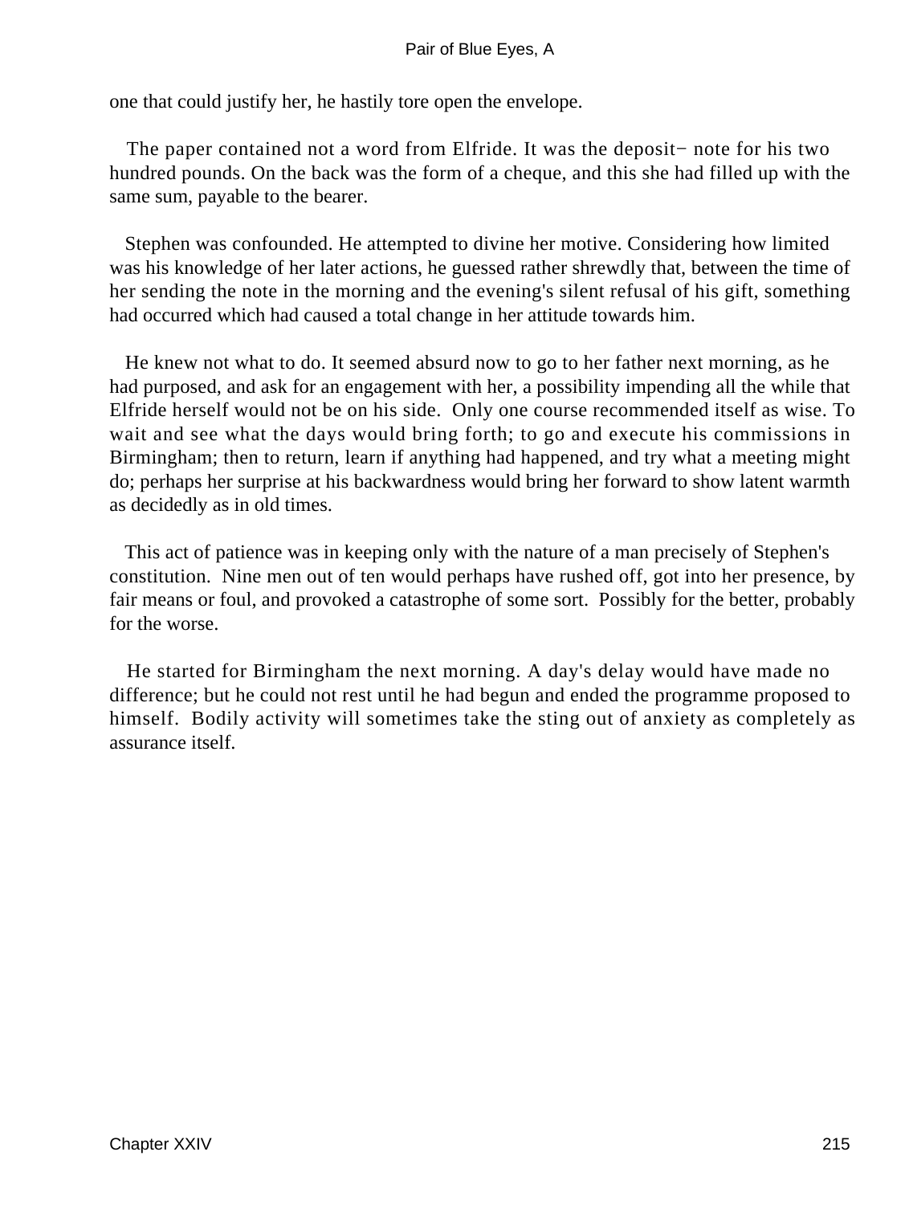one that could justify her, he hastily tore open the envelope.

The paper contained not a word from Elfride. It was the deposit− note for his two hundred pounds. On the back was the form of a cheque, and this she had filled up with the same sum, payable to the bearer.

Stephen was confounded. He attempted to divine her motive. Considering how limited was his knowledge of her later actions, he guessed rather shrewdly that, between the time of her sending the note in the morning and the evening's silent refusal of his gift, something had occurred which had caused a total change in her attitude towards him.

He knew not what to do. It seemed absurd now to go to her father next morning, as he had purposed, and ask for an engagement with her, a possibility impending all the while that Elfride herself would not be on his side. Only one course recommended itself as wise. To wait and see what the days would bring forth; to go and execute his commissions in Birmingham; then to return, learn if anything had happened, and try what a meeting might do; perhaps her surprise at his backwardness would bring her forward to show latent warmth as decidedly as in old times.

This act of patience was in keeping only with the nature of a man precisely of Stephen's constitution. Nine men out of ten would perhaps have rushed off, got into her presence, by fair means or foul, and provoked a catastrophe of some sort. Possibly for the better, probably for the worse.

He started for Birmingham the next morning. A day's delay would have made no difference; but he could not rest until he had begun and ended the programme proposed to himself. Bodily activity will sometimes take the sting out of anxiety as completely as assurance itself.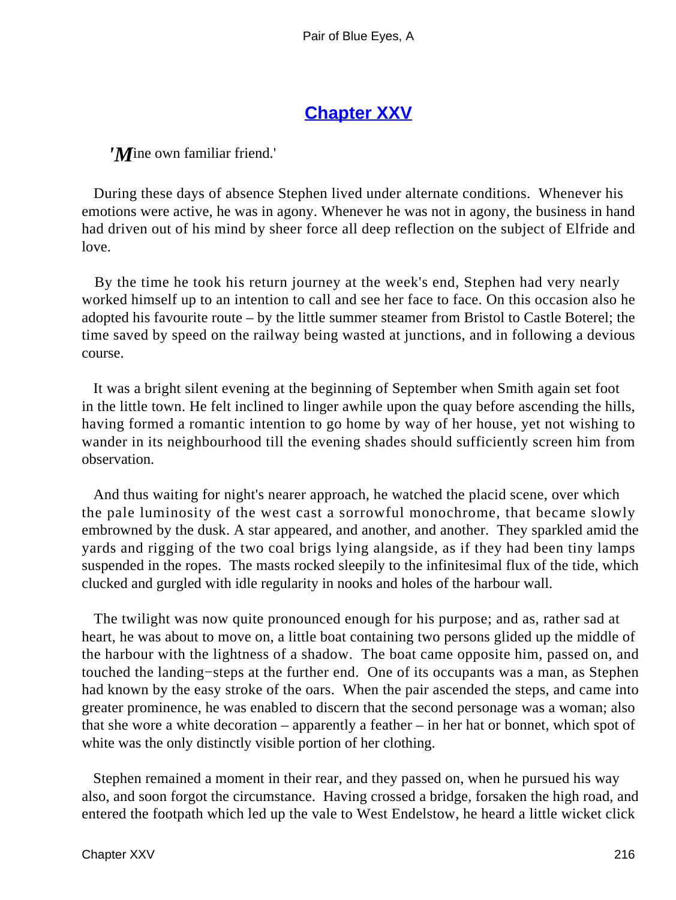# Chapter XXV

'*M*ine own familiar friend.'

During these days of absence Stephen lived under alternate conditions. Whenever his emotions were active, he was in agony. Whenever he was not in agony, the business in hand had driven out of his mind by sheer force all deep reflection on the subject of Elfride and love.

By the time he took his return journey at the week's end, Stephen had very nearly worked himself up to an intention to call and see her face to face. On this occasion also he adopted his favourite route – by the little summer steamer from Bristol to Castle Boterel; the time saved by speed on the railway being wasted at junctions, and in following a devious course.

It was a bright silent evening at the beginning of September when Smith again set foot in the little town. He felt inclined to linger awhile upon the quay before ascending the hills, having formed a romantic intention to go home by way of her house, yet not wishing to wander in its neighbourhood till the evening shades should sufficiently screen him from observation.

And thus waiting for night's nearer approach, he watched the placid scene, over which the pale luminosity of the west cast a sorrowful monochrome, that became slowly embrowned by the dusk. A star appeared, and another, and another. They sparkled amid the yards and rigging of the two coal brigs lying alangside, as if they had been tiny lamps suspended in the ropes. The masts rocked sleepily to the infinitesimal flux of the tide, which clucked and gurgled with idle regularity in nooks and holes of the harbour wall.

The twilight was now quite pronounced enough for his purpose; and as, rather sad at heart, he was about to move on, a little boat containing two persons glided up the middle of the harbour with the lightness of a shadow. The boat came opposite him, passed on, and touched the landing−steps at the further end. One of its occupants was a man, as Stephen had known by the easy stroke of the oars. When the pair ascended the steps, and came into greater prominence, he was enabled to discern that the second personage was a woman; also that she wore a white decoration – apparently a feather – in her hat or bonnet, which spot of white was the only distinctly visible portion of her clothing.

Stephen remained a moment in their rear, and they passed on, when he pursued his way also, and soon forgot the circumstance. Having crossed a bridge, forsaken the high road, and entered the footpath which led up the vale to West Endelstow, he heard a little wicket click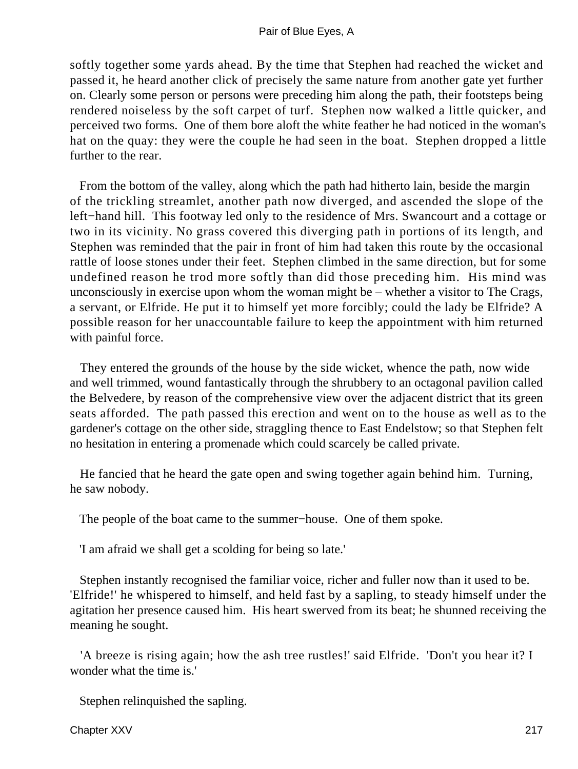softly together some yards ahead. By the time that Stephen had reached the wicket and passed it, he heard another click of precisely the same nature from another gate yet further on. Clearly some person or persons were preceding him along the path, their footsteps being rendered noiseless by the soft carpet of turf. Stephen now walked a little quicker, and perceived two forms. One of them bore aloft the white feather he had noticed in the woman's hat on the quay: they were the couple he had seen in the boat. Stephen dropped a little further to the rear.

From the bottom of the valley, along which the path had hitherto lain, beside the margin of the trickling streamlet, another path now diverged, and ascended the slope of the left−hand hill. This footway led only to the residence of Mrs. Swancourt and a cottage or two in its vicinity. No grass covered this diverging path in portions of its length, and Stephen was reminded that the pair in front of him had taken this route by the occasional rattle of loose stones under their feet. Stephen climbed in the same direction, but for some undefined reason he trod more softly than did those preceding him. His mind was unconsciously in exercise upon whom the woman might be – whether a visitor to The Crags, a servant, or Elfride. He put it to himself yet more forcibly; could the lady be Elfride? A possible reason for her unaccountable failure to keep the appointment with him returned with painful force.

They entered the grounds of the house by the side wicket, whence the path, now wide and well trimmed, wound fantastically through the shrubbery to an octagonal pavilion called the Belvedere, by reason of the comprehensive view over the adjacent district that its green seats afforded. The path passed this erection and went on to the house as well as to the gardener's cottage on the other side, straggling thence to East Endelstow; so that Stephen felt no hesitation in entering a promenade which could scarcely be called private.

He fancied that he heard the gate open and swing together again behind him. Turning, he saw nobody.

The people of the boat came to the summer−house. One of them spoke.

'I am afraid we shall get a scolding for being so late.'

Stephen instantly recognised the familiar voice, richer and fuller now than it used to be. 'Elfride!' he whispered to himself, and held fast by a sapling, to steady himself under the agitation her presence caused him. His heart swerved from its beat; he shunned receiving the meaning he sought.

'A breeze is rising again; how the ash tree rustles!' said Elfride. 'Don't you hear it? I wonder what the time is.'

Stephen relinquished the sapling.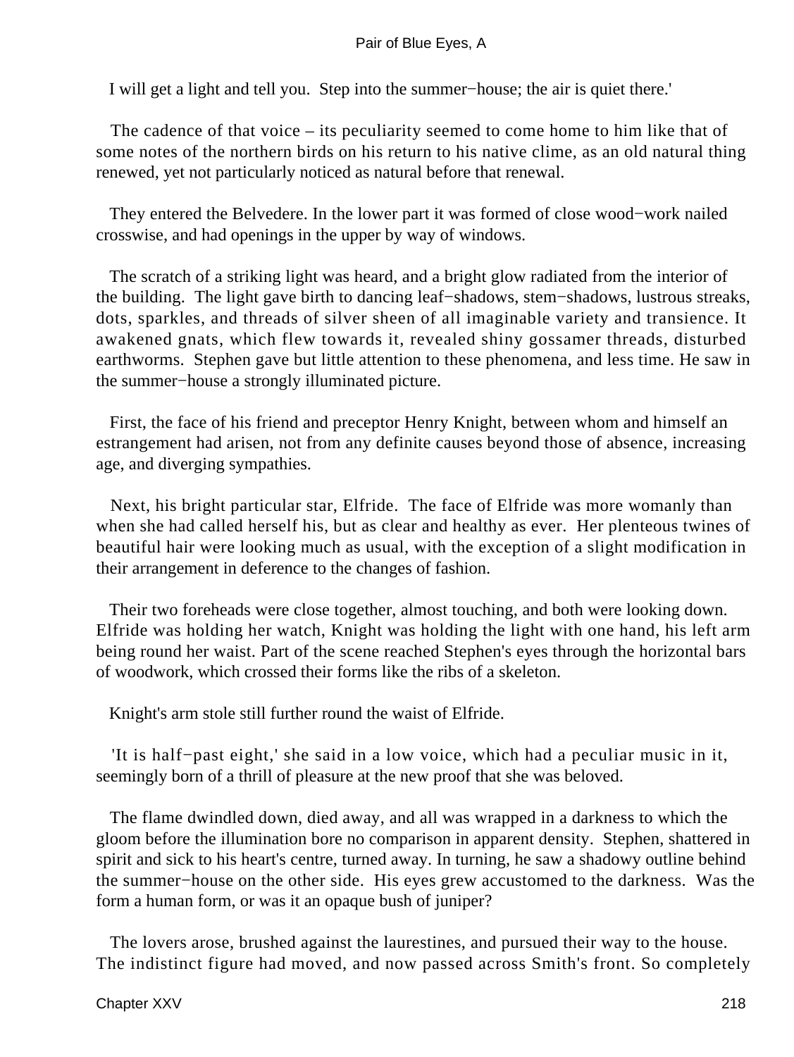I will get a light and tell you. Step into the summer−house; the air is quiet there.'

The cadence of that voice – its peculiarity seemed to come home to him like that of some notes of the northern birds on his return to his native clime, as an old natural thing renewed, yet not particularly noticed as natural before that renewal.

They entered the Belvedere. In the lower part it was formed of close wood−work nailed crosswise, and had openings in the upper by way of windows.

The scratch of a striking light was heard, and a bright glow radiated from the interior of the building. The light gave birth to dancing leaf−shadows, stem−shadows, lustrous streaks, dots, sparkles, and threads of silver sheen of all imaginable variety and transience. It awakened gnats, which flew towards it, revealed shiny gossamer threads, disturbed earthworms. Stephen gave but little attention to these phenomena, and less time. He saw in the summer−house a strongly illuminated picture.

First, the face of his friend and preceptor Henry Knight, between whom and himself an estrangement had arisen, not from any definite causes beyond those of absence, increasing age, and diverging sympathies.

Next, his bright particular star, Elfride. The face of Elfride was more womanly than when she had called herself his, but as clear and healthy as ever. Her plenteous twines of beautiful hair were looking much as usual, with the exception of a slight modification in their arrangement in deference to the changes of fashion.

Their two foreheads were close together, almost touching, and both were looking down. Elfride was holding her watch, Knight was holding the light with one hand, his left arm being round her waist. Part of the scene reached Stephen's eyes through the horizontal bars of woodwork, which crossed their forms like the ribs of a skeleton.

Knight's arm stole still further round the waist of Elfride.

'It is half−past eight,' she said in a low voice, which had a peculiar music in it, seemingly born of a thrill of pleasure at the new proof that she was beloved.

The flame dwindled down, died away, and all was wrapped in a darkness to which the gloom before the illumination bore no comparison in apparent density. Stephen, shattered in spirit and sick to his heart's centre, turned away. In turning, he saw a shadowy outline behind the summer−house on the other side. His eyes grew accustomed to the darkness. Was the form a human form, or was it an opaque bush of juniper?

The lovers arose, brushed against the laurestines, and pursued their way to the house. The indistinct figure had moved, and now passed across Smith's front. So completely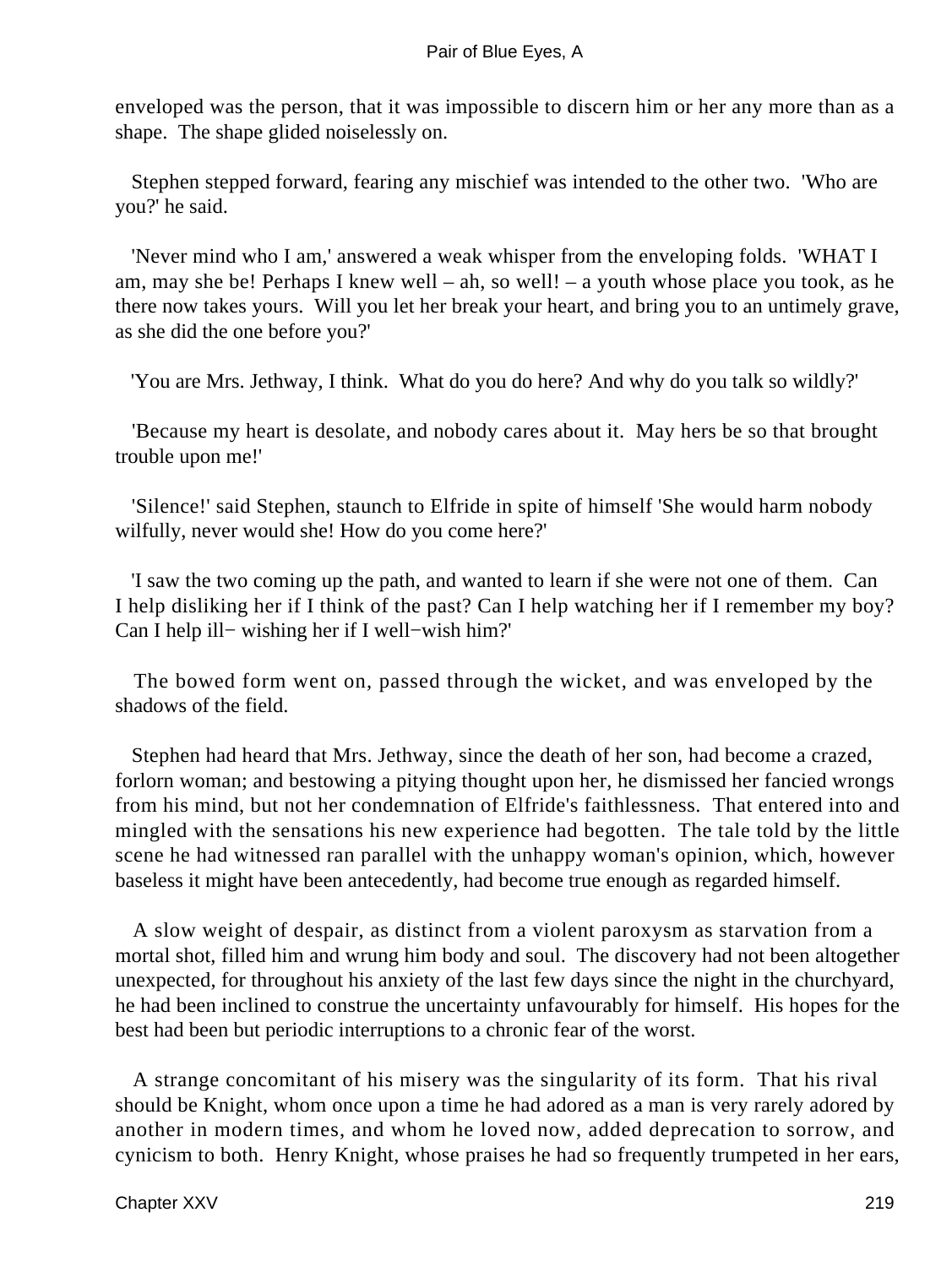enveloped was the person, that it was impossible to discern him or her any more than as a shape. The shape glided noiselessly on.

Stephen stepped forward, fearing any mischief was intended to the other two. 'Who are you?' he said.

'Never mind who I am,' answered a weak whisper from the enveloping folds. 'WHAT I am, may she be! Perhaps I knew well – ah, so well! – a youth whose place you took, as he there now takes yours. Will you let her break your heart, and bring you to an untimely grave, as she did the one before you?'

'You are Mrs. Jethway, I think. What do you do here? And why do you talk so wildly?'

'Because my heart is desolate, and nobody cares about it. May hers be so that brought trouble upon me!'

'Silence!' said Stephen, staunch to Elfride in spite of himself 'She would harm nobody wilfully, never would she! How do you come here?'

'I saw the two coming up the path, and wanted to learn if she were not one of them. Can I help disliking her if I think of the past? Can I help watching her if I remember my boy? Can I help ill− wishing her if I well−wish him?'

The bowed form went on, passed through the wicket, and was enveloped by the shadows of the field.

Stephen had heard that Mrs. Jethway, since the death of her son, had become a crazed, forlorn woman; and bestowing a pitying thought upon her, he dismissed her fancied wrongs from his mind, but not her condemnation of Elfride's faithlessness. That entered into and mingled with the sensations his new experience had begotten. The tale told by the little scene he had witnessed ran parallel with the unhappy woman's opinion, which, however baseless it might have been antecedently, had become true enough as regarded himself.

A slow weight of despair, as distinct from a violent paroxysm as starvation from a mortal shot, filled him and wrung him body and soul. The discovery had not been altogether unexpected, for throughout his anxiety of the last few days since the night in the churchyard, he had been inclined to construe the uncertainty unfavourably for himself. His hopes for the best had been but periodic interruptions to a chronic fear of the worst.

A strange concomitant of his misery was the singularity of its form. That his rival should be Knight, whom once upon a time he had adored as a man is very rarely adored by another in modern times, and whom he loved now, added deprecation to sorrow, and cynicism to both. Henry Knight, whose praises he had so frequently trumpeted in her ears,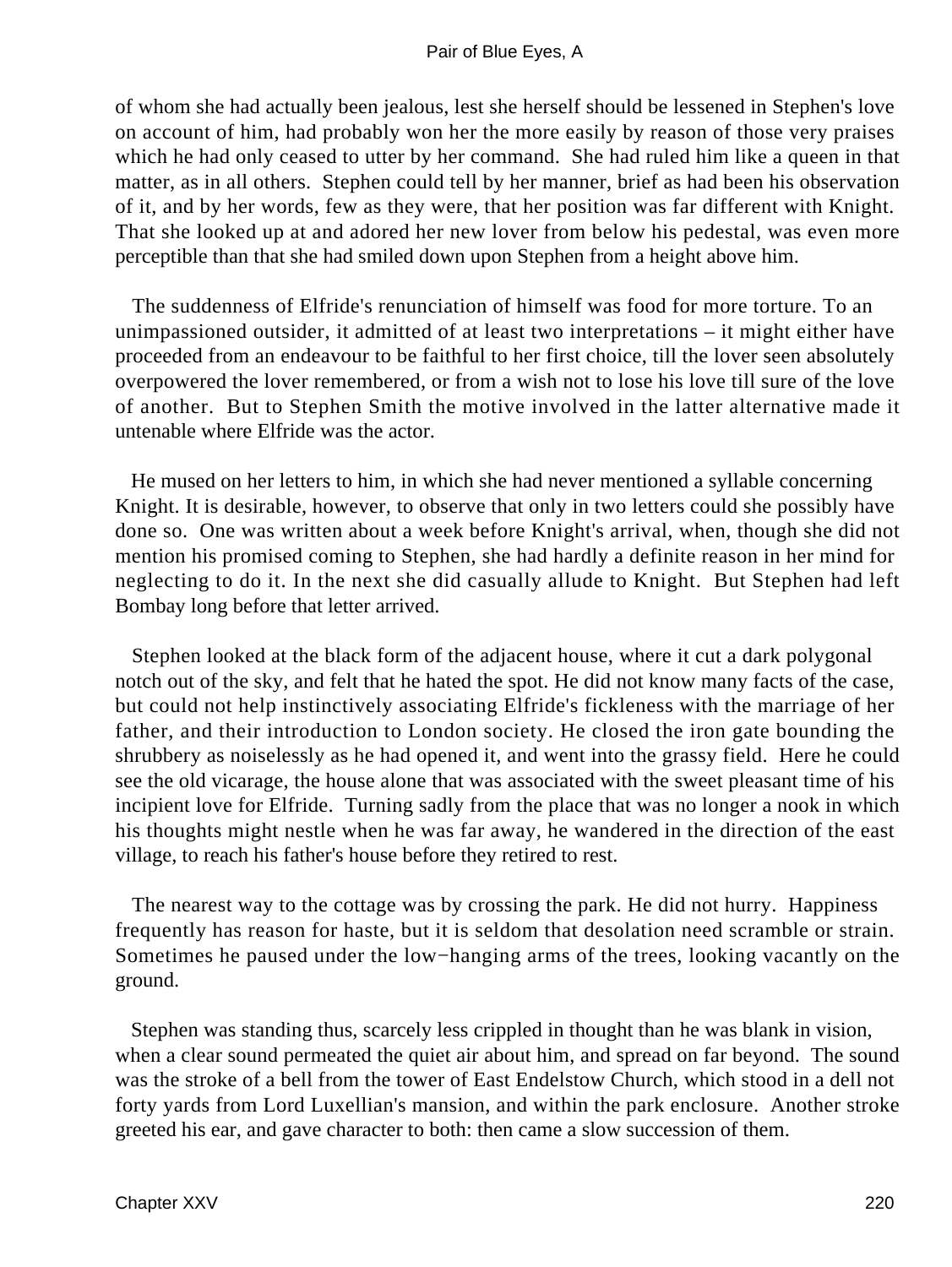of whom she had actually been jealous, lest she herself should be lessened in Stephen's love on account of him, had probably won her the more easily by reason of those very praises which he had only ceased to utter by her command. She had ruled him like a queen in that matter, as in all others. Stephen could tell by her manner, brief as had been his observation of it, and by her words, few as they were, that her position was far different with Knight. That she looked up at and adored her new lover from below his pedestal, was even more perceptible than that she had smiled down upon Stephen from a height above him.

The suddenness of Elfride's renunciation of himself was food for more torture. To an unimpassioned outsider, it admitted of at least two interpretations – it might either have proceeded from an endeavour to be faithful to her first choice, till the lover seen absolutely overpowered the lover remembered, or from a wish not to lose his love till sure of the love of another. But to Stephen Smith the motive involved in the latter alternative made it untenable where Elfride was the actor.

He mused on her letters to him, in which she had never mentioned a syllable concerning Knight. It is desirable, however, to observe that only in two letters could she possibly have done so. One was written about a week before Knight's arrival, when, though she did not mention his promised coming to Stephen, she had hardly a definite reason in her mind for neglecting to do it. In the next she did casually allude to Knight. But Stephen had left Bombay long before that letter arrived.

Stephen looked at the black form of the adjacent house, where it cut a dark polygonal notch out of the sky, and felt that he hated the spot. He did not know many facts of the case, but could not help instinctively associating Elfride's fickleness with the marriage of her father, and their introduction to London society. He closed the iron gate bounding the shrubbery as noiselessly as he had opened it, and went into the grassy field. Here he could see the old vicarage, the house alone that was associated with the sweet pleasant time of his incipient love for Elfride. Turning sadly from the place that was no longer a nook in which his thoughts might nestle when he was far away, he wandered in the direction of the east village, to reach his father's house before they retired to rest.

The nearest way to the cottage was by crossing the park. He did not hurry. Happiness frequently has reason for haste, but it is seldom that desolation need scramble or strain. Sometimes he paused under the low−hanging arms of the trees, looking vacantly on the ground.

Stephen was standing thus, scarcely less crippled in thought than he was blank in vision, when a clear sound permeated the quiet air about him, and spread on far beyond. The sound was the stroke of a bell from the tower of East Endelstow Church, which stood in a dell not forty yards from Lord Luxellian's mansion, and within the park enclosure. Another stroke greeted his ear, and gave character to both: then came a slow succession of them.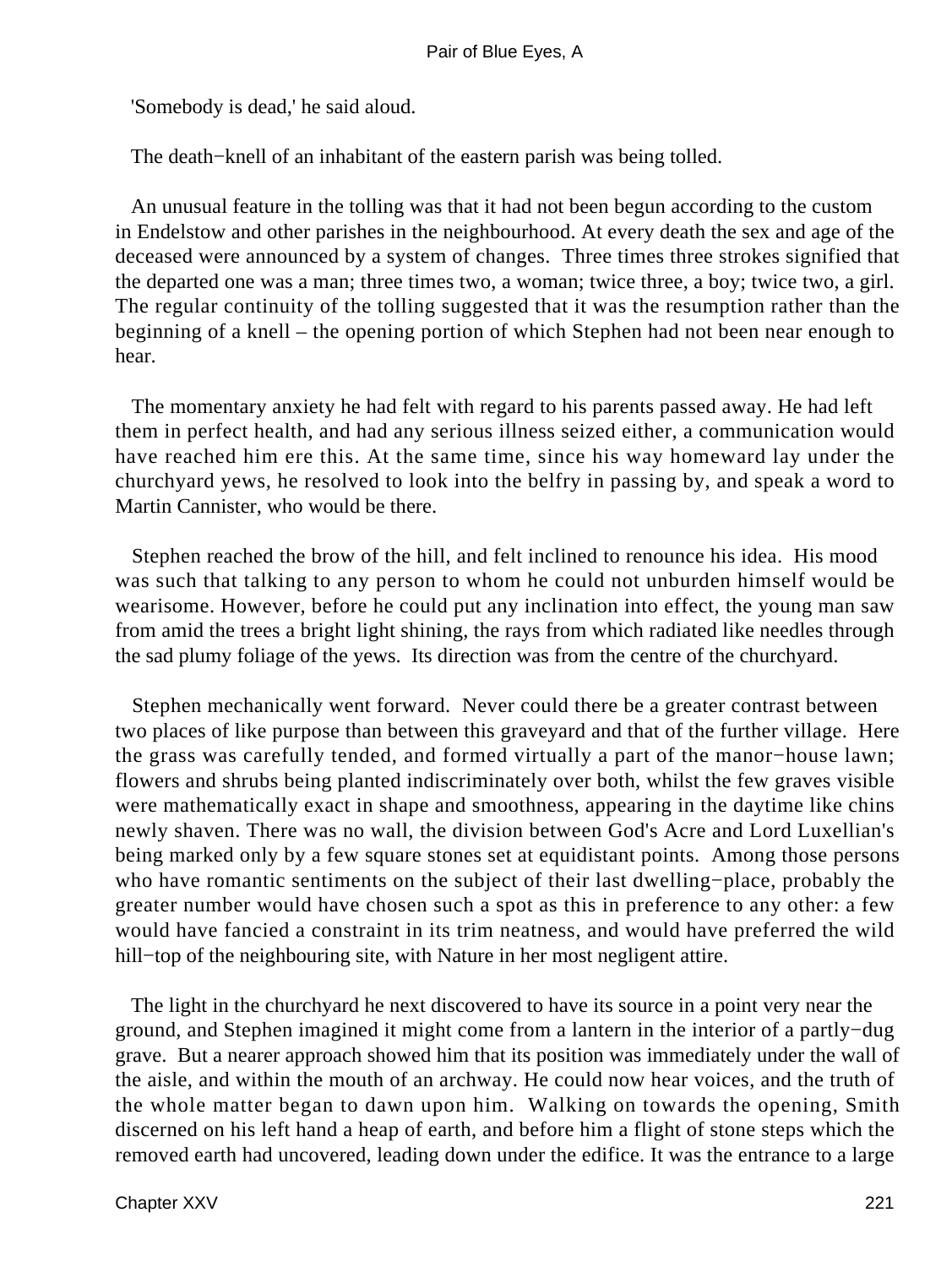'Somebody is dead,' he said aloud.

The death−knell of an inhabitant of the eastern parish was being tolled.

An unusual feature in the tolling was that it had not been begun according to the custom in Endelstow and other parishes in the neighbourhood. At every death the sex and age of the deceased were announced by a system of changes. Three times three strokes signified that the departed one was a man; three times two, a woman; twice three, a boy; twice two, a girl. The regular continuity of the tolling suggested that it was the resumption rather than the beginning of a knell – the opening portion of which Stephen had not been near enough to hear.

The momentary anxiety he had felt with regard to his parents passed away. He had left them in perfect health, and had any serious illness seized either, a communication would have reached him ere this. At the same time, since his way homeward lay under the churchyard yews, he resolved to look into the belfry in passing by, and speak a word to Martin Cannister, who would be there.

Stephen reached the brow of the hill, and felt inclined to renounce his idea. His mood was such that talking to any person to whom he could not unburden himself would be wearisome. However, before he could put any inclination into effect, the young man saw from amid the trees a bright light shining, the rays from which radiated like needles through the sad plumy foliage of the yews. Its direction was from the centre of the churchyard.

Stephen mechanically went forward. Never could there be a greater contrast between two places of like purpose than between this graveyard and that of the further village. Here the grass was carefully tended, and formed virtually a part of the manor−house lawn; flowers and shrubs being planted indiscriminately over both, whilst the few graves visible were mathematically exact in shape and smoothness, appearing in the daytime like chins newly shaven. There was no wall, the division between God's Acre and Lord Luxellian's being marked only by a few square stones set at equidistant points. Among those persons who have romantic sentiments on the subject of their last dwelling−place, probably the greater number would have chosen such a spot as this in preference to any other: a few would have fancied a constraint in its trim neatness, and would have preferred the wild hill−top of the neighbouring site, with Nature in her most negligent attire.

The light in the churchyard he next discovered to have its source in a point very near the ground, and Stephen imagined it might come from a lantern in the interior of a partly−dug grave. But a nearer approach showed him that its position was immediately under the wall of the aisle, and within the mouth of an archway. He could now hear voices, and the truth of the whole matter began to dawn upon him. Walking on towards the opening, Smith discerned on his left hand a heap of earth, and before him a flight of stone steps which the removed earth had uncovered, leading down under the edifice. It was the entrance to a large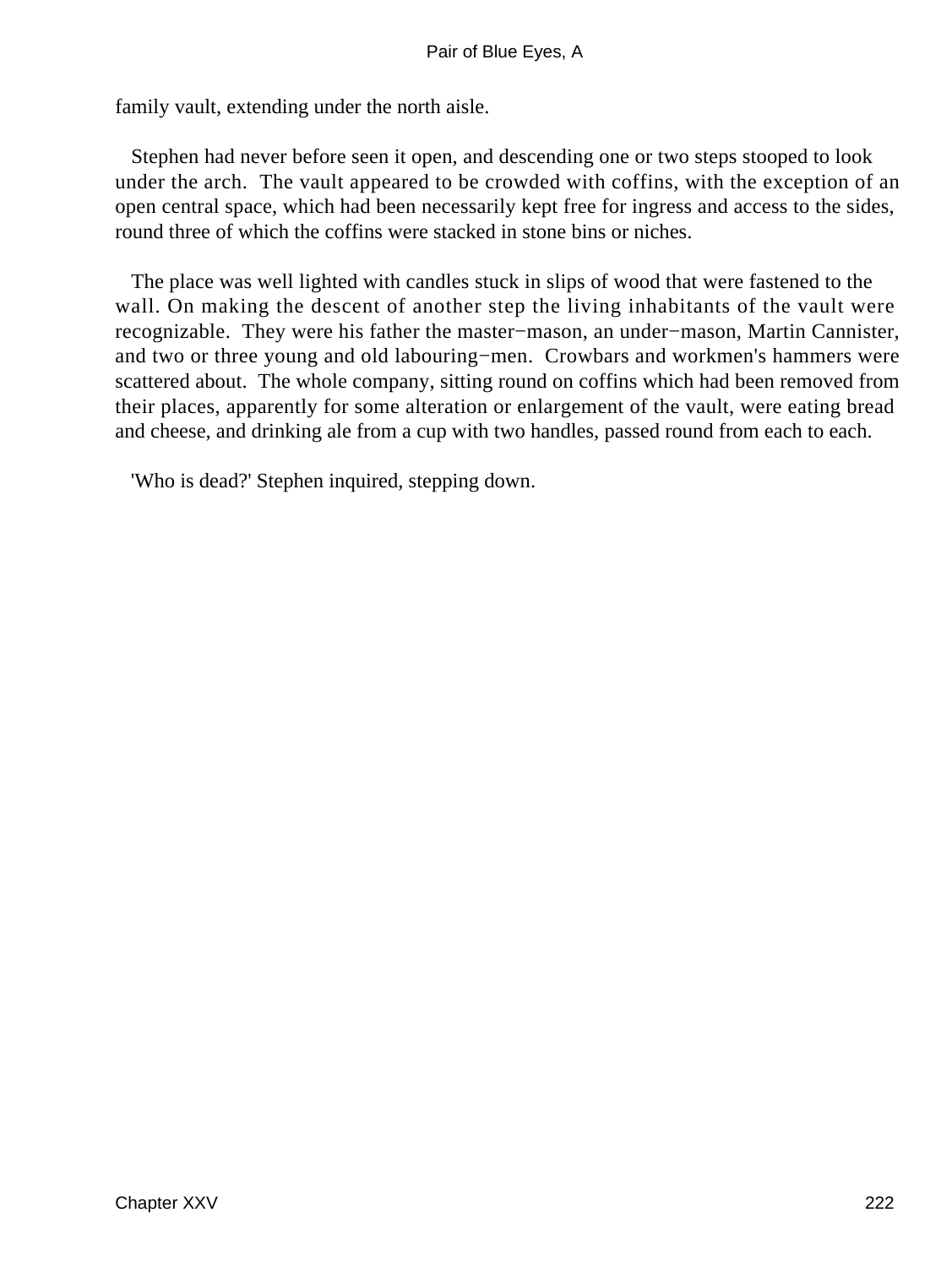family vault, extending under the north aisle.

Stephen had never before seen it open, and descending one or two steps stooped to look under the arch. The vault appeared to be crowded with coffins, with the exception of an open central space, which had been necessarily kept free for ingress and access to the sides, round three of which the coffins were stacked in stone bins or niches.

The place was well lighted with candles stuck in slips of wood that were fastened to the wall. On making the descent of another step the living inhabitants of the vault were recognizable. They were his father the master−mason, an under−mason, Martin Cannister, and two or three young and old labouring−men. Crowbars and workmen's hammers were scattered about. The whole company, sitting round on coffins which had been removed from their places, apparently for some alteration or enlargement of the vault, were eating bread and cheese, and drinking ale from a cup with two handles, passed round from each to each.

'Who is dead?' Stephen inquired, stepping down.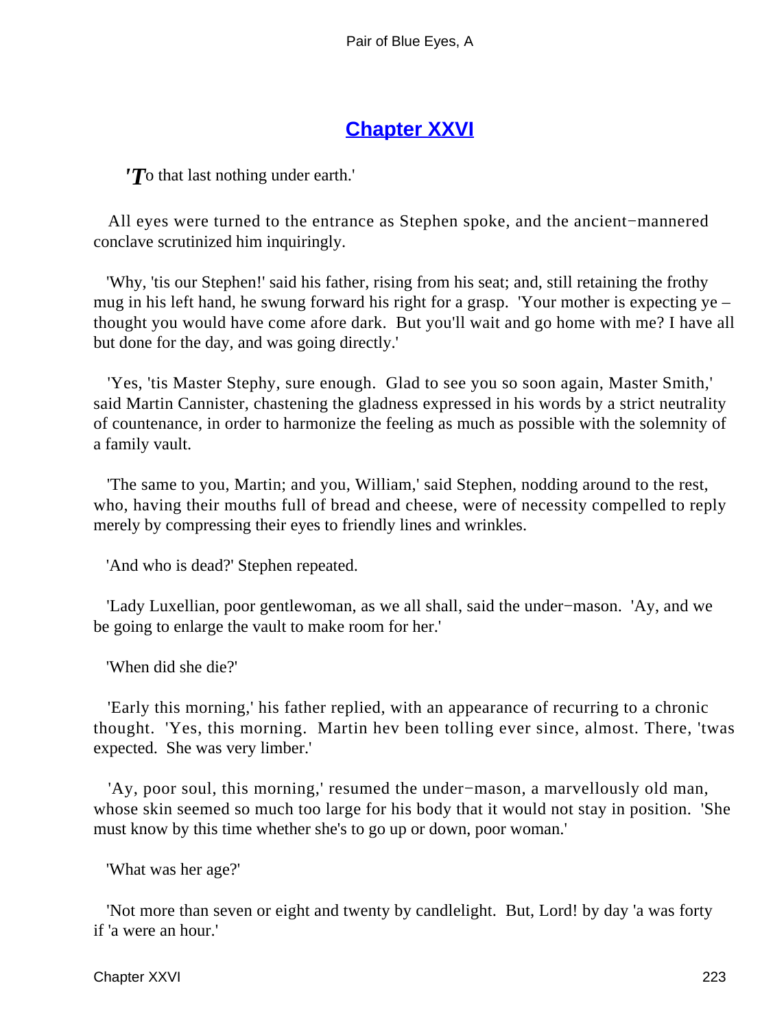## [Chapter XXVI](#)

*'T*o that last nothing under earth.'

All eyes were turned to the entrance as Stephen spoke, and the ancient−mannered conclave scrutinized him inquiringly.

'Why, 'tis our Stephen!' said his father, rising from his seat; and, still retaining the frothy mug in his left hand, he swung forward his right for a grasp. 'Your mother is expecting ye – thought you would have come afore dark. But you'll wait and go home with me? I have all but done for the day, and was going directly.'

'Yes, 'tis Master Stephy, sure enough. Glad to see you so soon again, Master Smith,' said Martin Cannister, chastening the gladness expressed in his words by a strict neutrality of countenance, in order to harmonize the feeling as much as possible with the solemnity of a family vault.

'The same to you, Martin; and you, William,' said Stephen, nodding around to the rest, who, having their mouths full of bread and cheese, were of necessity compelled to reply merely by compressing their eyes to friendly lines and wrinkles.

'And who is dead?' Stephen repeated.

'Lady Luxellian, poor gentlewoman, as we all shall, said the under−mason. 'Ay, and we be going to enlarge the vault to make room for her.'

'When did she die?'

'Early this morning,' his father replied, with an appearance of recurring to a chronic thought. 'Yes, this morning. Martin hev been tolling ever since, almost. There, 'twas expected. She was very limber.'

'Ay, poor soul, this morning,' resumed the under−mason, a marvellously old man, whose skin seemed so much too large for his body that it would not stay in position. 'She must know by this time whether she's to go up or down, poor woman.'

'What was her age?'

'Not more than seven or eight and twenty by candlelight. But, Lord! by day 'a was forty if 'a were an hour.'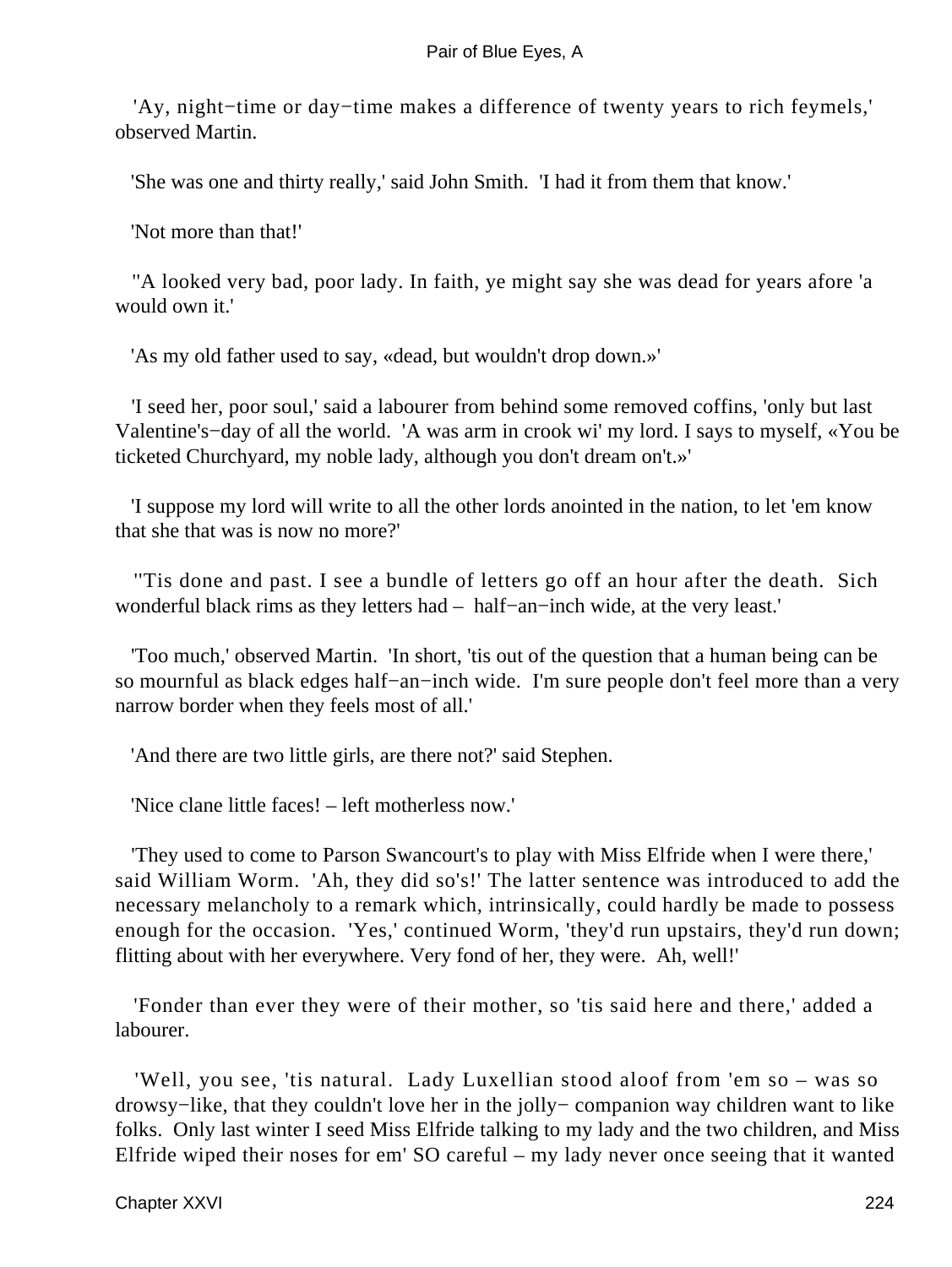'Ay, night−time or day−time makes a difference of twenty years to rich feymels,' observed Martin.

'She was one and thirty really,' said John Smith. 'I had it from them that know.'

'Not more than that!'

''A looked very bad, poor lady. In faith, ye might say she was dead for years afore 'a would own it.'

'As my old father used to say, «dead, but wouldn't drop down.»'

'I seed her, poor soul,' said a labourer from behind some removed coffins, 'only but last Valentine's−day of all the world. 'A was arm in crook wi' my lord. I says to myself, «You be ticketed Churchyard, my noble lady, although you don't dream on't.»'

'I suppose my lord will write to all the other lords anointed in the nation, to let 'em know that she that was is now no more?'

''Tis done and past. I see a bundle of letters go off an hour after the death. Sich wonderful black rims as they letters had – half−an−inch wide, at the very least.'

'Too much,' observed Martin. 'In short, 'tis out of the question that a human being can be so mournful as black edges half−an−inch wide. I'm sure people don't feel more than a very narrow border when they feels most of all.'

'And there are two little girls, are there not?' said Stephen.

'Nice clane little faces! – left motherless now.'

'They used to come to Parson Swancourt's to play with Miss Elfride when I were there,' said William Worm. 'Ah, they did so's!' The latter sentence was introduced to add the necessary melancholy to a remark which, intrinsically, could hardly be made to possess enough for the occasion. 'Yes,' continued Worm, 'they'd run upstairs, they'd run down; flitting about with her everywhere. Very fond of her, they were. Ah, well!'

'Fonder than ever they were of their mother, so 'tis said here and there,' added a labourer.

'Well, you see, 'tis natural. Lady Luxellian stood aloof from 'em so – was so drowsy−like, that they couldn't love her in the jolly− companion way children want to like folks. Only last winter I seed Miss Elfride talking to my lady and the two children, and Miss Elfride wiped their noses for em' SO careful – my lady never once seeing that it wanted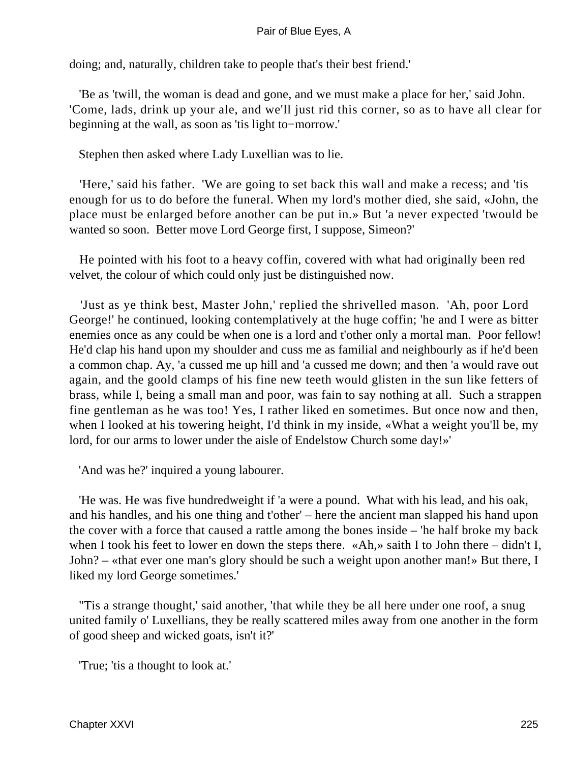doing; and, naturally, children take to people that's their best friend.'

'Be as 'twill, the woman is dead and gone, and we must make a place for her,' said John. 'Come, lads, drink up your ale, and we'll just rid this corner, so as to have all clear for beginning at the wall, as soon as 'tis light to−morrow.'

Stephen then asked where Lady Luxellian was to lie.

'Here,' said his father. 'We are going to set back this wall and make a recess; and 'tis enough for us to do before the funeral. When my lord's mother died, she said, «John, the place must be enlarged before another can be put in.» But 'a never expected 'twould be wanted so soon. Better move Lord George first, I suppose, Simeon?'

He pointed with his foot to a heavy coffin, covered with what had originally been red velvet, the colour of which could only just be distinguished now.

'Just as ye think best, Master John,' replied the shrivelled mason. 'Ah, poor Lord George!' he continued, looking contemplatively at the huge coffin; 'he and I were as bitter enemies once as any could be when one is a lord and t'other only a mortal man. Poor fellow! He'd clap his hand upon my shoulder and cuss me as familial and neighbourly as if he'd been a common chap. Ay, 'a cussed me up hill and 'a cussed me down; and then 'a would rave out again, and the goold clamps of his fine new teeth would glisten in the sun like fetters of brass, while I, being a small man and poor, was fain to say nothing at all. Such a strappen fine gentleman as he was too! Yes, I rather liked en sometimes. But once now and then, when I looked at his towering height, I'd think in my inside, «What a weight you'll be, my lord, for our arms to lower under the aisle of Endelstow Church some day!»'

'And was he?' inquired a young labourer.

'He was. He was five hundredweight if 'a were a pound. What with his lead, and his oak, and his handles, and his one thing and t'other' – here the ancient man slapped his hand upon the cover with a force that caused a rattle among the bones inside – 'he half broke my back when I took his feet to lower en down the steps there. «Ah,» saith I to John there – didn't I, John? – «that ever one man's glory should be such a weight upon another man!» But there, I liked my lord George sometimes.'

''Tis a strange thought,' said another, 'that while they be all here under one roof, a snug united family o' Luxellians, they be really scattered miles away from one another in the form of good sheep and wicked goats, isn't it?'

'True; 'tis a thought to look at.'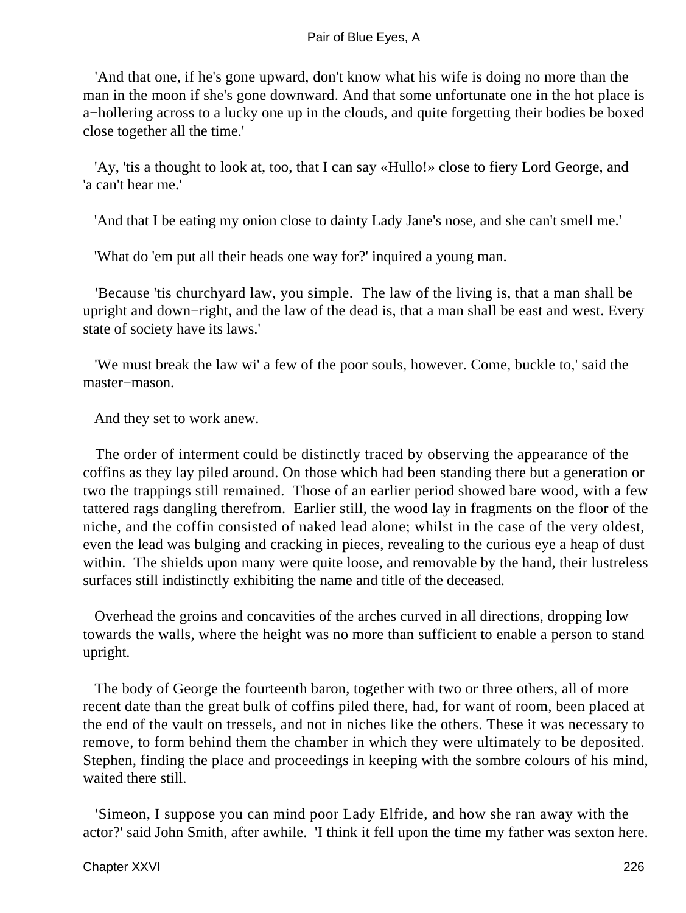'And that one, if he's gone upward, don't know what his wife is doing no more than the man in the moon if she's gone downward. And that some unfortunate one in the hot place is a−hollering across to a lucky one up in the clouds, and quite forgetting their bodies be boxed close together all the time.'

'Ay, 'tis a thought to look at, too, that I can say «Hullo!» close to fiery Lord George, and 'a can't hear me.'

'And that I be eating my onion close to dainty Lady Jane's nose, and she can't smell me.'

'What do 'em put all their heads one way for?' inquired a young man.

'Because 'tis churchyard law, you simple. The law of the living is, that a man shall be upright and down−right, and the law of the dead is, that a man shall be east and west. Every state of society have its laws.'

'We must break the law wi' a few of the poor souls, however. Come, buckle to,' said the master−mason.

And they set to work anew.

The order of interment could be distinctly traced by observing the appearance of the coffins as they lay piled around. On those which had been standing there but a generation or two the trappings still remained. Those of an earlier period showed bare wood, with a few tattered rags dangling therefrom. Earlier still, the wood lay in fragments on the floor of the niche, and the coffin consisted of naked lead alone; whilst in the case of the very oldest, even the lead was bulging and cracking in pieces, revealing to the curious eye a heap of dust within. The shields upon many were quite loose, and removable by the hand, their lustreless surfaces still indistinctly exhibiting the name and title of the deceased.

Overhead the groins and concavities of the arches curved in all directions, dropping low towards the walls, where the height was no more than sufficient to enable a person to stand upright.

The body of George the fourteenth baron, together with two or three others, all of more recent date than the great bulk of coffins piled there, had, for want of room, been placed at the end of the vault on tressels, and not in niches like the others. These it was necessary to remove, to form behind them the chamber in which they were ultimately to be deposited. Stephen, finding the place and proceedings in keeping with the sombre colours of his mind, waited there still.

'Simeon, I suppose you can mind poor Lady Elfride, and how she ran away with the actor?' said John Smith, after awhile. 'I think it fell upon the time my father was sexton here.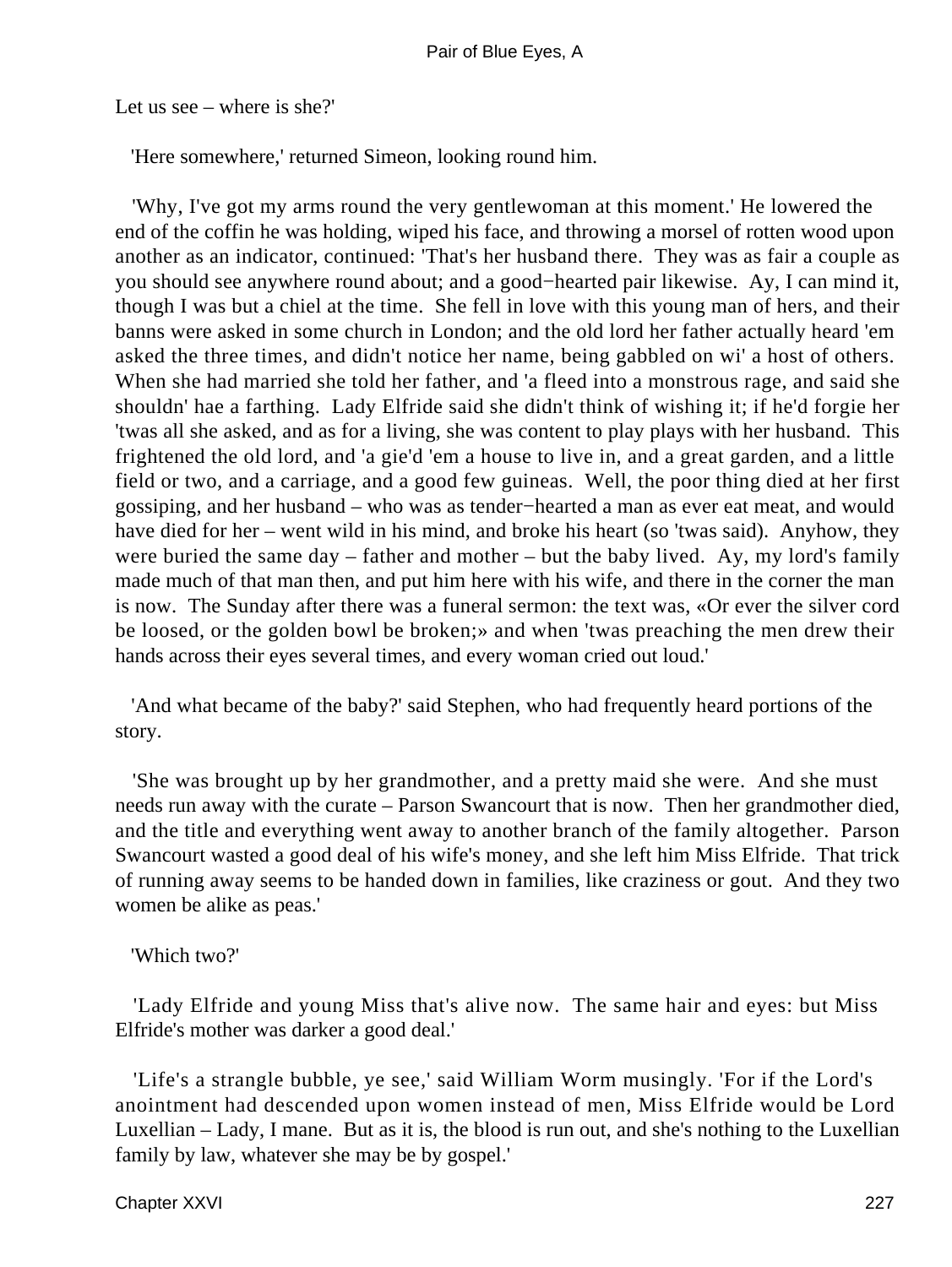Let us see – where is she?'

'Here somewhere,' returned Simeon, looking round him.

'Why, I've got my arms round the very gentlewoman at this moment.' He lowered the end of the coffin he was holding, wiped his face, and throwing a morsel of rotten wood upon another as an indicator, continued: 'That's her husband there. They was as fair a couple as you should see anywhere round about; and a good−hearted pair likewise. Ay, I can mind it, though I was but a chiel at the time. She fell in love with this young man of hers, and their banns were asked in some church in London; and the old lord her father actually heard 'em asked the three times, and didn't notice her name, being gabbled on wi' a host of others. When she had married she told her father, and 'a fleed into a monstrous rage, and said she shouldn' hae a farthing. Lady Elfride said she didn't think of wishing it; if he'd forgie her 'twas all she asked, and as for a living, she was content to play plays with her husband. This frightened the old lord, and 'a gie'd 'em a house to live in, and a great garden, and a little field or two, and a carriage, and a good few guineas. Well, the poor thing died at her first gossiping, and her husband – who was as tender−hearted a man as ever eat meat, and would have died for her – went wild in his mind, and broke his heart (so 'twas said). Anyhow, they were buried the same day – father and mother – but the baby lived. Ay, my lord's family made much of that man then, and put him here with his wife, and there in the corner the man is now. The Sunday after there was a funeral sermon: the text was, «Or ever the silver cord be loosed, or the golden bowl be broken;» and when 'twas preaching the men drew their hands across their eyes several times, and every woman cried out loud.'

'And what became of the baby?' said Stephen, who had frequently heard portions of the story.

'She was brought up by her grandmother, and a pretty maid she were. And she must needs run away with the curate – Parson Swancourt that is now. Then her grandmother died, and the title and everything went away to another branch of the family altogether. Parson Swancourt wasted a good deal of his wife's money, and she left him Miss Elfride. That trick of running away seems to be handed down in families, like craziness or gout. And they two women be alike as peas.'

'Which two?'

'Lady Elfride and young Miss that's alive now. The same hair and eyes: but Miss Elfride's mother was darker a good deal.'

'Life's a strangle bubble, ye see,' said William Worm musingly. 'For if the Lord's anointment had descended upon women instead of men, Miss Elfride would be Lord Luxellian – Lady, I mane. But as it is, the blood is run out, and she's nothing to the Luxellian family by law, whatever she may be by gospel.'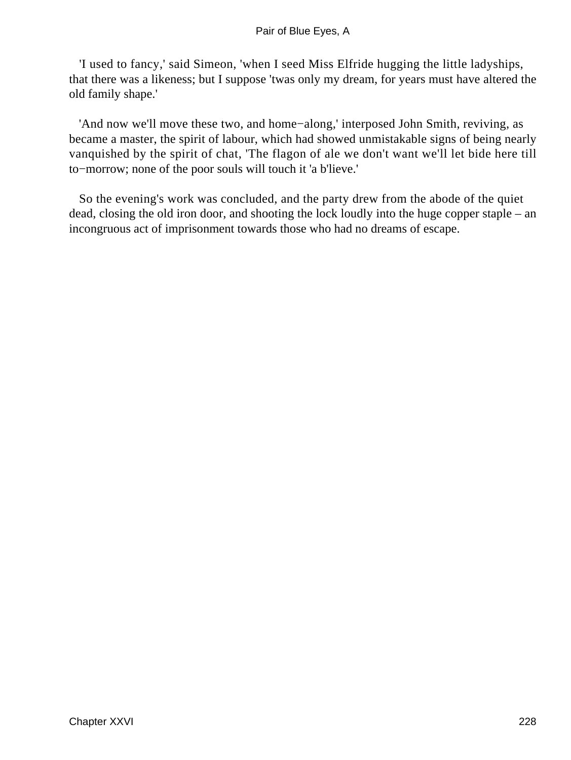'I used to fancy,' said Simeon, 'when I seed Miss Elfride hugging the little ladyships, that there was a likeness; but I suppose 'twas only my dream, for years must have altered the old family shape.'

'And now we'll move these two, and home−along,' interposed John Smith, reviving, as became a master, the spirit of labour, which had showed unmistakable signs of being nearly vanquished by the spirit of chat, 'The flagon of ale we don't want we'll let bide here till to−morrow; none of the poor souls will touch it 'a b'lieve.'

So the evening's work was concluded, and the party drew from the abode of the quiet dead, closing the old iron door, and shooting the lock loudly into the huge copper staple – an incongruous act of imprisonment towards those who had no dreams of escape.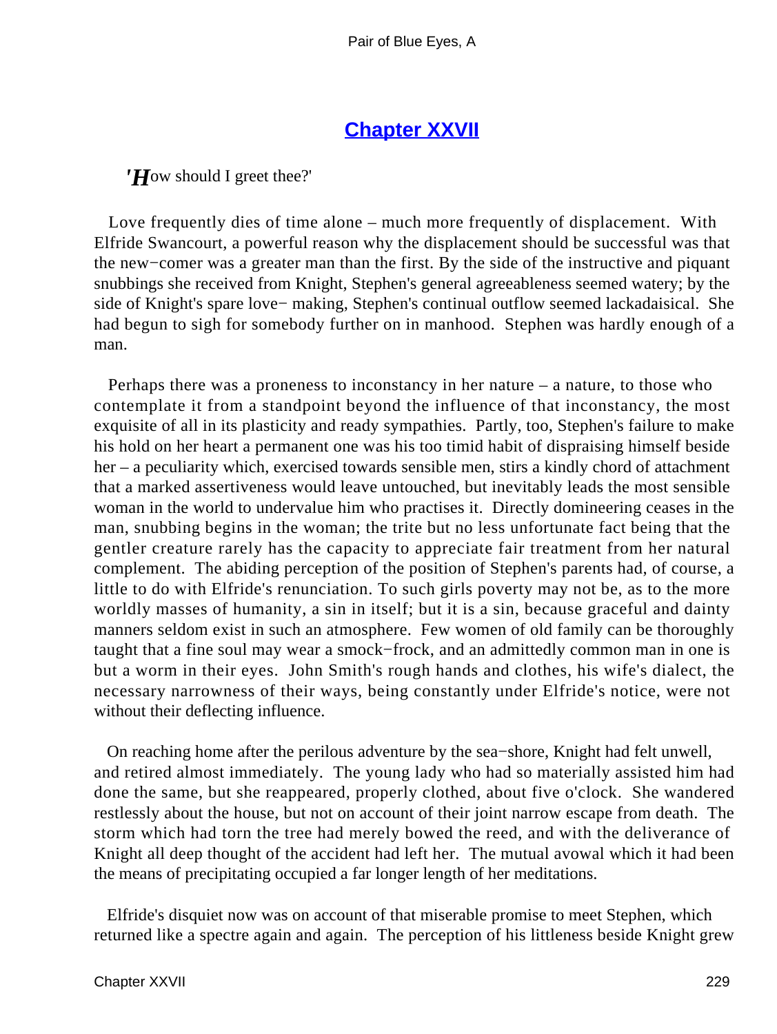## Chapter XXVII

*'How should I greet thee?'*

Love frequently dies of time alone – much more frequently of displacement. With Elfride Swancourt, a powerful reason why the displacement should be successful was that the new−comer was a greater man than the first. By the side of the instructive and piquant snubbings she received from Knight, Stephen's general agreeableness seemed watery; by the side of Knight's spare love− making, Stephen's continual outflow seemed lackadaisical. She had begun to sigh for somebody further on in manhood. Stephen was hardly enough of a man.

Perhaps there was a proneness to inconstancy in her nature – a nature, to those who contemplate it from a standpoint beyond the influence of that inconstancy, the most exquisite of all in its plasticity and ready sympathies. Partly, too, Stephen's failure to make his hold on her heart a permanent one was his too timid habit of dispraising himself beside her – a peculiarity which, exercised towards sensible men, stirs a kindly chord of attachment that a marked assertiveness would leave untouched, but inevitably leads the most sensible woman in the world to undervalue him who practises it. Directly domineering ceases in the man, snubbing begins in the woman; the trite but no less unfortunate fact being that the gentler creature rarely has the capacity to appreciate fair treatment from her natural complement. The abiding perception of the position of Stephen's parents had, of course, a little to do with Elfride's renunciation. To such girls poverty may not be, as to the more worldly masses of humanity, a sin in itself; but it is a sin, because graceful and dainty manners seldom exist in such an atmosphere. Few women of old family can be thoroughly taught that a fine soul may wear a smock−frock, and an admittedly common man in one is but a worm in their eyes. John Smith's rough hands and clothes, his wife's dialect, the necessary narrowness of their ways, being constantly under Elfride's notice, were not without their deflecting influence.

On reaching home after the perilous adventure by the sea−shore, Knight had felt unwell, and retired almost immediately. The young lady who had so materially assisted him had done the same, but she reappeared, properly clothed, about five o'clock. She wandered restlessly about the house, but not on account of their joint narrow escape from death. The storm which had torn the tree had merely bowed the reed, and with the deliverance of Knight all deep thought of the accident had left her. The mutual avowal which it had been the means of precipitating occupied a far longer length of her meditations.

Elfride's disquiet now was on account of that miserable promise to meet Stephen, which returned like a spectre again and again. The perception of his littleness beside Knight grew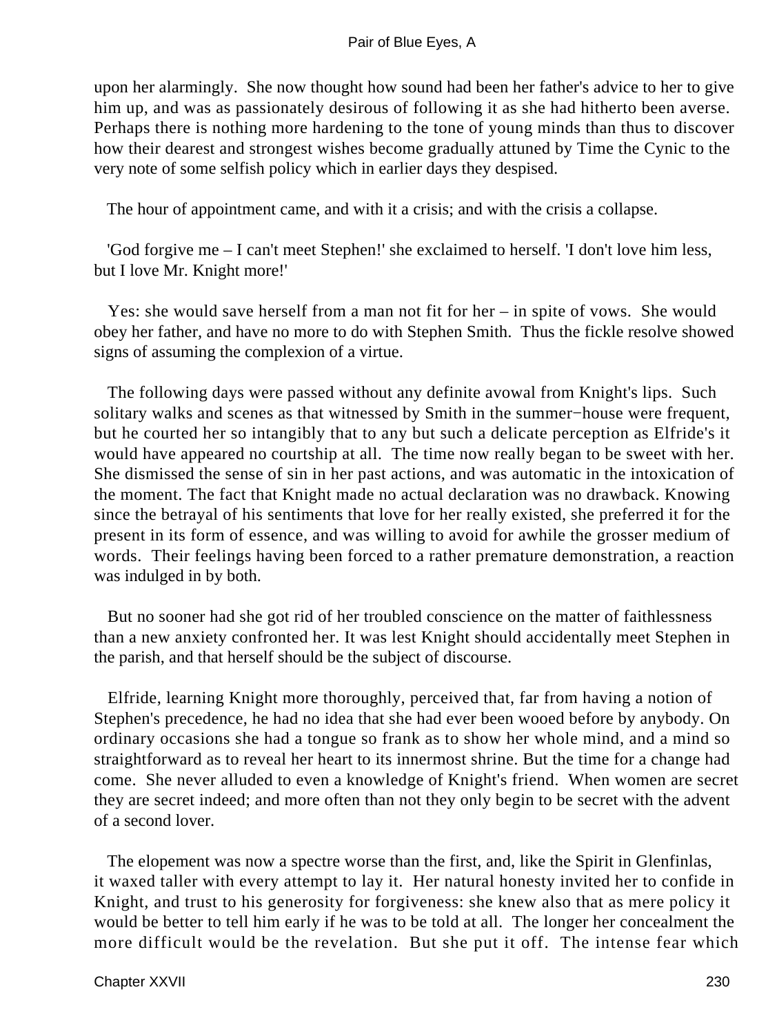upon her alarmingly. She now thought how sound had been her father's advice to her to give him up, and was as passionately desirous of following it as she had hitherto been averse. Perhaps there is nothing more hardening to the tone of young minds than thus to discover how their dearest and strongest wishes become gradually attuned by Time the Cynic to the very note of some selfish policy which in earlier days they despised.

The hour of appointment came, and with it a crisis; and with the crisis a collapse.

'God forgive me – I can't meet Stephen!' she exclaimed to herself. 'I don't love him less, but I love Mr. Knight more!'

Yes: she would save herself from a man not fit for her – in spite of vows. She would obey her father, and have no more to do with Stephen Smith. Thus the fickle resolve showed signs of assuming the complexion of a virtue.

The following days were passed without any definite avowal from Knight's lips. Such solitary walks and scenes as that witnessed by Smith in the summer−house were frequent, but he courted her so intangibly that to any but such a delicate perception as Elfride's it would have appeared no courtship at all. The time now really began to be sweet with her. She dismissed the sense of sin in her past actions, and was automatic in the intoxication of the moment. The fact that Knight made no actual declaration was no drawback. Knowing since the betrayal of his sentiments that love for her really existed, she preferred it for the present in its form of essence, and was willing to avoid for awhile the grosser medium of words. Their feelings having been forced to a rather premature demonstration, a reaction was indulged in by both.

But no sooner had she got rid of her troubled conscience on the matter of faithlessness than a new anxiety confronted her. It was lest Knight should accidentally meet Stephen in the parish, and that herself should be the subject of discourse.

Elfride, learning Knight more thoroughly, perceived that, far from having a notion of Stephen's precedence, he had no idea that she had ever been wooed before by anybody. On ordinary occasions she had a tongue so frank as to show her whole mind, and a mind so straightforward as to reveal her heart to its innermost shrine. But the time for a change had come. She never alluded to even a knowledge of Knight's friend. When women are secret they are secret indeed; and more often than not they only begin to be secret with the advent of a second lover.

The elopement was now a spectre worse than the first, and, like the Spirit in Glenfinlas, it waxed taller with every attempt to lay it. Her natural honesty invited her to confide in Knight, and trust to his generosity for forgiveness: she knew also that as mere policy it would be better to tell him early if he was to be told at all. The longer her concealment the more difficult would be the revelation. But she put it off. The intense fear which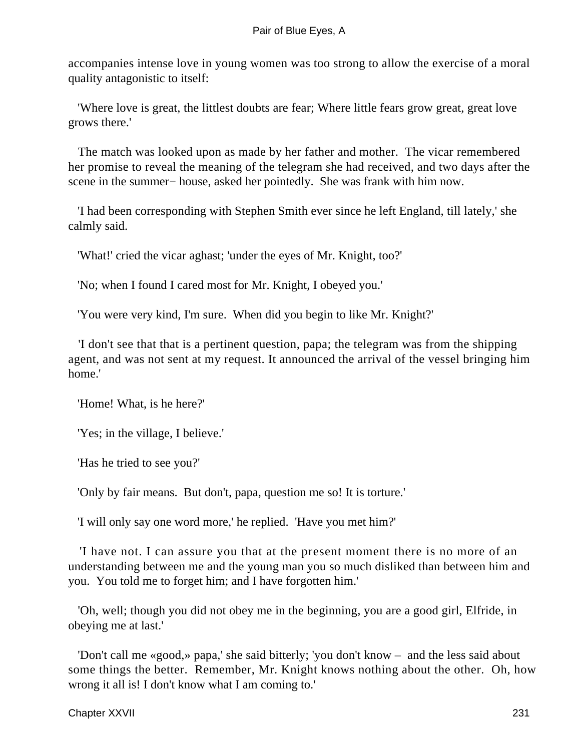accompanies intense love in young women was too strong to allow the exercise of a moral quality antagonistic to itself:

'Where love is great, the littlest doubts are fear; Where little fears grow great, great love grows there.'

The match was looked upon as made by her father and mother. The vicar remembered her promise to reveal the meaning of the telegram she had received, and two days after the scene in the summer− house, asked her pointedly. She was frank with him now.

'I had been corresponding with Stephen Smith ever since he left England, till lately,' she calmly said.

'What!' cried the vicar aghast; 'under the eyes of Mr. Knight, too?'

'No; when I found I cared most for Mr. Knight, I obeyed you.'

'You were very kind, I'm sure. When did you begin to like Mr. Knight?'

'I don't see that that is a pertinent question, papa; the telegram was from the shipping agent, and was not sent at my request. It announced the arrival of the vessel bringing him home.'

'Home! What, is he here?'

'Yes; in the village, I believe.'

'Has he tried to see you?'

'Only by fair means. But don't, papa, question me so! It is torture.'

'I will only say one word more,' he replied. 'Have you met him?'

'I have not. I can assure you that at the present moment there is no more of an understanding between me and the young man you so much disliked than between him and you. You told me to forget him; and I have forgotten him.'

'Oh, well; though you did not obey me in the beginning, you are a good girl, Elfride, in obeying me at last.'

'Don't call me «good,» papa,' she said bitterly; 'you don't know – and the less said about some things the better. Remember, Mr. Knight knows nothing about the other. Oh, how wrong it all is! I don't know what I am coming to.'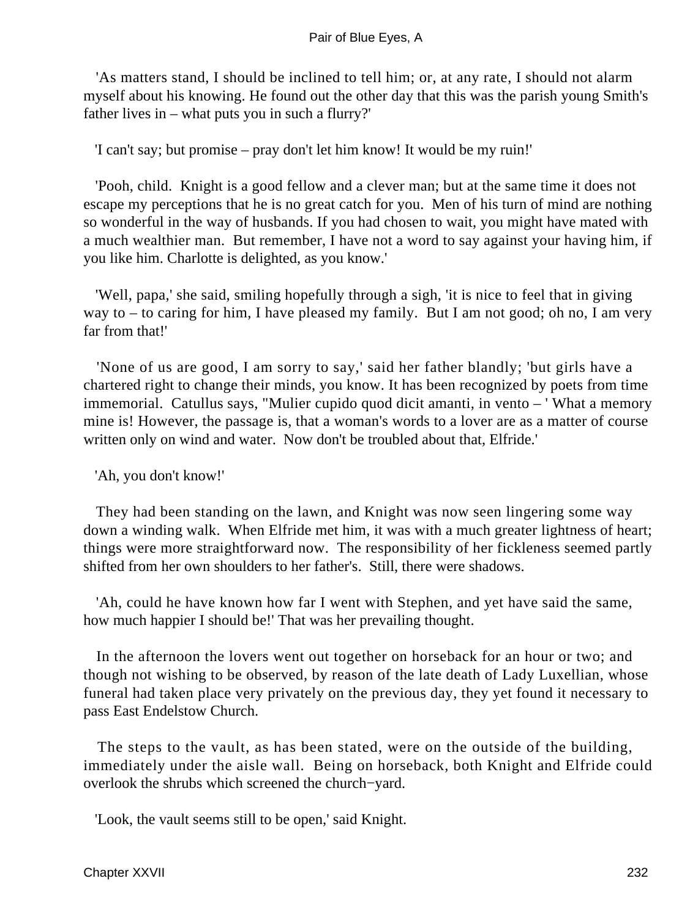'As matters stand, I should be inclined to tell him; or, at any rate, I should not alarm myself about his knowing. He found out the other day that this was the parish young Smith's father lives in – what puts you in such a flurry?'

'I can't say; but promise – pray don't let him know! It would be my ruin!'

'Pooh, child. Knight is a good fellow and a clever man; but at the same time it does not escape my perceptions that he is no great catch for you. Men of his turn of mind are nothing so wonderful in the way of husbands. If you had chosen to wait, you might have mated with a much wealthier man. But remember, I have not a word to say against your having him, if you like him. Charlotte is delighted, as you know.'

'Well, papa,' she said, smiling hopefully through a sigh, 'it is nice to feel that in giving way to – to caring for him, I have pleased my family. But I am not good; oh no, I am very far from that!'

'None of us are good, I am sorry to say,' said her father blandly; 'but girls have a chartered right to change their minds, you know. It has been recognized by poets from time immemorial. Catullus says, "Mulier cupido quod dicit amanti, in vento – ' What a memory mine is! However, the passage is, that a woman's words to a lover are as a matter of course written only on wind and water. Now don't be troubled about that, Elfride.'

'Ah, you don't know!'

They had been standing on the lawn, and Knight was now seen lingering some way down a winding walk. When Elfride met him, it was with a much greater lightness of heart; things were more straightforward now. The responsibility of her fickleness seemed partly shifted from her own shoulders to her father's. Still, there were shadows.

'Ah, could he have known how far I went with Stephen, and yet have said the same, how much happier I should be!' That was her prevailing thought.

In the afternoon the lovers went out together on horseback for an hour or two; and though not wishing to be observed, by reason of the late death of Lady Luxellian, whose funeral had taken place very privately on the previous day, they yet found it necessary to pass East Endelstow Church.

The steps to the vault, as has been stated, were on the outside of the building, immediately under the aisle wall. Being on horseback, both Knight and Elfride could overlook the shrubs which screened the church–yard.

'Look, the vault seems still to be open,' said Knight.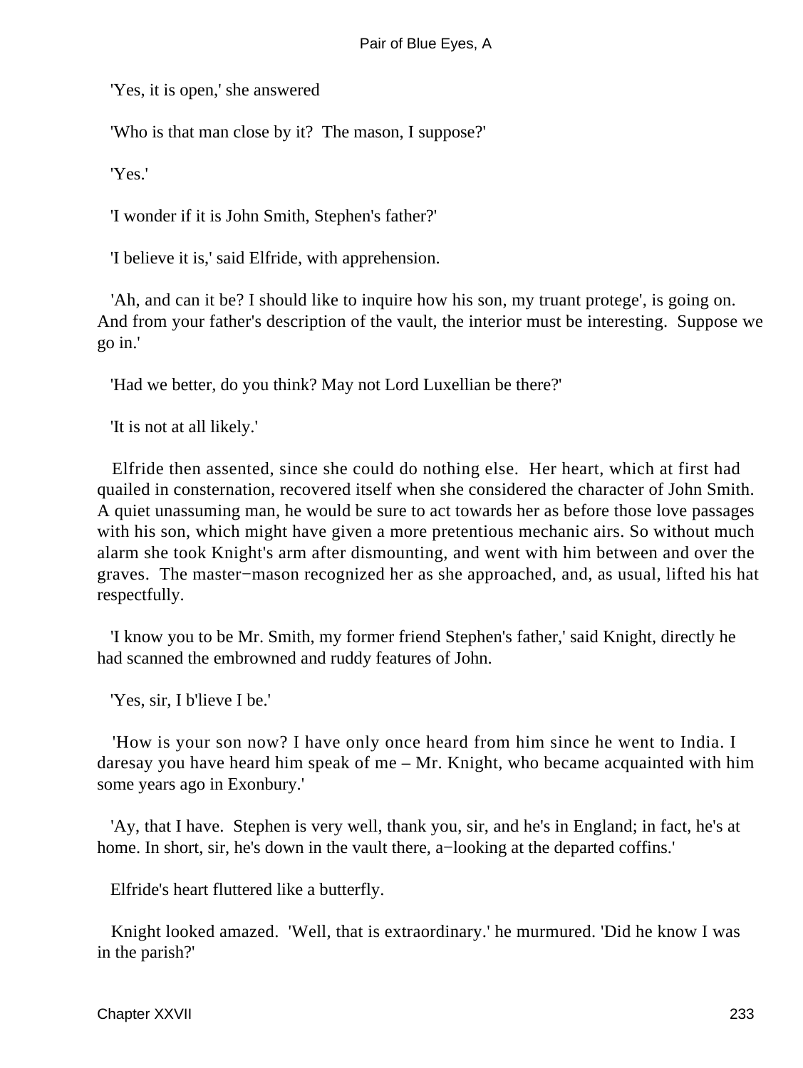'Yes, it is open,' she answered

'Who is that man close by it? The mason, I suppose?'

'Yes.'

'I wonder if it is John Smith, Stephen's father?'

'I believe it is,' said Elfride, with apprehension.

'Ah, and can it be? I should like to inquire how his son, my truant protege', is going on. And from your father's description of the vault, the interior must be interesting. Suppose we go in.'

'Had we better, do you think? May not Lord Luxellian be there?'

'It is not at all likely.'

Elfride then assented, since she could do nothing else. Her heart, which at first had quailed in consternation, recovered itself when she considered the character of John Smith. A quiet unassuming man, he would be sure to act towards her as before those love passages with his son, which might have given a more pretentious mechanic airs. So without much alarm she took Knight's arm after dismounting, and went with him between and over the graves. The master−mason recognized her as she approached, and, as usual, lifted his hat respectfully.

'I know you to be Mr. Smith, my former friend Stephen's father,' said Knight, directly he had scanned the embrowned and ruddy features of John.

'Yes, sir, I b'lieve I be.'

'How is your son now? I have only once heard from him since he went to India. I daresay you have heard him speak of me – Mr. Knight, who became acquainted with him some years ago in Exonbury.'

'Ay, that I have. Stephen is very well, thank you, sir, and he's in England; in fact, he's at home. In short, sir, he's down in the vault there, a−looking at the departed coffins.'

Elfride's heart fluttered like a butterfly.

Knight looked amazed. 'Well, that is extraordinary.' he murmured. 'Did he know I was in the parish?'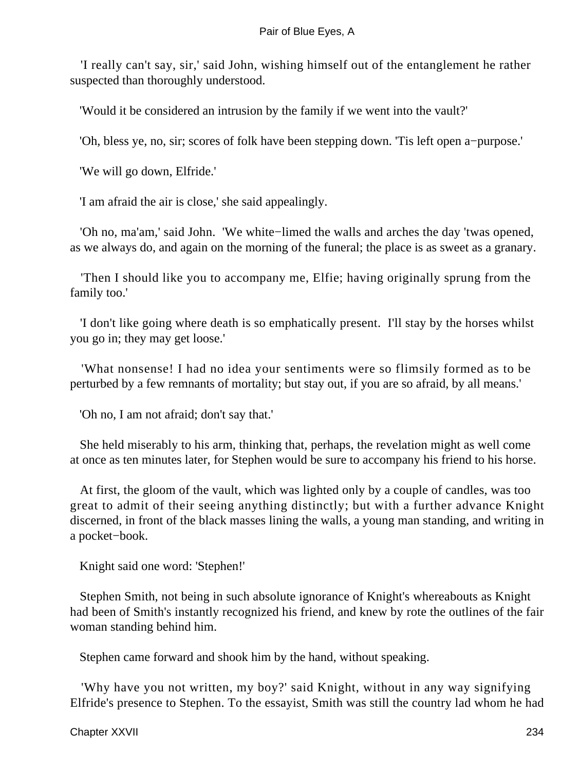'I really can't say, sir,' said John, wishing himself out of the entanglement he rather suspected than thoroughly understood.

'Would it be considered an intrusion by the family if we went into the vault?'

'Oh, bless ye, no, sir; scores of folk have been stepping down. 'Tis left open a−purpose.'

'We will go down, Elfride.'

'I am afraid the air is close,' she said appealingly.

'Oh no, ma'am,' said John. 'We white−limed the walls and arches the day 'twas opened, as we always do, and again on the morning of the funeral; the place is as sweet as a granary.

'Then I should like you to accompany me, Elfie; having originally sprung from the family too.'

'I don't like going where death is so emphatically present. I'll stay by the horses whilst you go in; they may get loose.'

'What nonsense! I had no idea your sentiments were so flimsily formed as to be perturbed by a few remnants of mortality; but stay out, if you are so afraid, by all means.'

'Oh no, I am not afraid; don't say that.'

She held miserably to his arm, thinking that, perhaps, the revelation might as well come at once as ten minutes later, for Stephen would be sure to accompany his friend to his horse.

At first, the gloom of the vault, which was lighted only by a couple of candles, was too great to admit of their seeing anything distinctly; but with a further advance Knight discerned, in front of the black masses lining the walls, a young man standing, and writing in a pocket−book.

Knight said one word: 'Stephen!'

Stephen Smith, not being in such absolute ignorance of Knight's whereabouts as Knight had been of Smith's instantly recognized his friend, and knew by rote the outlines of the fair woman standing behind him.

Stephen came forward and shook him by the hand, without speaking.

'Why have you not written, my boy?' said Knight, without in any way signifying Elfride's presence to Stephen. To the essayist, Smith was still the country lad whom he had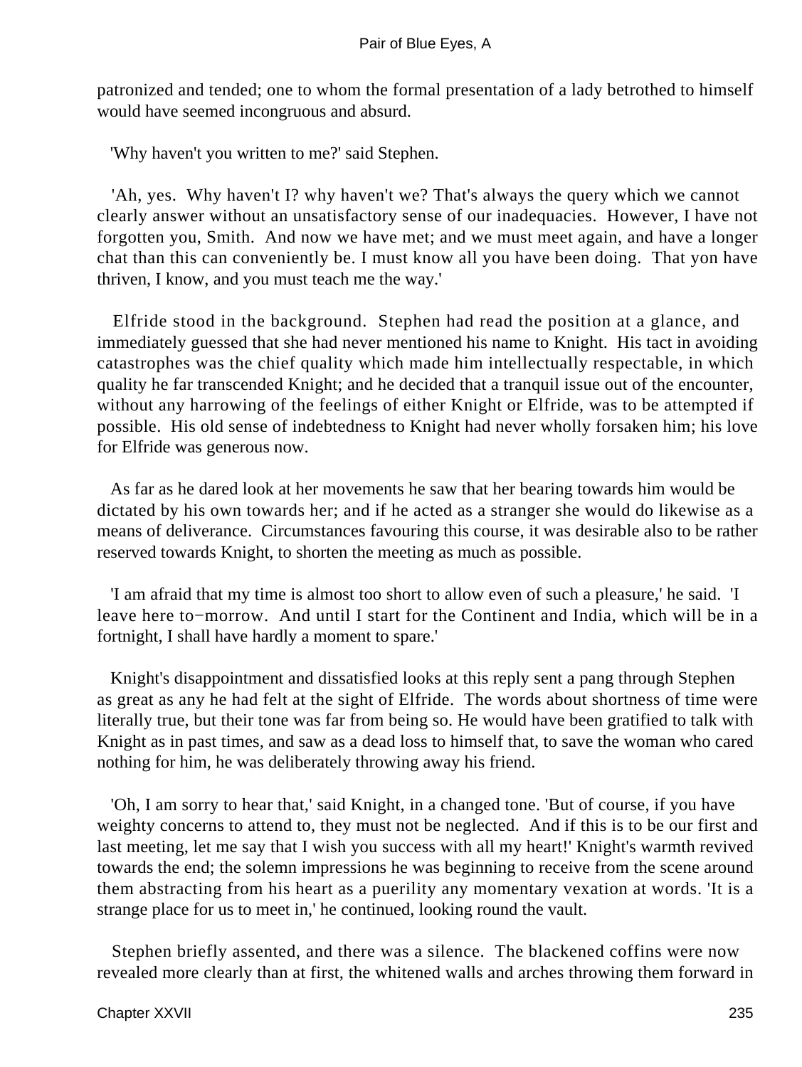patronized and tended; one to whom the formal presentation of a lady betrothed to himself would have seemed incongruous and absurd.

'Why haven't you written to me?' said Stephen.

'Ah, yes. Why haven't I? why haven't we? That's always the query which we cannot clearly answer without an unsatisfactory sense of our inadequacies. However, I have not forgotten you, Smith. And now we have met; and we must meet again, and have a longer chat than this can conveniently be. I must know all you have been doing. That yon have thriven, I know, and you must teach me the way.'

Elfride stood in the background. Stephen had read the position at a glance, and immediately guessed that she had never mentioned his name to Knight. His tact in avoiding catastrophes was the chief quality which made him intellectually respectable, in which quality he far transcended Knight; and he decided that a tranquil issue out of the encounter, without any harrowing of the feelings of either Knight or Elfride, was to be attempted if possible. His old sense of indebtedness to Knight had never wholly forsaken him; his love for Elfride was generous now.

As far as he dared look at her movements he saw that her bearing towards him would be dictated by his own towards her; and if he acted as a stranger she would do likewise as a means of deliverance. Circumstances favouring this course, it was desirable also to be rather reserved towards Knight, to shorten the meeting as much as possible.

'I am afraid that my time is almost too short to allow even of such a pleasure,' he said. 'I leave here to−morrow. And until I start for the Continent and India, which will be in a fortnight, I shall have hardly a moment to spare.'

Knight's disappointment and dissatisfied looks at this reply sent a pang through Stephen as great as any he had felt at the sight of Elfride. The words about shortness of time were literally true, but their tone was far from being so. He would have been gratified to talk with Knight as in past times, and saw as a dead loss to himself that, to save the woman who cared nothing for him, he was deliberately throwing away his friend.

'Oh, I am sorry to hear that,' said Knight, in a changed tone. 'But of course, if you have weighty concerns to attend to, they must not be neglected. And if this is to be our first and last meeting, let me say that I wish you success with all my heart!' Knight's warmth revived towards the end; the solemn impressions he was beginning to receive from the scene around them abstracting from his heart as a puerility any momentary vexation at words. 'It is a strange place for us to meet in,' he continued, looking round the vault.

Stephen briefly assented, and there was a silence. The blackened coffins were now revealed more clearly than at first, the whitened walls and arches throwing them forward in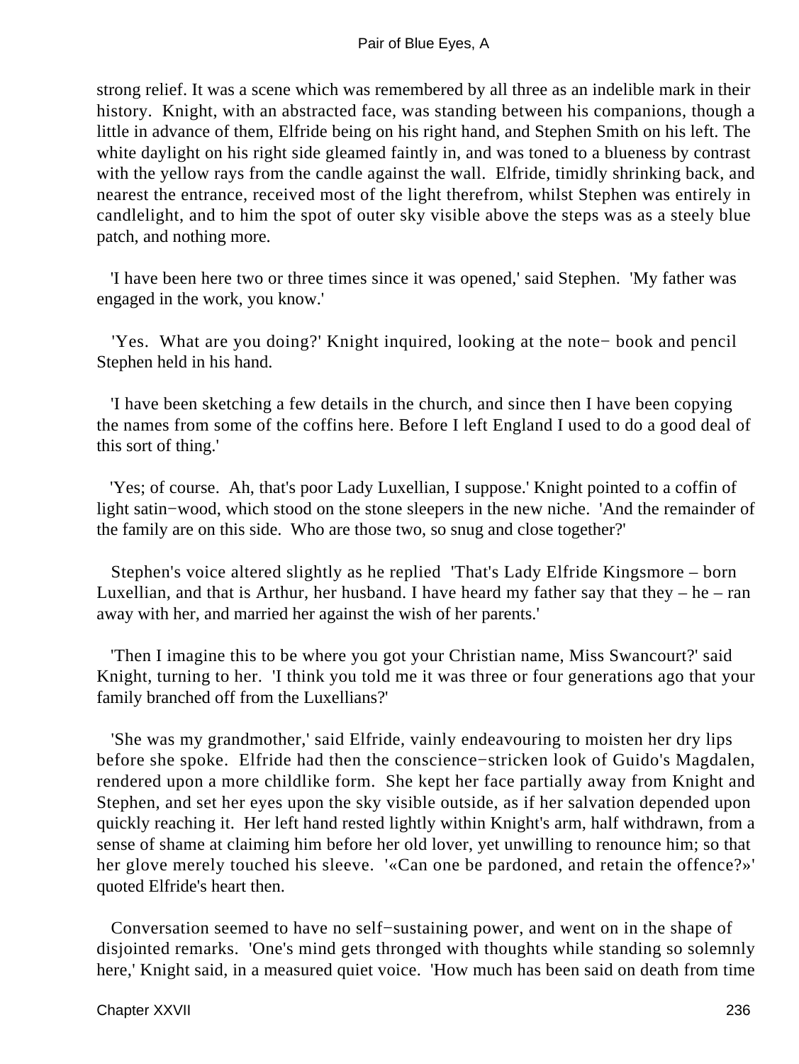strong relief. It was a scene which was remembered by all three as an indelible mark in their history. Knight, with an abstracted face, was standing between his companions, though a little in advance of them, Elfride being on his right hand, and Stephen Smith on his left. The white daylight on his right side gleamed faintly in, and was toned to a blueness by contrast with the yellow rays from the candle against the wall. Elfride, timidly shrinking back, and nearest the entrance, received most of the light therefrom, whilst Stephen was entirely in candlelight, and to him the spot of outer sky visible above the steps was as a steely blue patch, and nothing more.

'I have been here two or three times since it was opened,' said Stephen. 'My father was engaged in the work, you know.'

'Yes. What are you doing?' Knight inquired, looking at the note− book and pencil Stephen held in his hand.

'I have been sketching a few details in the church, and since then I have been copying the names from some of the coffins here. Before I left England I used to do a good deal of this sort of thing.'

'Yes; of course. Ah, that's poor Lady Luxellian, I suppose.' Knight pointed to a coffin of light satin−wood, which stood on the stone sleepers in the new niche. 'And the remainder of the family are on this side. Who are those two, so snug and close together?'

Stephen's voice altered slightly as he replied 'That's Lady Elfride Kingsmore – born Luxellian, and that is Arthur, her husband. I have heard my father say that they – he – ran away with her, and married her against the wish of her parents.'

'Then I imagine this to be where you got your Christian name, Miss Swancourt?' said Knight, turning to her. 'I think you told me it was three or four generations ago that your family branched off from the Luxellians?'

'She was my grandmother,' said Elfride, vainly endeavouring to moisten her dry lips before she spoke. Elfride had then the conscience−stricken look of Guido's Magdalen, rendered upon a more childlike form. She kept her face partially away from Knight and Stephen, and set her eyes upon the sky visible outside, as if her salvation depended upon quickly reaching it. Her left hand rested lightly within Knight's arm, half withdrawn, from a sense of shame at claiming him before her old lover, yet unwilling to renounce him; so that her glove merely touched his sleeve. '«Can one be pardoned, and retain the offence?»' quoted Elfride's heart then.

Conversation seemed to have no self−sustaining power, and went on in the shape of disjointed remarks. 'One's mind gets thronged with thoughts while standing so solemnly here,' Knight said, in a measured quiet voice. 'How much has been said on death from time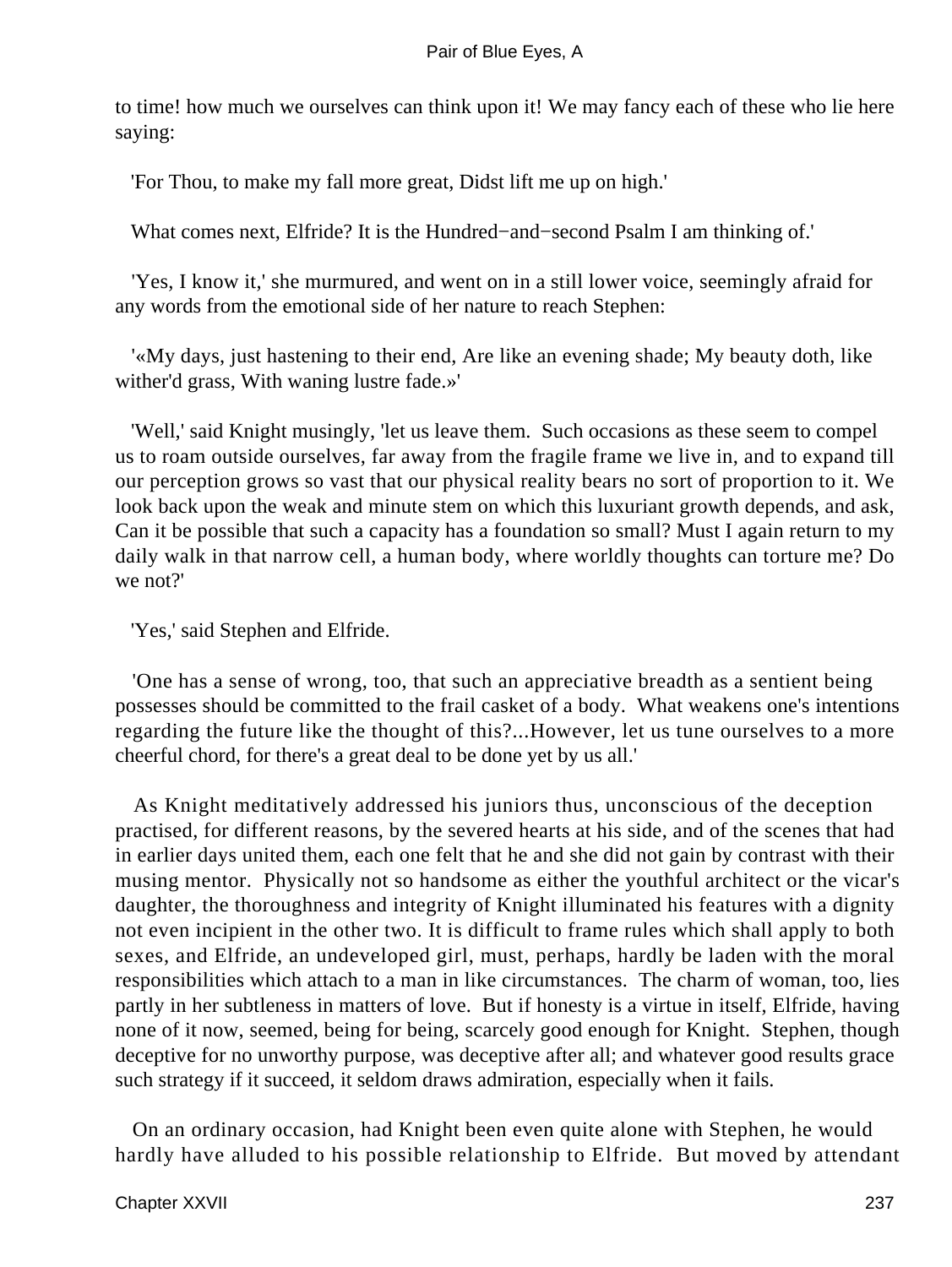to time! how much we ourselves can think upon it! We may fancy each of these who lie here saying:

'For Thou, to make my fall more great, Didst lift me up on high.'

What comes next, Elfride? It is the Hundred−and−second Psalm I am thinking of.'

'Yes, I know it,' she murmured, and went on in a still lower voice, seemingly afraid for any words from the emotional side of her nature to reach Stephen:

'«My days, just hastening to their end, Are like an evening shade; My beauty doth, like wither'd grass, With waning lustre fade.»'

'Well,' said Knight musingly, 'let us leave them. Such occasions as these seem to compel us to roam outside ourselves, far away from the fragile frame we live in, and to expand till our perception grows so vast that our physical reality bears no sort of proportion to it. We look back upon the weak and minute stem on which this luxuriant growth depends, and ask, Can it be possible that such a capacity has a foundation so small? Must I again return to my daily walk in that narrow cell, a human body, where worldly thoughts can torture me? Do we not?'

'Yes,' said Stephen and Elfride.

'One has a sense of wrong, too, that such an appreciative breadth as a sentient being possesses should be committed to the frail casket of a body. What weakens one's intentions regarding the future like the thought of this?...However, let us tune ourselves to a more cheerful chord, for there's a great deal to be done yet by us all.'

As Knight meditatively addressed his juniors thus, unconscious of the deception practised, for different reasons, by the severed hearts at his side, and of the scenes that had in earlier days united them, each one felt that he and she did not gain by contrast with their musing mentor. Physically not so handsome as either the youthful architect or the vicar's daughter, the thoroughness and integrity of Knight illuminated his features with a dignity not even incipient in the other two. It is difficult to frame rules which shall apply to both sexes, and Elfride, an undeveloped girl, must, perhaps, hardly be laden with the moral responsibilities which attach to a man in like circumstances. The charm of woman, too, lies partly in her subtleness in matters of love. But if honesty is a virtue in itself, Elfride, having none of it now, seemed, being for being, scarcely good enough for Knight. Stephen, though deceptive for no unworthy purpose, was deceptive after all; and whatever good results grace such strategy if it succeed, it seldom draws admiration, especially when it fails.

On an ordinary occasion, had Knight been even quite alone with Stephen, he would hardly have alluded to his possible relationship to Elfride. But moved by attendant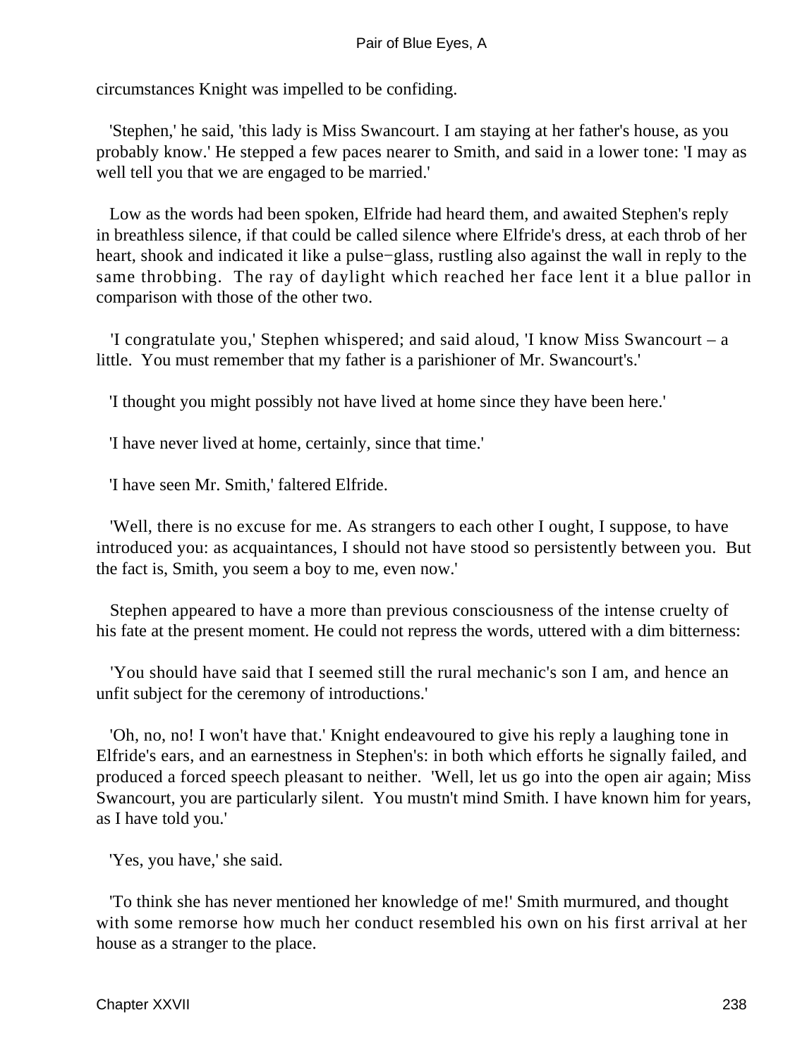circumstances Knight was impelled to be confiding.

'Stephen,' he said, 'this lady is Miss Swancourt. I am staying at her father's house, as you probably know.' He stepped a few paces nearer to Smith, and said in a lower tone: 'I may as well tell you that we are engaged to be married.'

Low as the words had been spoken, Elfride had heard them, and awaited Stephen's reply in breathless silence, if that could be called silence where Elfride's dress, at each throb of her heart, shook and indicated it like a pulse−glass, rustling also against the wall in reply to the same throbbing. The ray of daylight which reached her face lent it a blue pallor in comparison with those of the other two.

'I congratulate you,' Stephen whispered; and said aloud, 'I know Miss Swancourt – a little. You must remember that my father is a parishioner of Mr. Swancourt's.'

'I thought you might possibly not have lived at home since they have been here.'

'I have never lived at home, certainly, since that time.'

'I have seen Mr. Smith,' faltered Elfride.

'Well, there is no excuse for me. As strangers to each other I ought, I suppose, to have introduced you: as acquaintances, I should not have stood so persistently between you. But the fact is, Smith, you seem a boy to me, even now.'

Stephen appeared to have a more than previous consciousness of the intense cruelty of his fate at the present moment. He could not repress the words, uttered with a dim bitterness:

'You should have said that I seemed still the rural mechanic's son I am, and hence an unfit subject for the ceremony of introductions.'

'Oh, no, no! I won't have that.' Knight endeavoured to give his reply a laughing tone in Elfride's ears, and an earnestness in Stephen's: in both which efforts he signally failed, and produced a forced speech pleasant to neither. 'Well, let us go into the open air again; Miss Swancourt, you are particularly silent. You mustn't mind Smith. I have known him for years, as I have told you.'

'Yes, you have,' she said.

'To think she has never mentioned her knowledge of me!' Smith murmured, and thought with some remorse how much her conduct resembled his own on his first arrival at her house as a stranger to the place.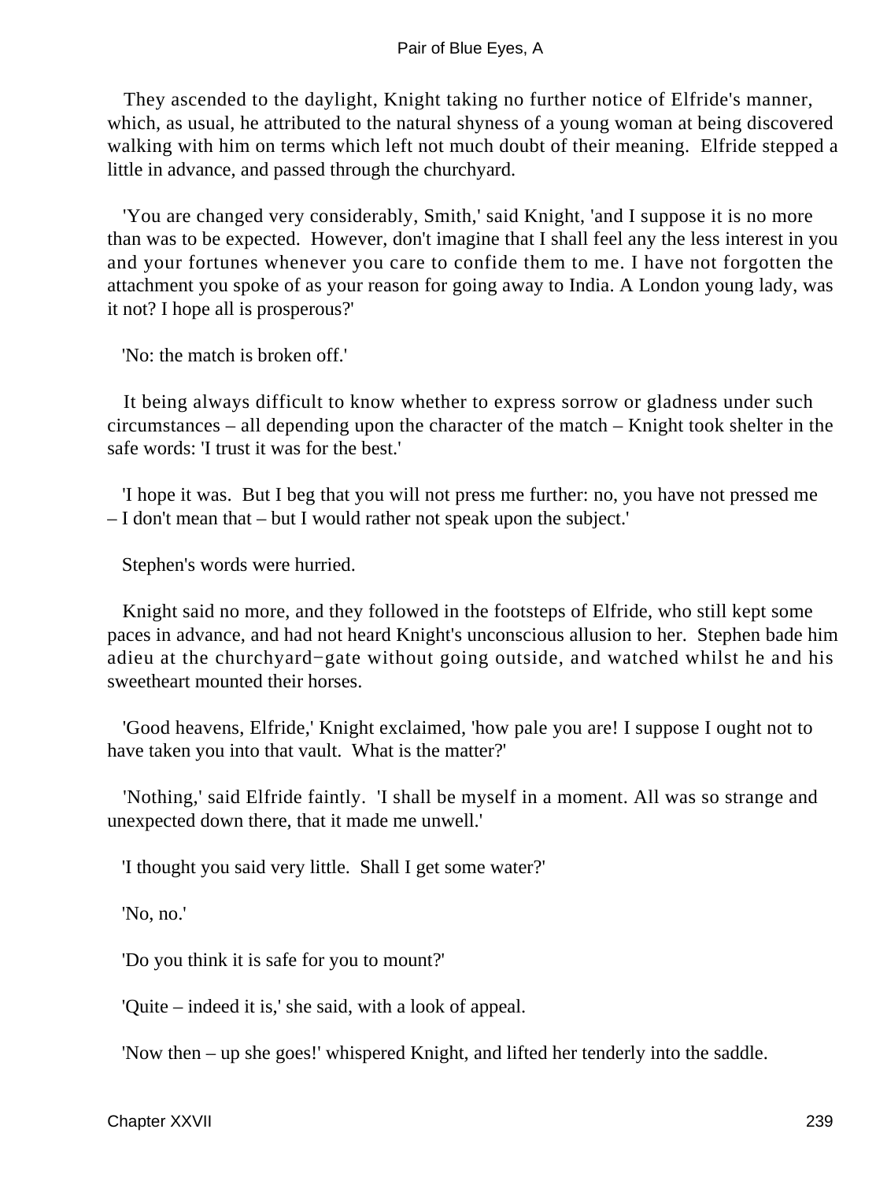They ascended to the daylight, Knight taking no further notice of Elfride's manner, which, as usual, he attributed to the natural shyness of a young woman at being discovered walking with him on terms which left not much doubt of their meaning. Elfride stepped a little in advance, and passed through the churchyard.

'You are changed very considerably, Smith,' said Knight, 'and I suppose it is no more than was to be expected. However, don't imagine that I shall feel any the less interest in you and your fortunes whenever you care to confide them to me. I have not forgotten the attachment you spoke of as your reason for going away to India. A London young lady, was it not? I hope all is prosperous?'

'No: the match is broken off.'

It being always difficult to know whether to express sorrow or gladness under such circumstances – all depending upon the character of the match – Knight took shelter in the safe words: 'I trust it was for the best.'

'I hope it was. But I beg that you will not press me further: no, you have not pressed me – I don't mean that – but I would rather not speak upon the subject.'

Stephen's words were hurried.

Knight said no more, and they followed in the footsteps of Elfride, who still kept some paces in advance, and had not heard Knight's unconscious allusion to her. Stephen bade him adieu at the churchyard−gate without going outside, and watched whilst he and his sweetheart mounted their horses.

'Good heavens, Elfride,' Knight exclaimed, 'how pale you are! I suppose I ought not to have taken you into that vault. What is the matter?'

'Nothing,' said Elfride faintly. 'I shall be myself in a moment. All was so strange and unexpected down there, that it made me unwell.'

'I thought you said very little. Shall I get some water?'

'No, no.'

'Do you think it is safe for you to mount?'

'Quite – indeed it is,' she said, with a look of appeal.

'Now then – up she goes!' whispered Knight, and lifted her tenderly into the saddle.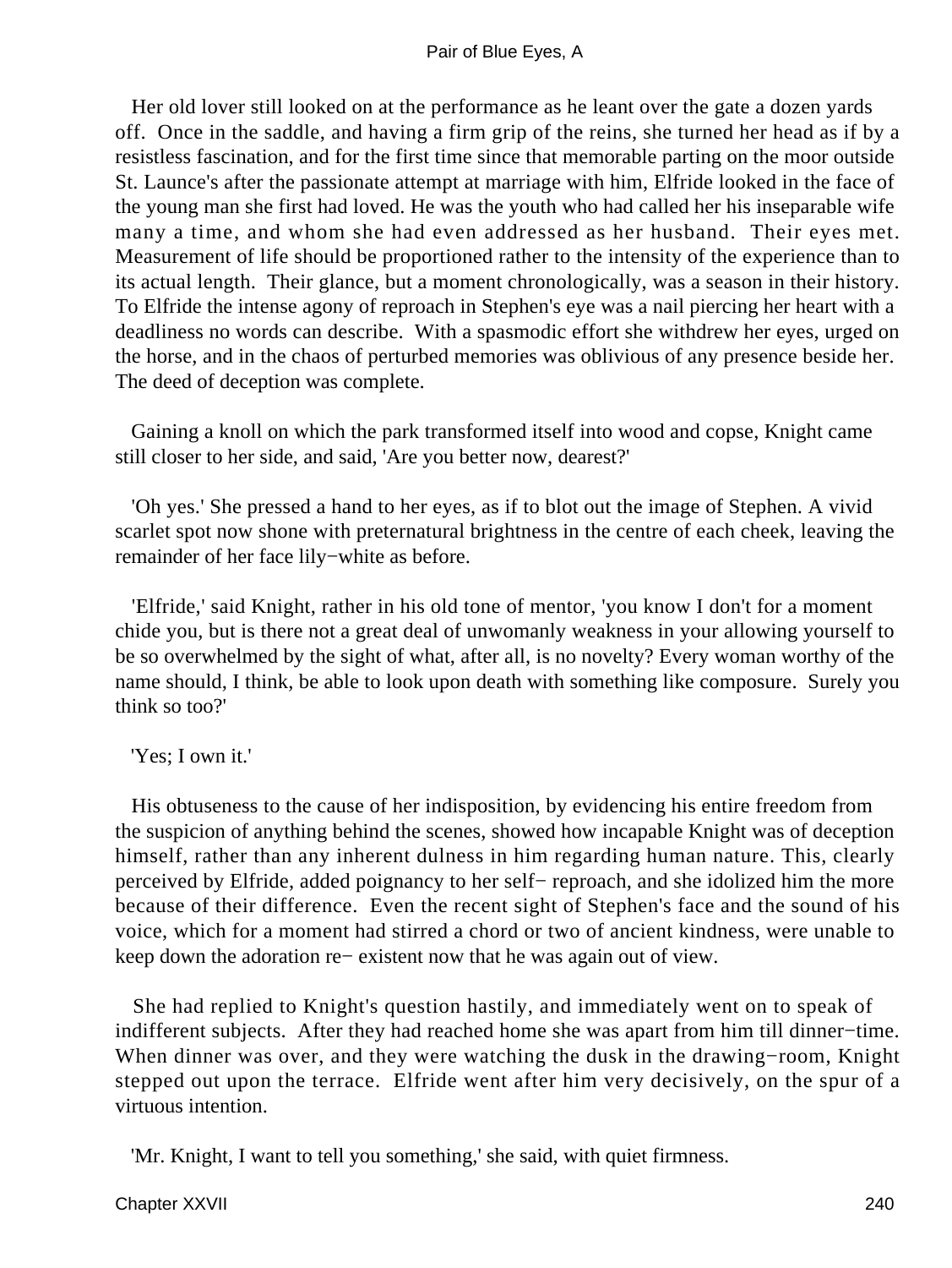Her old lover still looked on at the performance as he leant over the gate a dozen yards off. Once in the saddle, and having a firm grip of the reins, she turned her head as if by a resistless fascination, and for the first time since that memorable parting on the moor outside St. Launce's after the passionate attempt at marriage with him, Elfride looked in the face of the young man she first had loved. He was the youth who had called her his inseparable wife many a time, and whom she had even addressed as her husband. Their eyes met. Measurement of life should be proportioned rather to the intensity of the experience than to its actual length. Their glance, but a moment chronologically, was a season in their history. To Elfride the intense agony of reproach in Stephen's eye was a nail piercing her heart with a deadliness no words can describe. With a spasmodic effort she withdrew her eyes, urged on the horse, and in the chaos of perturbed memories was oblivious of any presence beside her. The deed of deception was complete.

Gaining a knoll on which the park transformed itself into wood and copse, Knight came still closer to her side, and said, 'Are you better now, dearest?'

'Oh yes.' She pressed a hand to her eyes, as if to blot out the image of Stephen. A vivid scarlet spot now shone with preternatural brightness in the centre of each cheek, leaving the remainder of her face lily−white as before.

'Elfride,' said Knight, rather in his old tone of mentor, 'you know I don't for a moment chide you, but is there not a great deal of unwomanly weakness in your allowing yourself to be so overwhelmed by the sight of what, after all, is no novelty? Every woman worthy of the name should, I think, be able to look upon death with something like composure. Surely you think so too?'

'Yes; I own it.'

His obtuseness to the cause of her indisposition, by evidencing his entire freedom from the suspicion of anything behind the scenes, showed how incapable Knight was of deception himself, rather than any inherent dulness in him regarding human nature. This, clearly perceived by Elfride, added poignancy to her self− reproach, and she idolized him the more because of their difference. Even the recent sight of Stephen's face and the sound of his voice, which for a moment had stirred a chord or two of ancient kindness, were unable to keep down the adoration re− existent now that he was again out of view.

She had replied to Knight's question hastily, and immediately went on to speak of indifferent subjects. After they had reached home she was apart from him till dinner−time. When dinner was over, and they were watching the dusk in the drawing−room, Knight stepped out upon the terrace. Elfride went after him very decisively, on the spur of a virtuous intention.

'Mr. Knight, I want to tell you something,' she said, with quiet firmness.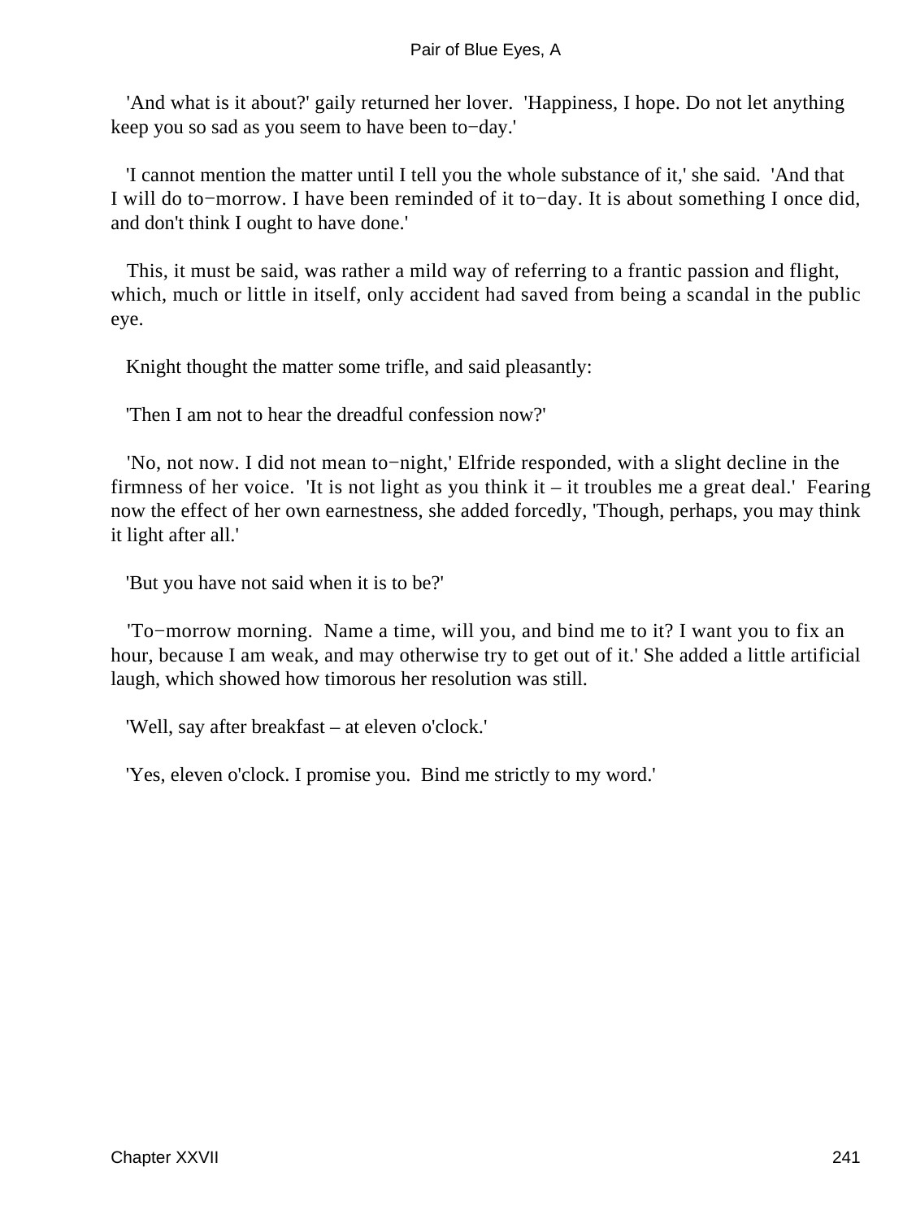'And what is it about?' gaily returned her lover. 'Happiness, I hope. Do not let anything keep you so sad as you seem to have been to−day.'

'I cannot mention the matter until I tell you the whole substance of it,' she said. 'And that I will do to−morrow. I have been reminded of it to−day. It is about something I once did, and don't think I ought to have done.'

This, it must be said, was rather a mild way of referring to a frantic passion and flight, which, much or little in itself, only accident had saved from being a scandal in the public eye.

Knight thought the matter some trifle, and said pleasantly:

'Then I am not to hear the dreadful confession now?'

'No, not now. I did not mean to−night,' Elfride responded, with a slight decline in the firmness of her voice. 'It is not light as you think it – it troubles me a great deal.' Fearing now the effect of her own earnestness, she added forcedly, 'Though, perhaps, you may think it light after all.'

'But you have not said when it is to be?'

'To−morrow morning. Name a time, will you, and bind me to it? I want you to fix an hour, because I am weak, and may otherwise try to get out of it.' She added a little artificial laugh, which showed how timorous her resolution was still.

'Well, say after breakfast – at eleven o'clock.'

'Yes, eleven o'clock. I promise you. Bind me strictly to my word.'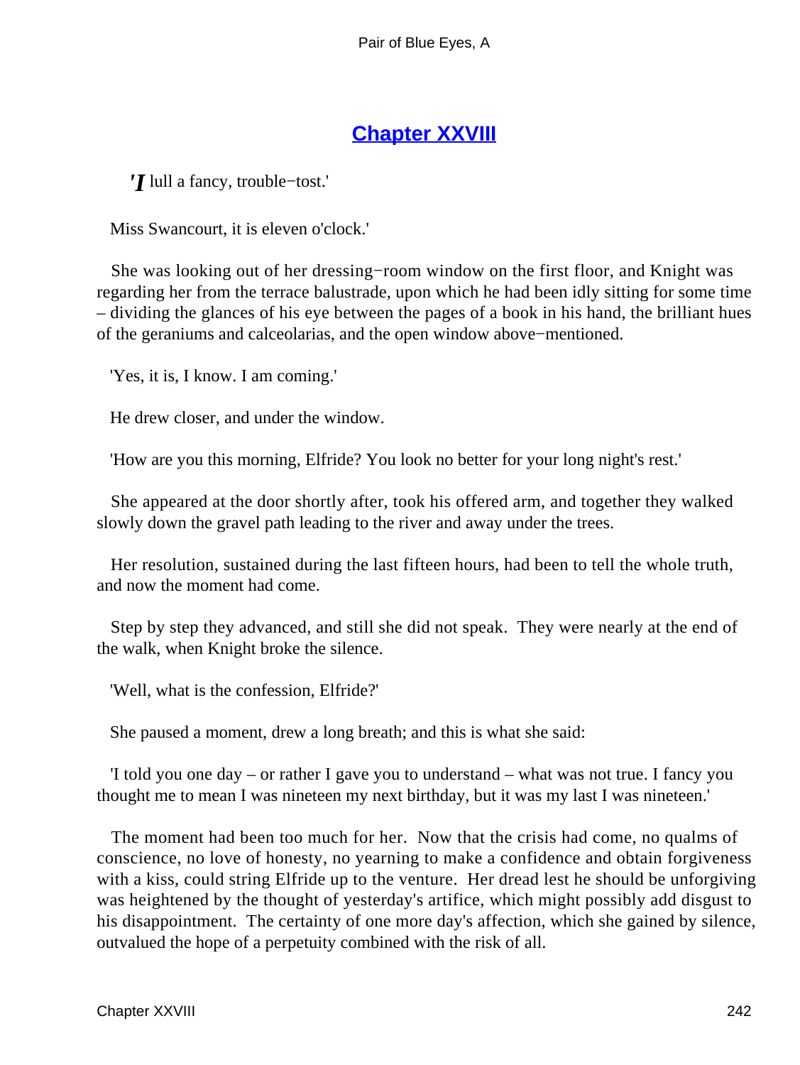# Chapter XXVIII

*'I lull a fancy, trouble−tost.'*

Miss Swancourt, it is eleven o'clock.'

She was looking out of her dressing−room window on the first floor, and Knight was regarding her from the terrace balustrade, upon which he had been idly sitting for some time – dividing the glances of his eye between the pages of a book in his hand, the brilliant hues of the geraniums and calceolarias, and the open window above−mentioned.

'Yes, it is, I know. I am coming.'

He drew closer, and under the window.

'How are you this morning, Elfride? You look no better for your long night's rest.'

She appeared at the door shortly after, took his offered arm, and together they walked slowly down the gravel path leading to the river and away under the trees.

Her resolution, sustained during the last fifteen hours, had been to tell the whole truth, and now the moment had come.

Step by step they advanced, and still she did not speak. They were nearly at the end of the walk, when Knight broke the silence.

'Well, what is the confession, Elfride?'

She paused a moment, drew a long breath; and this is what she said:

'I told you one day – or rather I gave you to understand – what was not true. I fancy you thought me to mean I was nineteen my next birthday, but it was my last I was nineteen.'

The moment had been too much for her. Now that the crisis had come, no qualms of conscience, no love of honesty, no yearning to make a confidence and obtain forgiveness with a kiss, could string Elfride up to the venture. Her dread lest he should be unforgiving was heightened by the thought of yesterday's artifice, which might possibly add disgust to his disappointment. The certainty of one more day's affection, which she gained by silence, outvalued the hope of a perpetuity combined with the risk of all.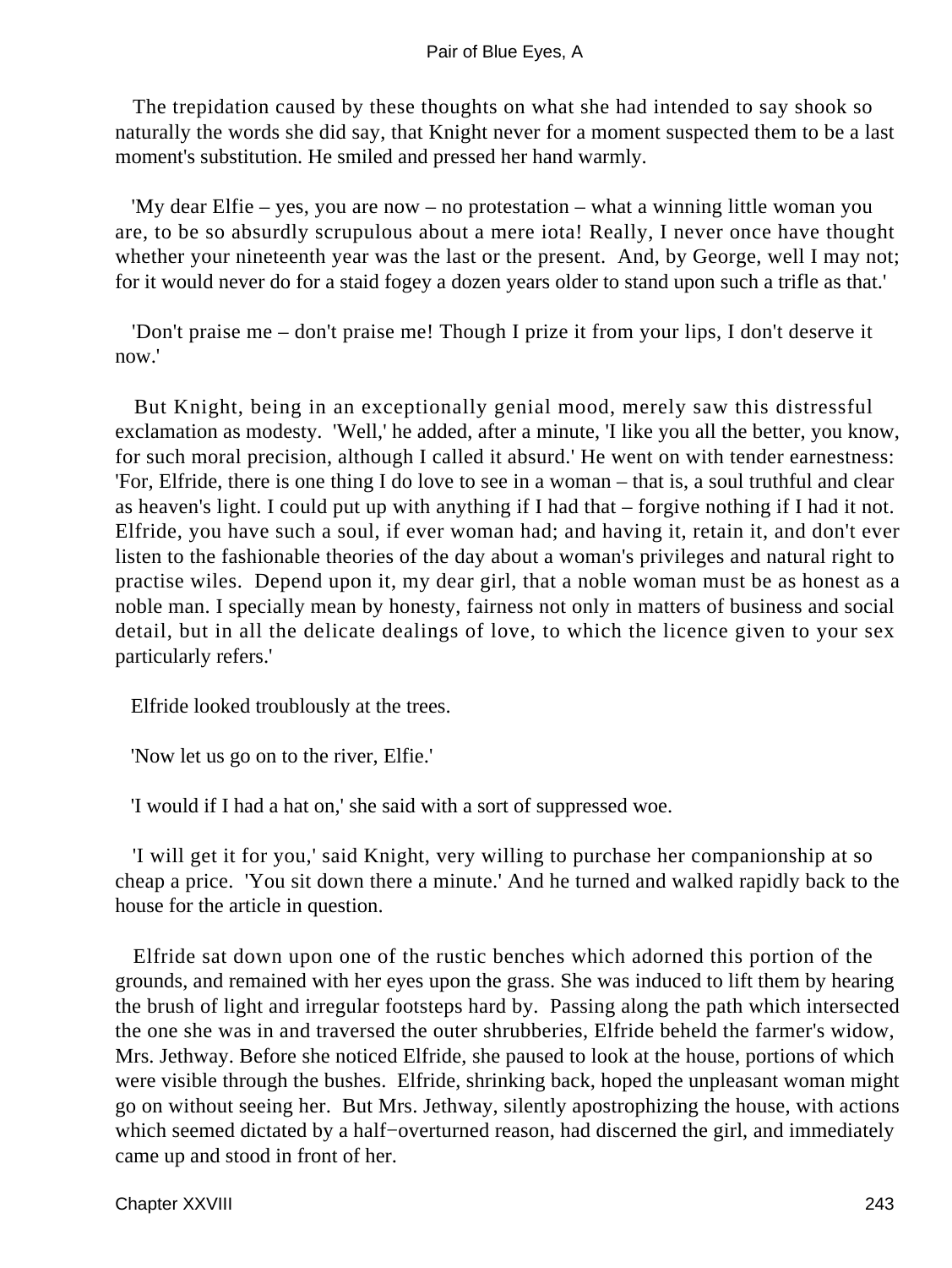The trepidation caused by these thoughts on what she had intended to say shook so naturally the words she did say, that Knight never for a moment suspected them to be a last moment's substitution. He smiled and pressed her hand warmly.

'My dear Elfie – yes, you are now – no protestation – what a winning little woman you are, to be so absurdly scrupulous about a mere iota! Really, I never once have thought whether your nineteenth year was the last or the present. And, by George, well I may not; for it would never do for a staid fogey a dozen years older to stand upon such a trifle as that.'

'Don't praise me – don't praise me! Though I prize it from your lips, I don't deserve it now.'

But Knight, being in an exceptionally genial mood, merely saw this distressful exclamation as modesty. 'Well,' he added, after a minute, 'I like you all the better, you know, for such moral precision, although I called it absurd.' He went on with tender earnestness: 'For, Elfride, there is one thing I do love to see in a woman – that is, a soul truthful and clear as heaven's light. I could put up with anything if I had that – forgive nothing if I had it not. Elfride, you have such a soul, if ever woman had; and having it, retain it, and don't ever listen to the fashionable theories of the day about a woman's privileges and natural right to practise wiles. Depend upon it, my dear girl, that a noble woman must be as honest as a noble man. I specially mean by honesty, fairness not only in matters of business and social detail, but in all the delicate dealings of love, to which the licence given to your sex particularly refers.'

Elfride looked troublously at the trees.

'Now let us go on to the river, Elfie.'

'I would if I had a hat on,' she said with a sort of suppressed woe.

'I will get it for you,' said Knight, very willing to purchase her companionship at so cheap a price. 'You sit down there a minute.' And he turned and walked rapidly back to the house for the article in question.

Elfride sat down upon one of the rustic benches which adorned this portion of the grounds, and remained with her eyes upon the grass. She was induced to lift them by hearing the brush of light and irregular footsteps hard by. Passing along the path which intersected the one she was in and traversed the outer shrubberies, Elfride beheld the farmer's widow, Mrs. Jethway. Before she noticed Elfride, she paused to look at the house, portions of which were visible through the bushes. Elfride, shrinking back, hoped the unpleasant woman might go on without seeing her. But Mrs. Jethway, silently apostrophizing the house, with actions which seemed dictated by a half−overturned reason, had discerned the girl, and immediately came up and stood in front of her.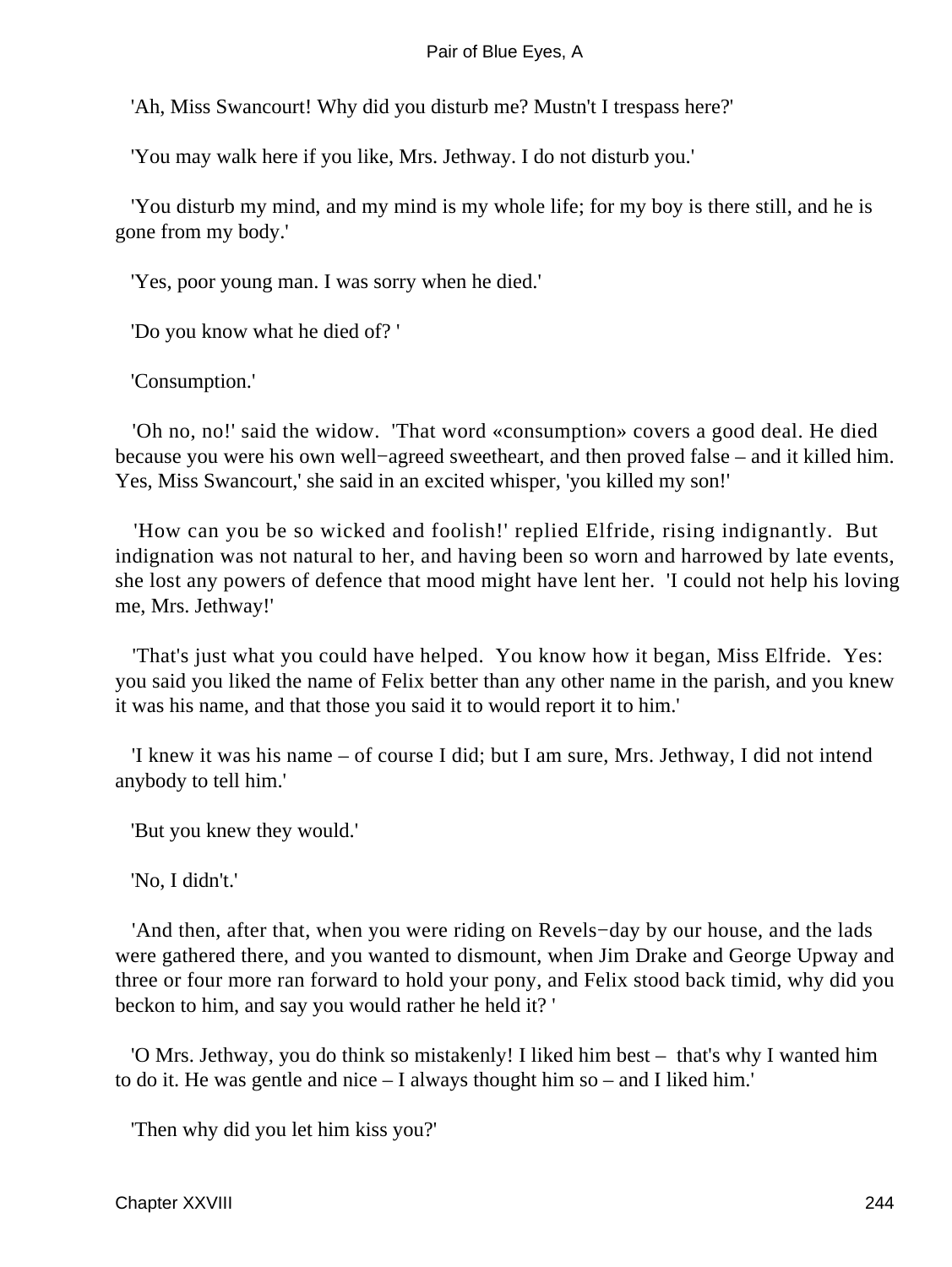'Ah, Miss Swancourt! Why did you disturb me? Mustn't I trespass here?'

'You may walk here if you like, Mrs. Jethway. I do not disturb you.'

'You disturb my mind, and my mind is my whole life; for my boy is there still, and he is gone from my body.'

'Yes, poor young man. I was sorry when he died.'

'Do you know what he died of? '

'Consumption.'

'Oh no, no!' said the widow. 'That word «consumption» covers a good deal. He died because you were his own well−agreed sweetheart, and then proved false – and it killed him. Yes, Miss Swancourt,' she said in an excited whisper, 'you killed my son!'

'How can you be so wicked and foolish!' replied Elfride, rising indignantly. But indignation was not natural to her, and having been so worn and harrowed by late events, she lost any powers of defence that mood might have lent her. 'I could not help his loving me, Mrs. Jethway!'

'That's just what you could have helped. You know how it began, Miss Elfride. Yes: you said you liked the name of Felix better than any other name in the parish, and you knew it was his name, and that those you said it to would report it to him.'

'I knew it was his name – of course I did; but I am sure, Mrs. Jethway, I did not intend anybody to tell him.'

'But you knew they would.'

'No, I didn't.'

'And then, after that, when you were riding on Revels−day by our house, and the lads were gathered there, and you wanted to dismount, when Jim Drake and George Upway and three or four more ran forward to hold your pony, and Felix stood back timid, why did you beckon to him, and say you would rather he held it? '

'O Mrs. Jethway, you do think so mistakenly! I liked him best – that's why I wanted him to do it. He was gentle and nice – I always thought him so – and I liked him.'

'Then why did you let him kiss you?'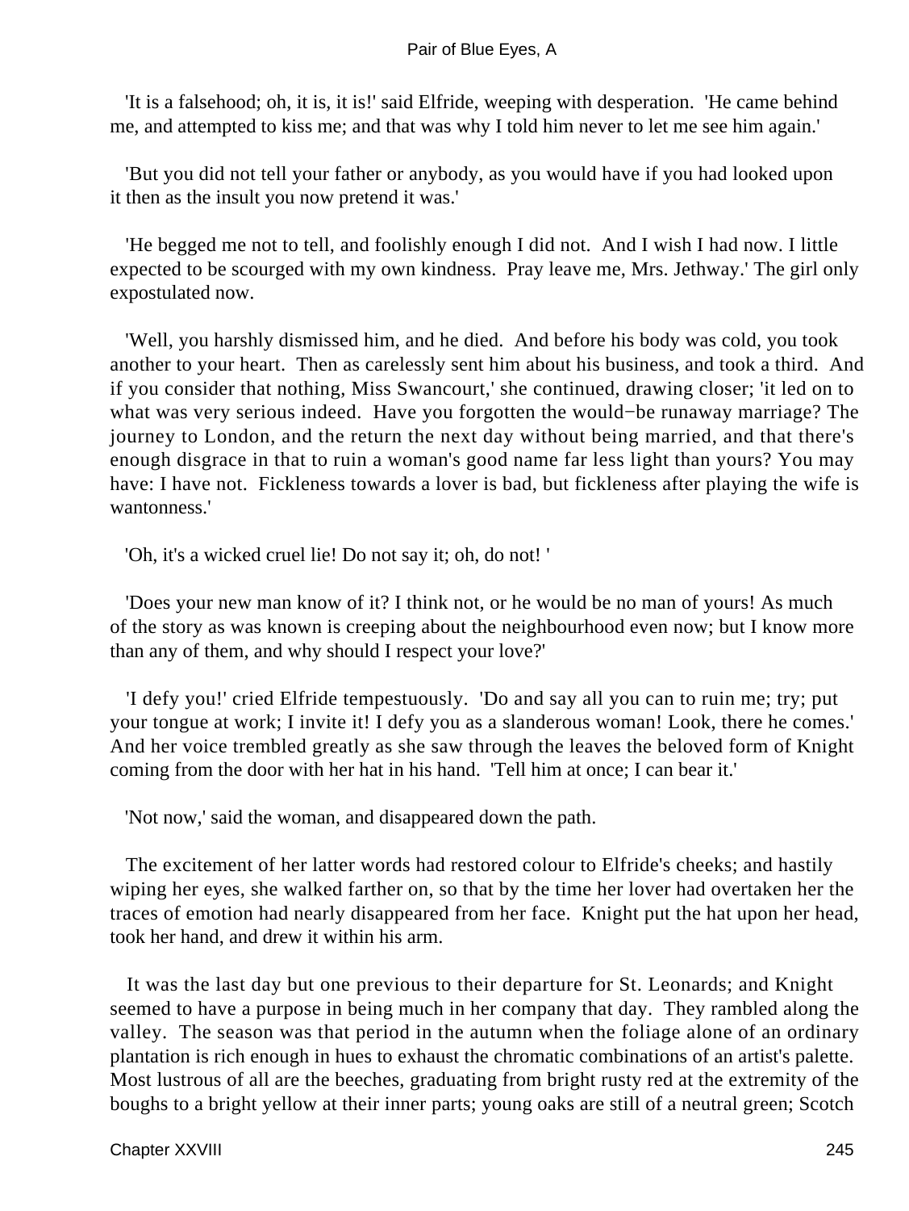'It is a falsehood; oh, it is, it is!' said Elfride, weeping with desperation. 'He came behind me, and attempted to kiss me; and that was why I told him never to let me see him again.'

'But you did not tell your father or anybody, as you would have if you had looked upon it then as the insult you now pretend it was.'

'He begged me not to tell, and foolishly enough I did not. And I wish I had now. I little expected to be scourged with my own kindness. Pray leave me, Mrs. Jethway.' The girl only expostulated now.

'Well, you harshly dismissed him, and he died. And before his body was cold, you took another to your heart. Then as carelessly sent him about his business, and took a third. And if you consider that nothing, Miss Swancourt,' she continued, drawing closer; 'it led on to what was very serious indeed. Have you forgotten the would−be runaway marriage? The journey to London, and the return the next day without being married, and that there's enough disgrace in that to ruin a woman's good name far less light than yours? You may have: I have not. Fickleness towards a lover is bad, but fickleness after playing the wife is wantonness.'

'Oh, it's a wicked cruel lie! Do not say it; oh, do not! '

'Does your new man know of it? I think not, or he would be no man of yours! As much of the story as was known is creeping about the neighbourhood even now; but I know more than any of them, and why should I respect your love?'

'I defy you!' cried Elfride tempestuously. 'Do and say all you can to ruin me; try; put your tongue at work; I invite it! I defy you as a slanderous woman! Look, there he comes.' And her voice trembled greatly as she saw through the leaves the beloved form of Knight coming from the door with her hat in his hand. 'Tell him at once; I can bear it.'

'Not now,' said the woman, and disappeared down the path.

The excitement of her latter words had restored colour to Elfride's cheeks; and hastily wiping her eyes, she walked farther on, so that by the time her lover had overtaken her the traces of emotion had nearly disappeared from her face. Knight put the hat upon her head, took her hand, and drew it within his arm.

It was the last day but one previous to their departure for St. Leonards; and Knight seemed to have a purpose in being much in her company that day. They rambled along the valley. The season was that period in the autumn when the foliage alone of an ordinary plantation is rich enough in hues to exhaust the chromatic combinations of an artist's palette. Most lustrous of all are the beeches, graduating from bright rusty red at the extremity of the boughs to a bright yellow at their inner parts; young oaks are still of a neutral green; Scotch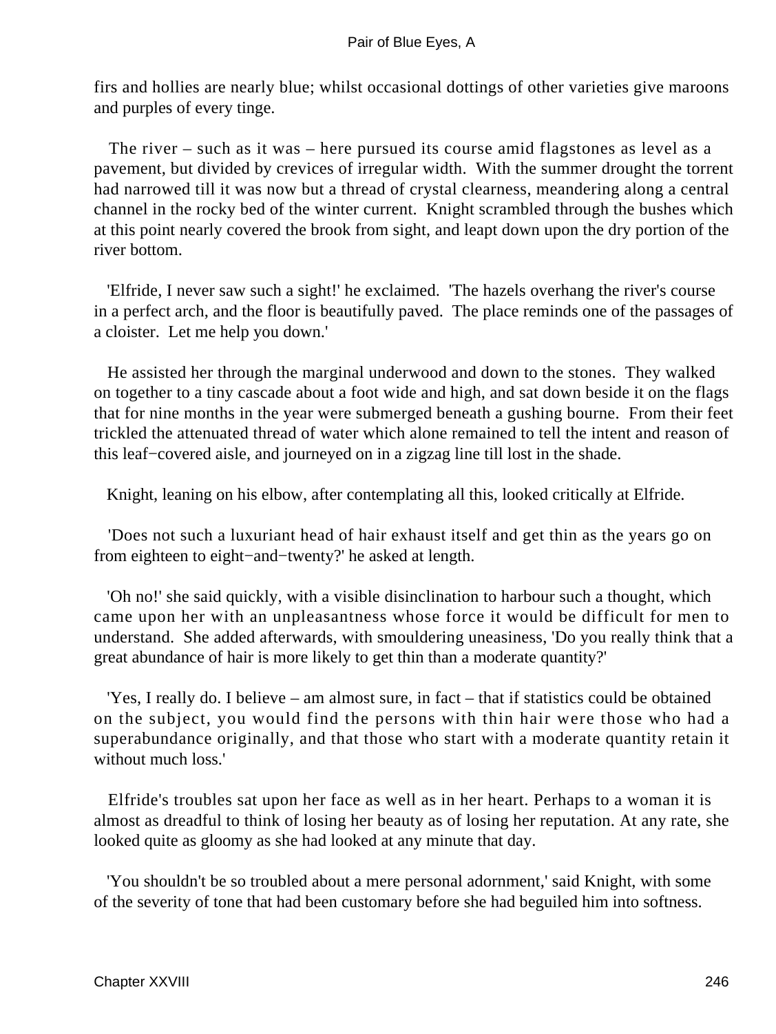firs and hollies are nearly blue; whilst occasional dottings of other varieties give maroons and purples of every tinge.

The river – such as it was – here pursued its course amid flagstones as level as a pavement, but divided by crevices of irregular width. With the summer drought the torrent had narrowed till it was now but a thread of crystal clearness, meandering along a central channel in the rocky bed of the winter current. Knight scrambled through the bushes which at this point nearly covered the brook from sight, and leapt down upon the dry portion of the river bottom.

'Elfride, I never saw such a sight!' he exclaimed. 'The hazels overhang the river's course in a perfect arch, and the floor is beautifully paved. The place reminds one of the passages of a cloister. Let me help you down.'

He assisted her through the marginal underwood and down to the stones. They walked on together to a tiny cascade about a foot wide and high, and sat down beside it on the flags that for nine months in the year were submerged beneath a gushing bourne. From their feet trickled the attenuated thread of water which alone remained to tell the intent and reason of this leaf−covered aisle, and journeyed on in a zigzag line till lost in the shade.

Knight, leaning on his elbow, after contemplating all this, looked critically at Elfride.

'Does not such a luxuriant head of hair exhaust itself and get thin as the years go on from eighteen to eight−and−twenty?' he asked at length.

'Oh no!' she said quickly, with a visible disinclination to harbour such a thought, which came upon her with an unpleasantness whose force it would be difficult for men to understand. She added afterwards, with smouldering uneasiness, 'Do you really think that a great abundance of hair is more likely to get thin than a moderate quantity?'

'Yes, I really do. I believe – am almost sure, in fact – that if statistics could be obtained on the subject, you would find the persons with thin hair were those who had a superabundance originally, and that those who start with a moderate quantity retain it without much loss.'

Elfride's troubles sat upon her face as well as in her heart. Perhaps to a woman it is almost as dreadful to think of losing her beauty as of losing her reputation. At any rate, she looked quite as gloomy as she had looked at any minute that day.

'You shouldn't be so troubled about a mere personal adornment,' said Knight, with some of the severity of tone that had been customary before she had beguiled him into softness.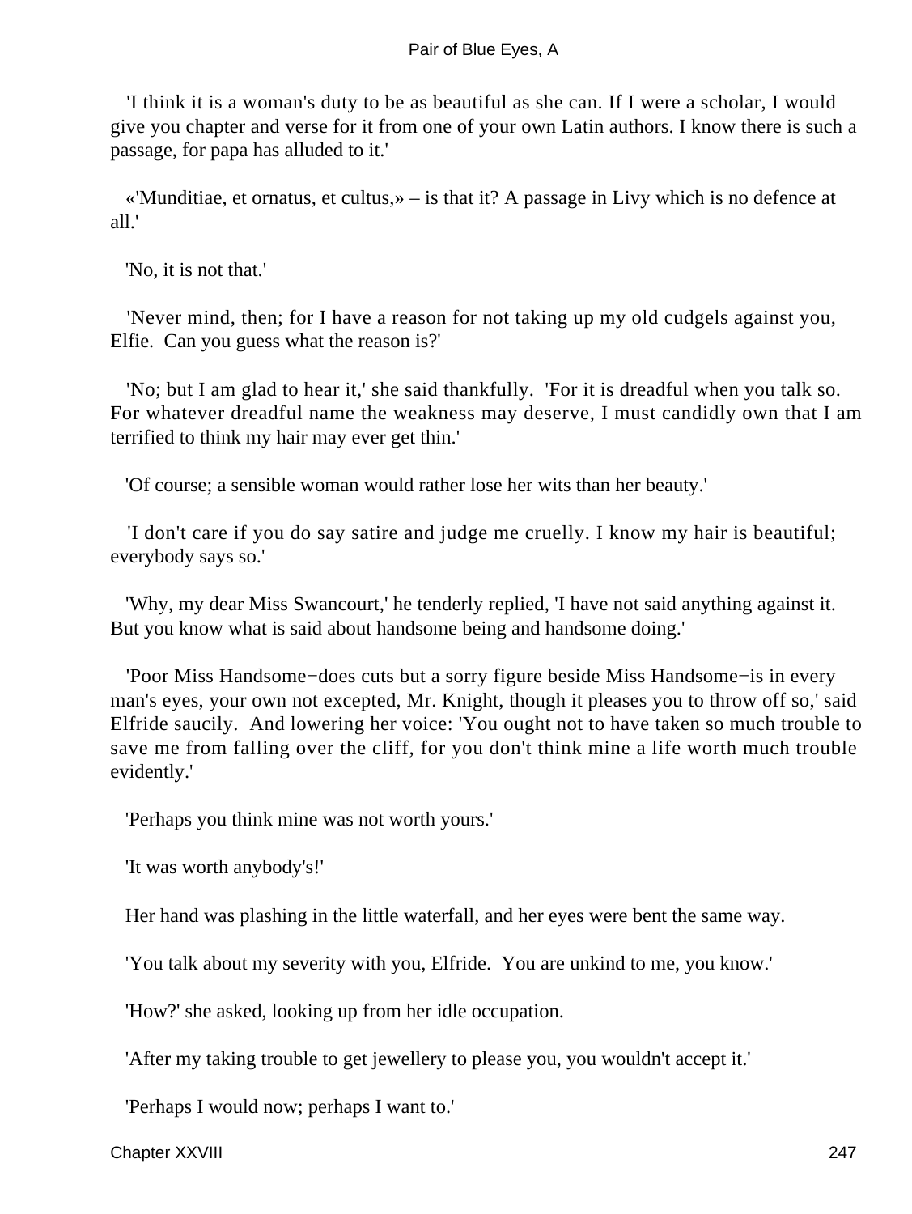'I think it is a woman's duty to be as beautiful as she can. If I were a scholar, I would give you chapter and verse for it from one of your own Latin authors. I know there is such a passage, for papa has alluded to it.'

«'Munditiae, et ornatus, et cultus,» – is that it? A passage in Livy which is no defence at all.'

'No, it is not that.'

'Never mind, then; for I have a reason for not taking up my old cudgels against you, Elfie. Can you guess what the reason is?'

'No; but I am glad to hear it,' she said thankfully. 'For it is dreadful when you talk so. For whatever dreadful name the weakness may deserve, I must candidly own that I am terrified to think my hair may ever get thin.'

'Of course; a sensible woman would rather lose her wits than her beauty.'

'I don't care if you do say satire and judge me cruelly. I know my hair is beautiful; everybody says so.'

'Why, my dear Miss Swancourt,' he tenderly replied, 'I have not said anything against it. But you know what is said about handsome being and handsome doing.'

'Poor Miss Handsome−does cuts but a sorry figure beside Miss Handsome−is in every man's eyes, your own not excepted, Mr. Knight, though it pleases you to throw off so,' said Elfride saucily. And lowering her voice: 'You ought not to have taken so much trouble to save me from falling over the cliff, for you don't think mine a life worth much trouble evidently.'

'Perhaps you think mine was not worth yours.'

'It was worth anybody's!'

Her hand was plashing in the little waterfall, and her eyes were bent the same way.

'You talk about my severity with you, Elfride. You are unkind to me, you know.'

'How?' she asked, looking up from her idle occupation.

'After my taking trouble to get jewellery to please you, you wouldn't accept it.'

'Perhaps I would now; perhaps I want to.'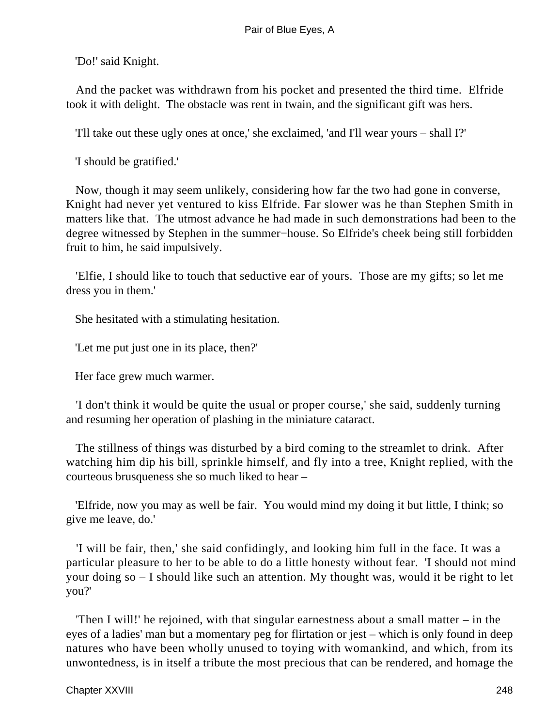'Do!' said Knight.

And the packet was withdrawn from his pocket and presented the third time. Elfride took it with delight. The obstacle was rent in twain, and the significant gift was hers.

'I'll take out these ugly ones at once,' she exclaimed, 'and I'll wear yours – shall I?'

'I should be gratified.'

Now, though it may seem unlikely, considering how far the two had gone in converse, Knight had never yet ventured to kiss Elfride. Far slower was he than Stephen Smith in matters like that. The utmost advance he had made in such demonstrations had been to the degree witnessed by Stephen in the summer−house. So Elfride's cheek being still forbidden fruit to him, he said impulsively.

'Elfie, I should like to touch that seductive ear of yours. Those are my gifts; so let me dress you in them.'

She hesitated with a stimulating hesitation.

'Let me put just one in its place, then?'

Her face grew much warmer.

'I don't think it would be quite the usual or proper course,' she said, suddenly turning and resuming her operation of plashing in the miniature cataract.

The stillness of things was disturbed by a bird coming to the streamlet to drink. After watching him dip his bill, sprinkle himself, and fly into a tree, Knight replied, with the courteous brusqueness she so much liked to hear –

'Elfride, now you may as well be fair. You would mind my doing it but little, I think; so give me leave, do.'

'I will be fair, then,' she said confidingly, and looking him full in the face. It was a particular pleasure to her to be able to do a little honesty without fear. 'I should not mind your doing so – I should like such an attention. My thought was, would it be right to let you?'

'Then I will!' he rejoined, with that singular earnestness about a small matter – in the eyes of a ladies' man but a momentary peg for flirtation or jest – which is only found in deep natures who have been wholly unused to toying with womankind, and which, from its unwontedness, is in itself a tribute the most precious that can be rendered, and homage the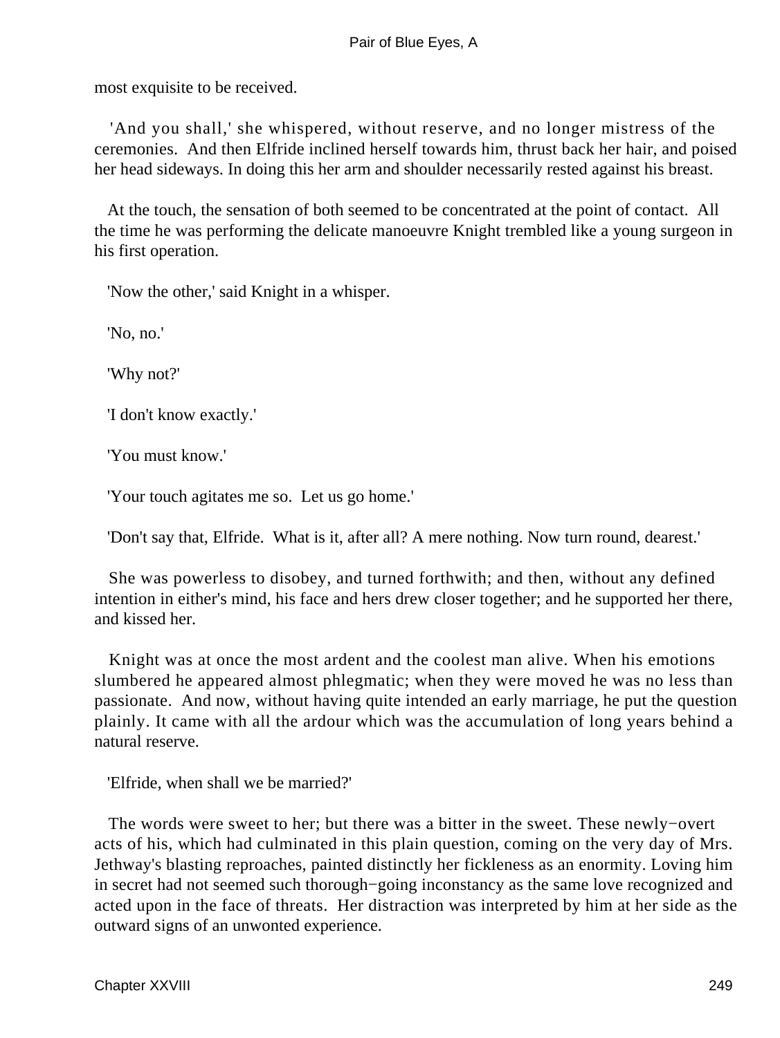most exquisite to be received.

'And you shall,' she whispered, without reserve, and no longer mistress of the ceremonies. And then Elfride inclined herself towards him, thrust back her hair, and poised her head sideways. In doing this her arm and shoulder necessarily rested against his breast.

At the touch, the sensation of both seemed to be concentrated at the point of contact. All the time he was performing the delicate manoeuvre Knight trembled like a young surgeon in his first operation.

'Now the other,' said Knight in a whisper.

'No, no.'

'Why not?'

'I don't know exactly.'

'You must know.'

'Your touch agitates me so. Let us go home.'

'Don't say that, Elfride. What is it, after all? A mere nothing. Now turn round, dearest.'

She was powerless to disobey, and turned forthwith; and then, without any defined intention in either's mind, his face and hers drew closer together; and he supported her there, and kissed her.

Knight was at once the most ardent and the coolest man alive. When his emotions slumbered he appeared almost phlegmatic; when they were moved he was no less than passionate. And now, without having quite intended an early marriage, he put the question plainly. It came with all the ardour which was the accumulation of long years behind a natural reserve.

'Elfride, when shall we be married?'

The words were sweet to her; but there was a bitter in the sweet. These newly−overt acts of his, which had culminated in this plain question, coming on the very day of Mrs. Jethway's blasting reproaches, painted distinctly her fickleness as an enormity. Loving him in secret had not seemed such thorough−going inconstancy as the same love recognized and acted upon in the face of threats. Her distraction was interpreted by him at her side as the outward signs of an unwonted experience.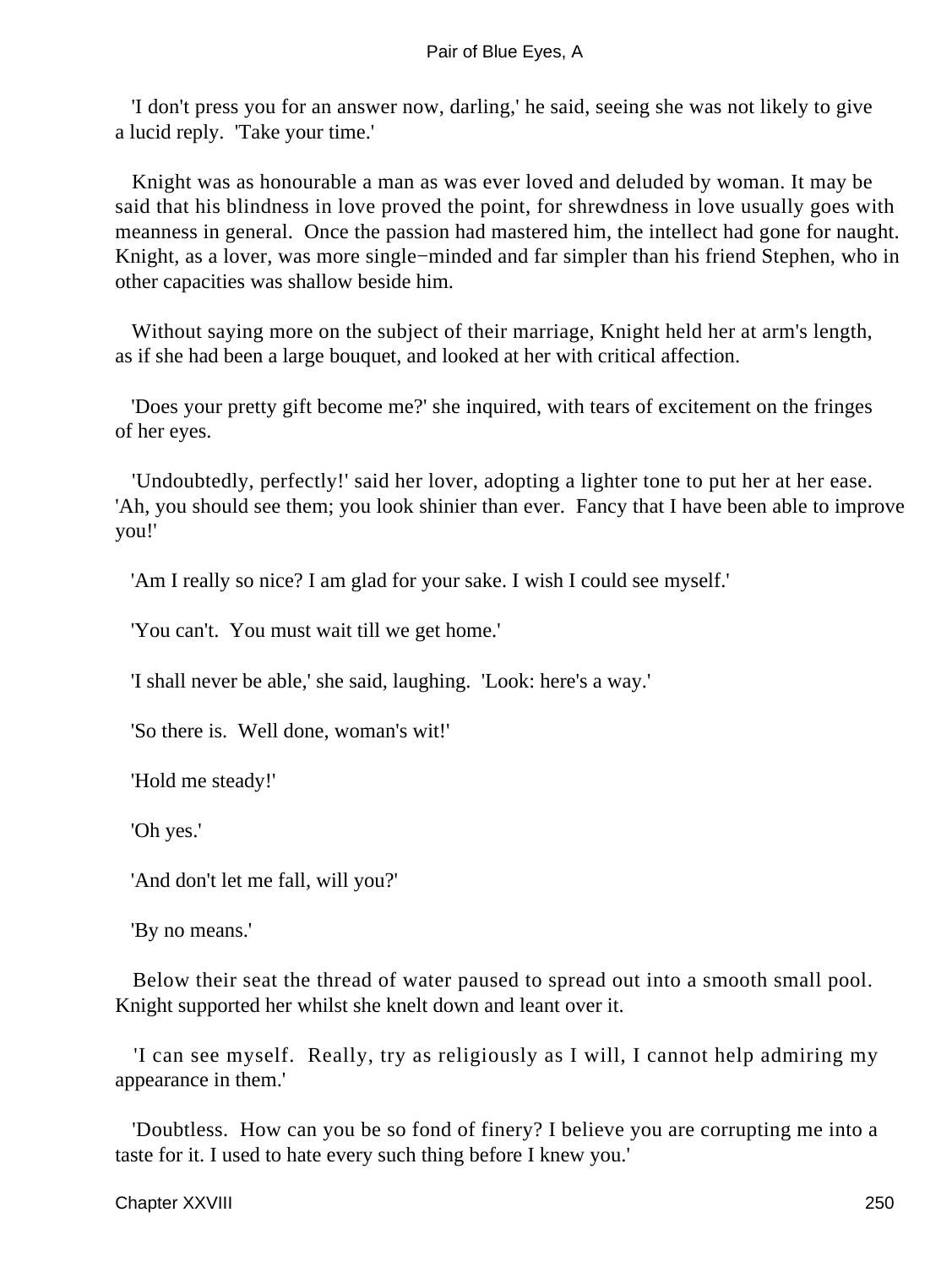'I don't press you for an answer now, darling,' he said, seeing she was not likely to give a lucid reply. 'Take your time.'

Knight was as honourable a man as was ever loved and deluded by woman. It may be said that his blindness in love proved the point, for shrewdness in love usually goes with meanness in general. Once the passion had mastered him, the intellect had gone for naught. Knight, as a lover, was more single−minded and far simpler than his friend Stephen, who in other capacities was shallow beside him.

Without saying more on the subject of their marriage, Knight held her at arm's length, as if she had been a large bouquet, and looked at her with critical affection.

'Does your pretty gift become me?' she inquired, with tears of excitement on the fringes of her eyes.

'Undoubtedly, perfectly!' said her lover, adopting a lighter tone to put her at her ease. 'Ah, you should see them; you look shinier than ever. Fancy that I have been able to improve you!'

'Am I really so nice? I am glad for your sake. I wish I could see myself.'

'You can't. You must wait till we get home.'

'I shall never be able,' she said, laughing. 'Look: here's a way.'

'So there is. Well done, woman's wit!'

'Hold me steady!'

'Oh yes.'

'And don't let me fall, will you?'

'By no means.'

Below their seat the thread of water paused to spread out into a smooth small pool. Knight supported her whilst she knelt down and leant over it.

'I can see myself. Really, try as religiously as I will, I cannot help admiring my appearance in them.'

'Doubtless. How can you be so fond of finery? I believe you are corrupting me into a taste for it. I used to hate every such thing before I knew you.'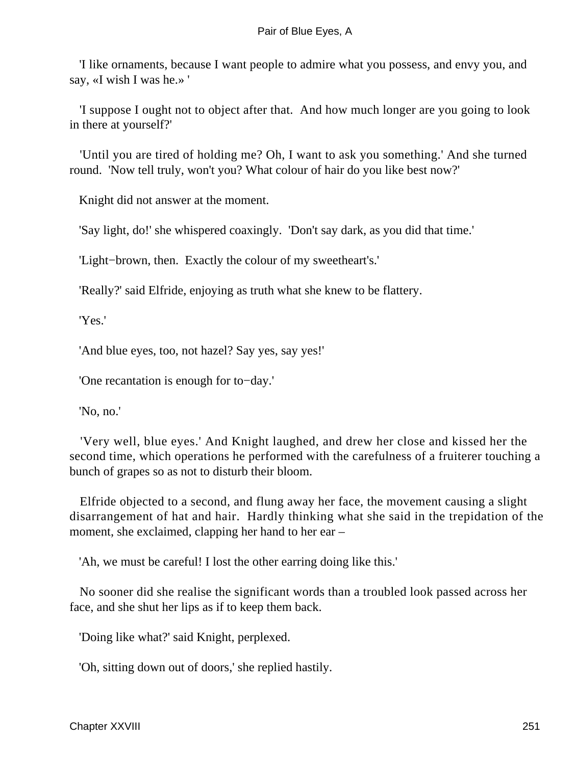'I like ornaments, because I want people to admire what you possess, and envy you, and say, «I wish I was he.» '

'I suppose I ought not to object after that.  And how much longer are you going to look in there at yourself?'

'Until you are tired of holding me? Oh, I want to ask you something.' And she turned round.  'Now tell truly, won't you? What colour of hair do you like best now?'

Knight did not answer at the moment.

'Say light, do!' she whispered coaxingly.  'Don't say dark, as you did that time.'

'Light−brown, then.  Exactly the colour of my sweetheart's.'

'Really?' said Elfride, enjoying as truth what she knew to be flattery.

'Yes.'

'And blue eyes, too, not hazel? Say yes, say yes!'

'One recantation is enough for to−day.'

'No, no.'

'Very well, blue eyes.' And Knight laughed, and drew her close and kissed her the second time, which operations he performed with the carefulness of a fruiterer touching a bunch of grapes so as not to disturb their bloom.

Elfride objected to a second, and flung away her face, the movement causing a slight disarrangement of hat and hair.  Hardly thinking what she said in the trepidation of the moment, she exclaimed, clapping her hand to her ear –

'Ah, we must be careful! I lost the other earring doing like this.'

No sooner did she realise the significant words than a troubled look passed across her face, and she shut her lips as if to keep them back.

'Doing like what?' said Knight, perplexed.

'Oh, sitting down out of doors,' she replied hastily.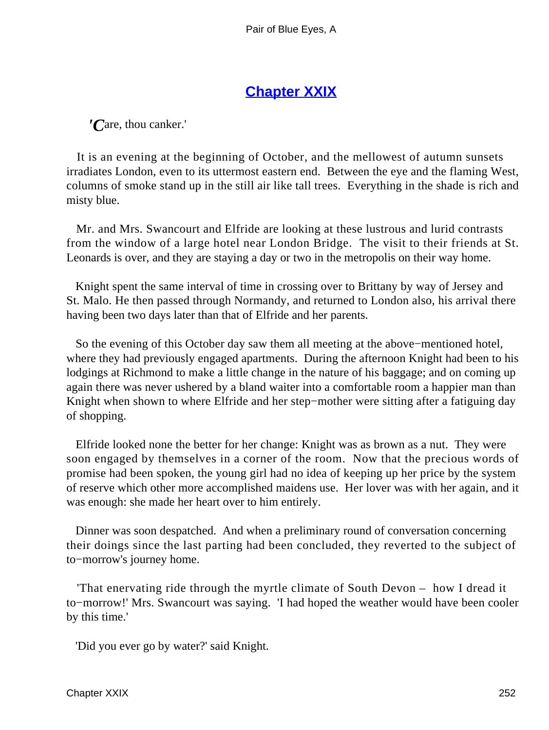## [Chapter XXIX]

*'Care, thou canker.'*

It is an evening at the beginning of October, and the mellowest of autumn sunsets irradiates London, even to its uttermost eastern end. Between the eye and the flaming West, columns of smoke stand up in the still air like tall trees. Everything in the shade is rich and misty blue.

Mr. and Mrs. Swancourt and Elfride are looking at these lustrous and lurid contrasts from the window of a large hotel near London Bridge. The visit to their friends at St. Leonards is over, and they are staying a day or two in the metropolis on their way home.

Knight spent the same interval of time in crossing over to Brittany by way of Jersey and St. Malo. He then passed through Normandy, and returned to London also, his arrival there having been two days later than that of Elfride and her parents.

So the evening of this October day saw them all meeting at the above−mentioned hotel, where they had previously engaged apartments. During the afternoon Knight had been to his lodgings at Richmond to make a little change in the nature of his baggage; and on coming up again there was never ushered by a bland waiter into a comfortable room a happier man than Knight when shown to where Elfride and her step−mother were sitting after a fatiguing day of shopping.

Elfride looked none the better for her change: Knight was as brown as a nut. They were soon engaged by themselves in a corner of the room. Now that the precious words of promise had been spoken, the young girl had no idea of keeping up her price by the system of reserve which other more accomplished maidens use. Her lover was with her again, and it was enough: she made her heart over to him entirely.

Dinner was soon despatched. And when a preliminary round of conversation concerning their doings since the last parting had been concluded, they reverted to the subject of to−morrow's journey home.

'That enervating ride through the myrtle climate of South Devon – how I dread it to−morrow!' Mrs. Swancourt was saying. 'I had hoped the weather would have been cooler by this time.'

'Did you ever go by water?' said Knight.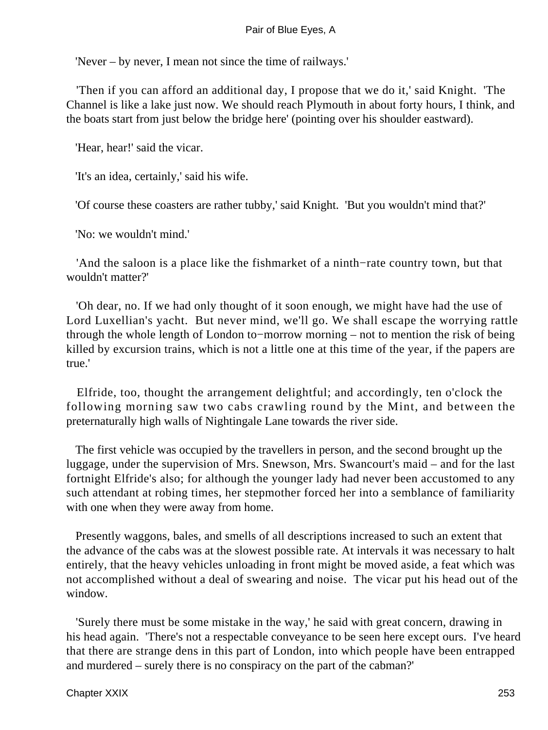'Never – by never, I mean not since the time of railways.'

'Then if you can afford an additional day, I propose that we do it,' said Knight. 'The Channel is like a lake just now. We should reach Plymouth in about forty hours, I think, and the boats start from just below the bridge here' (pointing over his shoulder eastward).

'Hear, hear!' said the vicar.

'It's an idea, certainly,' said his wife.

'Of course these coasters are rather tubby,' said Knight. 'But you wouldn't mind that?'

'No: we wouldn't mind.'

'And the saloon is a place like the fishmarket of a ninth−rate country town, but that wouldn't matter?'

'Oh dear, no. If we had only thought of it soon enough, we might have had the use of Lord Luxellian's yacht. But never mind, we'll go. We shall escape the worrying rattle through the whole length of London to−morrow morning – not to mention the risk of being killed by excursion trains, which is not a little one at this time of the year, if the papers are true.'

Elfride, too, thought the arrangement delightful; and accordingly, ten o'clock the following morning saw two cabs crawling round by the Mint, and between the preternaturally high walls of Nightingale Lane towards the river side.

The first vehicle was occupied by the travellers in person, and the second brought up the luggage, under the supervision of Mrs. Snewson, Mrs. Swancourt's maid – and for the last fortnight Elfride's also; for although the younger lady had never been accustomed to any such attendant at robing times, her stepmother forced her into a semblance of familiarity with one when they were away from home.

Presently waggons, bales, and smells of all descriptions increased to such an extent that the advance of the cabs was at the slowest possible rate. At intervals it was necessary to halt entirely, that the heavy vehicles unloading in front might be moved aside, a feat which was not accomplished without a deal of swearing and noise. The vicar put his head out of the window.

'Surely there must be some mistake in the way,' he said with great concern, drawing in his head again. 'There's not a respectable conveyance to be seen here except ours. I've heard that there are strange dens in this part of London, into which people have been entrapped and murdered – surely there is no conspiracy on the part of the cabman?'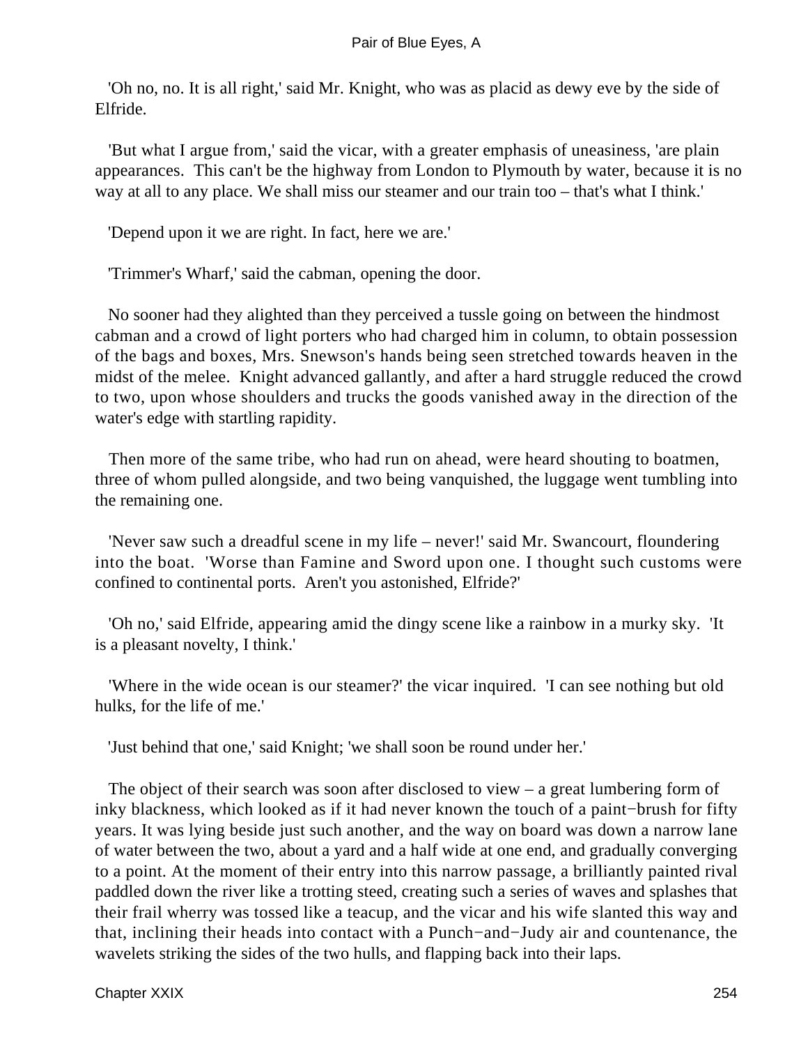'Oh no, no. It is all right,' said Mr. Knight, who was as placid as dewy eve by the side of Elfride.

'But what I argue from,' said the vicar, with a greater emphasis of uneasiness, 'are plain appearances. This can't be the highway from London to Plymouth by water, because it is no way at all to any place. We shall miss our steamer and our train too – that's what I think.'

'Depend upon it we are right. In fact, here we are.'

'Trimmer's Wharf,' said the cabman, opening the door.

No sooner had they alighted than they perceived a tussle going on between the hindmost cabman and a crowd of light porters who had charged him in column, to obtain possession of the bags and boxes, Mrs. Snewson's hands being seen stretched towards heaven in the midst of the melee. Knight advanced gallantly, and after a hard struggle reduced the crowd to two, upon whose shoulders and trucks the goods vanished away in the direction of the water's edge with startling rapidity.

Then more of the same tribe, who had run on ahead, were heard shouting to boatmen, three of whom pulled alongside, and two being vanquished, the luggage went tumbling into the remaining one.

'Never saw such a dreadful scene in my life – never!' said Mr. Swancourt, floundering into the boat. 'Worse than Famine and Sword upon one. I thought such customs were confined to continental ports. Aren't you astonished, Elfride?'

'Oh no,' said Elfride, appearing amid the dingy scene like a rainbow in a murky sky. 'It is a pleasant novelty, I think.'

'Where in the wide ocean is our steamer?' the vicar inquired. 'I can see nothing but old hulks, for the life of me.'

'Just behind that one,' said Knight; 'we shall soon be round under her.'

The object of their search was soon after disclosed to view – a great lumbering form of inky blackness, which looked as if it had never known the touch of a paint−brush for fifty years. It was lying beside just such another, and the way on board was down a narrow lane of water between the two, about a yard and a half wide at one end, and gradually converging to a point. At the moment of their entry into this narrow passage, a brilliantly painted rival paddled down the river like a trotting steed, creating such a series of waves and splashes that their frail wherry was tossed like a teacup, and the vicar and his wife slanted this way and that, inclining their heads into contact with a Punch−and−Judy air and countenance, the wavelets striking the sides of the two hulls, and flapping back into their laps.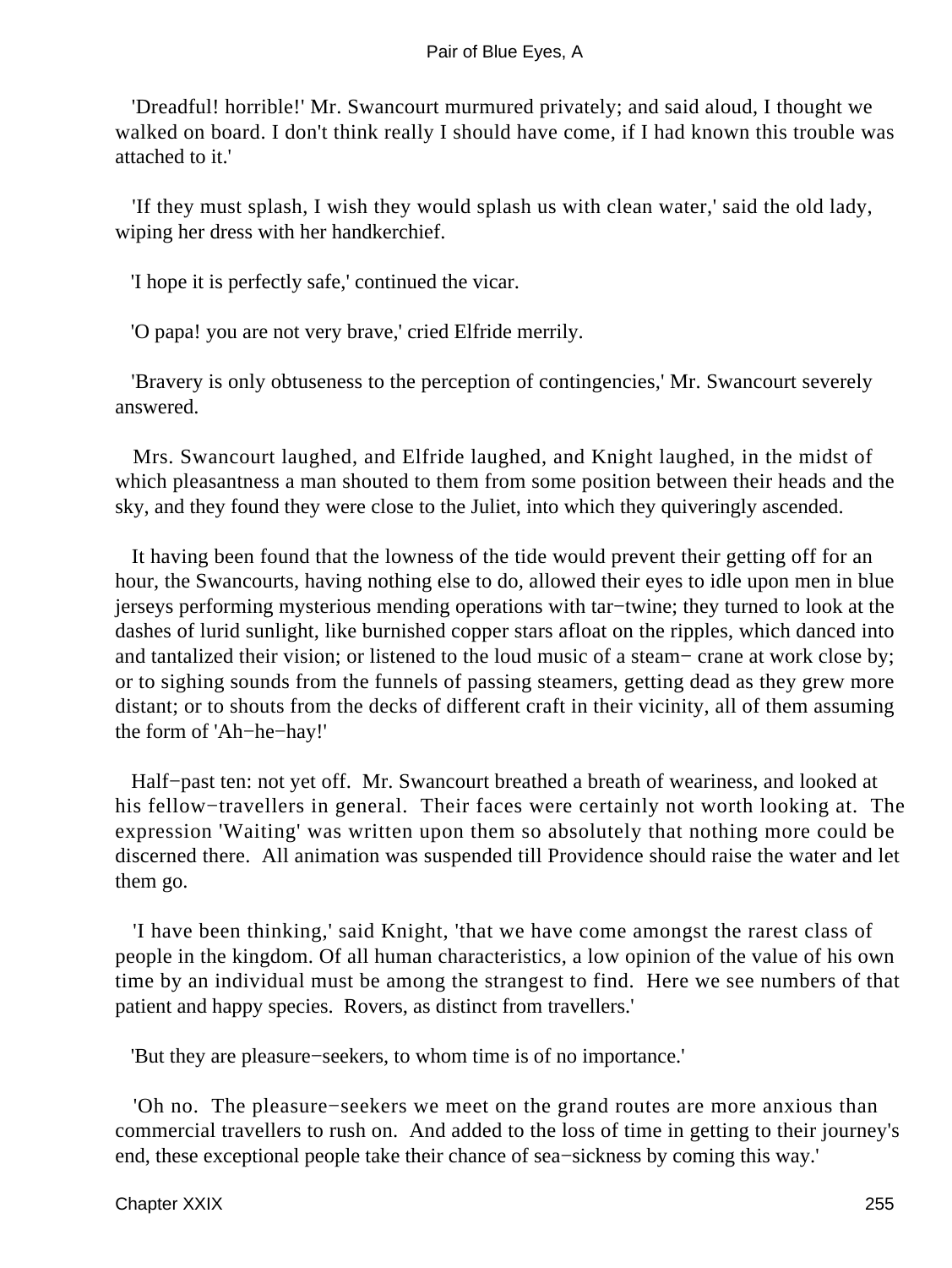'Dreadful! horrible!' Mr. Swancourt murmured privately; and said aloud, I thought we walked on board. I don't think really I should have come, if I had known this trouble was attached to it.'

'If they must splash, I wish they would splash us with clean water,' said the old lady, wiping her dress with her handkerchief.

'I hope it is perfectly safe,' continued the vicar.

'O papa! you are not very brave,' cried Elfride merrily.

'Bravery is only obtuseness to the perception of contingencies,' Mr. Swancourt severely answered.

Mrs. Swancourt laughed, and Elfride laughed, and Knight laughed, in the midst of which pleasantness a man shouted to them from some position between their heads and the sky, and they found they were close to the Juliet, into which they quiveringly ascended.

It having been found that the lowness of the tide would prevent their getting off for an hour, the Swancourts, having nothing else to do, allowed their eyes to idle upon men in blue jerseys performing mysterious mending operations with tar−twine; they turned to look at the dashes of lurid sunlight, like burnished copper stars afloat on the ripples, which danced into and tantalized their vision; or listened to the loud music of a steam− crane at work close by; or to sighing sounds from the funnels of passing steamers, getting dead as they grew more distant; or to shouts from the decks of different craft in their vicinity, all of them assuming the form of 'Ah−he−hay!'

Half−past ten: not yet off. Mr. Swancourt breathed a breath of weariness, and looked at his fellow−travellers in general. Their faces were certainly not worth looking at. The expression 'Waiting' was written upon them so absolutely that nothing more could be discerned there. All animation was suspended till Providence should raise the water and let them go.

'I have been thinking,' said Knight, 'that we have come amongst the rarest class of people in the kingdom. Of all human characteristics, a low opinion of the value of his own time by an individual must be among the strangest to find. Here we see numbers of that patient and happy species. Rovers, as distinct from travellers.'

'But they are pleasure−seekers, to whom time is of no importance.'

'Oh no. The pleasure−seekers we meet on the grand routes are more anxious than commercial travellers to rush on. And added to the loss of time in getting to their journey's end, these exceptional people take their chance of sea−sickness by coming this way.'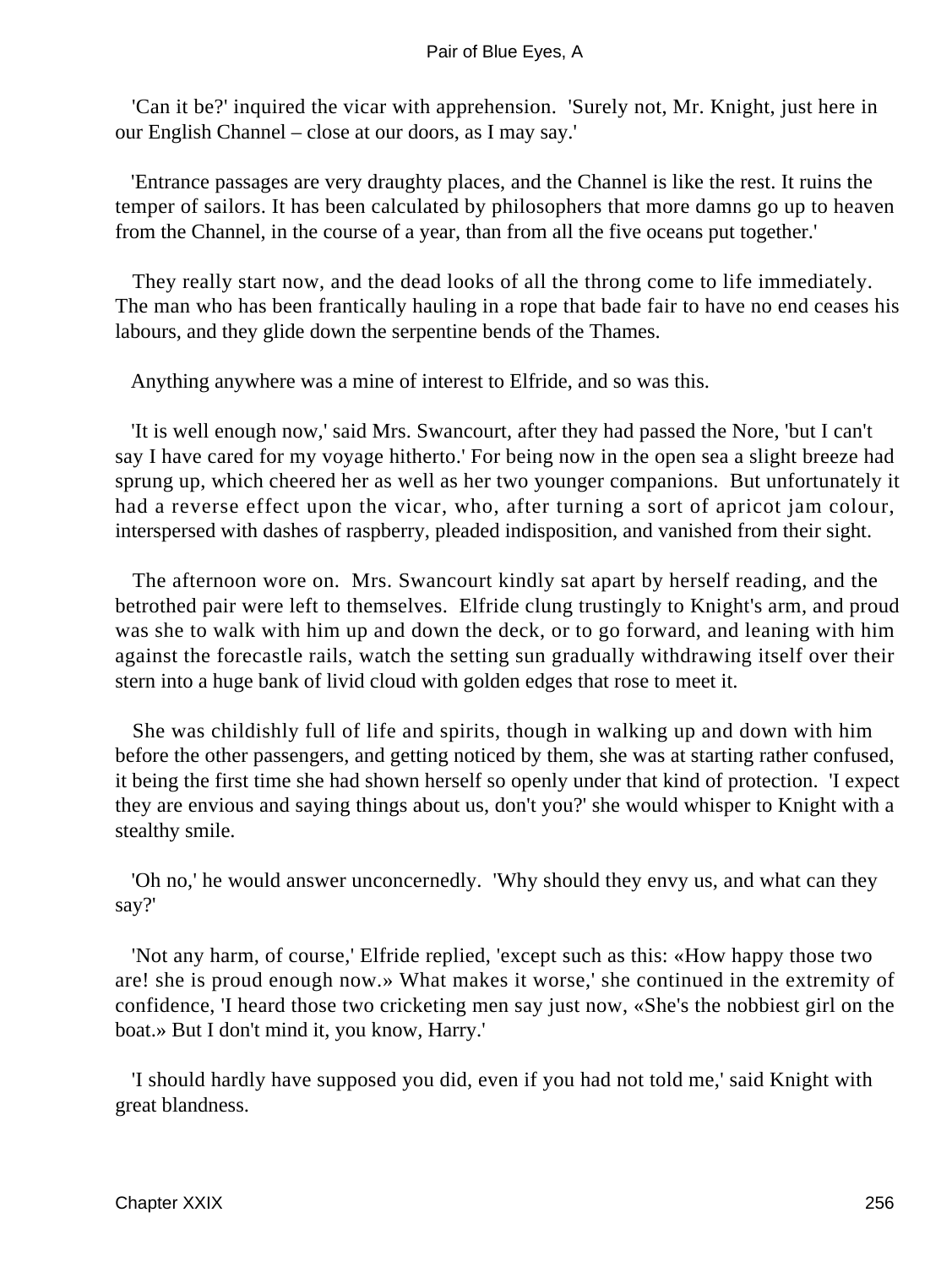'Can it be?' inquired the vicar with apprehension. 'Surely not, Mr. Knight, just here in our English Channel – close at our doors, as I may say.'

'Entrance passages are very draughty places, and the Channel is like the rest. It ruins the temper of sailors. It has been calculated by philosophers that more damns go up to heaven from the Channel, in the course of a year, than from all the five oceans put together.'

They really start now, and the dead looks of all the throng come to life immediately. The man who has been frantically hauling in a rope that bade fair to have no end ceases his labours, and they glide down the serpentine bends of the Thames.

Anything anywhere was a mine of interest to Elfride, and so was this.

'It is well enough now,' said Mrs. Swancourt, after they had passed the Nore, 'but I can't say I have cared for my voyage hitherto.' For being now in the open sea a slight breeze had sprung up, which cheered her as well as her two younger companions. But unfortunately it had a reverse effect upon the vicar, who, after turning a sort of apricot jam colour, interspersed with dashes of raspberry, pleaded indisposition, and vanished from their sight.

The afternoon wore on. Mrs. Swancourt kindly sat apart by herself reading, and the betrothed pair were left to themselves. Elfride clung trustingly to Knight's arm, and proud was she to walk with him up and down the deck, or to go forward, and leaning with him against the forecastle rails, watch the setting sun gradually withdrawing itself over their stern into a huge bank of livid cloud with golden edges that rose to meet it.

She was childishly full of life and spirits, though in walking up and down with him before the other passengers, and getting noticed by them, she was at starting rather confused, it being the first time she had shown herself so openly under that kind of protection. 'I expect they are envious and saying things about us, don't you?' she would whisper to Knight with a stealthy smile.

'Oh no,' he would answer unconcernedly. 'Why should they envy us, and what can they say?'

'Not any harm, of course,' Elfride replied, 'except such as this: «How happy those two are! she is proud enough now.» What makes it worse,' she continued in the extremity of confidence, 'I heard those two cricketing men say just now, «She's the nobbiest girl on the boat.» But I don't mind it, you know, Harry.'

'I should hardly have supposed you did, even if you had not told me,' said Knight with great blandness.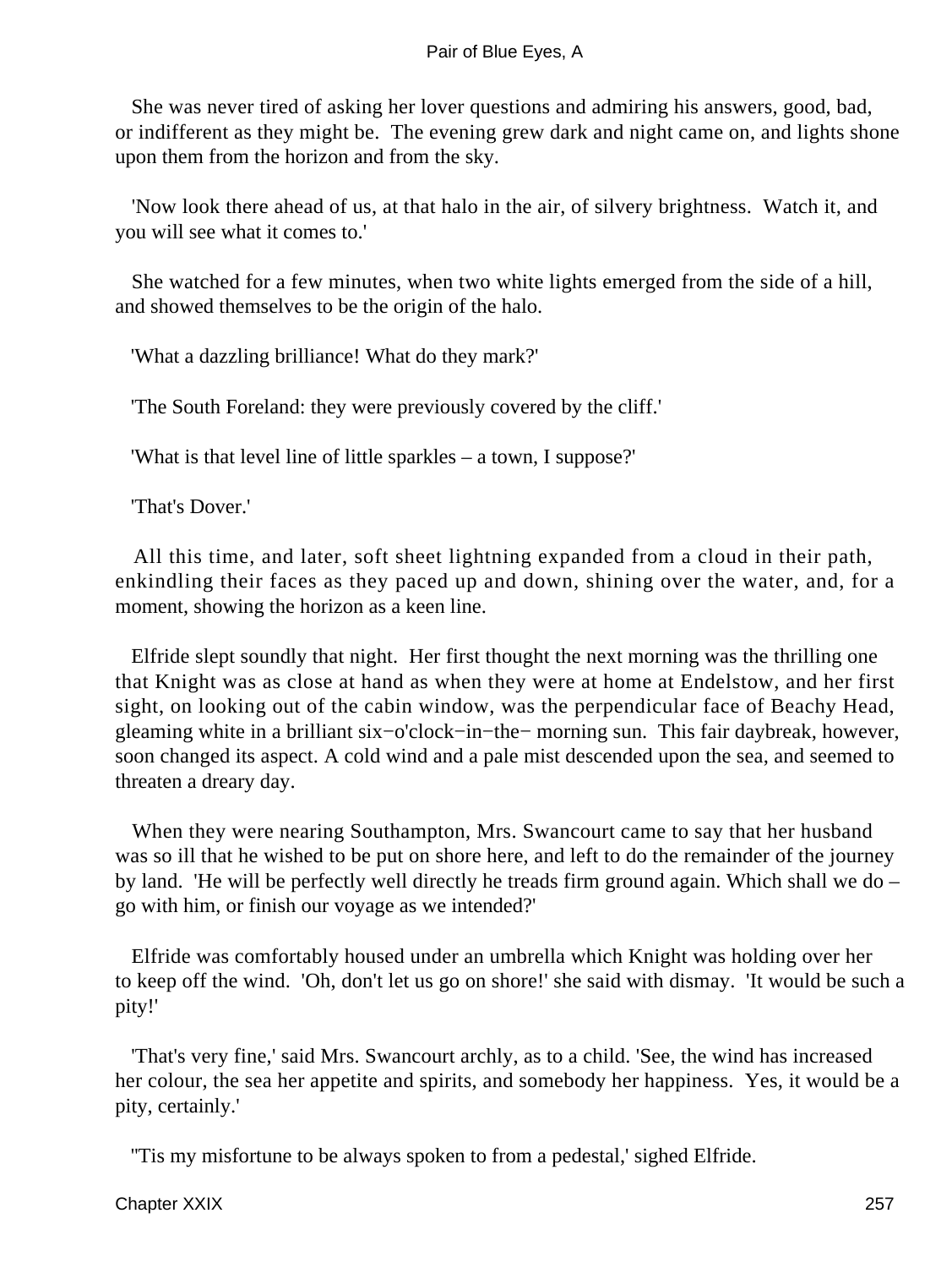She was never tired of asking her lover questions and admiring his answers, good, bad, or indifferent as they might be. The evening grew dark and night came on, and lights shone upon them from the horizon and from the sky.

'Now look there ahead of us, at that halo in the air, of silvery brightness. Watch it, and you will see what it comes to.'

She watched for a few minutes, when two white lights emerged from the side of a hill, and showed themselves to be the origin of the halo.

'What a dazzling brilliance! What do they mark?'

'The South Foreland: they were previously covered by the cliff.'

'What is that level line of little sparkles – a town, I suppose?'

'That's Dover.'

All this time, and later, soft sheet lightning expanded from a cloud in their path, enkindling their faces as they paced up and down, shining over the water, and, for a moment, showing the horizon as a keen line.

Elfride slept soundly that night. Her first thought the next morning was the thrilling one that Knight was as close at hand as when they were at home at Endelstow, and her first sight, on looking out of the cabin window, was the perpendicular face of Beachy Head, gleaming white in a brilliant six−o'clock−in−the− morning sun. This fair daybreak, however, soon changed its aspect. A cold wind and a pale mist descended upon the sea, and seemed to threaten a dreary day.

When they were nearing Southampton, Mrs. Swancourt came to say that her husband was so ill that he wished to be put on shore here, and left to do the remainder of the journey by land. 'He will be perfectly well directly he treads firm ground again. Which shall we do – go with him, or finish our voyage as we intended?'

Elfride was comfortably housed under an umbrella which Knight was holding over her to keep off the wind. 'Oh, don't let us go on shore!' she said with dismay. 'It would be such a pity!'

'That's very fine,' said Mrs. Swancourt archly, as to a child. 'See, the wind has increased her colour, the sea her appetite and spirits, and somebody her happiness. Yes, it would be a pity, certainly.'

''Tis my misfortune to be always spoken to from a pedestal,' sighed Elfride.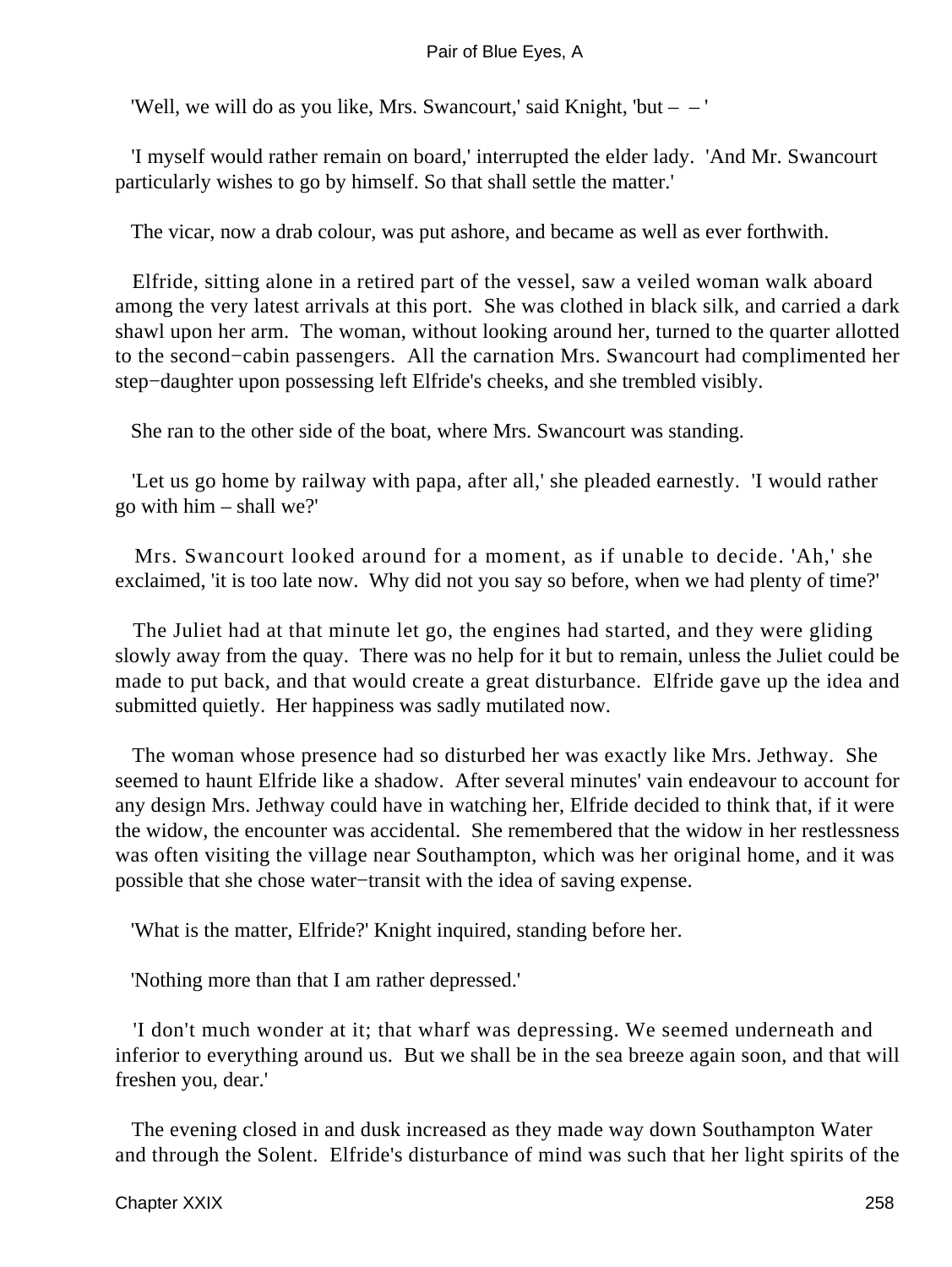'Well, we will do as you like, Mrs. Swancourt,' said Knight, 'but – – '

'I myself would rather remain on board,' interrupted the elder lady. 'And Mr. Swancourt particularly wishes to go by himself. So that shall settle the matter.'

The vicar, now a drab colour, was put ashore, and became as well as ever forthwith.

Elfride, sitting alone in a retired part of the vessel, saw a veiled woman walk aboard among the very latest arrivals at this port. She was clothed in black silk, and carried a dark shawl upon her arm. The woman, without looking around her, turned to the quarter allotted to the second−cabin passengers. All the carnation Mrs. Swancourt had complimented her step−daughter upon possessing left Elfride's cheeks, and she trembled visibly.

She ran to the other side of the boat, where Mrs. Swancourt was standing.

'Let us go home by railway with papa, after all,' she pleaded earnestly. 'I would rather go with him – shall we?'

Mrs. Swancourt looked around for a moment, as if unable to decide. 'Ah,' she exclaimed, 'it is too late now. Why did not you say so before, when we had plenty of time?'

The Juliet had at that minute let go, the engines had started, and they were gliding slowly away from the quay. There was no help for it but to remain, unless the Juliet could be made to put back, and that would create a great disturbance. Elfride gave up the idea and submitted quietly. Her happiness was sadly mutilated now.

The woman whose presence had so disturbed her was exactly like Mrs. Jethway. She seemed to haunt Elfride like a shadow. After several minutes' vain endeavour to account for any design Mrs. Jethway could have in watching her, Elfride decided to think that, if it were the widow, the encounter was accidental. She remembered that the widow in her restlessness was often visiting the village near Southampton, which was her original home, and it was possible that she chose water−transit with the idea of saving expense.

'What is the matter, Elfride?' Knight inquired, standing before her.

'Nothing more than that I am rather depressed.'

'I don't much wonder at it; that wharf was depressing. We seemed underneath and inferior to everything around us. But we shall be in the sea breeze again soon, and that will freshen you, dear.'

The evening closed in and dusk increased as they made way down Southampton Water and through the Solent. Elfride's disturbance of mind was such that her light spirits of the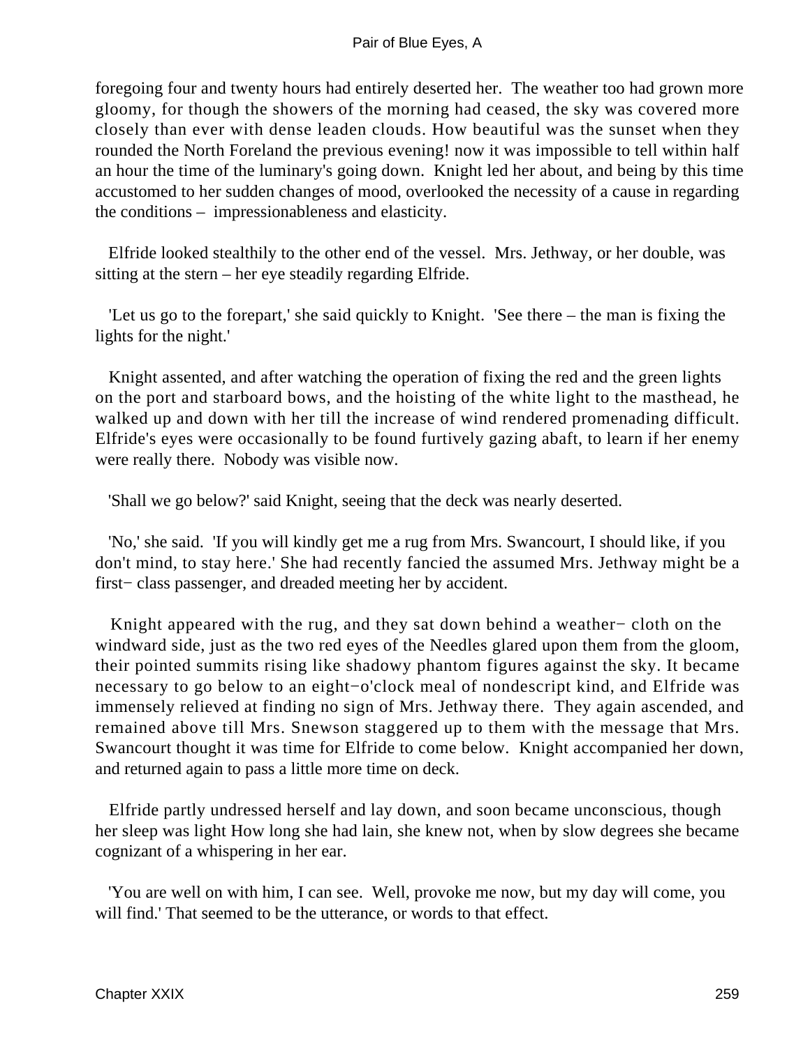foregoing four and twenty hours had entirely deserted her. The weather too had grown more gloomy, for though the showers of the morning had ceased, the sky was covered more closely than ever with dense leaden clouds. How beautiful was the sunset when they rounded the North Foreland the previous evening! now it was impossible to tell within half an hour the time of the luminary's going down. Knight led her about, and being by this time accustomed to her sudden changes of mood, overlooked the necessity of a cause in regarding the conditions – impressionableness and elasticity.

Elfride looked stealthily to the other end of the vessel. Mrs. Jethway, or her double, was sitting at the stern – her eye steadily regarding Elfride.

'Let us go to the forepart,' she said quickly to Knight. 'See there – the man is fixing the lights for the night.'

Knight assented, and after watching the operation of fixing the red and the green lights on the port and starboard bows, and the hoisting of the white light to the masthead, he walked up and down with her till the increase of wind rendered promenading difficult. Elfride's eyes were occasionally to be found furtively gazing abaft, to learn if her enemy were really there. Nobody was visible now.

'Shall we go below?' said Knight, seeing that the deck was nearly deserted.

'No,' she said. 'If you will kindly get me a rug from Mrs. Swancourt, I should like, if you don't mind, to stay here.' She had recently fancied the assumed Mrs. Jethway might be a first− class passenger, and dreaded meeting her by accident.

Knight appeared with the rug, and they sat down behind a weather− cloth on the windward side, just as the two red eyes of the Needles glared upon them from the gloom, their pointed summits rising like shadowy phantom figures against the sky. It became necessary to go below to an eight−o'clock meal of nondescript kind, and Elfride was immensely relieved at finding no sign of Mrs. Jethway there. They again ascended, and remained above till Mrs. Snewson staggered up to them with the message that Mrs. Swancourt thought it was time for Elfride to come below. Knight accompanied her down, and returned again to pass a little more time on deck.

Elfride partly undressed herself and lay down, and soon became unconscious, though her sleep was light How long she had lain, she knew not, when by slow degrees she became cognizant of a whispering in her ear.

'You are well on with him, I can see. Well, provoke me now, but my day will come, you will find.' That seemed to be the utterance, or words to that effect.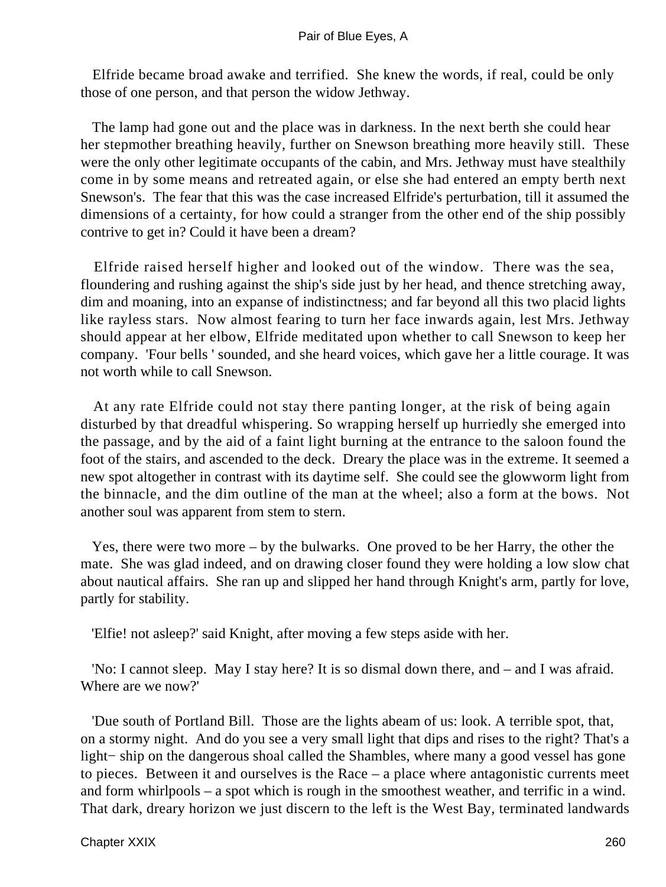Elfride became broad awake and terrified. She knew the words, if real, could be only those of one person, and that person the widow Jethway.

The lamp had gone out and the place was in darkness. In the next berth she could hear her stepmother breathing heavily, further on Snewson breathing more heavily still. These were the only other legitimate occupants of the cabin, and Mrs. Jethway must have stealthily come in by some means and retreated again, or else she had entered an empty berth next Snewson's. The fear that this was the case increased Elfride's perturbation, till it assumed the dimensions of a certainty, for how could a stranger from the other end of the ship possibly contrive to get in? Could it have been a dream?

Elfride raised herself higher and looked out of the window. There was the sea, floundering and rushing against the ship's side just by her head, and thence stretching away, dim and moaning, into an expanse of indistinctness; and far beyond all this two placid lights like rayless stars. Now almost fearing to turn her face inwards again, lest Mrs. Jethway should appear at her elbow, Elfride meditated upon whether to call Snewson to keep her company. 'Four bells ' sounded, and she heard voices, which gave her a little courage. It was not worth while to call Snewson.

At any rate Elfride could not stay there panting longer, at the risk of being again disturbed by that dreadful whispering. So wrapping herself up hurriedly she emerged into the passage, and by the aid of a faint light burning at the entrance to the saloon found the foot of the stairs, and ascended to the deck. Dreary the place was in the extreme. It seemed a new spot altogether in contrast with its daytime self. She could see the glowworm light from the binnacle, and the dim outline of the man at the wheel; also a form at the bows. Not another soul was apparent from stem to stern.

Yes, there were two more – by the bulwarks. One proved to be her Harry, the other the mate. She was glad indeed, and on drawing closer found they were holding a low slow chat about nautical affairs. She ran up and slipped her hand through Knight's arm, partly for love, partly for stability.

'Elfie! not asleep?' said Knight, after moving a few steps aside with her.

'No: I cannot sleep. May I stay here? It is so dismal down there, and – and I was afraid. Where are we now?'

'Due south of Portland Bill. Those are the lights abeam of us: look. A terrible spot, that, on a stormy night. And do you see a very small light that dips and rises to the right? That's a light− ship on the dangerous shoal called the Shambles, where many a good vessel has gone to pieces. Between it and ourselves is the Race – a place where antagonistic currents meet and form whirlpools – a spot which is rough in the smoothest weather, and terrific in a wind. That dark, dreary horizon we just discern to the left is the West Bay, terminated landwards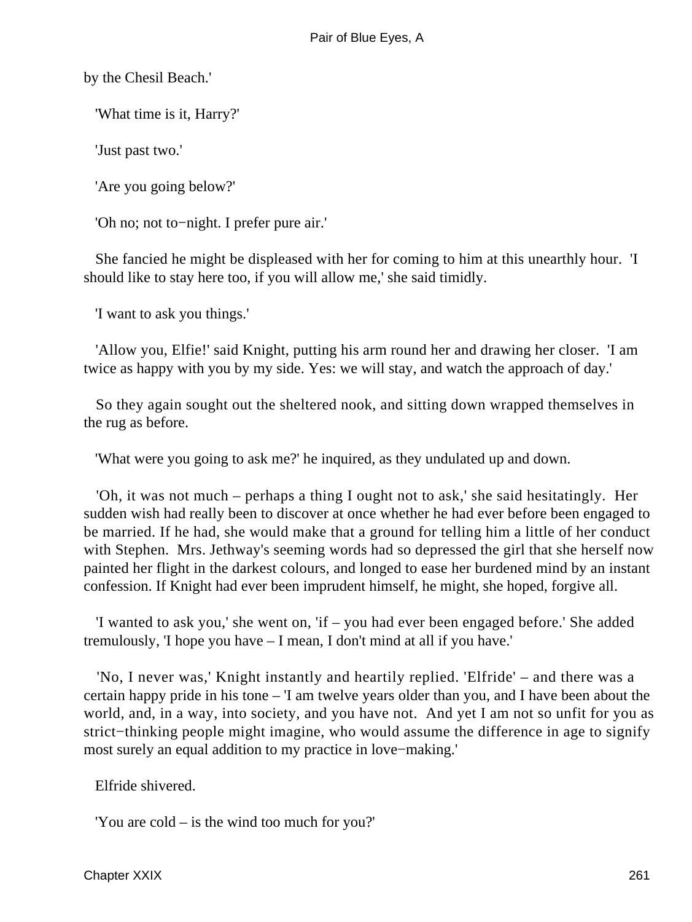by the Chesil Beach.'

'What time is it, Harry?'

'Just past two.'

'Are you going below?'

'Oh no; not to−night. I prefer pure air.'

She fancied he might be displeased with her for coming to him at this unearthly hour. 'I should like to stay here too, if you will allow me,' she said timidly.

'I want to ask you things.'

'Allow you, Elfie!' said Knight, putting his arm round her and drawing her closer. 'I am twice as happy with you by my side. Yes: we will stay, and watch the approach of day.'

So they again sought out the sheltered nook, and sitting down wrapped themselves in the rug as before.

'What were you going to ask me?' he inquired, as they undulated up and down.

'Oh, it was not much – perhaps a thing I ought not to ask,' she said hesitatingly. Her sudden wish had really been to discover at once whether he had ever before been engaged to be married. If he had, she would make that a ground for telling him a little of her conduct with Stephen. Mrs. Jethway's seeming words had so depressed the girl that she herself now painted her flight in the darkest colours, and longed to ease her burdened mind by an instant confession. If Knight had ever been imprudent himself, he might, she hoped, forgive all.

'I wanted to ask you,' she went on, 'if – you had ever been engaged before.' She added tremulously, 'I hope you have – I mean, I don't mind at all if you have.'

'No, I never was,' Knight instantly and heartily replied. 'Elfride' – and there was a certain happy pride in his tone – 'I am twelve years older than you, and I have been about the world, and, in a way, into society, and you have not. And yet I am not so unfit for you as strict−thinking people might imagine, who would assume the difference in age to signify most surely an equal addition to my practice in love−making.'

Elfride shivered.

'You are cold – is the wind too much for you?'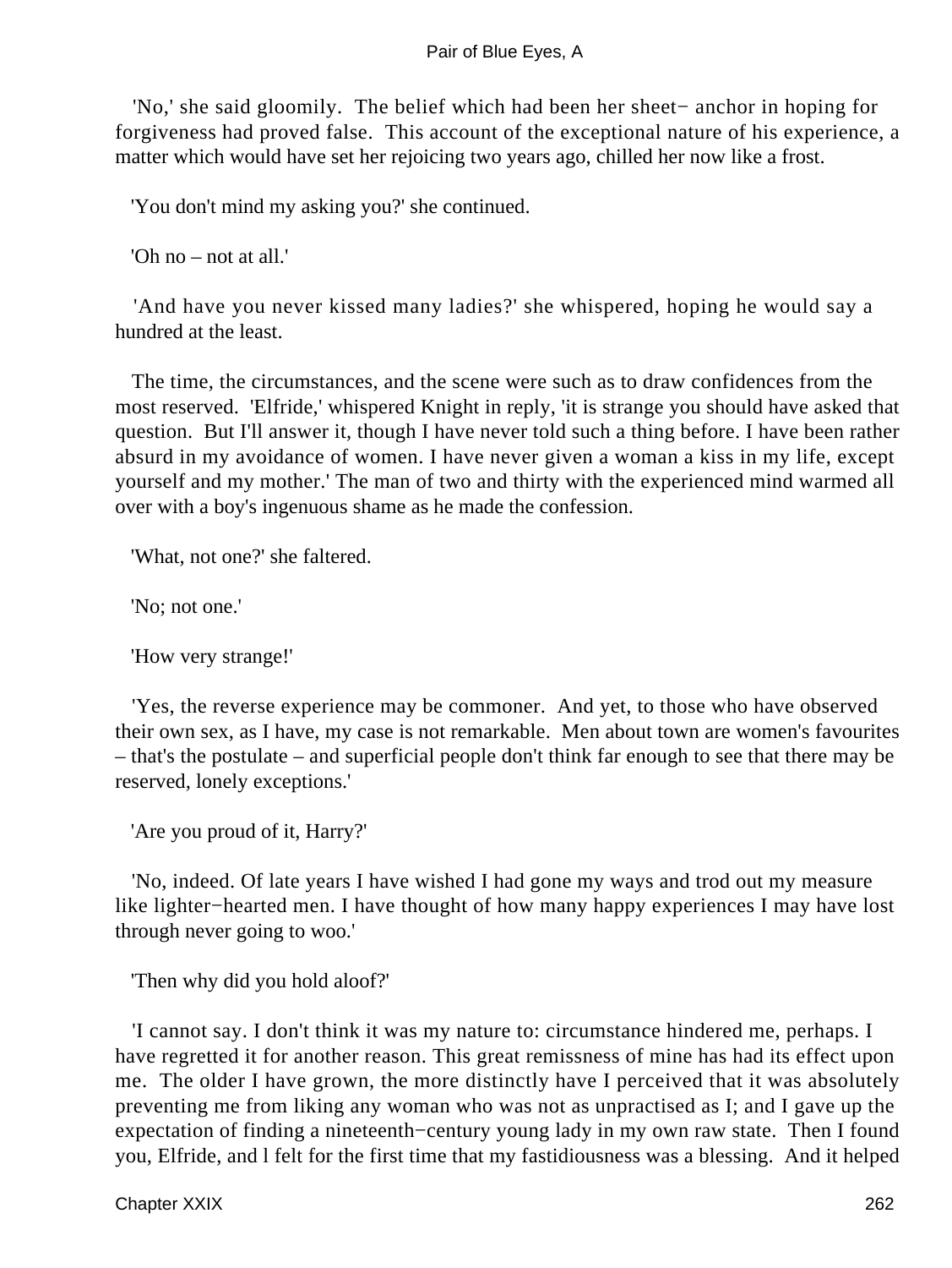'No,' she said gloomily. The belief which had been her sheet− anchor in hoping for forgiveness had proved false. This account of the exceptional nature of his experience, a matter which would have set her rejoicing two years ago, chilled her now like a frost.

'You don't mind my asking you?' she continued.

'Oh no – not at all.'

'And have you never kissed many ladies?' she whispered, hoping he would say a hundred at the least.

The time, the circumstances, and the scene were such as to draw confidences from the most reserved. 'Elfride,' whispered Knight in reply, 'it is strange you should have asked that question. But I'll answer it, though I have never told such a thing before. I have been rather absurd in my avoidance of women. I have never given a woman a kiss in my life, except yourself and my mother.' The man of two and thirty with the experienced mind warmed all over with a boy's ingenuous shame as he made the confession.

'What, not one?' she faltered.

'No; not one.'

'How very strange!'

'Yes, the reverse experience may be commoner. And yet, to those who have observed their own sex, as I have, my case is not remarkable. Men about town are women's favourites – that's the postulate – and superficial people don't think far enough to see that there may be reserved, lonely exceptions.'

'Are you proud of it, Harry?'

'No, indeed. Of late years I have wished I had gone my ways and trod out my measure like lighter−hearted men. I have thought of how many happy experiences I may have lost through never going to woo.'

'Then why did you hold aloof?'

'I cannot say. I don't think it was my nature to: circumstance hindered me, perhaps. I have regretted it for another reason. This great remissness of mine has had its effect upon me. The older I have grown, the more distinctly have I perceived that it was absolutely preventing me from liking any woman who was not as unpractised as I; and I gave up the expectation of finding a nineteenth−century young lady in my own raw state. Then I found you, Elfride, and l felt for the first time that my fastidiousness was a blessing. And it helped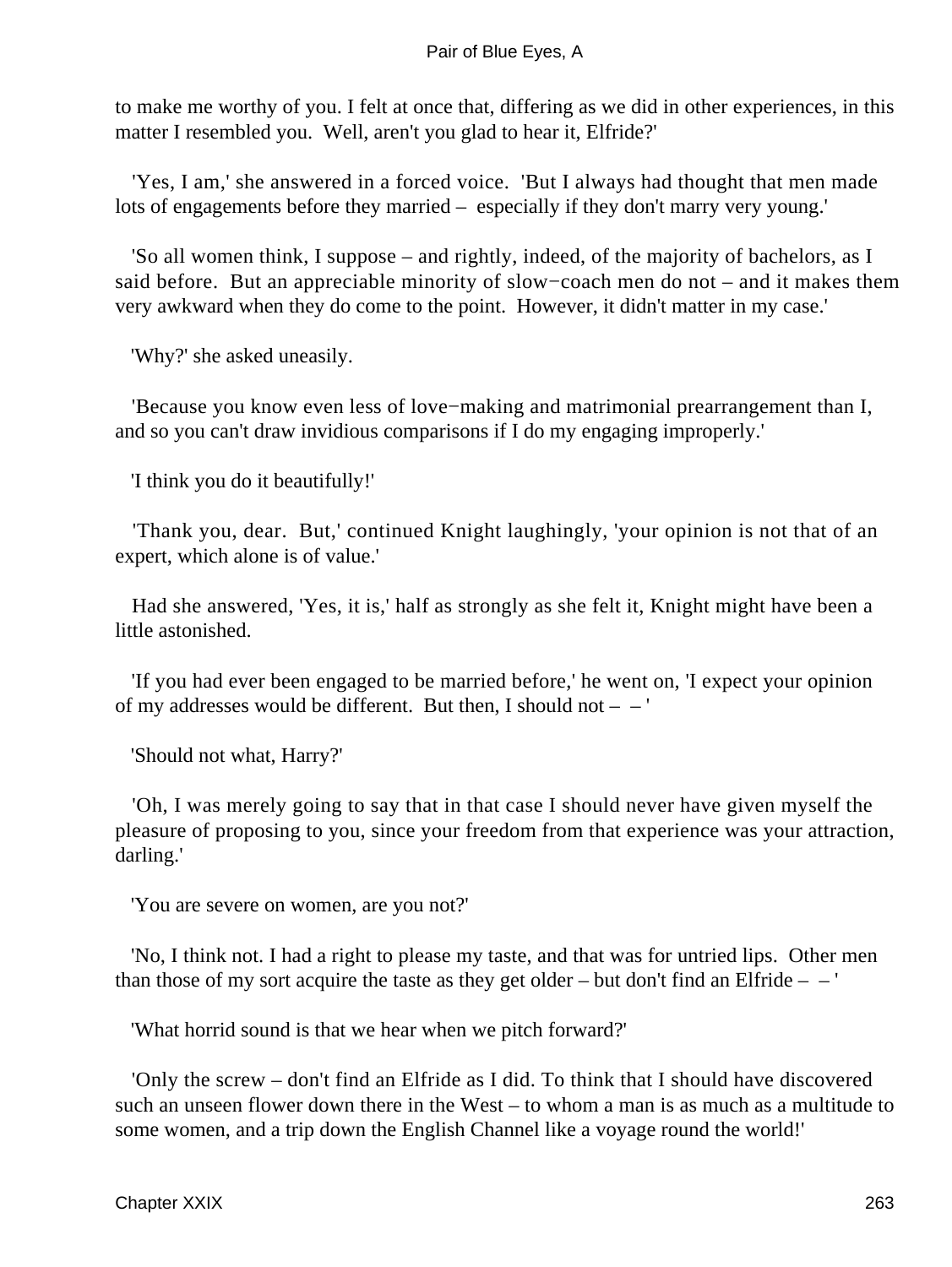to make me worthy of you. I felt at once that, differing as we did in other experiences, in this matter I resembled you. Well, aren't you glad to hear it, Elfride?'

'Yes, I am,' she answered in a forced voice. 'But I always had thought that men made lots of engagements before they married – especially if they don't marry very young.'

'So all women think, I suppose – and rightly, indeed, of the majority of bachelors, as I said before. But an appreciable minority of slow−coach men do not – and it makes them very awkward when they do come to the point. However, it didn't matter in my case.'

'Why?' she asked uneasily.

'Because you know even less of love−making and matrimonial prearrangement than I, and so you can't draw invidious comparisons if I do my engaging improperly.'

'I think you do it beautifully!'

'Thank you, dear. But,' continued Knight laughingly, 'your opinion is not that of an expert, which alone is of value.'

Had she answered, 'Yes, it is,' half as strongly as she felt it, Knight might have been a little astonished.

'If you had ever been engaged to be married before,' he went on, 'I expect your opinion of my addresses would be different. But then, I should not – – '

'Should not what, Harry?'

'Oh, I was merely going to say that in that case I should never have given myself the pleasure of proposing to you, since your freedom from that experience was your attraction, darling.'

'You are severe on women, are you not?'

'No, I think not. I had a right to please my taste, and that was for untried lips. Other men than those of my sort acquire the taste as they get older – but don't find an Elfride – – '

'What horrid sound is that we hear when we pitch forward?'

'Only the screw – don't find an Elfride as I did. To think that I should have discovered such an unseen flower down there in the West – to whom a man is as much as a multitude to some women, and a trip down the English Channel like a voyage round the world!'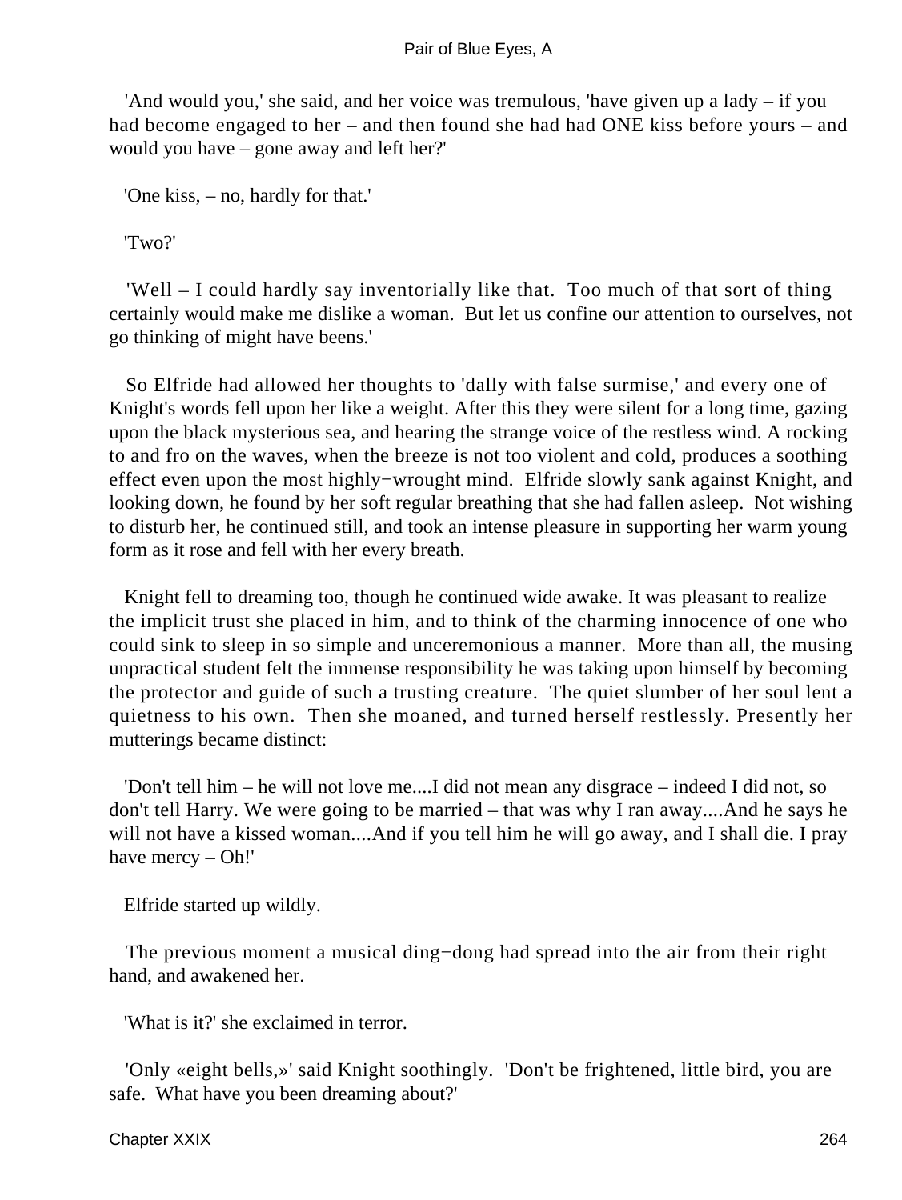'And would you,' she said, and her voice was tremulous, 'have given up a lady – if you had become engaged to her – and then found she had had ONE kiss before yours – and would you have – gone away and left her?'

'One kiss, – no, hardly for that.'

'Two?'

'Well – I could hardly say inventorially like that. Too much of that sort of thing certainly would make me dislike a woman. But let us confine our attention to ourselves, not go thinking of might have beens.'

So Elfride had allowed her thoughts to 'dally with false surmise,' and every one of Knight's words fell upon her like a weight. After this they were silent for a long time, gazing upon the black mysterious sea, and hearing the strange voice of the restless wind. A rocking to and fro on the waves, when the breeze is not too violent and cold, produces a soothing effect even upon the most highly−wrought mind. Elfride slowly sank against Knight, and looking down, he found by her soft regular breathing that she had fallen asleep. Not wishing to disturb her, he continued still, and took an intense pleasure in supporting her warm young form as it rose and fell with her every breath.

Knight fell to dreaming too, though he continued wide awake. It was pleasant to realize the implicit trust she placed in him, and to think of the charming innocence of one who could sink to sleep in so simple and unceremonious a manner. More than all, the musing unpractical student felt the immense responsibility he was taking upon himself by becoming the protector and guide of such a trusting creature. The quiet slumber of her soul lent a quietness to his own. Then she moaned, and turned herself restlessly. Presently her mutterings became distinct:

'Don't tell him – he will not love me....I did not mean any disgrace – indeed I did not, so don't tell Harry. We were going to be married – that was why I ran away....And he says he will not have a kissed woman....And if you tell him he will go away, and I shall die. I pray have mercy – Oh!'

Elfride started up wildly.

The previous moment a musical ding−dong had spread into the air from their right hand, and awakened her.

'What is it?' she exclaimed in terror.

'Only «eight bells,»' said Knight soothingly. 'Don't be frightened, little bird, you are safe. What have you been dreaming about?'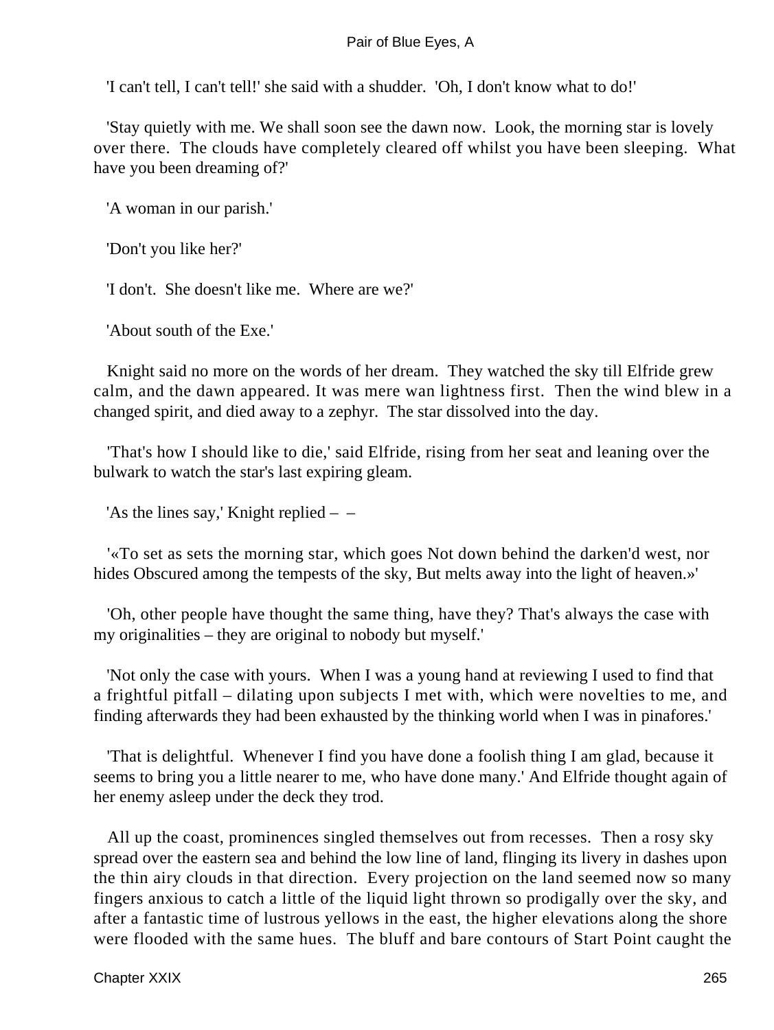'I can't tell, I can't tell!' she said with a shudder. 'Oh, I don't know what to do!'

'Stay quietly with me. We shall soon see the dawn now. Look, the morning star is lovely over there. The clouds have completely cleared off whilst you have been sleeping. What have you been dreaming of?'

'A woman in our parish.'

'Don't you like her?'

'I don't. She doesn't like me. Where are we?'

'About south of the Exe.'

Knight said no more on the words of her dream. They watched the sky till Elfride grew calm, and the dawn appeared. It was mere wan lightness first. Then the wind blew in a changed spirit, and died away to a zephyr. The star dissolved into the day.

'That's how I should like to die,' said Elfride, rising from her seat and leaning over the bulwark to watch the star's last expiring gleam.

'As the lines say,' Knight replied – –

'«To set as sets the morning star, which goes Not down behind the darken'd west, nor hides Obscured among the tempests of the sky, But melts away into the light of heaven.»'

'Oh, other people have thought the same thing, have they? That's always the case with my originalities – they are original to nobody but myself.'

'Not only the case with yours. When I was a young hand at reviewing I used to find that a frightful pitfall – dilating upon subjects I met with, which were novelties to me, and finding afterwards they had been exhausted by the thinking world when I was in pinafores.'

'That is delightful. Whenever I find you have done a foolish thing I am glad, because it seems to bring you a little nearer to me, who have done many.' And Elfride thought again of her enemy asleep under the deck they trod.

All up the coast, prominences singled themselves out from recesses. Then a rosy sky spread over the eastern sea and behind the low line of land, flinging its livery in dashes upon the thin airy clouds in that direction. Every projection on the land seemed now so many fingers anxious to catch a little of the liquid light thrown so prodigally over the sky, and after a fantastic time of lustrous yellows in the east, the higher elevations along the shore were flooded with the same hues. The bluff and bare contours of Start Point caught the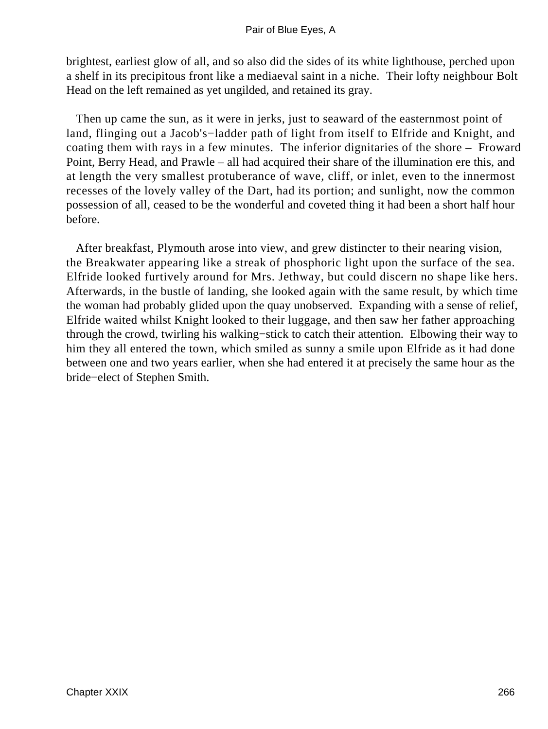brightest, earliest glow of all, and so also did the sides of its white lighthouse, perched upon a shelf in its precipitous front like a mediaeval saint in a niche. Their lofty neighbour Bolt Head on the left remained as yet ungilded, and retained its gray.

Then up came the sun, as it were in jerks, just to seaward of the easternmost point of land, flinging out a Jacob's−ladder path of light from itself to Elfride and Knight, and coating them with rays in a few minutes. The inferior dignitaries of the shore – Froward Point, Berry Head, and Prawle – all had acquired their share of the illumination ere this, and at length the very smallest protuberance of wave, cliff, or inlet, even to the innermost recesses of the lovely valley of the Dart, had its portion; and sunlight, now the common possession of all, ceased to be the wonderful and coveted thing it had been a short half hour before.

After breakfast, Plymouth arose into view, and grew distincter to their nearing vision, the Breakwater appearing like a streak of phosphoric light upon the surface of the sea. Elfride looked furtively around for Mrs. Jethway, but could discern no shape like hers. Afterwards, in the bustle of landing, she looked again with the same result, by which time the woman had probably glided upon the quay unobserved. Expanding with a sense of relief, Elfride waited whilst Knight looked to their luggage, and then saw her father approaching through the crowd, twirling his walking−stick to catch their attention. Elbowing their way to him they all entered the town, which smiled as sunny a smile upon Elfride as it had done between one and two years earlier, when she had entered it at precisely the same hour as the bride−elect of Stephen Smith.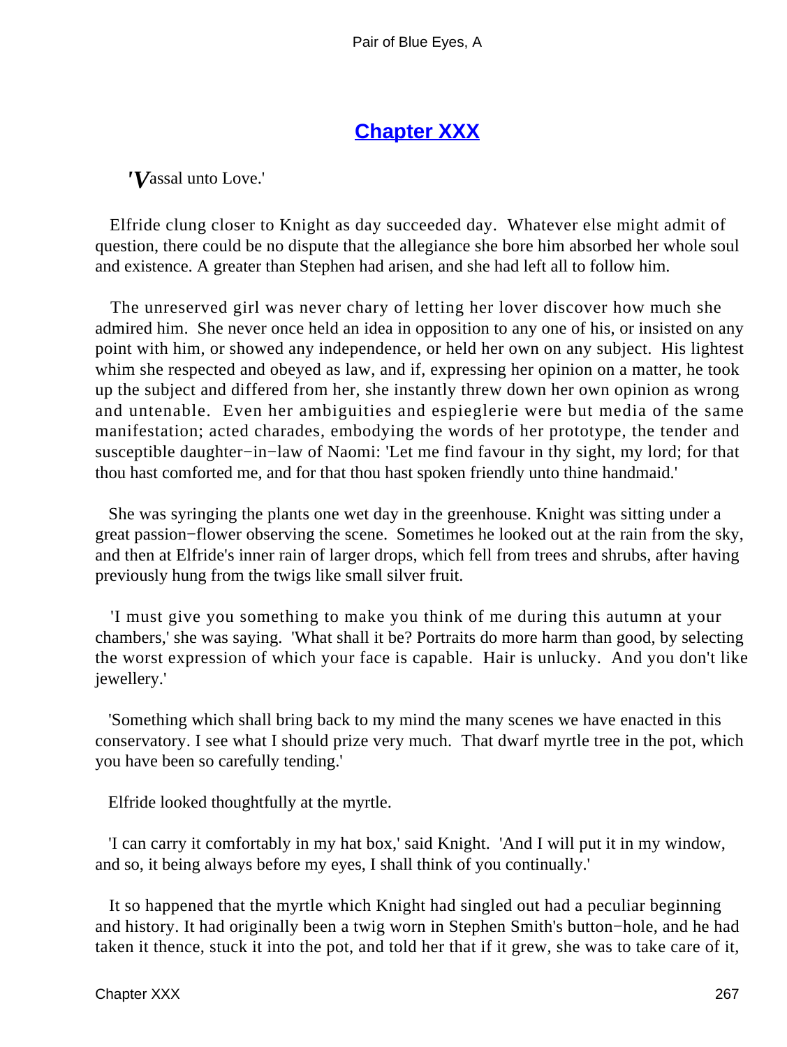## Chapter XXX

*'V*assal unto Love.'

Elfride clung closer to Knight as day succeeded day. Whatever else might admit of question, there could be no dispute that the allegiance she bore him absorbed her whole soul and existence. A greater than Stephen had arisen, and she had left all to follow him.

The unreserved girl was never chary of letting her lover discover how much she admired him. She never once held an idea in opposition to any one of his, or insisted on any point with him, or showed any independence, or held her own on any subject. His lightest whim she respected and obeyed as law, and if, expressing her opinion on a matter, he took up the subject and differed from her, she instantly threw down her own opinion as wrong and untenable. Even her ambiguities and espieglerie were but media of the same manifestation; acted charades, embodying the words of her prototype, the tender and susceptible daughter−in−law of Naomi: 'Let me find favour in thy sight, my lord; for that thou hast comforted me, and for that thou hast spoken friendly unto thine handmaid.'

She was syringing the plants one wet day in the greenhouse. Knight was sitting under a great passion−flower observing the scene. Sometimes he looked out at the rain from the sky, and then at Elfride's inner rain of larger drops, which fell from trees and shrubs, after having previously hung from the twigs like small silver fruit.

'I must give you something to make you think of me during this autumn at your chambers,' she was saying. 'What shall it be? Portraits do more harm than good, by selecting the worst expression of which your face is capable. Hair is unlucky. And you don't like jewellery.'

'Something which shall bring back to my mind the many scenes we have enacted in this conservatory. I see what I should prize very much. That dwarf myrtle tree in the pot, which you have been so carefully tending.'

Elfride looked thoughtfully at the myrtle.

'I can carry it comfortably in my hat box,' said Knight. 'And I will put it in my window, and so, it being always before my eyes, I shall think of you continually.'

It so happened that the myrtle which Knight had singled out had a peculiar beginning and history. It had originally been a twig worn in Stephen Smith's button−hole, and he had taken it thence, stuck it into the pot, and told her that if it grew, she was to take care of it,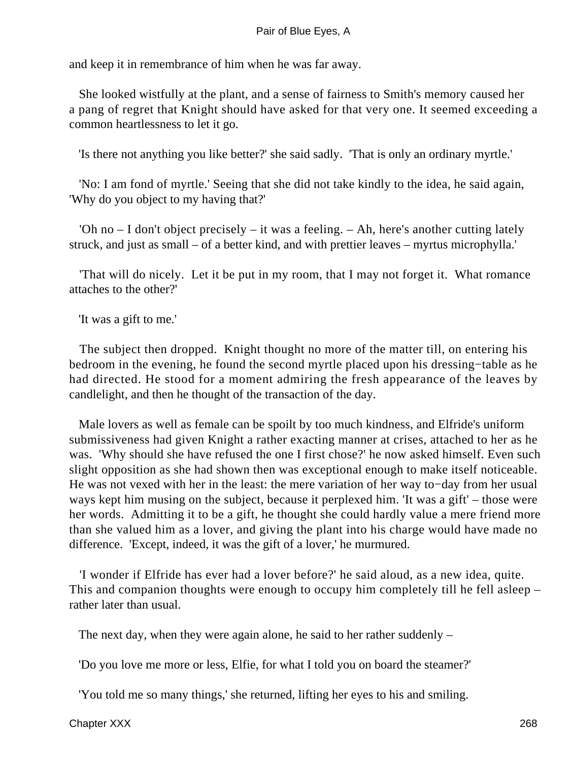and keep it in remembrance of him when he was far away.

She looked wistfully at the plant, and a sense of fairness to Smith's memory caused her a pang of regret that Knight should have asked for that very one. It seemed exceeding a common heartlessness to let it go.

'Is there not anything you like better?' she said sadly. 'That is only an ordinary myrtle.'

'No: I am fond of myrtle.' Seeing that she did not take kindly to the idea, he said again, 'Why do you object to my having that?'

'Oh no – I don't object precisely – it was a feeling. – Ah, here's another cutting lately struck, and just as small – of a better kind, and with prettier leaves – myrtus microphylla.'

'That will do nicely. Let it be put in my room, that I may not forget it. What romance attaches to the other?'

'It was a gift to me.'

The subject then dropped. Knight thought no more of the matter till, on entering his bedroom in the evening, he found the second myrtle placed upon his dressing−table as he had directed. He stood for a moment admiring the fresh appearance of the leaves by candlelight, and then he thought of the transaction of the day.

Male lovers as well as female can be spoilt by too much kindness, and Elfride's uniform submissiveness had given Knight a rather exacting manner at crises, attached to her as he was. 'Why should she have refused the one I first chose?' he now asked himself. Even such slight opposition as she had shown then was exceptional enough to make itself noticeable. He was not vexed with her in the least: the mere variation of her way to−day from her usual ways kept him musing on the subject, because it perplexed him. 'It was a gift' – those were her words. Admitting it to be a gift, he thought she could hardly value a mere friend more than she valued him as a lover, and giving the plant into his charge would have made no difference. 'Except, indeed, it was the gift of a lover,' he murmured.

'I wonder if Elfride has ever had a lover before?' he said aloud, as a new idea, quite. This and companion thoughts were enough to occupy him completely till he fell asleep – rather later than usual.

The next day, when they were again alone, he said to her rather suddenly –

'Do you love me more or less, Elfie, for what I told you on board the steamer?'

'You told me so many things,' she returned, lifting her eyes to his and smiling.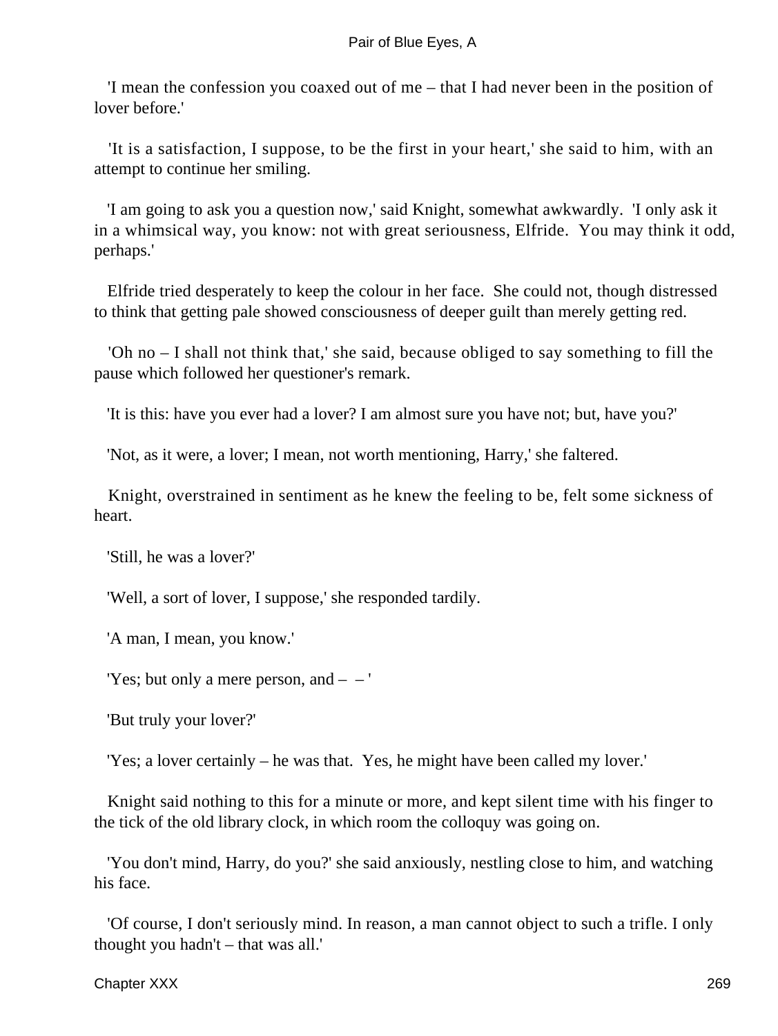'I mean the confession you coaxed out of me – that I had never been in the position of lover before.'

'It is a satisfaction, I suppose, to be the first in your heart,' she said to him, with an attempt to continue her smiling.

'I am going to ask you a question now,' said Knight, somewhat awkwardly. 'I only ask it in a whimsical way, you know: not with great seriousness, Elfride. You may think it odd, perhaps.'

Elfride tried desperately to keep the colour in her face. She could not, though distressed to think that getting pale showed consciousness of deeper guilt than merely getting red.

'Oh no – I shall not think that,' she said, because obliged to say something to fill the pause which followed her questioner's remark.

'It is this: have you ever had a lover? I am almost sure you have not; but, have you?'

'Not, as it were, a lover; I mean, not worth mentioning, Harry,' she faltered.

Knight, overstrained in sentiment as he knew the feeling to be, felt some sickness of heart.

'Still, he was a lover?'

'Well, a sort of lover, I suppose,' she responded tardily.

'A man, I mean, you know.'

'Yes; but only a mere person, and – – '

'But truly your lover?'

'Yes; a lover certainly – he was that. Yes, he might have been called my lover.'

Knight said nothing to this for a minute or more, and kept silent time with his finger to the tick of the old library clock, in which room the colloquy was going on.

'You don't mind, Harry, do you?' she said anxiously, nestling close to him, and watching his face.

'Of course, I don't seriously mind. In reason, a man cannot object to such a trifle. I only thought you hadn't – that was all.'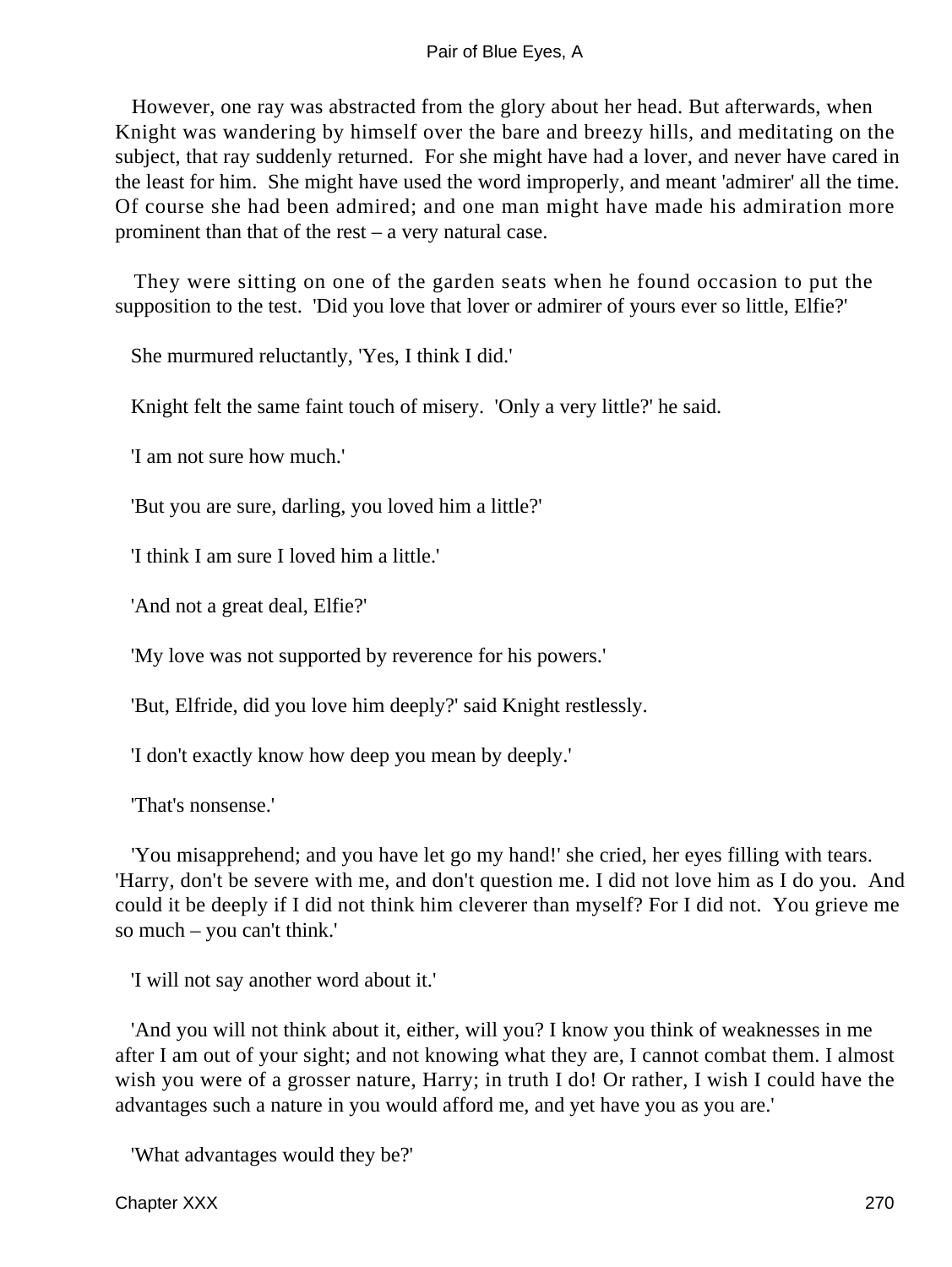However, one ray was abstracted from the glory about her head. But afterwards, when Knight was wandering by himself over the bare and breezy hills, and meditating on the subject, that ray suddenly returned. For she might have had a lover, and never have cared in the least for him. She might have used the word improperly, and meant 'admirer' all the time. Of course she had been admired; and one man might have made his admiration more prominent than that of the rest – a very natural case.

They were sitting on one of the garden seats when he found occasion to put the supposition to the test. 'Did you love that lover or admirer of yours ever so little, Elfie?'

She murmured reluctantly, 'Yes, I think I did.'

Knight felt the same faint touch of misery. 'Only a very little?' he said.

'I am not sure how much.'

'But you are sure, darling, you loved him a little?'

'I think I am sure I loved him a little.'

'And not a great deal, Elfie?'

'My love was not supported by reverence for his powers.'

'But, Elfride, did you love him deeply?' said Knight restlessly.

'I don't exactly know how deep you mean by deeply.'

'That's nonsense.'

'You misapprehend; and you have let go my hand!' she cried, her eyes filling with tears. 'Harry, don't be severe with me, and don't question me. I did not love him as I do you. And could it be deeply if I did not think him cleverer than myself? For I did not. You grieve me so much – you can't think.'

'I will not say another word about it.'

'And you will not think about it, either, will you? I know you think of weaknesses in me after I am out of your sight; and not knowing what they are, I cannot combat them. I almost wish you were of a grosser nature, Harry; in truth I do! Or rather, I wish I could have the advantages such a nature in you would afford me, and yet have you as you are.'

'What advantages would they be?'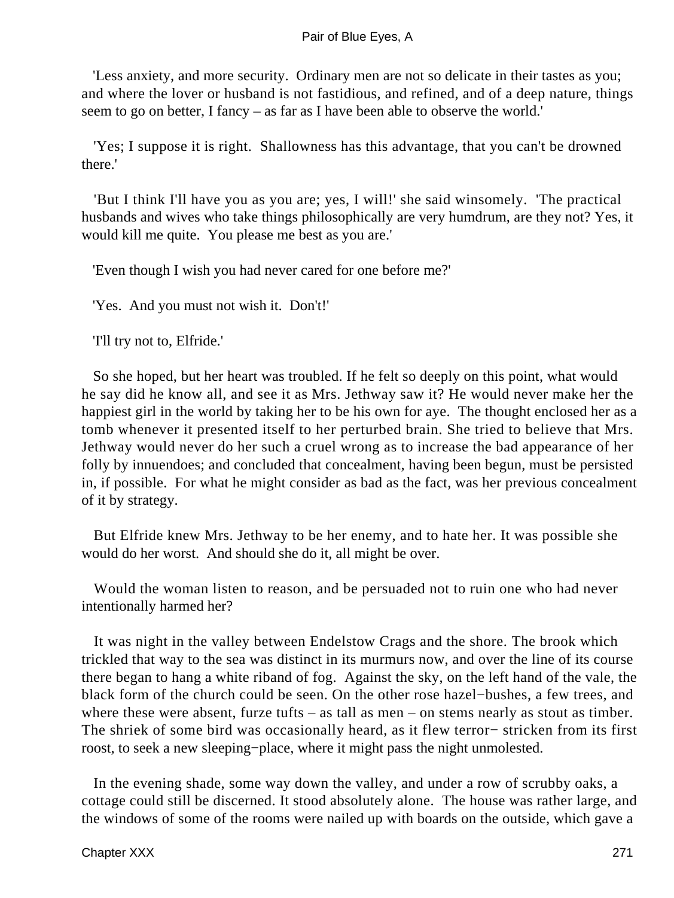'Less anxiety, and more security. Ordinary men are not so delicate in their tastes as you; and where the lover or husband is not fastidious, and refined, and of a deep nature, things seem to go on better, I fancy – as far as I have been able to observe the world.'

'Yes; I suppose it is right. Shallowness has this advantage, that you can't be drowned there.'

'But I think I'll have you as you are; yes, I will!' she said winsomely. 'The practical husbands and wives who take things philosophically are very humdrum, are they not? Yes, it would kill me quite. You please me best as you are.'

'Even though I wish you had never cared for one before me?'

'Yes. And you must not wish it. Don't!'

'I'll try not to, Elfride.'

So she hoped, but her heart was troubled. If he felt so deeply on this point, what would he say did he know all, and see it as Mrs. Jethway saw it? He would never make her the happiest girl in the world by taking her to be his own for aye. The thought enclosed her as a tomb whenever it presented itself to her perturbed brain. She tried to believe that Mrs. Jethway would never do her such a cruel wrong as to increase the bad appearance of her folly by innuendoes; and concluded that concealment, having been begun, must be persisted in, if possible. For what he might consider as bad as the fact, was her previous concealment of it by strategy.

But Elfride knew Mrs. Jethway to be her enemy, and to hate her. It was possible she would do her worst. And should she do it, all might be over.

Would the woman listen to reason, and be persuaded not to ruin one who had never intentionally harmed her?

It was night in the valley between Endelstow Crags and the shore. The brook which trickled that way to the sea was distinct in its murmurs now, and over the line of its course there began to hang a white riband of fog. Against the sky, on the left hand of the vale, the black form of the church could be seen. On the other rose hazel-bushes, a few trees, and where these were absent, furze tufts – as tall as men – on stems nearly as stout as timber. The shriek of some bird was occasionally heard, as it flew terror-stricken from its first roost, to seek a new sleeping-place, where it might pass the night unmolested.

In the evening shade, some way down the valley, and under a row of scrubby oaks, a cottage could still be discerned. It stood absolutely alone. The house was rather large, and the windows of some of the rooms were nailed up with boards on the outside, which gave a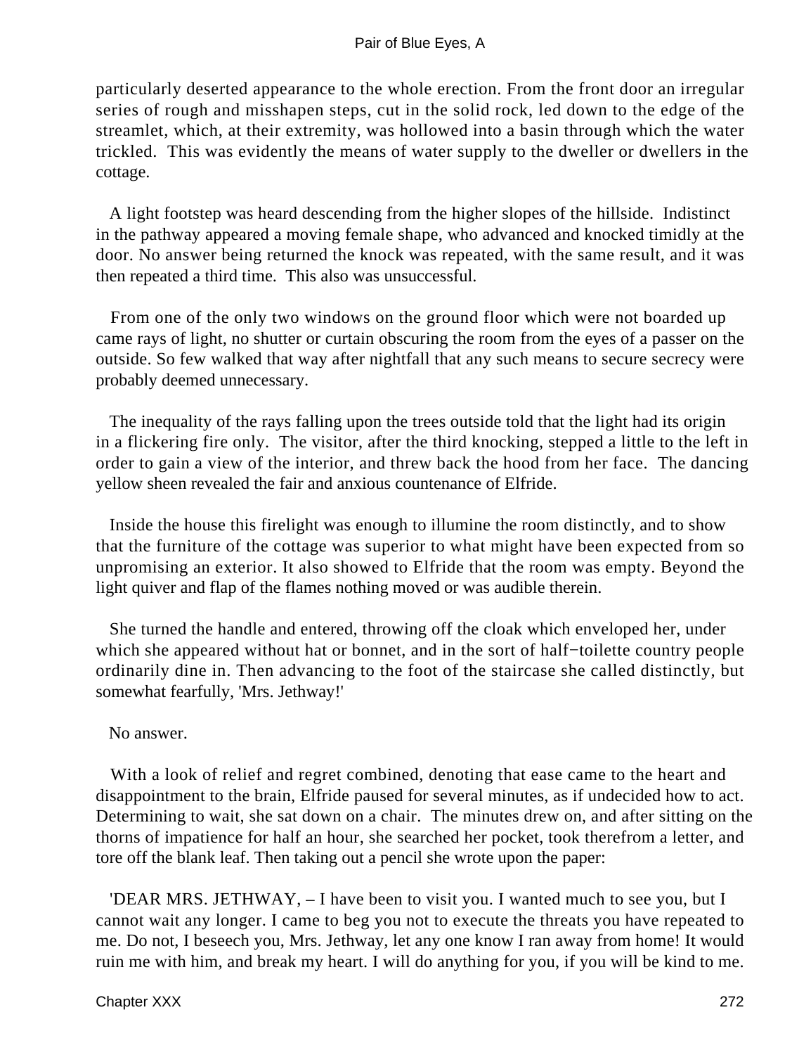particularly deserted appearance to the whole erection. From the front door an irregular series of rough and misshapen steps, cut in the solid rock, led down to the edge of the streamlet, which, at their extremity, was hollowed into a basin through which the water trickled. This was evidently the means of water supply to the dweller or dwellers in the cottage.

A light footstep was heard descending from the higher slopes of the hillside. Indistinct in the pathway appeared a moving female shape, who advanced and knocked timidly at the door. No answer being returned the knock was repeated, with the same result, and it was then repeated a third time. This also was unsuccessful.

From one of the only two windows on the ground floor which were not boarded up came rays of light, no shutter or curtain obscuring the room from the eyes of a passer on the outside. So few walked that way after nightfall that any such means to secure secrecy were probably deemed unnecessary.

The inequality of the rays falling upon the trees outside told that the light had its origin in a flickering fire only. The visitor, after the third knocking, stepped a little to the left in order to gain a view of the interior, and threw back the hood from her face. The dancing yellow sheen revealed the fair and anxious countenance of Elfride.

Inside the house this firelight was enough to illumine the room distinctly, and to show that the furniture of the cottage was superior to what might have been expected from so unpromising an exterior. It also showed to Elfride that the room was empty. Beyond the light quiver and flap of the flames nothing moved or was audible therein.

She turned the handle and entered, throwing off the cloak which enveloped her, under which she appeared without hat or bonnet, and in the sort of half−toilette country people ordinarily dine in. Then advancing to the foot of the staircase she called distinctly, but somewhat fearfully, 'Mrs. Jethway!'

No answer.

With a look of relief and regret combined, denoting that ease came to the heart and disappointment to the brain, Elfride paused for several minutes, as if undecided how to act. Determining to wait, she sat down on a chair. The minutes drew on, and after sitting on the thorns of impatience for half an hour, she searched her pocket, took therefrom a letter, and tore off the blank leaf. Then taking out a pencil she wrote upon the paper:

'DEAR MRS. JETHWAY, – I have been to visit you. I wanted much to see you, but I cannot wait any longer. I came to beg you not to execute the threats you have repeated to me. Do not, I beseech you, Mrs. Jethway, let any one know I ran away from home! It would ruin me with him, and break my heart. I will do anything for you, if you will be kind to me.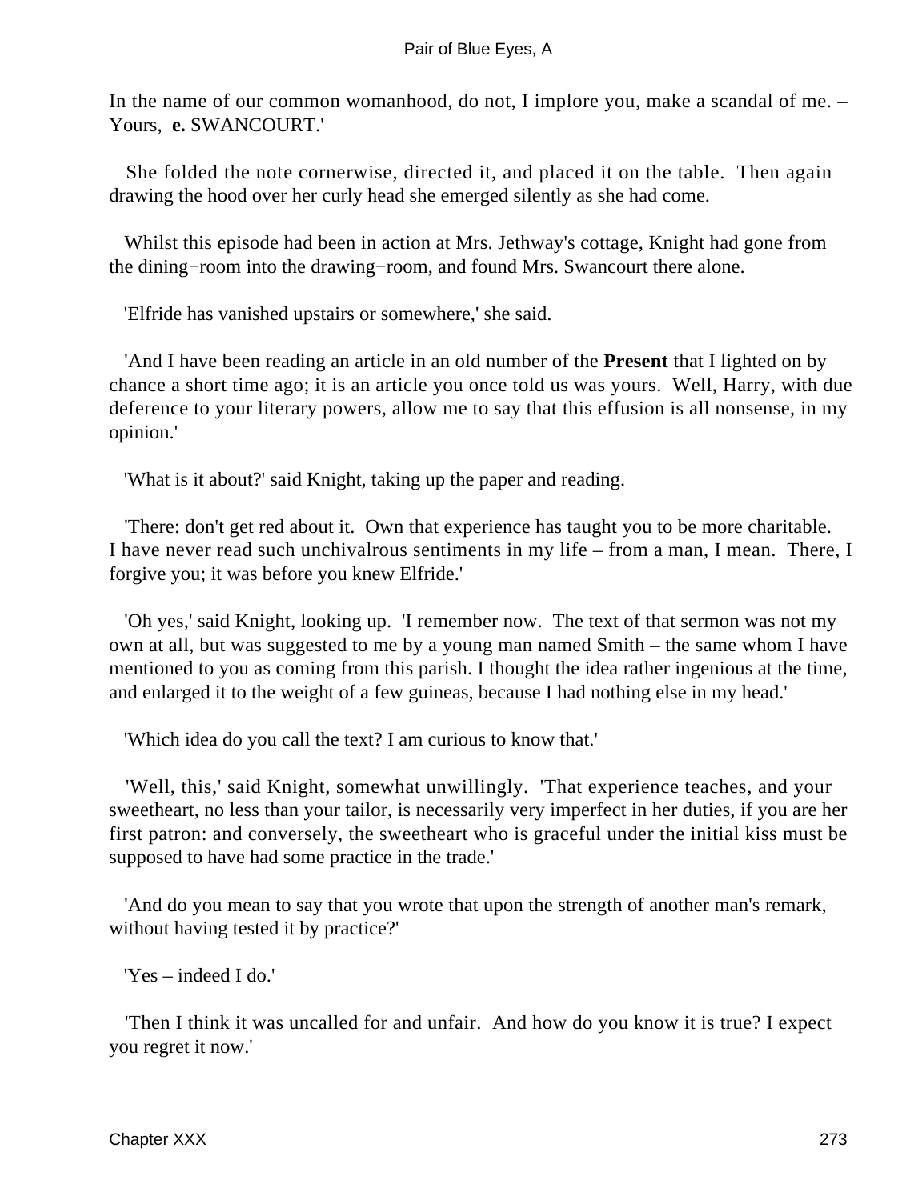In the name of our common womanhood, do not, I implore you, make a scandal of me. – Yours, **e.** SWANCOURT.'

She folded the note cornerwise, directed it, and placed it on the table. Then again drawing the hood over her curly head she emerged silently as she had come.

Whilst this episode had been in action at Mrs. Jethway's cottage, Knight had gone from the dining−room into the drawing−room, and found Mrs. Swancourt there alone.

'Elfride has vanished upstairs or somewhere,' she said.

'And I have been reading an article in an old number of the **Present** that I lighted on by chance a short time ago; it is an article you once told us was yours. Well, Harry, with due deference to your literary powers, allow me to say that this effusion is all nonsense, in my opinion.'

'What is it about?' said Knight, taking up the paper and reading.

'There: don't get red about it. Own that experience has taught you to be more charitable. I have never read such unchivalrous sentiments in my life – from a man, I mean. There, I forgive you; it was before you knew Elfride.'

'Oh yes,' said Knight, looking up. 'I remember now. The text of that sermon was not my own at all, but was suggested to me by a young man named Smith – the same whom I have mentioned to you as coming from this parish. I thought the idea rather ingenious at the time, and enlarged it to the weight of a few guineas, because I had nothing else in my head.'

'Which idea do you call the text? I am curious to know that.'

'Well, this,' said Knight, somewhat unwillingly. 'That experience teaches, and your sweetheart, no less than your tailor, is necessarily very imperfect in her duties, if you are her first patron: and conversely, the sweetheart who is graceful under the initial kiss must be supposed to have had some practice in the trade.'

'And do you mean to say that you wrote that upon the strength of another man's remark, without having tested it by practice?'

'Yes – indeed I do.'

'Then I think it was uncalled for and unfair. And how do you know it is true? I expect you regret it now.'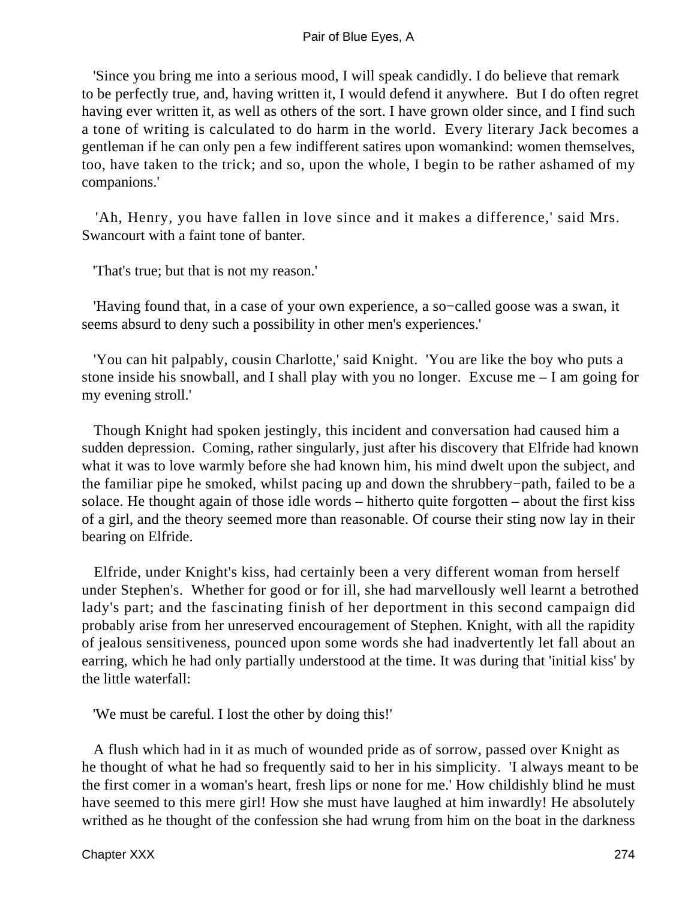'Since you bring me into a serious mood, I will speak candidly. I do believe that remark to be perfectly true, and, having written it, I would defend it anywhere. But I do often regret having ever written it, as well as others of the sort. I have grown older since, and I find such a tone of writing is calculated to do harm in the world. Every literary Jack becomes a gentleman if he can only pen a few indifferent satires upon womankind: women themselves, too, have taken to the trick; and so, upon the whole, I begin to be rather ashamed of my companions.'

'Ah, Henry, you have fallen in love since and it makes a difference,' said Mrs. Swancourt with a faint tone of banter.

'That's true; but that is not my reason.'

'Having found that, in a case of your own experience, a so−called goose was a swan, it seems absurd to deny such a possibility in other men's experiences.'

'You can hit palpably, cousin Charlotte,' said Knight. 'You are like the boy who puts a stone inside his snowball, and I shall play with you no longer. Excuse me – I am going for my evening stroll.'

Though Knight had spoken jestingly, this incident and conversation had caused him a sudden depression. Coming, rather singularly, just after his discovery that Elfride had known what it was to love warmly before she had known him, his mind dwelt upon the subject, and the familiar pipe he smoked, whilst pacing up and down the shrubbery−path, failed to be a solace. He thought again of those idle words – hitherto quite forgotten – about the first kiss of a girl, and the theory seemed more than reasonable. Of course their sting now lay in their bearing on Elfride.

Elfride, under Knight's kiss, had certainly been a very different woman from herself under Stephen's. Whether for good or for ill, she had marvellously well learnt a betrothed lady's part; and the fascinating finish of her deportment in this second campaign did probably arise from her unreserved encouragement of Stephen. Knight, with all the rapidity of jealous sensitiveness, pounced upon some words she had inadvertently let fall about an earring, which he had only partially understood at the time. It was during that 'initial kiss' by the little waterfall:

'We must be careful. I lost the other by doing this!'

A flush which had in it as much of wounded pride as of sorrow, passed over Knight as he thought of what he had so frequently said to her in his simplicity. 'I always meant to be the first comer in a woman's heart, fresh lips or none for me.' How childishly blind he must have seemed to this mere girl! How she must have laughed at him inwardly! He absolutely writhed as he thought of the confession she had wrung from him on the boat in the darkness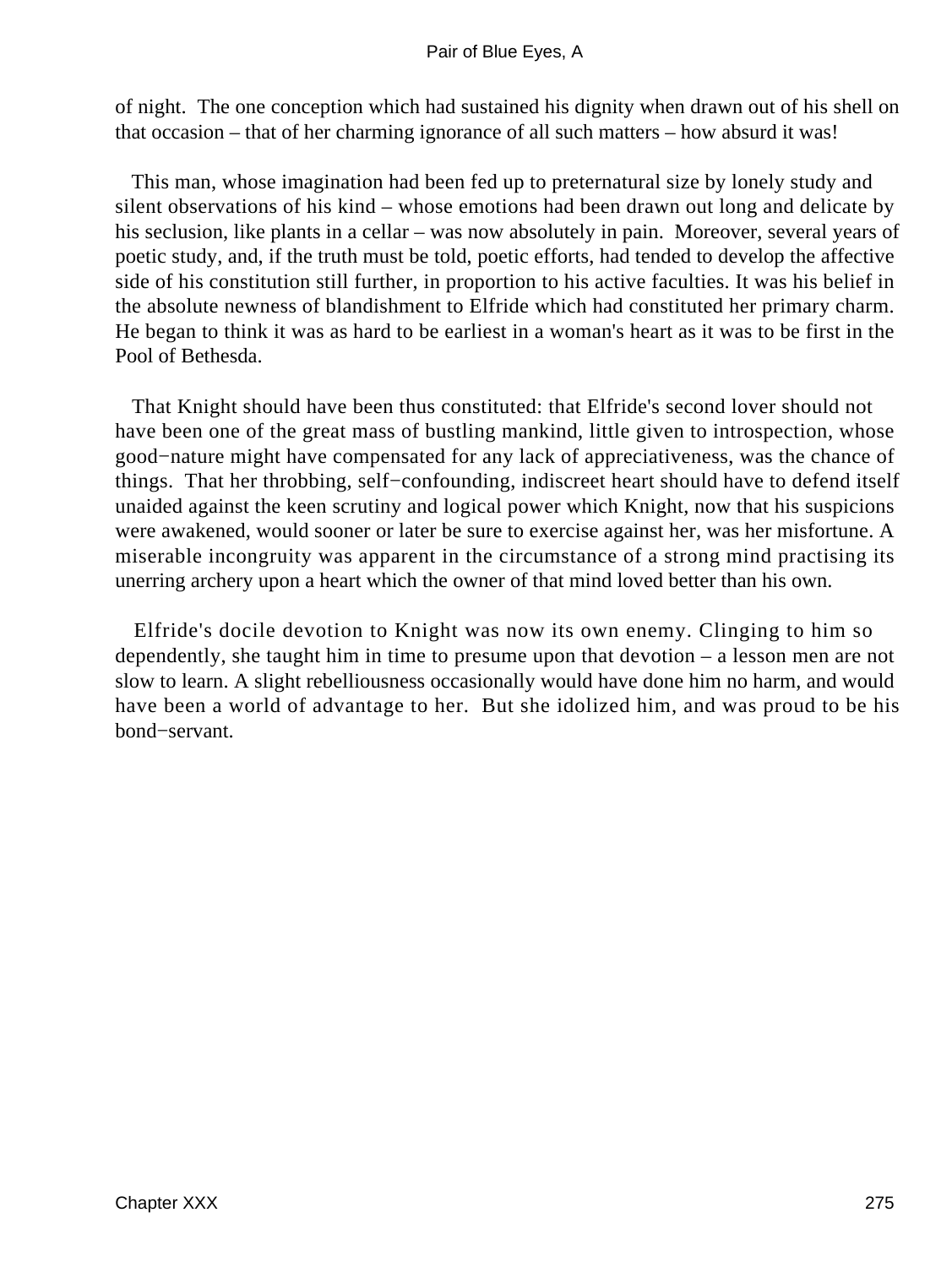of night. The one conception which had sustained his dignity when drawn out of his shell on that occasion – that of her charming ignorance of all such matters – how absurd it was!

This man, whose imagination had been fed up to preternatural size by lonely study and silent observations of his kind – whose emotions had been drawn out long and delicate by his seclusion, like plants in a cellar – was now absolutely in pain. Moreover, several years of poetic study, and, if the truth must be told, poetic efforts, had tended to develop the affective side of his constitution still further, in proportion to his active faculties. It was his belief in the absolute newness of blandishment to Elfride which had constituted her primary charm. He began to think it was as hard to be earliest in a woman's heart as it was to be first in the Pool of Bethesda.

That Knight should have been thus constituted: that Elfride's second lover should not have been one of the great mass of bustling mankind, little given to introspection, whose good−nature might have compensated for any lack of appreciativeness, was the chance of things. That her throbbing, self−confounding, indiscreet heart should have to defend itself unaided against the keen scrutiny and logical power which Knight, now that his suspicions were awakened, would sooner or later be sure to exercise against her, was her misfortune. A miserable incongruity was apparent in the circumstance of a strong mind practising its unerring archery upon a heart which the owner of that mind loved better than his own.

Elfride's docile devotion to Knight was now its own enemy. Clinging to him so dependently, she taught him in time to presume upon that devotion – a lesson men are not slow to learn. A slight rebelliousness occasionally would have done him no harm, and would have been a world of advantage to her. But she idolized him, and was proud to be his bond−servant.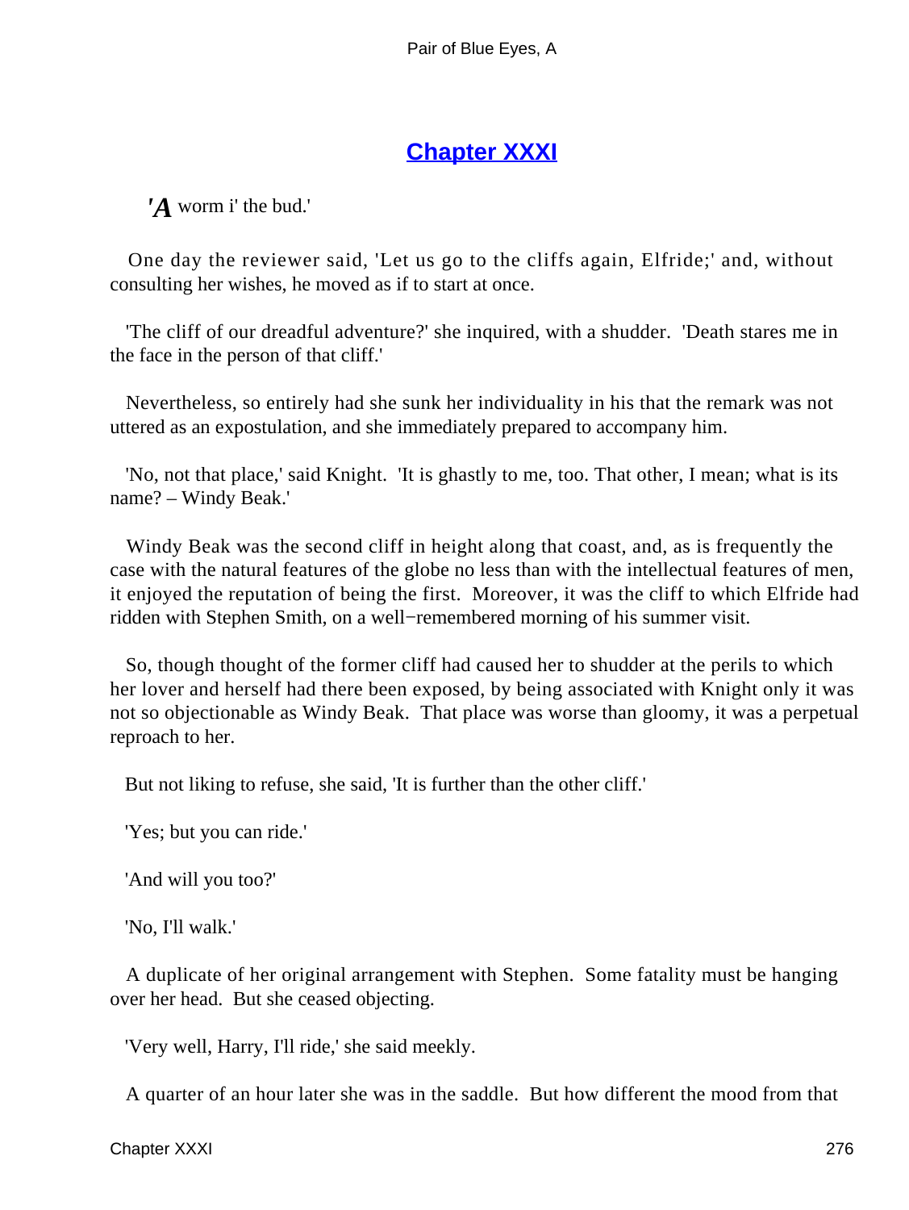## Chapter XXXI

***'A*** worm i' the bud.'

One day the reviewer said, 'Let us go to the cliffs again, Elfride;' and, without consulting her wishes, he moved as if to start at once.

'The cliff of our dreadful adventure?' she inquired, with a shudder. 'Death stares me in the face in the person of that cliff.'

Nevertheless, so entirely had she sunk her individuality in his that the remark was not uttered as an expostulation, and she immediately prepared to accompany him.

'No, not that place,' said Knight. 'It is ghastly to me, too. That other, I mean; what is its name? – Windy Beak.'

Windy Beak was the second cliff in height along that coast, and, as is frequently the case with the natural features of the globe no less than with the intellectual features of men, it enjoyed the reputation of being the first. Moreover, it was the cliff to which Elfride had ridden with Stephen Smith, on a well−remembered morning of his summer visit.

So, though thought of the former cliff had caused her to shudder at the perils to which her lover and herself had there been exposed, by being associated with Knight only it was not so objectionable as Windy Beak. That place was worse than gloomy, it was a perpetual reproach to her.

But not liking to refuse, she said, 'It is further than the other cliff.'

'Yes; but you can ride.'

'And will you too?'

'No, I'll walk.'

A duplicate of her original arrangement with Stephen. Some fatality must be hanging over her head. But she ceased objecting.

'Very well, Harry, I'll ride,' she said meekly.

A quarter of an hour later she was in the saddle. But how different the mood from that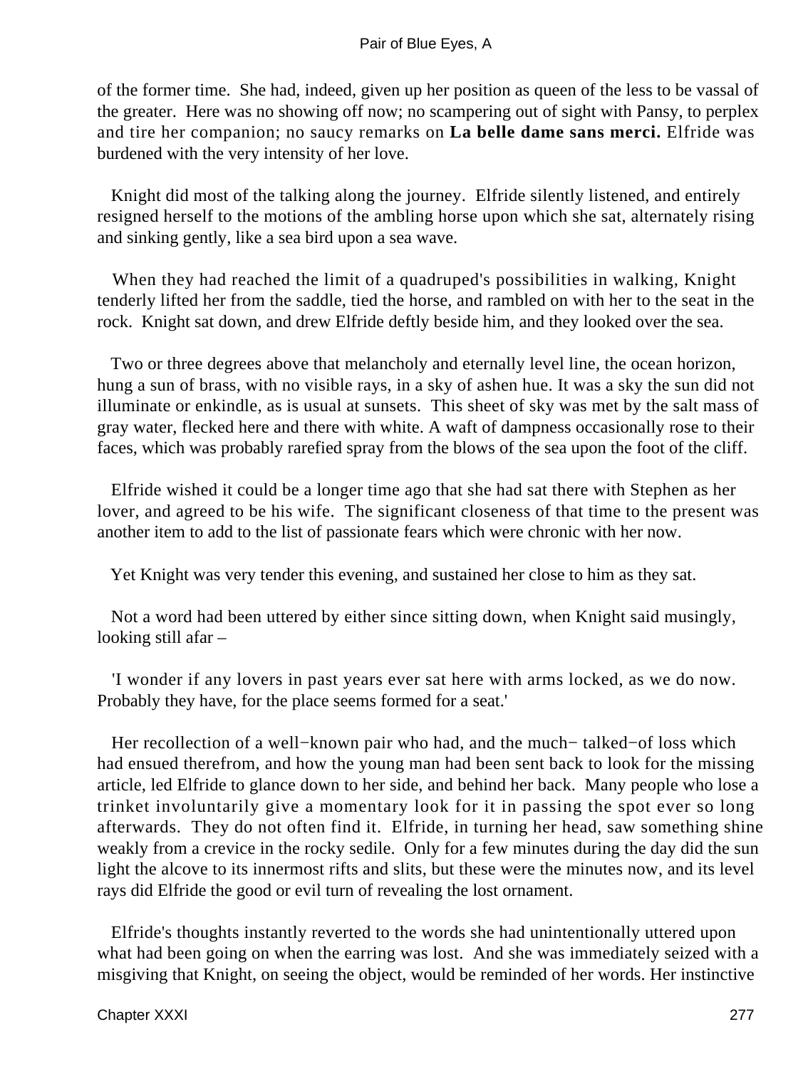of the former time. She had, indeed, given up her position as queen of the less to be vassal of the greater. Here was no showing off now; no scampering out of sight with Pansy, to perplex and tire her companion; no saucy remarks on **La belle dame sans merci.** Elfride was burdened with the very intensity of her love.

Knight did most of the talking along the journey. Elfride silently listened, and entirely resigned herself to the motions of the ambling horse upon which she sat, alternately rising and sinking gently, like a sea bird upon a sea wave.

When they had reached the limit of a quadruped's possibilities in walking, Knight tenderly lifted her from the saddle, tied the horse, and rambled on with her to the seat in the rock. Knight sat down, and drew Elfride deftly beside him, and they looked over the sea.

Two or three degrees above that melancholy and eternally level line, the ocean horizon, hung a sun of brass, with no visible rays, in a sky of ashen hue. It was a sky the sun did not illuminate or enkindle, as is usual at sunsets. This sheet of sky was met by the salt mass of gray water, flecked here and there with white. A waft of dampness occasionally rose to their faces, which was probably rarefied spray from the blows of the sea upon the foot of the cliff.

Elfride wished it could be a longer time ago that she had sat there with Stephen as her lover, and agreed to be his wife. The significant closeness of that time to the present was another item to add to the list of passionate fears which were chronic with her now.

Yet Knight was very tender this evening, and sustained her close to him as they sat.

Not a word had been uttered by either since sitting down, when Knight said musingly, looking still afar –

'I wonder if any lovers in past years ever sat here with arms locked, as we do now. Probably they have, for the place seems formed for a seat.'

Her recollection of a well−known pair who had, and the much− talked−of loss which had ensued therefrom, and how the young man had been sent back to look for the missing article, led Elfride to glance down to her side, and behind her back. Many people who lose a trinket involuntarily give a momentary look for it in passing the spot ever so long afterwards. They do not often find it. Elfride, in turning her head, saw something shine weakly from a crevice in the rocky sedile. Only for a few minutes during the day did the sun light the alcove to its innermost rifts and slits, but these were the minutes now, and its level rays did Elfride the good or evil turn of revealing the lost ornament.

Elfride's thoughts instantly reverted to the words she had unintentionally uttered upon what had been going on when the earring was lost. And she was immediately seized with a misgiving that Knight, on seeing the object, would be reminded of her words. Her instinctive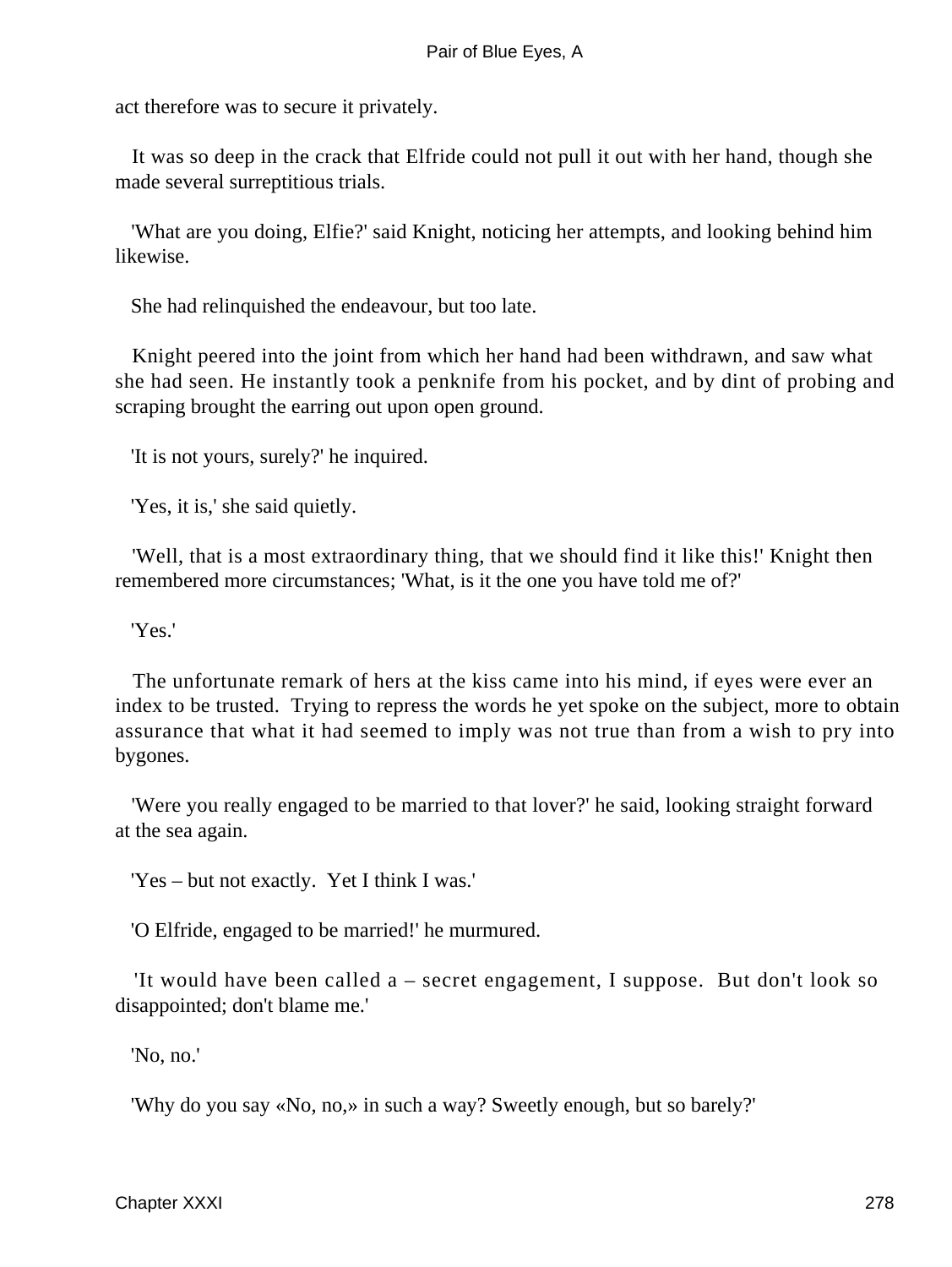act therefore was to secure it privately.

It was so deep in the crack that Elfride could not pull it out with her hand, though she made several surreptitious trials.

'What are you doing, Elfie?' said Knight, noticing her attempts, and looking behind him likewise.

She had relinquished the endeavour, but too late.

Knight peered into the joint from which her hand had been withdrawn, and saw what she had seen. He instantly took a penknife from his pocket, and by dint of probing and scraping brought the earring out upon open ground.

'It is not yours, surely?' he inquired.

'Yes, it is,' she said quietly.

'Well, that is a most extraordinary thing, that we should find it like this!' Knight then remembered more circumstances; 'What, is it the one you have told me of?'

'Yes.'

The unfortunate remark of hers at the kiss came into his mind, if eyes were ever an index to be trusted. Trying to repress the words he yet spoke on the subject, more to obtain assurance that what it had seemed to imply was not true than from a wish to pry into bygones.

'Were you really engaged to be married to that lover?' he said, looking straight forward at the sea again.

'Yes – but not exactly. Yet I think I was.'

'O Elfride, engaged to be married!' he murmured.

'It would have been called a – secret engagement, I suppose. But don't look so disappointed; don't blame me.'

'No, no.'

'Why do you say «No, no,» in such a way? Sweetly enough, but so barely?'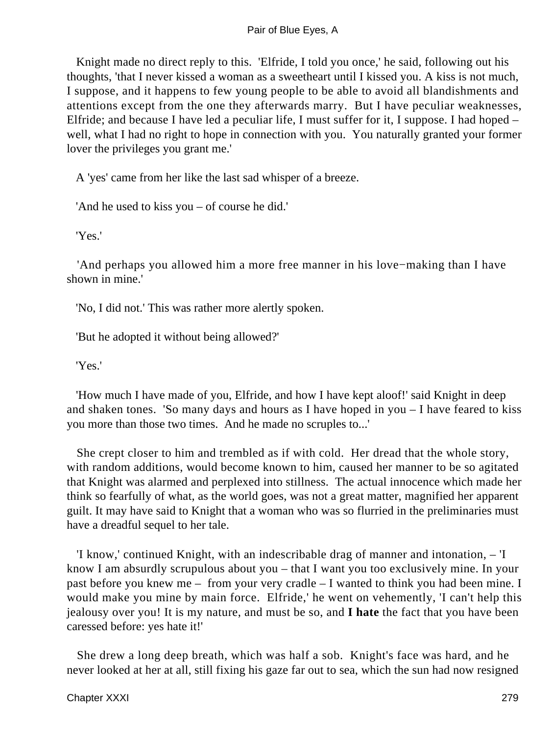Knight made no direct reply to this. 'Elfride, I told you once,' he said, following out his thoughts, 'that I never kissed a woman as a sweetheart until I kissed you. A kiss is not much, I suppose, and it happens to few young people to be able to avoid all blandishments and attentions except from the one they afterwards marry. But I have peculiar weaknesses, Elfride; and because I have led a peculiar life, I must suffer for it, I suppose. I had hoped – well, what I had no right to hope in connection with you. You naturally granted your former lover the privileges you grant me.'

A 'yes' came from her like the last sad whisper of a breeze.

'And he used to kiss you – of course he did.'

'Yes.'

'And perhaps you allowed him a more free manner in his love−making than I have shown in mine.'

'No, I did not.' This was rather more alertly spoken.

'But he adopted it without being allowed?'

'Yes.'

'How much I have made of you, Elfride, and how I have kept aloof!' said Knight in deep and shaken tones. 'So many days and hours as I have hoped in you – I have feared to kiss you more than those two times. And he made no scruples to...'

She crept closer to him and trembled as if with cold. Her dread that the whole story, with random additions, would become known to him, caused her manner to be so agitated that Knight was alarmed and perplexed into stillness. The actual innocence which made her think so fearfully of what, as the world goes, was not a great matter, magnified her apparent guilt. It may have said to Knight that a woman who was so flurried in the preliminaries must have a dreadful sequel to her tale.

'I know,' continued Knight, with an indescribable drag of manner and intonation, – 'I know I am absurdly scrupulous about you – that I want you too exclusively mine. In your past before you knew me – from your very cradle – I wanted to think you had been mine. I would make you mine by main force. Elfride,' he went on vehemently, 'I can't help this jealousy over you! It is my nature, and must be so, and **I hate** the fact that you have been caressed before: yes hate it!'

She drew a long deep breath, which was half a sob. Knight's face was hard, and he never looked at her at all, still fixing his gaze far out to sea, which the sun had now resigned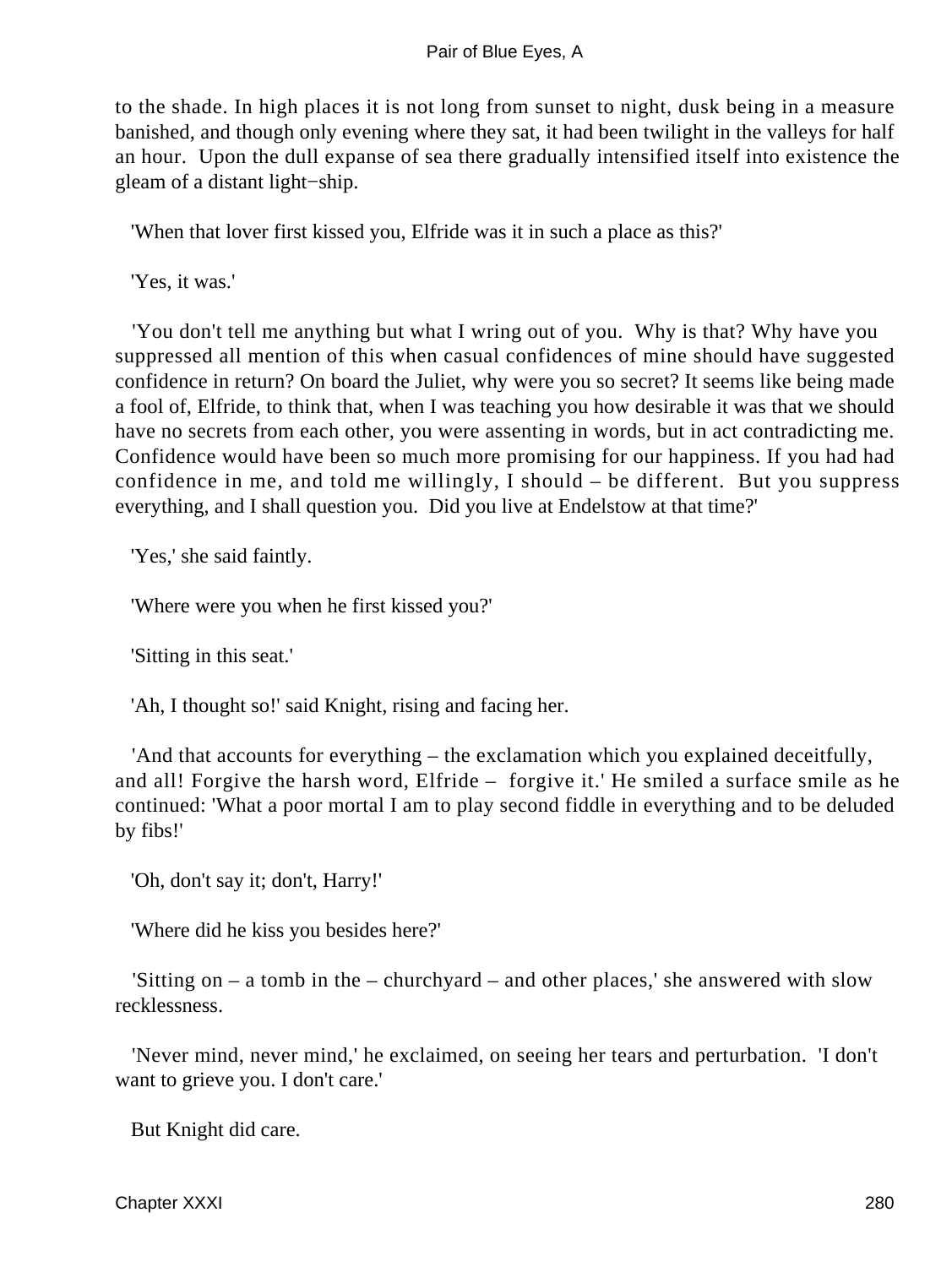to the shade. In high places it is not long from sunset to night, dusk being in a measure banished, and though only evening where they sat, it had been twilight in the valleys for half an hour. Upon the dull expanse of sea there gradually intensified itself into existence the gleam of a distant light−ship.

'When that lover first kissed you, Elfride was it in such a place as this?'

'Yes, it was.'

'You don't tell me anything but what I wring out of you. Why is that? Why have you suppressed all mention of this when casual confidences of mine should have suggested confidence in return? On board the Juliet, why were you so secret? It seems like being made a fool of, Elfride, to think that, when I was teaching you how desirable it was that we should have no secrets from each other, you were assenting in words, but in act contradicting me. Confidence would have been so much more promising for our happiness. If you had had confidence in me, and told me willingly, I should – be different. But you suppress everything, and I shall question you. Did you live at Endelstow at that time?'

'Yes,' she said faintly.

'Where were you when he first kissed you?'

'Sitting in this seat.'

'Ah, I thought so!' said Knight, rising and facing her.

'And that accounts for everything – the exclamation which you explained deceitfully, and all! Forgive the harsh word, Elfride – forgive it.' He smiled a surface smile as he continued: 'What a poor mortal I am to play second fiddle in everything and to be deluded by fibs!'

'Oh, don't say it; don't, Harry!'

'Where did he kiss you besides here?'

'Sitting on – a tomb in the – churchyard – and other places,' she answered with slow recklessness.

'Never mind, never mind,' he exclaimed, on seeing her tears and perturbation. 'I don't want to grieve you. I don't care.'

But Knight did care.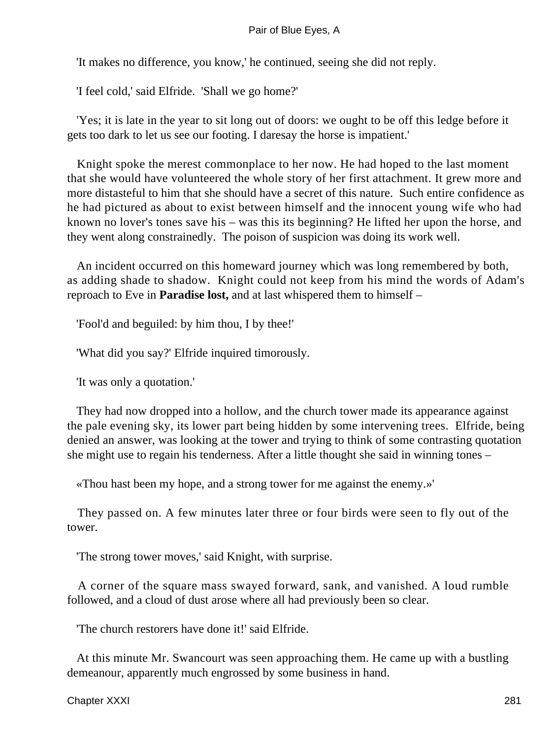'It makes no difference, you know,' he continued, seeing she did not reply.

'I feel cold,' said Elfride. 'Shall we go home?'

'Yes; it is late in the year to sit long out of doors: we ought to be off this ledge before it gets too dark to let us see our footing. I daresay the horse is impatient.'

Knight spoke the merest commonplace to her now. He had hoped to the last moment that she would have volunteered the whole story of her first attachment. It grew more and more distasteful to him that she should have a secret of this nature. Such entire confidence as he had pictured as about to exist between himself and the innocent young wife who had known no lover's tones save his – was this its beginning? He lifted her upon the horse, and they went along constrainedly. The poison of suspicion was doing its work well.

An incident occurred on this homeward journey which was long remembered by both, as adding shade to shadow. Knight could not keep from his mind the words of Adam's reproach to Eve in **Paradise lost,** and at last whispered them to himself –

'Fool'd and beguiled: by him thou, I by thee!'

'What did you say?' Elfride inquired timorously.

'It was only a quotation.'

They had now dropped into a hollow, and the church tower made its appearance against the pale evening sky, its lower part being hidden by some intervening trees. Elfride, being denied an answer, was looking at the tower and trying to think of some contrasting quotation she might use to regain his tenderness. After a little thought she said in winning tones –

«Thou hast been my hope, and a strong tower for me against the enemy.»'

They passed on. A few minutes later three or four birds were seen to fly out of the tower.

'The strong tower moves,' said Knight, with surprise.

A corner of the square mass swayed forward, sank, and vanished. A loud rumble followed, and a cloud of dust arose where all had previously been so clear.

'The church restorers have done it!' said Elfride.

At this minute Mr. Swancourt was seen approaching them. He came up with a bustling demeanour, apparently much engrossed by some business in hand.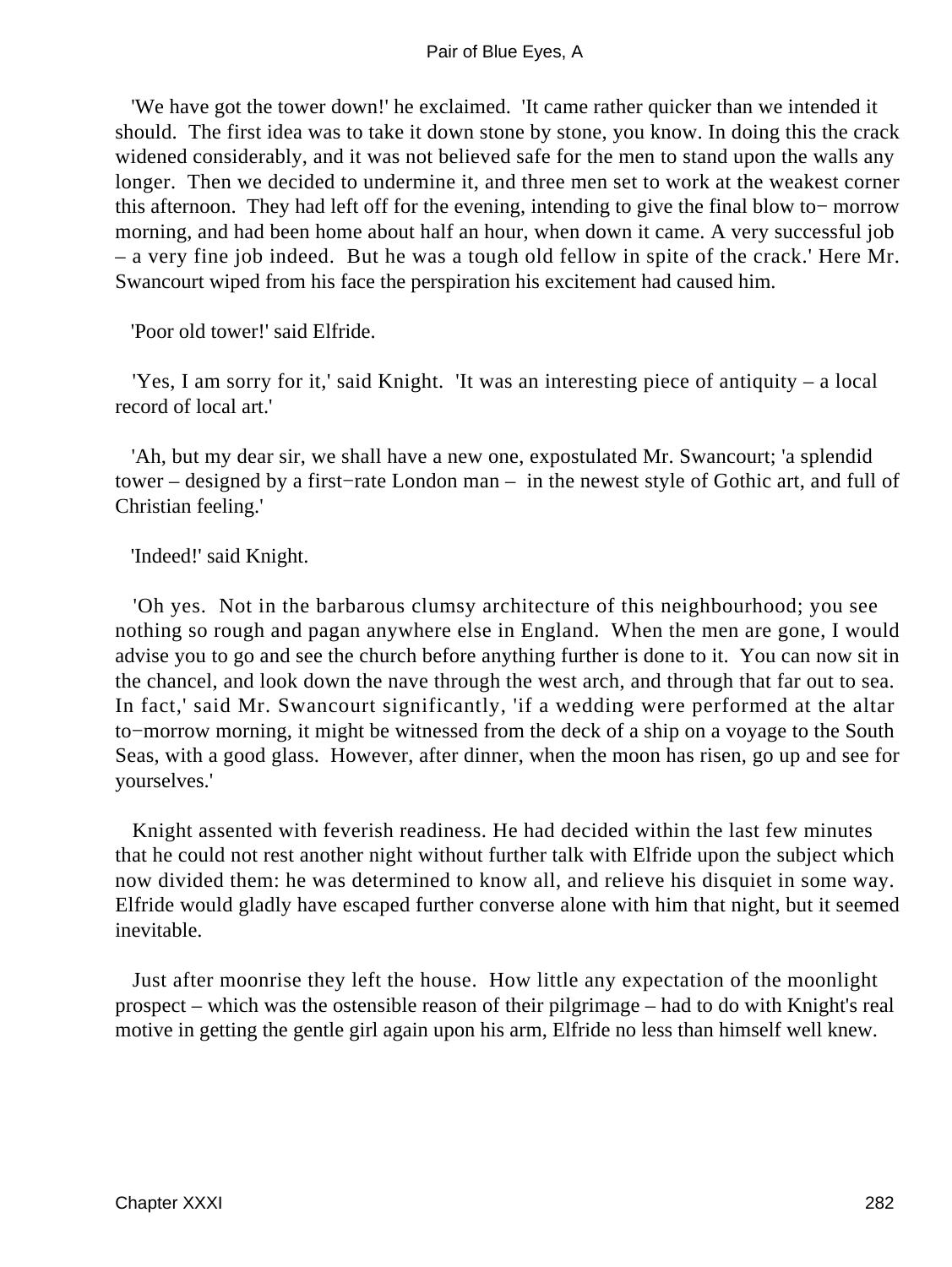'We have got the tower down!' he exclaimed. 'It came rather quicker than we intended it should. The first idea was to take it down stone by stone, you know. In doing this the crack widened considerably, and it was not believed safe for the men to stand upon the walls any longer. Then we decided to undermine it, and three men set to work at the weakest corner this afternoon. They had left off for the evening, intending to give the final blow to−morrow morning, and had been home about half an hour, when down it came. A very successful job – a very fine job indeed. But he was a tough old fellow in spite of the crack.' Here Mr. Swancourt wiped from his face the perspiration his excitement had caused him.

'Poor old tower!' said Elfride.

'Yes, I am sorry for it,' said Knight. 'It was an interesting piece of antiquity – a local record of local art.'

'Ah, but my dear sir, we shall have a new one, expostulated Mr. Swancourt; 'a splendid tower – designed by a first−rate London man – in the newest style of Gothic art, and full of Christian feeling.'

'Indeed!' said Knight.

'Oh yes. Not in the barbarous clumsy architecture of this neighbourhood; you see nothing so rough and pagan anywhere else in England. When the men are gone, I would advise you to go and see the church before anything further is done to it. You can now sit in the chancel, and look down the nave through the west arch, and through that far out to sea. In fact,' said Mr. Swancourt significantly, 'if a wedding were performed at the altar to−morrow morning, it might be witnessed from the deck of a ship on a voyage to the South Seas, with a good glass. However, after dinner, when the moon has risen, go up and see for yourselves.'

Knight assented with feverish readiness. He had decided within the last few minutes that he could not rest another night without further talk with Elfride upon the subject which now divided them: he was determined to know all, and relieve his disquiet in some way. Elfride would gladly have escaped further converse alone with him that night, but it seemed inevitable.

Just after moonrise they left the house. How little any expectation of the moonlight prospect – which was the ostensible reason of their pilgrimage – had to do with Knight's real motive in getting the gentle girl again upon his arm, Elfride no less than himself well knew.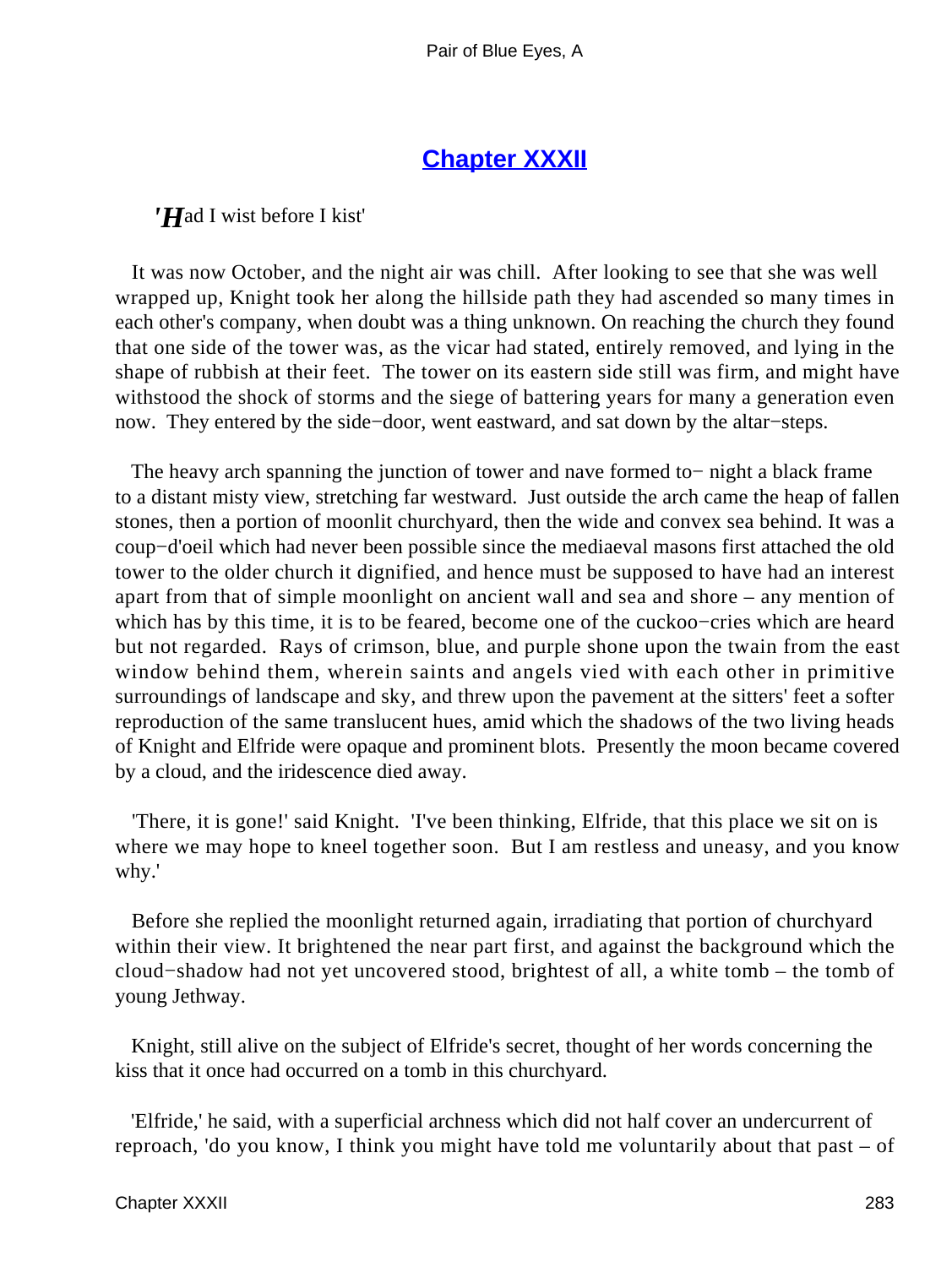## Chapter XXXII

*'Had I wist before I kist'*

It was now October, and the night air was chill. After looking to see that she was well wrapped up, Knight took her along the hillside path they had ascended so many times in each other's company, when doubt was a thing unknown. On reaching the church they found that one side of the tower was, as the vicar had stated, entirely removed, and lying in the shape of rubbish at their feet. The tower on its eastern side still was firm, and might have withstood the shock of storms and the siege of battering years for many a generation even now. They entered by the side−door, went eastward, and sat down by the altar−steps.

The heavy arch spanning the junction of tower and nave formed to− night a black frame to a distant misty view, stretching far westward. Just outside the arch came the heap of fallen stones, then a portion of moonlit churchyard, then the wide and convex sea behind. It was a coup−d'oeil which had never been possible since the mediaeval masons first attached the old tower to the older church it dignified, and hence must be supposed to have had an interest apart from that of simple moonlight on ancient wall and sea and shore – any mention of which has by this time, it is to be feared, become one of the cuckoo−cries which are heard but not regarded. Rays of crimson, blue, and purple shone upon the twain from the east window behind them, wherein saints and angels vied with each other in primitive surroundings of landscape and sky, and threw upon the pavement at the sitters' feet a softer reproduction of the same translucent hues, amid which the shadows of the two living heads of Knight and Elfride were opaque and prominent blots. Presently the moon became covered by a cloud, and the iridescence died away.

'There, it is gone!' said Knight. 'I've been thinking, Elfride, that this place we sit on is where we may hope to kneel together soon. But I am restless and uneasy, and you know why.'

Before she replied the moonlight returned again, irradiating that portion of churchyard within their view. It brightened the near part first, and against the background which the cloud−shadow had not yet uncovered stood, brightest of all, a white tomb – the tomb of young Jethway.

Knight, still alive on the subject of Elfride's secret, thought of her words concerning the kiss that it once had occurred on a tomb in this churchyard.

'Elfride,' he said, with a superficial archness which did not half cover an undercurrent of reproach, 'do you know, I think you might have told me voluntarily about that past – of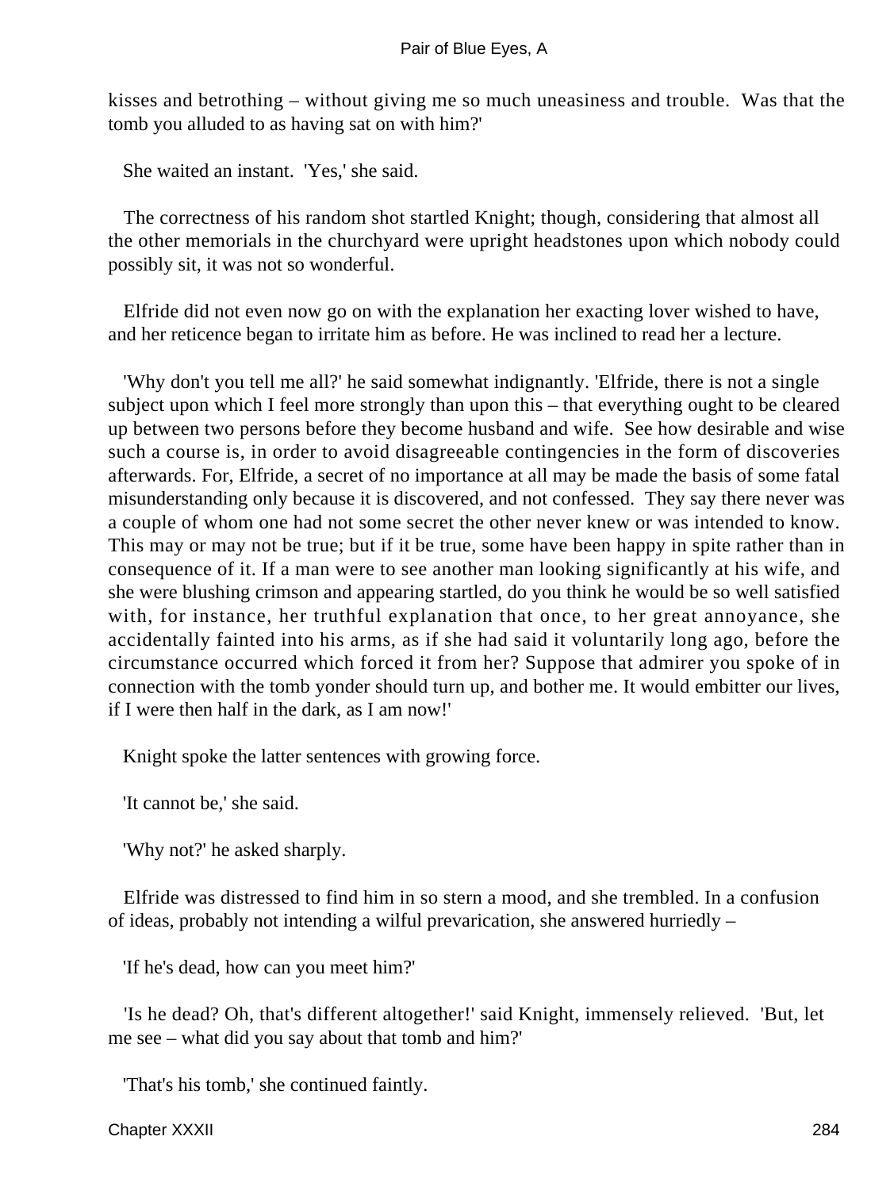kisses and betrothing – without giving me so much uneasiness and trouble. Was that the tomb you alluded to as having sat on with him?'

She waited an instant. 'Yes,' she said.

The correctness of his random shot startled Knight; though, considering that almost all the other memorials in the churchyard were upright headstones upon which nobody could possibly sit, it was not so wonderful.

Elfride did not even now go on with the explanation her exacting lover wished to have, and her reticence began to irritate him as before. He was inclined to read her a lecture.

'Why don't you tell me all?' he said somewhat indignantly. 'Elfride, there is not a single subject upon which I feel more strongly than upon this – that everything ought to be cleared up between two persons before they become husband and wife. See how desirable and wise such a course is, in order to avoid disagreeable contingencies in the form of discoveries afterwards. For, Elfride, a secret of no importance at all may be made the basis of some fatal misunderstanding only because it is discovered, and not confessed. They say there never was a couple of whom one had not some secret the other never knew or was intended to know. This may or may not be true; but if it be true, some have been happy in spite rather than in consequence of it. If a man were to see another man looking significantly at his wife, and she were blushing crimson and appearing startled, do you think he would be so well satisfied with, for instance, her truthful explanation that once, to her great annoyance, she accidentally fainted into his arms, as if she had said it voluntarily long ago, before the circumstance occurred which forced it from her? Suppose that admirer you spoke of in connection with the tomb yonder should turn up, and bother me. It would embitter our lives, if I were then half in the dark, as I am now!'

Knight spoke the latter sentences with growing force.

'It cannot be,' she said.

'Why not?' he asked sharply.

Elfride was distressed to find him in so stern a mood, and she trembled. In a confusion of ideas, probably not intending a wilful prevarication, she answered hurriedly –

'If he's dead, how can you meet him?'

'Is he dead? Oh, that's different altogether!' said Knight, immensely relieved. 'But, let me see – what did you say about that tomb and him?'

'That's his tomb,' she continued faintly.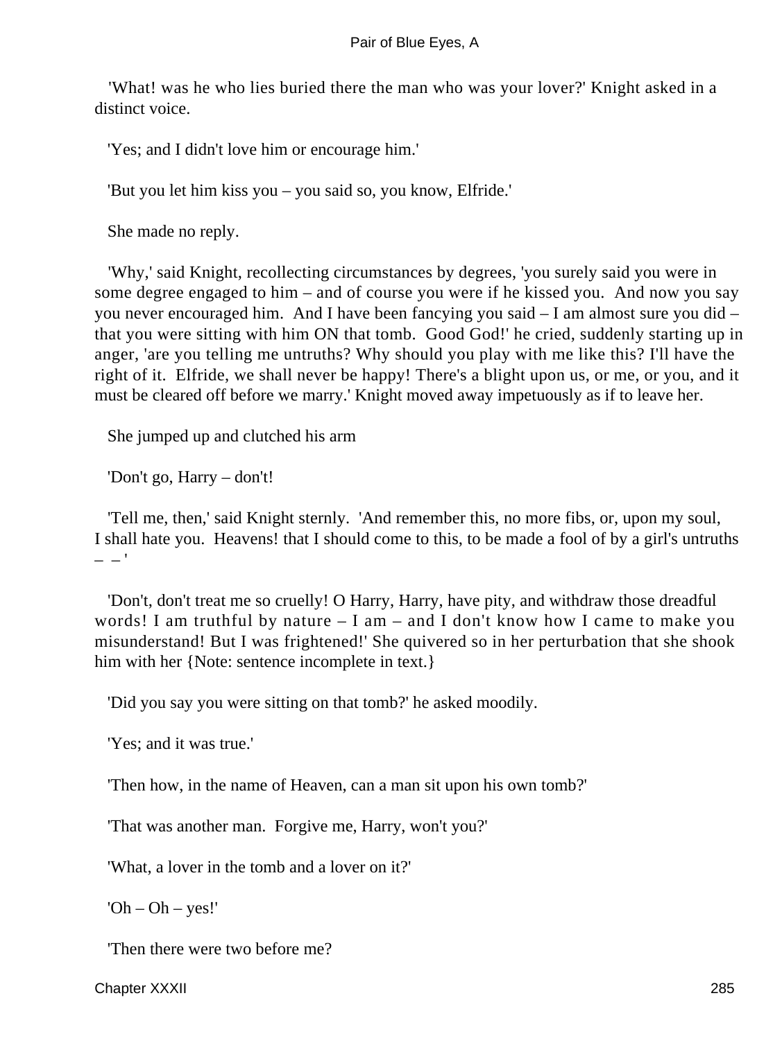'What! was he who lies buried there the man who was your lover?' Knight asked in a distinct voice.

'Yes; and I didn't love him or encourage him.'

'But you let him kiss you – you said so, you know, Elfride.'

She made no reply.

'Why,' said Knight, recollecting circumstances by degrees, 'you surely said you were in some degree engaged to him – and of course you were if he kissed you. And now you say you never encouraged him. And I have been fancying you said – I am almost sure you did – that you were sitting with him ON that tomb. Good God!' he cried, suddenly starting up in anger, 'are you telling me untruths? Why should you play with me like this? I'll have the right of it. Elfride, we shall never be happy! There's a blight upon us, or me, or you, and it must be cleared off before we marry.' Knight moved away impetuously as if to leave her.

She jumped up and clutched his arm

'Don't go, Harry – don't!

'Tell me, then,' said Knight sternly. 'And remember this, no more fibs, or, upon my soul, I shall hate you. Heavens! that I should come to this, to be made a fool of by a girl's untruths – – '

'Don't, don't treat me so cruelly! O Harry, Harry, have pity, and withdraw those dreadful words! I am truthful by nature – I am – and I don't know how I came to make you misunderstand! But I was frightened!' She quivered so in her perturbation that she shook him with her {Note: sentence incomplete in text.}

'Did you say you were sitting on that tomb?' he asked moodily.

'Yes; and it was true.'

'Then how, in the name of Heaven, can a man sit upon his own tomb?'

'That was another man. Forgive me, Harry, won't you?'

'What, a lover in the tomb and a lover on it?'

'Oh – Oh – yes!'

'Then there were two before me?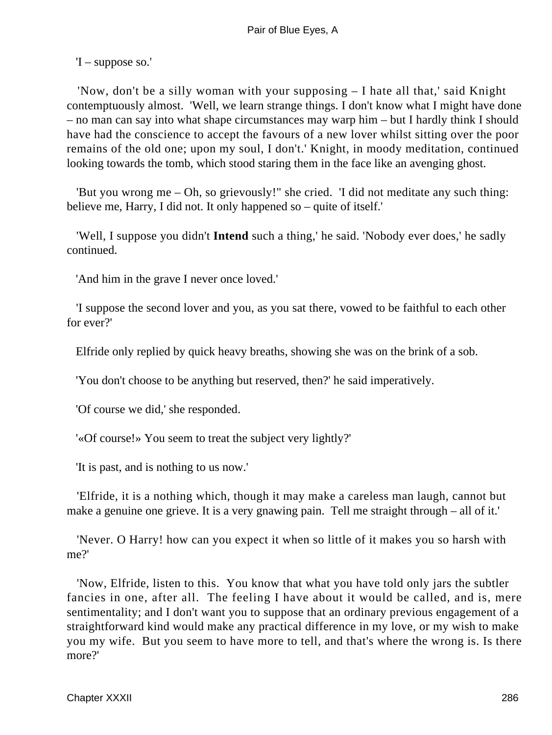'I – suppose so.'

'Now, don't be a silly woman with your supposing – I hate all that,' said Knight contemptuously almost. 'Well, we learn strange things. I don't know what I might have done – no man can say into what shape circumstances may warp him – but I hardly think I should have had the conscience to accept the favours of a new lover whilst sitting over the poor remains of the old one; upon my soul, I don't.' Knight, in moody meditation, continued looking towards the tomb, which stood staring them in the face like an avenging ghost.

'But you wrong me – Oh, so grievously!" she cried. 'I did not meditate any such thing: believe me, Harry, I did not. It only happened so – quite of itself.'

'Well, I suppose you didn't **Intend** such a thing,' he said. 'Nobody ever does,' he sadly continued.

'And him in the grave I never once loved.'

'I suppose the second lover and you, as you sat there, vowed to be faithful to each other for ever?'

Elfride only replied by quick heavy breaths, showing she was on the brink of a sob.

'You don't choose to be anything but reserved, then?' he said imperatively.

'Of course we did,' she responded.

'«Of course!» You seem to treat the subject very lightly?'

'It is past, and is nothing to us now.'

'Elfride, it is a nothing which, though it may make a careless man laugh, cannot but make a genuine one grieve. It is a very gnawing pain. Tell me straight through – all of it.'

'Never. O Harry! how can you expect it when so little of it makes you so harsh with me?'

'Now, Elfride, listen to this. You know that what you have told only jars the subtler fancies in one, after all. The feeling I have about it would be called, and is, mere sentimentality; and I don't want you to suppose that an ordinary previous engagement of a straightforward kind would make any practical difference in my love, or my wish to make you my wife. But you seem to have more to tell, and that's where the wrong is. Is there more?'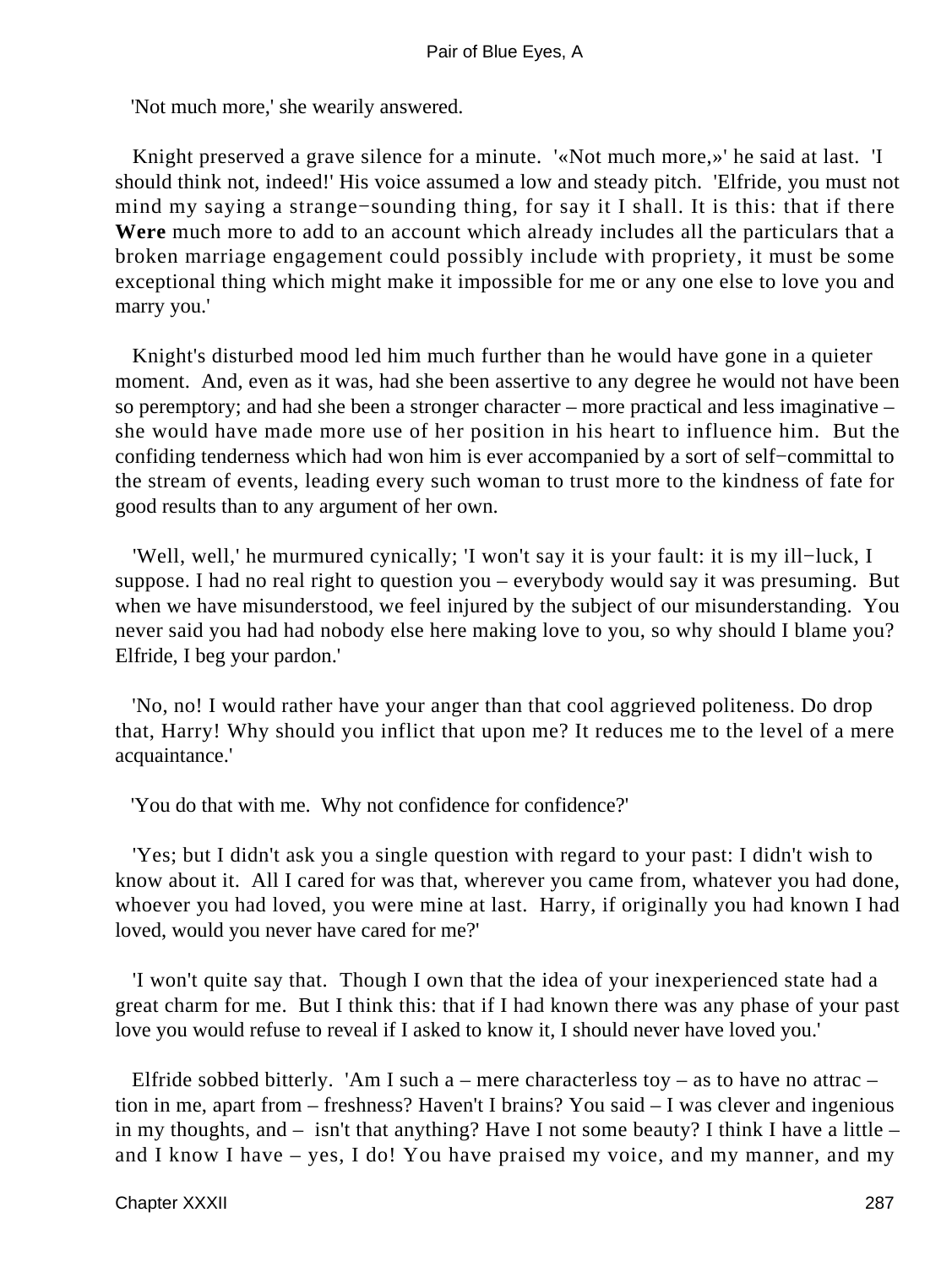'Not much more,' she wearily answered.

Knight preserved a grave silence for a minute. '«Not much more,»' he said at last. 'I should think not, indeed!' His voice assumed a low and steady pitch. 'Elfride, you must not mind my saying a strange−sounding thing, for say it I shall. It is this: that if there **Were** much more to add to an account which already includes all the particulars that a broken marriage engagement could possibly include with propriety, it must be some exceptional thing which might make it impossible for me or any one else to love you and marry you.'

Knight's disturbed mood led him much further than he would have gone in a quieter moment. And, even as it was, had she been assertive to any degree he would not have been so peremptory; and had she been a stronger character – more practical and less imaginative – she would have made more use of her position in his heart to influence him. But the confiding tenderness which had won him is ever accompanied by a sort of self−committal to the stream of events, leading every such woman to trust more to the kindness of fate for good results than to any argument of her own.

'Well, well,' he murmured cynically; 'I won't say it is your fault: it is my ill−luck, I suppose. I had no real right to question you – everybody would say it was presuming. But when we have misunderstood, we feel injured by the subject of our misunderstanding. You never said you had had nobody else here making love to you, so why should I blame you? Elfride, I beg your pardon.'

'No, no! I would rather have your anger than that cool aggrieved politeness. Do drop that, Harry! Why should you inflict that upon me? It reduces me to the level of a mere acquaintance.'

'You do that with me. Why not confidence for confidence?'

'Yes; but I didn't ask you a single question with regard to your past: I didn't wish to know about it. All I cared for was that, wherever you came from, whatever you had done, whoever you had loved, you were mine at last. Harry, if originally you had known I had loved, would you never have cared for me?'

'I won't quite say that. Though I own that the idea of your inexperienced state had a great charm for me. But I think this: that if I had known there was any phase of your past love you would refuse to reveal if I asked to know it, I should never have loved you.'

Elfride sobbed bitterly. 'Am I such a – mere characterless toy – as to have no attrac – tion in me, apart from – freshness? Haven't I brains? You said – I was clever and ingenious in my thoughts, and – isn't that anything? Have I not some beauty? I think I have a little – and I know I have – yes, I do! You have praised my voice, and my manner, and my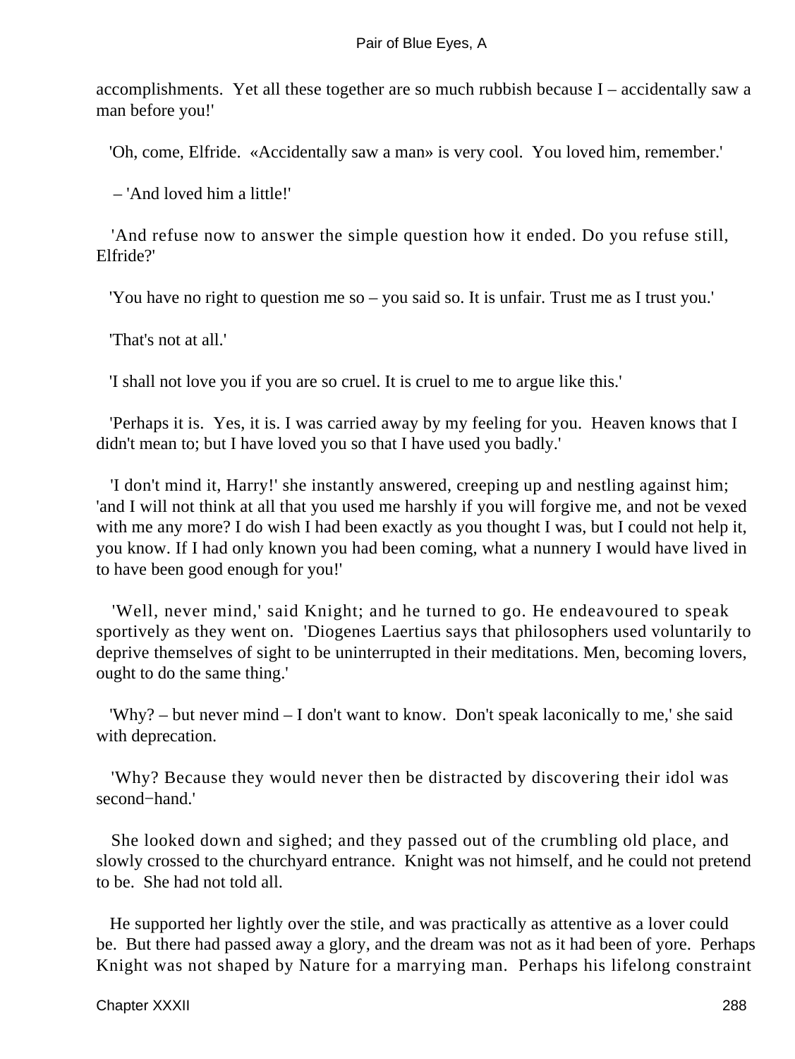accomplishments. Yet all these together are so much rubbish because I – accidentally saw a man before you!'

'Oh, come, Elfride. «Accidentally saw a man» is very cool. You loved him, remember.'

– 'And loved him a little!'

'And refuse now to answer the simple question how it ended. Do you refuse still, Elfride?'

'You have no right to question me so – you said so. It is unfair. Trust me as I trust you.'

'That's not at all.'

'I shall not love you if you are so cruel. It is cruel to me to argue like this.'

'Perhaps it is. Yes, it is. I was carried away by my feeling for you. Heaven knows that I didn't mean to; but I have loved you so that I have used you badly.'

'I don't mind it, Harry!' she instantly answered, creeping up and nestling against him; 'and I will not think at all that you used me harshly if you will forgive me, and not be vexed with me any more? I do wish I had been exactly as you thought I was, but I could not help it, you know. If I had only known you had been coming, what a nunnery I would have lived in to have been good enough for you!'

'Well, never mind,' said Knight; and he turned to go. He endeavoured to speak sportively as they went on. 'Diogenes Laertius says that philosophers used voluntarily to deprive themselves of sight to be uninterrupted in their meditations. Men, becoming lovers, ought to do the same thing.'

'Why? – but never mind – I don't want to know. Don't speak laconically to me,' she said with deprecation.

'Why? Because they would never then be distracted by discovering their idol was second−hand.'

She looked down and sighed; and they passed out of the crumbling old place, and slowly crossed to the churchyard entrance. Knight was not himself, and he could not pretend to be. She had not told all.

He supported her lightly over the stile, and was practically as attentive as a lover could be. But there had passed away a glory, and the dream was not as it had been of yore. Perhaps Knight was not shaped by Nature for a marrying man. Perhaps his lifelong constraint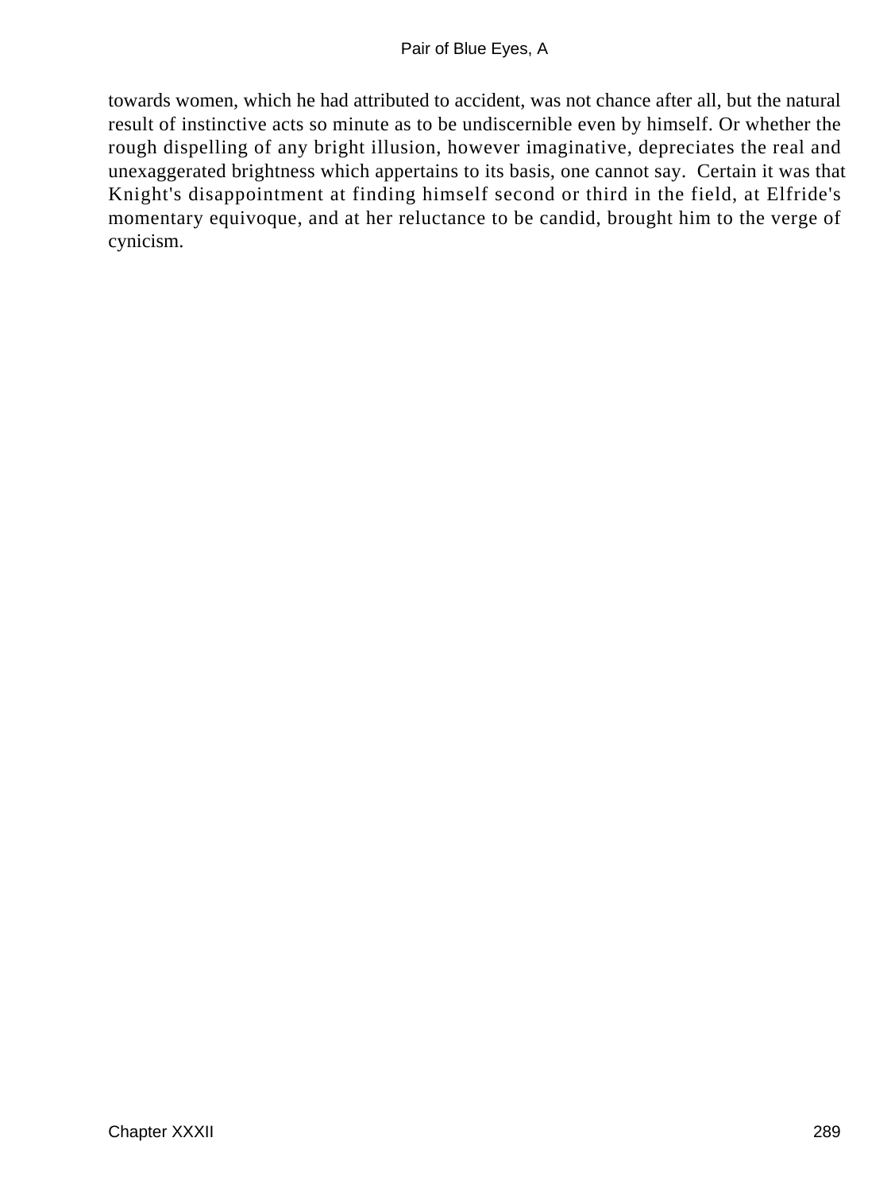towards women, which he had attributed to accident, was not chance after all, but the natural result of instinctive acts so minute as to be undiscernible even by himself. Or whether the rough dispelling of any bright illusion, however imaginative, depreciates the real and unexaggerated brightness which appertains to its basis, one cannot say. Certain it was that Knight's disappointment at finding himself second or third in the field, at Elfride's momentary equivoque, and at her reluctance to be candid, brought him to the verge of cynicism.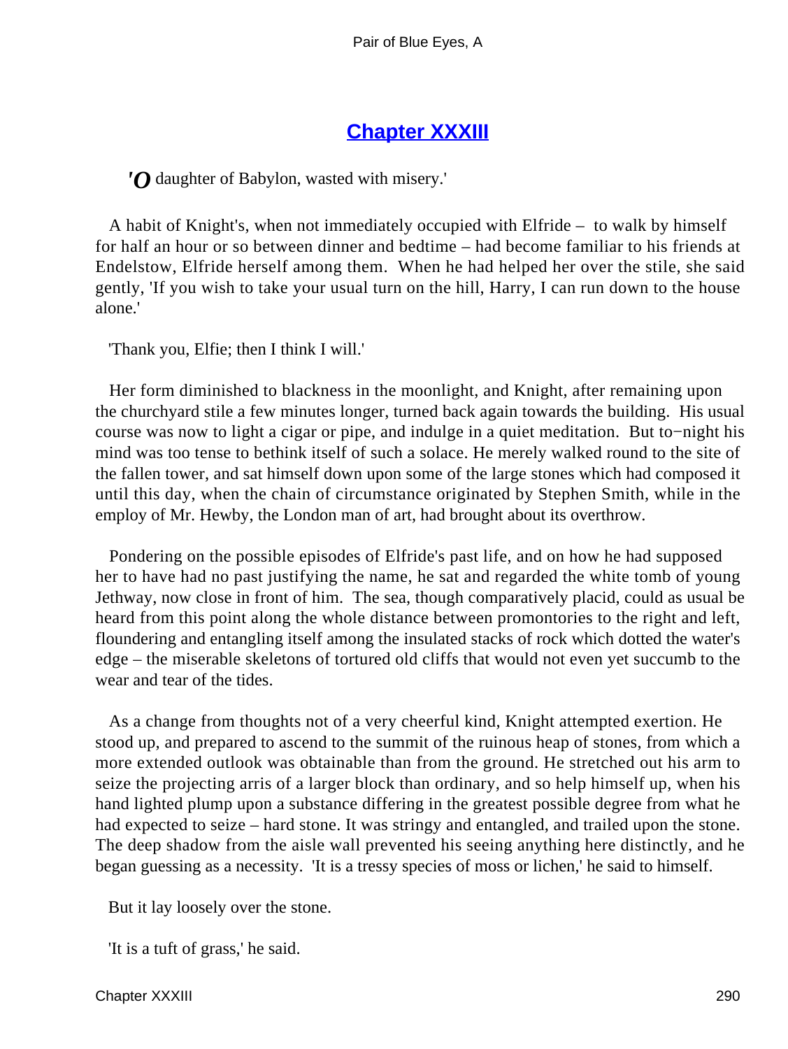## Chapter XXXIII

*'O daughter of Babylon, wasted with misery.'*

A habit of Knight's, when not immediately occupied with Elfride – to walk by himself for half an hour or so between dinner and bedtime – had become familiar to his friends at Endelstow, Elfride herself among them. When he had helped her over the stile, she said gently, 'If you wish to take your usual turn on the hill, Harry, I can run down to the house alone.'

'Thank you, Elfie; then I think I will.'

Her form diminished to blackness in the moonlight, and Knight, after remaining upon the churchyard stile a few minutes longer, turned back again towards the building. His usual course was now to light a cigar or pipe, and indulge in a quiet meditation. But to-night his mind was too tense to bethink itself of such a solace. He merely walked round to the site of the fallen tower, and sat himself down upon some of the large stones which had composed it until this day, when the chain of circumstance originated by Stephen Smith, while in the employ of Mr. Hewby, the London man of art, had brought about its overthrow.

Pondering on the possible episodes of Elfride's past life, and on how he had supposed her to have had no past justifying the name, he sat and regarded the white tomb of young Jethway, now close in front of him. The sea, though comparatively placid, could as usual be heard from this point along the whole distance between promontories to the right and left, floundering and entangling itself among the insulated stacks of rock which dotted the water's edge – the miserable skeletons of tortured old cliffs that would not even yet succumb to the wear and tear of the tides.

As a change from thoughts not of a very cheerful kind, Knight attempted exertion. He stood up, and prepared to ascend to the summit of the ruinous heap of stones, from which a more extended outlook was obtainable than from the ground. He stretched out his arm to seize the projecting arris of a larger block than ordinary, and so help himself up, when his hand lighted plump upon a substance differing in the greatest possible degree from what he had expected to seize – hard stone. It was stringy and entangled, and trailed upon the stone. The deep shadow from the aisle wall prevented his seeing anything here distinctly, and he began guessing as a necessity. 'It is a tressy species of moss or lichen,' he said to himself.

But it lay loosely over the stone.

'It is a tuft of grass,' he said.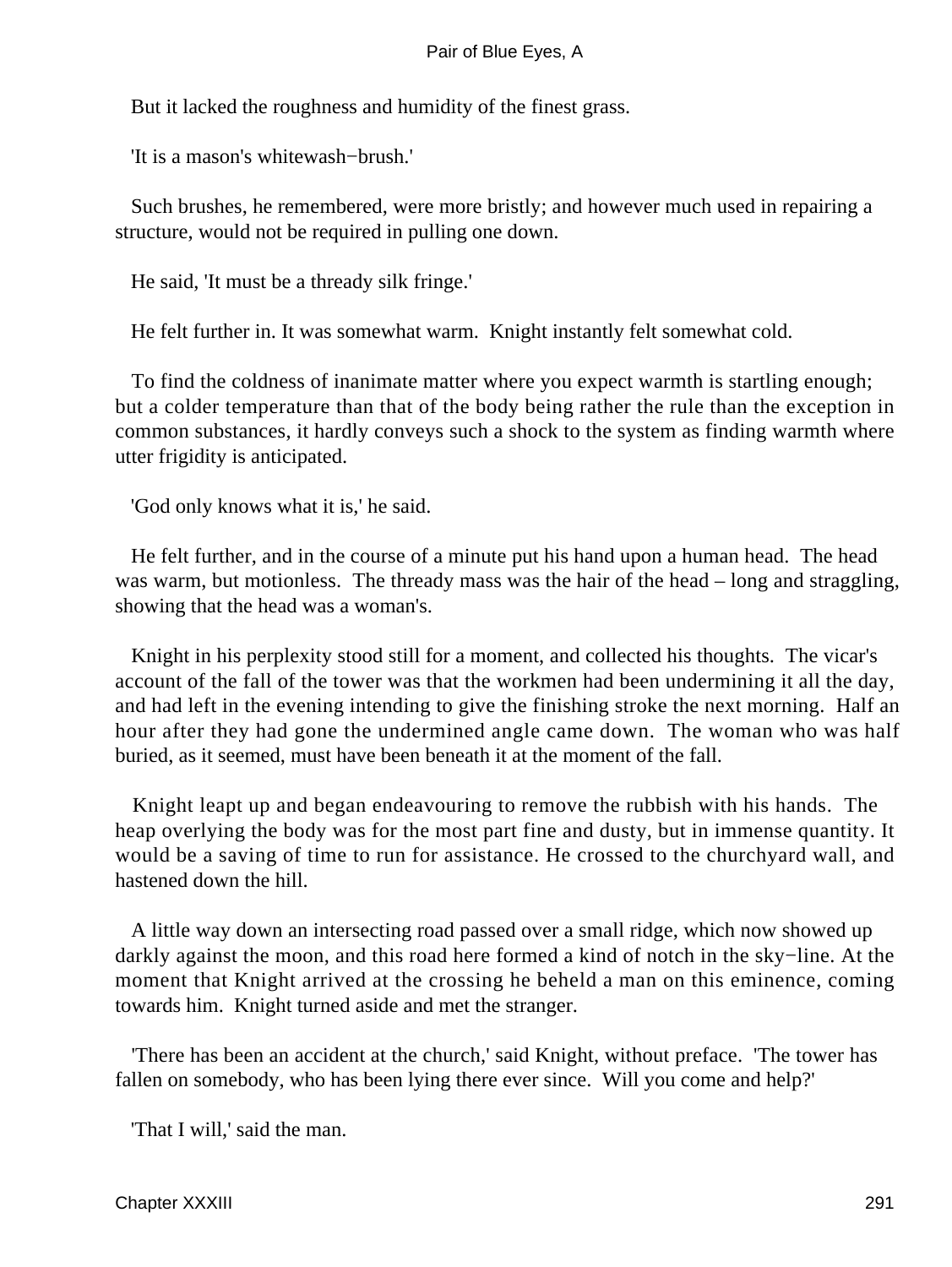But it lacked the roughness and humidity of the finest grass.

'It is a mason's whitewash−brush.'

Such brushes, he remembered, were more bristly; and however much used in repairing a structure, would not be required in pulling one down.

He said, 'It must be a thready silk fringe.'

He felt further in. It was somewhat warm. Knight instantly felt somewhat cold.

To find the coldness of inanimate matter where you expect warmth is startling enough; but a colder temperature than that of the body being rather the rule than the exception in common substances, it hardly conveys such a shock to the system as finding warmth where utter frigidity is anticipated.

'God only knows what it is,' he said.

He felt further, and in the course of a minute put his hand upon a human head. The head was warm, but motionless. The thready mass was the hair of the head – long and straggling, showing that the head was a woman's.

Knight in his perplexity stood still for a moment, and collected his thoughts. The vicar's account of the fall of the tower was that the workmen had been undermining it all the day, and had left in the evening intending to give the finishing stroke the next morning. Half an hour after they had gone the undermined angle came down. The woman who was half buried, as it seemed, must have been beneath it at the moment of the fall.

Knight leapt up and began endeavouring to remove the rubbish with his hands. The heap overlying the body was for the most part fine and dusty, but in immense quantity. It would be a saving of time to run for assistance. He crossed to the churchyard wall, and hastened down the hill.

A little way down an intersecting road passed over a small ridge, which now showed up darkly against the moon, and this road here formed a kind of notch in the sky−line. At the moment that Knight arrived at the crossing he beheld a man on this eminence, coming towards him. Knight turned aside and met the stranger.

'There has been an accident at the church,' said Knight, without preface. 'The tower has fallen on somebody, who has been lying there ever since. Will you come and help?'

'That I will,' said the man.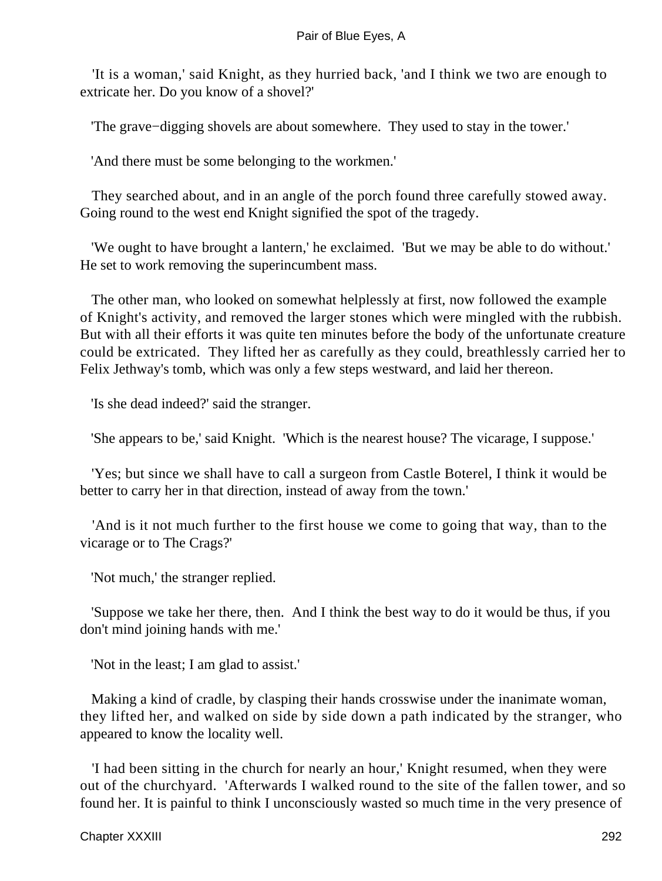'It is a woman,' said Knight, as they hurried back, 'and I think we two are enough to extricate her. Do you know of a shovel?'

'The grave−digging shovels are about somewhere. They used to stay in the tower.'

'And there must be some belonging to the workmen.'

They searched about, and in an angle of the porch found three carefully stowed away. Going round to the west end Knight signified the spot of the tragedy.

'We ought to have brought a lantern,' he exclaimed. 'But we may be able to do without.' He set to work removing the superincumbent mass.

The other man, who looked on somewhat helplessly at first, now followed the example of Knight's activity, and removed the larger stones which were mingled with the rubbish. But with all their efforts it was quite ten minutes before the body of the unfortunate creature could be extricated. They lifted her as carefully as they could, breathlessly carried her to Felix Jethway's tomb, which was only a few steps westward, and laid her thereon.

'Is she dead indeed?' said the stranger.

'She appears to be,' said Knight. 'Which is the nearest house? The vicarage, I suppose.'

'Yes; but since we shall have to call a surgeon from Castle Boterel, I think it would be better to carry her in that direction, instead of away from the town.'

'And is it not much further to the first house we come to going that way, than to the vicarage or to The Crags?'

'Not much,' the stranger replied.

'Suppose we take her there, then. And I think the best way to do it would be thus, if you don't mind joining hands with me.'

'Not in the least; I am glad to assist.'

Making a kind of cradle, by clasping their hands crosswise under the inanimate woman, they lifted her, and walked on side by side down a path indicated by the stranger, who appeared to know the locality well.

'I had been sitting in the church for nearly an hour,' Knight resumed, when they were out of the churchyard. 'Afterwards I walked round to the site of the fallen tower, and so found her. It is painful to think I unconsciously wasted so much time in the very presence of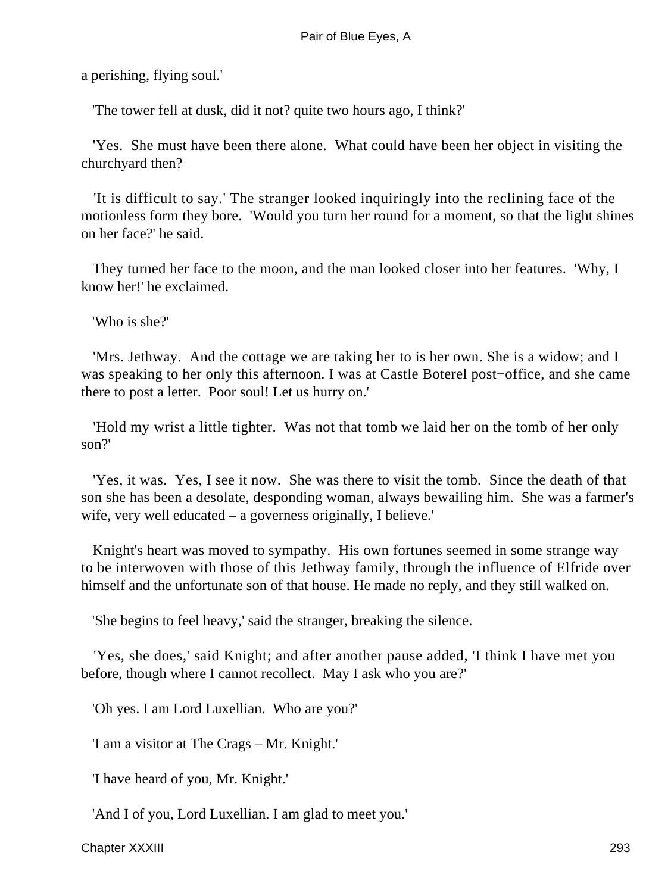a perishing, flying soul.'

'The tower fell at dusk, did it not? quite two hours ago, I think?'

'Yes. She must have been there alone. What could have been her object in visiting the churchyard then?

'It is difficult to say.' The stranger looked inquiringly into the reclining face of the motionless form they bore. 'Would you turn her round for a moment, so that the light shines on her face?' he said.

They turned her face to the moon, and the man looked closer into her features. 'Why, I know her!' he exclaimed.

'Who is she?'

'Mrs. Jethway. And the cottage we are taking her to is her own. She is a widow; and I was speaking to her only this afternoon. I was at Castle Boterel post−office, and she came there to post a letter. Poor soul! Let us hurry on.'

'Hold my wrist a little tighter. Was not that tomb we laid her on the tomb of her only son?'

'Yes, it was. Yes, I see it now. She was there to visit the tomb. Since the death of that son she has been a desolate, desponding woman, always bewailing him. She was a farmer's wife, very well educated – a governess originally, I believe.'

Knight's heart was moved to sympathy. His own fortunes seemed in some strange way to be interwoven with those of this Jethway family, through the influence of Elfride over himself and the unfortunate son of that house. He made no reply, and they still walked on.

'She begins to feel heavy,' said the stranger, breaking the silence.

'Yes, she does,' said Knight; and after another pause added, 'I think I have met you before, though where I cannot recollect. May I ask who you are?'

'Oh yes. I am Lord Luxellian. Who are you?'

'I am a visitor at The Crags – Mr. Knight.'

'I have heard of you, Mr. Knight.'

'And I of you, Lord Luxellian. I am glad to meet you.'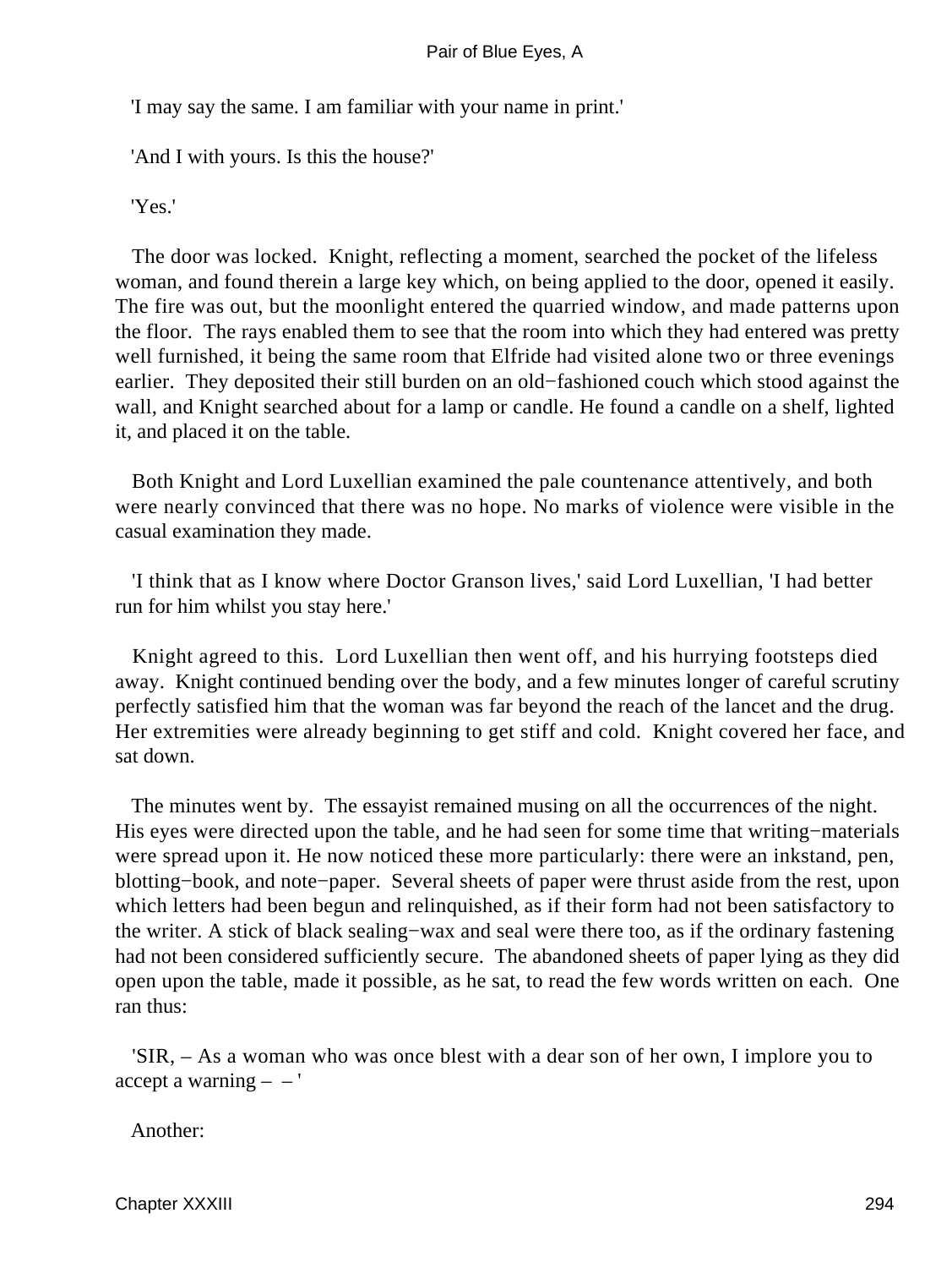'I may say the same. I am familiar with your name in print.'

'And I with yours. Is this the house?'

'Yes.'

The door was locked. Knight, reflecting a moment, searched the pocket of the lifeless woman, and found therein a large key which, on being applied to the door, opened it easily. The fire was out, but the moonlight entered the quarried window, and made patterns upon the floor. The rays enabled them to see that the room into which they had entered was pretty well furnished, it being the same room that Elfride had visited alone two or three evenings earlier. They deposited their still burden on an old−fashioned couch which stood against the wall, and Knight searched about for a lamp or candle. He found a candle on a shelf, lighted it, and placed it on the table.

Both Knight and Lord Luxellian examined the pale countenance attentively, and both were nearly convinced that there was no hope. No marks of violence were visible in the casual examination they made.

'I think that as I know where Doctor Granson lives,' said Lord Luxellian, 'I had better run for him whilst you stay here.'

Knight agreed to this. Lord Luxellian then went off, and his hurrying footsteps died away. Knight continued bending over the body, and a few minutes longer of careful scrutiny perfectly satisfied him that the woman was far beyond the reach of the lancet and the drug. Her extremities were already beginning to get stiff and cold. Knight covered her face, and sat down.

The minutes went by. The essayist remained musing on all the occurrences of the night. His eyes were directed upon the table, and he had seen for some time that writing−materials were spread upon it. He now noticed these more particularly: there were an inkstand, pen, blotting−book, and note−paper. Several sheets of paper were thrust aside from the rest, upon which letters had been begun and relinquished, as if their form had not been satisfactory to the writer. A stick of black sealing−wax and seal were there too, as if the ordinary fastening had not been considered sufficiently secure. The abandoned sheets of paper lying as they did open upon the table, made it possible, as he sat, to read the few words written on each. One ran thus:

'SIR, – As a woman who was once blest with a dear son of her own, I implore you to accept a warning – – '

Another: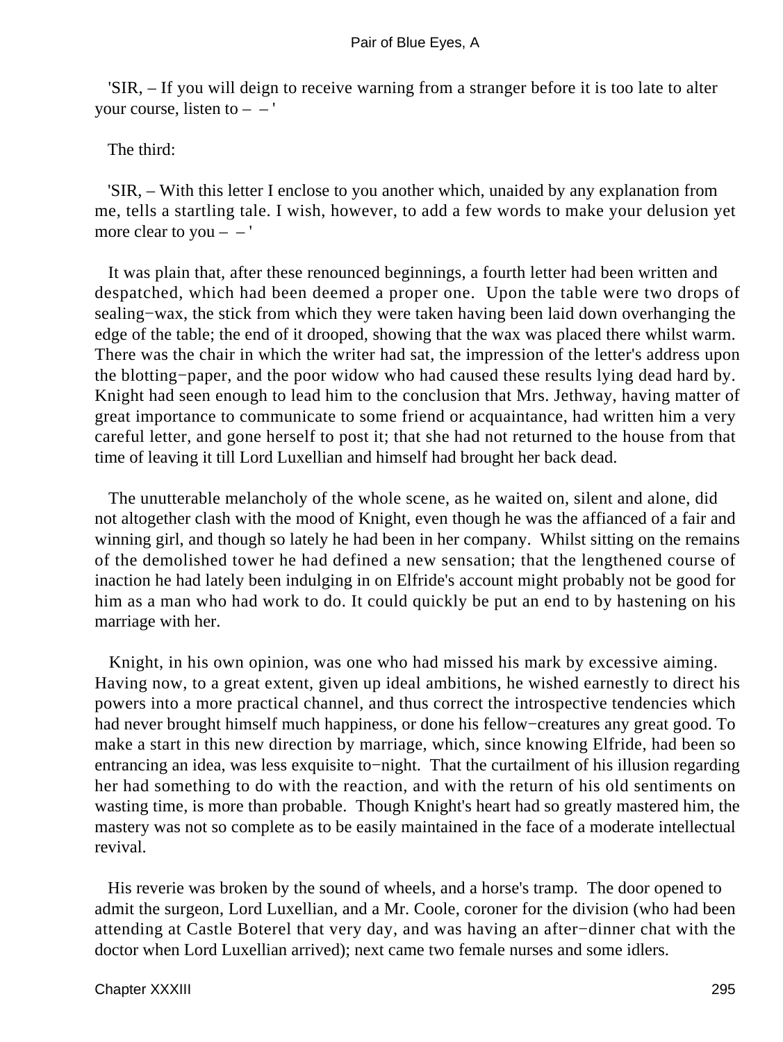'SIR, – If you will deign to receive warning from a stranger before it is too late to alter your course, listen to – – '

The third:

'SIR, – With this letter I enclose to you another which, unaided by any explanation from me, tells a startling tale. I wish, however, to add a few words to make your delusion yet more clear to you – – '

It was plain that, after these renounced beginnings, a fourth letter had been written and despatched, which had been deemed a proper one. Upon the table were two drops of sealing−wax, the stick from which they were taken having been laid down overhanging the edge of the table; the end of it drooped, showing that the wax was placed there whilst warm. There was the chair in which the writer had sat, the impression of the letter's address upon the blotting−paper, and the poor widow who had caused these results lying dead hard by. Knight had seen enough to lead him to the conclusion that Mrs. Jethway, having matter of great importance to communicate to some friend or acquaintance, had written him a very careful letter, and gone herself to post it; that she had not returned to the house from that time of leaving it till Lord Luxellian and himself had brought her back dead.

The unutterable melancholy of the whole scene, as he waited on, silent and alone, did not altogether clash with the mood of Knight, even though he was the affianced of a fair and winning girl, and though so lately he had been in her company. Whilst sitting on the remains of the demolished tower he had defined a new sensation; that the lengthened course of inaction he had lately been indulging in on Elfride's account might probably not be good for him as a man who had work to do. It could quickly be put an end to by hastening on his marriage with her.

Knight, in his own opinion, was one who had missed his mark by excessive aiming. Having now, to a great extent, given up ideal ambitions, he wished earnestly to direct his powers into a more practical channel, and thus correct the introspective tendencies which had never brought himself much happiness, or done his fellow−creatures any great good. To make a start in this new direction by marriage, which, since knowing Elfride, had been so entrancing an idea, was less exquisite to−night. That the curtailment of his illusion regarding her had something to do with the reaction, and with the return of his old sentiments on wasting time, is more than probable. Though Knight's heart had so greatly mastered him, the mastery was not so complete as to be easily maintained in the face of a moderate intellectual revival.

His reverie was broken by the sound of wheels, and a horse's tramp. The door opened to admit the surgeon, Lord Luxellian, and a Mr. Coole, coroner for the division (who had been attending at Castle Boterel that very day, and was having an after−dinner chat with the doctor when Lord Luxellian arrived); next came two female nurses and some idlers.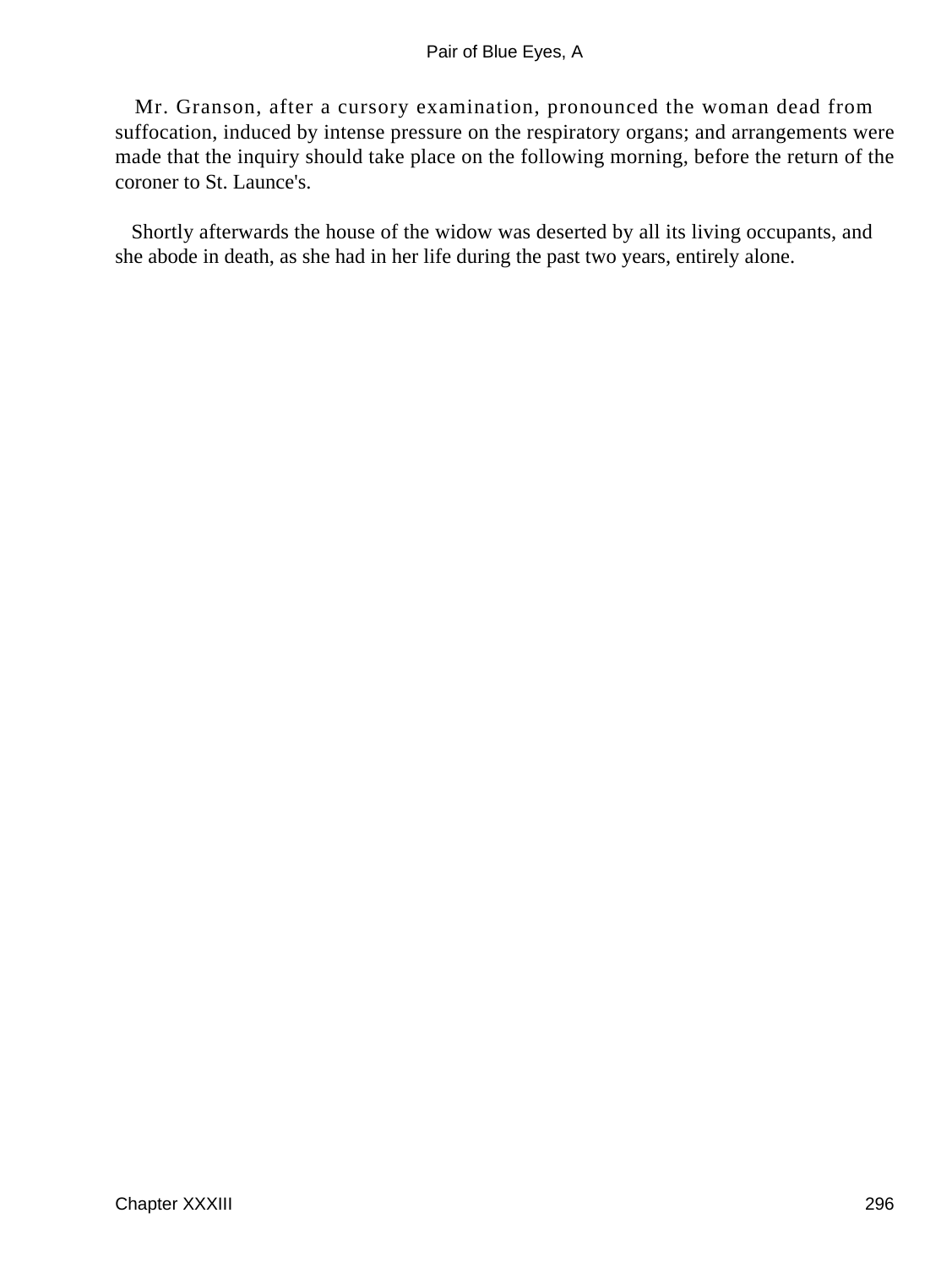Mr. Granson, after a cursory examination, pronounced the woman dead from suffocation, induced by intense pressure on the respiratory organs; and arrangements were made that the inquiry should take place on the following morning, before the return of the coroner to St. Launce's.

Shortly afterwards the house of the widow was deserted by all its living occupants, and she abode in death, as she had in her life during the past two years, entirely alone.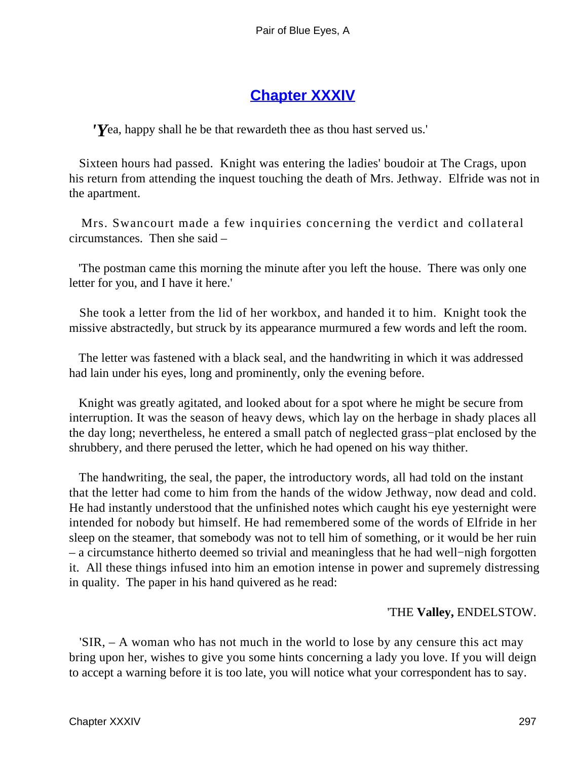## Chapter XXXIV

*'Y*ea, happy shall he be that rewardeth thee as thou hast served us.'

Sixteen hours had passed. Knight was entering the ladies' boudoir at The Crags, upon his return from attending the inquest touching the death of Mrs. Jethway. Elfride was not in the apartment.

Mrs. Swancourt made a few inquiries concerning the verdict and collateral circumstances. Then she said –

'The postman came this morning the minute after you left the house. There was only one letter for you, and I have it here.'

She took a letter from the lid of her workbox, and handed it to him. Knight took the missive abstractedly, but struck by its appearance murmured a few words and left the room.

The letter was fastened with a black seal, and the handwriting in which it was addressed had lain under his eyes, long and prominently, only the evening before.

Knight was greatly agitated, and looked about for a spot where he might be secure from interruption. It was the season of heavy dews, which lay on the herbage in shady places all the day long; nevertheless, he entered a small patch of neglected grass−plat enclosed by the shrubbery, and there perused the letter, which he had opened on his way thither.

The handwriting, the seal, the paper, the introductory words, all had told on the instant that the letter had come to him from the hands of the widow Jethway, now dead and cold. He had instantly understood that the unfinished notes which caught his eye yesternight were intended for nobody but himself. He had remembered some of the words of Elfride in her sleep on the steamer, that somebody was not to tell him of something, or it would be her ruin – a circumstance hitherto deemed so trivial and meaningless that he had well−nigh forgotten it. All these things infused into him an emotion intense in power and supremely distressing in quality. The paper in his hand quivered as he read:

'THE **Valley,** ENDELSTOW.

'SIR, – A woman who has not much in the world to lose by any censure this act may bring upon her, wishes to give you some hints concerning a lady you love. If you will deign to accept a warning before it is too late, you will notice what your correspondent has to say.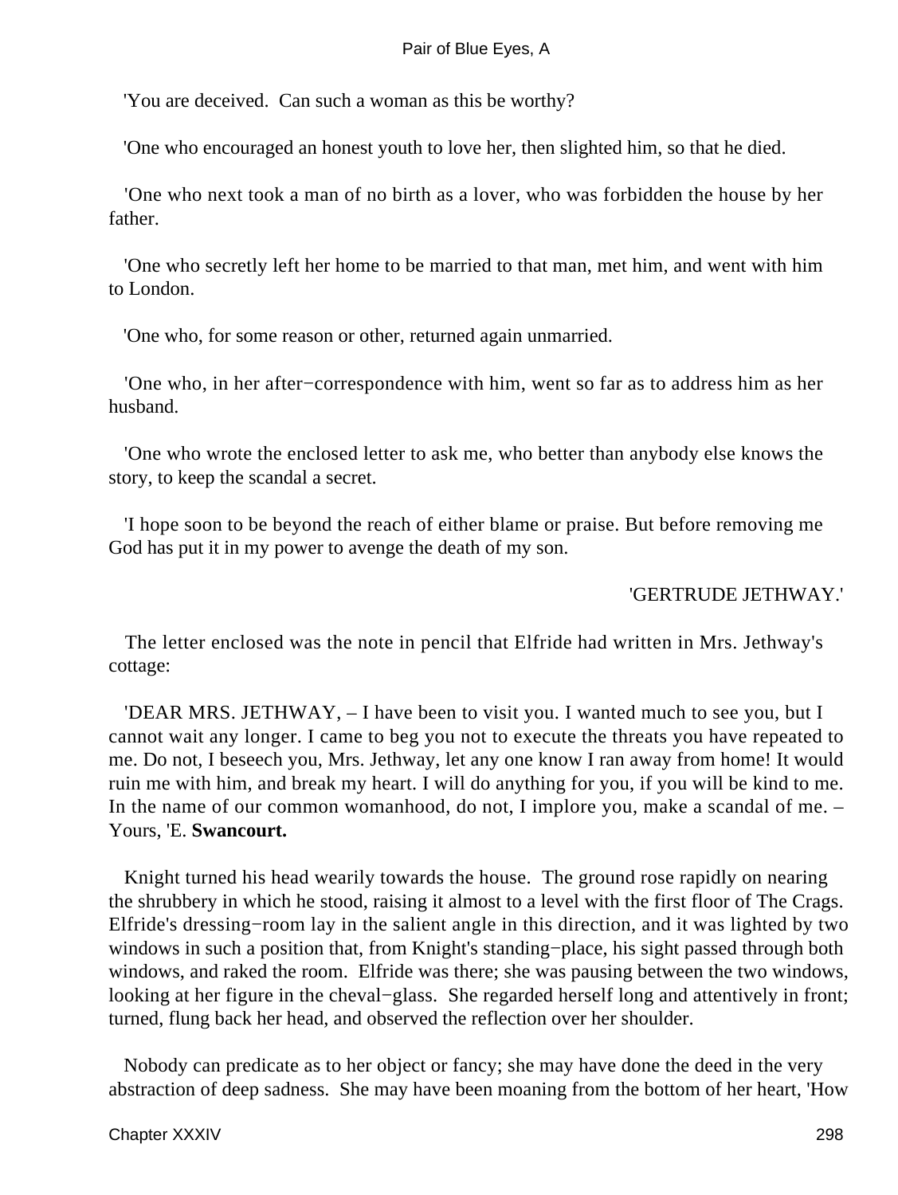'You are deceived.  Can such a woman as this be worthy?

'One who encouraged an honest youth to love her, then slighted him, so that he died.

'One who next took a man of no birth as a lover, who was forbidden the house by her father.

'One who secretly left her home to be married to that man, met him, and went with him to London.

'One who, for some reason or other, returned again unmarried.

'One who, in her after−correspondence with him, went so far as to address him as her husband.

'One who wrote the enclosed letter to ask me, who better than anybody else knows the story, to keep the scandal a secret.

'I hope soon to be beyond the reach of either blame or praise. But before removing me God has put it in my power to avenge the death of my son.

'GERTRUDE JETHWAY.'

The letter enclosed was the note in pencil that Elfride had written in Mrs. Jethway's cottage:

'DEAR MRS. JETHWAY, – I have been to visit you. I wanted much to see you, but I cannot wait any longer. I came to beg you not to execute the threats you have repeated to me. Do not, I beseech you, Mrs. Jethway, let any one know I ran away from home! It would ruin me with him, and break my heart. I will do anything for you, if you will be kind to me. In the name of our common womanhood, do not, I implore you, make a scandal of me. – Yours, 'E. **Swancourt.**

Knight turned his head wearily towards the house.  The ground rose rapidly on nearing the shrubbery in which he stood, raising it almost to a level with the first floor of The Crags. Elfride's dressing−room lay in the salient angle in this direction, and it was lighted by two windows in such a position that, from Knight's standing−place, his sight passed through both windows, and raked the room.  Elfride was there; she was pausing between the two windows, looking at her figure in the cheval−glass.  She regarded herself long and attentively in front; turned, flung back her head, and observed the reflection over her shoulder.

Nobody can predicate as to her object or fancy; she may have done the deed in the very abstraction of deep sadness.  She may have been moaning from the bottom of her heart, 'How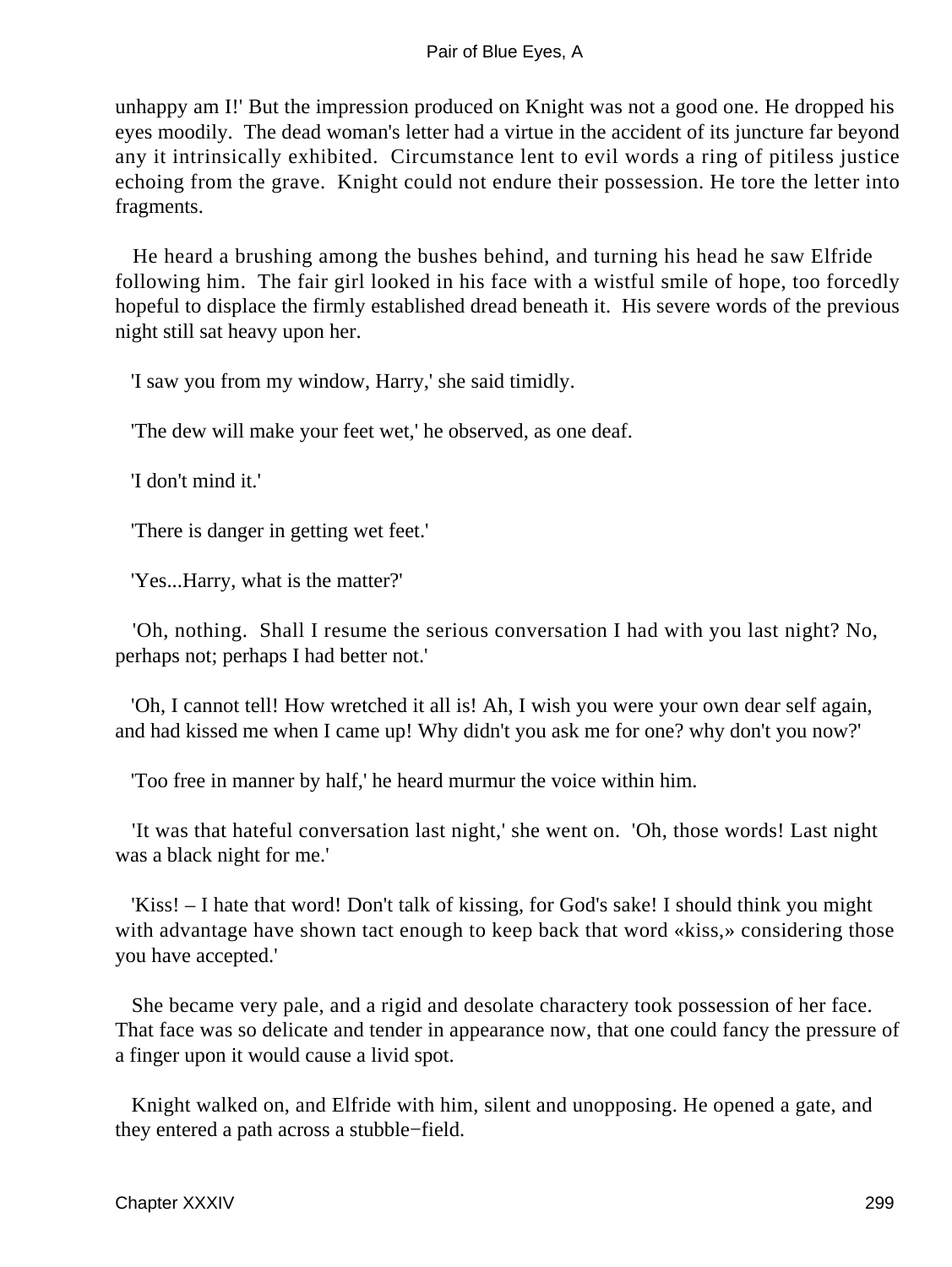unhappy am I!' But the impression produced on Knight was not a good one. He dropped his eyes moodily. The dead woman's letter had a virtue in the accident of its juncture far beyond any it intrinsically exhibited. Circumstance lent to evil words a ring of pitiless justice echoing from the grave. Knight could not endure their possession. He tore the letter into fragments.

He heard a brushing among the bushes behind, and turning his head he saw Elfride following him. The fair girl looked in his face with a wistful smile of hope, too forcedly hopeful to displace the firmly established dread beneath it. His severe words of the previous night still sat heavy upon her.

'I saw you from my window, Harry,' she said timidly.

'The dew will make your feet wet,' he observed, as one deaf.

'I don't mind it.'

'There is danger in getting wet feet.'

'Yes...Harry, what is the matter?'

'Oh, nothing. Shall I resume the serious conversation I had with you last night? No, perhaps not; perhaps I had better not.'

'Oh, I cannot tell! How wretched it all is! Ah, I wish you were your own dear self again, and had kissed me when I came up! Why didn't you ask me for one? why don't you now?'

'Too free in manner by half,' he heard murmur the voice within him.

'It was that hateful conversation last night,' she went on. 'Oh, those words! Last night was a black night for me.'

'Kiss! – I hate that word! Don't talk of kissing, for God's sake! I should think you might with advantage have shown tact enough to keep back that word «kiss,» considering those you have accepted.'

She became very pale, and a rigid and desolate charactery took possession of her face. That face was so delicate and tender in appearance now, that one could fancy the pressure of a finger upon it would cause a livid spot.

Knight walked on, and Elfride with him, silent and unopposing. He opened a gate, and they entered a path across a stubble−field.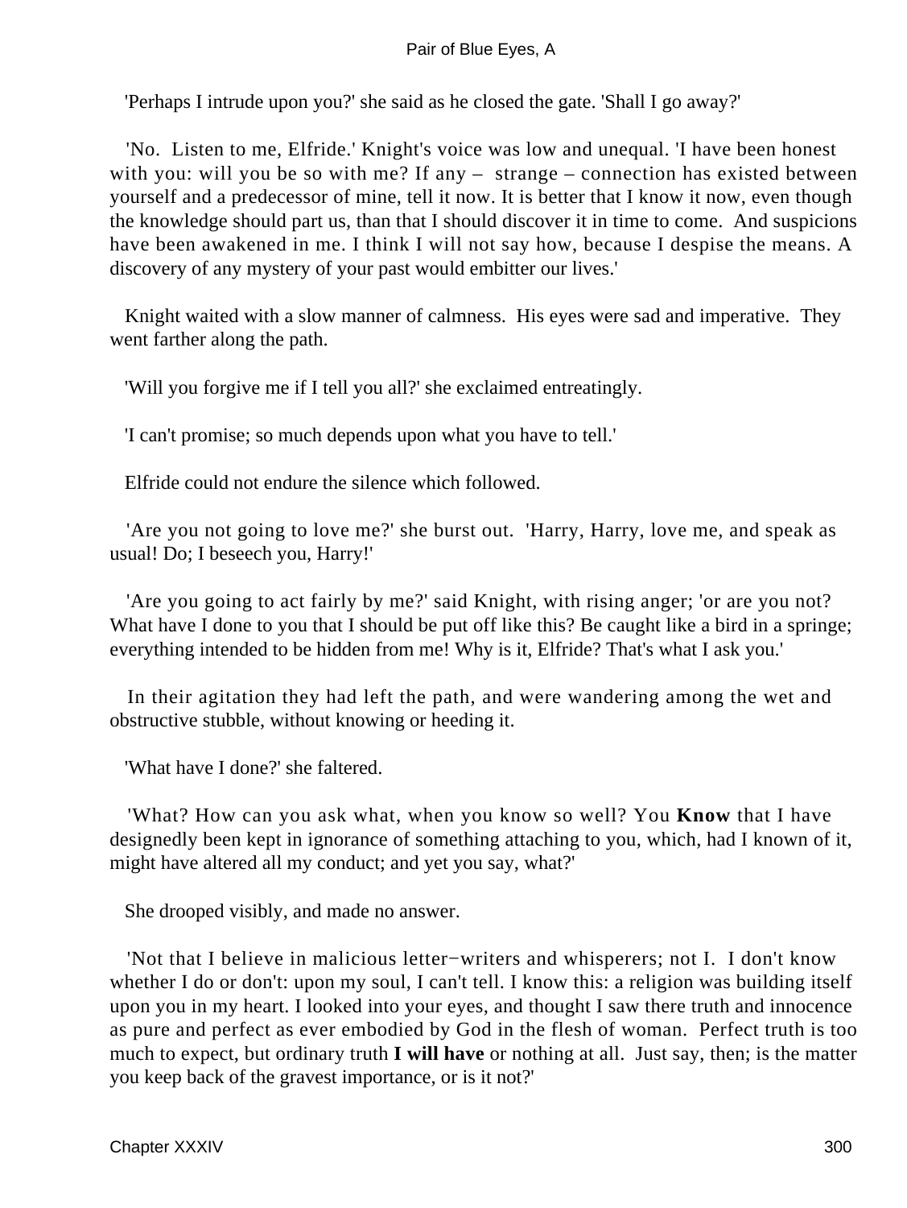'Perhaps I intrude upon you?' she said as he closed the gate. 'Shall I go away?'

'No. Listen to me, Elfride.' Knight's voice was low and unequal. 'I have been honest with you: will you be so with me? If any – strange – connection has existed between yourself and a predecessor of mine, tell it now. It is better that I know it now, even though the knowledge should part us, than that I should discover it in time to come. And suspicions have been awakened in me. I think I will not say how, because I despise the means. A discovery of any mystery of your past would embitter our lives.'

Knight waited with a slow manner of calmness. His eyes were sad and imperative. They went farther along the path.

'Will you forgive me if I tell you all?' she exclaimed entreatingly.

'I can't promise; so much depends upon what you have to tell.'

Elfride could not endure the silence which followed.

'Are you not going to love me?' she burst out. 'Harry, Harry, love me, and speak as usual! Do; I beseech you, Harry!'

'Are you going to act fairly by me?' said Knight, with rising anger; 'or are you not? What have I done to you that I should be put off like this? Be caught like a bird in a springe; everything intended to be hidden from me! Why is it, Elfride? That's what I ask you.'

In their agitation they had left the path, and were wandering among the wet and obstructive stubble, without knowing or heeding it.

'What have I done?' she faltered.

'What? How can you ask what, when you know so well? You **Know** that I have designedly been kept in ignorance of something attaching to you, which, had I known of it, might have altered all my conduct; and yet you say, what?'

She drooped visibly, and made no answer.

'Not that I believe in malicious letter−writers and whisperers; not I. I don't know whether I do or don't: upon my soul, I can't tell. I know this: a religion was building itself upon you in my heart. I looked into your eyes, and thought I saw there truth and innocence as pure and perfect as ever embodied by God in the flesh of woman. Perfect truth is too much to expect, but ordinary truth **I will have** or nothing at all. Just say, then; is the matter you keep back of the gravest importance, or is it not?'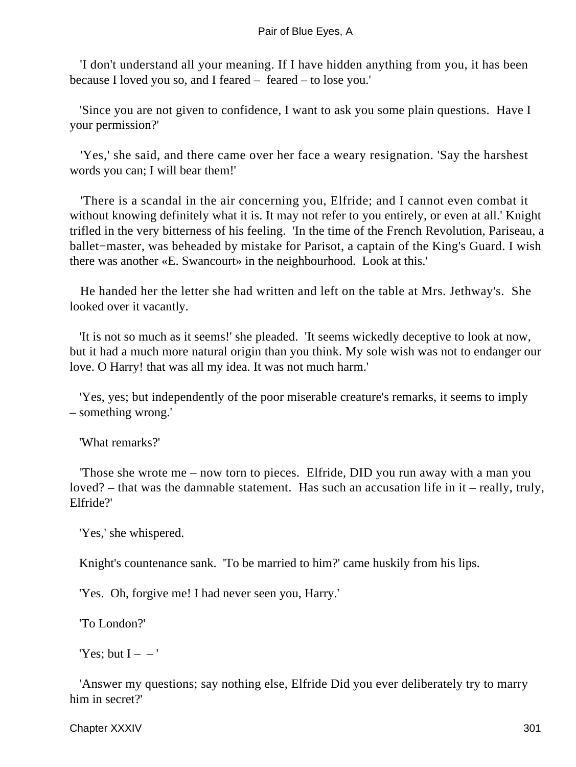'I don't understand all your meaning. If I have hidden anything from you, it has been because I loved you so, and I feared – feared – to lose you.'

'Since you are not given to confidence, I want to ask you some plain questions. Have I your permission?'

'Yes,' she said, and there came over her face a weary resignation. 'Say the harshest words you can; I will bear them!'

'There is a scandal in the air concerning you, Elfride; and I cannot even combat it without knowing definitely what it is. It may not refer to you entirely, or even at all.' Knight trifled in the very bitterness of his feeling. 'In the time of the French Revolution, Pariseau, a ballet−master, was beheaded by mistake for Parisot, a captain of the King's Guard. I wish there was another «E. Swancourt» in the neighbourhood. Look at this.'

He handed her the letter she had written and left on the table at Mrs. Jethway's. She looked over it vacantly.

'It is not so much as it seems!' she pleaded. 'It seems wickedly deceptive to look at now, but it had a much more natural origin than you think. My sole wish was not to endanger our love. O Harry! that was all my idea. It was not much harm.'

'Yes, yes; but independently of the poor miserable creature's remarks, it seems to imply – something wrong.'

'What remarks?'

'Those she wrote me – now torn to pieces. Elfride, DID you run away with a man you loved? – that was the damnable statement. Has such an accusation life in it – really, truly, Elfride?'

'Yes,' she whispered.

Knight's countenance sank. 'To be married to him?' came huskily from his lips.

'Yes. Oh, forgive me! I had never seen you, Harry.'

'To London?'

'Yes; but I – – '

'Answer my questions; say nothing else, Elfride Did you ever deliberately try to marry him in secret?'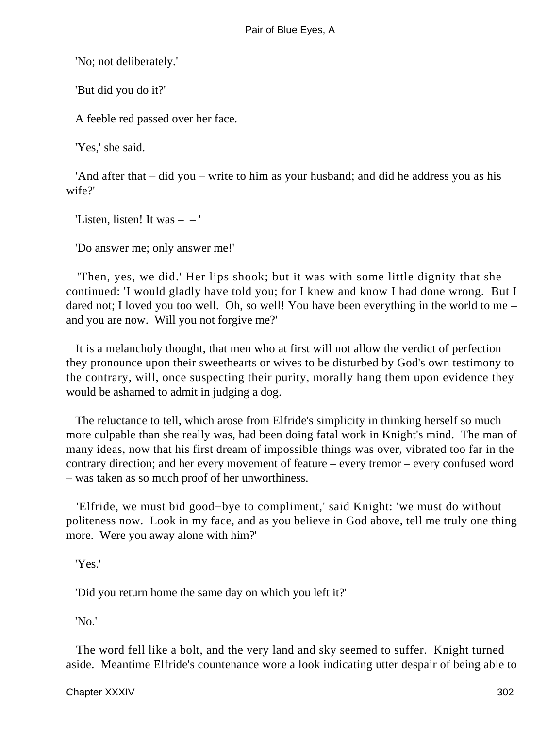'No; not deliberately.'

'But did you do it?'

A feeble red passed over her face.

'Yes,' she said.

'And after that – did you – write to him as your husband; and did he address you as his wife?'

'Listen, listen! It was – – '

'Do answer me; only answer me!'

'Then, yes, we did.' Her lips shook; but it was with some little dignity that she continued: 'I would gladly have told you; for I knew and know I had done wrong. But I dared not; I loved you too well. Oh, so well! You have been everything in the world to me – and you are now. Will you not forgive me?'

It is a melancholy thought, that men who at first will not allow the verdict of perfection they pronounce upon their sweethearts or wives to be disturbed by God's own testimony to the contrary, will, once suspecting their purity, morally hang them upon evidence they would be ashamed to admit in judging a dog.

The reluctance to tell, which arose from Elfride's simplicity in thinking herself so much more culpable than she really was, had been doing fatal work in Knight's mind. The man of many ideas, now that his first dream of impossible things was over, vibrated too far in the contrary direction; and her every movement of feature – every tremor – every confused word – was taken as so much proof of her unworthiness.

'Elfride, we must bid good−bye to compliment,' said Knight: 'we must do without politeness now. Look in my face, and as you believe in God above, tell me truly one thing more. Were you away alone with him?'

'Yes.'

'Did you return home the same day on which you left it?'

'No.'

The word fell like a bolt, and the very land and sky seemed to suffer. Knight turned aside. Meantime Elfride's countenance wore a look indicating utter despair of being able to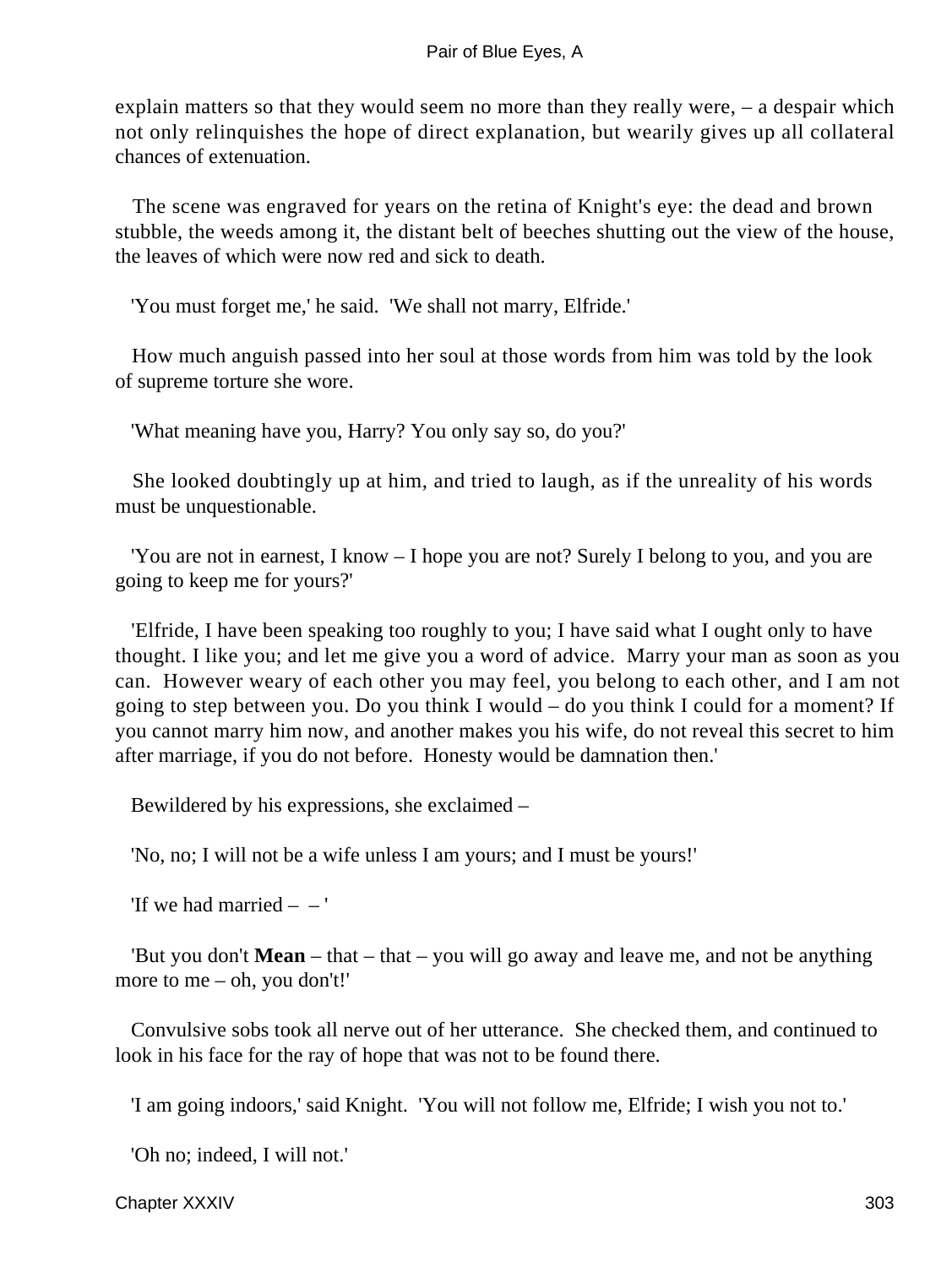explain matters so that they would seem no more than they really were, – a despair which not only relinquishes the hope of direct explanation, but wearily gives up all collateral chances of extenuation.

The scene was engraved for years on the retina of Knight's eye: the dead and brown stubble, the weeds among it, the distant belt of beeches shutting out the view of the house, the leaves of which were now red and sick to death.

'You must forget me,' he said.  'We shall not marry, Elfride.'

How much anguish passed into her soul at those words from him was told by the look of supreme torture she wore.

'What meaning have you, Harry? You only say so, do you?'

She looked doubtingly up at him, and tried to laugh, as if the unreality of his words must be unquestionable.

'You are not in earnest, I know – I hope you are not? Surely I belong to you, and you are going to keep me for yours?'

'Elfride, I have been speaking too roughly to you; I have said what I ought only to have thought. I like you; and let me give you a word of advice.  Marry your man as soon as you can.  However weary of each other you may feel, you belong to each other, and I am not going to step between you. Do you think I would – do you think I could for a moment? If you cannot marry him now, and another makes you his wife, do not reveal this secret to him after marriage, if you do not before.  Honesty would be damnation then.'

Bewildered by his expressions, she exclaimed –

'No, no; I will not be a wife unless I am yours; and I must be yours!'

'If we had married – – '

'But you don't **Mean** – that – that – you will go away and leave me, and not be anything more to me – oh, you don't!'

Convulsive sobs took all nerve out of her utterance.  She checked them, and continued to look in his face for the ray of hope that was not to be found there.

'I am going indoors,' said Knight.  'You will not follow me, Elfride; I wish you not to.'

'Oh no; indeed, I will not.'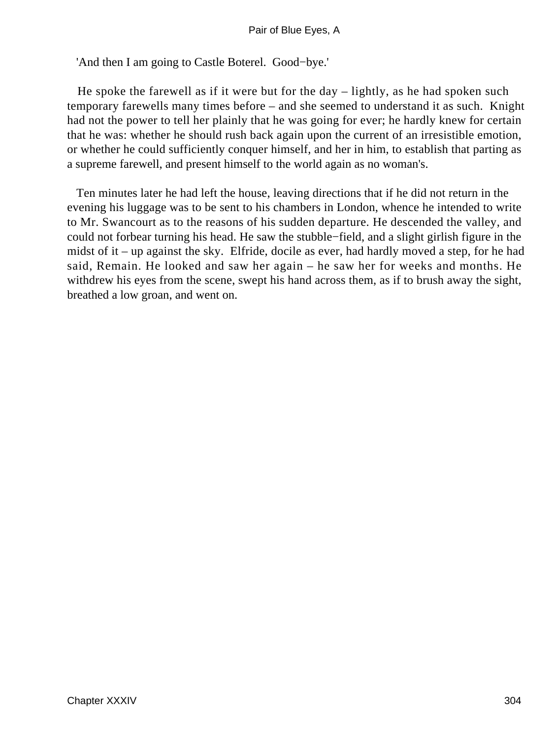'And then I am going to Castle Boterel. Good−bye.'

He spoke the farewell as if it were but for the day – lightly, as he had spoken such temporary farewells many times before – and she seemed to understand it as such. Knight had not the power to tell her plainly that he was going for ever; he hardly knew for certain that he was: whether he should rush back again upon the current of an irresistible emotion, or whether he could sufficiently conquer himself, and her in him, to establish that parting as a supreme farewell, and present himself to the world again as no woman's.

Ten minutes later he had left the house, leaving directions that if he did not return in the evening his luggage was to be sent to his chambers in London, whence he intended to write to Mr. Swancourt as to the reasons of his sudden departure. He descended the valley, and could not forbear turning his head. He saw the stubble−field, and a slight girlish figure in the midst of it – up against the sky. Elfride, docile as ever, had hardly moved a step, for he had said, Remain. He looked and saw her again – he saw her for weeks and months. He withdrew his eyes from the scene, swept his hand across them, as if to brush away the sight, breathed a low groan, and went on.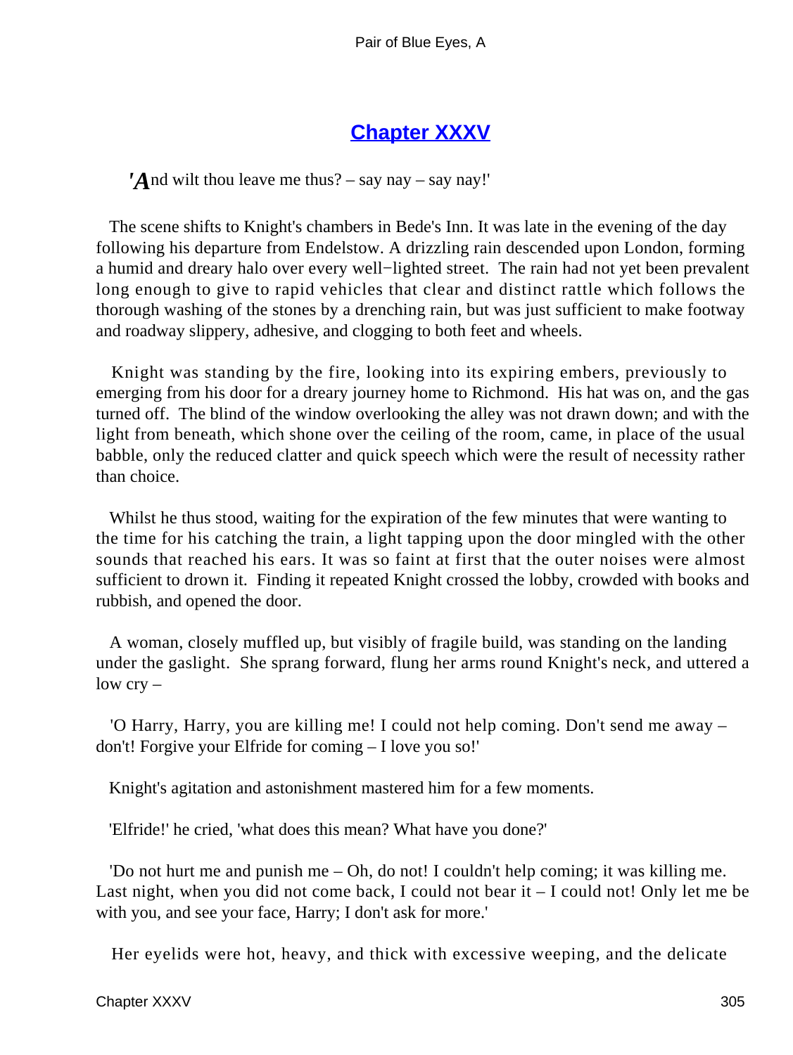## Chapter XXXV

*'A*nd wilt thou leave me thus? – say nay – say nay!'

The scene shifts to Knight's chambers in Bede's Inn. It was late in the evening of the day following his departure from Endelstow. A drizzling rain descended upon London, forming a humid and dreary halo over every well−lighted street. The rain had not yet been prevalent long enough to give to rapid vehicles that clear and distinct rattle which follows the thorough washing of the stones by a drenching rain, but was just sufficient to make footway and roadway slippery, adhesive, and clogging to both feet and wheels.

Knight was standing by the fire, looking into its expiring embers, previously to emerging from his door for a dreary journey home to Richmond. His hat was on, and the gas turned off. The blind of the window overlooking the alley was not drawn down; and with the light from beneath, which shone over the ceiling of the room, came, in place of the usual babble, only the reduced clatter and quick speech which were the result of necessity rather than choice.

Whilst he thus stood, waiting for the expiration of the few minutes that were wanting to the time for his catching the train, a light tapping upon the door mingled with the other sounds that reached his ears. It was so faint at first that the outer noises were almost sufficient to drown it. Finding it repeated Knight crossed the lobby, crowded with books and rubbish, and opened the door.

A woman, closely muffled up, but visibly of fragile build, was standing on the landing under the gaslight. She sprang forward, flung her arms round Knight's neck, and uttered a low cry –

'O Harry, Harry, you are killing me! I could not help coming. Don't send me away – don't! Forgive your Elfride for coming – I love you so!'

Knight's agitation and astonishment mastered him for a few moments.

'Elfride!' he cried, 'what does this mean? What have you done?'

'Do not hurt me and punish me – Oh, do not! I couldn't help coming; it was killing me. Last night, when you did not come back, I could not bear it – I could not! Only let me be with you, and see your face, Harry; I don't ask for more.'

Her eyelids were hot, heavy, and thick with excessive weeping, and the delicate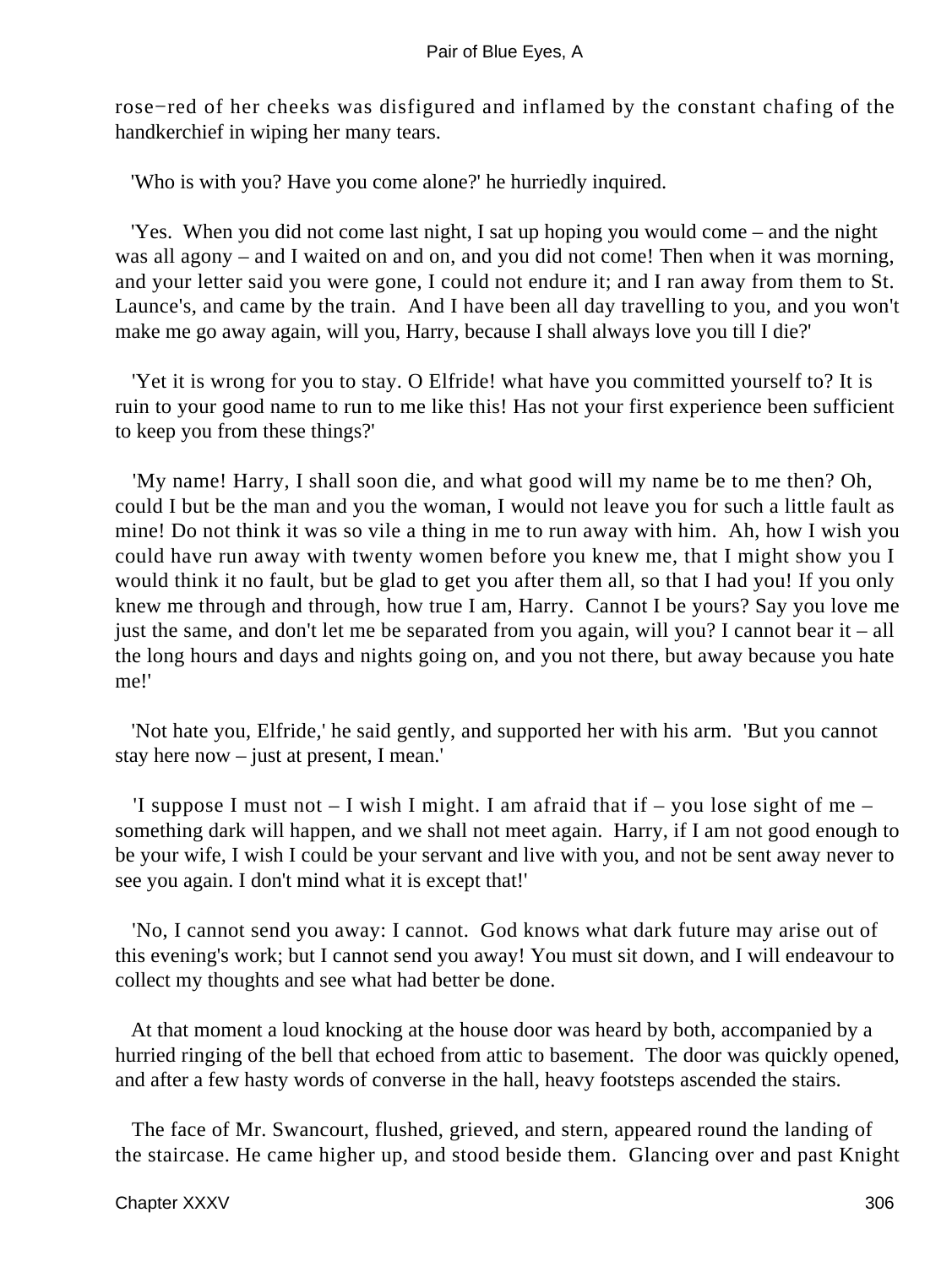rose−red of her cheeks was disfigured and inflamed by the constant chafing of the handkerchief in wiping her many tears.

'Who is with you? Have you come alone?' he hurriedly inquired.

'Yes. When you did not come last night, I sat up hoping you would come – and the night was all agony – and I waited on and on, and you did not come! Then when it was morning, and your letter said you were gone, I could not endure it; and I ran away from them to St. Launce's, and came by the train. And I have been all day travelling to you, and you won't make me go away again, will you, Harry, because I shall always love you till I die?'

'Yet it is wrong for you to stay. O Elfride! what have you committed yourself to? It is ruin to your good name to run to me like this! Has not your first experience been sufficient to keep you from these things?'

'My name! Harry, I shall soon die, and what good will my name be to me then? Oh, could I but be the man and you the woman, I would not leave you for such a little fault as mine! Do not think it was so vile a thing in me to run away with him. Ah, how I wish you could have run away with twenty women before you knew me, that I might show you I would think it no fault, but be glad to get you after them all, so that I had you! If you only knew me through and through, how true I am, Harry. Cannot I be yours? Say you love me just the same, and don't let me be separated from you again, will you? I cannot bear it – all the long hours and days and nights going on, and you not there, but away because you hate me!'

'Not hate you, Elfride,' he said gently, and supported her with his arm. 'But you cannot stay here now – just at present, I mean.'

'I suppose I must not – I wish I might. I am afraid that if – you lose sight of me – something dark will happen, and we shall not meet again. Harry, if I am not good enough to be your wife, I wish I could be your servant and live with you, and not be sent away never to see you again. I don't mind what it is except that!'

'No, I cannot send you away: I cannot. God knows what dark future may arise out of this evening's work; but I cannot send you away! You must sit down, and I will endeavour to collect my thoughts and see what had better be done.

At that moment a loud knocking at the house door was heard by both, accompanied by a hurried ringing of the bell that echoed from attic to basement. The door was quickly opened, and after a few hasty words of converse in the hall, heavy footsteps ascended the stairs.

The face of Mr. Swancourt, flushed, grieved, and stern, appeared round the landing of the staircase. He came higher up, and stood beside them. Glancing over and past Knight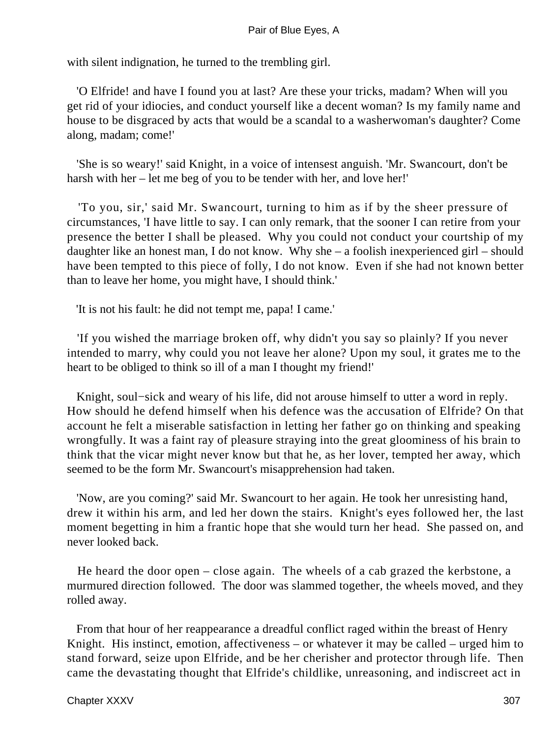with silent indignation, he turned to the trembling girl.

'O Elfride! and have I found you at last? Are these your tricks, madam? When will you get rid of your idiocies, and conduct yourself like a decent woman? Is my family name and house to be disgraced by acts that would be a scandal to a washerwoman's daughter? Come along, madam; come!'

'She is so weary!' said Knight, in a voice of intensest anguish. 'Mr. Swancourt, don't be harsh with her – let me beg of you to be tender with her, and love her!'

'To you, sir,' said Mr. Swancourt, turning to him as if by the sheer pressure of circumstances, 'I have little to say. I can only remark, that the sooner I can retire from your presence the better I shall be pleased. Why you could not conduct your courtship of my daughter like an honest man, I do not know. Why she – a foolish inexperienced girl – should have been tempted to this piece of folly, I do not know. Even if she had not known better than to leave her home, you might have, I should think.'

'It is not his fault: he did not tempt me, papa! I came.'

'If you wished the marriage broken off, why didn't you say so plainly? If you never intended to marry, why could you not leave her alone? Upon my soul, it grates me to the heart to be obliged to think so ill of a man I thought my friend!'

Knight, soul−sick and weary of his life, did not arouse himself to utter a word in reply. How should he defend himself when his defence was the accusation of Elfride? On that account he felt a miserable satisfaction in letting her father go on thinking and speaking wrongfully. It was a faint ray of pleasure straying into the great gloominess of his brain to think that the vicar might never know but that he, as her lover, tempted her away, which seemed to be the form Mr. Swancourt's misapprehension had taken.

'Now, are you coming?' said Mr. Swancourt to her again. He took her unresisting hand, drew it within his arm, and led her down the stairs. Knight's eyes followed her, the last moment begetting in him a frantic hope that she would turn her head. She passed on, and never looked back.

He heard the door open – close again. The wheels of a cab grazed the kerbstone, a murmured direction followed. The door was slammed together, the wheels moved, and they rolled away.

From that hour of her reappearance a dreadful conflict raged within the breast of Henry Knight. His instinct, emotion, affectiveness – or whatever it may be called – urged him to stand forward, seize upon Elfride, and be her cherisher and protector through life. Then came the devastating thought that Elfride's childlike, unreasoning, and indiscreet act in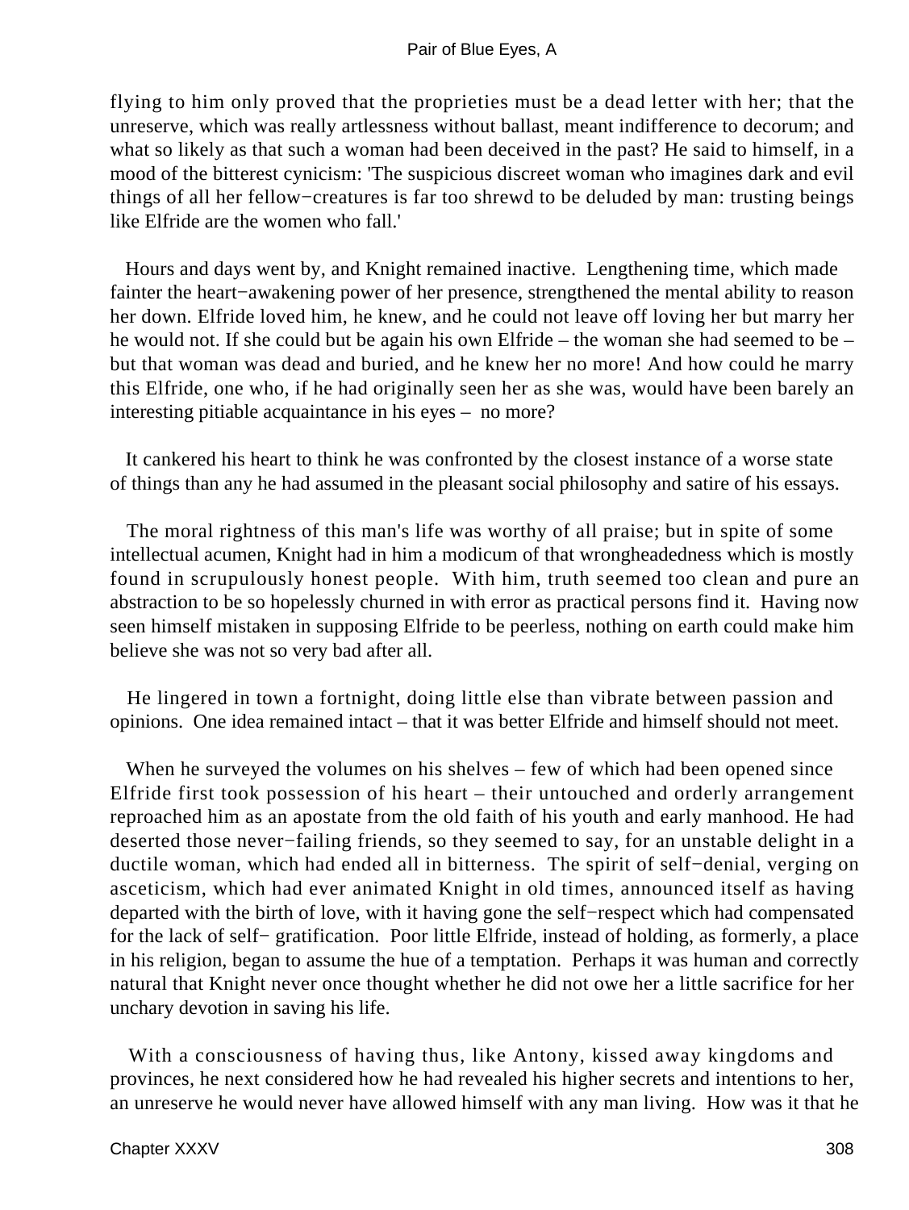flying to him only proved that the proprieties must be a dead letter with her; that the unreserve, which was really artlessness without ballast, meant indifference to decorum; and what so likely as that such a woman had been deceived in the past? He said to himself, in a mood of the bitterest cynicism: 'The suspicious discreet woman who imagines dark and evil things of all her fellow−creatures is far too shrewd to be deluded by man: trusting beings like Elfride are the women who fall.'

Hours and days went by, and Knight remained inactive. Lengthening time, which made fainter the heart−awakening power of her presence, strengthened the mental ability to reason her down. Elfride loved him, he knew, and he could not leave off loving her but marry her he would not. If she could but be again his own Elfride – the woman she had seemed to be – but that woman was dead and buried, and he knew her no more! And how could he marry this Elfride, one who, if he had originally seen her as she was, would have been barely an interesting pitiable acquaintance in his eyes – no more?

It cankered his heart to think he was confronted by the closest instance of a worse state of things than any he had assumed in the pleasant social philosophy and satire of his essays.

The moral rightness of this man's life was worthy of all praise; but in spite of some intellectual acumen, Knight had in him a modicum of that wrongheadedness which is mostly found in scrupulously honest people. With him, truth seemed too clean and pure an abstraction to be so hopelessly churned in with error as practical persons find it. Having now seen himself mistaken in supposing Elfride to be peerless, nothing on earth could make him believe she was not so very bad after all.

He lingered in town a fortnight, doing little else than vibrate between passion and opinions. One idea remained intact – that it was better Elfride and himself should not meet.

When he surveyed the volumes on his shelves – few of which had been opened since Elfride first took possession of his heart – their untouched and orderly arrangement reproached him as an apostate from the old faith of his youth and early manhood. He had deserted those never−failing friends, so they seemed to say, for an unstable delight in a ductile woman, which had ended all in bitterness. The spirit of self−denial, verging on asceticism, which had ever animated Knight in old times, announced itself as having departed with the birth of love, with it having gone the self−respect which had compensated for the lack of self− gratification. Poor little Elfride, instead of holding, as formerly, a place in his religion, began to assume the hue of a temptation. Perhaps it was human and correctly natural that Knight never once thought whether he did not owe her a little sacrifice for her unchary devotion in saving his life.

With a consciousness of having thus, like Antony, kissed away kingdoms and provinces, he next considered how he had revealed his higher secrets and intentions to her, an unreserve he would never have allowed himself with any man living. How was it that he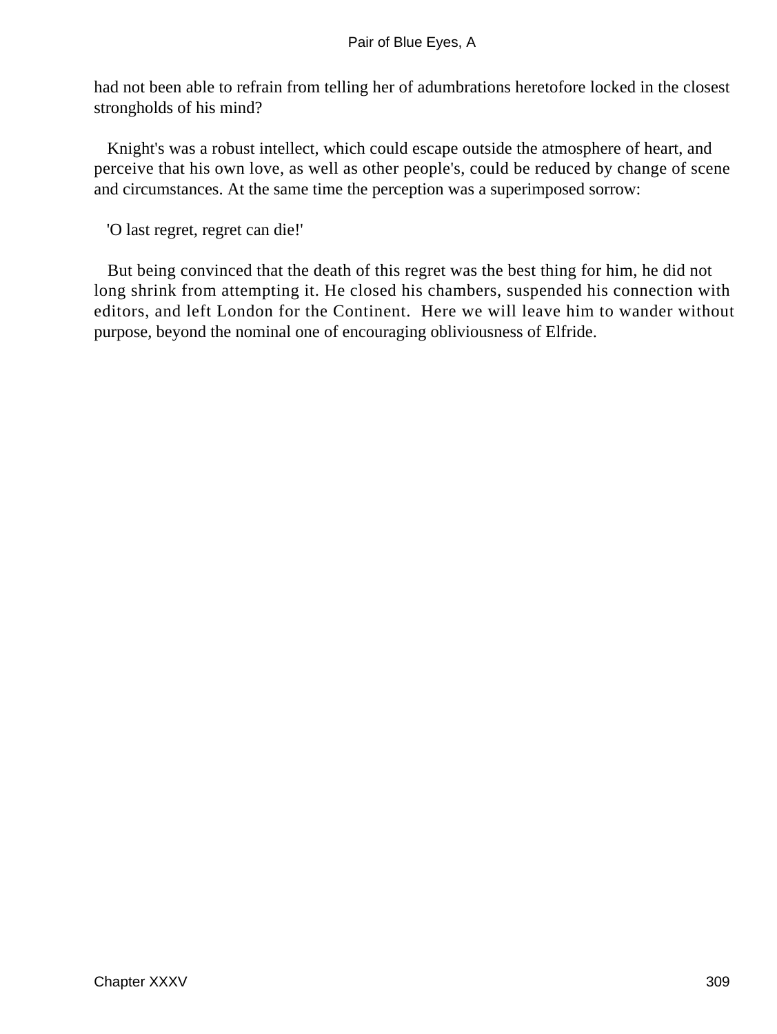had not been able to refrain from telling her of adumbrations heretofore locked in the closest strongholds of his mind?

Knight's was a robust intellect, which could escape outside the atmosphere of heart, and perceive that his own love, as well as other people's, could be reduced by change of scene and circumstances. At the same time the perception was a superimposed sorrow:

'O last regret, regret can die!'

But being convinced that the death of this regret was the best thing for him, he did not long shrink from attempting it. He closed his chambers, suspended his connection with editors, and left London for the Continent. Here we will leave him to wander without purpose, beyond the nominal one of encouraging obliviousness of Elfride.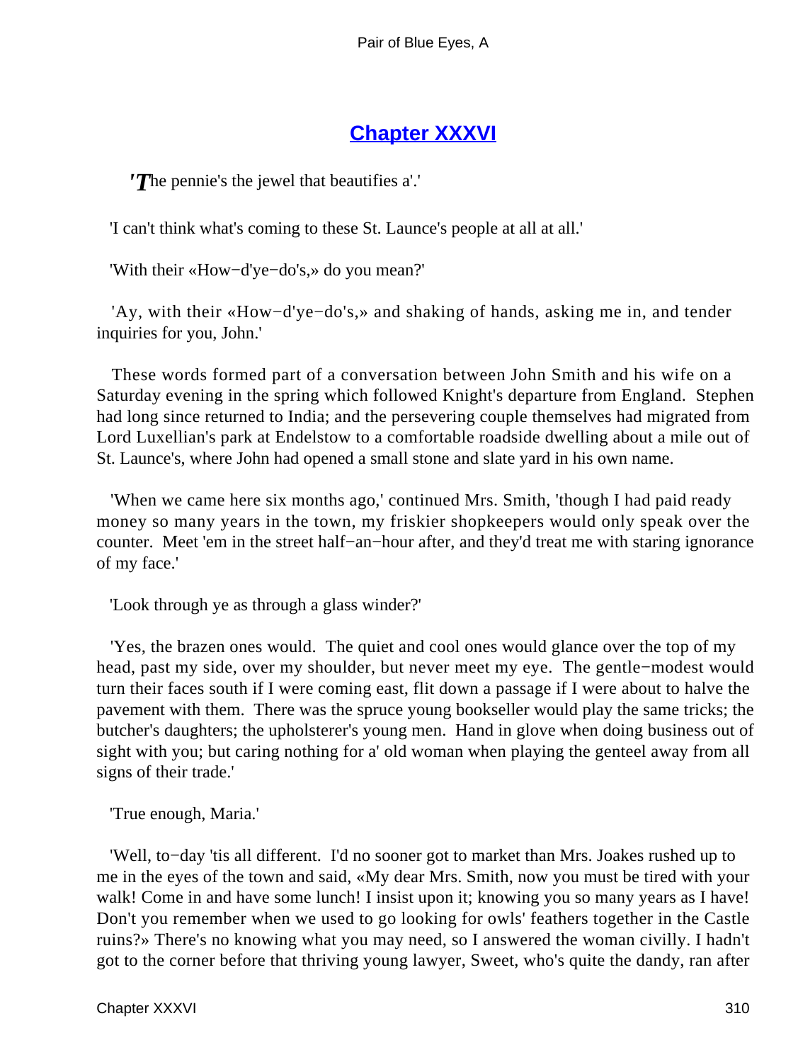## Chapter XXXVI

'*T*he pennie's the jewel that beautifies a'.'

'I can't think what's coming to these St. Launce's people at all at all.'

'With their «How−d'ye−do's,» do you mean?'

'Ay, with their «How−d'ye−do's,» and shaking of hands, asking me in, and tender inquiries for you, John.'

These words formed part of a conversation between John Smith and his wife on a Saturday evening in the spring which followed Knight's departure from England. Stephen had long since returned to India; and the persevering couple themselves had migrated from Lord Luxellian's park at Endelstow to a comfortable roadside dwelling about a mile out of St. Launce's, where John had opened a small stone and slate yard in his own name.

'When we came here six months ago,' continued Mrs. Smith, 'though I had paid ready money so many years in the town, my friskier shopkeepers would only speak over the counter. Meet 'em in the street half−an−hour after, and they'd treat me with staring ignorance of my face.'

'Look through ye as through a glass winder?'

'Yes, the brazen ones would. The quiet and cool ones would glance over the top of my head, past my side, over my shoulder, but never meet my eye. The gentle−modest would turn their faces south if I were coming east, flit down a passage if I were about to halve the pavement with them. There was the spruce young bookseller would play the same tricks; the butcher's daughters; the upholsterer's young men. Hand in glove when doing business out of sight with you; but caring nothing for a' old woman when playing the genteel away from all signs of their trade.'

'True enough, Maria.'

'Well, to−day 'tis all different. I'd no sooner got to market than Mrs. Joakes rushed up to me in the eyes of the town and said, «My dear Mrs. Smith, now you must be tired with your walk! Come in and have some lunch! I insist upon it; knowing you so many years as I have! Don't you remember when we used to go looking for owls' feathers together in the Castle ruins?» There's no knowing what you may need, so I answered the woman civilly. I hadn't got to the corner before that thriving young lawyer, Sweet, who's quite the dandy, ran after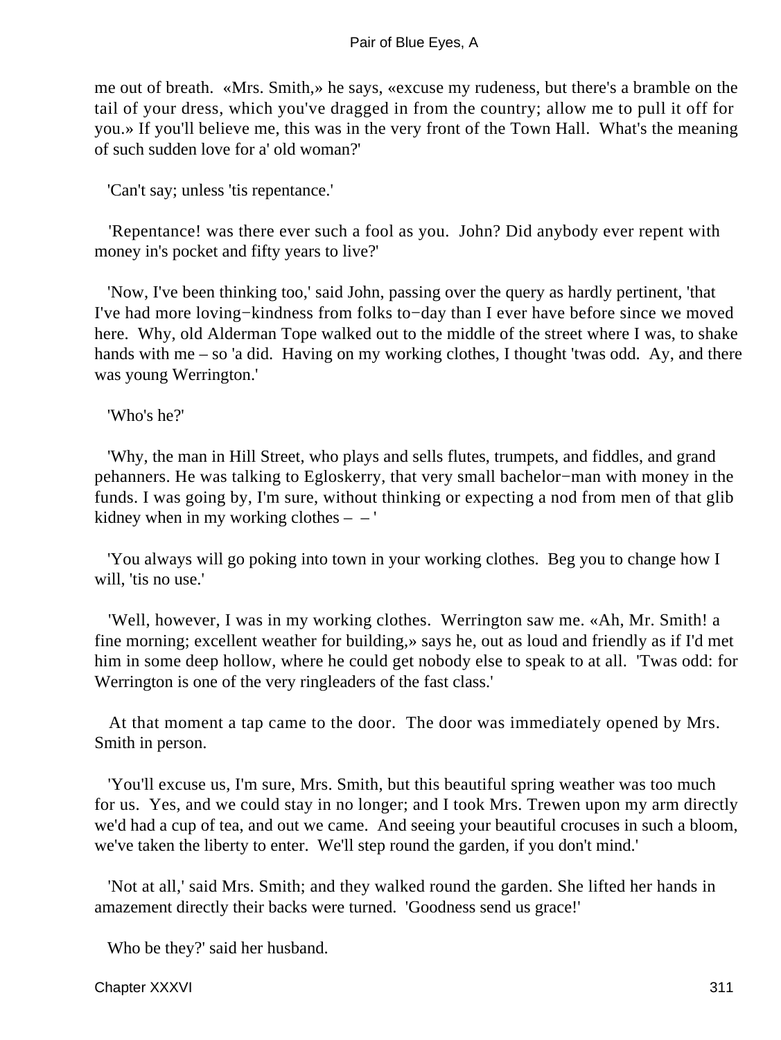me out of breath. «Mrs. Smith,» he says, «excuse my rudeness, but there's a bramble on the tail of your dress, which you've dragged in from the country; allow me to pull it off for you.» If you'll believe me, this was in the very front of the Town Hall. What's the meaning of such sudden love for a' old woman?'

'Can't say; unless 'tis repentance.'

'Repentance! was there ever such a fool as you. John? Did anybody ever repent with money in's pocket and fifty years to live?'

'Now, I've been thinking too,' said John, passing over the query as hardly pertinent, 'that I've had more loving−kindness from folks to−day than I ever have before since we moved here. Why, old Alderman Tope walked out to the middle of the street where I was, to shake hands with me – so 'a did. Having on my working clothes, I thought 'twas odd. Ay, and there was young Werrington.'

'Who's he?'

'Why, the man in Hill Street, who plays and sells flutes, trumpets, and fiddles, and grand pehanners. He was talking to Egloskerry, that very small bachelor−man with money in the funds. I was going by, I'm sure, without thinking or expecting a nod from men of that glib kidney when in my working clothes – – '

'You always will go poking into town in your working clothes. Beg you to change how I will, 'tis no use.'

'Well, however, I was in my working clothes. Werrington saw me. «Ah, Mr. Smith! a fine morning; excellent weather for building,» says he, out as loud and friendly as if I'd met him in some deep hollow, where he could get nobody else to speak to at all. 'Twas odd: for Werrington is one of the very ringleaders of the fast class.'

At that moment a tap came to the door. The door was immediately opened by Mrs. Smith in person.

'You'll excuse us, I'm sure, Mrs. Smith, but this beautiful spring weather was too much for us. Yes, and we could stay in no longer; and I took Mrs. Trewen upon my arm directly we'd had a cup of tea, and out we came. And seeing your beautiful crocuses in such a bloom, we've taken the liberty to enter. We'll step round the garden, if you don't mind.'

'Not at all,' said Mrs. Smith; and they walked round the garden. She lifted her hands in amazement directly their backs were turned. 'Goodness send us grace!'

Who be they?' said her husband.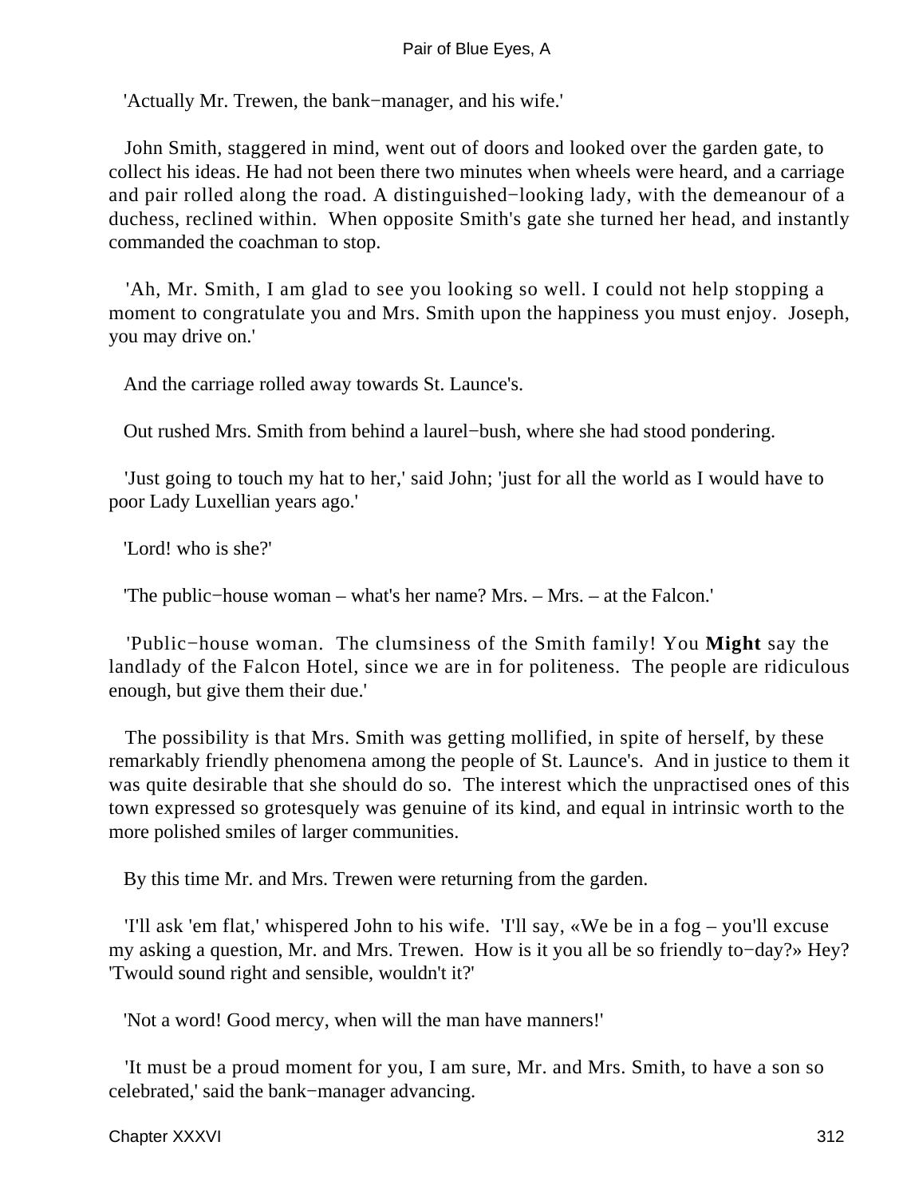'Actually Mr. Trewen, the bank−manager, and his wife.'

John Smith, staggered in mind, went out of doors and looked over the garden gate, to collect his ideas. He had not been there two minutes when wheels were heard, and a carriage and pair rolled along the road. A distinguished−looking lady, with the demeanour of a duchess, reclined within. When opposite Smith's gate she turned her head, and instantly commanded the coachman to stop.

'Ah, Mr. Smith, I am glad to see you looking so well. I could not help stopping a moment to congratulate you and Mrs. Smith upon the happiness you must enjoy. Joseph, you may drive on.'

And the carriage rolled away towards St. Launce's.

Out rushed Mrs. Smith from behind a laurel−bush, where she had stood pondering.

'Just going to touch my hat to her,' said John; 'just for all the world as I would have to poor Lady Luxellian years ago.'

'Lord! who is she?'

'The public−house woman – what's her name? Mrs. – Mrs. – at the Falcon.'

'Public−house woman. The clumsiness of the Smith family! You **Might** say the landlady of the Falcon Hotel, since we are in for politeness. The people are ridiculous enough, but give them their due.'

The possibility is that Mrs. Smith was getting mollified, in spite of herself, by these remarkably friendly phenomena among the people of St. Launce's. And in justice to them it was quite desirable that she should do so. The interest which the unpractised ones of this town expressed so grotesquely was genuine of its kind, and equal in intrinsic worth to the more polished smiles of larger communities.

By this time Mr. and Mrs. Trewen were returning from the garden.

'I'll ask 'em flat,' whispered John to his wife. 'I'll say, «We be in a fog – you'll excuse my asking a question, Mr. and Mrs. Trewen. How is it you all be so friendly to−day?» Hey? 'Twould sound right and sensible, wouldn't it?'

'Not a word! Good mercy, when will the man have manners!'

'It must be a proud moment for you, I am sure, Mr. and Mrs. Smith, to have a son so celebrated,' said the bank−manager advancing.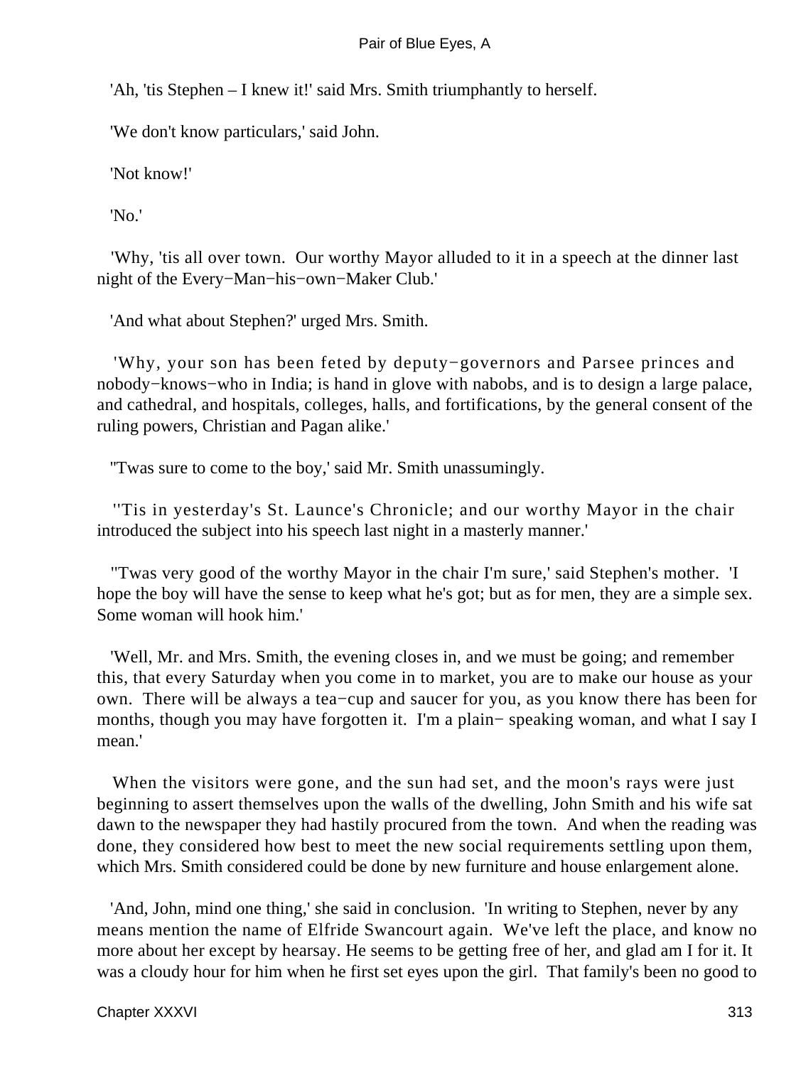'Ah, 'tis Stephen – I knew it!' said Mrs. Smith triumphantly to herself.

'We don't know particulars,' said John.

'Not know!'

'No.'

'Why, 'tis all over town. Our worthy Mayor alluded to it in a speech at the dinner last night of the Every−Man−his−own−Maker Club.'

'And what about Stephen?' urged Mrs. Smith.

'Why, your son has been feted by deputy−governors and Parsee princes and nobody−knows−who in India; is hand in glove with nabobs, and is to design a large palace, and cathedral, and hospitals, colleges, halls, and fortifications, by the general consent of the ruling powers, Christian and Pagan alike.'

''Twas sure to come to the boy,' said Mr. Smith unassumingly.

''Tis in yesterday's St. Launce's Chronicle; and our worthy Mayor in the chair introduced the subject into his speech last night in a masterly manner.'

''Twas very good of the worthy Mayor in the chair I'm sure,' said Stephen's mother. 'I hope the boy will have the sense to keep what he's got; but as for men, they are a simple sex. Some woman will hook him.'

'Well, Mr. and Mrs. Smith, the evening closes in, and we must be going; and remember this, that every Saturday when you come in to market, you are to make our house as your own. There will be always a tea−cup and saucer for you, as you know there has been for months, though you may have forgotten it. I'm a plain− speaking woman, and what I say I mean.'

When the visitors were gone, and the sun had set, and the moon's rays were just beginning to assert themselves upon the walls of the dwelling, John Smith and his wife sat dawn to the newspaper they had hastily procured from the town. And when the reading was done, they considered how best to meet the new social requirements settling upon them, which Mrs. Smith considered could be done by new furniture and house enlargement alone.

'And, John, mind one thing,' she said in conclusion. 'In writing to Stephen, never by any means mention the name of Elfride Swancourt again. We've left the place, and know no more about her except by hearsay. He seems to be getting free of her, and glad am I for it. It was a cloudy hour for him when he first set eyes upon the girl. That family's been no good to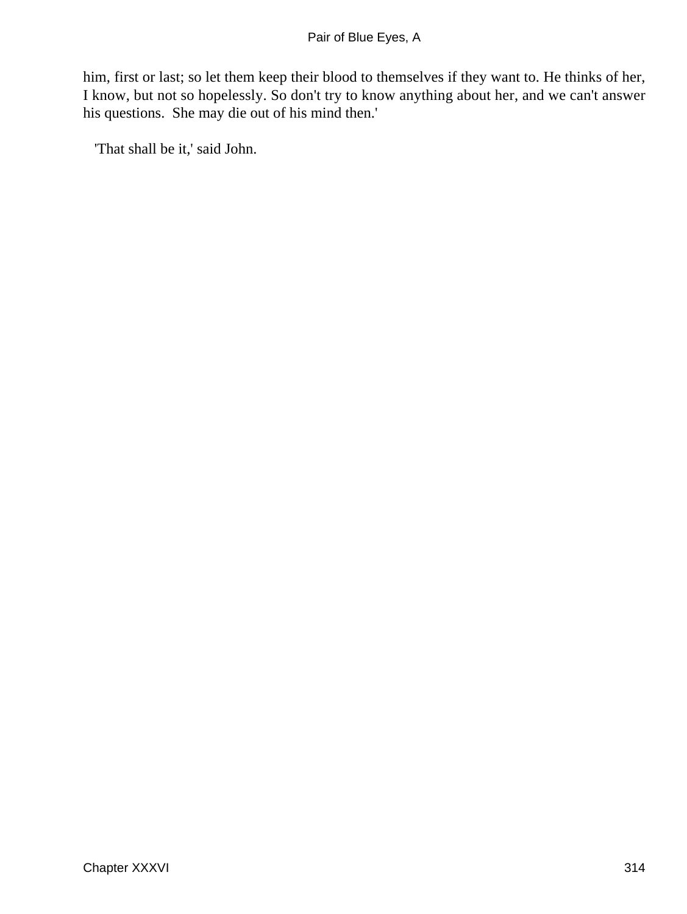him, first or last; so let them keep their blood to themselves if they want to. He thinks of her, I know, but not so hopelessly. So don't try to know anything about her, and we can't answer his questions. She may die out of his mind then.'

'That shall be it,' said John.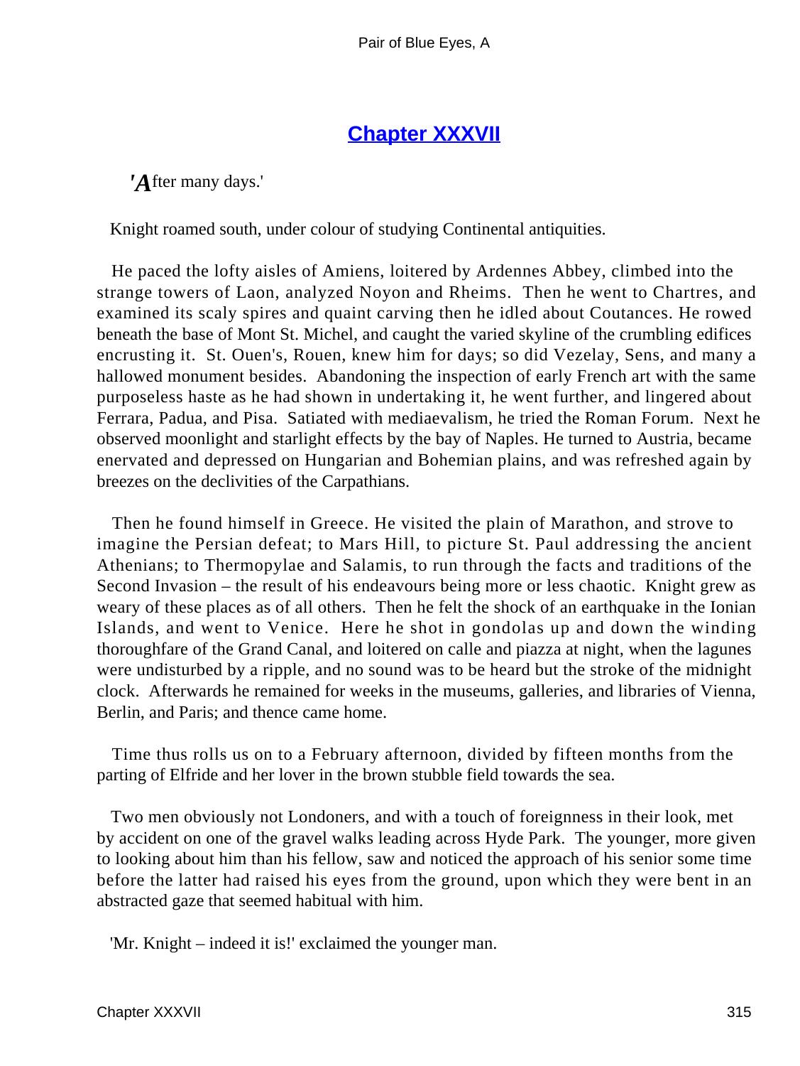## Chapter XXXVII

'*A*fter many days.'

Knight roamed south, under colour of studying Continental antiquities.

He paced the lofty aisles of Amiens, loitered by Ardennes Abbey, climbed into the strange towers of Laon, analyzed Noyon and Rheims. Then he went to Chartres, and examined its scaly spires and quaint carving then he idled about Coutances. He rowed beneath the base of Mont St. Michel, and caught the varied skyline of the crumbling edifices encrusting it. St. Ouen's, Rouen, knew him for days; so did Vezelay, Sens, and many a hallowed monument besides. Abandoning the inspection of early French art with the same purposeless haste as he had shown in undertaking it, he went further, and lingered about Ferrara, Padua, and Pisa. Satiated with mediaevalism, he tried the Roman Forum. Next he observed moonlight and starlight effects by the bay of Naples. He turned to Austria, became enervated and depressed on Hungarian and Bohemian plains, and was refreshed again by breezes on the declivities of the Carpathians.

Then he found himself in Greece. He visited the plain of Marathon, and strove to imagine the Persian defeat; to Mars Hill, to picture St. Paul addressing the ancient Athenians; to Thermopylae and Salamis, to run through the facts and traditions of the Second Invasion – the result of his endeavours being more or less chaotic. Knight grew as weary of these places as of all others. Then he felt the shock of an earthquake in the Ionian Islands, and went to Venice. Here he shot in gondolas up and down the winding thoroughfare of the Grand Canal, and loitered on calle and piazza at night, when the lagunes were undisturbed by a ripple, and no sound was to be heard but the stroke of the midnight clock. Afterwards he remained for weeks in the museums, galleries, and libraries of Vienna, Berlin, and Paris; and thence came home.

Time thus rolls us on to a February afternoon, divided by fifteen months from the parting of Elfride and her lover in the brown stubble field towards the sea.

Two men obviously not Londoners, and with a touch of foreignness in their look, met by accident on one of the gravel walks leading across Hyde Park. The younger, more given to looking about him than his fellow, saw and noticed the approach of his senior some time before the latter had raised his eyes from the ground, upon which they were bent in an abstracted gaze that seemed habitual with him.

'Mr. Knight – indeed it is!' exclaimed the younger man.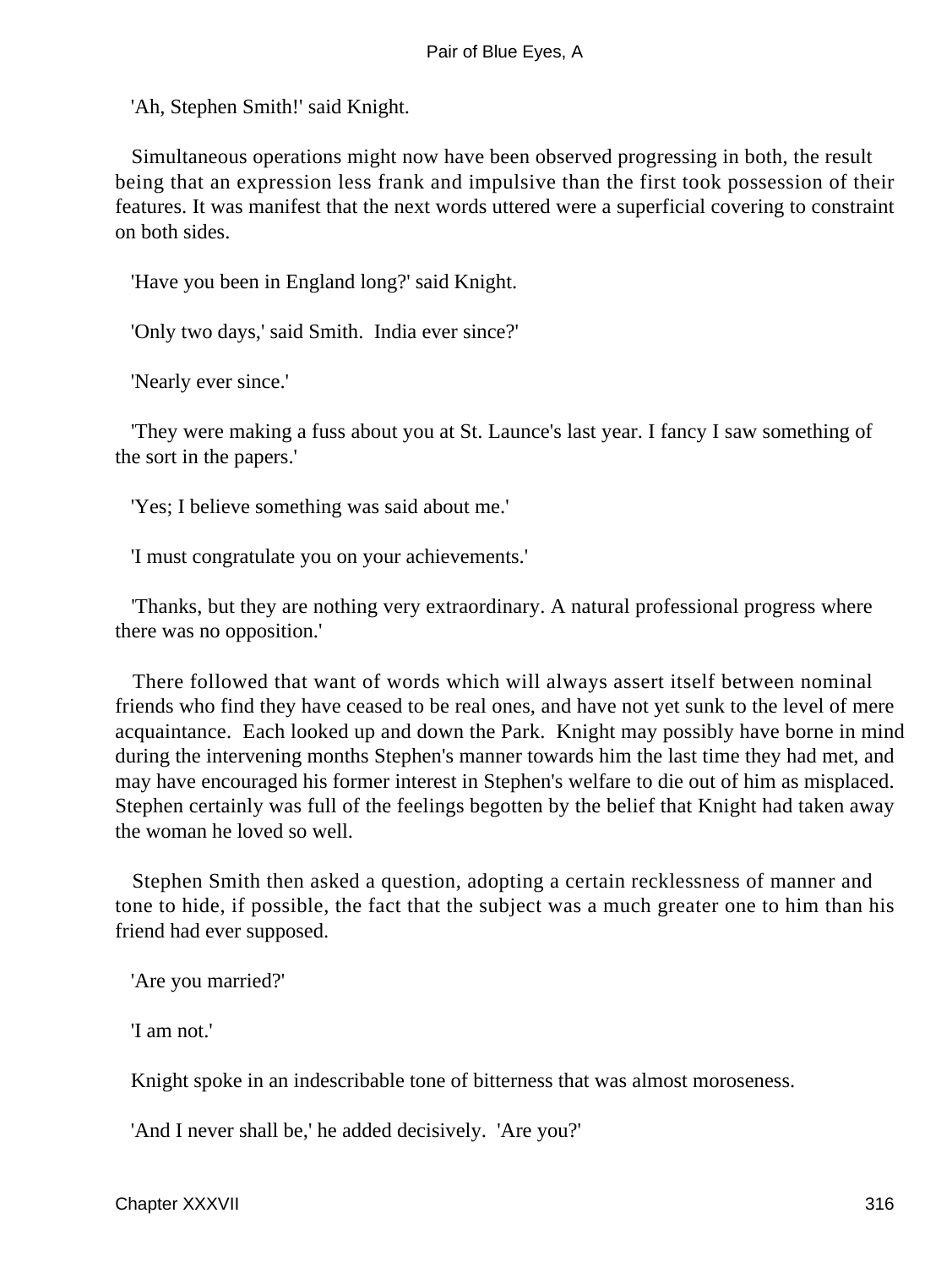'Ah, Stephen Smith!' said Knight.

Simultaneous operations might now have been observed progressing in both, the result being that an expression less frank and impulsive than the first took possession of their features. It was manifest that the next words uttered were a superficial covering to constraint on both sides.

'Have you been in England long?' said Knight.

'Only two days,' said Smith. India ever since?'

'Nearly ever since.'

'They were making a fuss about you at St. Launce's last year. I fancy I saw something of the sort in the papers.'

'Yes; I believe something was said about me.'

'I must congratulate you on your achievements.'

'Thanks, but they are nothing very extraordinary. A natural professional progress where there was no opposition.'

There followed that want of words which will always assert itself between nominal friends who find they have ceased to be real ones, and have not yet sunk to the level of mere acquaintance. Each looked up and down the Park. Knight may possibly have borne in mind during the intervening months Stephen's manner towards him the last time they had met, and may have encouraged his former interest in Stephen's welfare to die out of him as misplaced. Stephen certainly was full of the feelings begotten by the belief that Knight had taken away the woman he loved so well.

Stephen Smith then asked a question, adopting a certain recklessness of manner and tone to hide, if possible, the fact that the subject was a much greater one to him than his friend had ever supposed.

'Are you married?'

'I am not.'

Knight spoke in an indescribable tone of bitterness that was almost moroseness.

'And I never shall be,' he added decisively. 'Are you?'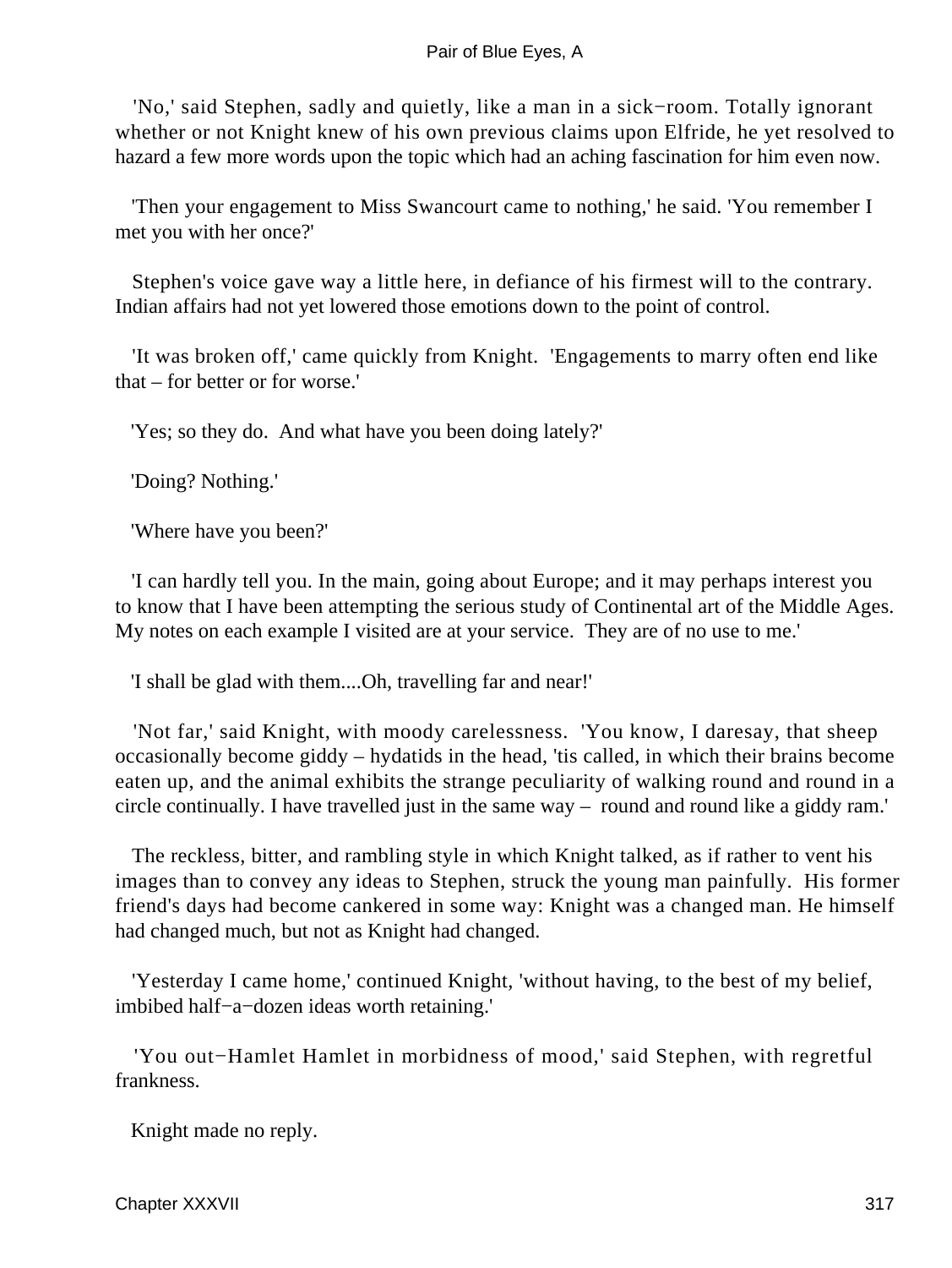'No,' said Stephen, sadly and quietly, like a man in a sick−room. Totally ignorant whether or not Knight knew of his own previous claims upon Elfride, he yet resolved to hazard a few more words upon the topic which had an aching fascination for him even now.

'Then your engagement to Miss Swancourt came to nothing,' he said. 'You remember I met you with her once?'

Stephen's voice gave way a little here, in defiance of his firmest will to the contrary. Indian affairs had not yet lowered those emotions down to the point of control.

'It was broken off,' came quickly from Knight. 'Engagements to marry often end like that – for better or for worse.'

'Yes; so they do. And what have you been doing lately?'

'Doing? Nothing.'

'Where have you been?'

'I can hardly tell you. In the main, going about Europe; and it may perhaps interest you to know that I have been attempting the serious study of Continental art of the Middle Ages. My notes on each example I visited are at your service. They are of no use to me.'

'I shall be glad with them....Oh, travelling far and near!'

'Not far,' said Knight, with moody carelessness. 'You know, I daresay, that sheep occasionally become giddy – hydatids in the head, 'tis called, in which their brains become eaten up, and the animal exhibits the strange peculiarity of walking round and round in a circle continually. I have travelled just in the same way – round and round like a giddy ram.'

The reckless, bitter, and rambling style in which Knight talked, as if rather to vent his images than to convey any ideas to Stephen, struck the young man painfully. His former friend's days had become cankered in some way: Knight was a changed man. He himself had changed much, but not as Knight had changed.

'Yesterday I came home,' continued Knight, 'without having, to the best of my belief, imbibed half−a−dozen ideas worth retaining.'

'You out−Hamlet Hamlet in morbidness of mood,' said Stephen, with regretful frankness.

Knight made no reply.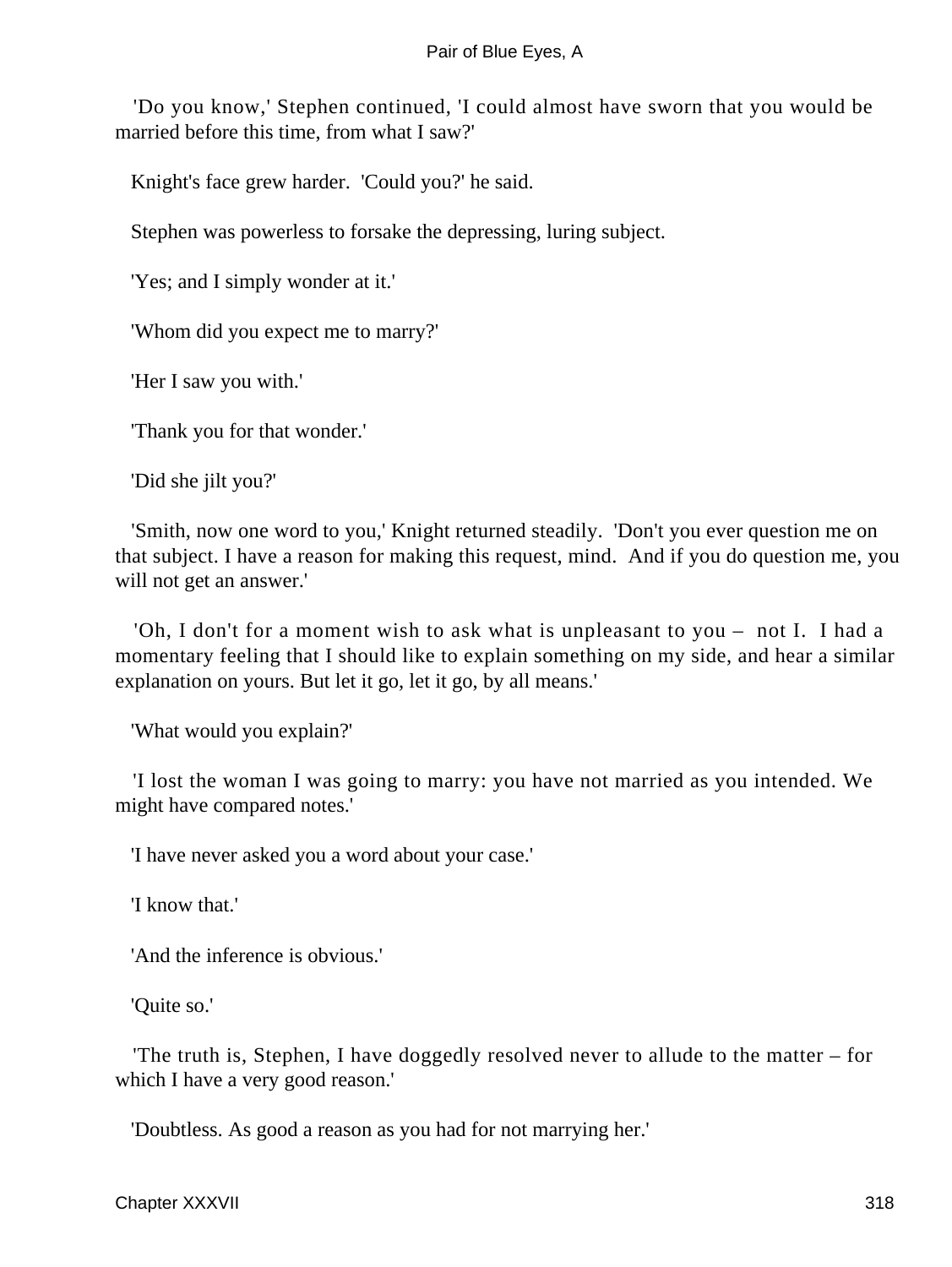'Do you know,' Stephen continued, 'I could almost have sworn that you would be married before this time, from what I saw?'

Knight's face grew harder. 'Could you?' he said.

Stephen was powerless to forsake the depressing, luring subject.

'Yes; and I simply wonder at it.'

'Whom did you expect me to marry?'

'Her I saw you with.'

'Thank you for that wonder.'

'Did she jilt you?'

'Smith, now one word to you,' Knight returned steadily. 'Don't you ever question me on that subject. I have a reason for making this request, mind. And if you do question me, you will not get an answer.'

'Oh, I don't for a moment wish to ask what is unpleasant to you – not I. I had a momentary feeling that I should like to explain something on my side, and hear a similar explanation on yours. But let it go, let it go, by all means.'

'What would you explain?'

'I lost the woman I was going to marry: you have not married as you intended. We might have compared notes.'

'I have never asked you a word about your case.'

'I know that.'

'And the inference is obvious.'

'Quite so.'

'The truth is, Stephen, I have doggedly resolved never to allude to the matter – for which I have a very good reason.'

'Doubtless. As good a reason as you had for not marrying her.'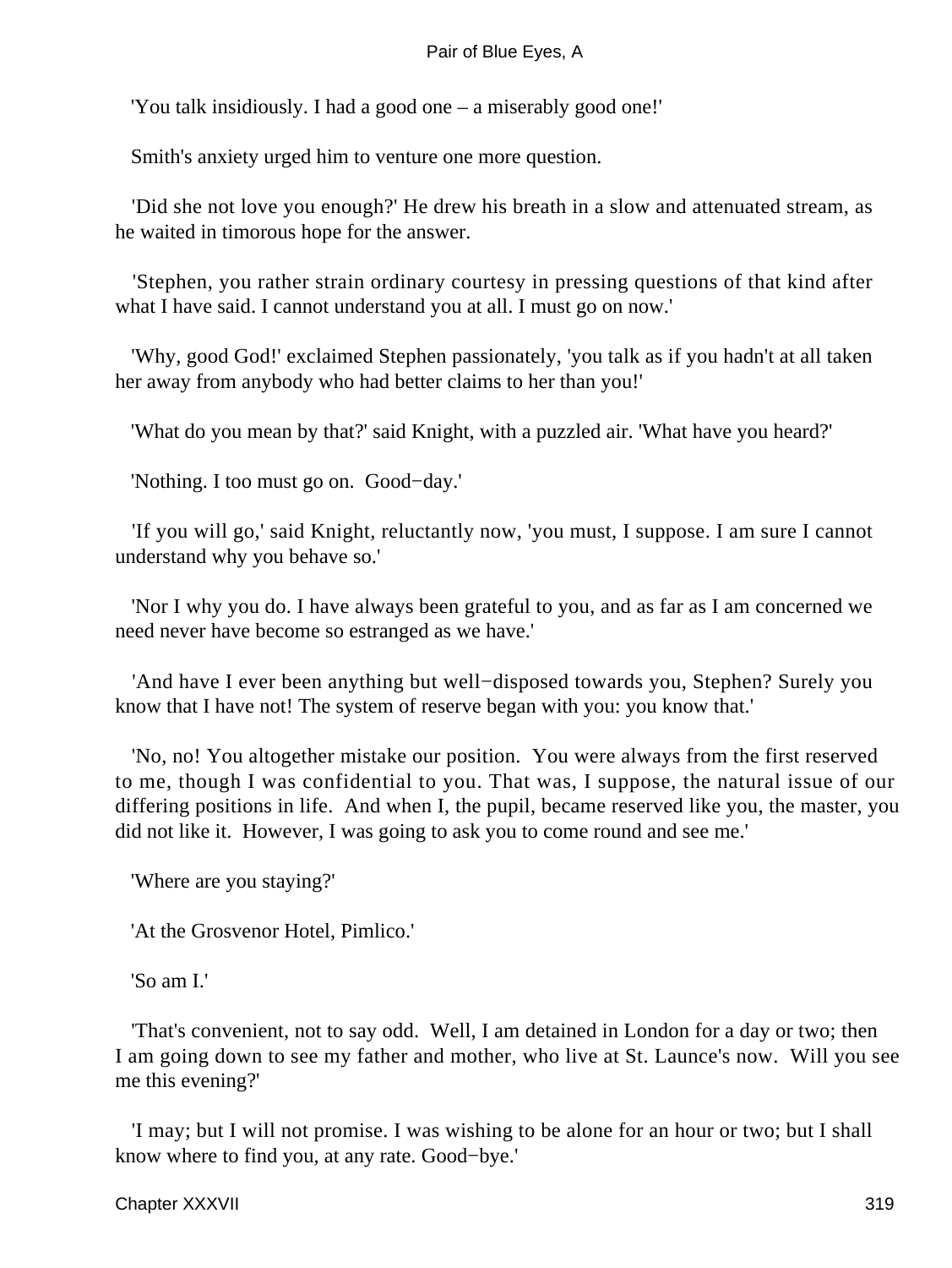'You talk insidiously. I had a good one – a miserably good one!'

Smith's anxiety urged him to venture one more question.

'Did she not love you enough?' He drew his breath in a slow and attenuated stream, as he waited in timorous hope for the answer.

'Stephen, you rather strain ordinary courtesy in pressing questions of that kind after what I have said. I cannot understand you at all. I must go on now.'

'Why, good God!' exclaimed Stephen passionately, 'you talk as if you hadn't at all taken her away from anybody who had better claims to her than you!'

'What do you mean by that?' said Knight, with a puzzled air. 'What have you heard?'

'Nothing. I too must go on. Good−day.'

'If you will go,' said Knight, reluctantly now, 'you must, I suppose. I am sure I cannot understand why you behave so.'

'Nor I why you do. I have always been grateful to you, and as far as I am concerned we need never have become so estranged as we have.'

'And have I ever been anything but well−disposed towards you, Stephen? Surely you know that I have not! The system of reserve began with you: you know that.'

'No, no! You altogether mistake our position. You were always from the first reserved to me, though I was confidential to you. That was, I suppose, the natural issue of our differing positions in life. And when I, the pupil, became reserved like you, the master, you did not like it. However, I was going to ask you to come round and see me.'

'Where are you staying?'

'At the Grosvenor Hotel, Pimlico.'

'So am I.'

'That's convenient, not to say odd. Well, I am detained in London for a day or two; then I am going down to see my father and mother, who live at St. Launce's now. Will you see me this evening?'

'I may; but I will not promise. I was wishing to be alone for an hour or two; but I shall know where to find you, at any rate. Good−bye.'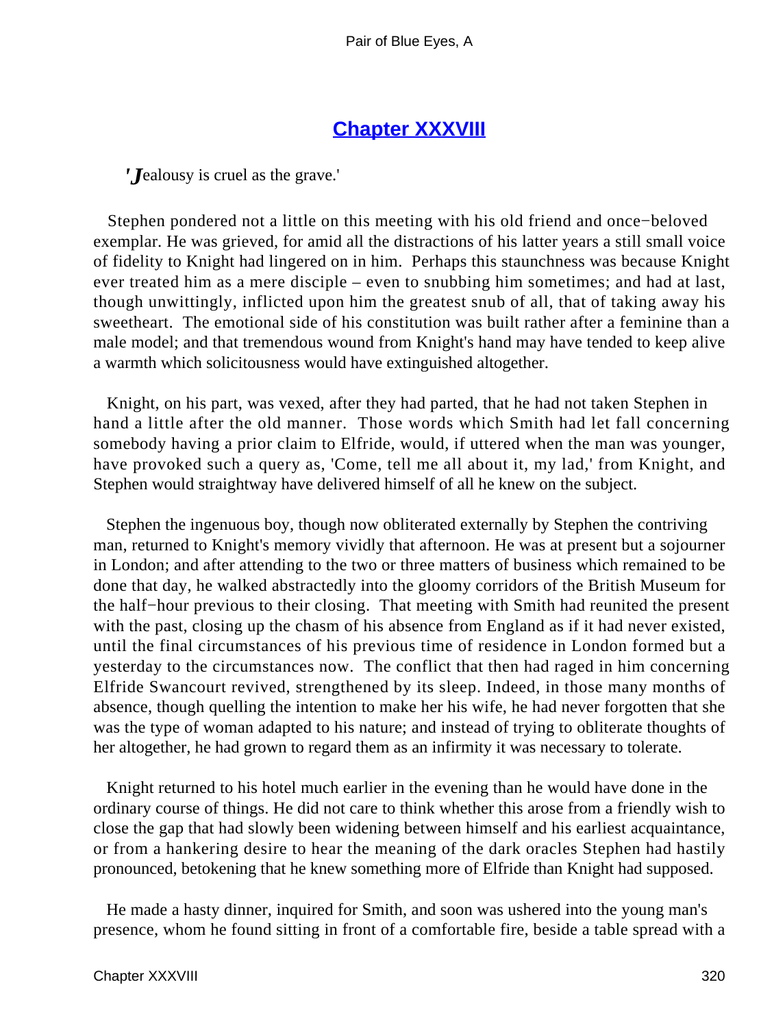## Chapter XXXVIII

'*J*ealousy is cruel as the grave.'

Stephen pondered not a little on this meeting with his old friend and once−beloved exemplar. He was grieved, for amid all the distractions of his latter years a still small voice of fidelity to Knight had lingered on in him. Perhaps this staunchness was because Knight ever treated him as a mere disciple – even to snubbing him sometimes; and had at last, though unwittingly, inflicted upon him the greatest snub of all, that of taking away his sweetheart. The emotional side of his constitution was built rather after a feminine than a male model; and that tremendous wound from Knight's hand may have tended to keep alive a warmth which solicitousness would have extinguished altogether.

Knight, on his part, was vexed, after they had parted, that he had not taken Stephen in hand a little after the old manner. Those words which Smith had let fall concerning somebody having a prior claim to Elfride, would, if uttered when the man was younger, have provoked such a query as, 'Come, tell me all about it, my lad,' from Knight, and Stephen would straightway have delivered himself of all he knew on the subject.

Stephen the ingenuous boy, though now obliterated externally by Stephen the contriving man, returned to Knight's memory vividly that afternoon. He was at present but a sojourner in London; and after attending to the two or three matters of business which remained to be done that day, he walked abstractedly into the gloomy corridors of the British Museum for the half−hour previous to their closing. That meeting with Smith had reunited the present with the past, closing up the chasm of his absence from England as if it had never existed, until the final circumstances of his previous time of residence in London formed but a yesterday to the circumstances now. The conflict that then had raged in him concerning Elfride Swancourt revived, strengthened by its sleep. Indeed, in those many months of absence, though quelling the intention to make her his wife, he had never forgotten that she was the type of woman adapted to his nature; and instead of trying to obliterate thoughts of her altogether, he had grown to regard them as an infirmity it was necessary to tolerate.

Knight returned to his hotel much earlier in the evening than he would have done in the ordinary course of things. He did not care to think whether this arose from a friendly wish to close the gap that had slowly been widening between himself and his earliest acquaintance, or from a hankering desire to hear the meaning of the dark oracles Stephen had hastily pronounced, betokening that he knew something more of Elfride than Knight had supposed.

He made a hasty dinner, inquired for Smith, and soon was ushered into the young man's presence, whom he found sitting in front of a comfortable fire, beside a table spread with a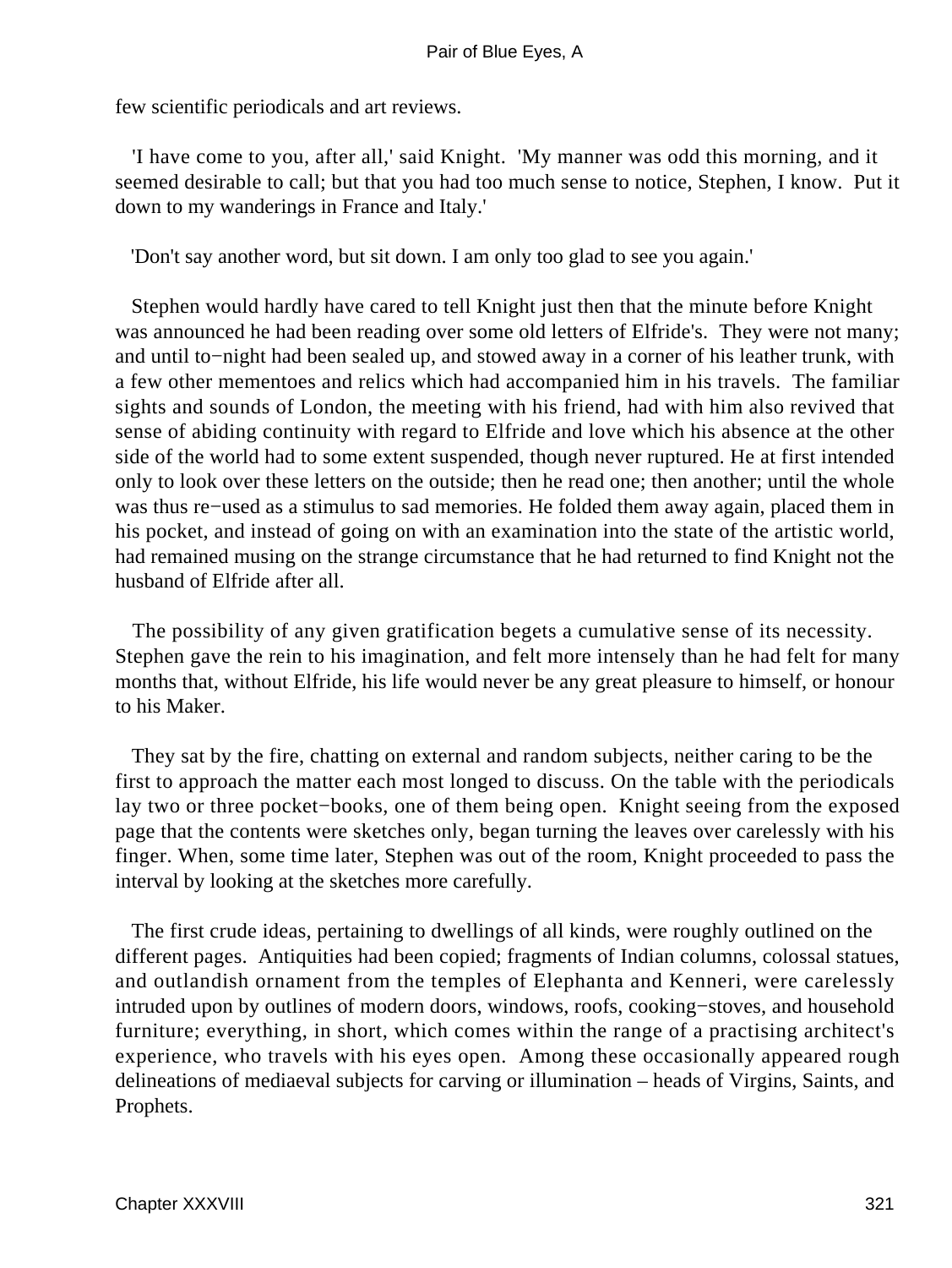few scientific periodicals and art reviews.

'I have come to you, after all,' said Knight. 'My manner was odd this morning, and it seemed desirable to call; but that you had too much sense to notice, Stephen, I know. Put it down to my wanderings in France and Italy.'

'Don't say another word, but sit down. I am only too glad to see you again.'

Stephen would hardly have cared to tell Knight just then that the minute before Knight was announced he had been reading over some old letters of Elfride's. They were not many; and until to−night had been sealed up, and stowed away in a corner of his leather trunk, with a few other mementoes and relics which had accompanied him in his travels. The familiar sights and sounds of London, the meeting with his friend, had with him also revived that sense of abiding continuity with regard to Elfride and love which his absence at the other side of the world had to some extent suspended, though never ruptured. He at first intended only to look over these letters on the outside; then he read one; then another; until the whole was thus re−used as a stimulus to sad memories. He folded them away again, placed them in his pocket, and instead of going on with an examination into the state of the artistic world, had remained musing on the strange circumstance that he had returned to find Knight not the husband of Elfride after all.

The possibility of any given gratification begets a cumulative sense of its necessity. Stephen gave the rein to his imagination, and felt more intensely than he had felt for many months that, without Elfride, his life would never be any great pleasure to himself, or honour to his Maker.

They sat by the fire, chatting on external and random subjects, neither caring to be the first to approach the matter each most longed to discuss. On the table with the periodicals lay two or three pocket−books, one of them being open. Knight seeing from the exposed page that the contents were sketches only, began turning the leaves over carelessly with his finger. When, some time later, Stephen was out of the room, Knight proceeded to pass the interval by looking at the sketches more carefully.

The first crude ideas, pertaining to dwellings of all kinds, were roughly outlined on the different pages. Antiquities had been copied; fragments of Indian columns, colossal statues, and outlandish ornament from the temples of Elephanta and Kenneri, were carelessly intruded upon by outlines of modern doors, windows, roofs, cooking−stoves, and household furniture; everything, in short, which comes within the range of a practising architect's experience, who travels with his eyes open. Among these occasionally appeared rough delineations of mediaeval subjects for carving or illumination – heads of Virgins, Saints, and Prophets.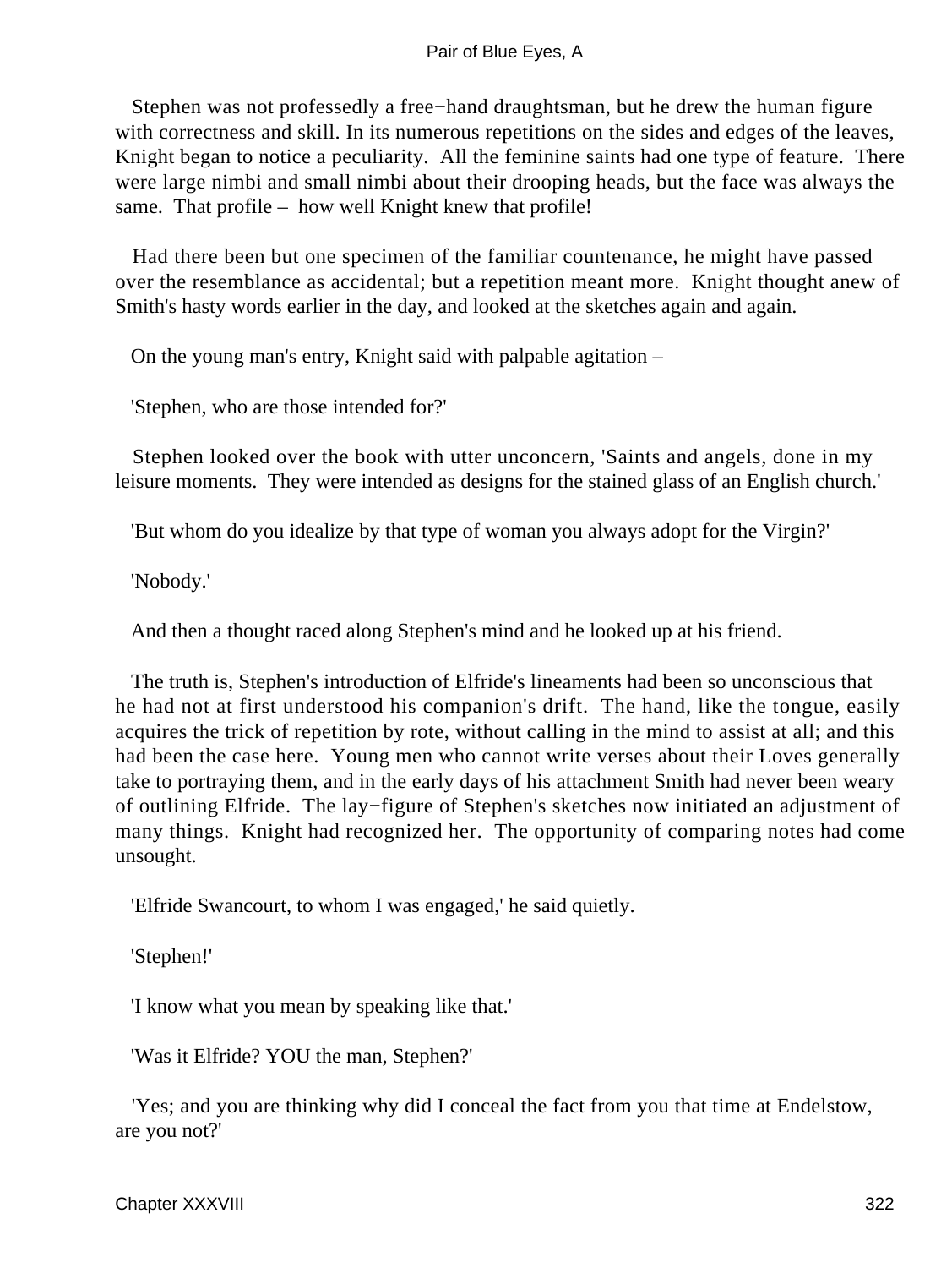Stephen was not professedly a free−hand draughtsman, but he drew the human figure with correctness and skill. In its numerous repetitions on the sides and edges of the leaves, Knight began to notice a peculiarity. All the feminine saints had one type of feature. There were large nimbi and small nimbi about their drooping heads, but the face was always the same. That profile – how well Knight knew that profile!

Had there been but one specimen of the familiar countenance, he might have passed over the resemblance as accidental; but a repetition meant more. Knight thought anew of Smith's hasty words earlier in the day, and looked at the sketches again and again.

On the young man's entry, Knight said with palpable agitation –

'Stephen, who are those intended for?'

Stephen looked over the book with utter unconcern, 'Saints and angels, done in my leisure moments. They were intended as designs for the stained glass of an English church.'

'But whom do you idealize by that type of woman you always adopt for the Virgin?'

'Nobody.'

And then a thought raced along Stephen's mind and he looked up at his friend.

The truth is, Stephen's introduction of Elfride's lineaments had been so unconscious that he had not at first understood his companion's drift. The hand, like the tongue, easily acquires the trick of repetition by rote, without calling in the mind to assist at all; and this had been the case here. Young men who cannot write verses about their Loves generally take to portraying them, and in the early days of his attachment Smith had never been weary of outlining Elfride. The lay−figure of Stephen's sketches now initiated an adjustment of many things. Knight had recognized her. The opportunity of comparing notes had come unsought.

'Elfride Swancourt, to whom I was engaged,' he said quietly.

'Stephen!'

'I know what you mean by speaking like that.'

'Was it Elfride? YOU the man, Stephen?'

'Yes; and you are thinking why did I conceal the fact from you that time at Endelstow, are you not?'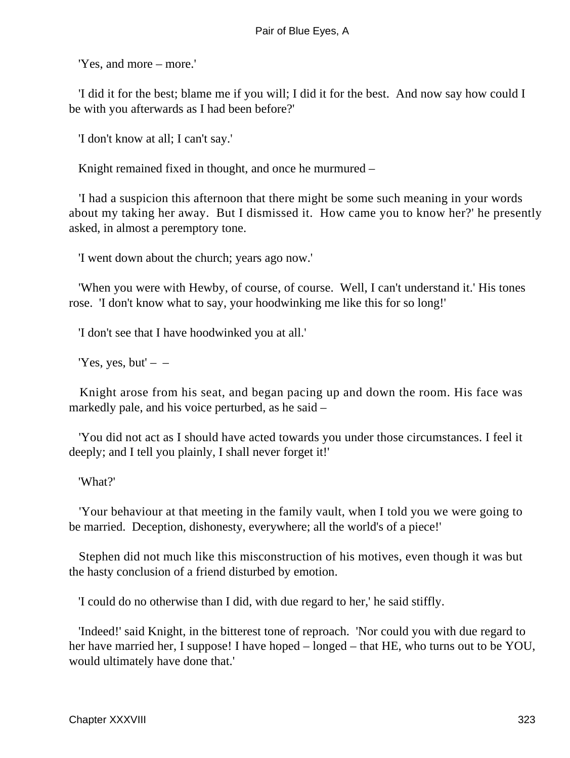'Yes, and more – more.'

'I did it for the best; blame me if you will; I did it for the best. And now say how could I be with you afterwards as I had been before?'

'I don't know at all; I can't say.'

Knight remained fixed in thought, and once he murmured –

'I had a suspicion this afternoon that there might be some such meaning in your words about my taking her away. But I dismissed it. How came you to know her?' he presently asked, in almost a peremptory tone.

'I went down about the church; years ago now.'

'When you were with Hewby, of course, of course. Well, I can't understand it.' His tones rose. 'I don't know what to say, your hoodwinking me like this for so long!'

'I don't see that I have hoodwinked you at all.'

'Yes, yes, but' – –

Knight arose from his seat, and began pacing up and down the room. His face was markedly pale, and his voice perturbed, as he said –

'You did not act as I should have acted towards you under those circumstances. I feel it deeply; and I tell you plainly, I shall never forget it!'

'What?'

'Your behaviour at that meeting in the family vault, when I told you we were going to be married. Deception, dishonesty, everywhere; all the world's of a piece!'

Stephen did not much like this misconstruction of his motives, even though it was but the hasty conclusion of a friend disturbed by emotion.

'I could do no otherwise than I did, with due regard to her,' he said stiffly.

'Indeed!' said Knight, in the bitterest tone of reproach. 'Nor could you with due regard to her have married her, I suppose! I have hoped – longed – that HE, who turns out to be YOU, would ultimately have done that.'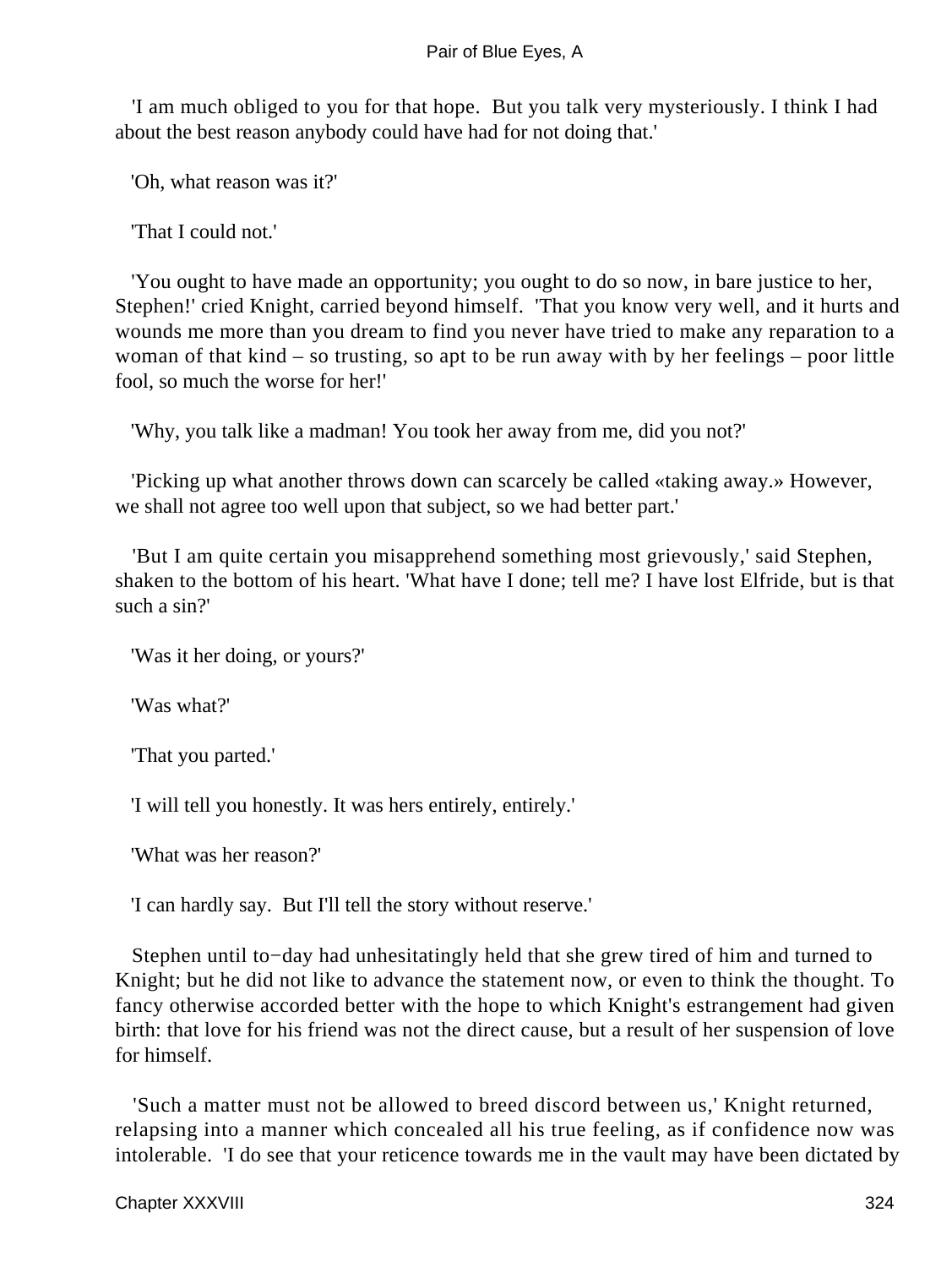'I am much obliged to you for that hope.  But you talk very mysteriously. I think I had about the best reason anybody could have had for not doing that.'

'Oh, what reason was it?'

'That I could not.'

'You ought to have made an opportunity; you ought to do so now, in bare justice to her, Stephen!' cried Knight, carried beyond himself.  'That you know very well, and it hurts and wounds me more than you dream to find you never have tried to make any reparation to a woman of that kind – so trusting, so apt to be run away with by her feelings – poor little fool, so much the worse for her!'

'Why, you talk like a madman! You took her away from me, did you not?'

'Picking up what another throws down can scarcely be called «taking away.» However, we shall not agree too well upon that subject, so we had better part.'

'But I am quite certain you misapprehend something most grievously,' said Stephen, shaken to the bottom of his heart. 'What have I done; tell me? I have lost Elfride, but is that such a sin?'

'Was it her doing, or yours?'

'Was what?'

'That you parted.'

'I will tell you honestly. It was hers entirely, entirely.'

'What was her reason?'

'I can hardly say.  But I'll tell the story without reserve.'

Stephen until to−day had unhesitatingly held that she grew tired of him and turned to Knight; but he did not like to advance the statement now, or even to think the thought. To fancy otherwise accorded better with the hope to which Knight's estrangement had given birth: that love for his friend was not the direct cause, but a result of her suspension of love for himself.

'Such a matter must not be allowed to breed discord between us,' Knight returned, relapsing into a manner which concealed all his true feeling, as if confidence now was intolerable.  'I do see that your reticence towards me in the vault may have been dictated by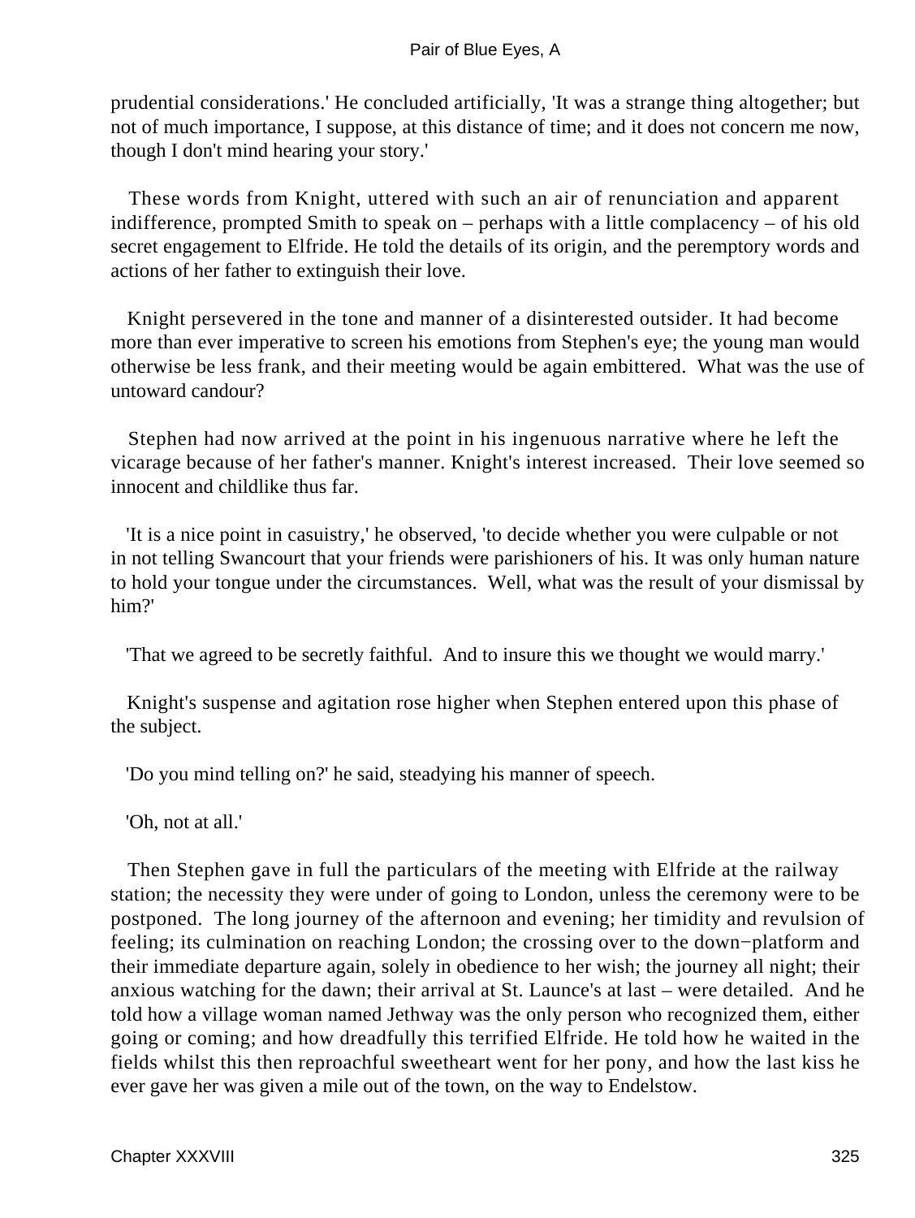prudential considerations.' He concluded artificially, 'It was a strange thing altogether; but not of much importance, I suppose, at this distance of time; and it does not concern me now, though I don't mind hearing your story.'

These words from Knight, uttered with such an air of renunciation and apparent indifference, prompted Smith to speak on – perhaps with a little complacency – of his old secret engagement to Elfride. He told the details of its origin, and the peremptory words and actions of her father to extinguish their love.

Knight persevered in the tone and manner of a disinterested outsider. It had become more than ever imperative to screen his emotions from Stephen's eye; the young man would otherwise be less frank, and their meeting would be again embittered. What was the use of untoward candour?

Stephen had now arrived at the point in his ingenuous narrative where he left the vicarage because of her father's manner. Knight's interest increased. Their love seemed so innocent and childlike thus far.

'It is a nice point in casuistry,' he observed, 'to decide whether you were culpable or not in not telling Swancourt that your friends were parishioners of his. It was only human nature to hold your tongue under the circumstances. Well, what was the result of your dismissal by him?'

'That we agreed to be secretly faithful. And to insure this we thought we would marry.'

Knight's suspense and agitation rose higher when Stephen entered upon this phase of the subject.

'Do you mind telling on?' he said, steadying his manner of speech.

'Oh, not at all.'

Then Stephen gave in full the particulars of the meeting with Elfride at the railway station; the necessity they were under of going to London, unless the ceremony were to be postponed. The long journey of the afternoon and evening; her timidity and revulsion of feeling; its culmination on reaching London; the crossing over to the down−platform and their immediate departure again, solely in obedience to her wish; the journey all night; their anxious watching for the dawn; their arrival at St. Launce's at last – were detailed. And he told how a village woman named Jethway was the only person who recognized them, either going or coming; and how dreadfully this terrified Elfride. He told how he waited in the fields whilst this then reproachful sweetheart went for her pony, and how the last kiss he ever gave her was given a mile out of the town, on the way to Endelstow.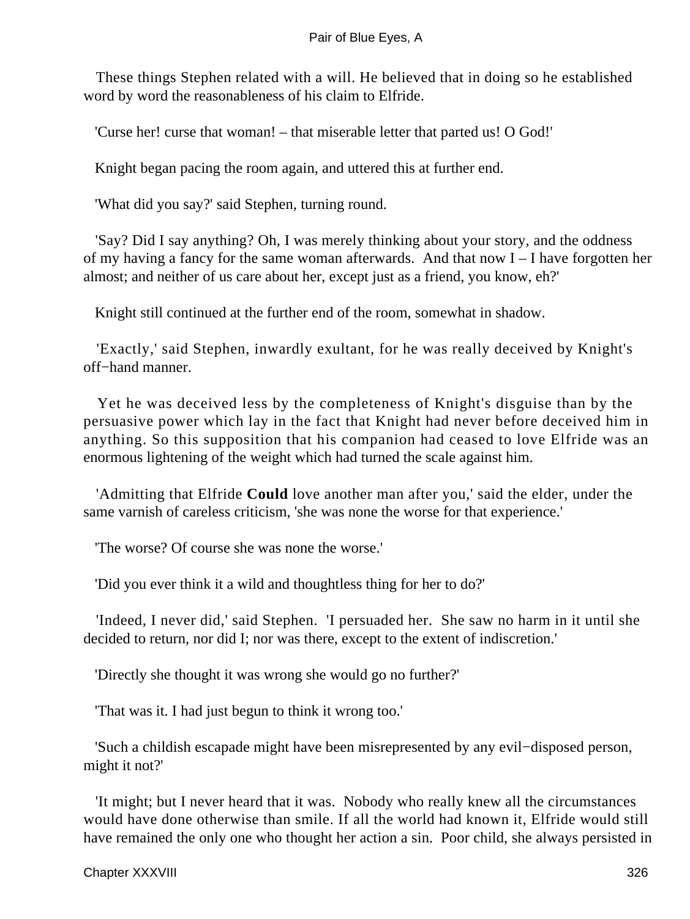These things Stephen related with a will. He believed that in doing so he established word by word the reasonableness of his claim to Elfride.

'Curse her! curse that woman! – that miserable letter that parted us! O God!'

Knight began pacing the room again, and uttered this at further end.

'What did you say?' said Stephen, turning round.

'Say? Did I say anything? Oh, I was merely thinking about your story, and the oddness of my having a fancy for the same woman afterwards. And that now I – I have forgotten her almost; and neither of us care about her, except just as a friend, you know, eh?'

Knight still continued at the further end of the room, somewhat in shadow.

'Exactly,' said Stephen, inwardly exultant, for he was really deceived by Knight's off−hand manner.

Yet he was deceived less by the completeness of Knight's disguise than by the persuasive power which lay in the fact that Knight had never before deceived him in anything. So this supposition that his companion had ceased to love Elfride was an enormous lightening of the weight which had turned the scale against him.

'Admitting that Elfride **Could** love another man after you,' said the elder, under the same varnish of careless criticism, 'she was none the worse for that experience.'

'The worse? Of course she was none the worse.'

'Did you ever think it a wild and thoughtless thing for her to do?'

'Indeed, I never did,' said Stephen. 'I persuaded her. She saw no harm in it until she decided to return, nor did I; nor was there, except to the extent of indiscretion.'

'Directly she thought it was wrong she would go no further?'

'That was it. I had just begun to think it wrong too.'

'Such a childish escapade might have been misrepresented by any evil−disposed person, might it not?'

'It might; but I never heard that it was. Nobody who really knew all the circumstances would have done otherwise than smile. If all the world had known it, Elfride would still have remained the only one who thought her action a sin. Poor child, she always persisted in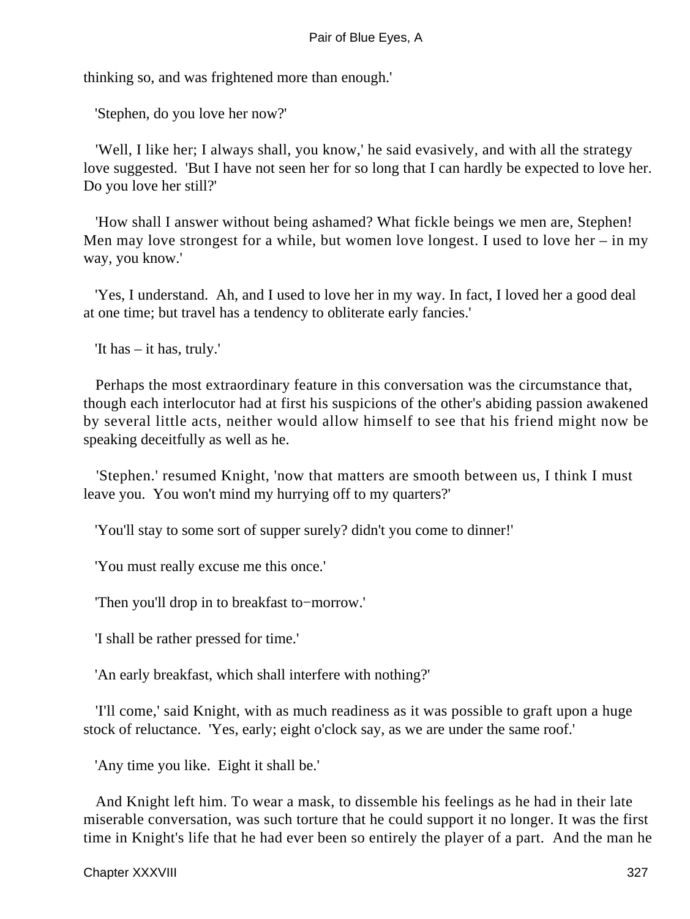thinking so, and was frightened more than enough.'

'Stephen, do you love her now?'

'Well, I like her; I always shall, you know,' he said evasively, and with all the strategy love suggested. 'But I have not seen her for so long that I can hardly be expected to love her. Do you love her still?'

'How shall I answer without being ashamed? What fickle beings we men are, Stephen! Men may love strongest for a while, but women love longest. I used to love her – in my way, you know.'

'Yes, I understand. Ah, and I used to love her in my way. In fact, I loved her a good deal at one time; but travel has a tendency to obliterate early fancies.'

'It has – it has, truly.'

Perhaps the most extraordinary feature in this conversation was the circumstance that, though each interlocutor had at first his suspicions of the other's abiding passion awakened by several little acts, neither would allow himself to see that his friend might now be speaking deceitfully as well as he.

'Stephen.' resumed Knight, 'now that matters are smooth between us, I think I must leave you. You won't mind my hurrying off to my quarters?'

'You'll stay to some sort of supper surely? didn't you come to dinner!'

'You must really excuse me this once.'

'Then you'll drop in to breakfast to−morrow.'

'I shall be rather pressed for time.'

'An early breakfast, which shall interfere with nothing?'

'I'll come,' said Knight, with as much readiness as it was possible to graft upon a huge stock of reluctance. 'Yes, early; eight o'clock say, as we are under the same roof.'

'Any time you like. Eight it shall be.'

And Knight left him. To wear a mask, to dissemble his feelings as he had in their late miserable conversation, was such torture that he could support it no longer. It was the first time in Knight's life that he had ever been so entirely the player of a part. And the man he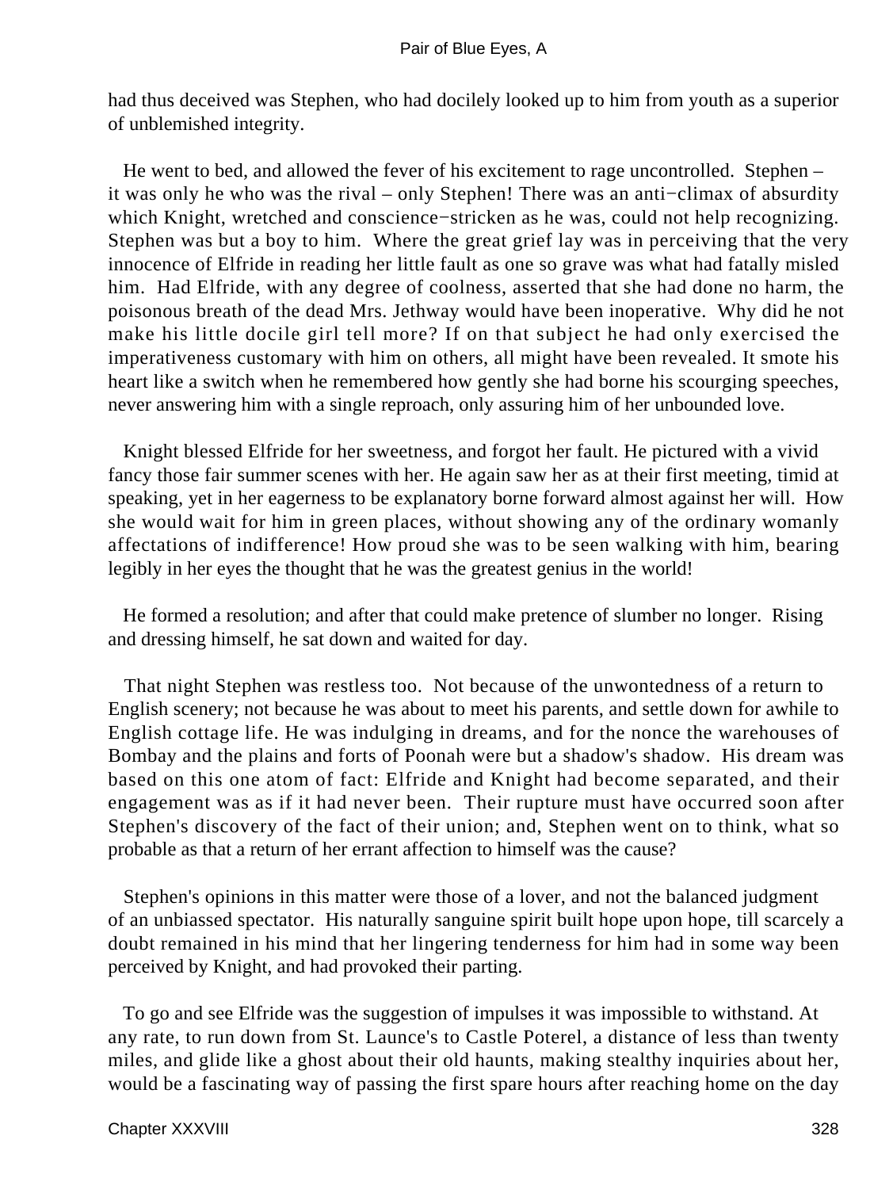had thus deceived was Stephen, who had docilely looked up to him from youth as a superior of unblemished integrity.

He went to bed, and allowed the fever of his excitement to rage uncontrolled. Stephen – it was only he who was the rival – only Stephen! There was an anti−climax of absurdity which Knight, wretched and conscience−stricken as he was, could not help recognizing. Stephen was but a boy to him. Where the great grief lay was in perceiving that the very innocence of Elfride in reading her little fault as one so grave was what had fatally misled him. Had Elfride, with any degree of coolness, asserted that she had done no harm, the poisonous breath of the dead Mrs. Jethway would have been inoperative. Why did he not make his little docile girl tell more? If on that subject he had only exercised the imperativeness customary with him on others, all might have been revealed. It smote his heart like a switch when he remembered how gently she had borne his scourging speeches, never answering him with a single reproach, only assuring him of her unbounded love.

Knight blessed Elfride for her sweetness, and forgot her fault. He pictured with a vivid fancy those fair summer scenes with her. He again saw her as at their first meeting, timid at speaking, yet in her eagerness to be explanatory borne forward almost against her will. How she would wait for him in green places, without showing any of the ordinary womanly affectations of indifference! How proud she was to be seen walking with him, bearing legibly in her eyes the thought that he was the greatest genius in the world!

He formed a resolution; and after that could make pretence of slumber no longer. Rising and dressing himself, he sat down and waited for day.

That night Stephen was restless too. Not because of the unwontedness of a return to English scenery; not because he was about to meet his parents, and settle down for awhile to English cottage life. He was indulging in dreams, and for the nonce the warehouses of Bombay and the plains and forts of Poonah were but a shadow's shadow. His dream was based on this one atom of fact: Elfride and Knight had become separated, and their engagement was as if it had never been. Their rupture must have occurred soon after Stephen's discovery of the fact of their union; and, Stephen went on to think, what so probable as that a return of her errant affection to himself was the cause?

Stephen's opinions in this matter were those of a lover, and not the balanced judgment of an unbiassed spectator. His naturally sanguine spirit built hope upon hope, till scarcely a doubt remained in his mind that her lingering tenderness for him had in some way been perceived by Knight, and had provoked their parting.

To go and see Elfride was the suggestion of impulses it was impossible to withstand. At any rate, to run down from St. Launce's to Castle Poterel, a distance of less than twenty miles, and glide like a ghost about their old haunts, making stealthy inquiries about her, would be a fascinating way of passing the first spare hours after reaching home on the day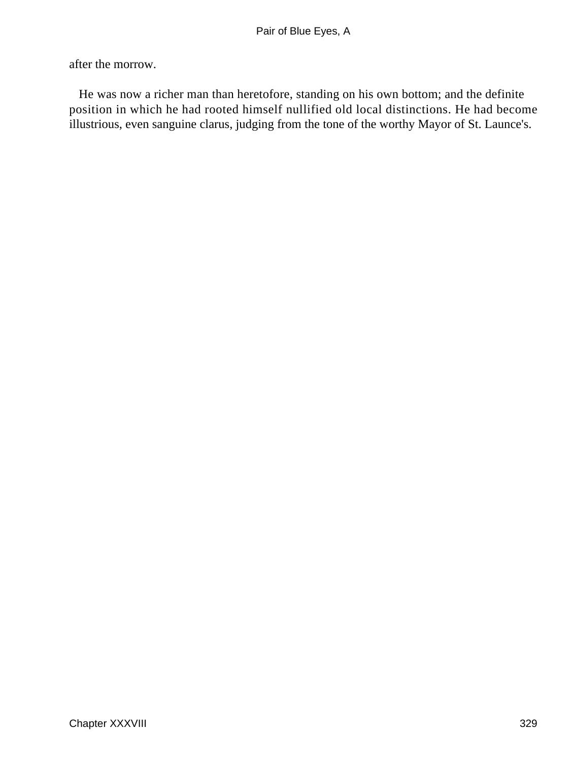after the morrow.

He was now a richer man than heretofore, standing on his own bottom; and the definite position in which he had rooted himself nullified old local distinctions. He had become illustrious, even sanguine clarus, judging from the tone of the worthy Mayor of St. Launce's.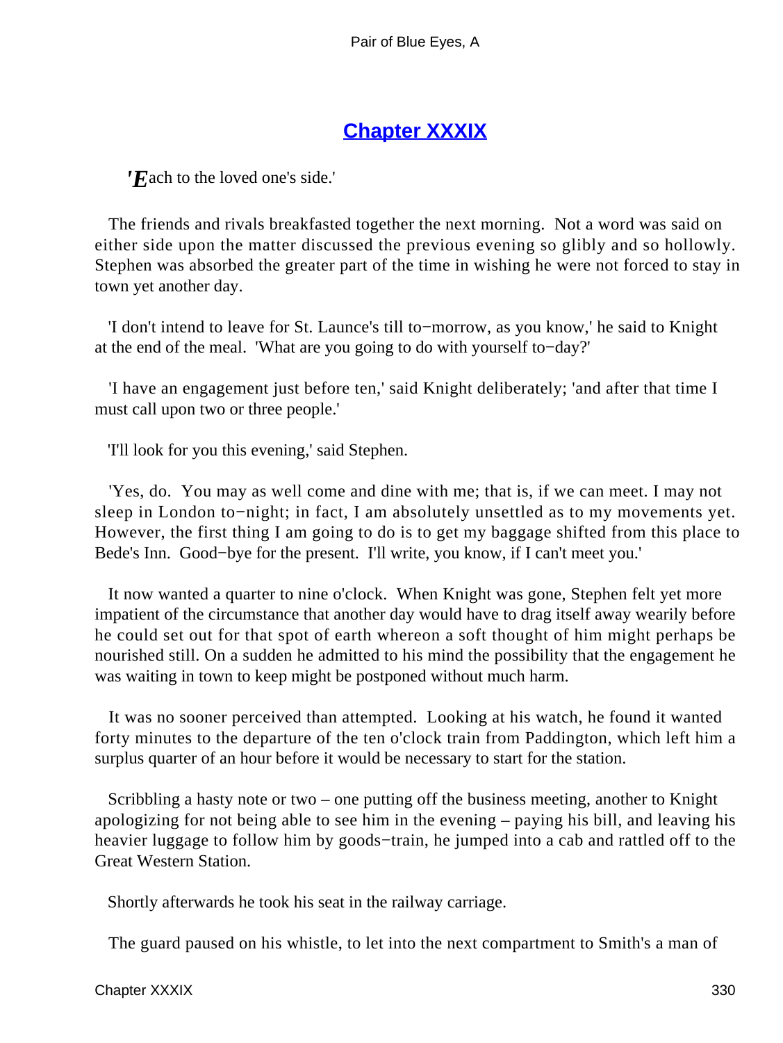## Chapter XXXIX

*'Each to the loved one's side.'*

The friends and rivals breakfasted together the next morning. Not a word was said on either side upon the matter discussed the previous evening so glibly and so hollowly. Stephen was absorbed the greater part of the time in wishing he were not forced to stay in town yet another day.

'I don't intend to leave for St. Launce's till to−morrow, as you know,' he said to Knight at the end of the meal. 'What are you going to do with yourself to−day?'

'I have an engagement just before ten,' said Knight deliberately; 'and after that time I must call upon two or three people.'

'I'll look for you this evening,' said Stephen.

'Yes, do. You may as well come and dine with me; that is, if we can meet. I may not sleep in London to−night; in fact, I am absolutely unsettled as to my movements yet. However, the first thing I am going to do is to get my baggage shifted from this place to Bede's Inn. Good−bye for the present. I'll write, you know, if I can't meet you.'

It now wanted a quarter to nine o'clock. When Knight was gone, Stephen felt yet more impatient of the circumstance that another day would have to drag itself away wearily before he could set out for that spot of earth whereon a soft thought of him might perhaps be nourished still. On a sudden he admitted to his mind the possibility that the engagement he was waiting in town to keep might be postponed without much harm.

It was no sooner perceived than attempted. Looking at his watch, he found it wanted forty minutes to the departure of the ten o'clock train from Paddington, which left him a surplus quarter of an hour before it would be necessary to start for the station.

Scribbling a hasty note or two – one putting off the business meeting, another to Knight apologizing for not being able to see him in the evening – paying his bill, and leaving his heavier luggage to follow him by goods−train, he jumped into a cab and rattled off to the Great Western Station.

Shortly afterwards he took his seat in the railway carriage.

The guard paused on his whistle, to let into the next compartment to Smith's a man of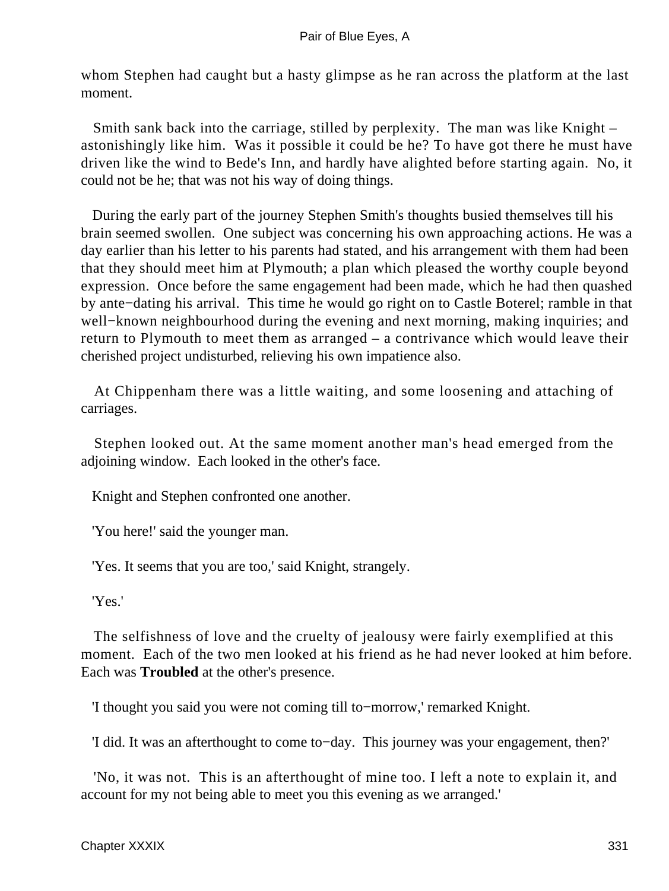whom Stephen had caught but a hasty glimpse as he ran across the platform at the last moment.

Smith sank back into the carriage, stilled by perplexity. The man was like Knight – astonishingly like him. Was it possible it could be he? To have got there he must have driven like the wind to Bede's Inn, and hardly have alighted before starting again. No, it could not be he; that was not his way of doing things.

During the early part of the journey Stephen Smith's thoughts busied themselves till his brain seemed swollen. One subject was concerning his own approaching actions. He was a day earlier than his letter to his parents had stated, and his arrangement with them had been that they should meet him at Plymouth; a plan which pleased the worthy couple beyond expression. Once before the same engagement had been made, which he had then quashed by ante−dating his arrival. This time he would go right on to Castle Boterel; ramble in that well−known neighbourhood during the evening and next morning, making inquiries; and return to Plymouth to meet them as arranged – a contrivance which would leave their cherished project undisturbed, relieving his own impatience also.

At Chippenham there was a little waiting, and some loosening and attaching of carriages.

Stephen looked out. At the same moment another man's head emerged from the adjoining window. Each looked in the other's face.

Knight and Stephen confronted one another.

'You here!' said the younger man.

'Yes. It seems that you are too,' said Knight, strangely.

'Yes.'

The selfishness of love and the cruelty of jealousy were fairly exemplified at this moment. Each of the two men looked at his friend as he had never looked at him before. Each was **Troubled** at the other's presence.

'I thought you said you were not coming till to−morrow,' remarked Knight.

'I did. It was an afterthought to come to−day. This journey was your engagement, then?'

'No, it was not. This is an afterthought of mine too. I left a note to explain it, and account for my not being able to meet you this evening as we arranged.'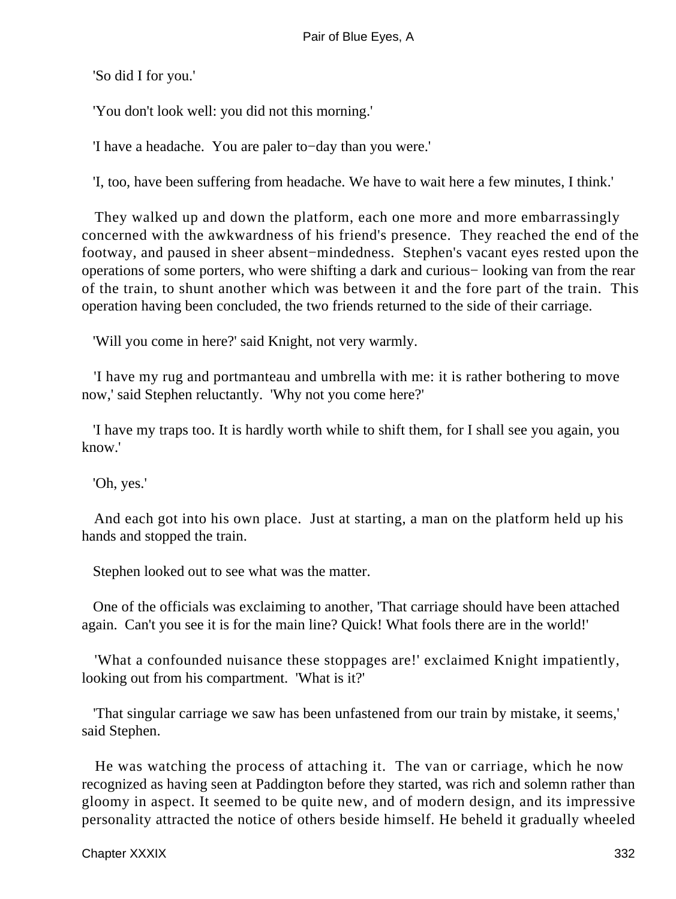'So did I for you.'

'You don't look well: you did not this morning.'

'I have a headache. You are paler to−day than you were.'

'I, too, have been suffering from headache. We have to wait here a few minutes, I think.'

They walked up and down the platform, each one more and more embarrassingly concerned with the awkwardness of his friend's presence. They reached the end of the footway, and paused in sheer absent−mindedness. Stephen's vacant eyes rested upon the operations of some porters, who were shifting a dark and curious− looking van from the rear of the train, to shunt another which was between it and the fore part of the train. This operation having been concluded, the two friends returned to the side of their carriage.

'Will you come in here?' said Knight, not very warmly.

'I have my rug and portmanteau and umbrella with me: it is rather bothering to move now,' said Stephen reluctantly. 'Why not you come here?'

'I have my traps too. It is hardly worth while to shift them, for I shall see you again, you know.'

'Oh, yes.'

And each got into his own place. Just at starting, a man on the platform held up his hands and stopped the train.

Stephen looked out to see what was the matter.

One of the officials was exclaiming to another, 'That carriage should have been attached again. Can't you see it is for the main line? Quick! What fools there are in the world!'

'What a confounded nuisance these stoppages are!' exclaimed Knight impatiently, looking out from his compartment. 'What is it?'

'That singular carriage we saw has been unfastened from our train by mistake, it seems,' said Stephen.

He was watching the process of attaching it. The van or carriage, which he now recognized as having seen at Paddington before they started, was rich and solemn rather than gloomy in aspect. It seemed to be quite new, and of modern design, and its impressive personality attracted the notice of others beside himself. He beheld it gradually wheeled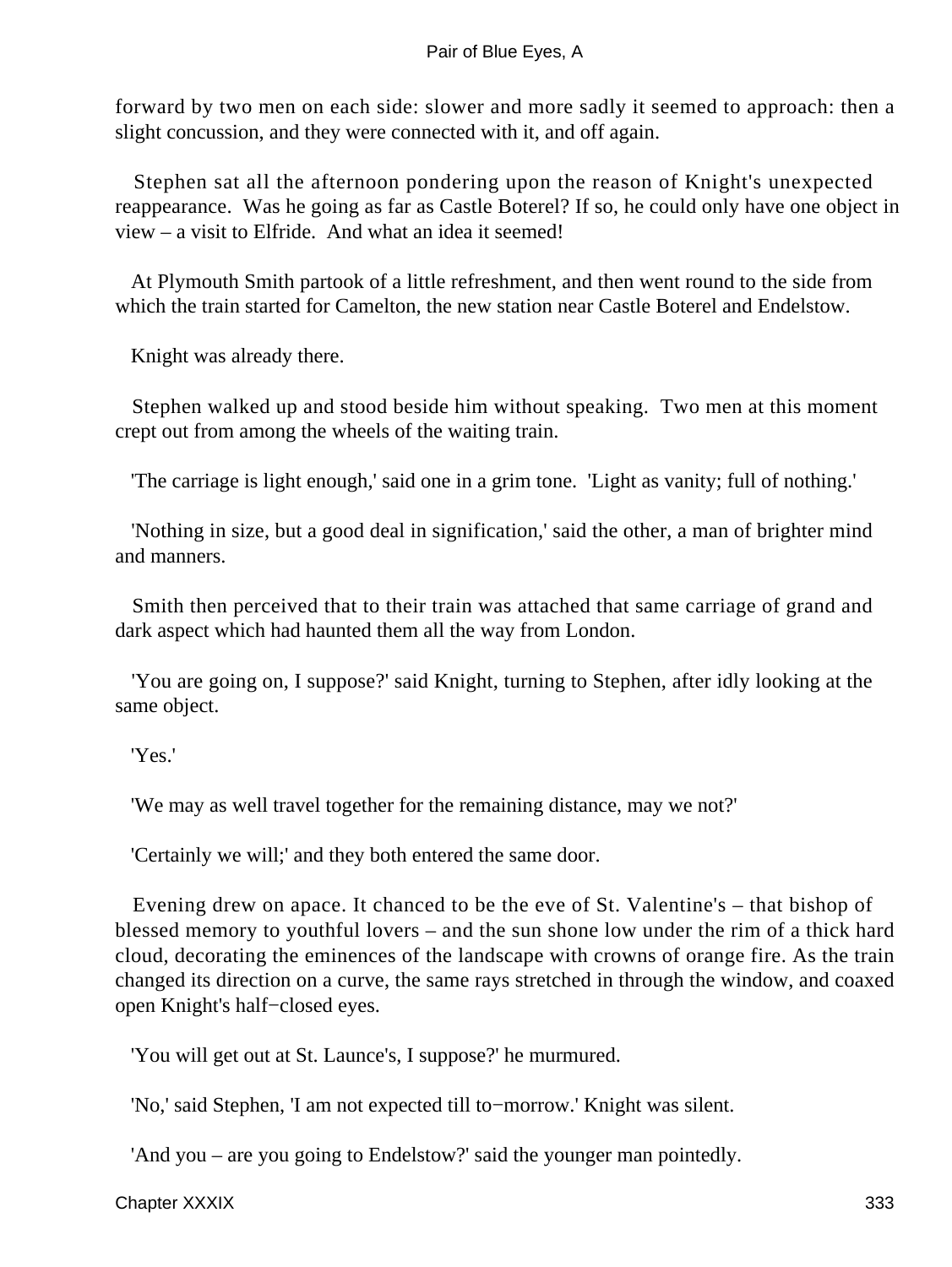forward by two men on each side: slower and more sadly it seemed to approach: then a slight concussion, and they were connected with it, and off again.

Stephen sat all the afternoon pondering upon the reason of Knight's unexpected reappearance. Was he going as far as Castle Boterel? If so, he could only have one object in view – a visit to Elfride. And what an idea it seemed!

At Plymouth Smith partook of a little refreshment, and then went round to the side from which the train started for Camelton, the new station near Castle Boterel and Endelstow.

Knight was already there.

Stephen walked up and stood beside him without speaking. Two men at this moment crept out from among the wheels of the waiting train.

'The carriage is light enough,' said one in a grim tone. 'Light as vanity; full of nothing.'

'Nothing in size, but a good deal in signification,' said the other, a man of brighter mind and manners.

Smith then perceived that to their train was attached that same carriage of grand and dark aspect which had haunted them all the way from London.

'You are going on, I suppose?' said Knight, turning to Stephen, after idly looking at the same object.

'Yes.'

'We may as well travel together for the remaining distance, may we not?'

'Certainly we will;' and they both entered the same door.

Evening drew on apace. It chanced to be the eve of St. Valentine's – that bishop of blessed memory to youthful lovers – and the sun shone low under the rim of a thick hard cloud, decorating the eminences of the landscape with crowns of orange fire. As the train changed its direction on a curve, the same rays stretched in through the window, and coaxed open Knight's half−closed eyes.

'You will get out at St. Launce's, I suppose?' he murmured.

'No,' said Stephen, 'I am not expected till to−morrow.' Knight was silent.

'And you – are you going to Endelstow?' said the younger man pointedly.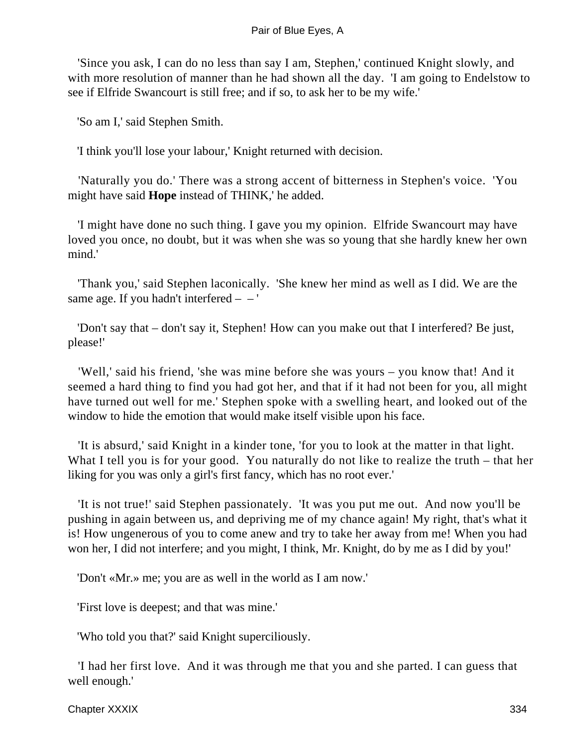'Since you ask, I can do no less than say I am, Stephen,' continued Knight slowly, and with more resolution of manner than he had shown all the day. 'I am going to Endelstow to see if Elfride Swancourt is still free; and if so, to ask her to be my wife.'

'So am I,' said Stephen Smith.

'I think you'll lose your labour,' Knight returned with decision.

'Naturally you do.' There was a strong accent of bitterness in Stephen's voice. 'You might have said **Hope** instead of THINK,' he added.

'I might have done no such thing. I gave you my opinion. Elfride Swancourt may have loved you once, no doubt, but it was when she was so young that she hardly knew her own mind.'

'Thank you,' said Stephen laconically. 'She knew her mind as well as I did. We are the same age. If you hadn't interfered – – '

'Don't say that – don't say it, Stephen! How can you make out that I interfered? Be just, please!'

'Well,' said his friend, 'she was mine before she was yours – you know that! And it seemed a hard thing to find you had got her, and that if it had not been for you, all might have turned out well for me.' Stephen spoke with a swelling heart, and looked out of the window to hide the emotion that would make itself visible upon his face.

'It is absurd,' said Knight in a kinder tone, 'for you to look at the matter in that light. What I tell you is for your good. You naturally do not like to realize the truth – that her liking for you was only a girl's first fancy, which has no root ever.'

'It is not true!' said Stephen passionately. 'It was you put me out. And now you'll be pushing in again between us, and depriving me of my chance again! My right, that's what it is! How ungenerous of you to come anew and try to take her away from me! When you had won her, I did not interfere; and you might, I think, Mr. Knight, do by me as I did by you!'

'Don't «Mr.» me; you are as well in the world as I am now.'

'First love is deepest; and that was mine.'

'Who told you that?' said Knight superciliously.

'I had her first love. And it was through me that you and she parted. I can guess that well enough.'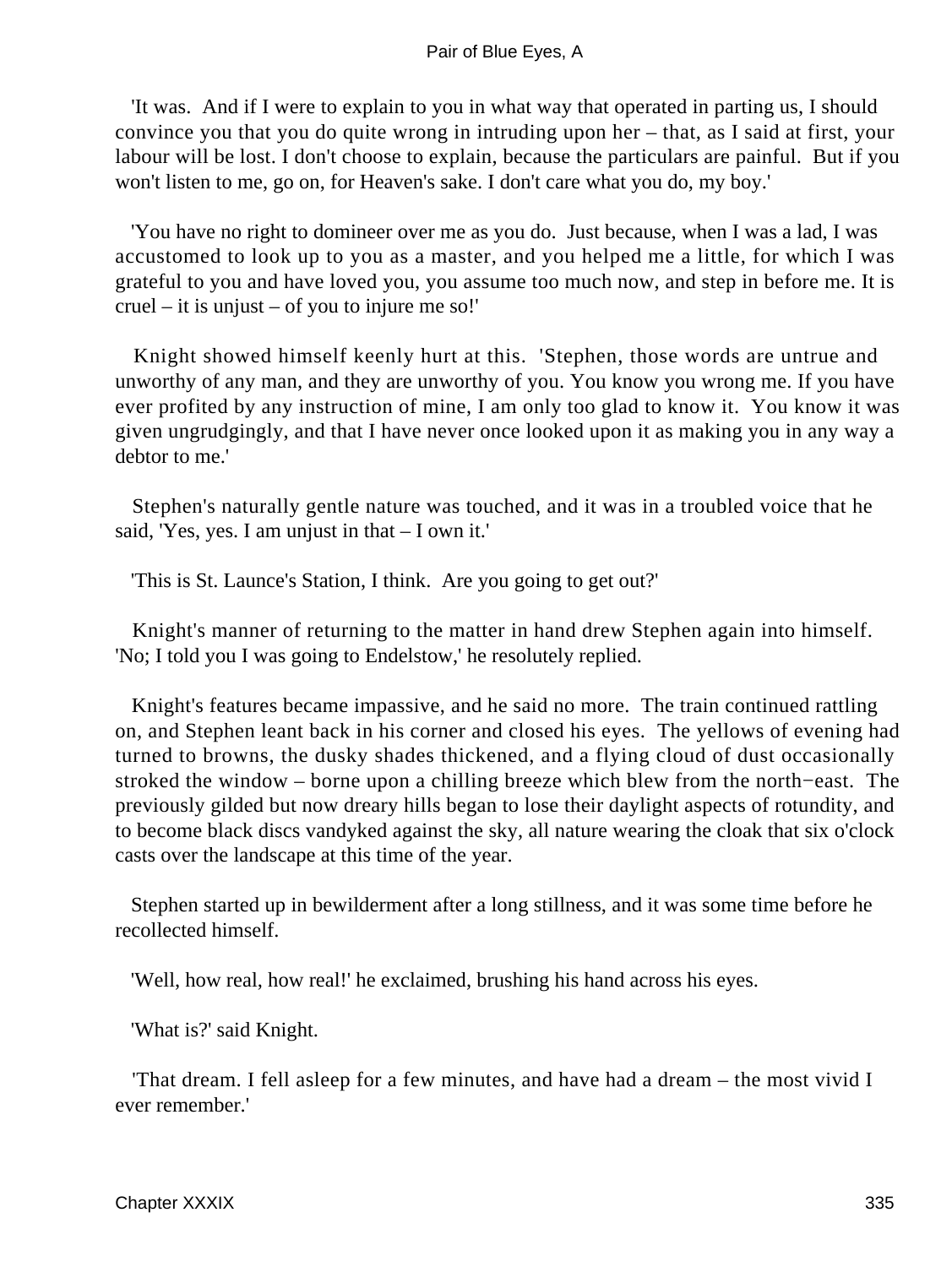'It was. And if I were to explain to you in what way that operated in parting us, I should convince you that you do quite wrong in intruding upon her – that, as I said at first, your labour will be lost. I don't choose to explain, because the particulars are painful. But if you won't listen to me, go on, for Heaven's sake. I don't care what you do, my boy.'

'You have no right to domineer over me as you do. Just because, when I was a lad, I was accustomed to look up to you as a master, and you helped me a little, for which I was grateful to you and have loved you, you assume too much now, and step in before me. It is cruel – it is unjust – of you to injure me so!'

Knight showed himself keenly hurt at this. 'Stephen, those words are untrue and unworthy of any man, and they are unworthy of you. You know you wrong me. If you have ever profited by any instruction of mine, I am only too glad to know it. You know it was given ungrudgingly, and that I have never once looked upon it as making you in any way a debtor to me.'

Stephen's naturally gentle nature was touched, and it was in a troubled voice that he said, 'Yes, yes. I am unjust in that – I own it.'

'This is St. Launce's Station, I think. Are you going to get out?'

Knight's manner of returning to the matter in hand drew Stephen again into himself. 'No; I told you I was going to Endelstow,' he resolutely replied.

Knight's features became impassive, and he said no more. The train continued rattling on, and Stephen leant back in his corner and closed his eyes. The yellows of evening had turned to browns, the dusky shades thickened, and a flying cloud of dust occasionally stroked the window – borne upon a chilling breeze which blew from the north−east. The previously gilded but now dreary hills began to lose their daylight aspects of rotundity, and to become black discs vandyked against the sky, all nature wearing the cloak that six o'clock casts over the landscape at this time of the year.

Stephen started up in bewilderment after a long stillness, and it was some time before he recollected himself.

'Well, how real, how real!' he exclaimed, brushing his hand across his eyes.

'What is?' said Knight.

'That dream. I fell asleep for a few minutes, and have had a dream – the most vivid I ever remember.'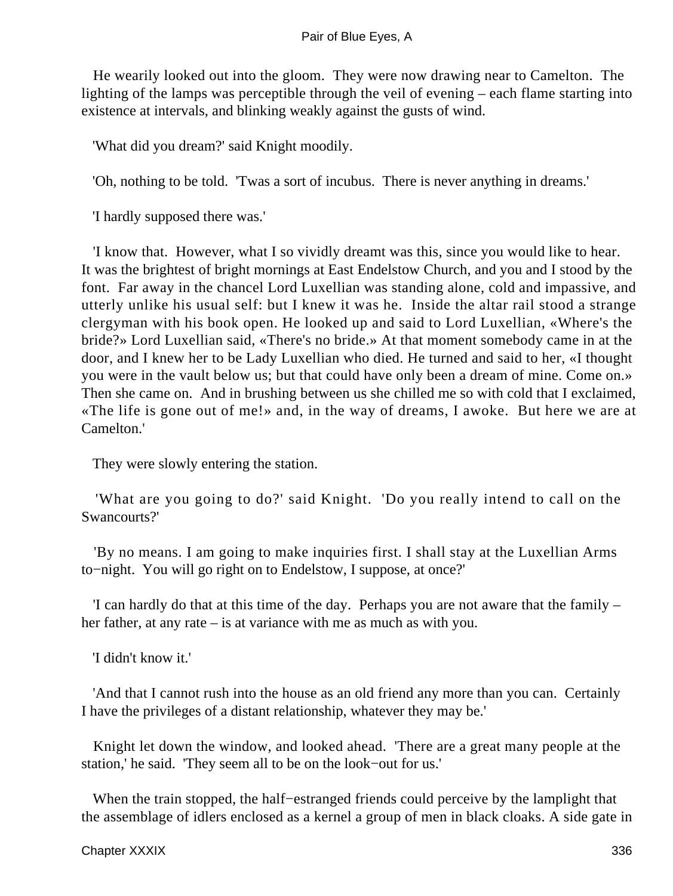He wearily looked out into the gloom. They were now drawing near to Camelton. The lighting of the lamps was perceptible through the veil of evening – each flame starting into existence at intervals, and blinking weakly against the gusts of wind.

'What did you dream?' said Knight moodily.

'Oh, nothing to be told. 'Twas a sort of incubus. There is never anything in dreams.'

'I hardly supposed there was.'

'I know that. However, what I so vividly dreamt was this, since you would like to hear. It was the brightest of bright mornings at East Endelstow Church, and you and I stood by the font. Far away in the chancel Lord Luxellian was standing alone, cold and impassive, and utterly unlike his usual self: but I knew it was he. Inside the altar rail stood a strange clergyman with his book open. He looked up and said to Lord Luxellian, «Where's the bride?» Lord Luxellian said, «There's no bride.» At that moment somebody came in at the door, and I knew her to be Lady Luxellian who died. He turned and said to her, «I thought you were in the vault below us; but that could have only been a dream of mine. Come on.» Then she came on. And in brushing between us she chilled me so with cold that I exclaimed, «The life is gone out of me!» and, in the way of dreams, I awoke. But here we are at Camelton.'

They were slowly entering the station.

'What are you going to do?' said Knight. 'Do you really intend to call on the Swancourts?'

'By no means. I am going to make inquiries first. I shall stay at the Luxellian Arms to−night. You will go right on to Endelstow, I suppose, at once?'

'I can hardly do that at this time of the day. Perhaps you are not aware that the family – her father, at any rate – is at variance with me as much as with you.

'I didn't know it.'

'And that I cannot rush into the house as an old friend any more than you can. Certainly I have the privileges of a distant relationship, whatever they may be.'

Knight let down the window, and looked ahead. 'There are a great many people at the station,' he said. 'They seem all to be on the look−out for us.'

When the train stopped, the half−estranged friends could perceive by the lamplight that the assemblage of idlers enclosed as a kernel a group of men in black cloaks. A side gate in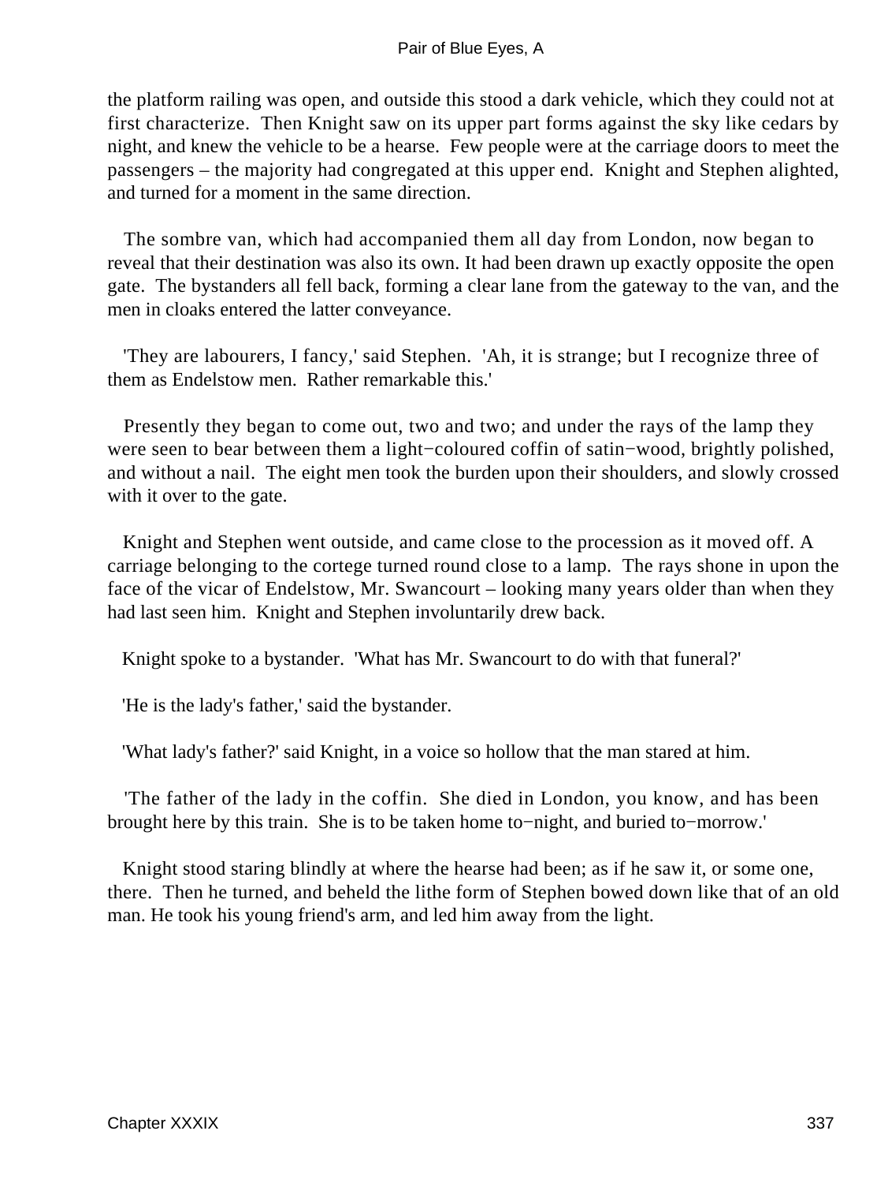the platform railing was open, and outside this stood a dark vehicle, which they could not at first characterize. Then Knight saw on its upper part forms against the sky like cedars by night, and knew the vehicle to be a hearse. Few people were at the carriage doors to meet the passengers – the majority had congregated at this upper end. Knight and Stephen alighted, and turned for a moment in the same direction.

The sombre van, which had accompanied them all day from London, now began to reveal that their destination was also its own. It had been drawn up exactly opposite the open gate. The bystanders all fell back, forming a clear lane from the gateway to the van, and the men in cloaks entered the latter conveyance.

'They are labourers, I fancy,' said Stephen. 'Ah, it is strange; but I recognize three of them as Endelstow men. Rather remarkable this.'

Presently they began to come out, two and two; and under the rays of the lamp they were seen to bear between them a light−coloured coffin of satin−wood, brightly polished, and without a nail. The eight men took the burden upon their shoulders, and slowly crossed with it over to the gate.

Knight and Stephen went outside, and came close to the procession as it moved off. A carriage belonging to the cortege turned round close to a lamp. The rays shone in upon the face of the vicar of Endelstow, Mr. Swancourt – looking many years older than when they had last seen him. Knight and Stephen involuntarily drew back.

Knight spoke to a bystander. 'What has Mr. Swancourt to do with that funeral?'

'He is the lady's father,' said the bystander.

'What lady's father?' said Knight, in a voice so hollow that the man stared at him.

'The father of the lady in the coffin. She died in London, you know, and has been brought here by this train. She is to be taken home to−night, and buried to−morrow.'

Knight stood staring blindly at where the hearse had been; as if he saw it, or some one, there. Then he turned, and beheld the lithe form of Stephen bowed down like that of an old man. He took his young friend's arm, and led him away from the light.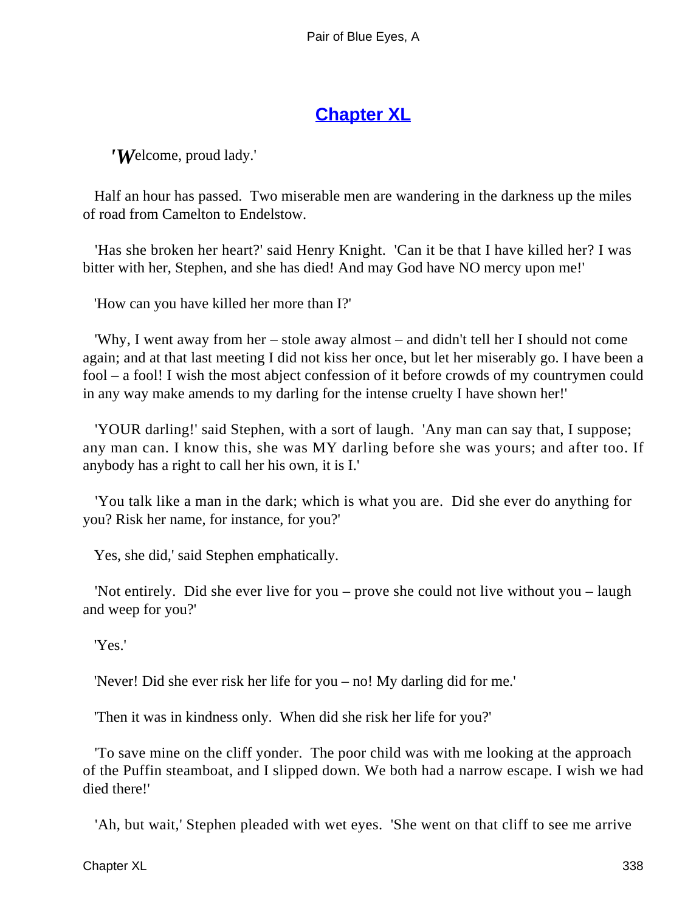## Chapter XL

*'W*elcome, proud lady.'

Half an hour has passed. Two miserable men are wandering in the darkness up the miles of road from Camelton to Endelstow.

'Has she broken her heart?' said Henry Knight. 'Can it be that I have killed her? I was bitter with her, Stephen, and she has died! And may God have NO mercy upon me!'

'How can you have killed her more than I?'

'Why, I went away from her – stole away almost – and didn't tell her I should not come again; and at that last meeting I did not kiss her once, but let her miserably go. I have been a fool – a fool! I wish the most abject confession of it before crowds of my countrymen could in any way make amends to my darling for the intense cruelty I have shown her!'

'YOUR darling!' said Stephen, with a sort of laugh. 'Any man can say that, I suppose; any man can. I know this, she was MY darling before she was yours; and after too. If anybody has a right to call her his own, it is I.'

'You talk like a man in the dark; which is what you are. Did she ever do anything for you? Risk her name, for instance, for you?'

Yes, she did,' said Stephen emphatically.

'Not entirely. Did she ever live for you – prove she could not live without you – laugh and weep for you?'

'Yes.'

'Never! Did she ever risk her life for you – no! My darling did for me.'

'Then it was in kindness only. When did she risk her life for you?'

'To save mine on the cliff yonder. The poor child was with me looking at the approach of the Puffin steamboat, and I slipped down. We both had a narrow escape. I wish we had died there!'

'Ah, but wait,' Stephen pleaded with wet eyes. 'She went on that cliff to see me arrive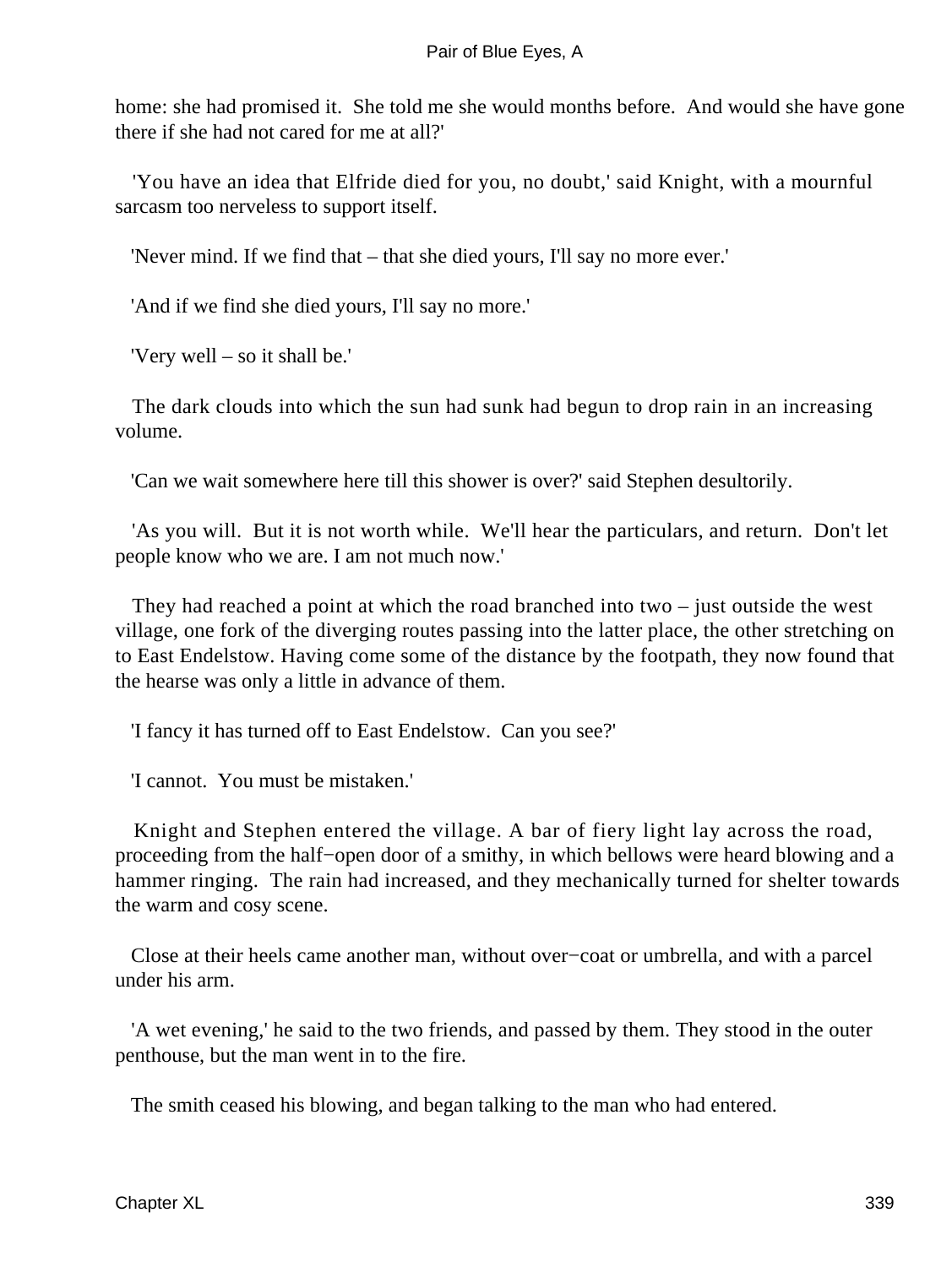home: she had promised it. She told me she would months before. And would she have gone there if she had not cared for me at all?'

'You have an idea that Elfride died for you, no doubt,' said Knight, with a mournful sarcasm too nerveless to support itself.

'Never mind. If we find that – that she died yours, I'll say no more ever.'

'And if we find she died yours, I'll say no more.'

'Very well – so it shall be.'

The dark clouds into which the sun had sunk had begun to drop rain in an increasing volume.

'Can we wait somewhere here till this shower is over?' said Stephen desultorily.

'As you will. But it is not worth while. We'll hear the particulars, and return. Don't let people know who we are. I am not much now.'

They had reached a point at which the road branched into two – just outside the west village, one fork of the diverging routes passing into the latter place, the other stretching on to East Endelstow. Having come some of the distance by the footpath, they now found that the hearse was only a little in advance of them.

'I fancy it has turned off to East Endelstow. Can you see?'

'I cannot. You must be mistaken.'

Knight and Stephen entered the village. A bar of fiery light lay across the road, proceeding from the half-open door of a smithy, in which bellows were heard blowing and a hammer ringing. The rain had increased, and they mechanically turned for shelter towards the warm and cosy scene.

Close at their heels came another man, without over-coat or umbrella, and with a parcel under his arm.

'A wet evening,' he said to the two friends, and passed by them. They stood in the outer penthouse, but the man went in to the fire.

The smith ceased his blowing, and began talking to the man who had entered.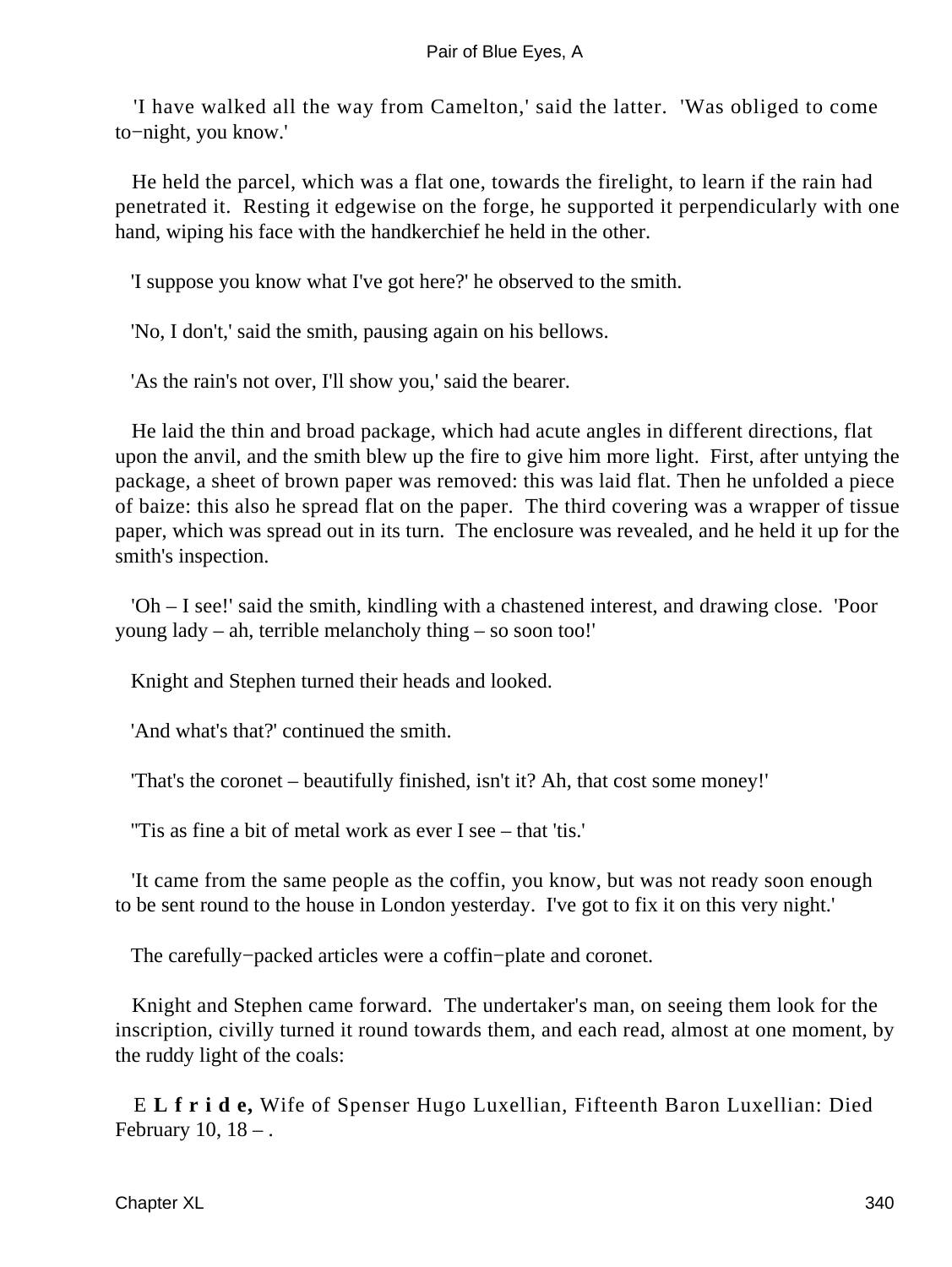'I have walked all the way from Camelton,' said the latter. 'Was obliged to come to−night, you know.'

He held the parcel, which was a flat one, towards the firelight, to learn if the rain had penetrated it. Resting it edgewise on the forge, he supported it perpendicularly with one hand, wiping his face with the handkerchief he held in the other.

'I suppose you know what I've got here?' he observed to the smith.

'No, I don't,' said the smith, pausing again on his bellows.

'As the rain's not over, I'll show you,' said the bearer.

He laid the thin and broad package, which had acute angles in different directions, flat upon the anvil, and the smith blew up the fire to give him more light. First, after untying the package, a sheet of brown paper was removed: this was laid flat. Then he unfolded a piece of baize: this also he spread flat on the paper. The third covering was a wrapper of tissue paper, which was spread out in its turn. The enclosure was revealed, and he held it up for the smith's inspection.

'Oh – I see!' said the smith, kindling with a chastened interest, and drawing close. 'Poor young lady – ah, terrible melancholy thing – so soon too!'

Knight and Stephen turned their heads and looked.

'And what's that?' continued the smith.

'That's the coronet – beautifully finished, isn't it? Ah, that cost some money!'

''Tis as fine a bit of metal work as ever I see – that 'tis.'

'It came from the same people as the coffin, you know, but was not ready soon enough to be sent round to the house in London yesterday. I've got to fix it on this very night.'

The carefully−packed articles were a coffin−plate and coronet.

Knight and Stephen came forward. The undertaker's man, on seeing them look for the inscription, civilly turned it round towards them, and each read, almost at one moment, by the ruddy light of the coals:

E **L f r i d e,** Wife of Spenser Hugo Luxellian, Fifteenth Baron Luxellian: Died February 10, 18 – .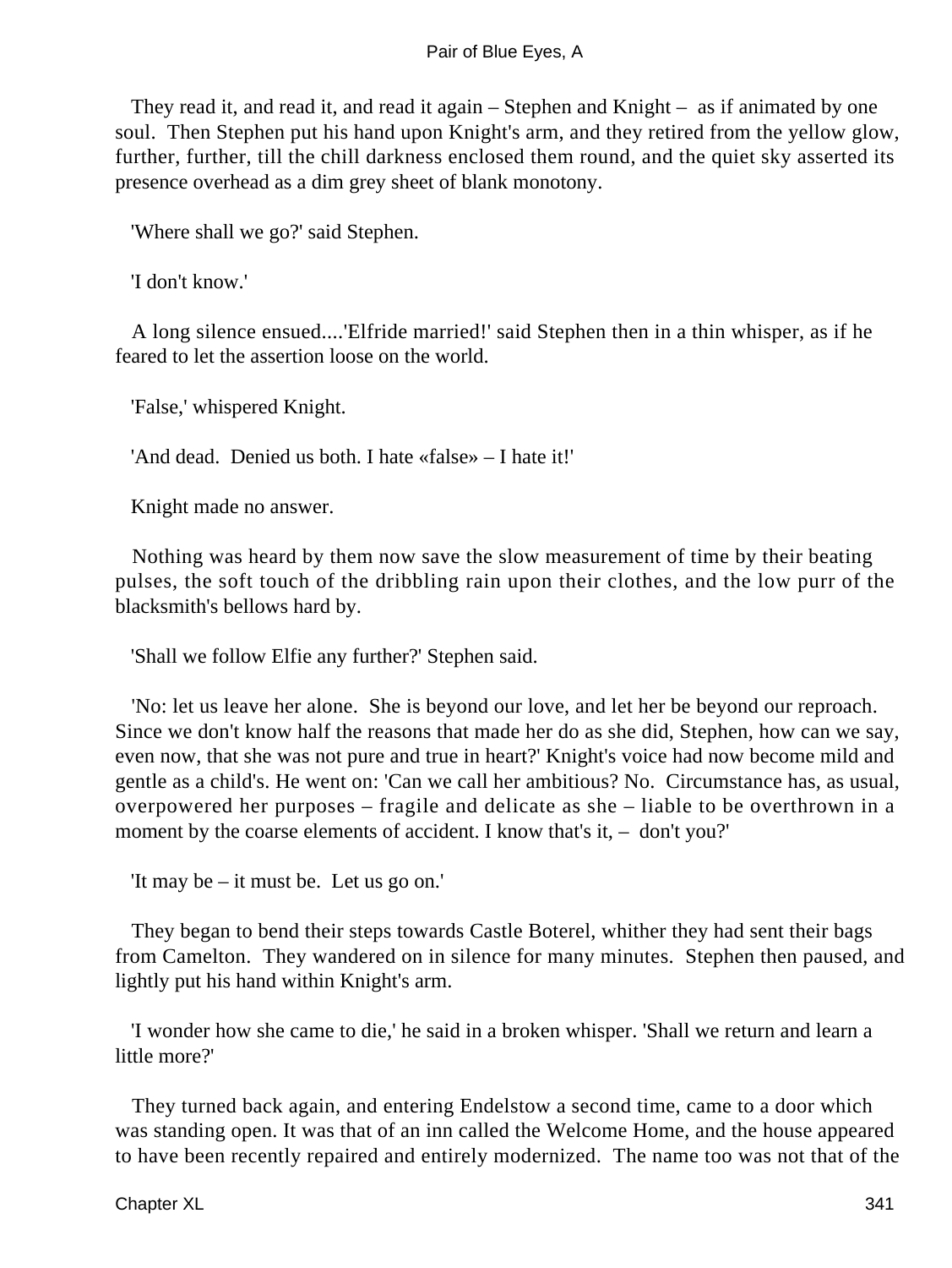They read it, and read it, and read it again – Stephen and Knight – as if animated by one soul. Then Stephen put his hand upon Knight's arm, and they retired from the yellow glow, further, further, till the chill darkness enclosed them round, and the quiet sky asserted its presence overhead as a dim grey sheet of blank monotony.

'Where shall we go?' said Stephen.

'I don't know.'

A long silence ensued....'Elfride married!' said Stephen then in a thin whisper, as if he feared to let the assertion loose on the world.

'False,' whispered Knight.

'And dead. Denied us both. I hate «false» – I hate it!'

Knight made no answer.

Nothing was heard by them now save the slow measurement of time by their beating pulses, the soft touch of the dribbling rain upon their clothes, and the low purr of the blacksmith's bellows hard by.

'Shall we follow Elfie any further?' Stephen said.

'No: let us leave her alone. She is beyond our love, and let her be beyond our reproach. Since we don't know half the reasons that made her do as she did, Stephen, how can we say, even now, that she was not pure and true in heart?' Knight's voice had now become mild and gentle as a child's. He went on: 'Can we call her ambitious? No. Circumstance has, as usual, overpowered her purposes – fragile and delicate as she – liable to be overthrown in a moment by the coarse elements of accident. I know that's it, – don't you?'

'It may be – it must be. Let us go on.'

They began to bend their steps towards Castle Boterel, whither they had sent their bags from Camelton. They wandered on in silence for many minutes. Stephen then paused, and lightly put his hand within Knight's arm.

'I wonder how she came to die,' he said in a broken whisper. 'Shall we return and learn a little more?'

They turned back again, and entering Endelstow a second time, came to a door which was standing open. It was that of an inn called the Welcome Home, and the house appeared to have been recently repaired and entirely modernized. The name too was not that of the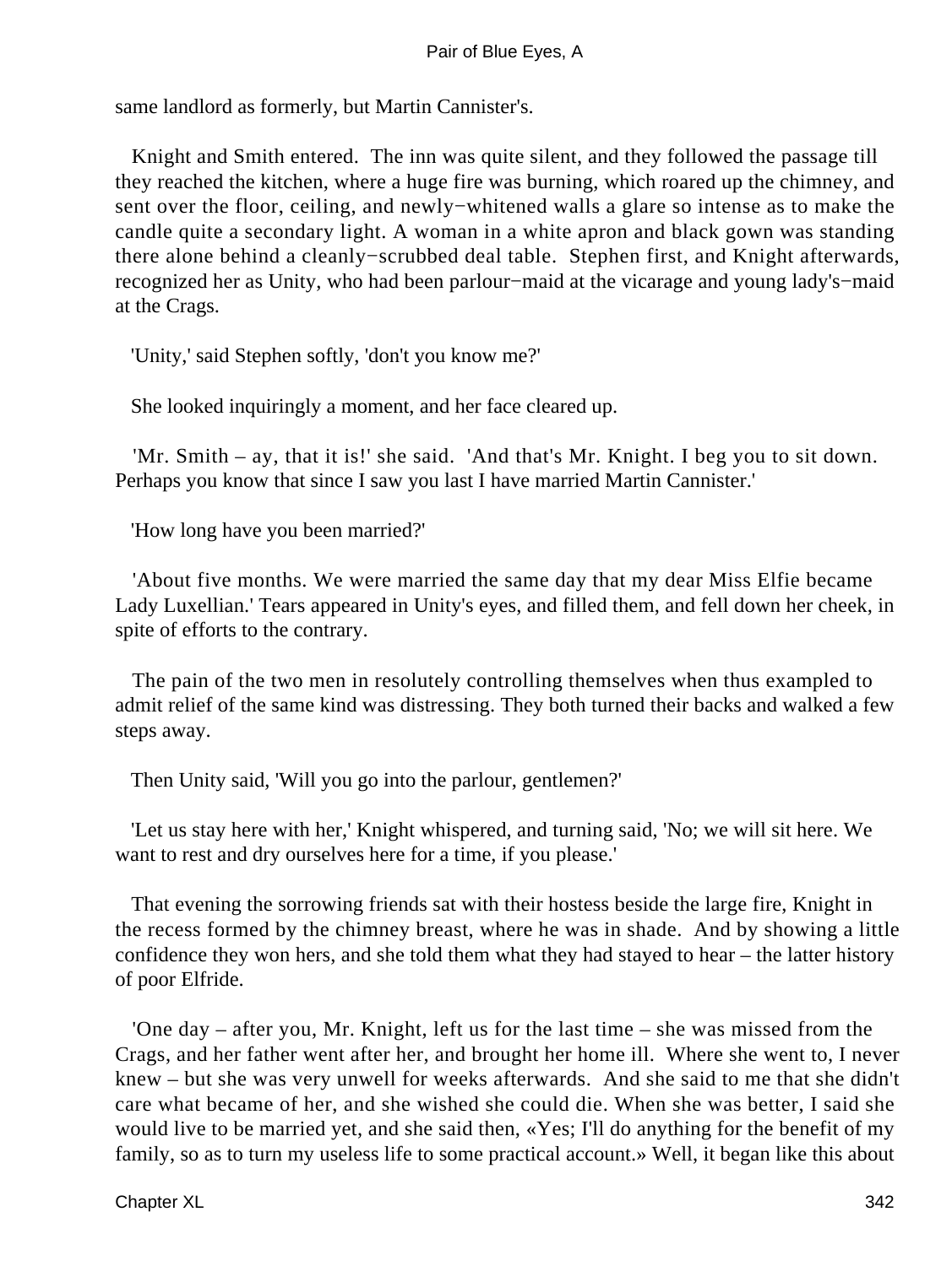same landlord as formerly, but Martin Cannister's.

Knight and Smith entered. The inn was quite silent, and they followed the passage till they reached the kitchen, where a huge fire was burning, which roared up the chimney, and sent over the floor, ceiling, and newly−whitened walls a glare so intense as to make the candle quite a secondary light. A woman in a white apron and black gown was standing there alone behind a cleanly−scrubbed deal table. Stephen first, and Knight afterwards, recognized her as Unity, who had been parlour−maid at the vicarage and young lady's−maid at the Crags.

'Unity,' said Stephen softly, 'don't you know me?'

She looked inquiringly a moment, and her face cleared up.

'Mr. Smith – ay, that it is!' she said. 'And that's Mr. Knight. I beg you to sit down. Perhaps you know that since I saw you last I have married Martin Cannister.'

'How long have you been married?'

'About five months. We were married the same day that my dear Miss Elfie became Lady Luxellian.' Tears appeared in Unity's eyes, and filled them, and fell down her cheek, in spite of efforts to the contrary.

The pain of the two men in resolutely controlling themselves when thus exampled to admit relief of the same kind was distressing. They both turned their backs and walked a few steps away.

Then Unity said, 'Will you go into the parlour, gentlemen?'

'Let us stay here with her,' Knight whispered, and turning said, 'No; we will sit here. We want to rest and dry ourselves here for a time, if you please.'

That evening the sorrowing friends sat with their hostess beside the large fire, Knight in the recess formed by the chimney breast, where he was in shade. And by showing a little confidence they won hers, and she told them what they had stayed to hear – the latter history of poor Elfride.

'One day – after you, Mr. Knight, left us for the last time – she was missed from the Crags, and her father went after her, and brought her home ill. Where she went to, I never knew – but she was very unwell for weeks afterwards. And she said to me that she didn't care what became of her, and she wished she could die. When she was better, I said she would live to be married yet, and she said then, «Yes; I'll do anything for the benefit of my family, so as to turn my useless life to some practical account.» Well, it began like this about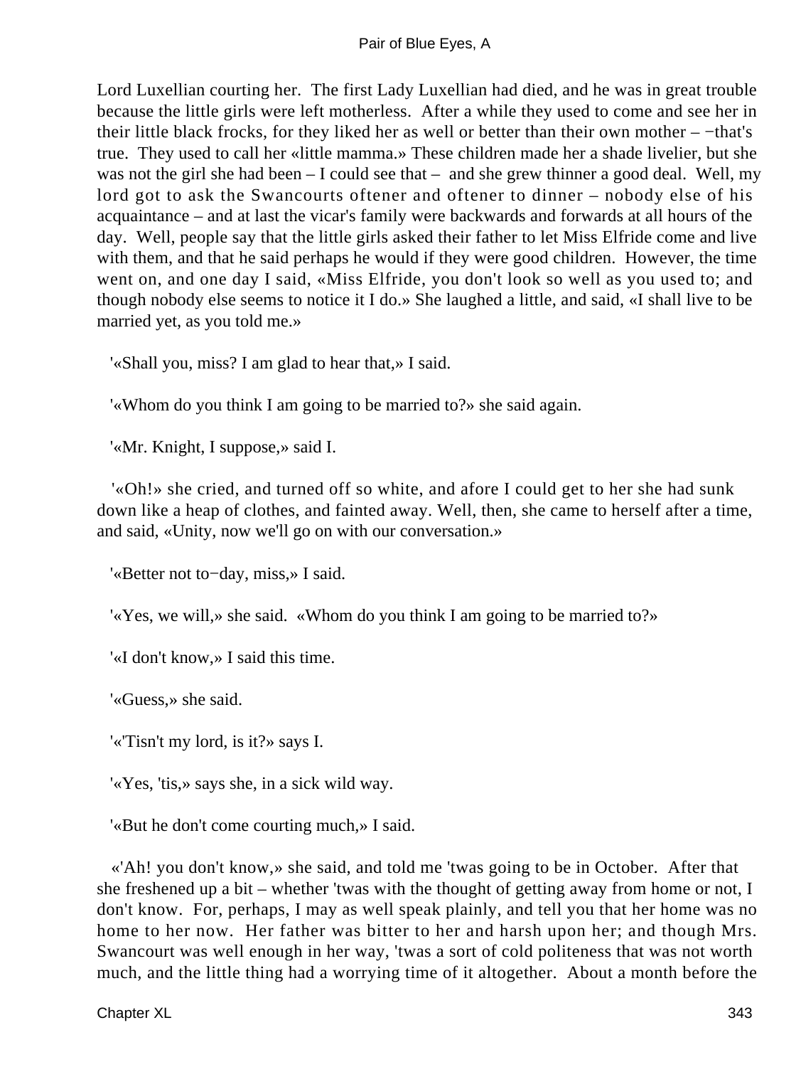Lord Luxellian courting her. The first Lady Luxellian had died, and he was in great trouble because the little girls were left motherless. After a while they used to come and see her in their little black frocks, for they liked her as well or better than their own mother – −that's true. They used to call her «little mamma.» These children made her a shade livelier, but she was not the girl she had been – I could see that – and she grew thinner a good deal. Well, my lord got to ask the Swancourts oftener and oftener to dinner – nobody else of his acquaintance – and at last the vicar's family were backwards and forwards at all hours of the day. Well, people say that the little girls asked their father to let Miss Elfride come and live with them, and that he said perhaps he would if they were good children. However, the time went on, and one day I said, «Miss Elfride, you don't look so well as you used to; and though nobody else seems to notice it I do.» She laughed a little, and said, «I shall live to be married yet, as you told me.»

'«Shall you, miss? I am glad to hear that,» I said.

'«Whom do you think I am going to be married to?» she said again.

'«Mr. Knight, I suppose,» said I.

'«Oh!» she cried, and turned off so white, and afore I could get to her she had sunk down like a heap of clothes, and fainted away. Well, then, she came to herself after a time, and said, «Unity, now we'll go on with our conversation.»

'«Better not to−day, miss,» I said.

'«Yes, we will,» she said. «Whom do you think I am going to be married to?»

'«I don't know,» I said this time.

'«Guess,» she said.

'«'Tisn't my lord, is it?» says I.

'«Yes, 'tis,» says she, in a sick wild way.

'«But he don't come courting much,» I said.

«'Ah! you don't know,» she said, and told me 'twas going to be in October. After that she freshened up a bit – whether 'twas with the thought of getting away from home or not, I don't know. For, perhaps, I may as well speak plainly, and tell you that her home was no home to her now. Her father was bitter to her and harsh upon her; and though Mrs. Swancourt was well enough in her way, 'twas a sort of cold politeness that was not worth much, and the little thing had a worrying time of it altogether. About a month before the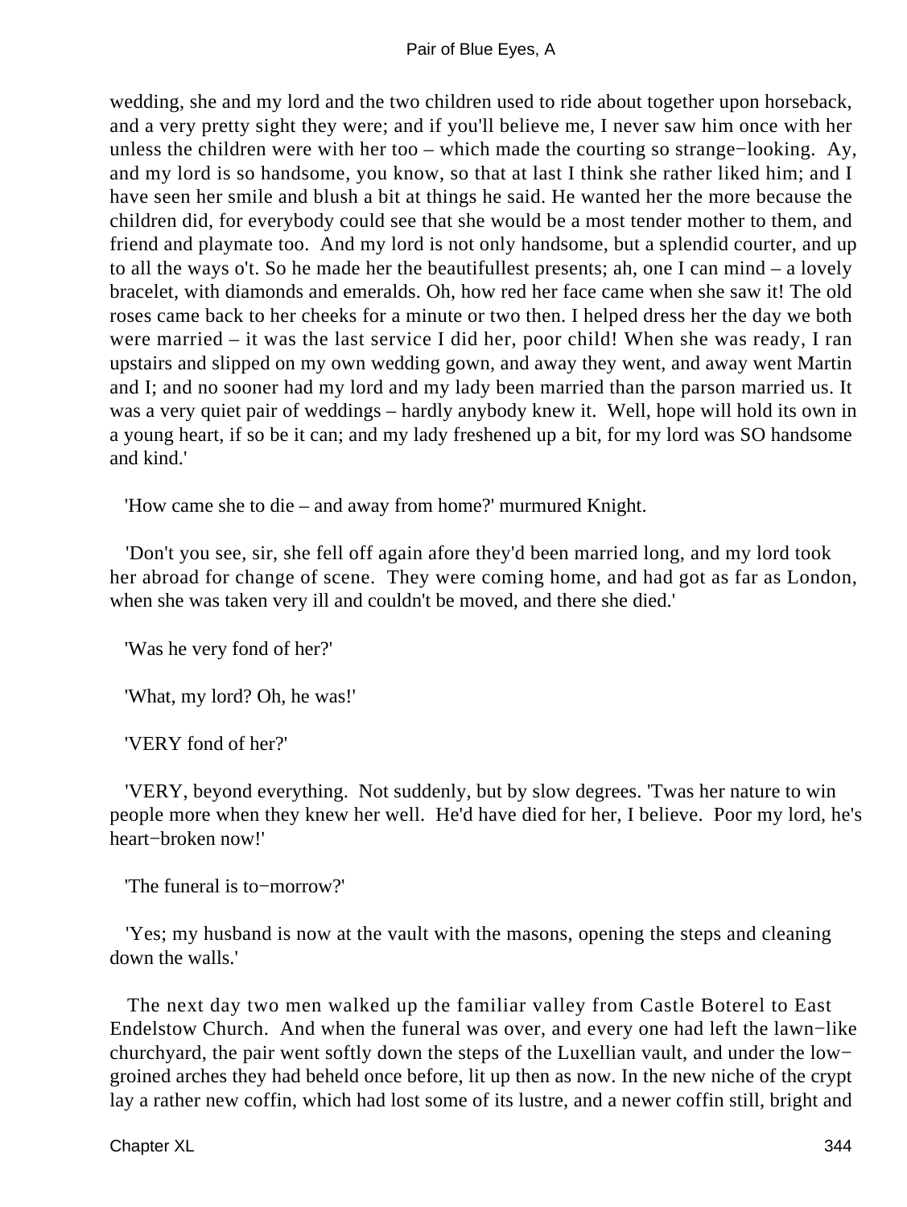wedding, she and my lord and the two children used to ride about together upon horseback, and a very pretty sight they were; and if you'll believe me, I never saw him once with her unless the children were with her too – which made the courting so strange−looking. Ay, and my lord is so handsome, you know, so that at last I think she rather liked him; and I have seen her smile and blush a bit at things he said. He wanted her the more because the children did, for everybody could see that she would be a most tender mother to them, and friend and playmate too. And my lord is not only handsome, but a splendid courter, and up to all the ways o't. So he made her the beautifullest presents; ah, one I can mind – a lovely bracelet, with diamonds and emeralds. Oh, how red her face came when she saw it! The old roses came back to her cheeks for a minute or two then. I helped dress her the day we both were married – it was the last service I did her, poor child! When she was ready, I ran upstairs and slipped on my own wedding gown, and away they went, and away went Martin and I; and no sooner had my lord and my lady been married than the parson married us. It was a very quiet pair of weddings – hardly anybody knew it. Well, hope will hold its own in a young heart, if so be it can; and my lady freshened up a bit, for my lord was SO handsome and kind.'

'How came she to die – and away from home?' murmured Knight.

'Don't you see, sir, she fell off again afore they'd been married long, and my lord took her abroad for change of scene. They were coming home, and had got as far as London, when she was taken very ill and couldn't be moved, and there she died.'

'Was he very fond of her?'

'What, my lord? Oh, he was!'

'VERY fond of her?'

'VERY, beyond everything. Not suddenly, but by slow degrees. 'Twas her nature to win people more when they knew her well. He'd have died for her, I believe. Poor my lord, he's heart−broken now!'

'The funeral is to−morrow?'

'Yes; my husband is now at the vault with the masons, opening the steps and cleaning down the walls.'

The next day two men walked up the familiar valley from Castle Boterel to East Endelstow Church. And when the funeral was over, and every one had left the lawn−like churchyard, the pair went softly down the steps of the Luxellian vault, and under the low−groined arches they had beheld once before, lit up then as now. In the new niche of the crypt lay a rather new coffin, which had lost some of its lustre, and a newer coffin still, bright and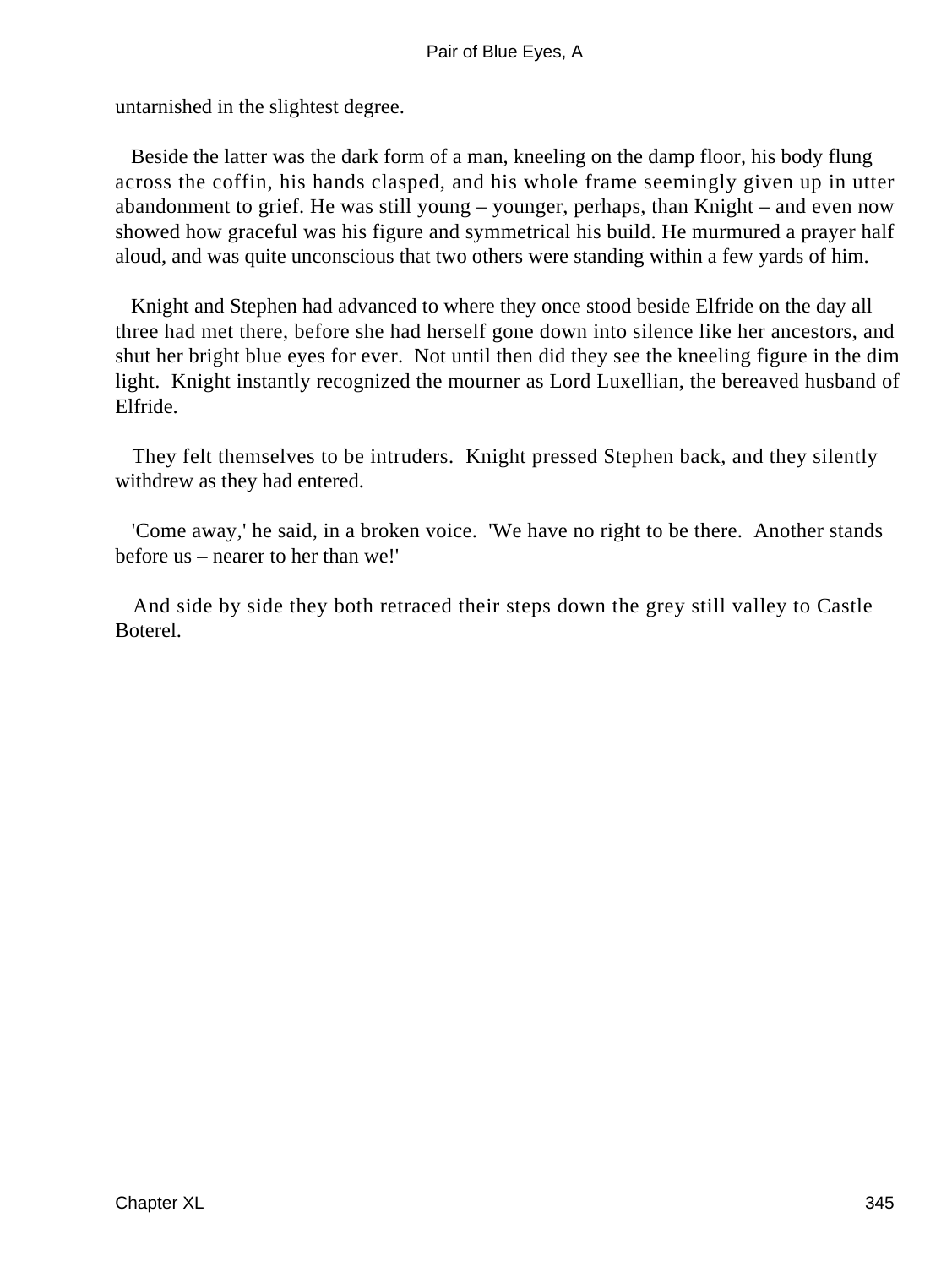untarnished in the slightest degree.

Beside the latter was the dark form of a man, kneeling on the damp floor, his body flung across the coffin, his hands clasped, and his whole frame seemingly given up in utter abandonment to grief. He was still young – younger, perhaps, than Knight – and even now showed how graceful was his figure and symmetrical his build. He murmured a prayer half aloud, and was quite unconscious that two others were standing within a few yards of him.

Knight and Stephen had advanced to where they once stood beside Elfride on the day all three had met there, before she had herself gone down into silence like her ancestors, and shut her bright blue eyes for ever. Not until then did they see the kneeling figure in the dim light. Knight instantly recognized the mourner as Lord Luxellian, the bereaved husband of Elfride.

They felt themselves to be intruders. Knight pressed Stephen back, and they silently withdrew as they had entered.

'Come away,' he said, in a broken voice. 'We have no right to be there. Another stands before us – nearer to her than we!'

And side by side they both retraced their steps down the grey still valley to Castle Boterel.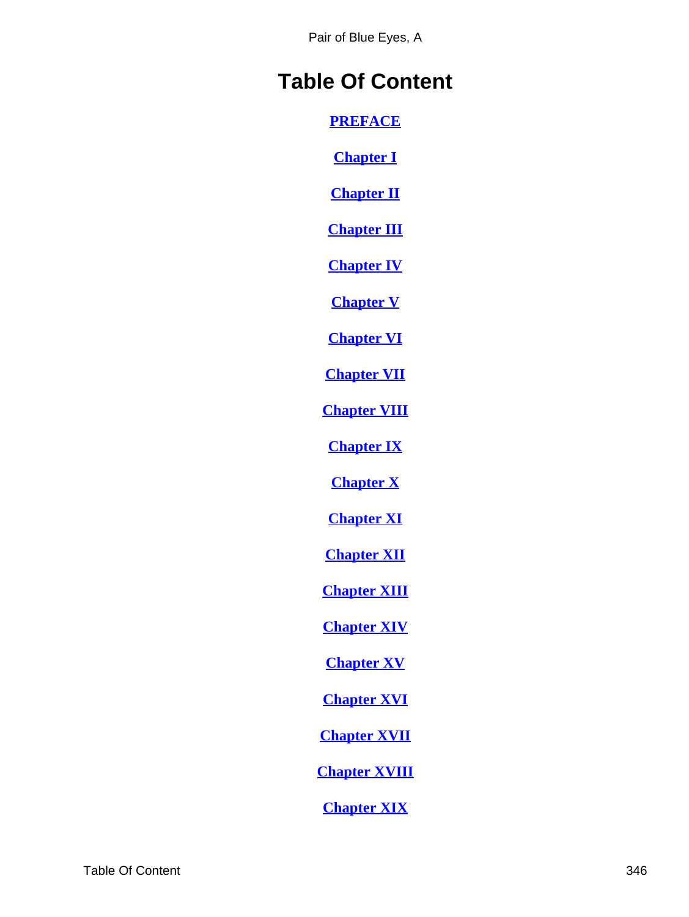# Table Of Content

PREFACE

Chapter I

Chapter II

Chapter III

Chapter IV

Chapter V

Chapter VI

Chapter VII

Chapter VIII

Chapter IX

Chapter X

Chapter XI

Chapter XII

Chapter XIII

Chapter XIV

Chapter XV

Chapter XVI

Chapter XVII

Chapter XVIII

Chapter XIX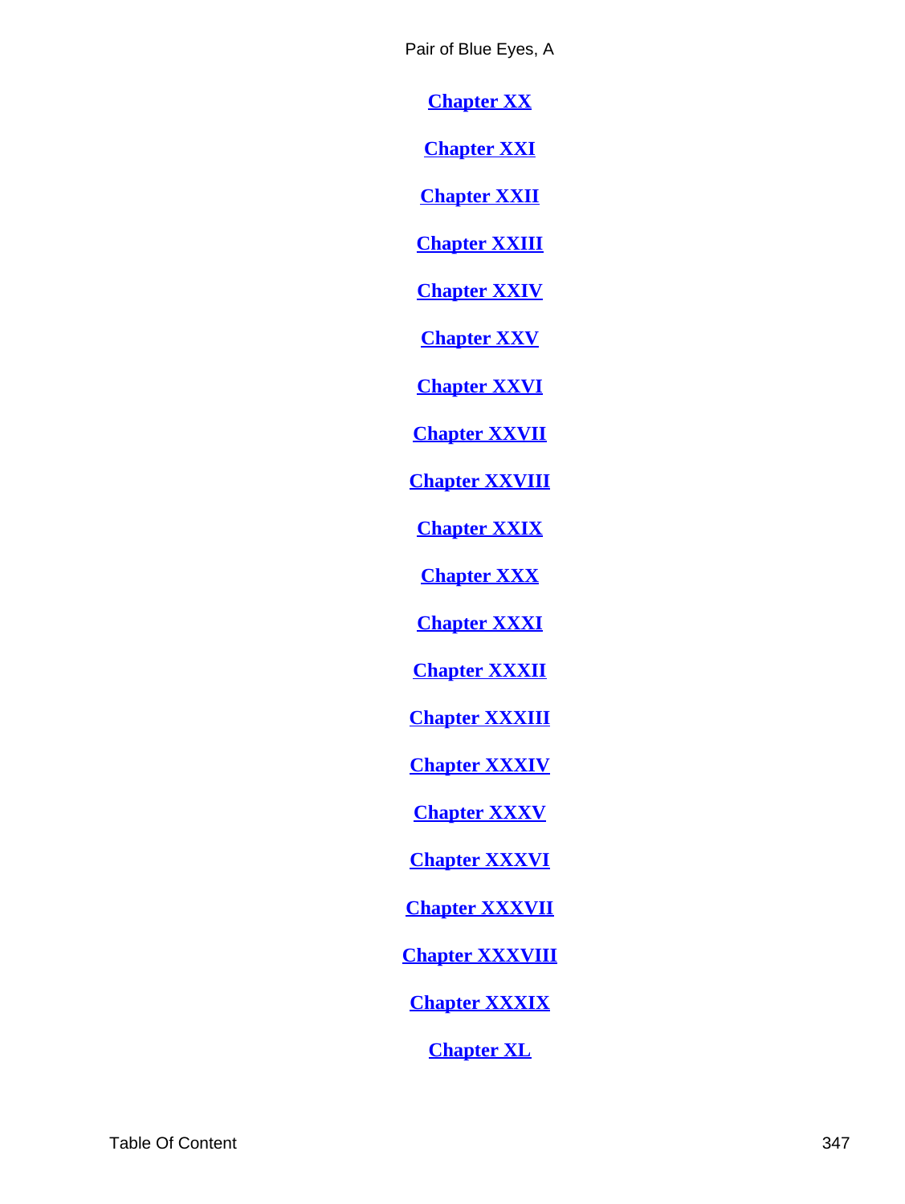Chapter XX

Chapter XXI

Chapter XXII

Chapter XXIII

Chapter XXIV

Chapter XXV

Chapter XXVI

Chapter XXVII

Chapter XXVIII

Chapter XXIX

Chapter XXX

Chapter XXXI

Chapter XXXII

Chapter XXXIII

Chapter XXXIV

Chapter XXXV

Chapter XXXVI

Chapter XXXVII

Chapter XXXVIII

Chapter XXXIX

Chapter XL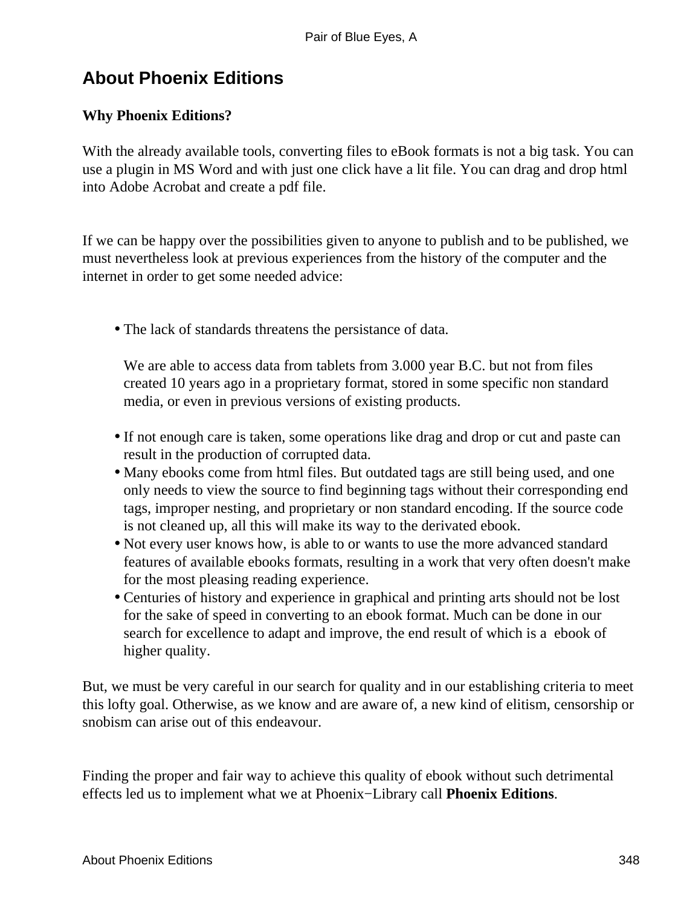## About Phoenix Editions

**Why Phoenix Editions?**

With the already available tools, converting files to eBook formats is not a big task. You can use a plugin in MS Word and with just one click have a lit file. You can drag and drop html into Adobe Acrobat and create a pdf file.

If we can be happy over the possibilities given to anyone to publish and to be published, we must nevertheless look at previous experiences from the history of the computer and the internet in order to get some needed advice:

- The lack of standards threatens the persistance of data.

  We are able to access data from tablets from 3.000 year B.C. but not from files created 10 years ago in a proprietary format, stored in some specific non standard media, or even in previous versions of existing products.
- If not enough care is taken, some operations like drag and drop or cut and paste can result in the production of corrupted data.
- Many ebooks come from html files. But outdated tags are still being used, and one only needs to view the source to find beginning tags without their corresponding end tags, improper nesting, and proprietary or non standard encoding. If the source code is not cleaned up, all this will make its way to the derivated ebook.
- Not every user knows how, is able to or wants to use the more advanced standard features of available ebooks formats, resulting in a work that very often doesn't make for the most pleasing reading experience.
- Centuries of history and experience in graphical and printing arts should not be lost for the sake of speed in converting to an ebook format. Much can be done in our search for excellence to adapt and improve, the end result of which is a ebook of higher quality.

But, we must be very careful in our search for quality and in our establishing criteria to meet this lofty goal. Otherwise, as we know and are aware of, a new kind of elitism, censorship or snobism can arise out of this endeavour.

Finding the proper and fair way to achieve this quality of ebook without such detrimental effects led us to implement what we at Phoenix−Library call **Phoenix Editions**.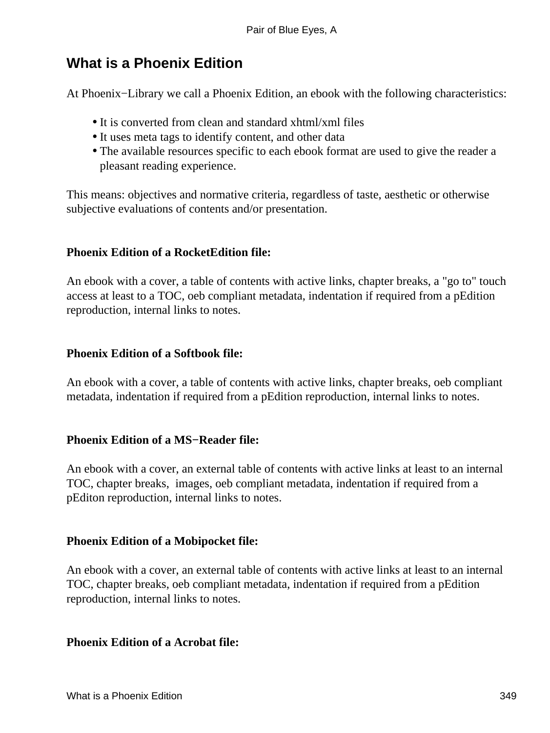## What is a Phoenix Edition

At Phoenix−Library we call a Phoenix Edition, an ebook with the following characteristics:

- It is converted from clean and standard xhtml/xml files
- It uses meta tags to identify content, and other data
- The available resources specific to each ebook format are used to give the reader a pleasant reading experience.

This means: objectives and normative criteria, regardless of taste, aesthetic or otherwise subjective evaluations of contents and/or presentation.

**Phoenix Edition of a RocketEdition file:**

An ebook with a cover, a table of contents with active links, chapter breaks, a "go to" touch access at least to a TOC, oeb compliant metadata, indentation if required from a pEdition reproduction, internal links to notes.

**Phoenix Edition of a Softbook file:**

An ebook with a cover, a table of contents with active links, chapter breaks, oeb compliant metadata, indentation if required from a pEdition reproduction, internal links to notes.

**Phoenix Edition of a MS−Reader file:**

An ebook with a cover, an external table of contents with active links at least to an internal TOC, chapter breaks, images, oeb compliant metadata, indentation if required from a pEditon reproduction, internal links to notes.

**Phoenix Edition of a Mobipocket file:**

An ebook with a cover, an external table of contents with active links at least to an internal TOC, chapter breaks, oeb compliant metadata, indentation if required from a pEdition reproduction, internal links to notes.

**Phoenix Edition of a Acrobat file:**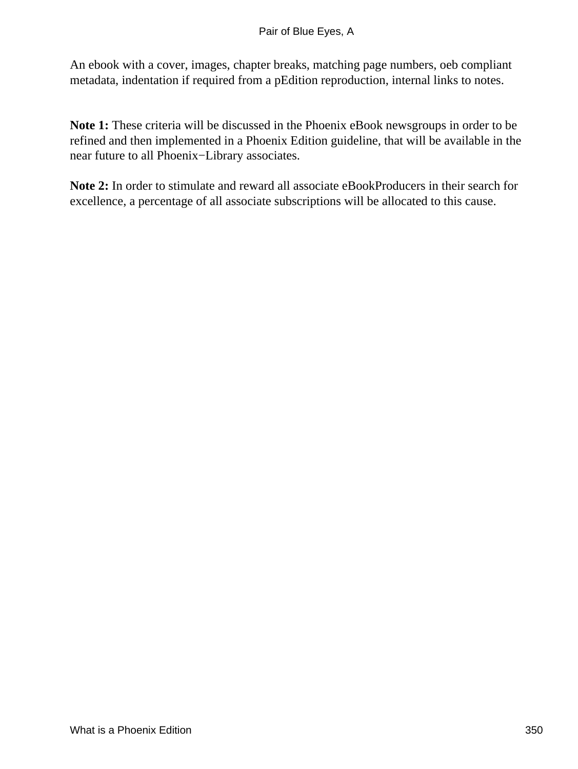An ebook with a cover, images, chapter breaks, matching page numbers, oeb compliant metadata, indentation if required from a pEdition reproduction, internal links to notes.

**Note 1:** These criteria will be discussed in the Phoenix eBook newsgroups in order to be refined and then implemented in a Phoenix Edition guideline, that will be available in the near future to all Phoenix−Library associates.

**Note 2:** In order to stimulate and reward all associate eBookProducers in their search for excellence, a percentage of all associate subscriptions will be allocated to this cause.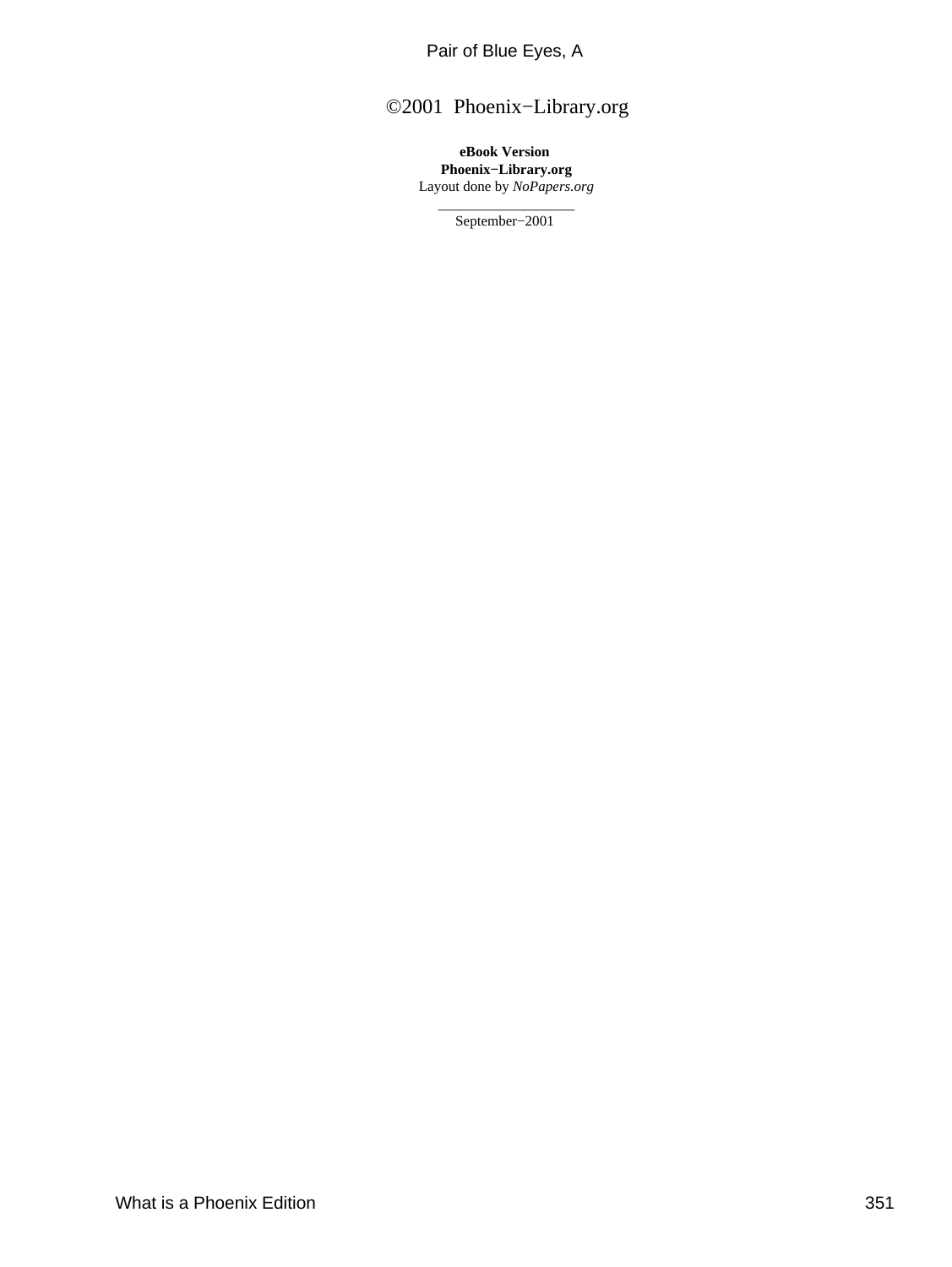©2001 Phoenix−Library.org

**eBook Version**
**Phoenix−Library.org**
Layout done by *NoPapers.org*

___________________

September−2001